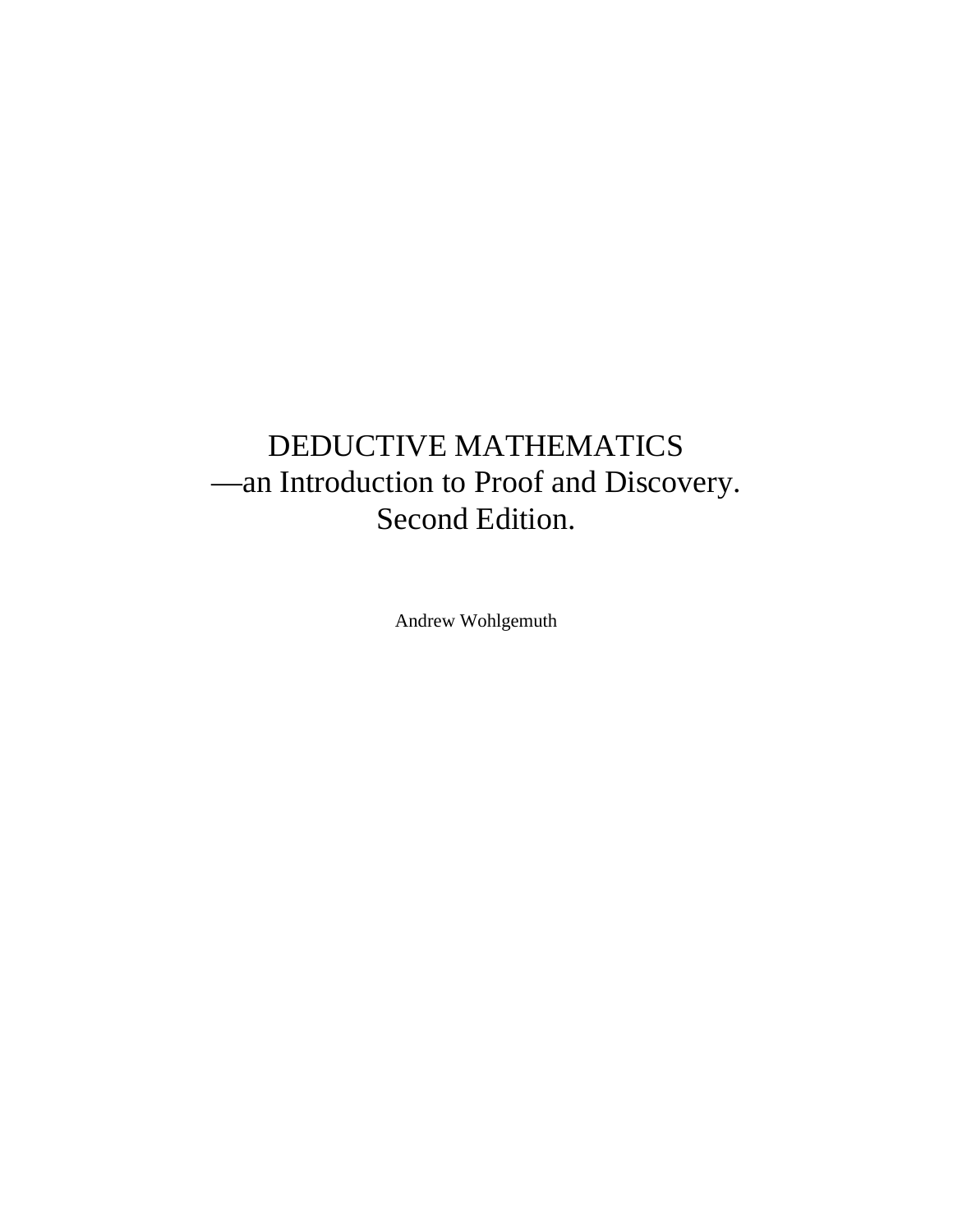# DEDUCTIVE MATHEMATICS
## —an Introduction to Proof and Discovery.
## Second Edition.

Andrew Wohlgemuth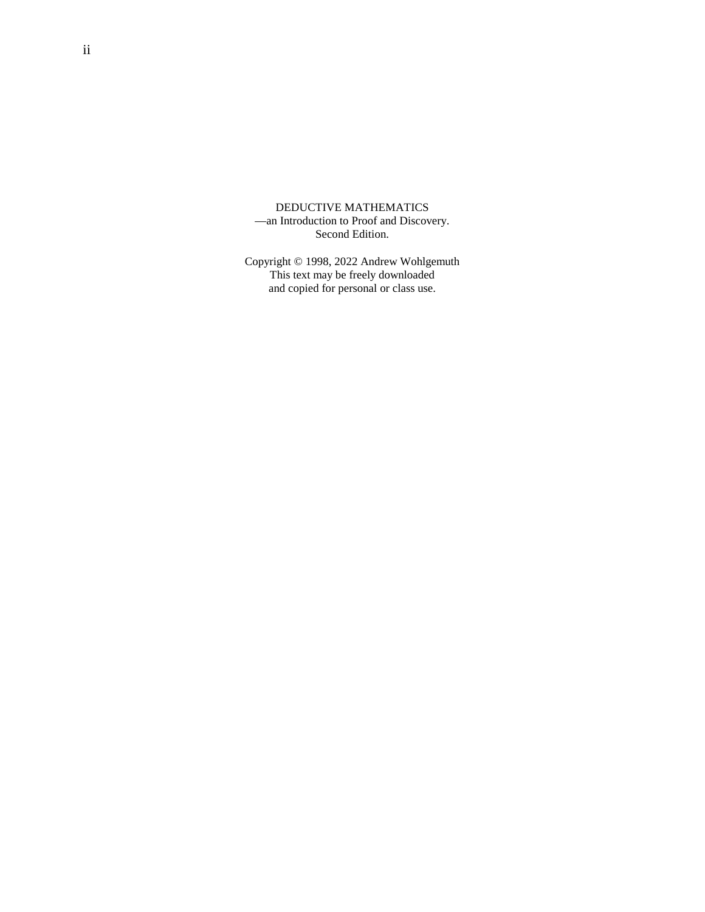DEDUCTIVE MATHEMATICS
—an Introduction to Proof and Discovery.
Second Edition.

Copyright © 1998, 2022 Andrew Wohlgemuth
This text may be freely downloaded
and copied for personal or class use.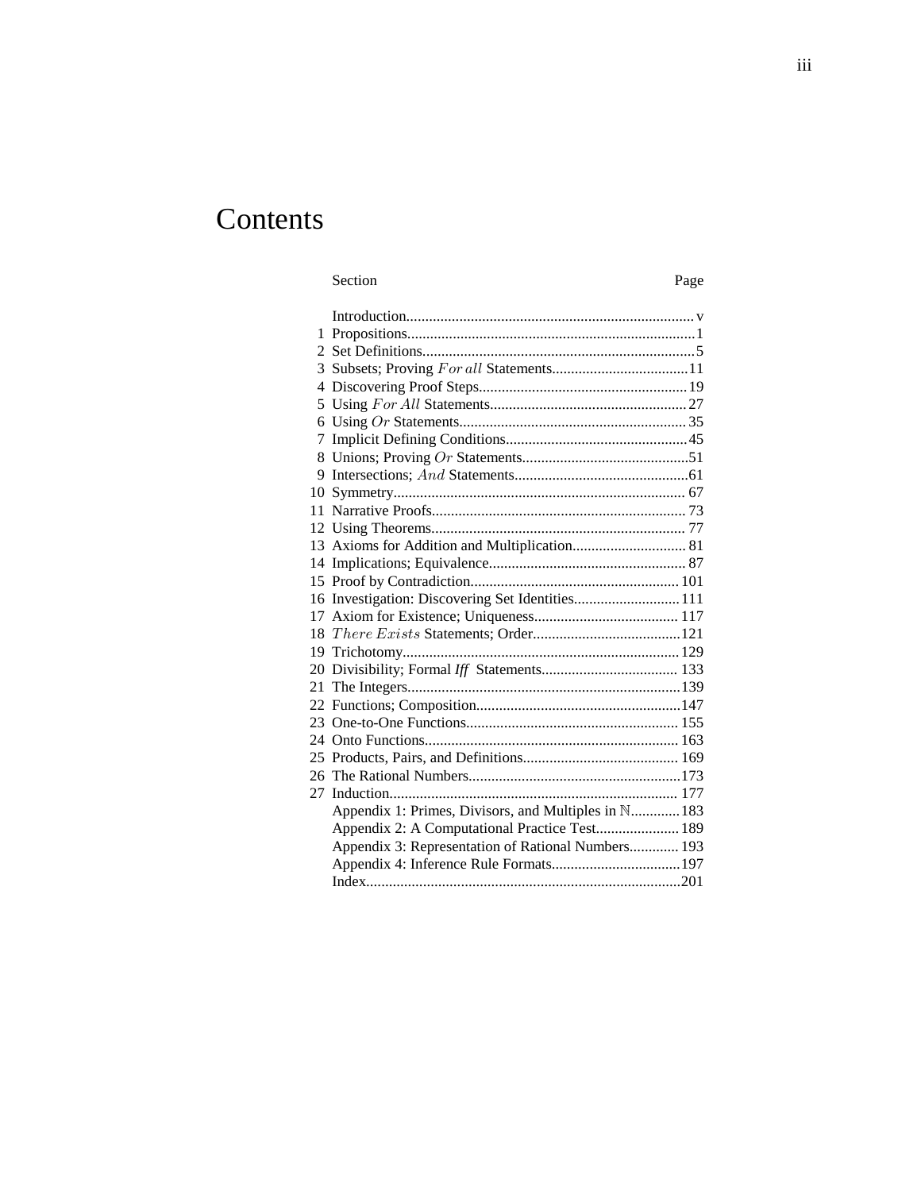# Contents

| | Section | Page |
|---|---|---|
| | Introduction | v |
| 1 | Propositions | 1 |
| 2 | Set Definitions | 5 |
| 3 | Subsets; Proving $For\ all$ Statements | 11 |
| 4 | Discovering Proof Steps | 19 |
| 5 | Using $For\ All$ Statements | 27 |
| 6 | Using $Or$ Statements | 35 |
| 7 | Implicit Defining Conditions | 45 |
| 8 | Unions; Proving $Or$ Statements | 51 |
| 9 | Intersections; $And$ Statements | 61 |
| 10 | Symmetry | 67 |
| 11 | Narrative Proofs | 73 |
| 12 | Using Theorems | 77 |
| 13 | Axioms for Addition and Multiplication | 81 |
| 14 | Implications; Equivalence | 87 |
| 15 | Proof by Contradiction | 101 |
| 16 | Investigation: Discovering Set Identities | 111 |
| 17 | Axiom for Existence; Uniqueness | 117 |
| 18 | $There\ Exists$ Statements; Order | 121 |
| 19 | Trichotomy | 129 |
| 20 | Divisibility; Formal *Iff* Statements | 133 |
| 21 | The Integers | 139 |
| 22 | Functions; Composition | 147 |
| 23 | One-to-One Functions | 155 |
| 24 | Onto Functions | 163 |
| 25 | Products, Pairs, and Definitions | 169 |
| 26 | The Rational Numbers | 173 |
| 27 | Induction | 177 |
| | Appendix 1: Primes, Divisors, and Multiples in $\mathbb{N}$ | 183 |
| | Appendix 2: A Computational Practice Test | 189 |
| | Appendix 3: Representation of Rational Numbers | 193 |
| | Appendix 4: Inference Rule Formats | 197 |
| | Index | 201 |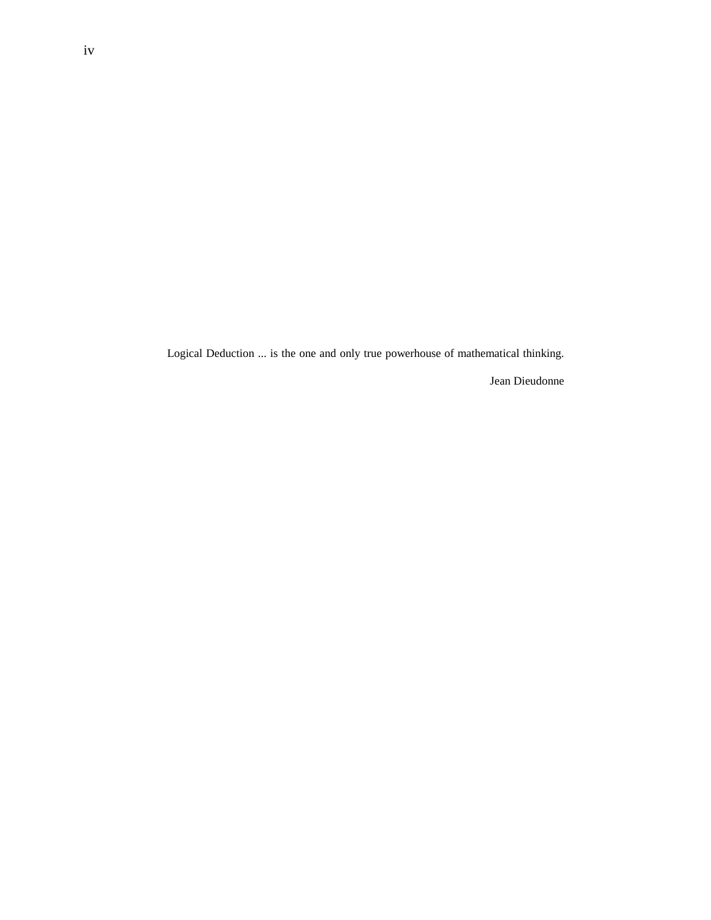Logical Deduction ... is the one and only true powerhouse of mathematical thinking.

Jean Dieudonne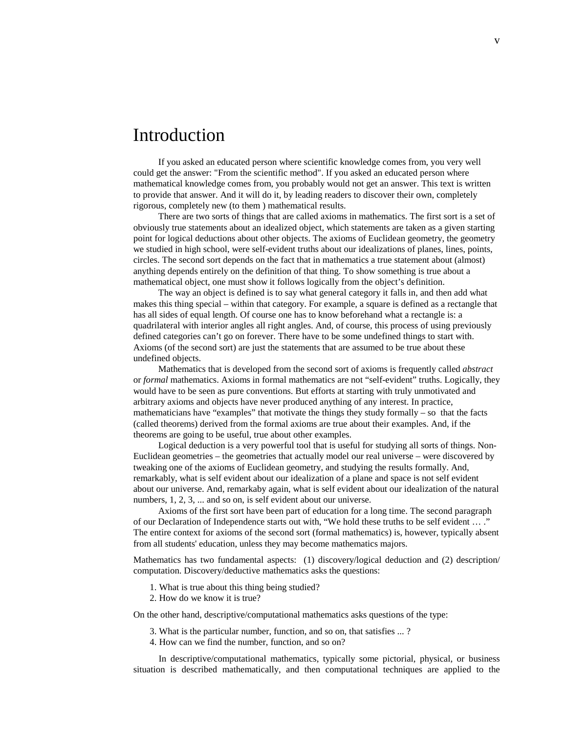# Introduction

If you asked an educated person where scientific knowledge comes from, you very well could get the answer: "From the scientific method". If you asked an educated person where mathematical knowledge comes from, you probably would not get an answer. This text is written to provide that answer. And it will do it, by leading readers to discover their own, completely rigorous, completely new (to them ) mathematical results.

There are two sorts of things that are called axioms in mathematics. The first sort is a set of obviously true statements about an idealized object, which statements are taken as a given starting point for logical deductions about other objects. The axioms of Euclidean geometry, the geometry we studied in high school, were self-evident truths about our idealizations of planes, lines, points, circles. The second sort depends on the fact that in mathematics a true statement about (almost) anything depends entirely on the definition of that thing. To show something is true about a mathematical object, one must show it follows logically from the object's definition.

The way an object is defined is to say what general category it falls in, and then add what makes this thing special – within that category. For example, a square is defined as a rectangle that has all sides of equal length. Of course one has to know beforehand what a rectangle is: a quadrilateral with interior angles all right angles. And, of course, this process of using previously defined categories can't go on forever. There have to be some undefined things to start with. Axioms (of the second sort) are just the statements that are assumed to be true about these undefined objects.

Mathematics that is developed from the second sort of axioms is frequently called *abstract* or *formal* mathematics. Axioms in formal mathematics are not "self-evident" truths. Logically, they would have to be seen as pure conventions. But efforts at starting with truly unmotivated and arbitrary axioms and objects have never produced anything of any interest. In practice, mathematicians have "examples" that motivate the things they study formally – so that the facts (called theorems) derived from the formal axioms are true about their examples. And, if the theorems are going to be useful, true about other examples.

Logical deduction is a very powerful tool that is useful for studying all sorts of things. Non-Euclidean geometries – the geometries that actually model our real universe – were discovered by tweaking one of the axioms of Euclidean geometry, and studying the results formally. And, remarkably, what is self evident about our idealization of a plane and space is not self evident about our universe. And, remarkaby again, what is self evident about our idealization of the natural numbers, 1, 2, 3, ... and so on, is self evident about our universe.

Axioms of the first sort have been part of education for a long time. The second paragraph of our Declaration of Independence starts out with, "We hold these truths to be self evident … ." The entire context for axioms of the second sort (formal mathematics) is, however, typically absent from all students' education, unless they may become mathematics majors.

Mathematics has two fundamental aspects: (1) discovery/logical deduction and (2) description/computation. Discovery/deductive mathematics asks the questions:

1. What is true about this thing being studied?
2. How do we know it is true?

On the other hand, descriptive/computational mathematics asks questions of the type:

3. What is the particular number, function, and so on, that satisfies ... ?
4. How can we find the number, function, and so on?

In descriptive/computational mathematics, typically some pictorial, physical, or business situation is described mathematically, and then computational techniques are applied to the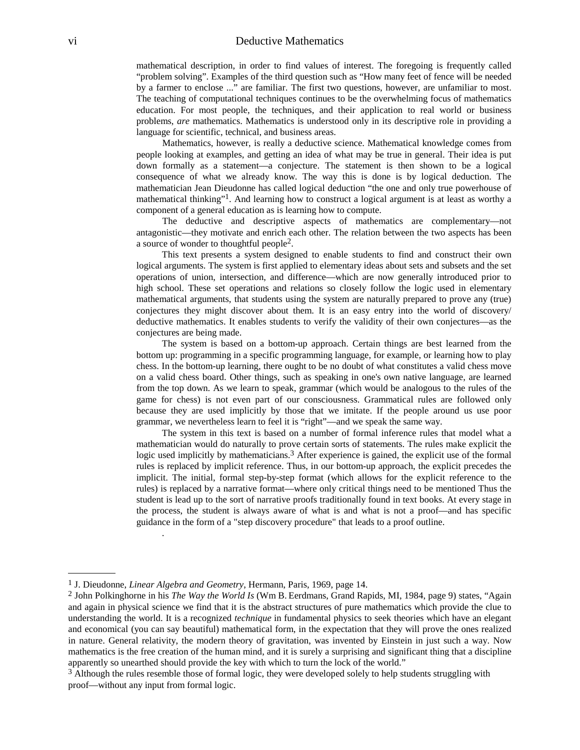mathematical description, in order to find values of interest. The foregoing is frequently called "problem solving". Examples of the third question such as "How many feet of fence will be needed by a farmer to enclose ..." are familiar. The first two questions, however, are unfamiliar to most. The teaching of computational techniques continues to be the overwhelming focus of mathematics education. For most people, the techniques, and their application to real world or business problems, *are* mathematics. Mathematics is understood only in its descriptive role in providing a language for scientific, technical, and business areas.

Mathematics, however, is really a deductive science. Mathematical knowledge comes from people looking at examples, and getting an idea of what may be true in general. Their idea is put down formally as a statement—a conjecture. The statement is then shown to be a logical consequence of what we already know. The way this is done is by logical deduction. The mathematician Jean Dieudonne has called logical deduction "the one and only true powerhouse of mathematical thinking"[1]. And learning how to construct a logical argument is at least as worthy a component of a general education as is learning how to compute.

The deductive and descriptive aspects of mathematics are complementary—not antagonistic—they motivate and enrich each other. The relation between the two aspects has been a source of wonder to thoughtful people[2].

This text presents a system designed to enable students to find and construct their own logical arguments. The system is first applied to elementary ideas about sets and subsets and the set operations of union, intersection, and difference—which are now generally introduced prior to high school. These set operations and relations so closely follow the logic used in elementary mathematical arguments, that students using the system are naturally prepared to prove any (true) conjectures they might discover about them. It is an easy entry into the world of discovery/ deductive mathematics. It enables students to verify the validity of their own conjectures—as the conjectures are being made.

The system is based on a bottom-up approach. Certain things are best learned from the bottom up: programming in a specific programming language, for example, or learning how to play chess. In the bottom-up learning, there ought to be no doubt of what constitutes a valid chess move on a valid chess board. Other things, such as speaking in one's own native language, are learned from the top down. As we learn to speak, grammar (which would be analogous to the rules of the game for chess) is not even part of our consciousness. Grammatical rules are followed only because they are used implicitly by those that we imitate. If the people around us use poor grammar, we nevertheless learn to feel it is "right"—and we speak the same way.

The system in this text is based on a number of formal inference rules that model what a mathematician would do naturally to prove certain sorts of statements. The rules make explicit the logic used implicitly by mathematicians.[3] After experience is gained, the explicit use of the formal rules is replaced by implicit reference. Thus, in our bottom-up approach, the explicit precedes the implicit. The initial, formal step-by-step format (which allows for the explicit reference to the rules) is replaced by a narrative format—where only critical things need to be mentioned Thus the student is lead up to the sort of narrative proofs traditionally found in text books. At every stage in the process, the student is always aware of what is and what is not a proof—and has specific guidance in the form of a "step discovery procedure" that leads to a proof outline.

.

---

[1] J. Dieudonne, *Linear Algebra and Geometry*, Hermann, Paris, 1969, page 14.

[2] John Polkinghorne in his *The Way the World Is* (Wm B. Eerdmans, Grand Rapids, MI, 1984, page 9) states, "Again and again in physical science we find that it is the abstract structures of pure mathematics which provide the clue to understanding the world. It is a recognized *technique* in fundamental physics to seek theories which have an elegant and economical (you can say beautiful) mathematical form, in the expectation that they will prove the ones realized in nature. General relativity, the modern theory of gravitation, was invented by Einstein in just such a way. Now mathematics is the free creation of the human mind, and it is surely a surprising and significant thing that a discipline apparently so unearthed should provide the key with which to turn the lock of the world."

[3] Although the rules resemble those of formal logic, they were developed solely to help students struggling with proof—without any input from formal logic.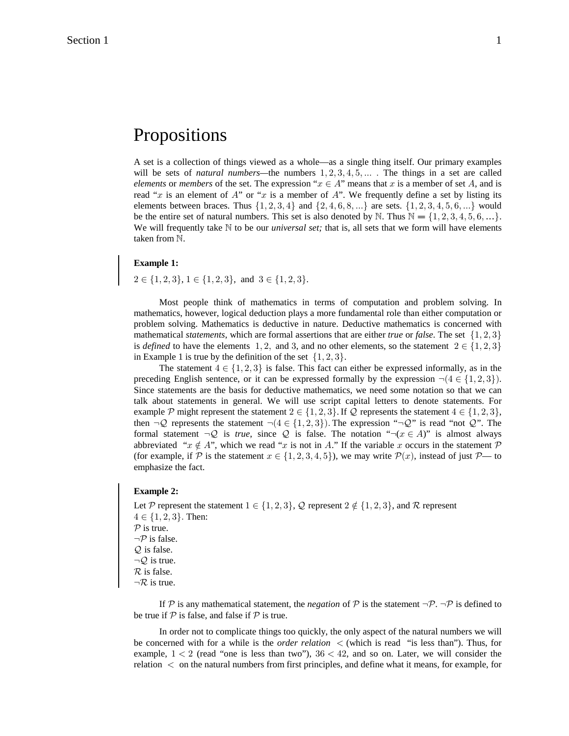# Propositions

A set is a collection of things viewed as a whole—as a single thing itself. Our primary examples will be sets of *natural numbers*—the numbers $1, 2, 3, 4, 5, \ldots$ . The things in a set are called *elements* or *members* of the set. The expression "$x \in A$" means that $x$ is a member of set $A$, and is read "$x$ is an element of $A$" or "$x$ is a member of $A$". We frequently define a set by listing its elements between braces. Thus $\{1, 2, 3, 4\}$ and $\{2, 4, 6, 8, \ldots\}$ are sets. $\{1, 2, 3, 4, 5, 6, \ldots\}$ would be the entire set of natural numbers. This set is also denoted by $\mathbb{N}$. Thus $\mathbb{N} = \{1, 2, 3, 4, 5, 6, \ldots\}$. We will frequently take $\mathbb{N}$ to be our *universal set;* that is, all sets that we form will have elements taken from $\mathbb{N}$.

**Example 1:**

$2 \in \{1, 2, 3\}$, $1 \in \{1, 2, 3\}$, and $3 \in \{1, 2, 3\}$.

Most people think of mathematics in terms of computation and problem solving. In mathematics, however, logical deduction plays a more fundamental role than either computation or problem solving. Mathematics is deductive in nature. Deductive mathematics is concerned with mathematical *statements*, which are formal assertions that are either *true* or *false*. The set $\{1, 2, 3\}$ is *defined* to have the elements $1, 2,$ and 3, and no other elements, so the statement $2 \in \{1, 2, 3\}$ in Example 1 is true by the definition of the set $\{1, 2, 3\}$.

The statement $4 \in \{1, 2, 3\}$ is false. This fact can either be expressed informally, as in the preceding English sentence, or it can be expressed formally by the expression $\neg(4 \in \{1, 2, 3\})$. Since statements are the basis for deductive mathematics, we need some notation so that we can talk about statements in general. We will use script capital letters to denote statements. For example $\mathcal{P}$ might represent the statement $2 \in \{1, 2, 3\}$. If $\mathcal{Q}$ represents the statement $4 \in \{1, 2, 3\}$, then $\neg\mathcal{Q}$ represents the statement $\neg(4 \in \{1, 2, 3\})$. The expression "$\neg\mathcal{Q}$" is read "not $\mathcal{Q}$". The formal statement $\neg\mathcal{Q}$ is *true*, since $\mathcal{Q}$ is false. The notation "$\neg(x \in A)$" is almost always abbreviated "$x \notin A$", which we read "$x$ is not in $A$." If the variable $x$ occurs in the statement $\mathcal{P}$ (for example, if $\mathcal{P}$ is the statement $x \in \{1, 2, 3, 4, 5\}$), we may write $\mathcal{P}(x)$, instead of just $\mathcal{P}$— to emphasize the fact.

**Example 2:**

Let $\mathcal{P}$ represent the statement $1 \in \{1, 2, 3\}$, $\mathcal{Q}$ represent $2 \notin \{1, 2, 3\}$, and $\mathcal{R}$ represent $4 \in \{1, 2, 3\}$. Then:
$\mathcal{P}$ is true.
$\neg\mathcal{P}$ is false.
$\mathcal{Q}$ is false.
$\neg\mathcal{Q}$ is true.
$\mathcal{R}$ is false.
$\neg\mathcal{R}$ is true.

If $\mathcal{P}$ is any mathematical statement, the *negation* of $\mathcal{P}$ is the statement $\neg\mathcal{P}$. $\neg\mathcal{P}$ is defined to be true if $\mathcal{P}$ is false, and false if $\mathcal{P}$ is true.

In order not to complicate things too quickly, the only aspect of the natural numbers we will be concerned with for a while is the *order relation* $<$ (which is read "is less than"). Thus, for example, $1 < 2$ (read "one is less than two"), $36 < 42$, and so on. Later, we will consider the relation $<$ on the natural numbers from first principles, and define what it means, for example, for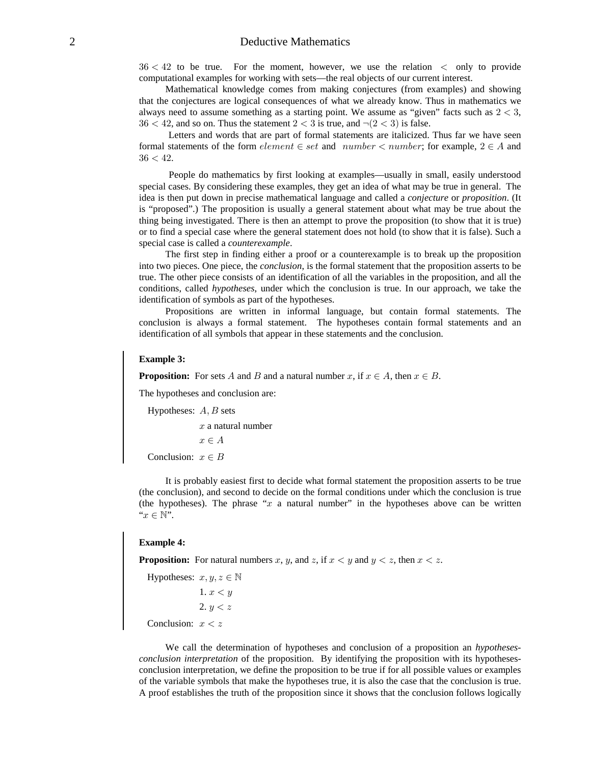$36 < 42$ to be true. For the moment, however, we use the relation $<$ only to provide computational examples for working with sets—the real objects of our current interest.

Mathematical knowledge comes from making conjectures (from examples) and showing that the conjectures are logical consequences of what we already know. Thus in mathematics we always need to assume something as a starting point. We assume as "given" facts such as $2 < 3$, $36 < 42$, and so on. Thus the statement $2 < 3$ is true, and $\neg(2 < 3)$ is false.

Letters and words that are part of formal statements are italicized. Thus far we have seen formal statements of the form $element \in set$ and $number < number$; for example, $2 \in A$ and $36 < 42$.

People do mathematics by first looking at examples—usually in small, easily understood special cases. By considering these examples, they get an idea of what may be true in general. The idea is then put down in precise mathematical language and called a *conjecture* or *proposition*. (It is "proposed".) The proposition is usually a general statement about what may be true about the thing being investigated. There is then an attempt to prove the proposition (to show that it is true) or to find a special case where the general statement does not hold (to show that it is false). Such a special case is called a *counterexample*.

The first step in finding either a proof or a counterexample is to break up the proposition into two pieces. One piece, the *conclusion*, is the formal statement that the proposition asserts to be true. The other piece consists of an identification of all the variables in the proposition, and all the conditions, called *hypotheses*, under which the conclusion is true. In our approach, we take the identification of symbols as part of the hypotheses.

Propositions are written in informal language, but contain formal statements. The conclusion is always a formal statement. The hypotheses contain formal statements and an identification of all symbols that appear in these statements and the conclusion.

**Example 3:**

**Proposition:** For sets $A$ and $B$ and a natural number $x$, if $x \in A$, then $x \in B$.

The hypotheses and conclusion are:

Hypotheses: $A, B$ sets

$x$ a natural number

$x \in A$

Conclusion: $x \in B$

It is probably easiest first to decide what formal statement the proposition asserts to be true (the conclusion), and second to decide on the formal conditions under which the conclusion is true (the hypotheses). The phrase "$x$ a natural number" in the hypotheses above can be written "$x \in \mathbb{N}$".

**Example 4:**

**Proposition:** For natural numbers $x$, $y$, and $z$, if $x < y$ and $y < z$, then $x < z$.

Hypotheses: $x, y, z \in \mathbb{N}$

1. $x < y$
2. $y < z$

Conclusion: $x < z$

We call the determination of hypotheses and conclusion of a proposition an *hypotheses-conclusion interpretation* of the proposition. By identifying the proposition with its hypotheses-conclusion interpretation, we define the proposition to be true if for all possible values or examples of the variable symbols that make the hypotheses true, it is also the case that the conclusion is true. A proof establishes the truth of the proposition since it shows that the conclusion follows logically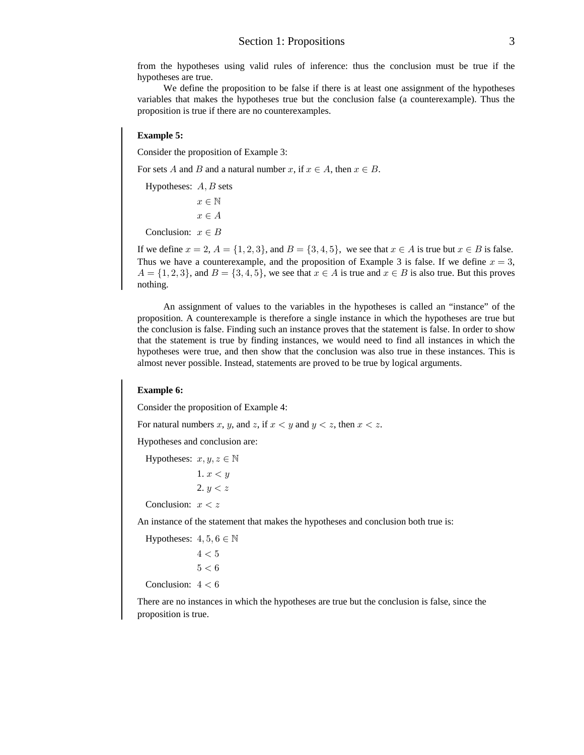from the hypotheses using valid rules of inference: thus the conclusion must be true if the hypotheses are true.

We define the proposition to be false if there is at least one assignment of the hypotheses variables that makes the hypotheses true but the conclusion false (a counterexample). Thus the proposition is true if there are no counterexamples.

**Example 5:**

Consider the proposition of Example 3:

For sets $A$ and $B$ and a natural number $x$, if $x \in A$, then $x \in B$.

Hypotheses: $A, B$ sets

$x \in \mathbb{N}$

$x \in A$

Conclusion: $x \in B$

If we define $x = 2$, $A = \{1, 2, 3\}$, and $B = \{3, 4, 5\}$, we see that $x \in A$ is true but $x \in B$ is false. Thus we have a counterexample, and the proposition of Example 3 is false. If we define $x = 3$, $A = \{1, 2, 3\}$, and $B = \{3, 4, 5\}$, we see that $x \in A$ is true and $x \in B$ is also true. But this proves nothing.

An assignment of values to the variables in the hypotheses is called an "instance" of the proposition. A counterexample is therefore a single instance in which the hypotheses are true but the conclusion is false. Finding such an instance proves that the statement is false. In order to show that the statement is true by finding instances, we would need to find all instances in which the hypotheses were true, and then show that the conclusion was also true in these instances. This is almost never possible. Instead, statements are proved to be true by logical arguments.

**Example 6:**

Consider the proposition of Example 4:

For natural numbers $x$, $y$, and $z$, if $x < y$ and $y < z$, then $x < z$.

Hypotheses and conclusion are:

Hypotheses: $x, y, z \in \mathbb{N}$

1. $x < y$
2. $y < z$

Conclusion: $x < z$

An instance of the statement that makes the hypotheses and conclusion both true is:

Hypotheses: $4, 5, 6 \in \mathbb{N}$

$4 < 5$

$5 < 6$

Conclusion: $4 < 6$

There are no instances in which the hypotheses are true but the conclusion is false, since the proposition is true.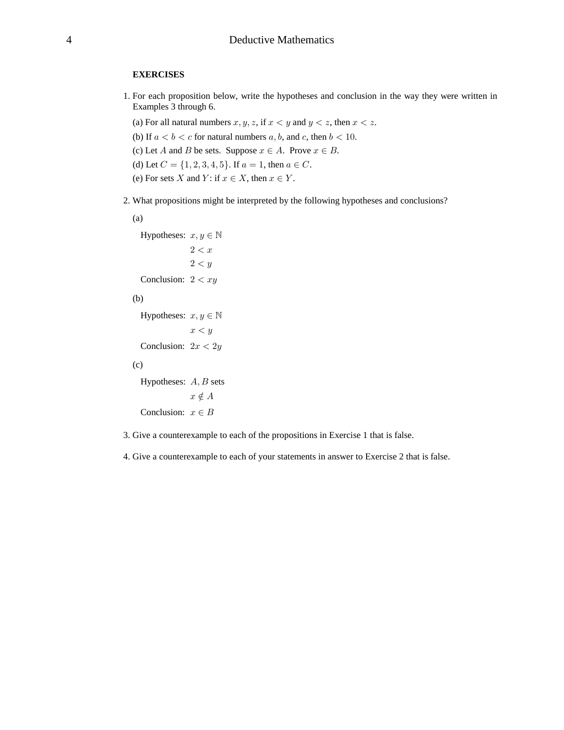**EXERCISES**

1. For each proposition below, write the hypotheses and conclusion in the way they were written in Examples 3 through 6.

   (a) For all natural numbers $x, y, z$, if $x < y$ and $y < z$, then $x < z$.

   (b) If $a < b < c$ for natural numbers $a, b$, and $c$, then $b < 10$.

   (c) Let $A$ and $B$ be sets. Suppose $x \in A$. Prove $x \in B$.

   (d) Let $C = \{1, 2, 3, 4, 5\}$. If $a = 1$, then $a \in C$.

   (e) For sets $X$ and $Y$: if $x \in X$, then $x \in Y$.

2. What propositions might be interpreted by the following hypotheses and conclusions?

   (a)

   Hypotheses: $x, y \in \mathbb{N}$
   $2 < x$
   $2 < y$

   Conclusion: $2 < xy$

   (b)

   Hypotheses: $x, y \in \mathbb{N}$
   $x < y$

   Conclusion: $2x < 2y$

   (c)

   Hypotheses: $A, B$ sets
   $x \notin A$

   Conclusion: $x \in B$

3. Give a counterexample to each of the propositions in Exercise 1 that is false.

4. Give a counterexample to each of your statements in answer to Exercise 2 that is false.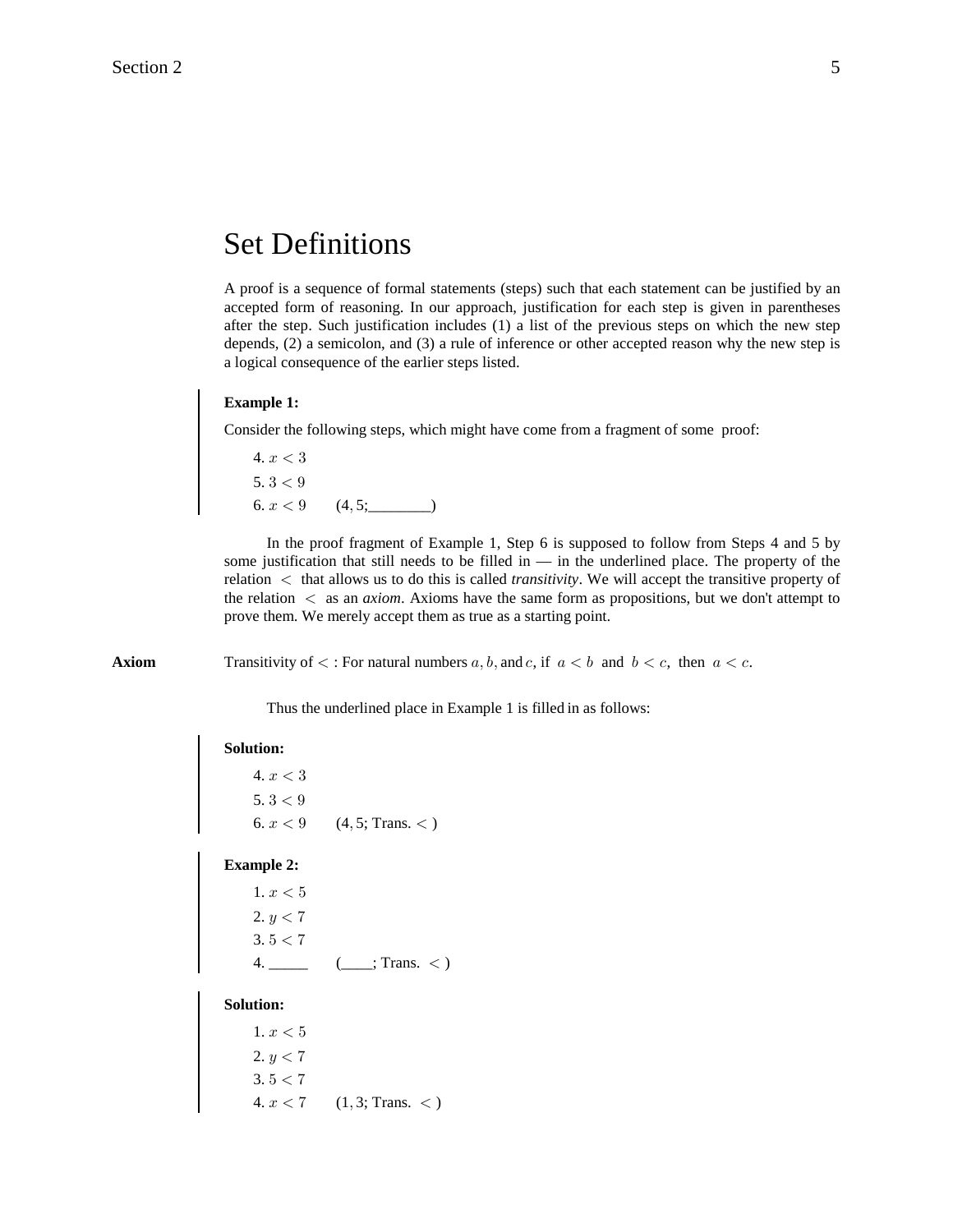# Set Definitions

A proof is a sequence of formal statements (steps) such that each statement can be justified by an accepted form of reasoning. In our approach, justification for each step is given in parentheses after the step. Such justification includes (1) a list of the previous steps on which the new step depends, (2) a semicolon, and (3) a rule of inference or other accepted reason why the new step is a logical consequence of the earlier steps listed.

**Example 1:**

Consider the following steps, which might have come from a fragment of some proof:

4. $x < 3$
5. $3 < 9$
6. $x < 9$ $\quad$ (4, 5;________)

In the proof fragment of Example 1, Step 6 is supposed to follow from Steps 4 and 5 by some justification that still needs to be filled in — in the underlined place. The property of the relation $<$ that allows us to do this is called *transitivity*. We will accept the transitive property of the relation $<$ as an *axiom*. Axioms have the same form as propositions, but we don't attempt to prove them. We merely accept them as true as a starting point.

**Axiom** $\quad$ Transitivity of $<$ : For natural numbers $a, b,$ and $c$, if $a < b$ and $b < c$, then $a < c$.

Thus the underlined place in Example 1 is filled in as follows:

**Solution:**

4. $x < 3$
5. $3 < 9$
6. $x < 9$ $\quad$ (4, 5; Trans. $<$ )

**Example 2:**

1. $x < 5$
2. $y < 7$
3. $5 < 7$
4. _____ $\quad$ (____; Trans. $<$ )

**Solution:**

1. $x < 5$
2. $y < 7$
3. $5 < 7$
4. $x < 7$ $\quad$ (1, 3; Trans. $<$ )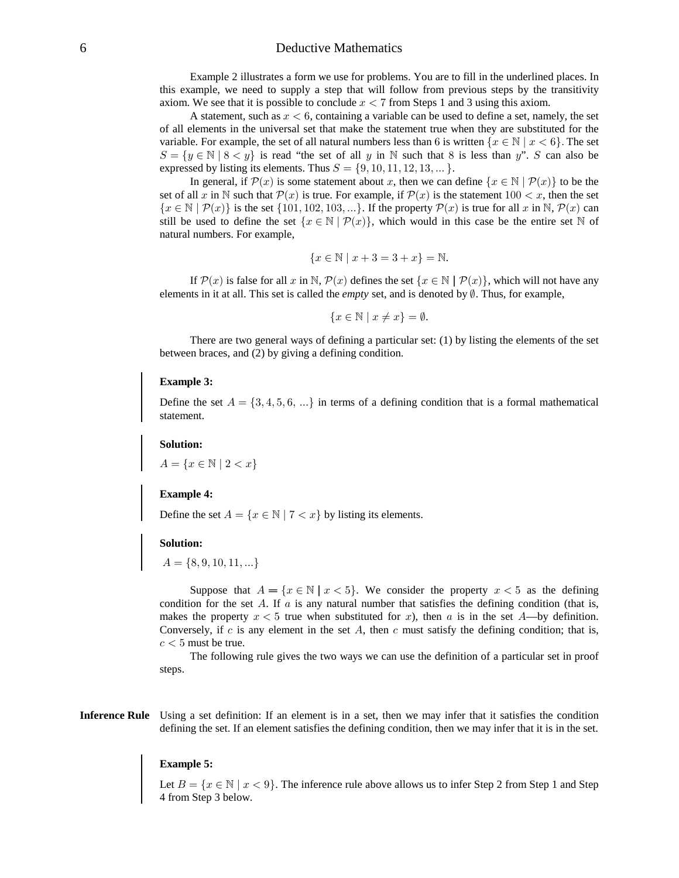Example 2 illustrates a form we use for problems. You are to fill in the underlined places. In this example, we need to supply a step that will follow from previous steps by the transitivity axiom. We see that it is possible to conclude $x < 7$ from Steps 1 and 3 using this axiom.

A statement, such as $x < 6$, containing a variable can be used to define a set, namely, the set of all elements in the universal set that make the statement true when they are substituted for the variable. For example, the set of all natural numbers less than 6 is written $\{x \in \mathbb{N} \mid x < 6\}$. The set $S = \{y \in \mathbb{N} \mid 8 < y\}$ is read "the set of all $y$ in $\mathbb{N}$ such that 8 is less than $y$". $S$ can also be expressed by listing its elements. Thus $S = \{9, 10, 11, 12, 13, \ldots\}$.

In general, if $\mathcal{P}(x)$ is some statement about $x$, then we can define $\{x \in \mathbb{N} \mid \mathcal{P}(x)\}$ to be the set of all $x$ in $\mathbb{N}$ such that $\mathcal{P}(x)$ is true. For example, if $\mathcal{P}(x)$ is the statement $100 < x$, then the set $\{x \in \mathbb{N} \mid \mathcal{P}(x)\}$ is the set $\{101, 102, 103, \ldots\}$. If the property $\mathcal{P}(x)$ is true for all $x$ in $\mathbb{N}$, $\mathcal{P}(x)$ can still be used to define the set $\{x \in \mathbb{N} \mid \mathcal{P}(x)\}$, which would in this case be the entire set $\mathbb{N}$ of natural numbers. For example,

$$\{x \in \mathbb{N} \mid x + 3 = 3 + x\} = \mathbb{N}.$$

If $\mathcal{P}(x)$ is false for all $x$ in $\mathbb{N}$, $\mathcal{P}(x)$ defines the set $\{x \in \mathbb{N} \mid \mathcal{P}(x)\}$, which will not have any elements in it at all. This set is called the *empty* set, and is denoted by $\emptyset$. Thus, for example,

$$\{x \in \mathbb{N} \mid x \neq x\} = \emptyset.$$

There are two general ways of defining a particular set: (1) by listing the elements of the set between braces, and (2) by giving a defining condition.

**Example 3:**

Define the set $A = \{3, 4, 5, 6, \ldots\}$ in terms of a defining condition that is a formal mathematical statement.

**Solution:**

$A = \{x \in \mathbb{N} \mid 2 < x\}$

**Example 4:**

Define the set $A = \{x \in \mathbb{N} \mid 7 < x\}$ by listing its elements.

**Solution:**

$A = \{8, 9, 10, 11, \ldots\}$

Suppose that $A = \{x \in \mathbb{N} \mid x < 5\}$. We consider the property $x < 5$ as the defining condition for the set $A$. If $a$ is any natural number that satisfies the defining condition (that is, makes the property $x < 5$ true when substituted for $x$), then $a$ is in the set $A$—by definition. Conversely, if $c$ is any element in the set $A$, then $c$ must satisfy the defining condition; that is, $c < 5$ must be true.

The following rule gives the two ways we can use the definition of a particular set in proof steps.

**Inference Rule** Using a set definition: If an element is in a set, then we may infer that it satisfies the condition defining the set. If an element satisfies the defining condition, then we may infer that it is in the set.

**Example 5:**

Let $B = \{x \in \mathbb{N} \mid x < 9\}$. The inference rule above allows us to infer Step 2 from Step 1 and Step 4 from Step 3 below.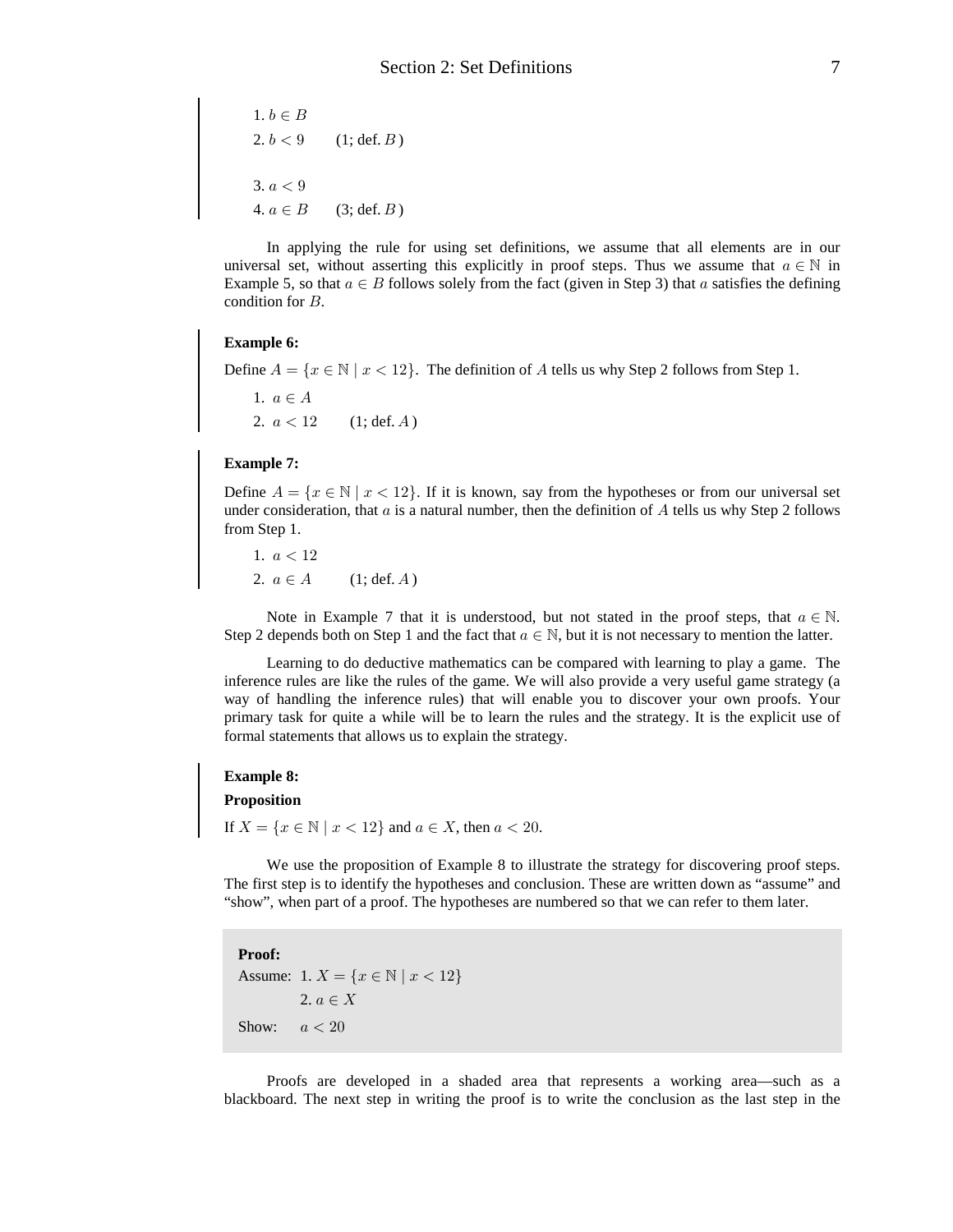1. $b \in B$
2. $b < 9$ (1; def. $B$)

3. $a < 9$
4. $a \in B$ (3; def. $B$)

In applying the rule for using set definitions, we assume that all elements are in our universal set, without asserting this explicitly in proof steps. Thus we assume that $a \in \mathbb{N}$ in Example 5, so that $a \in B$ follows solely from the fact (given in Step 3) that $a$ satisfies the defining condition for $B$.

**Example 6:**

Define $A = \{x \in \mathbb{N} \mid x < 12\}$. The definition of $A$ tells us why Step 2 follows from Step 1.

1. $a \in A$
2. $a < 12$ (1; def. $A$)

**Example 7:**

Define $A = \{x \in \mathbb{N} \mid x < 12\}$. If it is known, say from the hypotheses or from our universal set under consideration, that $a$ is a natural number, then the definition of $A$ tells us why Step 2 follows from Step 1.

1. $a < 12$
2. $a \in A$ (1; def. $A$)

Note in Example 7 that it is understood, but not stated in the proof steps, that $a \in \mathbb{N}$. Step 2 depends both on Step 1 and the fact that $a \in \mathbb{N}$, but it is not necessary to mention the latter.

Learning to do deductive mathematics can be compared with learning to play a game. The inference rules are like the rules of the game. We will also provide a very useful game strategy (a way of handling the inference rules) that will enable you to discover your own proofs. Your primary task for quite a while will be to learn the rules and the strategy. It is the explicit use of formal statements that allows us to explain the strategy.

**Example 8:**

**Proposition**

If $X = \{x \in \mathbb{N} \mid x < 12\}$ and $a \in X$, then $a < 20$.

We use the proposition of Example 8 to illustrate the strategy for discovering proof steps. The first step is to identify the hypotheses and conclusion. These are written down as "assume" and "show", when part of a proof. The hypotheses are numbered so that we can refer to them later.

**Proof:**

Assume: 1. $X = \{x \in \mathbb{N} \mid x < 12\}$

2. $a \in X$

Show: $a < 20$

Proofs are developed in a shaded area that represents a working area—such as a blackboard. The next step in writing the proof is to write the conclusion as the last step in the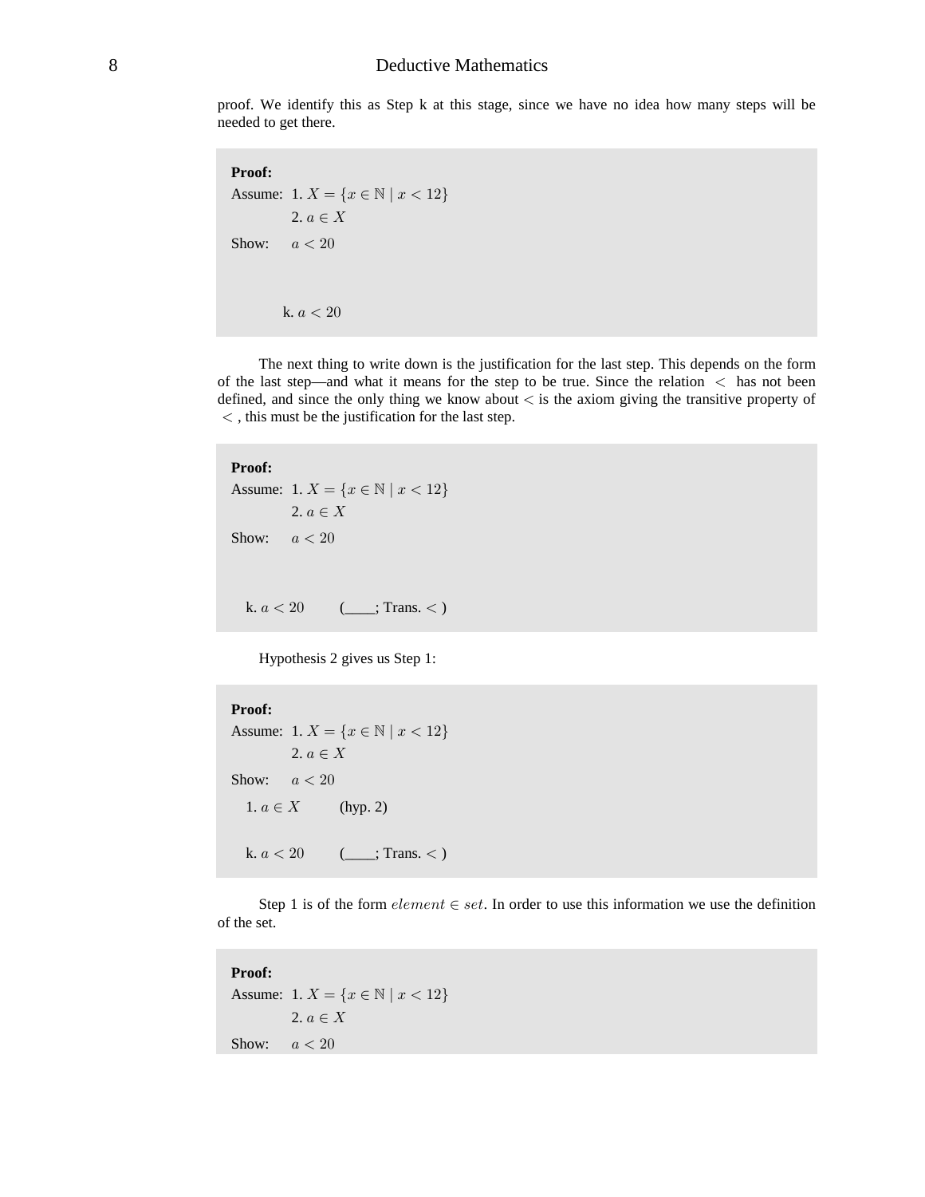proof. We identify this as Step k at this stage, since we have no idea how many steps will be needed to get there.

> **Proof:**
> Assume: 1. $X = \{x \in \mathbb{N} \mid x < 12\}$
>   2. $a \in X$
>
> Show: $a < 20$
>
>
> k. $a < 20$

The next thing to write down is the justification for the last step. This depends on the form of the last step—and what it means for the step to be true. Since the relation $<$ has not been defined, and since the only thing we know about $<$ is the axiom giving the transitive property of $<$, this must be the justification for the last step.

> **Proof:**
> Assume: 1. $X = \{x \in \mathbb{N} \mid x < 12\}$
>   2. $a \in X$
>
> Show: $a < 20$
>
>
> k. $a < 20$ (____; Trans. $<$ )

Hypothesis 2 gives us Step 1:

> **Proof:**
> Assume: 1. $X = \{x \in \mathbb{N} \mid x < 12\}$
>   2. $a \in X$
>
> Show: $a < 20$
>
> 1. $a \in X$ (hyp. 2)
>
> k. $a < 20$ (____; Trans. $<$ )

Step 1 is of the form $element \in set$. In order to use this information we use the definition of the set.

> **Proof:**
> Assume: 1. $X = \{x \in \mathbb{N} \mid x < 12\}$
>   2. $a \in X$
>
> Show: $a < 20$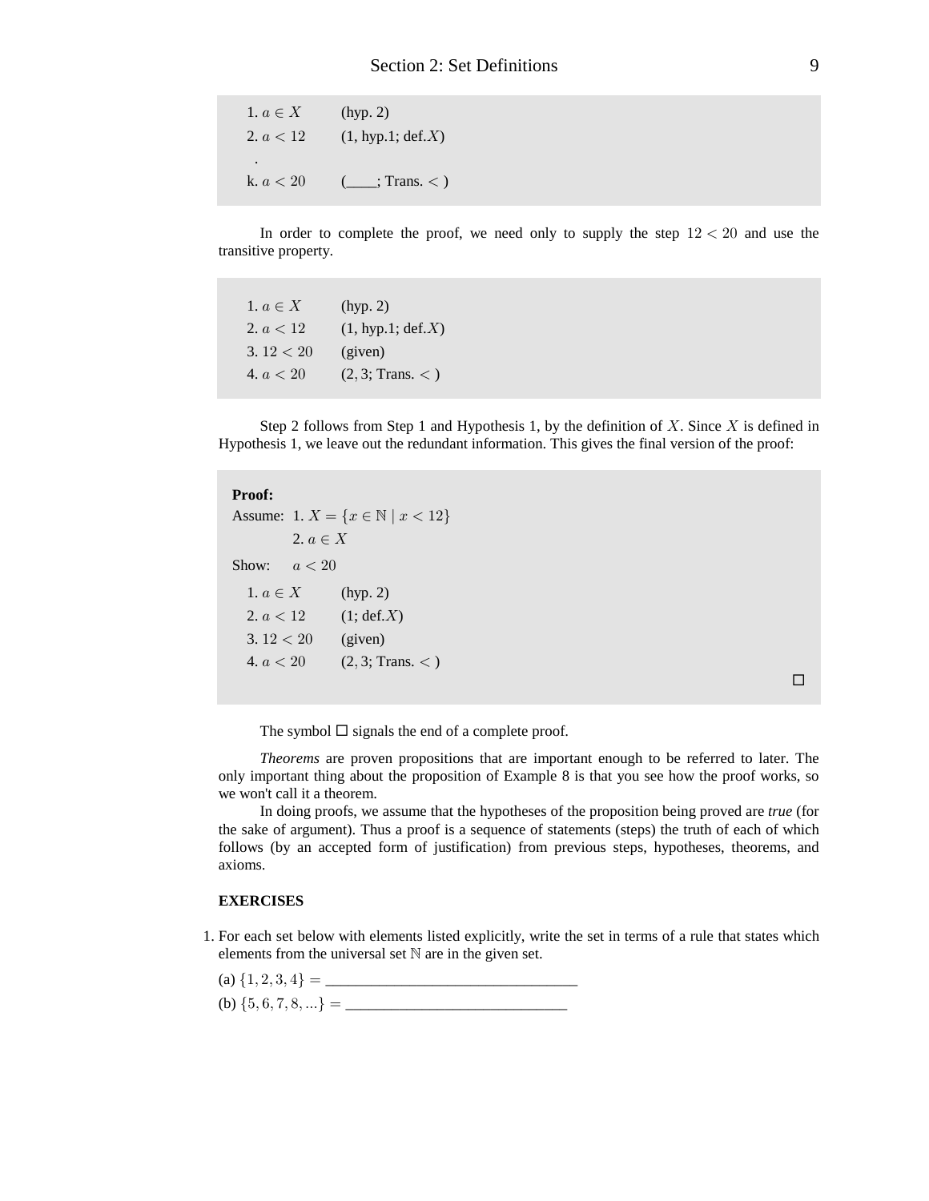1. $a \in X$ (hyp. 2)
2. $a < 12$ (1, hyp.1; def.$X$)

   .

k. $a < 20$ (____; Trans. $<$ )

In order to complete the proof, we need only to supply the step $12 < 20$ and use the transitive property.

1. $a \in X$ (hyp. 2)
2. $a < 12$ (1, hyp.1; def.$X$)
3. $12 < 20$ (given)
4. $a < 20$ ($2, 3$; Trans. $<$ )

Step 2 follows from Step 1 and Hypothesis 1, by the definition of $X$. Since $X$ is defined in Hypothesis 1, we leave out the redundant information. This gives the final version of the proof:

**Proof:**

Assume: 1. $X = \{x \in \mathbb{N} \mid x < 12\}$

2. $a \in X$

Show: $a < 20$

1. $a \in X$ (hyp. 2)
2. $a < 12$ (1; def.$X$)
3. $12 < 20$ (given)
4. $a < 20$ ($2, 3$; Trans. $<$ )

$\square$

The symbol $\square$ signals the end of a complete proof.

*Theorems* are proven propositions that are important enough to be referred to later. The only important thing about the proposition of Example 8 is that you see how the proof works, so we won't call it a theorem.

In doing proofs, we assume that the hypotheses of the proposition being proved are *true* (for the sake of argument). Thus a proof is a sequence of statements (steps) the truth of each of which follows (by an accepted form of justification) from previous steps, hypotheses, theorems, and axioms.

**EXERCISES**

1. For each set below with elements listed explicitly, write the set in terms of a rule that states which elements from the universal set $\mathbb{N}$ are in the given set.

   (a) $\{1, 2, 3, 4\} =$ ________________________________

   (b) $\{5, 6, 7, 8, ...\} =$ ____________________________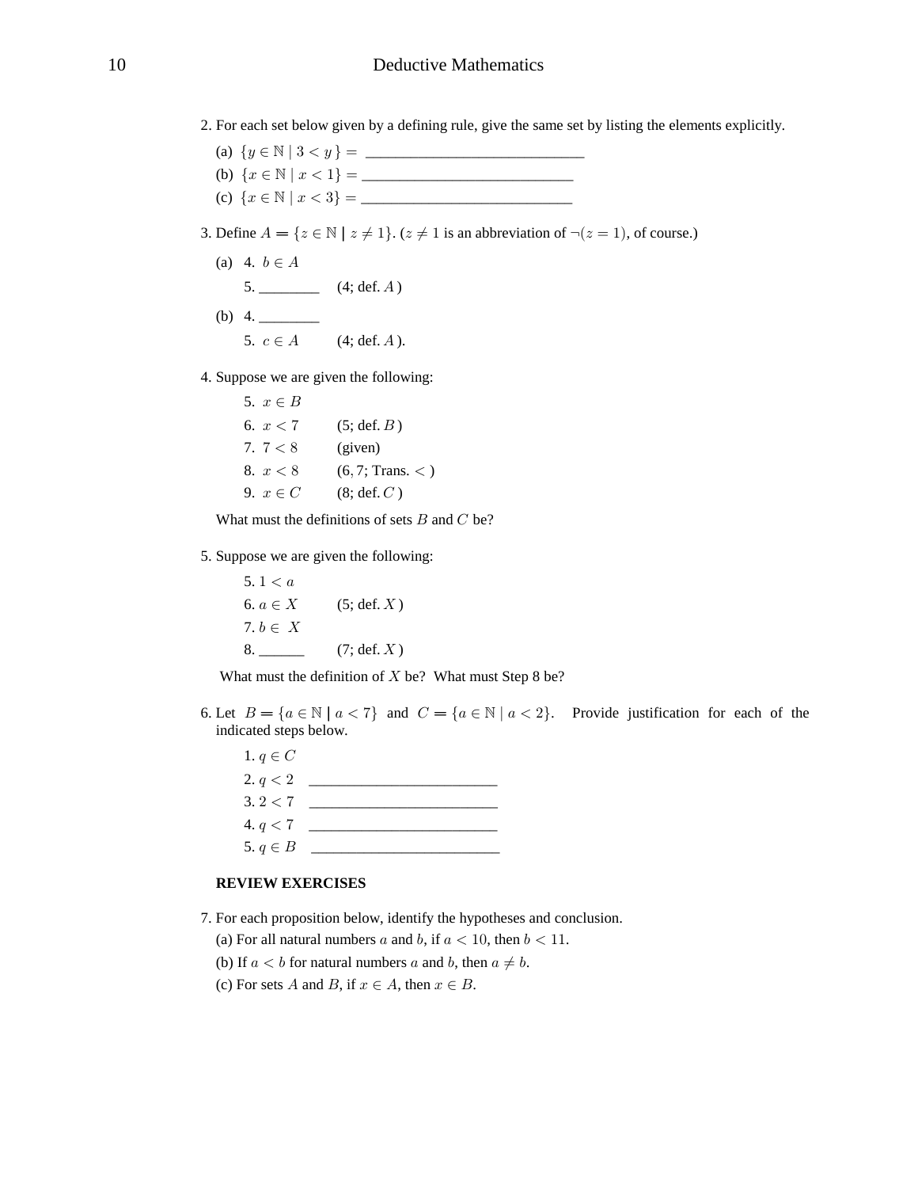2. For each set below given by a defining rule, give the same set by listing the elements explicitly.

   (a) $\{y \in \mathbb{N} \mid 3 < y\} =$ ____________________________

   (b) $\{x \in \mathbb{N} \mid x < 1\} =$ ____________________________

   (c) $\{x \in \mathbb{N} \mid x < 3\} =$ ____________________________

3. Define $A = \{z \in \mathbb{N} \mid z \neq 1\}$. ($z \neq 1$ is an abbreviation of $\neg(z = 1)$, of course.)

   (a) 4. $b \in A$

       5. ________ (4; def. $A$ )

   (b) 4. ________

       5. $c \in A$ (4; def. $A$ ).

4. Suppose we are given the following:

   5. $x \in B$
   6. $x < 7$ (5; def. $B$ )
   7. $7 < 8$ (given)
   8. $x < 8$ (6, 7; Trans. $<$ )
   9. $x \in C$ (8; def. $C$ )

   What must the definitions of sets $B$ and $C$ be?

5. Suppose we are given the following:

   5. $1 < a$
   6. $a \in X$ (5; def. $X$ )
   7. $b \in X$
   8. ______ (7; def. $X$ )

   What must the definition of $X$ be? What must Step 8 be?

6. Let $B = \{a \in \mathbb{N} \mid a < 7\}$ and $C = \{a \in \mathbb{N} \mid a < 2\}$. Provide justification for each of the indicated steps below.

   1. $q \in C$
   2. $q < 2$ ________________________
   3. $2 < 7$ ________________________
   4. $q < 7$ ________________________
   5. $q \in B$ ________________________

**REVIEW EXERCISES**

7. For each proposition below, identify the hypotheses and conclusion.

   (a) For all natural numbers $a$ and $b$, if $a < 10$, then $b < 11$.

   (b) If $a < b$ for natural numbers $a$ and $b$, then $a \neq b$.

   (c) For sets $A$ and $B$, if $x \in A$, then $x \in B$.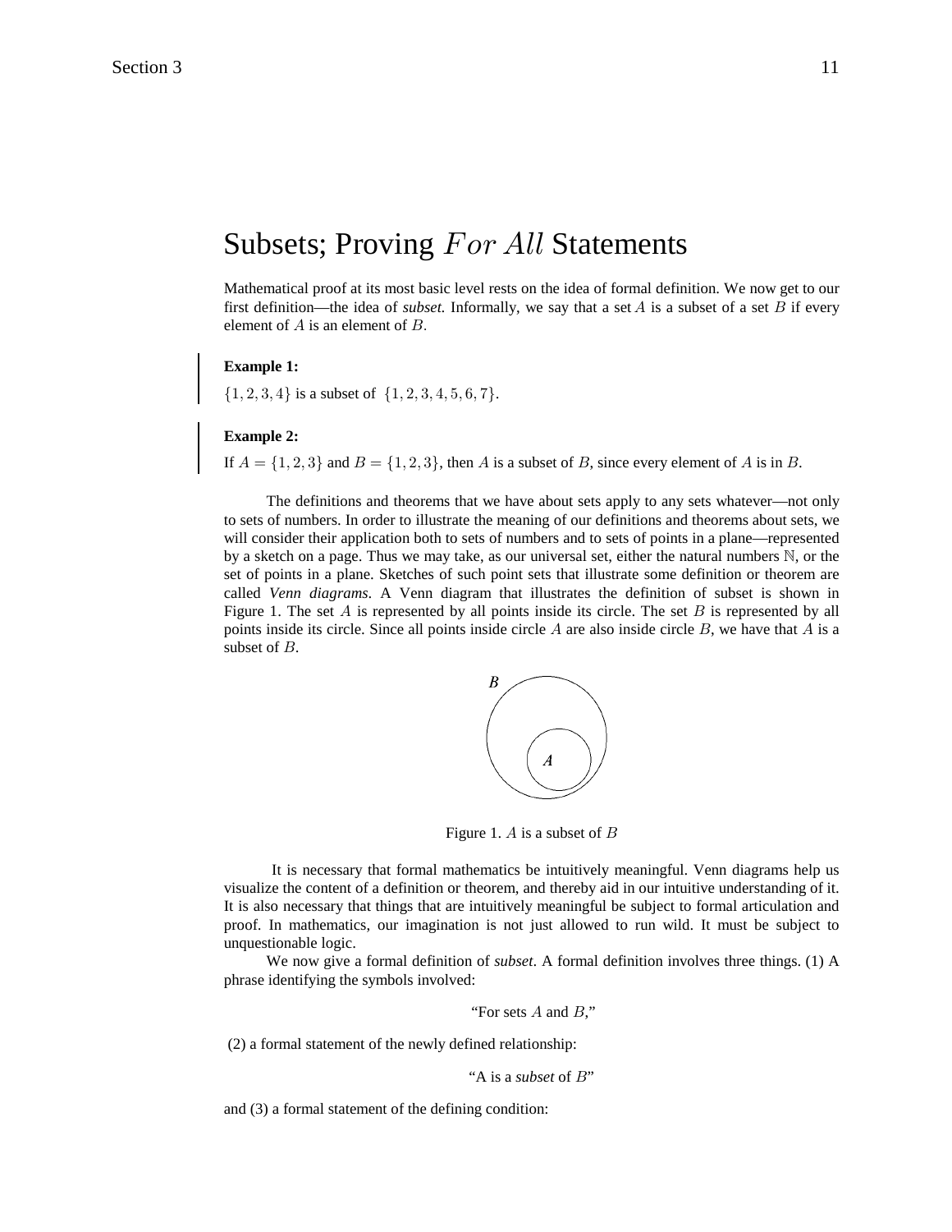# Subsets; Proving *For All* Statements

Mathematical proof at its most basic level rests on the idea of formal definition. We now get to our first definition—the idea of *subset.* Informally, we say that a set $A$ is a subset of a set $B$ if every element of $A$ is an element of $B$.

**Example 1:**

$\{1, 2, 3, 4\}$ is a subset of $\{1, 2, 3, 4, 5, 6, 7\}$.

**Example 2:**

If $A = \{1, 2, 3\}$ and $B = \{1, 2, 3\}$, then $A$ is a subset of $B$, since every element of $A$ is in $B$.

The definitions and theorems that we have about sets apply to any sets whatever—not only to sets of numbers. In order to illustrate the meaning of our definitions and theorems about sets, we will consider their application both to sets of numbers and to sets of points in a plane—represented by a sketch on a page. Thus we may take, as our universal set, either the natural numbers $\mathbb{N}$, or the set of points in a plane. Sketches of such point sets that illustrate some definition or theorem are called *Venn diagrams*. A Venn diagram that illustrates the definition of subset is shown in Figure 1. The set $A$ is represented by all points inside its circle. The set $B$ is represented by all points inside its circle. Since all points inside circle $A$ are also inside circle $B$, we have that $A$ is a subset of $B$.

Figure 1. $A$ is a subset of $B$

It is necessary that formal mathematics be intuitively meaningful. Venn diagrams help us visualize the content of a definition or theorem, and thereby aid in our intuitive understanding of it. It is also necessary that things that are intuitively meaningful be subject to formal articulation and proof. In mathematics, our imagination is not just allowed to run wild. It must be subject to unquestionable logic.

We now give a formal definition of *subset*. A formal definition involves three things. (1) A phrase identifying the symbols involved:

"For sets $A$ and $B$,"

(2) a formal statement of the newly defined relationship:

"A is a *subset* of $B$"

and (3) a formal statement of the defining condition: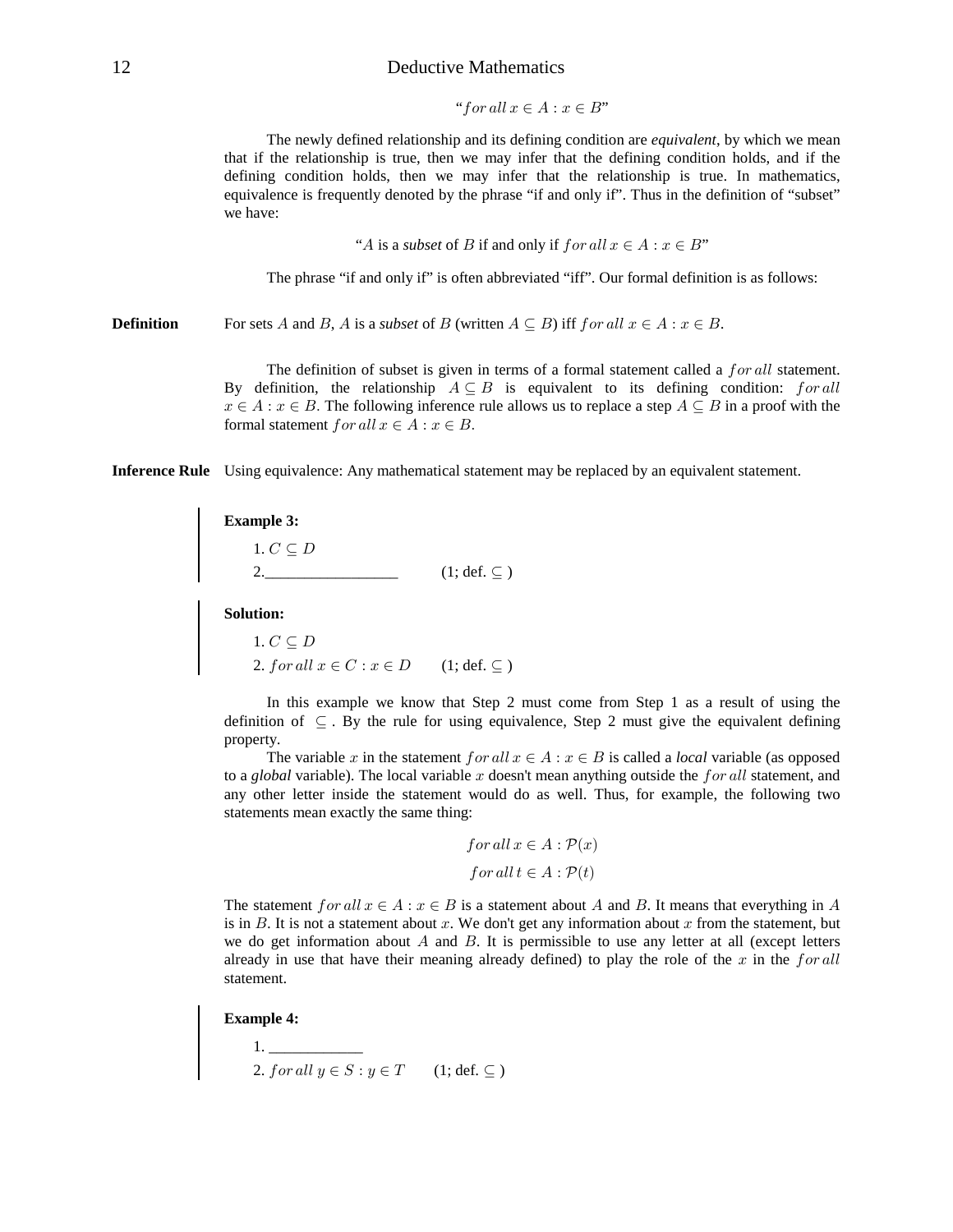"$for\,all\, x \in A : x \in B$"

The newly defined relationship and its defining condition are *equivalent*, by which we mean that if the relationship is true, then we may infer that the defining condition holds, and if the defining condition holds, then we may infer that the relationship is true. In mathematics, equivalence is frequently denoted by the phrase "if and only if". Thus in the definition of "subset" we have:

"$A$ is a *subset* of $B$ if and only if $for\,all\, x \in A : x \in B$"

The phrase "if and only if" is often abbreviated "iff". Our formal definition is as follows:

**Definition** For sets $A$ and $B$, $A$ is a *subset* of $B$ (written $A \subseteq B$) iff $for\,all\; x \in A : x \in B$.

The definition of subset is given in terms of a formal statement called a $for\,all$ statement. By definition, the relationship $A \subseteq B$ is equivalent to its defining condition: $for\,all$ $x \in A : x \in B$. The following inference rule allows us to replace a step $A \subseteq B$ in a proof with the formal statement $for\,all\, x \in A : x \in B$.

**Inference Rule** Using equivalence: Any mathematical statement may be replaced by an equivalent statement.

**Example 3:**

1. $C \subseteq D$
2. _________________ (1; def. $\subseteq$ )

**Solution:**

1. $C \subseteq D$
2. $for\,all\, x \in C : x \in D$ (1; def. $\subseteq$ )

In this example we know that Step 2 must come from Step 1 as a result of using the definition of $\subseteq$ . By the rule for using equivalence, Step 2 must give the equivalent defining property.

The variable $x$ in the statement $for\,all\, x \in A : x \in B$ is called a *local* variable (as opposed to a *global* variable). The local variable $x$ doesn't mean anything outside the $for\,all$ statement, and any other letter inside the statement would do as well. Thus, for example, the following two statements mean exactly the same thing:

$$for\,all\, x \in A : \mathcal{P}(x)$$

$$for\,all\, t \in A : \mathcal{P}(t)$$

The statement $for\,all\, x \in A : x \in B$ is a statement about $A$ and $B$. It means that everything in $A$ is in $B$. It is not a statement about $x$. We don't get any information about $x$ from the statement, but we do get information about $A$ and $B$. It is permissible to use any letter at all (except letters already in use that have their meaning already defined) to play the role of the $x$ in the $for\,all$ statement.

**Example 4:**

1. ____________
2. $for\,all\, y \in S : y \in T$ (1; def. $\subseteq$ )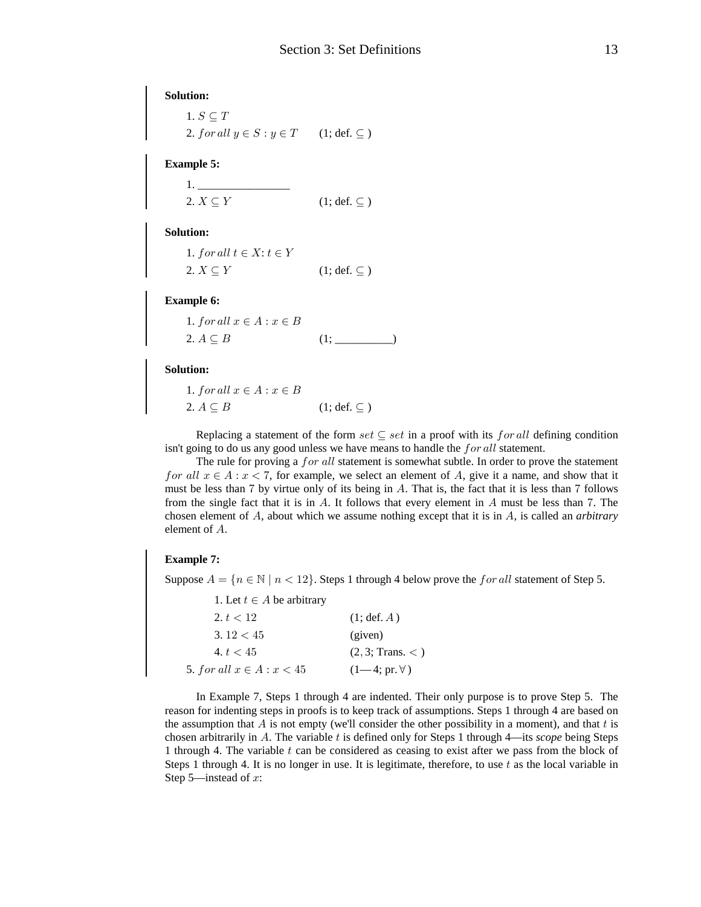**Solution:**

1. $S \subseteq T$
2. $for\,all\; y \in S : y \in T$ (1; def. $\subseteq$ )

**Example 5:**

1. ________________
2. $X \subseteq Y$ (1; def. $\subseteq$ )

**Solution:**

1. $for\,all\; t \in X \colon t \in Y$
2. $X \subseteq Y$ (1; def. $\subseteq$ )

**Example 6:**

1. $for\,all\; x \in A : x \in B$
2. $A \subseteq B$ (1; __________)

**Solution:**

1. $for\,all\; x \in A : x \in B$
2. $A \subseteq B$ (1; def. $\subseteq$ )

Replacing a statement of the form $set \subseteq set$ in a proof with its $for\,all$ defining condition isn't going to do us any good unless we have means to handle the $for\,all$ statement.

The rule for proving a $for\,all$ statement is somewhat subtle. In order to prove the statement $for\;all\; x \in A : x < 7$, for example, we select an element of $A$, give it a name, and show that it must be less than 7 by virtue only of its being in $A$. That is, the fact that it is less than 7 follows from the single fact that it is in $A$. It follows that every element in $A$ must be less than 7. The chosen element of $A$, about which we assume nothing except that it is in $A$, is called an ***arbitrary*** element of $A$.

**Example 7:**

Suppose $A = \{n \in \mathbb{N} \mid n < 12\}$. Steps 1 through 4 below prove the $for\,all$ statement of Step 5.

    1. Let $t \in A$ be arbitrary
    2. $t < 12$ (1; def. $A$ )
    3. $12 < 45$ (given)
    4. $t < 45$ $(2, 3$; Trans. $<$ )
5. $for\,all\; x \in A : x < 45$ (1—4; pr. $\forall$ )

In Example 7, Steps 1 through 4 are indented. Their only purpose is to prove Step 5. The reason for indenting steps in proofs is to keep track of assumptions. Steps 1 through 4 are based on the assumption that $A$ is not empty (we'll consider the other possibility in a moment), and that $t$ is chosen arbitrarily in $A$. The variable $t$ is defined only for Steps 1 through 4—its *scope* being Steps 1 through 4. The variable $t$ can be considered as ceasing to exist after we pass from the block of Steps 1 through 4. It is no longer in use. It is legitimate, therefore, to use $t$ as the local variable in Step 5—instead of $x$: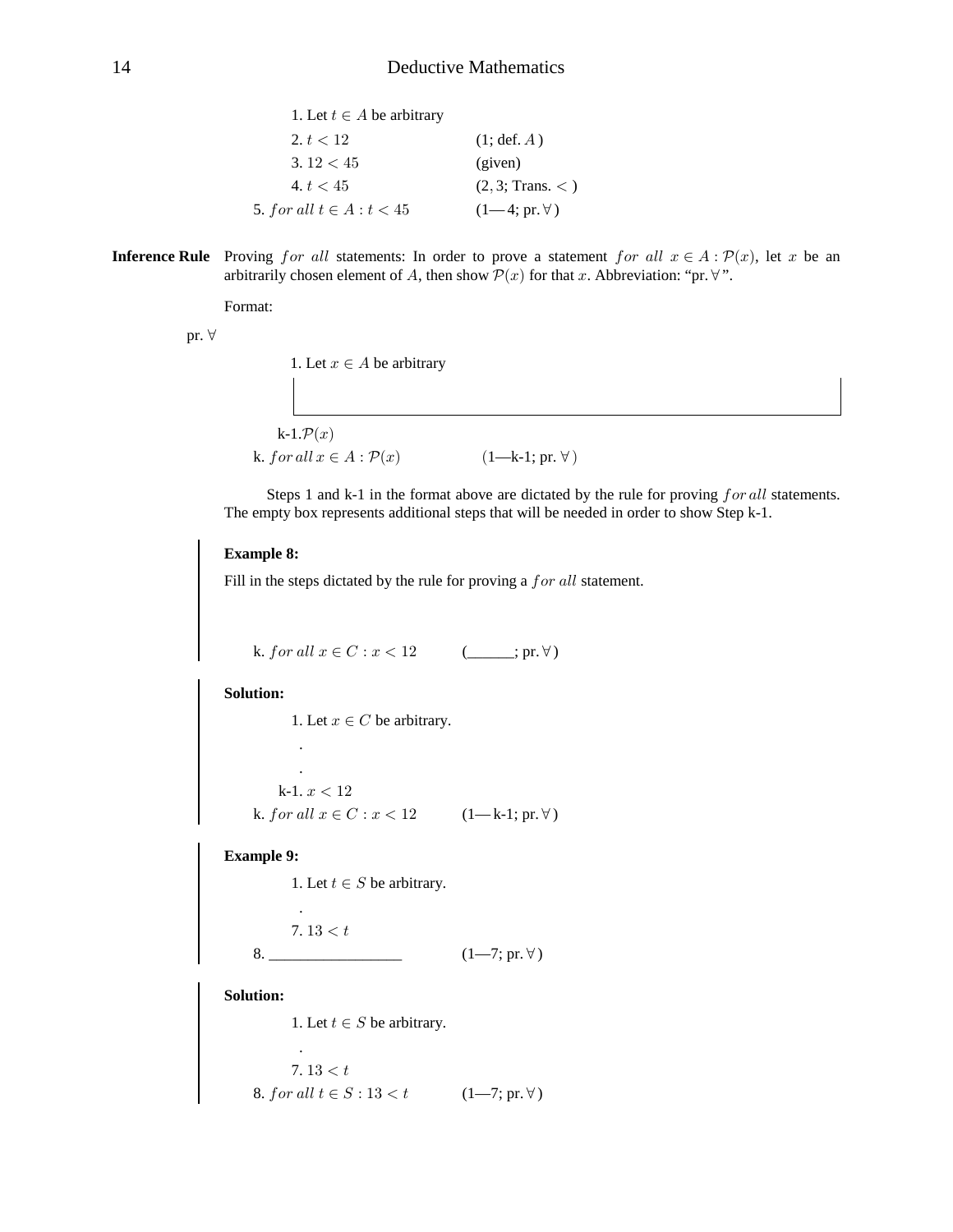1. Let $t \in A$ be arbitrary
2. $t < 12$ (1; def. $A$)
3. $12 < 45$ (given)
4. $t < 45$ ($2, 3$; Trans. $<$)

5. $for\ all\ t \in A : t < 45$ (1— 4; pr. $\forall$)

**Inference Rule** Proving $for\ all$ statements: In order to prove a statement $for\ all\ x \in A : \mathcal{P}(x)$, let $x$ be an arbitrarily chosen element of $A$, then show $\mathcal{P}(x)$ for that $x$. Abbreviation: "pr. $\forall$".

Format:

pr. $\forall$

1. Let $x \in A$ be arbitrary

k-1. $\mathcal{P}(x)$

k. $for\ all\ x \in A : \mathcal{P}(x)$ (1—k-1; pr. $\forall$)

Steps 1 and k-1 in the format above are dictated by the rule for proving $for\ all$ statements. The empty box represents additional steps that will be needed in order to show Step k-1.

**Example 8:**

Fill in the steps dictated by the rule for proving a $for\ all$ statement.

k. $for\ all\ x \in C : x < 12$ (______; pr. $\forall$)

**Solution:**

1. Let $x \in C$ be arbitrary.

.

.

k-1. $x < 12$

k. $for\ all\ x \in C : x < 12$ (1— k-1; pr. $\forall$)

**Example 9:**

1. Let $t \in S$ be arbitrary.

.

7. $13 < t$

8. _________________ (1—7; pr. $\forall$)

**Solution:**

1. Let $t \in S$ be arbitrary.

.

7. $13 < t$

8. $for\ all\ t \in S : 13 < t$ (1—7; pr. $\forall$)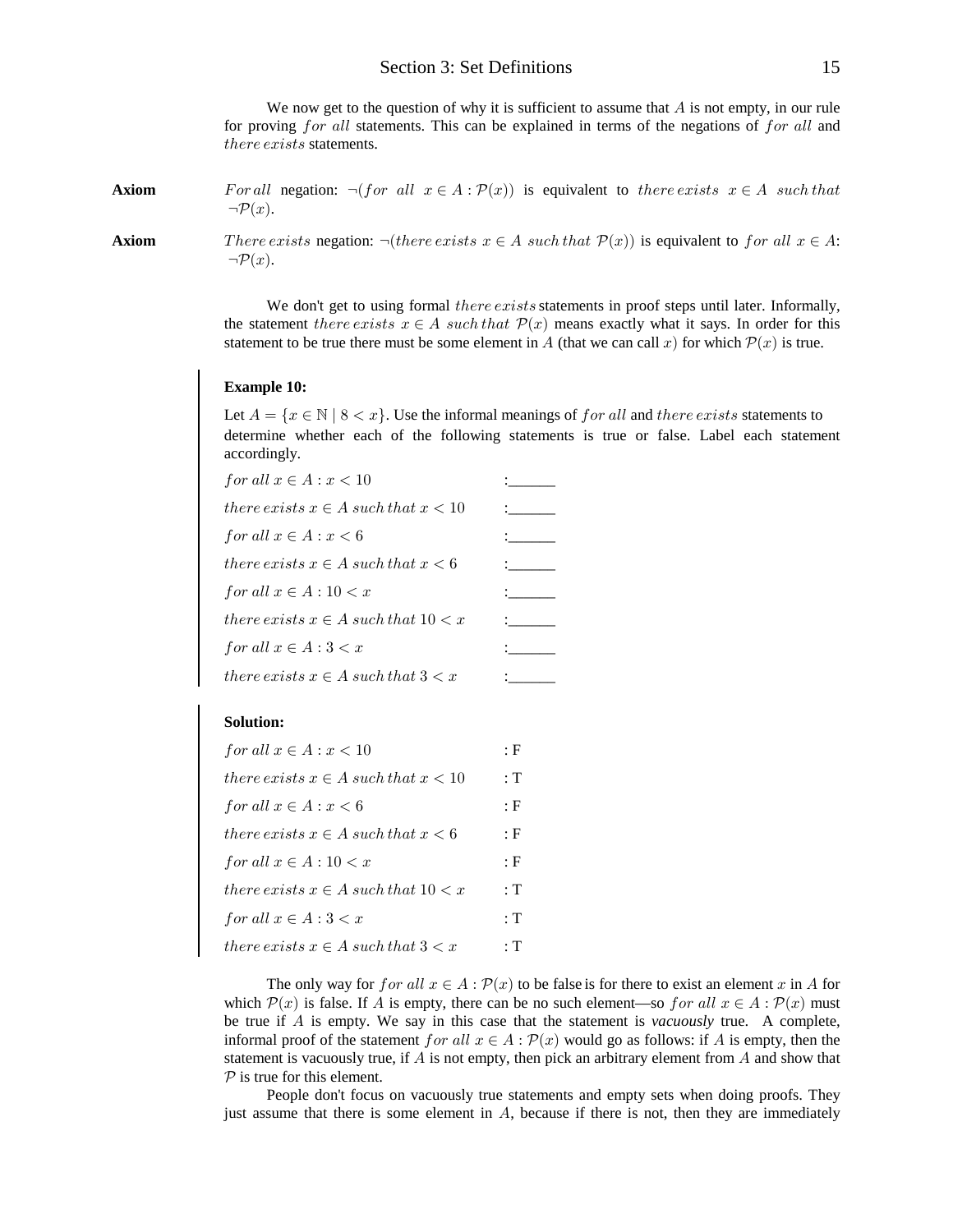We now get to the question of why it is sufficient to assume that $A$ is not empty, in our rule for proving $for\ all$ statements. This can be explained in terms of the negations of $for\ all$ and $there\ exists$ statements.

**Axiom** $For\ all$ negation: $\neg(for\ all\ \ x \in A : \mathcal{P}(x))$ is equivalent to $there\ exists\ \ x \in A\ \ such\ that$ $\neg\mathcal{P}(x)$.

**Axiom** $There\ exists$ negation: $\neg(there\ exists\ x \in A\ such\ that\ \mathcal{P}(x))$ is equivalent to $for\ all\ x \in A$: $\neg\mathcal{P}(x)$.

We don't get to using formal $there\ exists$ statements in proof steps until later. Informally, the statement $there\ exists\ \ x \in A\ \ such\ that\ \ \mathcal{P}(x)$ means exactly what it says. In order for this statement to be true there must be some element in $A$ (that we can call $x$) for which $\mathcal{P}(x)$ is true.

**Example 10:**

Let $A = \{x \in \mathbb{N} \mid 8 < x\}$. Use the informal meanings of $for\ all$ and $there\ exists$ statements to determine whether each of the following statements is true or false. Label each statement accordingly.

$for\ all\ x \in A : x < 10$ :______

$there\ exists\ x \in A\ such\ that\ x < 10$ :______

$for\ all\ x \in A : x < 6$ :______

$there\ exists\ x \in A\ such\ that\ x < 6$ :______

$for\ all\ x \in A : 10 < x$ :______

$there\ exists\ x \in A\ such\ that\ 10 < x$ :______

$for\ all\ x \in A : 3 < x$ :______

$there\ exists\ x \in A\ such\ that\ 3 < x$ :______

**Solution:**

$for\ all\ x \in A : x < 10$ : F

$there\ exists\ x \in A\ such\ that\ x < 10$ : T

$for\ all\ x \in A : x < 6$ : F

$there\ exists\ x \in A\ such\ that\ x < 6$ : F

$for\ all\ x \in A : 10 < x$ : F

$there\ exists\ x \in A\ such\ that\ 10 < x$ : T

$for\ all\ x \in A : 3 < x$ : T

$there\ exists\ x \in A\ such\ that\ 3 < x$ : T

The only way for $for\ all\ x \in A : \mathcal{P}(x)$ to be false is for there to exist an element $x$ in $A$ for which $\mathcal{P}(x)$ is false. If $A$ is empty, there can be no such element—so $for\ all\ x \in A : \mathcal{P}(x)$ must be true if $A$ is empty. We say in this case that the statement is *vacuously* true. A complete, informal proof of the statement $for\ all\ x \in A : \mathcal{P}(x)$ would go as follows: if $A$ is empty, then the statement is vacuously true, if $A$ is not empty, then pick an arbitrary element from $A$ and show that $\mathcal{P}$ is true for this element.

People don't focus on vacuously true statements and empty sets when doing proofs. They just assume that there is some element in $A$, because if there is not, then they are immediately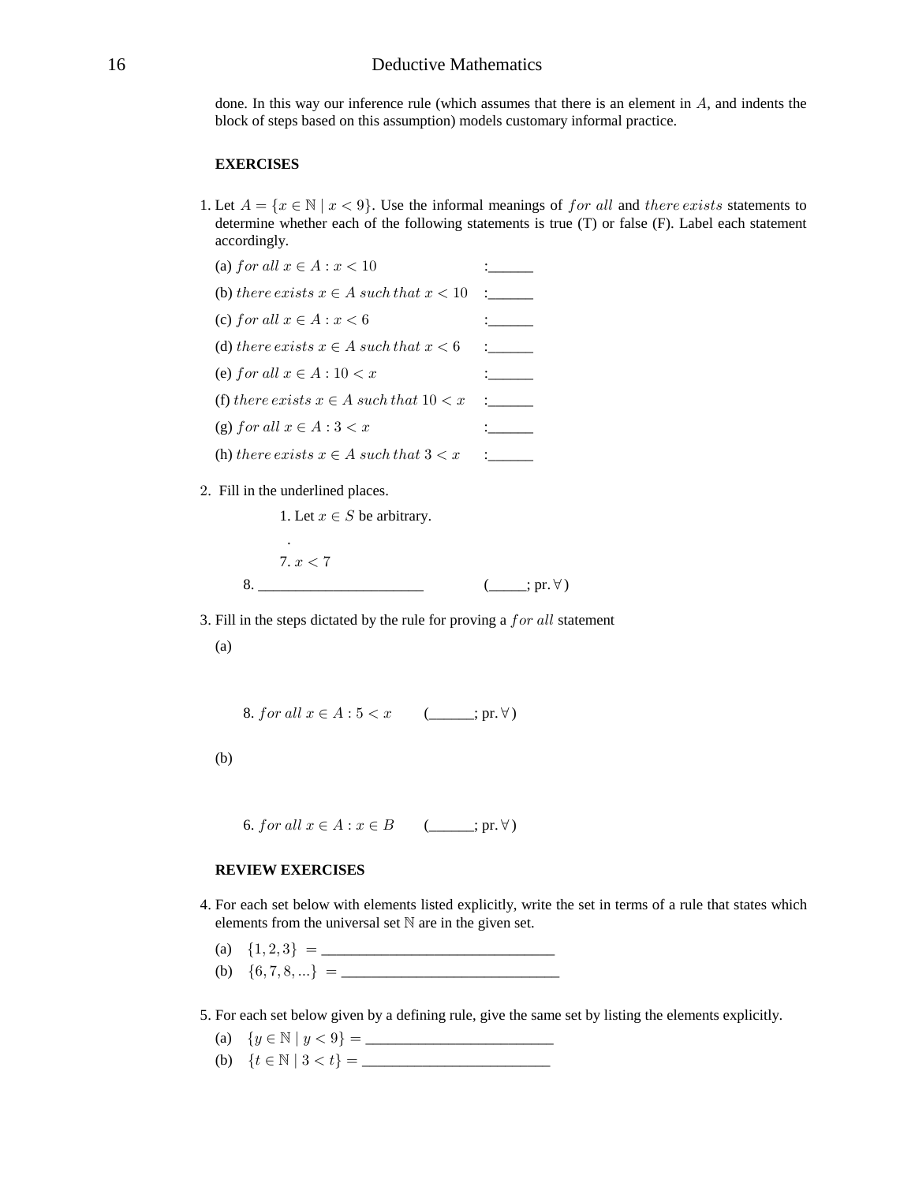done. In this way our inference rule (which assumes that there is an element in $A$, and indents the block of steps based on this assumption) models customary informal practice.

**EXERCISES**

1. Let $A = \{x \in \mathbb{N} \mid x < 9\}$. Use the informal meanings of $for\ all$ and $there\ exists$ statements to determine whether each of the following statements is true (T) or false (F). Label each statement accordingly.

   (a) $for\ all\ x \in A : x < 10$ :______

   (b) $there\ exists\ x \in A\ such\ that\ x < 10$ :______

   (c) $for\ all\ x \in A : x < 6$ :______

   (d) $there\ exists\ x \in A\ such\ that\ x < 6$ :______

   (e) $for\ all\ x \in A : 10 < x$ :______

   (f) $there\ exists\ x \in A\ such\ that\ 10 < x$ :______

   (g) $for\ all\ x \in A : 3 < x$ :______

   (h) $there\ exists\ x \in A\ such\ that\ 3 < x$ :______

2. Fill in the underlined places.

   1. Let $x \in S$ be arbitrary.

   .

   7. $x < 7$

   8. ______________________ (_____; pr. $\forall$ )

3. Fill in the steps dictated by the rule for proving a $for\ all$ statement

   (a)

   8. $for\ all\ x \in A : 5 < x$ (______; pr. $\forall$ )

   (b)

   6. $for\ all\ x \in A : x \in B$ (______; pr. $\forall$ )

**REVIEW EXERCISES**

4. For each set below with elements listed explicitly, write the set in terms of a rule that states which elements from the universal set $\mathbb{N}$ are in the given set.

   (a) $\{1, 2, 3\}$ = ______________________________

   (b) $\{6, 7, 8, ...\}$ = ______________________________

5. For each set below given by a defining rule, give the same set by listing the elements explicitly.

   (a) $\{y \in \mathbb{N} \mid y < 9\}$ = ________________________

   (b) $\{t \in \mathbb{N} \mid 3 < t\}$ = ________________________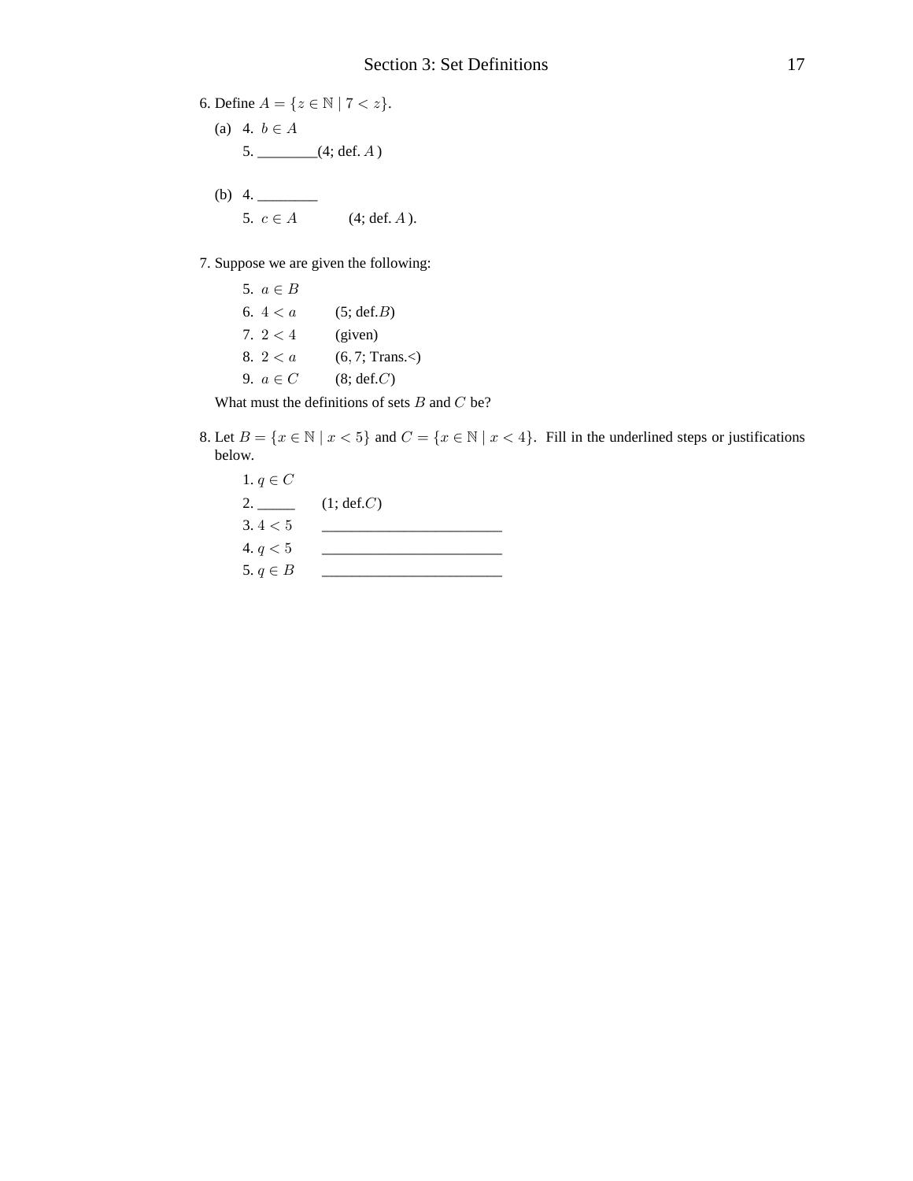6. Define $A = \{z \in \mathbb{N} \mid 7 < z\}$.

   (a) 4. $b \in A$
       5. ________(4; def. $A$ )

   (b) 4. ________
       5. $c \in A$ (4; def. $A$ ).

7. Suppose we are given the following:

   5. $a \in B$
   6. $4 < a$ (5; def.$B$)
   7. $2 < 4$ (given)
   8. $2 < a$ ($6, 7$; Trans.<)
   9. $a \in C$ (8; def.$C$)

   What must the definitions of sets $B$ and $C$ be?

8. Let $B = \{x \in \mathbb{N} \mid x < 5\}$ and $C = \{x \in \mathbb{N} \mid x < 4\}$. Fill in the underlined steps or justifications below.

   1. $q \in C$
   2. _____ (1; def.$C$)
   3. $4 < 5$ ________________________
   4. $q < 5$ ________________________
   5. $q \in B$ ________________________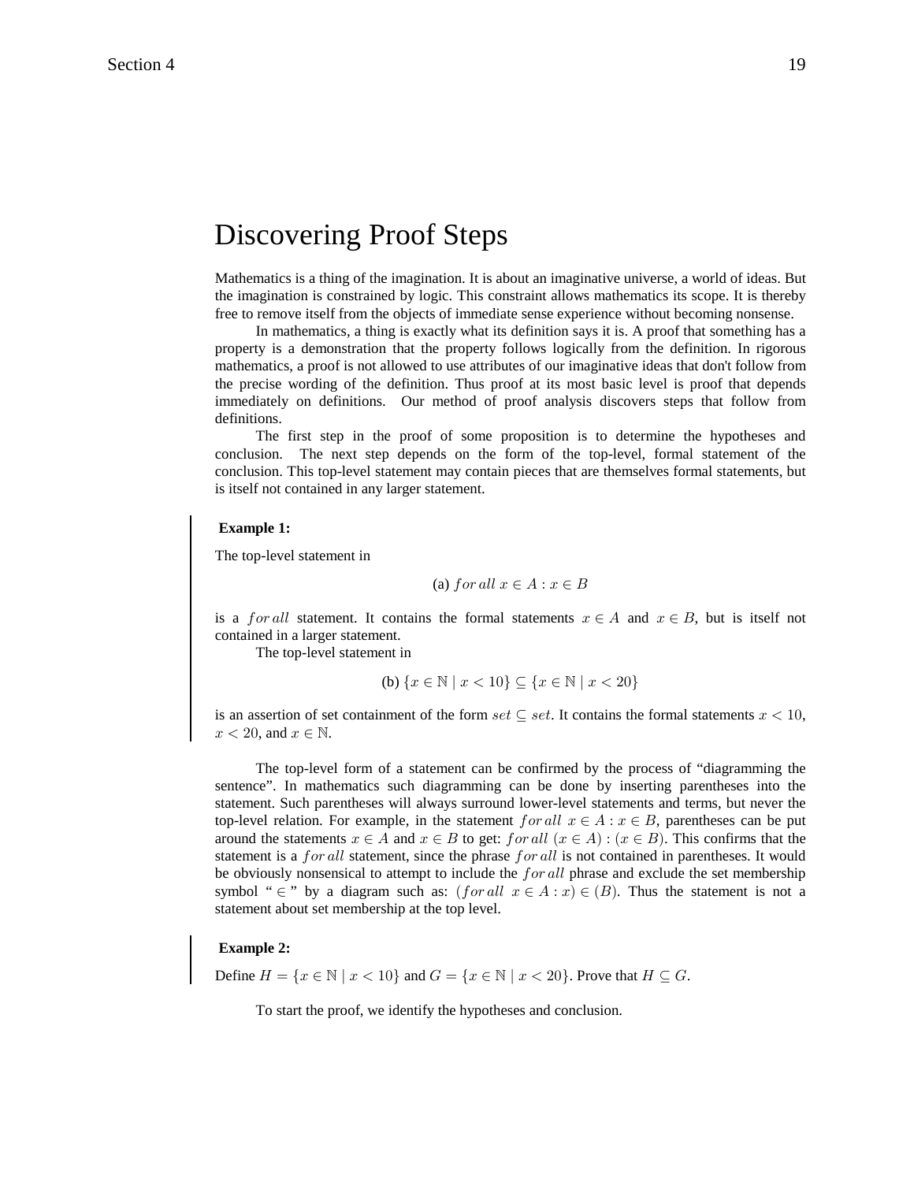# Discovering Proof Steps

Mathematics is a thing of the imagination. It is about an imaginative universe, a world of ideas. But the imagination is constrained by logic. This constraint allows mathematics its scope. It is thereby free to remove itself from the objects of immediate sense experience without becoming nonsense.

In mathematics, a thing is exactly what its definition says it is. A proof that something has a property is a demonstration that the property follows logically from the definition. In rigorous mathematics, a proof is not allowed to use attributes of our imaginative ideas that don't follow from the precise wording of the definition. Thus proof at its most basic level is proof that depends immediately on definitions. Our method of proof analysis discovers steps that follow from definitions.

The first step in the proof of some proposition is to determine the hypotheses and conclusion. The next step depends on the form of the top-level, formal statement of the conclusion. This top-level statement may contain pieces that are themselves formal statements, but is itself not contained in any larger statement.

**Example 1:**

The top-level statement in

(a) $for\,all\ x \in A : x \in B$

is a $for\,all$ statement. It contains the formal statements $x \in A$ and $x \in B$, but is itself not contained in a larger statement.

The top-level statement in

(b) $\{x \in \mathbb{N} \mid x < 10\} \subseteq \{x \in \mathbb{N} \mid x < 20\}$

is an assertion of set containment of the form $set \subseteq set$. It contains the formal statements $x < 10$, $x < 20$, and $x \in \mathbb{N}$.

The top-level form of a statement can be confirmed by the process of "diagramming the sentence". In mathematics such diagramming can be done by inserting parentheses into the statement. Such parentheses will always surround lower-level statements and terms, but never the top-level relation. For example, in the statement $for\,all\ x \in A : x \in B$, parentheses can be put around the statements $x \in A$ and $x \in B$ to get: $for\,all\ (x \in A) : (x \in B)$. This confirms that the statement is a $for\,all$ statement, since the phrase $for\,all$ is not contained in parentheses. It would be obviously nonsensical to attempt to include the $for\,all$ phrase and exclude the set membership symbol "$\in$" by a diagram such as: $(for\,all\ x \in A : x) \in (B)$. Thus the statement is not a statement about set membership at the top level.

**Example 2:**

Define $H = \{x \in \mathbb{N} \mid x < 10\}$ and $G = \{x \in \mathbb{N} \mid x < 20\}$. Prove that $H \subseteq G$.

To start the proof, we identify the hypotheses and conclusion.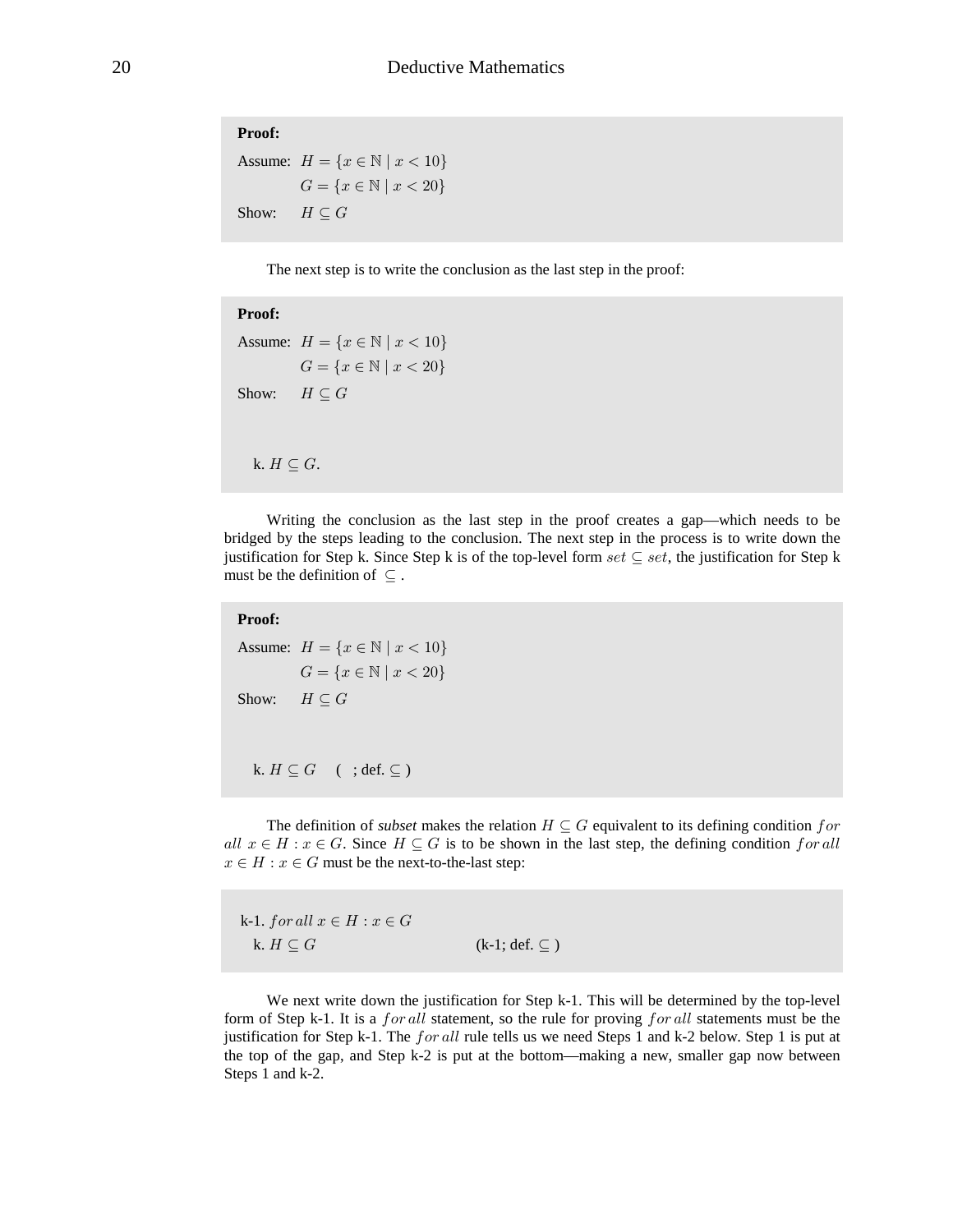**Proof:**

Assume: $H = \{x \in \mathbb{N} \mid x < 10\}$
$\quad\quad\quad\;\; G = \{x \in \mathbb{N} \mid x < 20\}$

Show: $\quad H \subseteq G$

The next step is to write the conclusion as the last step in the proof:

**Proof:**

Assume: $H = \{x \in \mathbb{N} \mid x < 10\}$
$\quad\quad\quad\;\; G = \{x \in \mathbb{N} \mid x < 20\}$

Show: $\quad H \subseteq G$

k. $H \subseteq G$.

Writing the conclusion as the last step in the proof creates a gap—which needs to be bridged by the steps leading to the conclusion. The next step in the process is to write down the justification for Step k. Since Step k is of the top-level form $set \subseteq set$, the justification for Step k must be the definition of $\subseteq$.

**Proof:**

Assume: $H = \{x \in \mathbb{N} \mid x < 10\}$
$\quad\quad\quad\;\; G = \{x \in \mathbb{N} \mid x < 20\}$

Show: $\quad H \subseteq G$

k. $H \subseteq G$ $\quad$ ( ; def. $\subseteq$ )

The definition of *subset* makes the relation $H \subseteq G$ equivalent to its defining condition $for\ all\ x \in H : x \in G$. Since $H \subseteq G$ is to be shown in the last step, the defining condition $for\,all\ x \in H : x \in G$ must be the next-to-the-last step:

k-1. $for\,all\ x \in H : x \in G$
k. $H \subseteq G$ $\quad\quad\quad\quad\quad\quad$ (k-1; def. $\subseteq$ )

We next write down the justification for Step k-1. This will be determined by the top-level form of Step k-1. It is a $for\,all$ statement, so the rule for proving $for\,all$ statements must be the justification for Step k-1. The $for\,all$ rule tells us we need Steps 1 and k-2 below. Step 1 is put at the top of the gap, and Step k-2 is put at the bottom—making a new, smaller gap now between Steps 1 and k-2.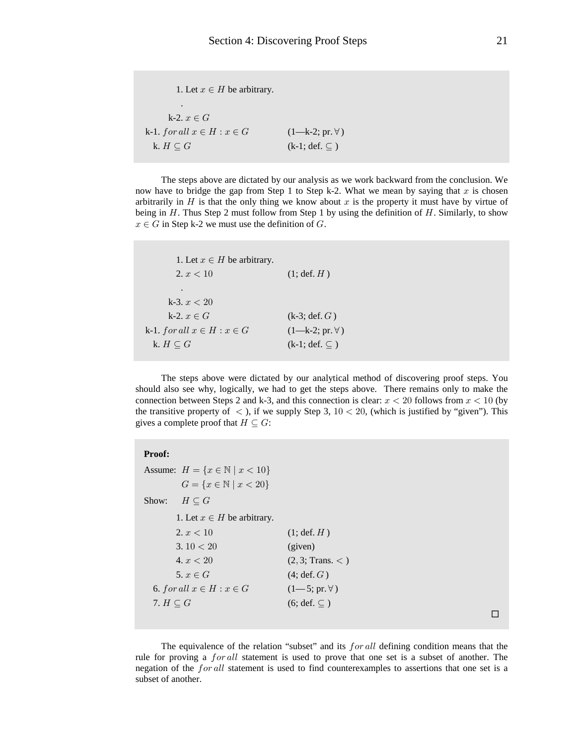| | | |
|---|---|---|
| 1. | Let $x \in H$ be arbitrary. | |
| | . | |
| k-2. | $x \in G$ | |
| k-1. | $for\, all\ x \in H : x \in G$ | (1—k-2; pr. $\forall$ ) |
| k. | $H \subseteq G$ | (k-1; def. $\subseteq$ ) |

The steps above are dictated by our analysis as we work backward from the conclusion. We now have to bridge the gap from Step 1 to Step k-2. What we mean by saying that $x$ is chosen arbitrarily in $H$ is that the only thing we know about $x$ is the property it must have by virtue of being in $H$. Thus Step 2 must follow from Step 1 by using the definition of $H$. Similarly, to show $x \in G$ in Step k-2 we must use the definition of $G$.

| | | |
|---|---|---|
| 1. | Let $x \in H$ be arbitrary. | |
| 2. | $x < 10$ | (1; def. $H$ ) |
| | . | |
| k-3. | $x < 20$ | |
| k-2. | $x \in G$ | (k-3; def. $G$ ) |
| k-1. | $for\, all\ x \in H : x \in G$ | (1—k-2; pr. $\forall$ ) |
| k. | $H \subseteq G$ | (k-1; def. $\subseteq$ ) |

The steps above were dictated by our analytical method of discovering proof steps. You should also see why, logically, we had to get the steps above. There remains only to make the connection between Steps 2 and k-3, and this connection is clear: $x < 20$ follows from $x < 10$ (by the transitive property of $<$ ), if we supply Step 3, $10 < 20$, (which is justified by "given"). This gives a complete proof that $H \subseteq G$:

**Proof:**

Assume: $H = \{x \in \mathbb{N} \mid x < 10\}$

$G = \{x \in \mathbb{N} \mid x < 20\}$

Show: $H \subseteq G$

| | | |
|---|---|---|
| 1. | Let $x \in H$ be arbitrary. | |
| 2. | $x < 10$ | (1; def. $H$ ) |
| 3. | $10 < 20$ | (given) |
| 4. | $x < 20$ | $(2, 3$; Trans. $<$ ) |
| 5. | $x \in G$ | (4; def. $G$ ) |
| 6. | $for\, all\ x \in H : x \in G$ | (1—5; pr. $\forall$ ) |
| 7. | $H \subseteq G$ | (6; def. $\subseteq$ ) |

□

The equivalence of the relation "subset" and its $for\, all$ defining condition means that the rule for proving a $for\, all$ statement is used to prove that one set is a subset of another. The negation of the $for\, all$ statement is used to find counterexamples to assertions that one set is a subset of another.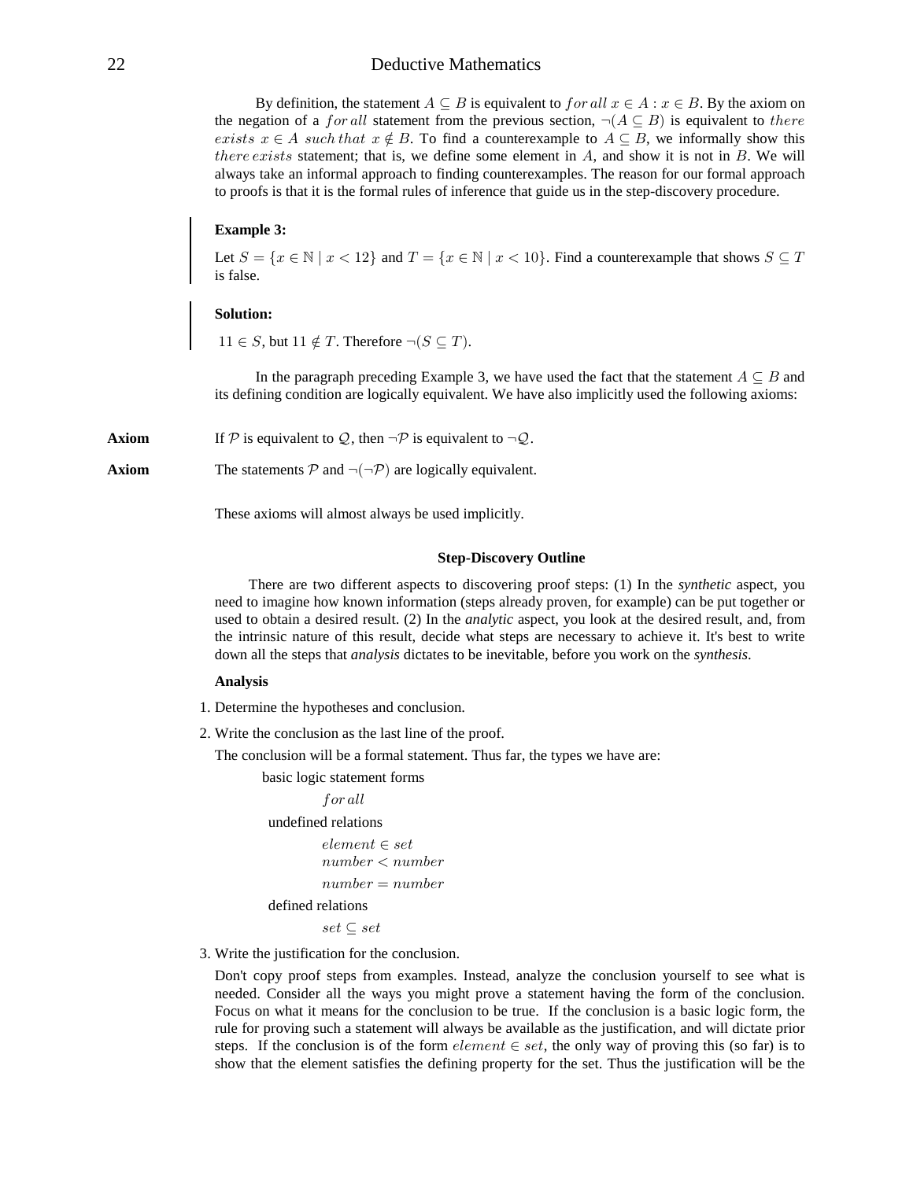By definition, the statement $A \subseteq B$ is equivalent to $for\,all\ x \in A : x \in B$. By the axiom on the negation of a $for\,all$ statement from the previous section, $\neg(A \subseteq B)$ is equivalent to $there\ exists\ x \in A\ such\,that\ x \notin B$. To find a counterexample to $A \subseteq B$, we informally show this $there\,exists$ statement; that is, we define some element in $A$, and show it is not in $B$. We will always take an informal approach to finding counterexamples. The reason for our formal approach to proofs is that it is the formal rules of inference that guide us in the step-discovery procedure.

**Example 3:**

Let $S = \{x \in \mathbb{N} \mid x < 12\}$ and $T = \{x \in \mathbb{N} \mid x < 10\}$. Find a counterexample that shows $S \subseteq T$ is false.

**Solution:**

$11 \in S$, but $11 \notin T$. Therefore $\neg(S \subseteq T)$.

In the paragraph preceding Example 3, we have used the fact that the statement $A \subseteq B$ and its defining condition are logically equivalent. We have also implicitly used the following axioms:

**Axiom** If $\mathcal{P}$ is equivalent to $\mathcal{Q}$, then $\neg\mathcal{P}$ is equivalent to $\neg\mathcal{Q}$.

**Axiom** The statements $\mathcal{P}$ and $\neg(\neg\mathcal{P})$ are logically equivalent.

These axioms will almost always be used implicitly.

### Step-Discovery Outline

There are two different aspects to discovering proof steps: (1) In the *synthetic* aspect, you need to imagine how known information (steps already proven, for example) can be put together or used to obtain a desired result. (2) In the *analytic* aspect, you look at the desired result, and, from the intrinsic nature of this result, decide what steps are necessary to achieve it. It's best to write down all the steps that *analysis* dictates to be inevitable, before you work on the *synthesis*.

**Analysis**

1. Determine the hypotheses and conclusion.
2. Write the conclusion as the last line of the proof.

   The conclusion will be a formal statement. Thus far, the types we have are:

   basic logic statement forms

   $for\,all$

   undefined relations

   $element \in set$

   $number < number$

   $number = number$

   defined relations

   $set \subseteq set$

3. Write the justification for the conclusion.

   Don't copy proof steps from examples. Instead, analyze the conclusion yourself to see what is needed. Consider all the ways you might prove a statement having the form of the conclusion. Focus on what it means for the conclusion to be true. If the conclusion is a basic logic form, the rule for proving such a statement will always be available as the justification, and will dictate prior steps. If the conclusion is of the form $element \in set$, the only way of proving this (so far) is to show that the element satisfies the defining property for the set. Thus the justification will be the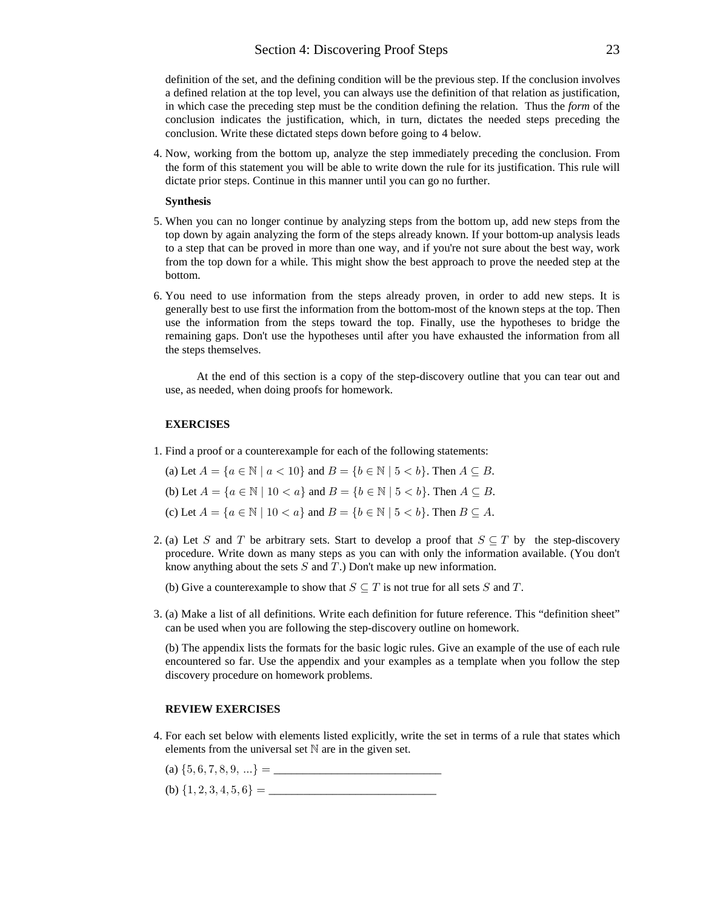definition of the set, and the defining condition will be the previous step. If the conclusion involves a defined relation at the top level, you can always use the definition of that relation as justification, in which case the preceding step must be the condition defining the relation. Thus the *form* of the conclusion indicates the justification, which, in turn, dictates the needed steps preceding the conclusion. Write these dictated steps down before going to 4 below.

4. Now, working from the bottom up, analyze the step immediately preceding the conclusion. From the form of this statement you will be able to write down the rule for its justification. This rule will dictate prior steps. Continue in this manner until you can go no further.

**Synthesis**

5. When you can no longer continue by analyzing steps from the bottom up, add new steps from the top down by again analyzing the form of the steps already known. If your bottom-up analysis leads to a step that can be proved in more than one way, and if you're not sure about the best way, work from the top down for a while. This might show the best approach to prove the needed step at the bottom.

6. You need to use information from the steps already proven, in order to add new steps. It is generally best to use first the information from the bottom-most of the known steps at the top. Then use the information from the steps toward the top. Finally, use the hypotheses to bridge the remaining gaps. Don't use the hypotheses until after you have exhausted the information from all the steps themselves.

At the end of this section is a copy of the step-discovery outline that you can tear out and use, as needed, when doing proofs for homework.

**EXERCISES**

1. Find a proof or a counterexample for each of the following statements:

   (a) Let $A = \{a \in \mathbb{N} \mid a < 10\}$ and $B = \{b \in \mathbb{N} \mid 5 < b\}$. Then $A \subseteq B$.

   (b) Let $A = \{a \in \mathbb{N} \mid 10 < a\}$ and $B = \{b \in \mathbb{N} \mid 5 < b\}$. Then $A \subseteq B$.

   (c) Let $A = \{a \in \mathbb{N} \mid 10 < a\}$ and $B = \{b \in \mathbb{N} \mid 5 < b\}$. Then $B \subseteq A$.

2. (a) Let $S$ and $T$ be arbitrary sets. Start to develop a proof that $S \subseteq T$ by the step-discovery procedure. Write down as many steps as you can with only the information available. (You don't know anything about the sets $S$ and $T$.) Don't make up new information.

   (b) Give a counterexample to show that $S \subseteq T$ is not true for all sets $S$ and $T$.

3. (a) Make a list of all definitions. Write each definition for future reference. This "definition sheet" can be used when you are following the step-discovery outline on homework.

   (b) The appendix lists the formats for the basic logic rules. Give an example of the use of each rule encountered so far. Use the appendix and your examples as a template when you follow the step discovery procedure on homework problems.

**REVIEW EXERCISES**

4. For each set below with elements listed explicitly, write the set in terms of a rule that states which elements from the universal set $\mathbb{N}$ are in the given set.

   (a) $\{5, 6, 7, 8, 9, \ldots\} =$ \_\_\_\_\_\_\_\_\_\_\_\_\_\_\_\_\_\_\_\_\_\_\_\_\_\_\_\_

   (b) $\{1, 2, 3, 4, 5, 6\} =$ \_\_\_\_\_\_\_\_\_\_\_\_\_\_\_\_\_\_\_\_\_\_\_\_\_\_\_\_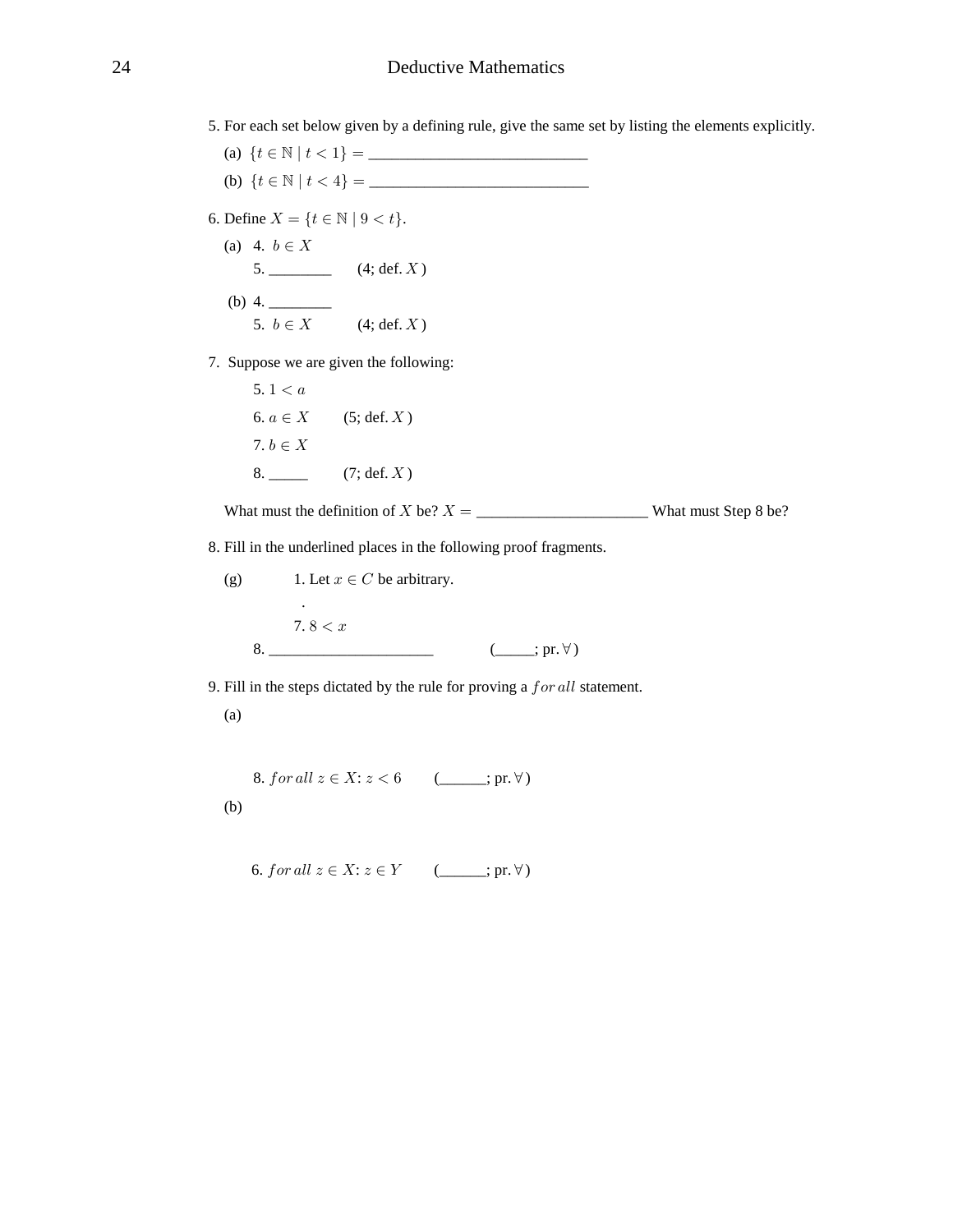5. For each set below given by a defining rule, give the same set by listing the elements explicitly.

   (a) $\{t \in \mathbb{N} \mid t < 1\} =$ ____________________________

   (b) $\{t \in \mathbb{N} \mid t < 4\} =$ ____________________________

6. Define $X = \{t \in \mathbb{N} \mid 9 < t\}$.

   (a) 4. $b \in X$
   
   5. ________ (4; def. $X$)

   (b) 4. ________
   
   5. $b \in X$ (4; def. $X$)

7. Suppose we are given the following:

   5. $1 < a$
   
   6. $a \in X$ (5; def. $X$)
   
   7. $b \in X$
   
   8. _____ (7; def. $X$)

   What must the definition of $X$ be? $X =$ ______________________ What must Step 8 be?

8. Fill in the underlined places in the following proof fragments.

   (g) 1. Let $x \in C$ be arbitrary.
   
   .
   
   7. $8 < x$
   
   8. ______________________ (_____; pr. $\forall$)

9. Fill in the steps dictated by the rule for proving a *for all* statement.

   (a)

   8. *for all* $z \in X$: $z < 6$ (______; pr. $\forall$)

   (b)

   6. *for all* $z \in X$: $z \in Y$ (______; pr. $\forall$)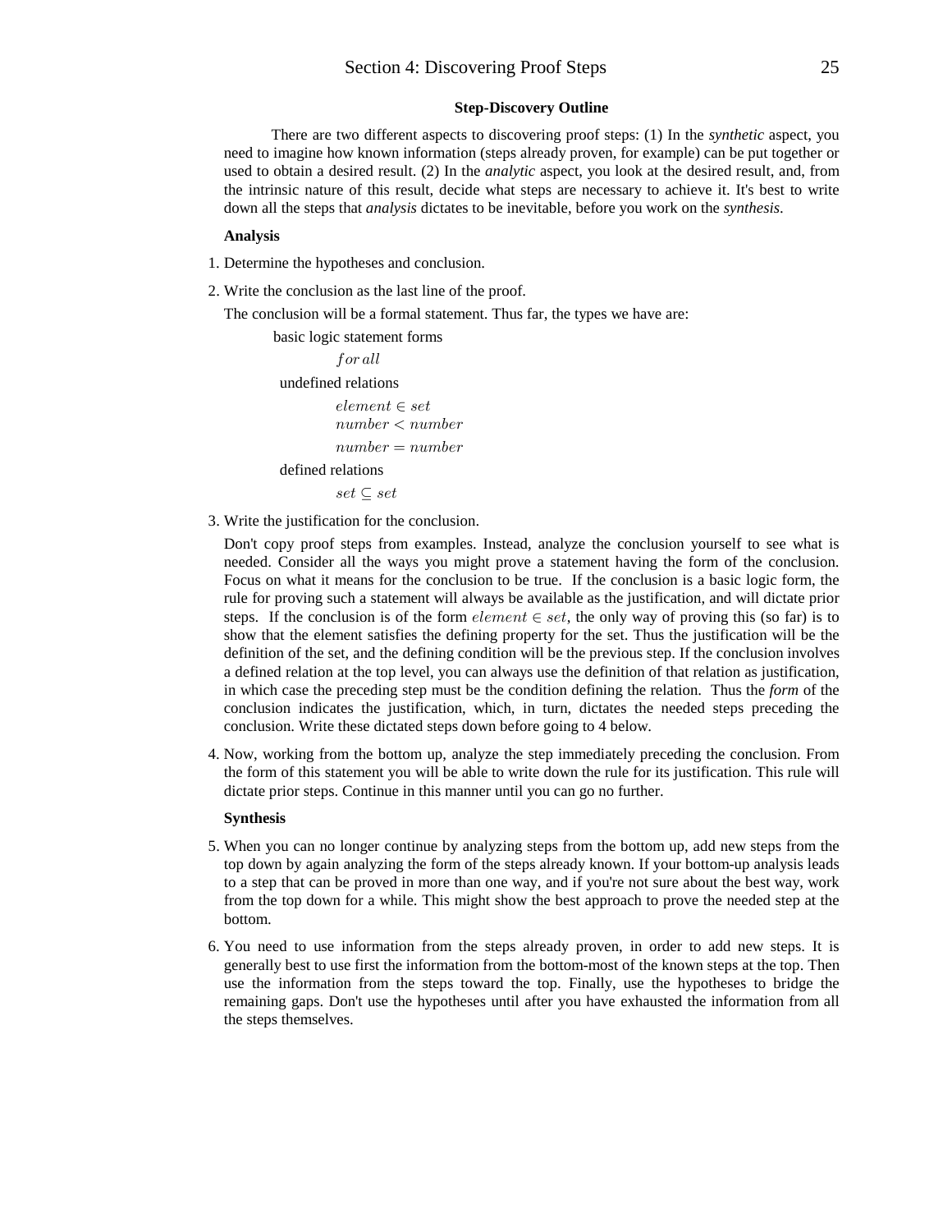### Step-Discovery Outline

There are two different aspects to discovering proof steps: (1) In the *synthetic* aspect, you need to imagine how known information (steps already proven, for example) can be put together or used to obtain a desired result. (2) In the *analytic* aspect, you look at the desired result, and, from the intrinsic nature of this result, decide what steps are necessary to achieve it. It's best to write down all the steps that *analysis* dictates to be inevitable, before you work on the *synthesis*.

**Analysis**

1. Determine the hypotheses and conclusion.

2. Write the conclusion as the last line of the proof.

   The conclusion will be a formal statement. Thus far, the types we have are:

   basic logic statement forms

   $for\,all$

   undefined relations

   $element \in set$
   $number < number$
   $number = number$

   defined relations

   $set \subseteq set$

3. Write the justification for the conclusion.

   Don't copy proof steps from examples. Instead, analyze the conclusion yourself to see what is needed. Consider all the ways you might prove a statement having the form of the conclusion. Focus on what it means for the conclusion to be true. If the conclusion is a basic logic form, the rule for proving such a statement will always be available as the justification, and will dictate prior steps. If the conclusion is of the form $element \in set$, the only way of proving this (so far) is to show that the element satisfies the defining property for the set. Thus the justification will be the definition of the set, and the defining condition will be the previous step. If the conclusion involves a defined relation at the top level, you can always use the definition of that relation as justification, in which case the preceding step must be the condition defining the relation. Thus the *form* of the conclusion indicates the justification, which, in turn, dictates the needed steps preceding the conclusion. Write these dictated steps down before going to 4 below.

4. Now, working from the bottom up, analyze the step immediately preceding the conclusion. From the form of this statement you will be able to write down the rule for its justification. This rule will dictate prior steps. Continue in this manner until you can go no further.

**Synthesis**

5. When you can no longer continue by analyzing steps from the bottom up, add new steps from the top down by again analyzing the form of the steps already known. If your bottom-up analysis leads to a step that can be proved in more than one way, and if you're not sure about the best way, work from the top down for a while. This might show the best approach to prove the needed step at the bottom.

6. You need to use information from the steps already proven, in order to add new steps. It is generally best to use first the information from the bottom-most of the known steps at the top. Then use the information from the steps toward the top. Finally, use the hypotheses to bridge the remaining gaps. Don't use the hypotheses until after you have exhausted the information from all the steps themselves.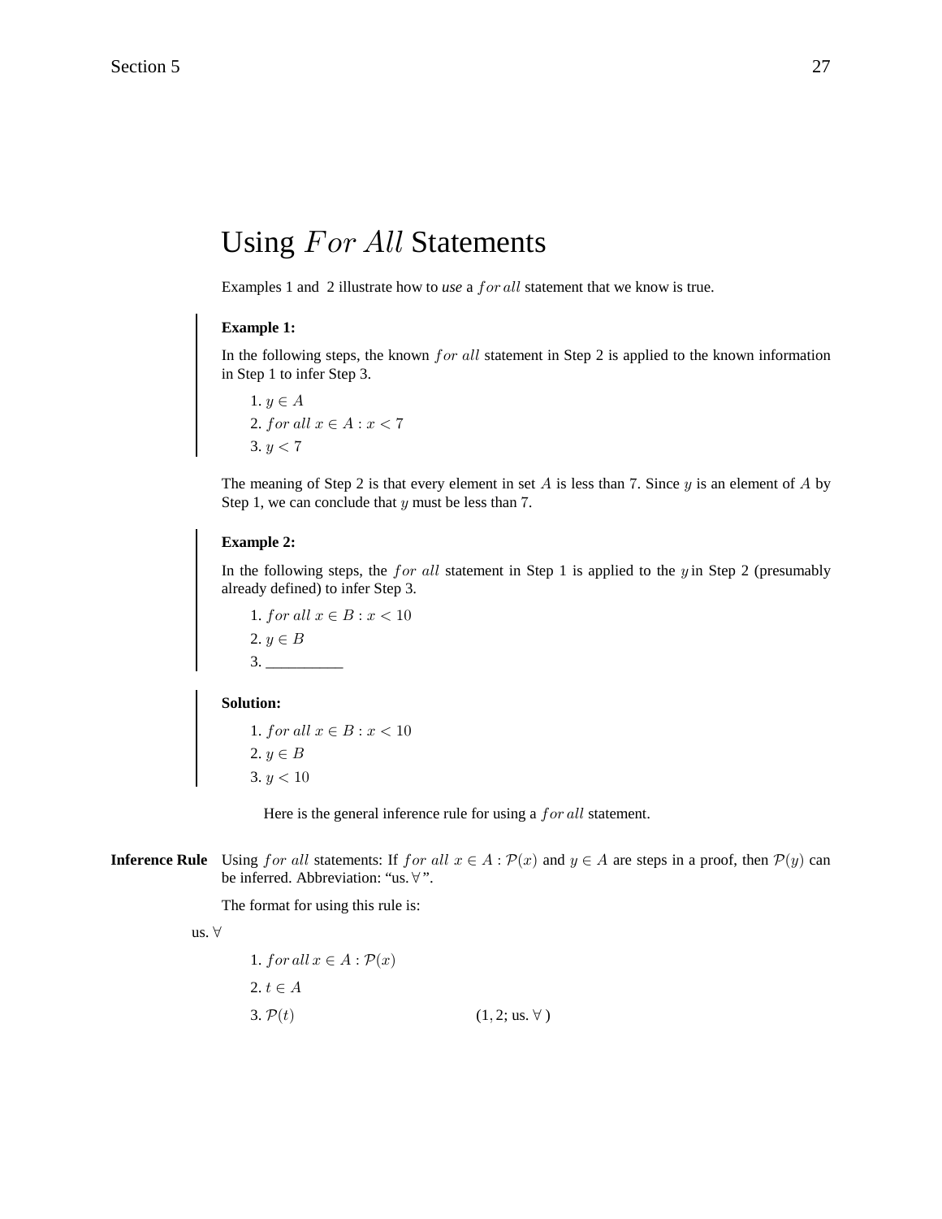# Using $For\ All$ Statements

Examples 1 and 2 illustrate how to *use* a $for\,all$ statement that we know is true.

**Example 1:**

In the following steps, the known $for\ all$ statement in Step 2 is applied to the known information in Step 1 to infer Step 3.

1. $y \in A$
2. $for\ all\ x \in A : x < 7$
3. $y < 7$

The meaning of Step 2 is that every element in set $A$ is less than 7. Since $y$ is an element of $A$ by Step 1, we can conclude that $y$ must be less than 7.

**Example 2:**

In the following steps, the $for\ all$ statement in Step 1 is applied to the $y$ in Step 2 (presumably already defined) to infer Step 3.

1. $for\ all\ x \in B : x < 10$
2. $y \in B$
3. __________

**Solution:**

1. $for\ all\ x \in B : x < 10$
2. $y \in B$
3. $y < 10$

Here is the general inference rule for using a $for\,all$ statement.

**Inference Rule** Using $for\ all$ statements: If $for\ all\ x \in A : \mathcal{P}(x)$ and $y \in A$ are steps in a proof, then $\mathcal{P}(y)$ can be inferred. Abbreviation: "us.$\forall$".

The format for using this rule is:

us. $\forall$

1. $for\,all\ x \in A : \mathcal{P}(x)$
2. $t \in A$
3. $\mathcal{P}(t)$ (1, 2; us. $\forall$ )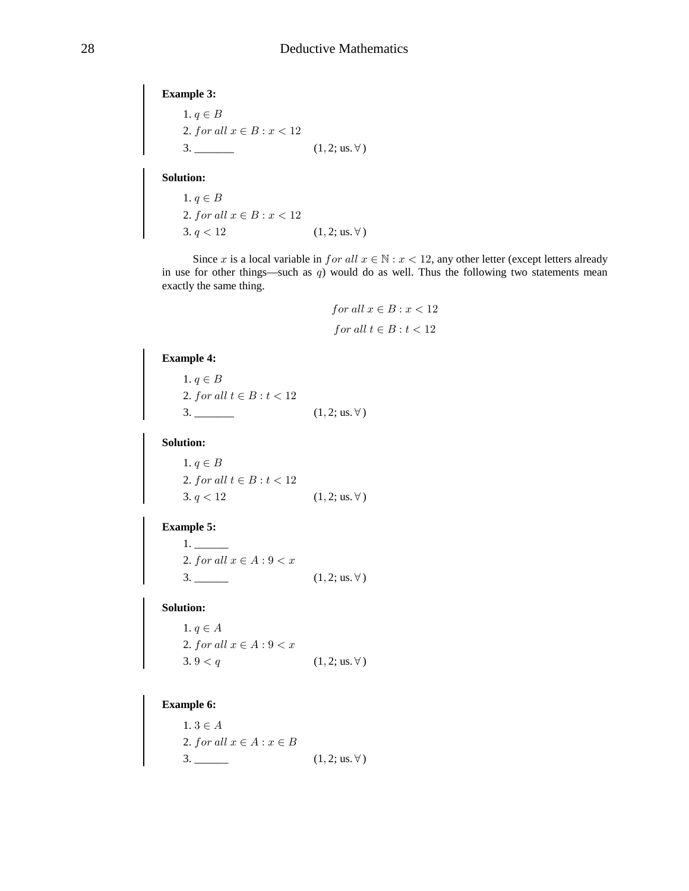**Example 3:**

1. $q \in B$
2. $for\ all\ x \in B : x < 12$
3. _______ $(1, 2;$ us. $\forall)$

**Solution:**

1. $q \in B$
2. $for\ all\ x \in B : x < 12$
3. $q < 12$ $(1, 2;$ us. $\forall)$

Since $x$ is a local variable in $for\ all\ x \in \mathbb{N} : x < 12$, any other letter (except letters already in use for other things—such as $q$) would do as well. Thus the following two statements mean exactly the same thing.

$$for\ all\ x \in B : x < 12$$

$$for\ all\ t \in B : t < 12$$

**Example 4:**

1. $q \in B$
2. $for\ all\ t \in B : t < 12$
3. _______ $(1, 2;$ us. $\forall)$

**Solution:**

1. $q \in B$
2. $for\ all\ t \in B : t < 12$
3. $q < 12$ $(1, 2;$ us. $\forall)$

**Example 5:**

1. ______
2. $for\ all\ x \in A : 9 < x$
3. ______ $(1, 2;$ us. $\forall)$

**Solution:**

1. $q \in A$
2. $for\ all\ x \in A : 9 < x$
3. $9 < q$ $(1, 2;$ us. $\forall)$

**Example 6:**

1. $3 \in A$
2. $for\ all\ x \in A : x \in B$
3. ______ $(1, 2;$ us. $\forall)$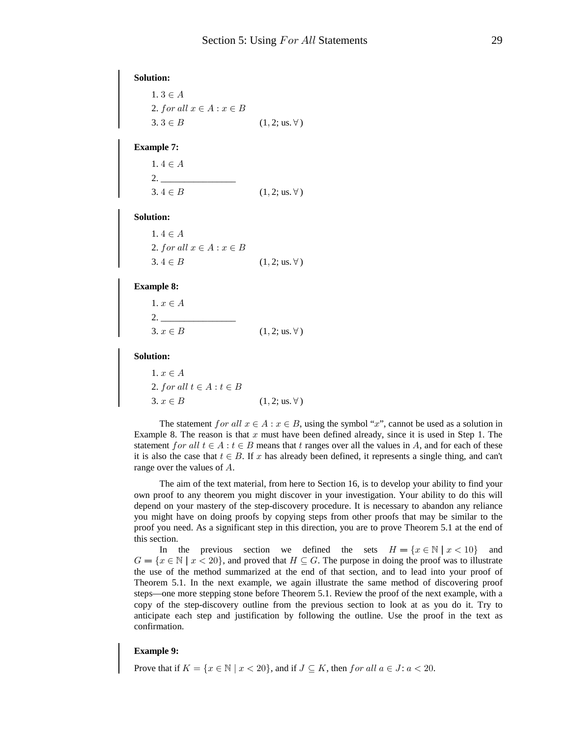**Solution:**

1. $3 \in A$
2. $for\ all\ x \in A : x \in B$
3. $3 \in B$ (1, 2; us. $\forall$)

**Example 7:**

1. $4 \in A$
2. ________________
3. $4 \in B$ (1, 2; us. $\forall$)

**Solution:**

1. $4 \in A$
2. $for\ all\ x \in A : x \in B$
3. $4 \in B$ (1, 2; us. $\forall$)

**Example 8:**

1. $x \in A$
2. ________________
3. $x \in B$ (1, 2; us. $\forall$)

**Solution:**

1. $x \in A$
2. $for\ all\ t \in A : t \in B$
3. $x \in B$ (1, 2; us. $\forall$)

The statement $for\ all\ x \in A : x \in B$, using the symbol "$x$", cannot be used as a solution in Example 8. The reason is that $x$ must have been defined already, since it is used in Step 1. The statement $for\ all\ t \in A : t \in B$ means that $t$ ranges over all the values in $A$, and for each of these it is also the case that $t \in B$. If $x$ has already been defined, it represents a single thing, and can't range over the values of $A$.

The aim of the text material, from here to Section 16, is to develop your ability to find your own proof to any theorem you might discover in your investigation. Your ability to do this will depend on your mastery of the step-discovery procedure. It is necessary to abandon any reliance you might have on doing proofs by copying steps from other proofs that may be similar to the proof you need. As a significant step in this direction, you are to prove Theorem 5.1 at the end of this section.

In the previous section we defined the sets $H = \{x \in \mathbb{N} \mid x < 10\}$ and $G = \{x \in \mathbb{N} \mid x < 20\}$, and proved that $H \subseteq G$. The purpose in doing the proof was to illustrate the use of the method summarized at the end of that section, and to lead into your proof of Theorem 5.1. In the next example, we again illustrate the same method of discovering proof steps—one more stepping stone before Theorem 5.1. Review the proof of the next example, with a copy of the step-discovery outline from the previous section to look at as you do it. Try to anticipate each step and justification by following the outline. Use the proof in the text as confirmation.

**Example 9:**

Prove that if $K = \{x \in \mathbb{N} \mid x < 20\}$, and if $J \subseteq K$, then $for\ all\ a \in J$: $a < 20$.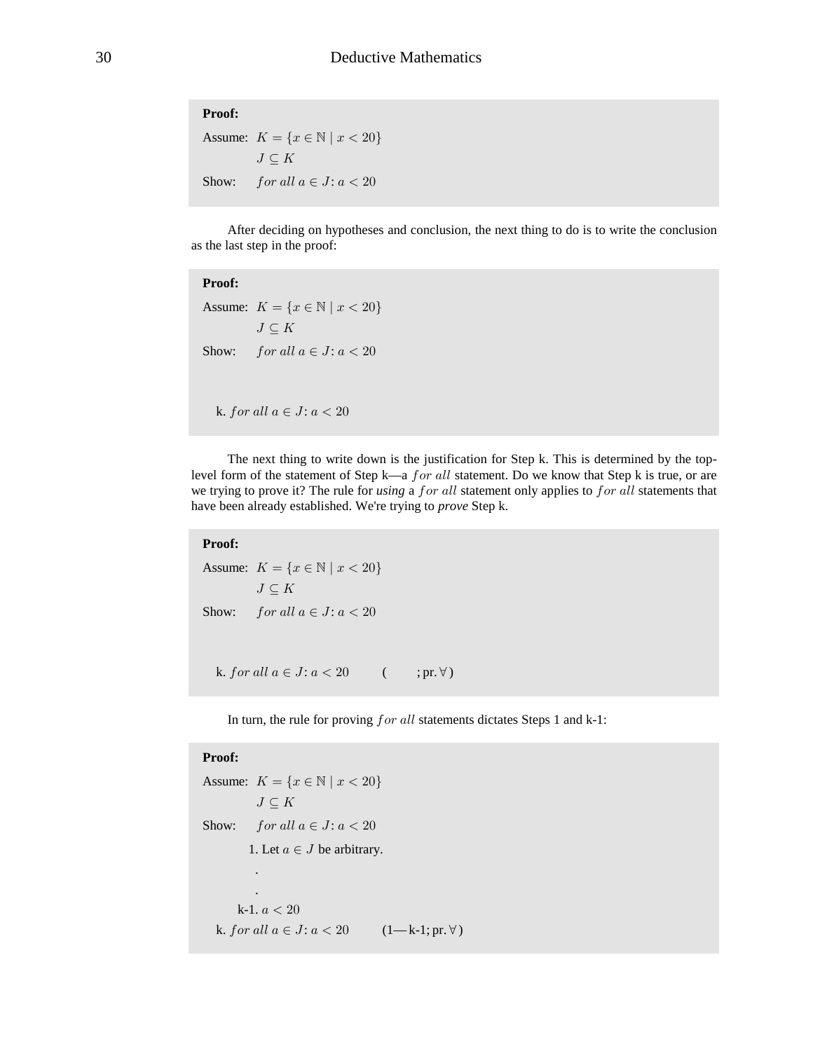**Proof:**

Assume: $K = \{x \in \mathbb{N} \mid x < 20\}$

$J \subseteq K$

Show: $for\ all\ a \in J\colon a < 20$

After deciding on hypotheses and conclusion, the next thing to do is to write the conclusion as the last step in the proof:

**Proof:**

Assume: $K = \{x \in \mathbb{N} \mid x < 20\}$

$J \subseteq K$

Show: $for\ all\ a \in J\colon a < 20$

k. $for\ all\ a \in J\colon a < 20$

The next thing to write down is the justification for Step k. This is determined by the top-level form of the statement of Step k—a $for\ all$ statement. Do we know that Step k is true, or are we trying to prove it? The rule for *using* a $for\ all$ statement only applies to $for\ all$ statements that have been already established. We're trying to *prove* Step k.

**Proof:**

Assume: $K = \{x \in \mathbb{N} \mid x < 20\}$

$J \subseteq K$

Show: $for\ all\ a \in J\colon a < 20$

k. $for\ all\ a \in J\colon a < 20$ ( ; pr. $\forall$ )

In turn, the rule for proving $for\ all$ statements dictates Steps 1 and k-1:

**Proof:**

Assume: $K = \{x \in \mathbb{N} \mid x < 20\}$

$J \subseteq K$

Show: $for\ all\ a \in J\colon a < 20$

1. Let $a \in J$ be arbitrary.

.

.

k-1. $a < 20$

k. $for\ all\ a \in J\colon a < 20$ (1—k-1; pr. $\forall$ )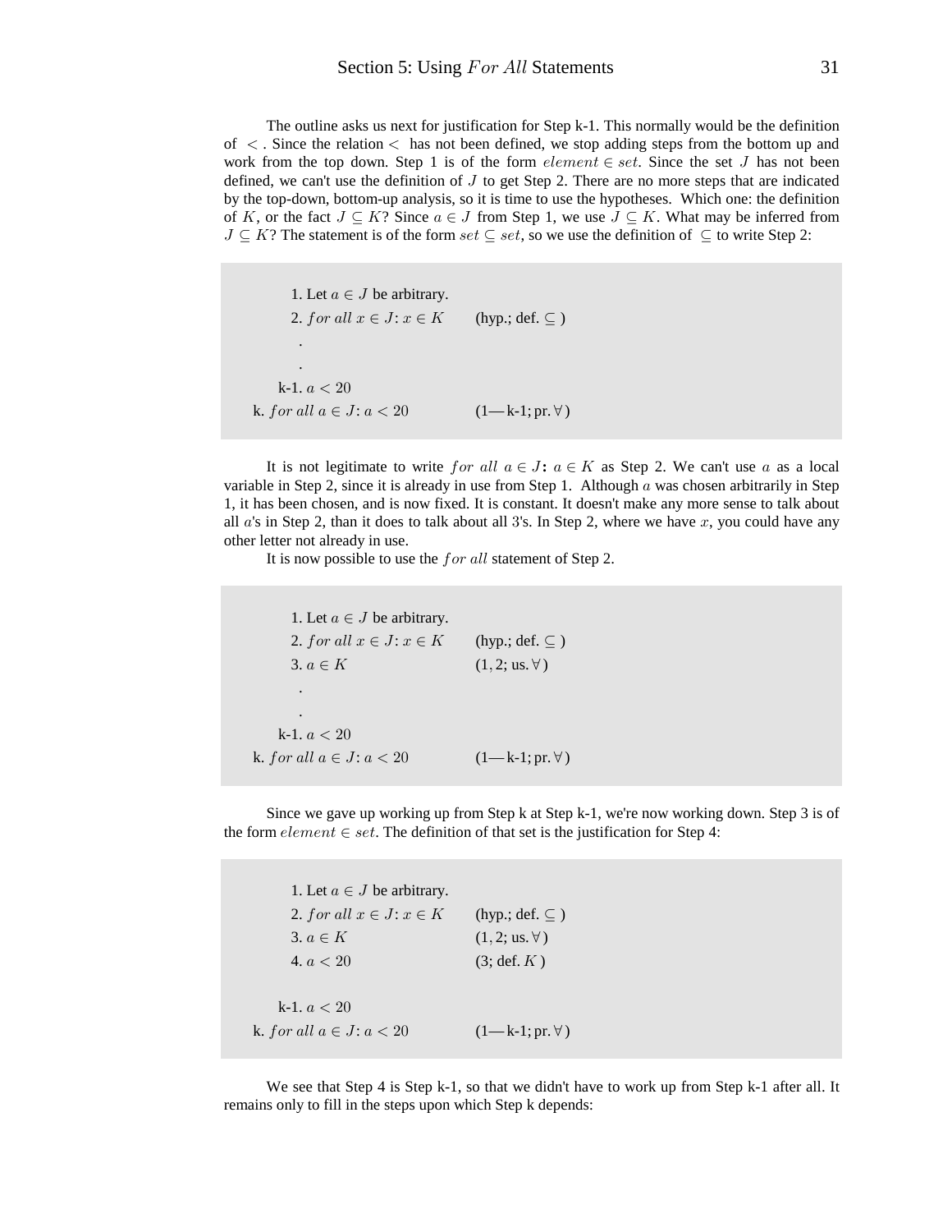The outline asks us next for justification for Step k-1. This normally would be the definition of $<$. Since the relation $<$ has not been defined, we stop adding steps from the bottom up and work from the top down. Step 1 is of the form $element \in set$. Since the set $J$ has not been defined, we can't use the definition of $J$ to get Step 2. There are no more steps that are indicated by the top-down, bottom-up analysis, so it is time to use the hypotheses. Which one: the definition of $K$, or the fact $J \subseteq K$? Since $a \in J$ from Step 1, we use $J \subseteq K$. What may be inferred from $J \subseteq K$? The statement is of the form $set \subseteq set$, so we use the definition of $\subseteq$ to write Step 2:

| | |
|---|---|
| 1. Let $a \in J$ be arbitrary. | |
| 2. $for\ all\ x \in J$: $x \in K$ | (hyp.; def. $\subseteq$) |
| . | |
| . | |
| k-1. $a < 20$ | |
| k. $for\ all\ a \in J$: $a < 20$ | (1—k-1; pr. $\forall$) |

It is not legitimate to write $for\ all\ a \in J$: $a \in K$ as Step 2. We can't use $a$ as a local variable in Step 2, since it is already in use from Step 1. Although $a$ was chosen arbitrarily in Step 1, it has been chosen, and is now fixed. It is constant. It doesn't make any more sense to talk about all $a$'s in Step 2, than it does to talk about all 3's. In Step 2, where we have $x$, you could have any other letter not already in use.

It is now possible to use the $for\ all$ statement of Step 2.

| | |
|---|---|
| 1. Let $a \in J$ be arbitrary. | |
| 2. $for\ all\ x \in J$: $x \in K$ | (hyp.; def. $\subseteq$) |
| 3. $a \in K$ | (1, 2; us. $\forall$) |
| . | |
| . | |
| k-1. $a < 20$ | |
| k. $for\ all\ a \in J$: $a < 20$ | (1—k-1; pr. $\forall$) |

Since we gave up working up from Step k at Step k-1, we're now working down. Step 3 is of the form $element \in set$. The definition of that set is the justification for Step 4:

| | |
|---|---|
| 1. Let $a \in J$ be arbitrary. | |
| 2. $for\ all\ x \in J$: $x \in K$ | (hyp.; def. $\subseteq$) |
| 3. $a \in K$ | (1, 2; us. $\forall$) |
| 4. $a < 20$ | (3; def. $K$) |
| | |
| k-1. $a < 20$ | |
| k. $for\ all\ a \in J$: $a < 20$ | (1—k-1; pr. $\forall$) |

We see that Step 4 is Step k-1, so that we didn't have to work up from Step k-1 after all. It remains only to fill in the steps upon which Step k depends: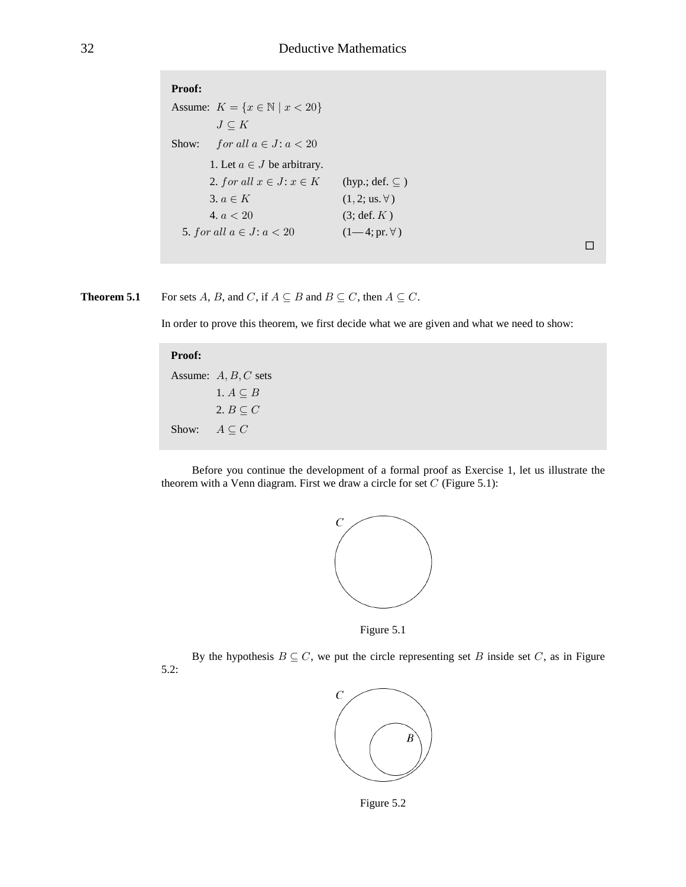**Proof:**

Assume: $K = \{x \in \mathbb{N} \mid x < 20\}$

$J \subseteq K$

Show: $\mathit{for\ all}\ a \in J\colon a < 20$

1. Let $a \in J$ be arbitrary.
2. $\mathit{for\ all}\ x \in J\colon x \in K$ (hyp.; def. $\subseteq$ )
3. $a \in K$ $(1, 2;$ us. $\forall)$
4. $a < 20$ (3; def. $K$ )

5. $\mathit{for\ all}\ a \in J\colon a < 20$ (1—4; pr. $\forall$ )

□

**Theorem 5.1** For sets $A$, $B$, and $C$, if $A \subseteq B$ and $B \subseteq C$, then $A \subseteq C$.

In order to prove this theorem, we first decide what we are given and what we need to show:

**Proof:**

Assume: $A, B, C$ sets

1. $A \subseteq B$
2. $B \subseteq C$

Show: $A \subseteq C$

Before you continue the development of a formal proof as Exercise 1, let us illustrate the theorem with a Venn diagram. First we draw a circle for set $C$ (Figure 5.1):

Figure 5.1

By the hypothesis $B \subseteq C$, we put the circle representing set $B$ inside set $C$, as in Figure 5.2:

Figure 5.2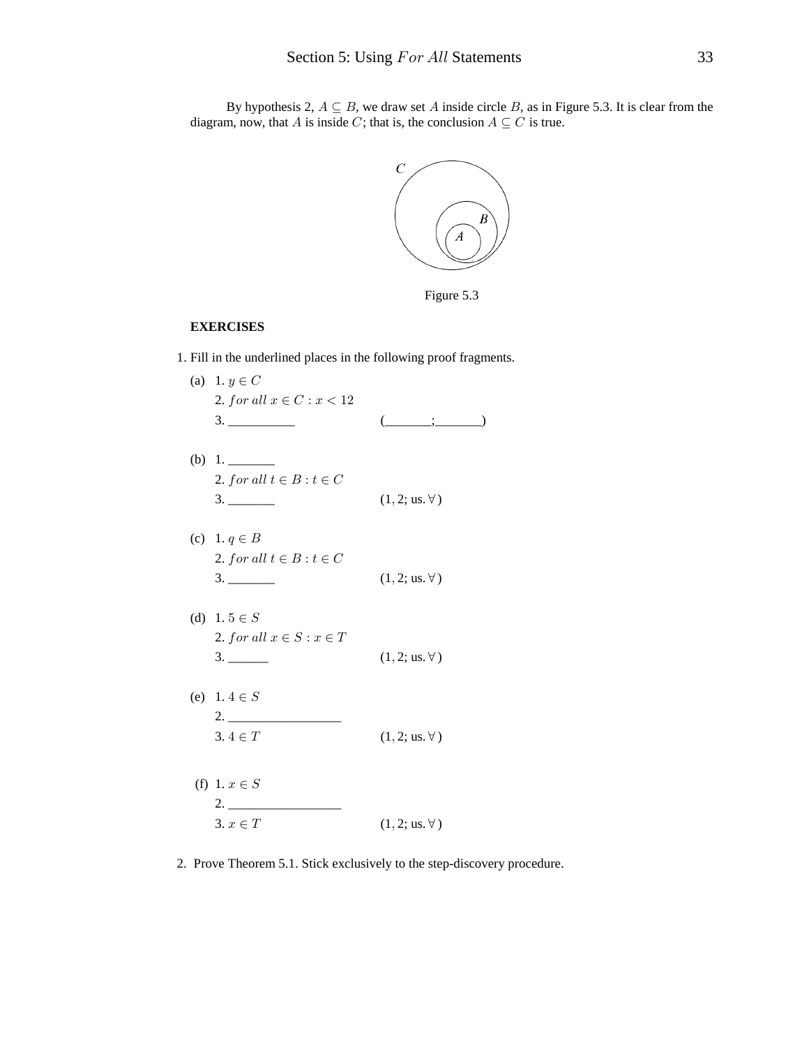By hypothesis 2, $A \subseteq B$, we draw set $A$ inside circle $B$, as in Figure 5.3. It is clear from the diagram, now, that $A$ is inside $C$; that is, the conclusion $A \subseteq C$ is true.

Figure 5.3

**EXERCISES**

1. Fill in the underlined places in the following proof fragments.

(a) 1. $y \in C$
   2. $for\ all\ x \in C : x < 12$
   3. \_\_\_\_\_\_\_\_\_\_ (\_\_\_\_\_\_\_;\_\_\_\_\_\_\_)

(b) 1. \_\_\_\_\_\_\_
   2. $for\ all\ t \in B : t \in C$
   3. \_\_\_\_\_\_\_ $(1, 2;$ us. $\forall)$

(c) 1. $q \in B$
   2. $for\ all\ t \in B : t \in C$
   3. \_\_\_\_\_\_\_ $(1, 2;$ us. $\forall)$

(d) 1. $5 \in S$
   2. $for\ all\ x \in S : x \in T$
   3. \_\_\_\_\_\_ $(1, 2;$ us. $\forall)$

(e) 1. $4 \in S$
   2. \_\_\_\_\_\_\_\_\_\_\_\_\_\_\_\_\_
   3. $4 \in T$ $(1, 2;$ us. $\forall)$

(f) 1. $x \in S$
   2. \_\_\_\_\_\_\_\_\_\_\_\_\_\_\_\_\_
   3. $x \in T$ $(1, 2;$ us. $\forall)$

2. Prove Theorem 5.1. Stick exclusively to the step-discovery procedure.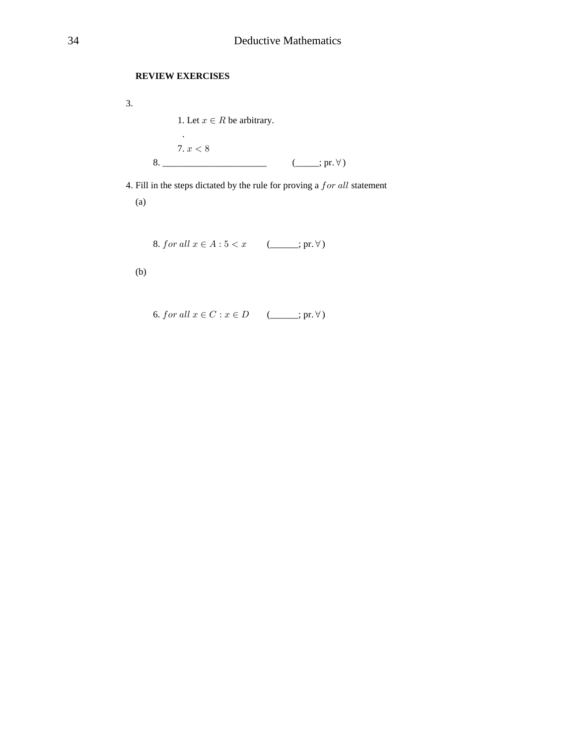**REVIEW EXERCISES**

3.

1. Let $x \in R$ be arbitrary.

.

7. $x < 8$

8. ______________________ (_____; pr. $\forall$ )

4. Fill in the steps dictated by the rule for proving a $for\ all$ statement

(a)

8. $for\ all\ x \in A : 5 < x$ (______; pr. $\forall$ )

(b)

6. $for\ all\ x \in C : x \in D$ (______; pr. $\forall$ )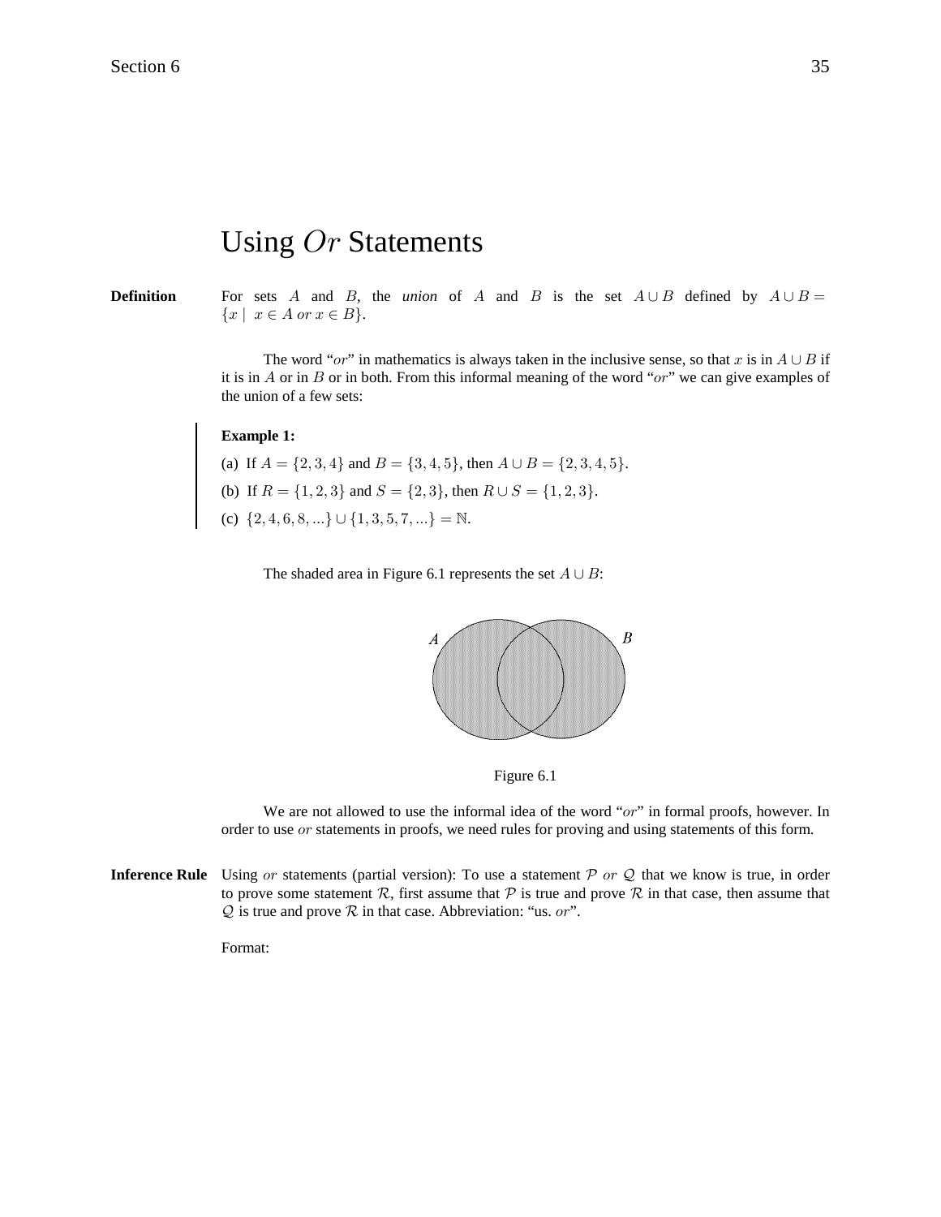# Using *Or* Statements

**Definition** For sets $A$ and $B$, the *union* of $A$ and $B$ is the set $A \cup B$ defined by $A \cup B = \{x \mid x \in A \text{ } or \text{ } x \in B\}$.

The word "*or*" in mathematics is always taken in the inclusive sense, so that $x$ is in $A \cup B$ if it is in $A$ or in $B$ or in both. From this informal meaning of the word "*or*" we can give examples of the union of a few sets:

**Example 1:**

(a) If $A = \{2, 3, 4\}$ and $B = \{3, 4, 5\}$, then $A \cup B = \{2, 3, 4, 5\}$.

(b) If $R = \{1, 2, 3\}$ and $S = \{2, 3\}$, then $R \cup S = \{1, 2, 3\}$.

(c) $\{2, 4, 6, 8, ...\} \cup \{1, 3, 5, 7, ...\} = \mathbb{N}$.

The shaded area in Figure 6.1 represents the set $A \cup B$:

Figure 6.1

We are not allowed to use the informal idea of the word "*or*" in formal proofs, however. In order to use *or* statements in proofs, we need rules for proving and using statements of this form.

**Inference Rule** Using *or* statements (partial version): To use a statement $\mathcal{P}$ *or* $\mathcal{Q}$ that we know is true, in order to prove some statement $\mathcal{R}$, first assume that $\mathcal{P}$ is true and prove $\mathcal{R}$ in that case, then assume that $\mathcal{Q}$ is true and prove $\mathcal{R}$ in that case. Abbreviation: "us. *or*".

Format: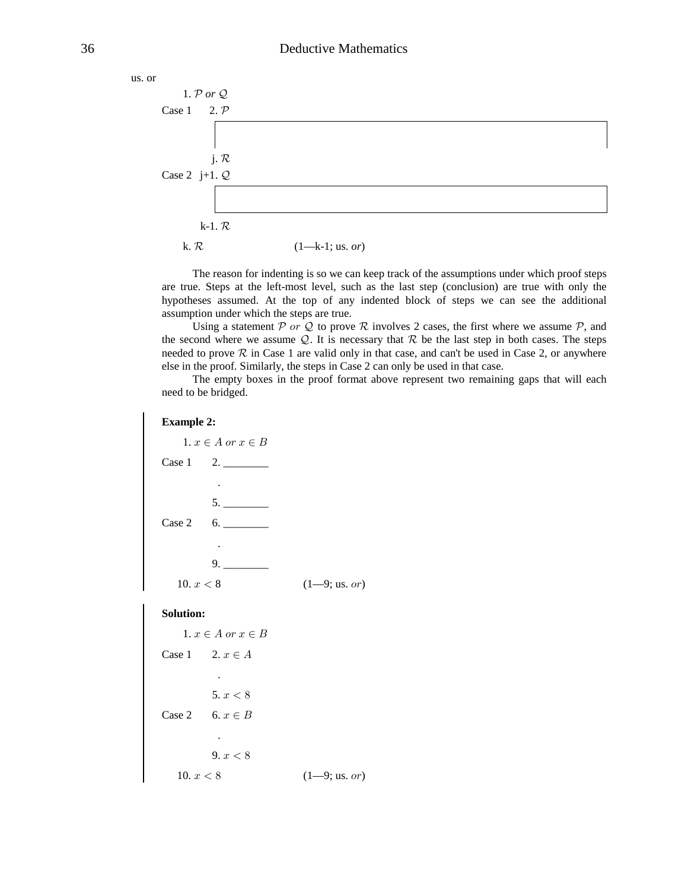us. or

1. $\mathcal{P}$ *or* $\mathcal{Q}$

Case 1 &nbsp;&nbsp; 2. $\mathcal{P}$

&nbsp;&nbsp;&nbsp;&nbsp;&nbsp;&nbsp;&nbsp;&nbsp; j. $\mathcal{R}$

Case 2 &nbsp;&nbsp; j+1. $\mathcal{Q}$

&nbsp;&nbsp;&nbsp;&nbsp;&nbsp;&nbsp;&nbsp;&nbsp; k-1. $\mathcal{R}$

k. $\mathcal{R}$ &nbsp;&nbsp;&nbsp;&nbsp;&nbsp;&nbsp;&nbsp;&nbsp; (1—k-1; us. *or*)

The reason for indenting is so we can keep track of the assumptions under which proof steps are true. Steps at the left-most level, such as the last step (conclusion) are true with only the hypotheses assumed. At the top of any indented block of steps we can see the additional assumption under which the steps are true.

Using a statement $\mathcal{P}$ *or* $\mathcal{Q}$ to prove $\mathcal{R}$ involves 2 cases, the first where we assume $\mathcal{P}$, and the second where we assume $\mathcal{Q}$. It is necessary that $\mathcal{R}$ be the last step in both cases. The steps needed to prove $\mathcal{R}$ in Case 1 are valid only in that case, and can't be used in Case 2, or anywhere else in the proof. Similarly, the steps in Case 2 can only be used in that case.

The empty boxes in the proof format above represent two remaining gaps that will each need to be bridged.

**Example 2:**

1. $x \in A$ *or* $x \in B$

Case 1 &nbsp;&nbsp; 2. ________

&nbsp;&nbsp;&nbsp;&nbsp;&nbsp;&nbsp;&nbsp;&nbsp; .

&nbsp;&nbsp;&nbsp;&nbsp;&nbsp;&nbsp;&nbsp;&nbsp; 5. ________

Case 2 &nbsp;&nbsp; 6. ________

&nbsp;&nbsp;&nbsp;&nbsp;&nbsp;&nbsp;&nbsp;&nbsp; .

&nbsp;&nbsp;&nbsp;&nbsp;&nbsp;&nbsp;&nbsp;&nbsp; 9. ________

10. $x < 8$ &nbsp;&nbsp;&nbsp;&nbsp;&nbsp;&nbsp;&nbsp;&nbsp; (1—9; us. *or*)

**Solution:**

1. $x \in A$ *or* $x \in B$

Case 1 &nbsp;&nbsp; 2. $x \in A$

&nbsp;&nbsp;&nbsp;&nbsp;&nbsp;&nbsp;&nbsp;&nbsp; .

&nbsp;&nbsp;&nbsp;&nbsp;&nbsp;&nbsp;&nbsp;&nbsp; 5. $x < 8$

Case 2 &nbsp;&nbsp; 6. $x \in B$

&nbsp;&nbsp;&nbsp;&nbsp;&nbsp;&nbsp;&nbsp;&nbsp; .

&nbsp;&nbsp;&nbsp;&nbsp;&nbsp;&nbsp;&nbsp;&nbsp; 9. $x < 8$

10. $x < 8$ &nbsp;&nbsp;&nbsp;&nbsp;&nbsp;&nbsp;&nbsp;&nbsp; (1—9; us. *or*)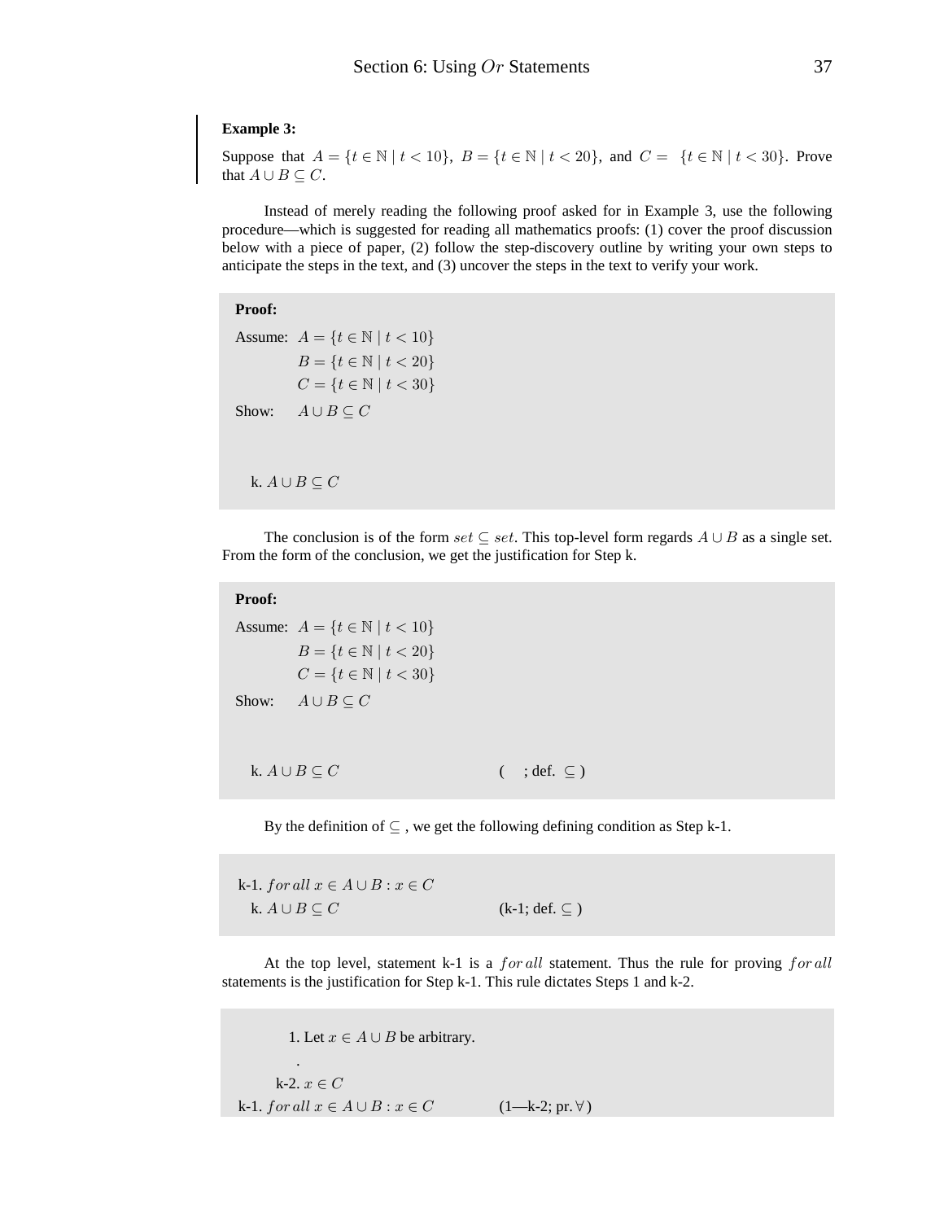**Example 3:**

Suppose that $A = \{t \in \mathbb{N} \mid t < 10\}$, $B = \{t \in \mathbb{N} \mid t < 20\}$, and $C = \{t \in \mathbb{N} \mid t < 30\}$. Prove that $A \cup B \subseteq C$.

Instead of merely reading the following proof asked for in Example 3, use the following procedure—which is suggested for reading all mathematics proofs: (1) cover the proof discussion below with a piece of paper, (2) follow the step-discovery outline by writing your own steps to anticipate the steps in the text, and (3) uncover the steps in the text to verify your work.

**Proof:**

Assume: $A = \{t \in \mathbb{N} \mid t < 10\}$
$B = \{t \in \mathbb{N} \mid t < 20\}$
$C = \{t \in \mathbb{N} \mid t < 30\}$

Show: $A \cup B \subseteq C$

k. $A \cup B \subseteq C$

The conclusion is of the form $set \subseteq set$. This top-level form regards $A \cup B$ as a single set. From the form of the conclusion, we get the justification for Step k.

**Proof:**

Assume: $A = \{t \in \mathbb{N} \mid t < 10\}$
$B = \{t \in \mathbb{N} \mid t < 20\}$
$C = \{t \in \mathbb{N} \mid t < 30\}$

Show: $A \cup B \subseteq C$

k. $A \cup B \subseteq C$ ( ; def. $\subseteq$ )

By the definition of $\subseteq$ , we get the following defining condition as Step k-1.

k-1. $for\,all\; x \in A \cup B : x \in C$
k. $A \cup B \subseteq C$ (k-1; def. $\subseteq$ )

At the top level, statement k-1 is a $for\,all$ statement. Thus the rule for proving $for\,all$ statements is the justification for Step k-1. This rule dictates Steps 1 and k-2.

1. Let $x \in A \cup B$ be arbitrary.
.
k-2. $x \in C$
k-1. $for\,all\; x \in A \cup B : x \in C$ (1—k-2; pr. $\forall$)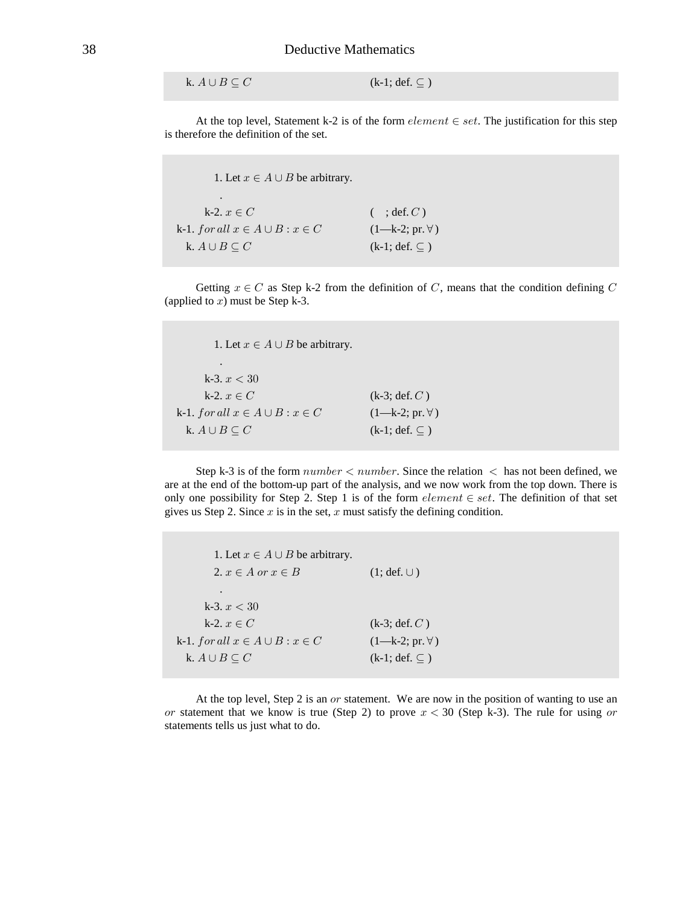| | |
|---|---|
| k. $A \cup B \subseteq C$ | (k-1; def. $\subseteq$ ) |

At the top level, Statement k-2 is of the form $element \in set$. The justification for this step is therefore the definition of the set.

| | |
|---|---|
| 1. Let $x \in A \cup B$ be arbitrary. | |
| . | |
| k-2. $x \in C$ | ( ; def. $C$ ) |
| k-1. $for\, all\; x \in A \cup B : x \in C$ | (1—k-2; pr. $\forall$ ) |
| k. $A \cup B \subseteq C$ | (k-1; def. $\subseteq$ ) |

Getting $x \in C$ as Step k-2 from the definition of $C$, means that the condition defining $C$ (applied to $x$) must be Step k-3.

| | |
|---|---|
| 1. Let $x \in A \cup B$ be arbitrary. | |
| . | |
| k-3. $x < 30$ | |
| k-2. $x \in C$ | (k-3; def. $C$ ) |
| k-1. $for\, all\; x \in A \cup B : x \in C$ | (1—k-2; pr. $\forall$ ) |
| k. $A \cup B \subseteq C$ | (k-1; def. $\subseteq$ ) |

Step k-3 is of the form $number < number$. Since the relation $<$ has not been defined, we are at the end of the bottom-up part of the analysis, and we now work from the top down. There is only one possibility for Step 2. Step 1 is of the form $element \in set$. The definition of that set gives us Step 2. Since $x$ is in the set, $x$ must satisfy the defining condition.

| | |
|---|---|
| 1. Let $x \in A \cup B$ be arbitrary. | |
| 2. $x \in A \; or \; x \in B$ | (1; def. $\cup$ ) |
| . | |
| k-3. $x < 30$ | |
| k-2. $x \in C$ | (k-3; def. $C$ ) |
| k-1. $for\, all\; x \in A \cup B : x \in C$ | (1—k-2; pr. $\forall$ ) |
| k. $A \cup B \subseteq C$ | (k-1; def. $\subseteq$ ) |

At the top level, Step 2 is an $or$ statement. We are now in the position of wanting to use an $or$ statement that we know is true (Step 2) to prove $x < 30$ (Step k-3). The rule for using $or$ statements tells us just what to do.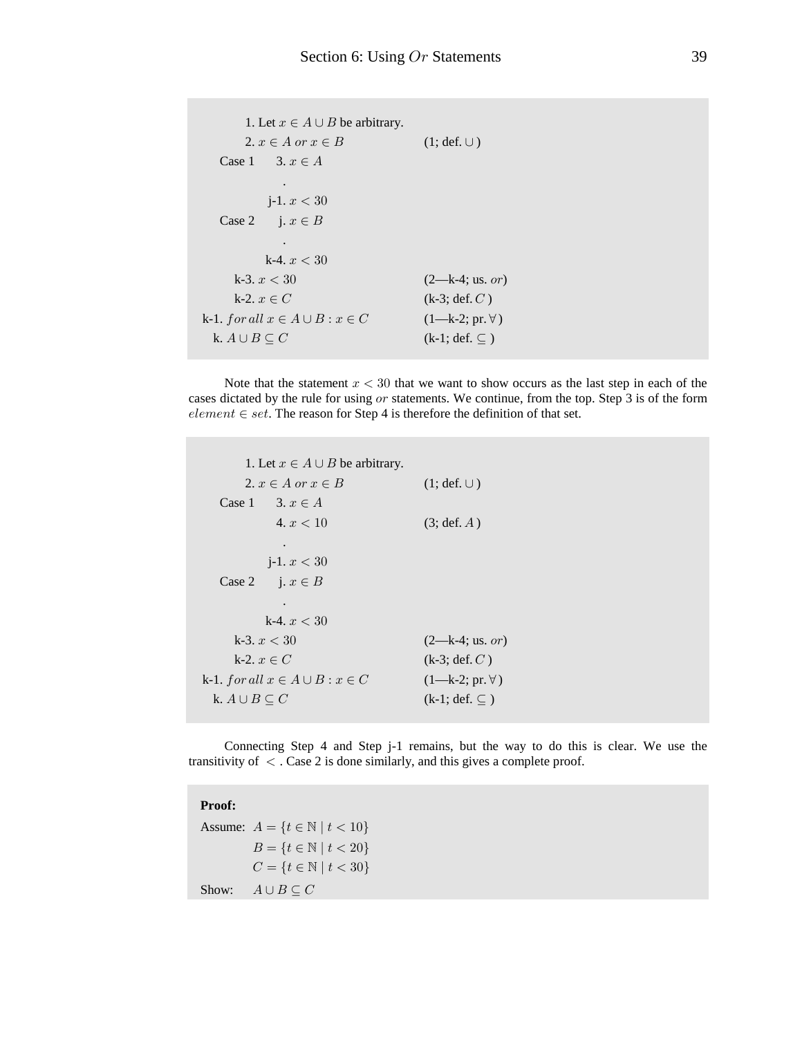| | | |
|---|---|---|
| | 1. Let $x \in A \cup B$ be arbitrary. | |
| | 2. $x \in A$ *or* $x \in B$ | (1; def. $\cup$) |
| Case 1 | 3. $x \in A$ | |
| | . | |
| | j-1. $x < 30$ | |
| Case 2 | j. $x \in B$ | |
| | . | |
| | k-4. $x < 30$ | |
| | k-3. $x < 30$ | (2—k-4; us. *or*) |
| | k-2. $x \in C$ | (k-3; def. $C$) |
| | k-1. $for\,all\ x \in A \cup B : x \in C$ | (1—k-2; pr. $\forall$) |
| | k. $A \cup B \subseteq C$ | (k-1; def. $\subseteq$) |

Note that the statement $x < 30$ that we want to show occurs as the last step in each of the cases dictated by the rule for using *or* statements. We continue, from the top. Step 3 is of the form $element \in set$. The reason for Step 4 is therefore the definition of that set.

| | | |
|---|---|---|
| | 1. Let $x \in A \cup B$ be arbitrary. | |
| | 2. $x \in A$ *or* $x \in B$ | (1; def. $\cup$) |
| Case 1 | 3. $x \in A$ | |
| | 4. $x < 10$ | (3; def. $A$) |
| | . | |
| | j-1. $x < 30$ | |
| Case 2 | j. $x \in B$ | |
| | . | |
| | k-4. $x < 30$ | |
| | k-3. $x < 30$ | (2—k-4; us. *or*) |
| | k-2. $x \in C$ | (k-3; def. $C$) |
| | k-1. $for\,all\ x \in A \cup B : x \in C$ | (1—k-2; pr. $\forall$) |
| | k. $A \cup B \subseteq C$ | (k-1; def. $\subseteq$) |

Connecting Step 4 and Step j-1 remains, but the way to do this is clear. We use the transitivity of $<$. Case 2 is done similarly, and this gives a complete proof.

**Proof:**

Assume: $A = \{t \in \mathbb{N} \mid t < 10\}$
$B = \{t \in \mathbb{N} \mid t < 20\}$
$C = \{t \in \mathbb{N} \mid t < 30\}$

Show: $A \cup B \subseteq C$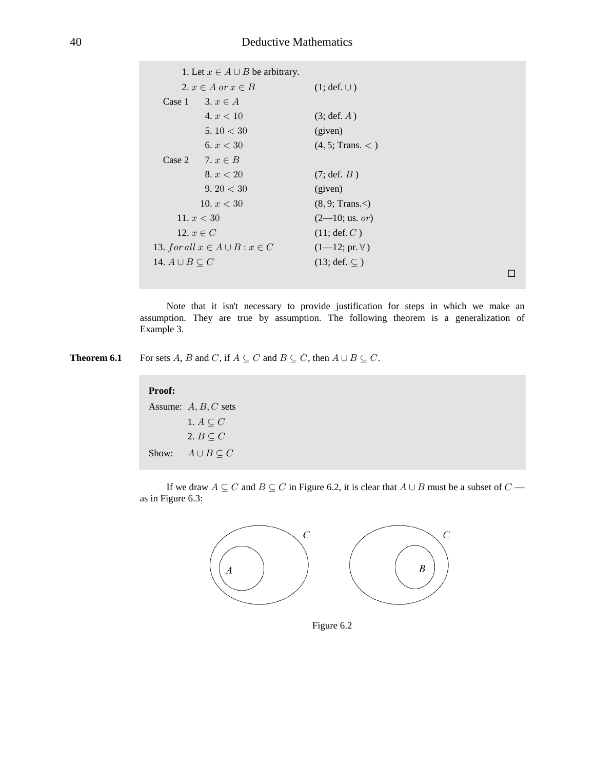| | | |
|---|---|---|
| | 1. Let $x \in A \cup B$ be arbitrary. | |
| | 2. $x \in A$ *or* $x \in B$ | (1; def. $\cup$) |
| Case 1 | 3. $x \in A$ | |
| | 4. $x < 10$ | (3; def. $A$) |
| | 5. $10 < 30$ | (given) |
| | 6. $x < 30$ | $(4, 5$; Trans. $<$) |
| Case 2 | 7. $x \in B$ | |
| | 8. $x < 20$ | (7; def. $B$) |
| | 9. $20 < 30$ | (given) |
| | 10. $x < 30$ | $(8, 9$; Trans.<) |
| | 11. $x < 30$ | (2—10; us. *or*) |
| | 12. $x \in C$ | (11; def. $C$) |
| | 13. *for all* $x \in A \cup B : x \in C$ | (1—12; pr. $\forall$) |
| | 14. $A \cup B \subseteq C$ | (13; def. $\subseteq$) |

□

Note that it isn't necessary to provide justification for steps in which we make an assumption. They are true by assumption. The following theorem is a generalization of Example 3.

**Theorem 6.1** For sets $A$, $B$ and $C$, if $A \subseteq C$ and $B \subseteq C$, then $A \cup B \subseteq C$.

**Proof:**

Assume: $A, B, C$ sets

1. $A \subseteq C$
2. $B \subseteq C$

Show: $A \cup B \subseteq C$

If we draw $A \subseteq C$ and $B \subseteq C$ in Figure 6.2, it is clear that $A \cup B$ must be a subset of $C$ — as in Figure 6.3:

Figure 6.2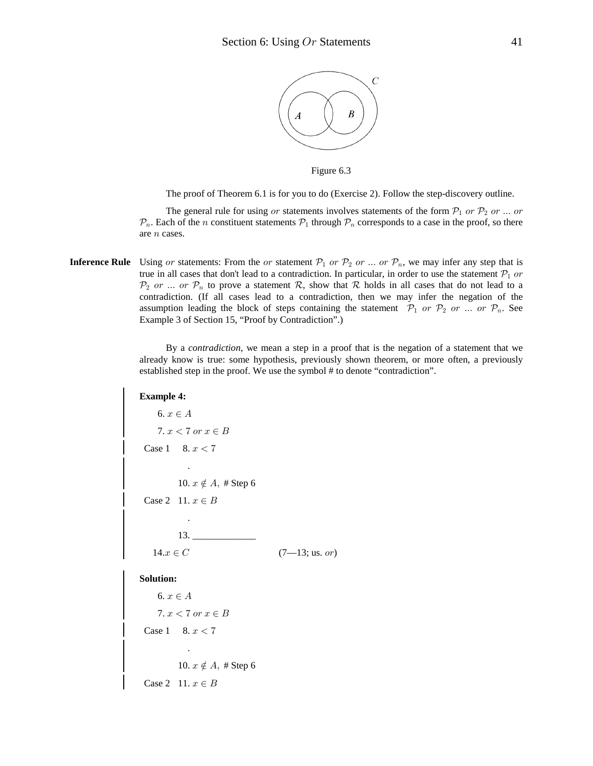Figure 6.3

The proof of Theorem 6.1 is for you to do (Exercise 2). Follow the step-discovery outline.

The general rule for using *or* statements involves statements of the form $\mathcal{P}_1$ *or* $\mathcal{P}_2$ *or ... or* $\mathcal{P}_n$. Each of the $n$ constituent statements $\mathcal{P}_1$ through $\mathcal{P}_n$ corresponds to a case in the proof, so there are $n$ cases.

**Inference Rule** Using *or* statements: From the *or* statement $\mathcal{P}_1$ *or* $\mathcal{P}_2$ *or ... or* $\mathcal{P}_n$, we may infer any step that is true in all cases that don't lead to a contradiction. In particular, in order to use the statement $\mathcal{P}_1$ *or* $\mathcal{P}_2$ *or ... or* $\mathcal{P}_n$ to prove a statement $\mathcal{R}$, show that $\mathcal{R}$ holds in all cases that do not lead to a contradiction. (If all cases lead to a contradiction, then we may infer the negation of the assumption leading the block of steps containing the statement $\mathcal{P}_1$ *or* $\mathcal{P}_2$ *or ... or* $\mathcal{P}_n$. See Example 3 of Section 15, "Proof by Contradiction".)

By a *contradiction*, we mean a step in a proof that is the negation of a statement that we already know is true: some hypothesis, previously shown theorem, or more often, a previously established step in the proof. We use the symbol # to denote "contradiction".

**Example 4:**

6. $x \in A$

7. $x < 7$ *or* $x \in B$

Case 1 &nbsp;&nbsp; 8. $x < 7$

.

10. $x \notin A,$ # Step 6

Case 2 &nbsp;&nbsp; 11. $x \in B$

.

13. _____________

14. $x \in C$ &nbsp;&nbsp;&nbsp;&nbsp;&nbsp;&nbsp;&nbsp;&nbsp;&nbsp;&nbsp;&nbsp;&nbsp;(7—13; us. *or*)

**Solution:**

6. $x \in A$

7. $x < 7$ *or* $x \in B$

Case 1 &nbsp;&nbsp; 8. $x < 7$

.

10. $x \notin A,$ # Step 6

Case 2 &nbsp;&nbsp; 11. $x \in B$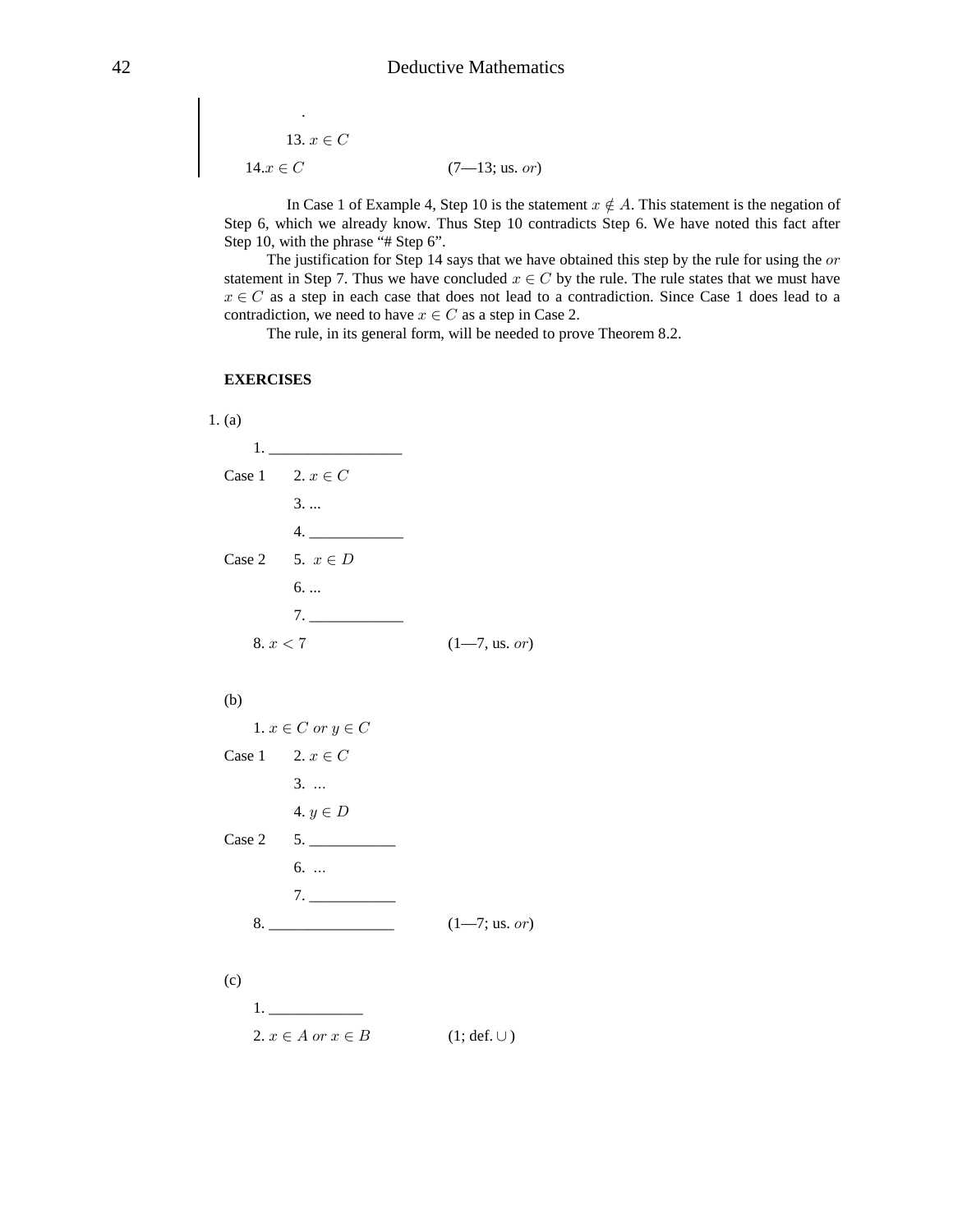.

13. $x \in C$

14.$x \in C$ (7—13; us. *or*)

In Case 1 of Example 4, Step 10 is the statement $x \notin A$. This statement is the negation of Step 6, which we already know. Thus Step 10 contradicts Step 6. We have noted this fact after Step 10, with the phrase "# Step 6".

The justification for Step 14 says that we have obtained this step by the rule for using the *or* statement in Step 7. Thus we have concluded $x \in C$ by the rule. The rule states that we must have $x \in C$ as a step in each case that does not lead to a contradiction. Since Case 1 does lead to a contradiction, we need to have $x \in C$ as a step in Case 2.

The rule, in its general form, will be needed to prove Theorem 8.2.

**EXERCISES**

1. (a)

1. _________________

Case 1 2. $x \in C$

3. ...

4. ____________

Case 2 5. $x \in D$

6. ...

7. ____________

8. $x < 7$ (1—7, us. *or*)

(b)

1. $x \in C$ *or* $y \in C$

Case 1 2. $x \in C$

3. ...

4. $y \in D$

Case 2 5. ___________

6. ...

7. ___________

8. ________________ (1—7; us. *or*)

(c)

1. ____________

2. $x \in A$ *or* $x \in B$ (1; def. $\cup$)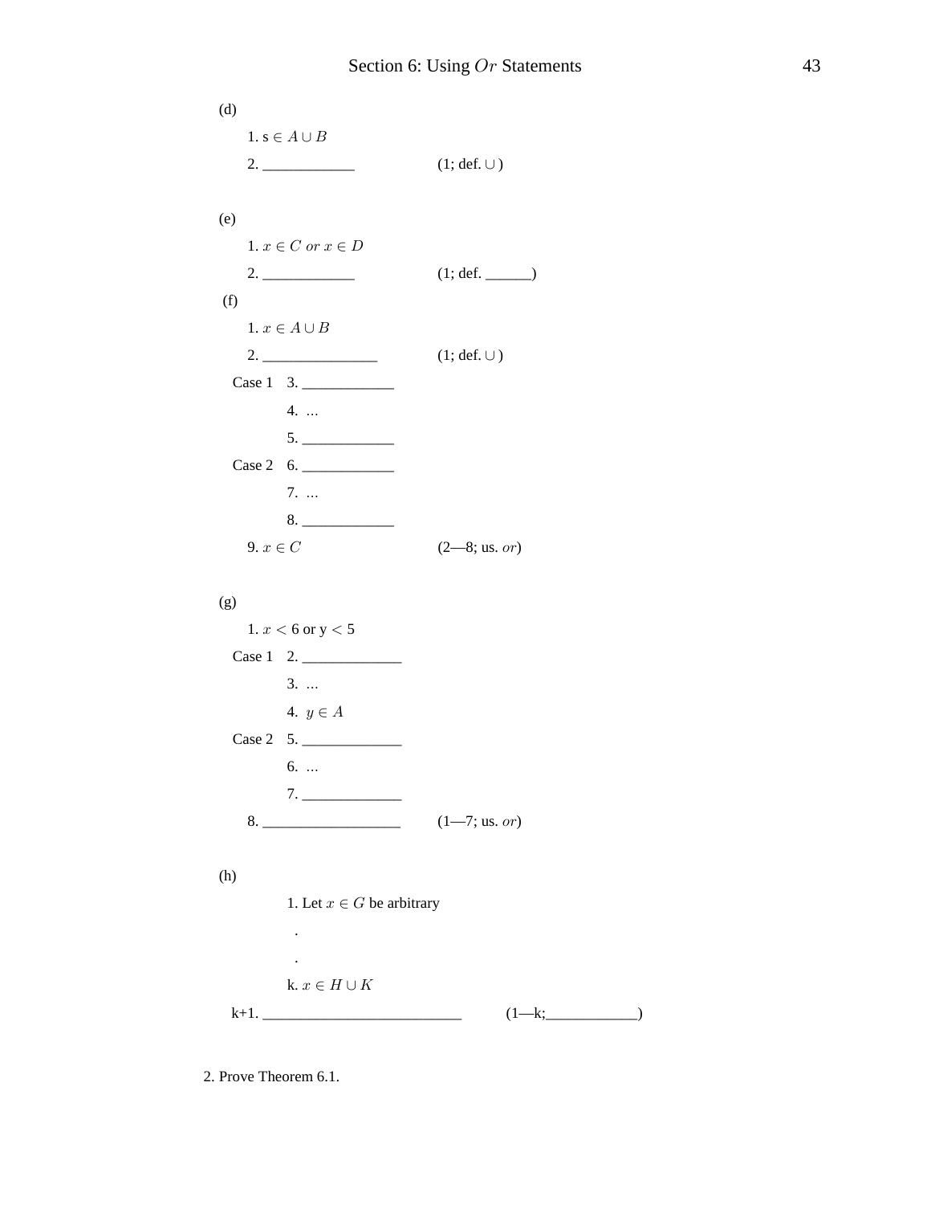(d)

1. s $\in A \cup B$
2. ____________ (1; def. $\cup$)

(e)

1. $x \in C \text{ or } x \in D$
2. ____________ (1; def. ______)

(f)

1. $x \in A \cup B$
2. _______________ (1; def. $\cup$)

Case 1 3. ____________

4. $\ldots$

5. ____________

Case 2 6. ____________

7. $\ldots$

8. ____________

9. $x \in C$ (2—8; us. $or$)

(g)

1. $x < 6$ or y $< 5$

Case 1 2. _____________

3. $\ldots$

4. $y \in A$

Case 2 5. _____________

6. $\ldots$

7. _____________

8. __________________ (1—7; us. $or$)

(h)

1. Let $x \in G$ be arbitrary

.

.

k. $x \in H \cup K$

k+1. __________________________ (1—k;____________)

2. Prove Theorem 6.1.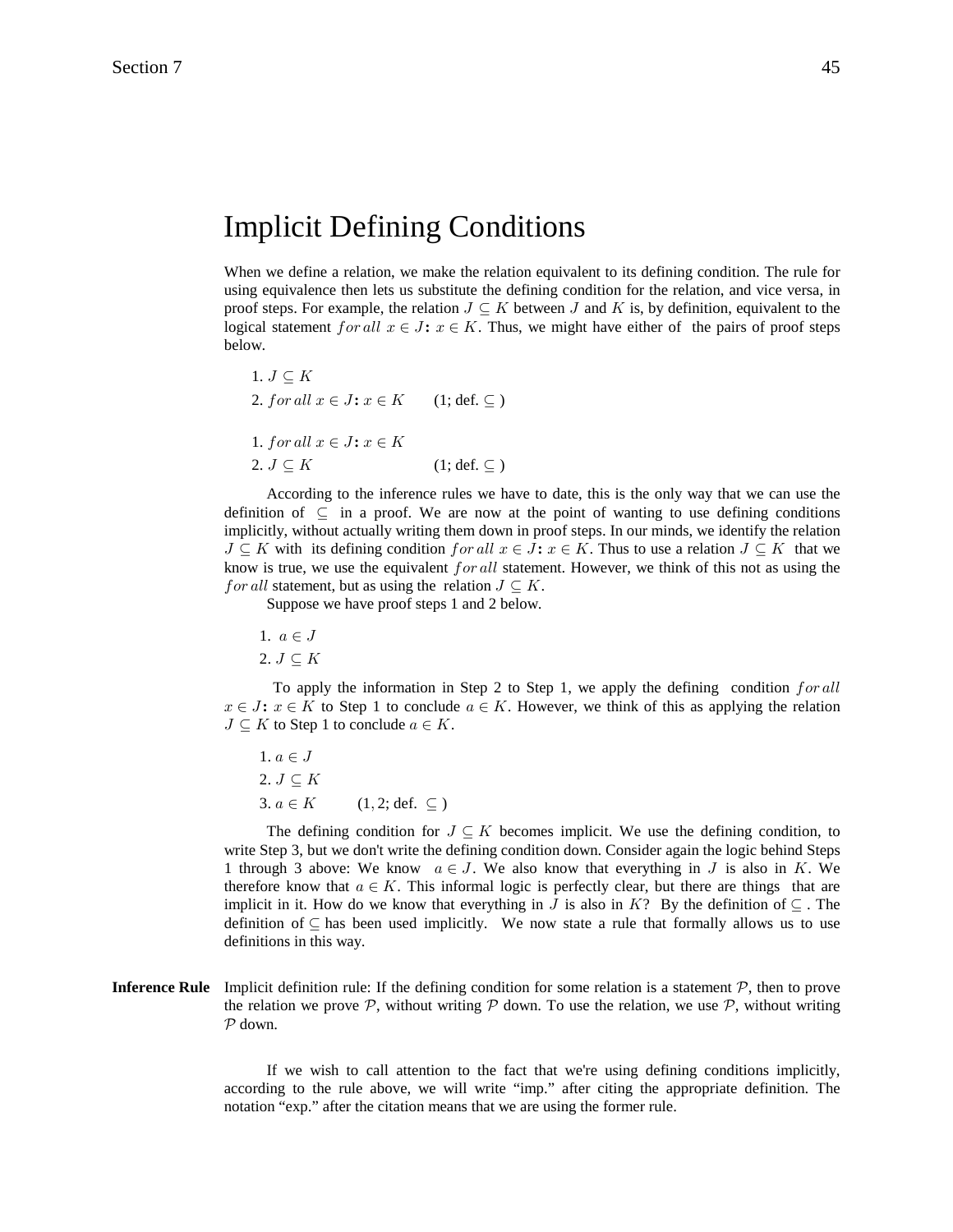# Implicit Defining Conditions

When we define a relation, we make the relation equivalent to its defining condition. The rule for using equivalence then lets us substitute the defining condition for the relation, and vice versa, in proof steps. For example, the relation $J \subseteq K$ between $J$ and $K$ is, by definition, equivalent to the logical statement $for\,all\ x \in J\colon x \in K$. Thus, we might have either of the pairs of proof steps below.

1. $J \subseteq K$
2. $for\,all\ x \in J\colon x \in K$ (1; def. $\subseteq$ )

1. $for\,all\ x \in J\colon x \in K$
2. $J \subseteq K$ (1; def. $\subseteq$ )

According to the inference rules we have to date, this is the only way that we can use the definition of $\subseteq$ in a proof. We are now at the point of wanting to use defining conditions implicitly, without actually writing them down in proof steps. In our minds, we identify the relation $J \subseteq K$ with its defining condition $for\,all\ x \in J\colon x \in K$. Thus to use a relation $J \subseteq K$ that we know is true, we use the equivalent $for\,all$ statement. However, we think of this not as using the $for\,all$ statement, but as using the relation $J \subseteq K$.

Suppose we have proof steps 1 and 2 below.

1. $a \in J$
2. $J \subseteq K$

To apply the information in Step 2 to Step 1, we apply the defining condition $for\,all\ x \in J\colon x \in K$ to Step 1 to conclude $a \in K$. However, we think of this as applying the relation $J \subseteq K$ to Step 1 to conclude $a \in K$.

1. $a \in J$
2. $J \subseteq K$
3. $a \in K$ ($1, 2$; def. $\subseteq$ )

The defining condition for $J \subseteq K$ becomes implicit. We use the defining condition, to write Step 3, but we don't write the defining condition down. Consider again the logic behind Steps 1 through 3 above: We know $a \in J$. We also know that everything in $J$ is also in $K$. We therefore know that $a \in K$. This informal logic is perfectly clear, but there are things that are implicit in it. How do we know that everything in $J$ is also in $K$? By the definition of $\subseteq$ . The definition of $\subseteq$ has been used implicitly. We now state a rule that formally allows us to use definitions in this way.

**Inference Rule** Implicit definition rule: If the defining condition for some relation is a statement $\mathcal{P}$, then to prove the relation we prove $\mathcal{P}$, without writing $\mathcal{P}$ down. To use the relation, we use $\mathcal{P}$, without writing $\mathcal{P}$ down.

If we wish to call attention to the fact that we're using defining conditions implicitly, according to the rule above, we will write "imp." after citing the appropriate definition. The notation "exp." after the citation means that we are using the former rule.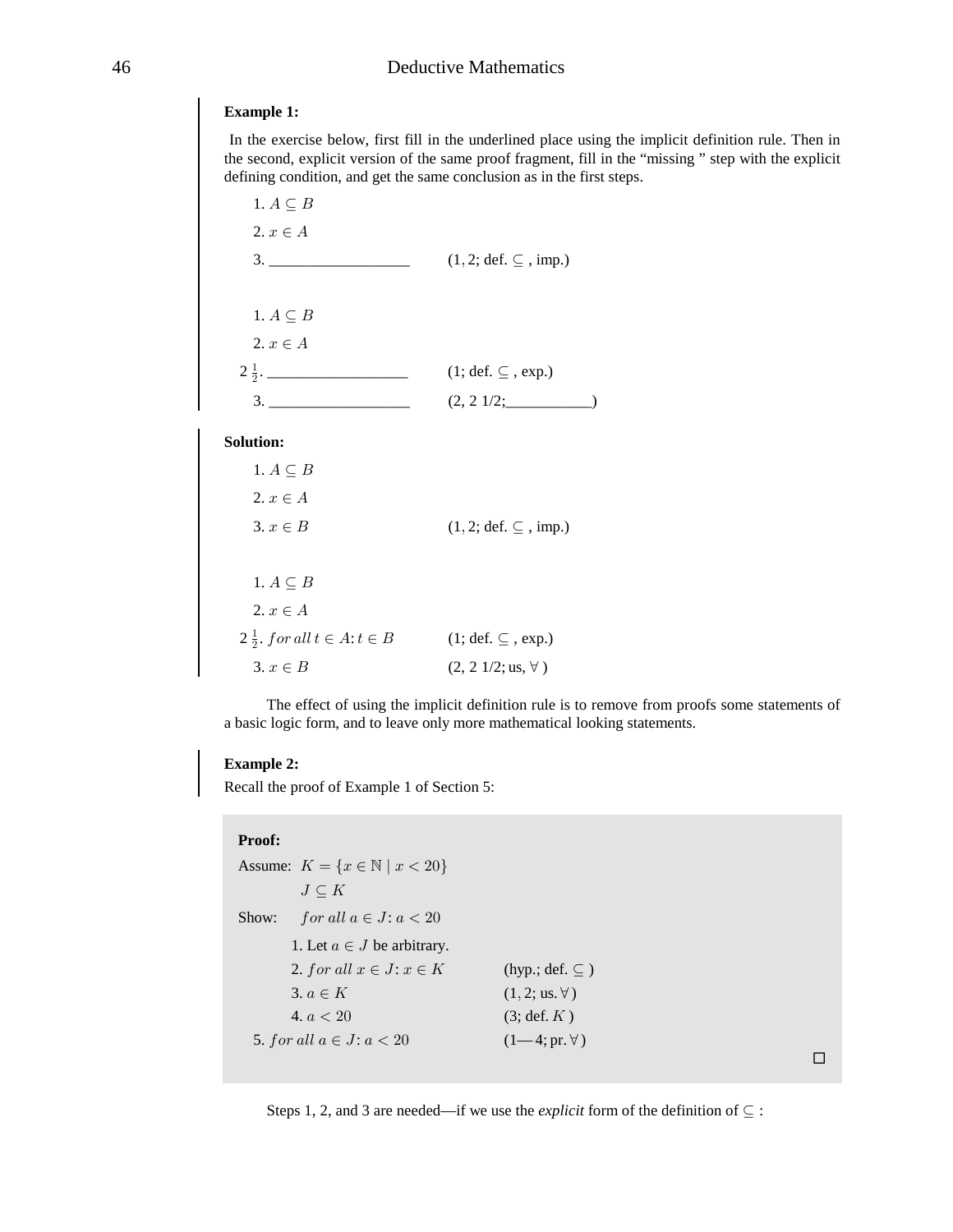**Example 1:**

In the exercise below, first fill in the underlined place using the implicit definition rule. Then in the second, explicit version of the same proof fragment, fill in the "missing " step with the explicit defining condition, and get the same conclusion as in the first steps.

| | |
|---|---|
| 1. $A \subseteq B$ | |
| 2. $x \in A$ | |
| 3. ________________ | $(1, 2$; def. $\subseteq$ , imp.) |

| | |
|---|---|
| 1. $A \subseteq B$ | |
| 2. $x \in A$ | |
| $2\,\frac{1}{2}$. ________________ | (1; def. $\subseteq$ , exp.) |
| 3. ________________ | (2, 2 1/2;__________) |

**Solution:**

| | |
|---|---|
| 1. $A \subseteq B$ | |
| 2. $x \in A$ | |
| 3. $x \in B$ | $(1, 2$; def. $\subseteq$ , imp.) |

| | |
|---|---|
| 1. $A \subseteq B$ | |
| 2. $x \in A$ | |
| $2\,\frac{1}{2}$. $for\,all\; t \in A \colon t \in B$ | (1; def. $\subseteq$ , exp.) |
| 3. $x \in B$ | (2, 2 1/2; us, $\forall$ ) |

The effect of using the implicit definition rule is to remove from proofs some statements of a basic logic form, and to leave only more mathematical looking statements.

**Example 2:**

Recall the proof of Example 1 of Section 5:

**Proof:**

Assume: $K = \{x \in \mathbb{N} \mid x < 20\}$

$J \subseteq K$

Show: $for\ all\ a \in J \colon a < 20$

| | |
|---|---|
| 1. Let $a \in J$ be arbitrary. | |
| 2. $for\ all\ x \in J \colon x \in K$ | (hyp.; def. $\subseteq$ ) |
| 3. $a \in K$ | $(1, 2$; us. $\forall$ ) |
| 4. $a < 20$ | (3; def. $K$ ) |
| 5. $for\ all\ a \in J \colon a < 20$ | (1— 4; pr. $\forall$ ) |

□

Steps 1, 2, and 3 are needed—if we use the *explicit* form of the definition of $\subseteq$ :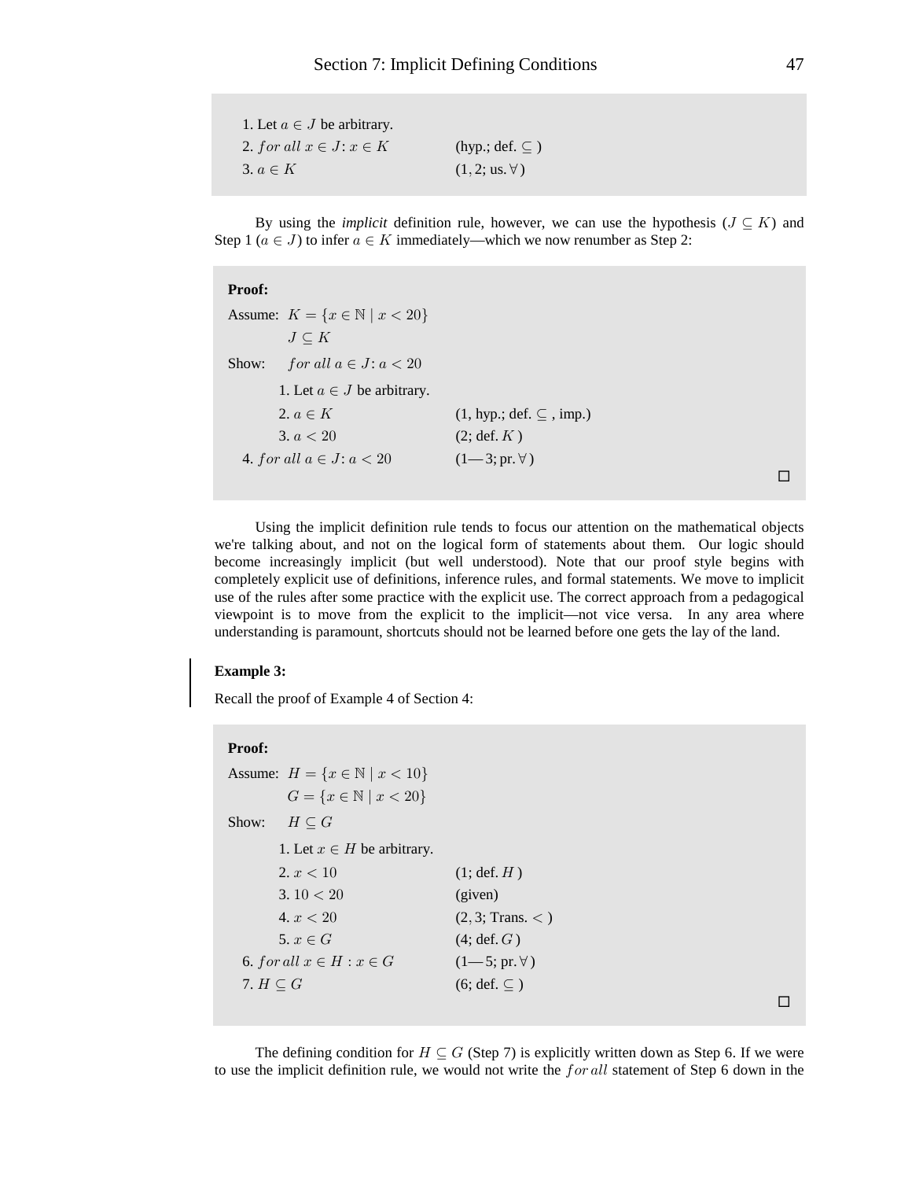1. Let $a \in J$ be arbitrary.
2. $for\ all\ x \in J\colon x \in K$ (hyp.; def. $\subseteq$ )
3. $a \in K$ $(1, 2;\text{us.}\,\forall)$

By using the *implicit* definition rule, however, we can use the hypothesis ($J \subseteq K$) and Step 1 ($a \in J$) to infer $a \in K$ immediately—which we now renumber as Step 2:

**Proof:**

Assume: $K = \{x \in \mathbb{N} \mid x < 20\}$
$J \subseteq K$

Show: $for\ all\ a \in J\colon a < 20$

1. Let $a \in J$ be arbitrary.
2. $a \in K$ (1, hyp.; def. $\subseteq$ , imp.)
3. $a < 20$ (2; def. $K$ )

4. $for\ all\ a \in J\colon a < 20$ (1—3; pr. $\forall$ )

□

Using the implicit definition rule tends to focus our attention on the mathematical objects we're talking about, and not on the logical form of statements about them. Our logic should become increasingly implicit (but well understood). Note that our proof style begins with completely explicit use of definitions, inference rules, and formal statements. We move to implicit use of the rules after some practice with the explicit use. The correct approach from a pedagogical viewpoint is to move from the explicit to the implicit—not vice versa. In any area where understanding is paramount, shortcuts should not be learned before one gets the lay of the land.

**Example 3:**

Recall the proof of Example 4 of Section 4:

**Proof:**

Assume: $H = \{x \in \mathbb{N} \mid x < 10\}$
$G = \{x \in \mathbb{N} \mid x < 20\}$

Show: $H \subseteq G$

1. Let $x \in H$ be arbitrary.
2. $x < 10$ (1; def. $H$ )
3. $10 < 20$ (given)
4. $x < 20$ (2, 3; Trans. $<$ )
5. $x \in G$ (4; def. $G$ )

6. $for\,all\ x \in H : x \in G$ (1—5; pr. $\forall$ )
7. $H \subseteq G$ (6; def. $\subseteq$ )

□

The defining condition for $H \subseteq G$ (Step 7) is explicitly written down as Step 6. If we were to use the implicit definition rule, we would not write the $for\,all$ statement of Step 6 down in the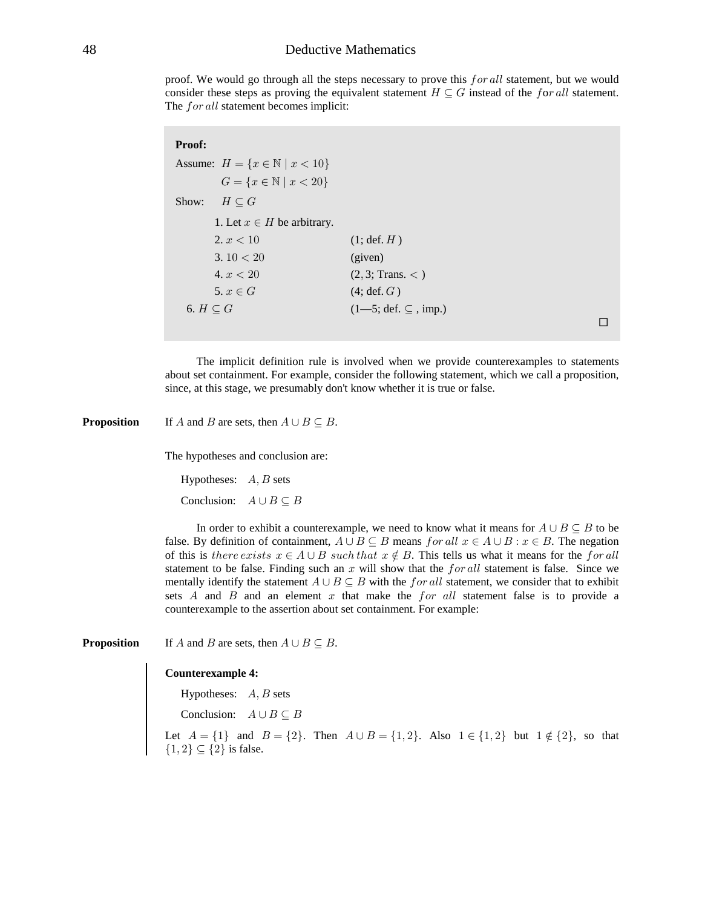proof. We would go through all the steps necessary to prove this $for\,all$ statement, but we would consider these steps as proving the equivalent statement $H \subseteq G$ instead of the $for\,all$ statement. The $for\,all$ statement becomes implicit:

> **Proof:**
>
> Assume: $H = \{x \in \mathbb{N} \mid x < 10\}$
>
> $G = \{x \in \mathbb{N} \mid x < 20\}$
>
> Show: $H \subseteq G$
>
> | | |
> |---|---|
> | 1. Let $x \in H$ be arbitrary. | |
> | 2. $x < 10$ | (1; def. $H$ ) |
> | 3. $10 < 20$ | (given) |
> | 4. $x < 20$ | $(2, 3$; Trans. $<$ ) |
> | 5. $x \in G$ | (4; def. $G$ ) |
> | 6. $H \subseteq G$ | (1—5; def. $\subseteq$ , imp.) |
>
> □

The implicit definition rule is involved when we provide counterexamples to statements about set containment. For example, consider the following statement, which we call a proposition, since, at this stage, we presumably don't know whether it is true or false.

**Proposition** If $A$ and $B$ are sets, then $A \cup B \subseteq B$.

The hypotheses and conclusion are:

Hypotheses: $A, B$ sets

Conclusion: $A \cup B \subseteq B$

In order to exhibit a counterexample, we need to know what it means for $A \cup B \subseteq B$ to be false. By definition of containment, $A \cup B \subseteq B$ means $for\,all\ x \in A \cup B : x \in B$. The negation of this is $there\,exists\ x \in A \cup B\ such\,that\ x \notin B$. This tells us what it means for the $for\,all$ statement to be false. Finding such an $x$ will show that the $for\,all$ statement is false. Since we mentally identify the statement $A \cup B \subseteq B$ with the $for\,all$ statement, we consider that to exhibit sets $A$ and $B$ and an element $x$ that make the $for\ all$ statement false is to provide a counterexample to the assertion about set containment. For example:

**Proposition** If $A$ and $B$ are sets, then $A \cup B \subseteq B$.

> **Counterexample 4:**
>
> Hypotheses: $A, B$ sets
>
> Conclusion: $A \cup B \subseteq B$
>
> Let $A = \{1\}$ and $B = \{2\}$. Then $A \cup B = \{1, 2\}$. Also $1 \in \{1, 2\}$ but $1 \notin \{2\}$, so that $\{1, 2\} \subseteq \{2\}$ is false.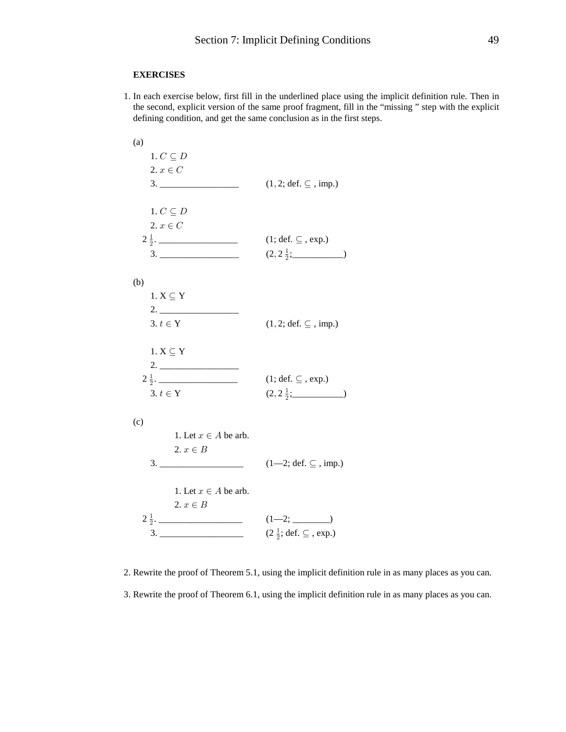**EXERCISES**

1. In each exercise below, first fill in the underlined place using the implicit definition rule. Then in the second, explicit version of the same proof fragment, fill in the "missing " step with the explicit defining condition, and get the same conclusion as in the first steps.

(a)

1. $C \subseteq D$
2. $x \in C$
3. ________________ (1, 2; def. $\subseteq$ , imp.)

1. $C \subseteq D$
2. $x \in C$

$2\,\frac{1}{2}$. ________________ (1; def. $\subseteq$ , exp.)

3. ________________ ($2, 2\,\frac{1}{2}$;__________)

(b)

1. $\mathrm{X} \subseteq \mathrm{Y}$
2. ________________
3. $t \in \mathrm{Y}$ (1, 2; def. $\subseteq$ , imp.)

1. $\mathrm{X} \subseteq \mathrm{Y}$
2. ________________

$2\,\frac{1}{2}$. ________________ (1; def. $\subseteq$ , exp.)

3. $t \in \mathrm{Y}$ ($2, 2\,\frac{1}{2}$;__________)

(c)

1. Let $x \in A$ be arb.
2. $x \in B$

3. ________________ (1—2; def. $\subseteq$ , imp.)

1. Let $x \in A$ be arb.
2. $x \in B$

$2\,\frac{1}{2}$. ________________ (1—2; ________)

3. ________________ ($2\,\frac{1}{2}$; def. $\subseteq$ , exp.)

2. Rewrite the proof of Theorem 5.1, using the implicit definition rule in as many places as you can.

3. Rewrite the proof of Theorem 6.1, using the implicit definition rule in as many places as you can.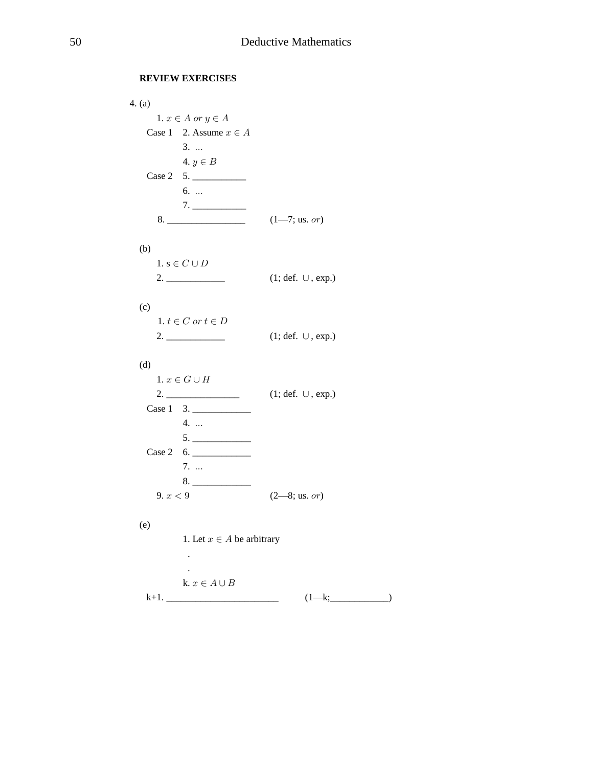**REVIEW EXERCISES**

4. (a)

1. $x \in A$ *or* $y \in A$

Case 1 2. Assume $x \in A$

3. …

4. $y \in B$

Case 2 5. ___________

6. …

7. ___________

8. ________________ (1—7; us. *or*)

(b)

1. s $\in C \cup D$

2. ____________ (1; def. $\cup$, exp.)

(c)

1. $t \in C$ *or* $t \in D$

2. ____________ (1; def. $\cup$, exp.)

(d)

1. $x \in G \cup H$

2. _______________ (1; def. $\cup$, exp.)

Case 1 3. ____________

4. …

5. ____________

Case 2 6. ____________

7. …

8. ____________

9. $x < 9$ (2—8; us. *or*)

(e)

1. Let $x \in A$ be arbitrary

.

.

k. $x \in A \cup B$

k+1. ________________________ (1—k;____________)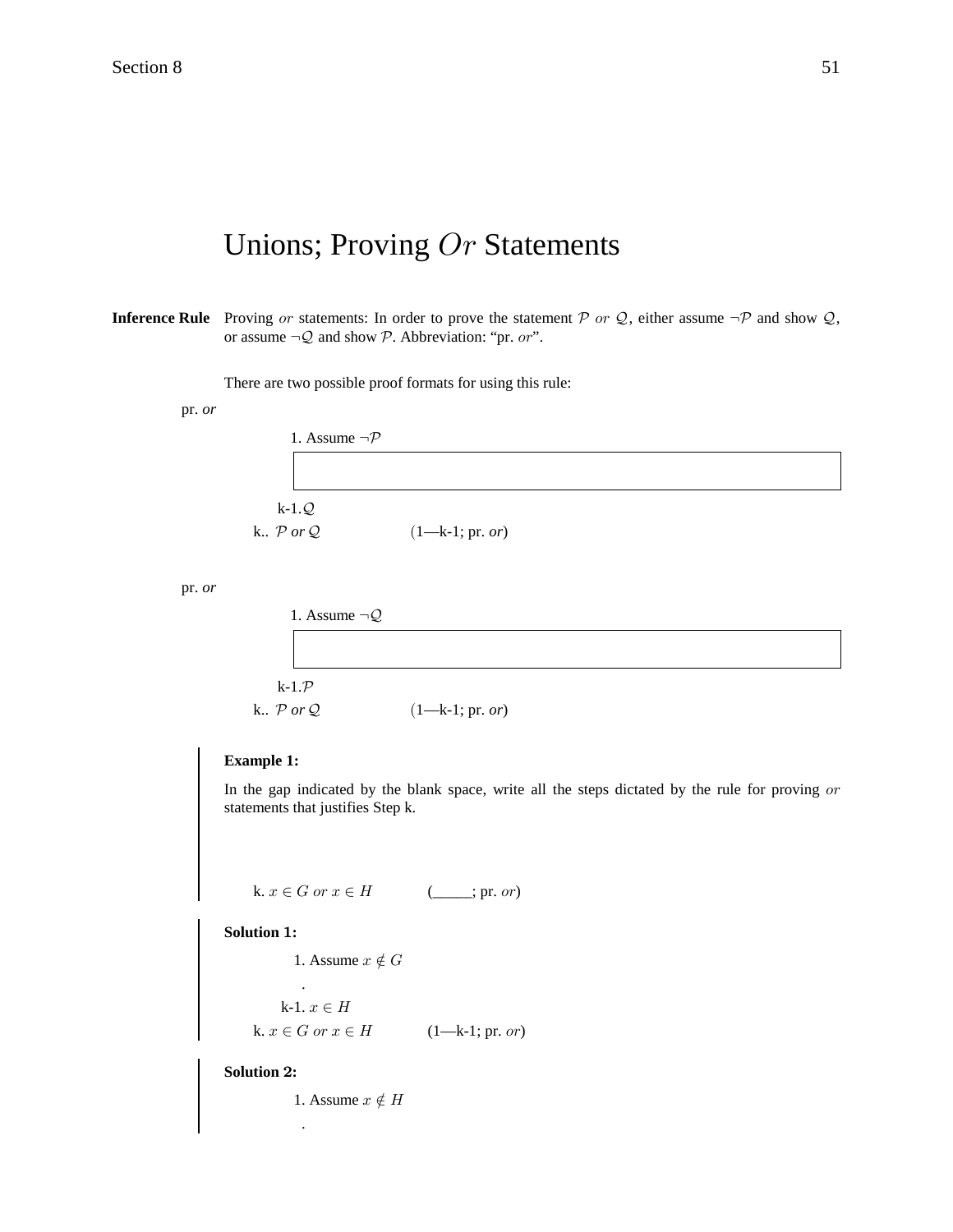# Unions; Proving $Or$ Statements

**Inference Rule** Proving $or$ statements: In order to prove the statement $\mathcal{P}$ $or$ $\mathcal{Q}$, either assume $\neg\mathcal{P}$ and show $\mathcal{Q}$, or assume $\neg\mathcal{Q}$ and show $\mathcal{P}$. Abbreviation: "pr. $or$".

There are two possible proof formats for using this rule:

pr. *or*

1. Assume $\neg\mathcal{P}$

k-1. $\mathcal{Q}$

k.. $\mathcal{P}$ *or* $\mathcal{Q}$ (1—k-1; pr. *or*)

pr. *or*

1. Assume $\neg\mathcal{Q}$

k-1. $\mathcal{P}$

k.. $\mathcal{P}$ *or* $\mathcal{Q}$ (1—k-1; pr. *or*)

**Example 1:**

In the gap indicated by the blank space, write all the steps dictated by the rule for proving $or$ statements that justifies Step k.

k. $x \in G$ $or$ $x \in H$ (_____; pr. $or$)

**Solution 1:**

1. Assume $x \notin G$

.

k-1. $x \in H$

k. $x \in G$ $or$ $x \in H$ (1—k-1; pr. $or$)

**Solution 2:**

1. Assume $x \notin H$

.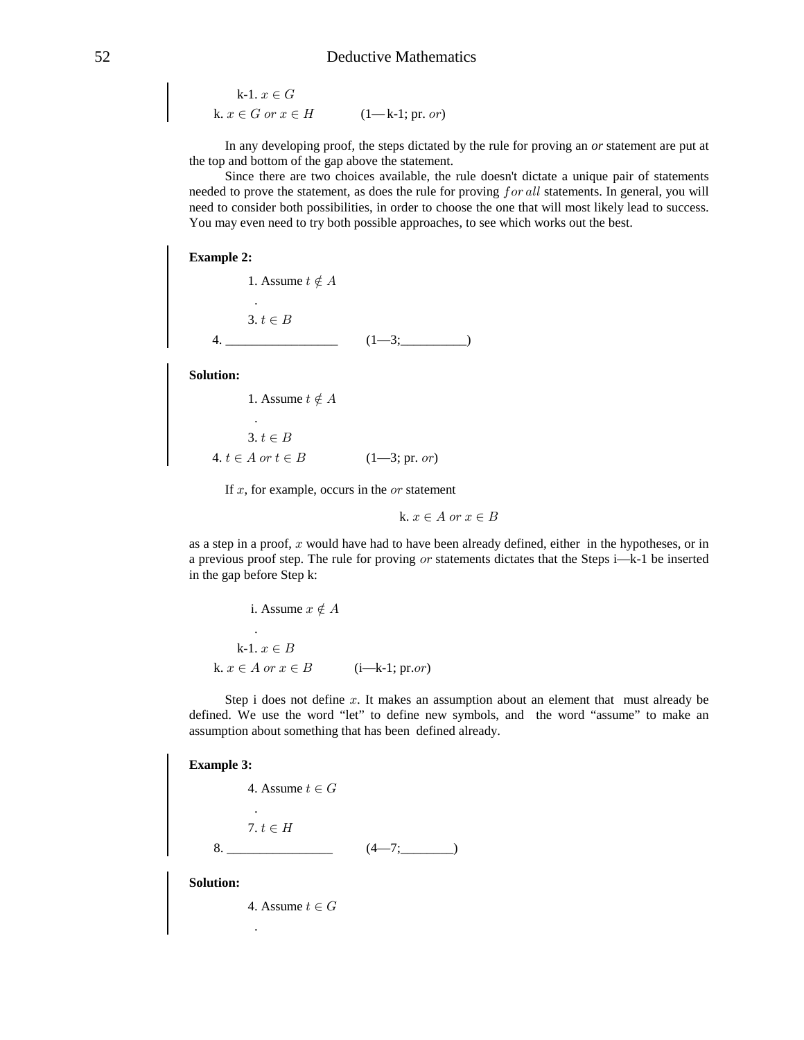k-1. $x \in G$

k. $x \in G$ $or$ $x \in H$ (1—k-1; pr. $or$)

In any developing proof, the steps dictated by the rule for proving an *or* statement are put at the top and bottom of the gap above the statement.

Since there are two choices available, the rule doesn't dictate a unique pair of statements needed to prove the statement, as does the rule for proving $for\,all$ statements. In general, you will need to consider both possibilities, in order to choose the one that will most likely lead to success. You may even need to try both possible approaches, to see which works out the best.

**Example 2:**

1. Assume $t \notin A$

.

3. $t \in B$

4. ________________ (1—3;__________)

**Solution:**

1. Assume $t \notin A$

.

3. $t \in B$

4. $t \in A$ $or$ $t \in B$ (1—3; pr. $or$)

If $x$, for example, occurs in the $or$ statement

k. $x \in A$ $or$ $x \in B$

as a step in a proof, $x$ would have had to have been already defined, either in the hypotheses, or in a previous proof step. The rule for proving $or$ statements dictates that the Steps i—k-1 be inserted in the gap before Step k:

i. Assume $x \notin A$

.

k-1. $x \in B$

k. $x \in A$ $or$ $x \in B$ (i—k-1; pr.$or$)

Step i does not define $x$. It makes an assumption about an element that must already be defined. We use the word "let" to define new symbols, and the word "assume" to make an assumption about something that has been defined already.

**Example 3:**

4. Assume $t \in G$

.

7. $t \in H$

8. ________________ (4—7;________)

**Solution:**

4. Assume $t \in G$

.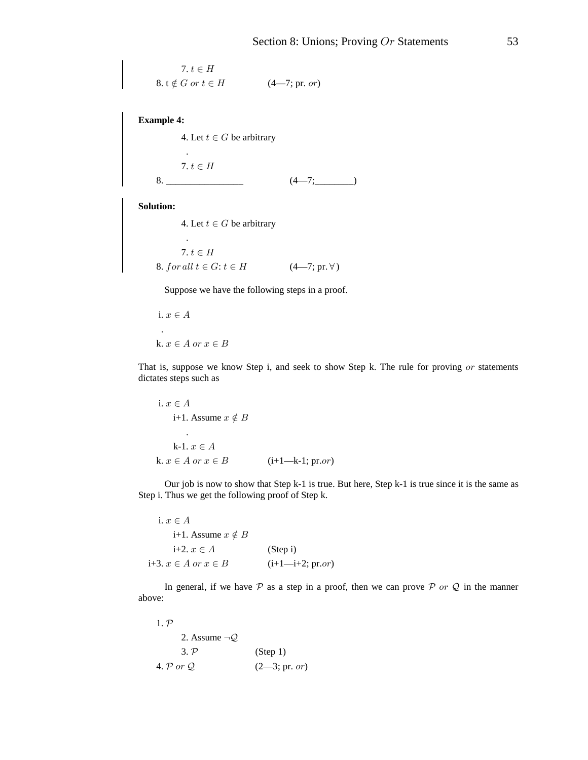7. $t \in H$

8. t $\notin G$ *or* $t \in H$ (4—7; pr. *or*)

**Example 4:**

4. Let $t \in G$ be arbitrary

.

7. $t \in H$

8. ________________ (4—7;________)

**Solution:**

4. Let $t \in G$ be arbitrary

.

7. $t \in H$

8. *for all* $t \in G$: $t \in H$ (4—7; pr. $\forall$)

Suppose we have the following steps in a proof.

i. $x \in A$

.

k. $x \in A$ *or* $x \in B$

That is, suppose we know Step i, and seek to show Step k. The rule for proving *or* statements dictates steps such as

i. $x \in A$

i+1. Assume $x \notin B$

.

k-1. $x \in A$

k. $x \in A$ *or* $x \in B$ (i+1—k-1; pr.*or*)

Our job is now to show that Step k-1 is true. But here, Step k-1 is true since it is the same as Step i. Thus we get the following proof of Step k.

i. $x \in A$

i+1. Assume $x \notin B$

i+2. $x \in A$ (Step i)

i+3. $x \in A$ *or* $x \in B$ (i+1—i+2; pr.*or*)

In general, if we have $\mathcal{P}$ as a step in a proof, then we can prove $\mathcal{P}$ *or* $\mathcal{Q}$ in the manner above:

1. $\mathcal{P}$

2. Assume $\neg\mathcal{Q}$

3. $\mathcal{P}$ (Step 1)

4. $\mathcal{P}$ *or* $\mathcal{Q}$ (2—3; pr. *or*)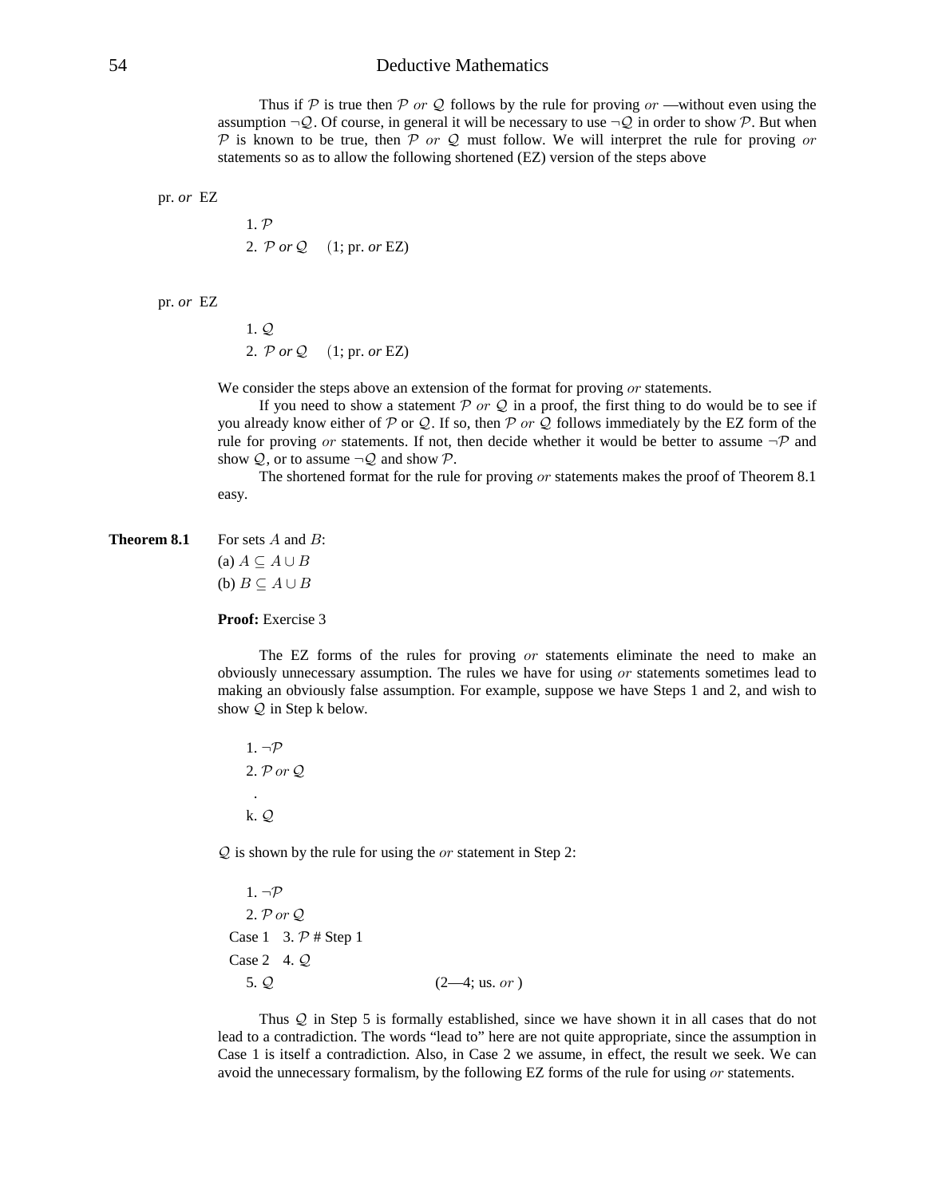Thus if $\mathcal{P}$ is true then $\mathcal{P}$ *or* $\mathcal{Q}$ follows by the rule for proving *or* —without even using the assumption $\neg\mathcal{Q}$. Of course, in general it will be necessary to use $\neg\mathcal{Q}$ in order to show $\mathcal{P}$. But when $\mathcal{P}$ is known to be true, then $\mathcal{P}$ *or* $\mathcal{Q}$ must follow. We will interpret the rule for proving *or* statements so as to allow the following shortened (EZ) version of the steps above

pr. *or* EZ

1. $\mathcal{P}$
2. $\mathcal{P}$ *or* $\mathcal{Q}$ (1; pr. *or* EZ)

pr. *or* EZ

1. $\mathcal{Q}$
2. $\mathcal{P}$ *or* $\mathcal{Q}$ (1; pr. *or* EZ)

We consider the steps above an extension of the format for proving *or* statements.

If you need to show a statement $\mathcal{P}$ *or* $\mathcal{Q}$ in a proof, the first thing to do would be to see if you already know either of $\mathcal{P}$ or $\mathcal{Q}$. If so, then $\mathcal{P}$ *or* $\mathcal{Q}$ follows immediately by the EZ form of the rule for proving *or* statements. If not, then decide whether it would be better to assume $\neg\mathcal{P}$ and show $\mathcal{Q}$, or to assume $\neg\mathcal{Q}$ and show $\mathcal{P}$.

The shortened format for the rule for proving *or* statements makes the proof of Theorem 8.1 easy.

**Theorem 8.1** For sets $A$ and $B$:
(a) $A \subseteq A \cup B$
(b) $B \subseteq A \cup B$

**Proof:** Exercise 3

The EZ forms of the rules for proving *or* statements eliminate the need to make an obviously unnecessary assumption. The rules we have for using *or* statements sometimes lead to making an obviously false assumption. For example, suppose we have Steps 1 and 2, and wish to show $\mathcal{Q}$ in Step k below.

1. $\neg\mathcal{P}$
2. $\mathcal{P}$ *or* $\mathcal{Q}$
   .
k. $\mathcal{Q}$

$\mathcal{Q}$ is shown by the rule for using the *or* statement in Step 2:

1. $\neg\mathcal{P}$
2. $\mathcal{P}$ *or* $\mathcal{Q}$

Case 1 3. $\mathcal{P}$ # Step 1
Case 2 4. $\mathcal{Q}$

5. $\mathcal{Q}$ (2—4; us. *or* )

Thus $\mathcal{Q}$ in Step 5 is formally established, since we have shown it in all cases that do not lead to a contradiction. The words "lead to" here are not quite appropriate, since the assumption in Case 1 is itself a contradiction. Also, in Case 2 we assume, in effect, the result we seek. We can avoid the unnecessary formalism, by the following EZ forms of the rule for using *or* statements.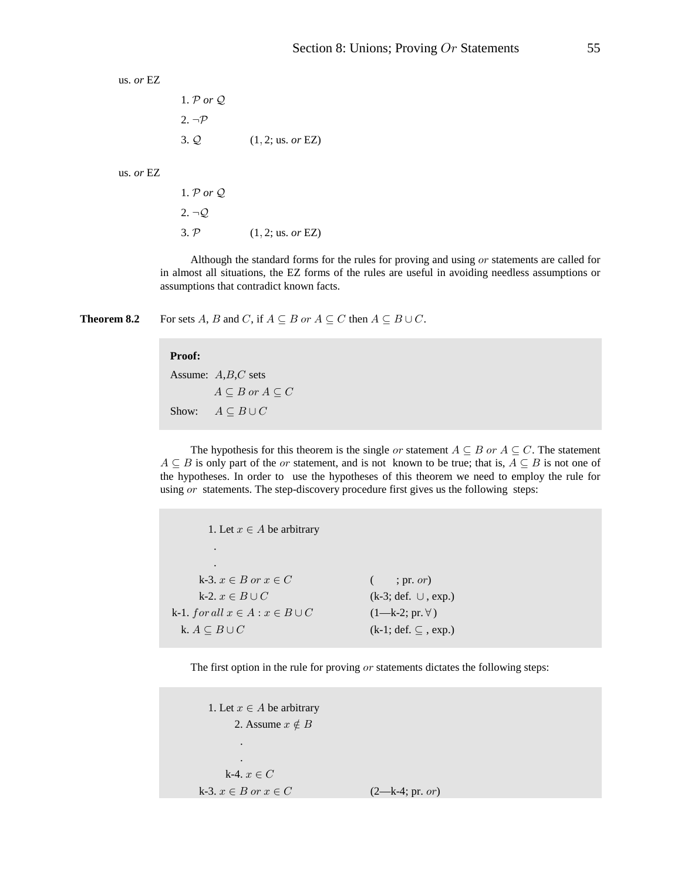us. *or* EZ

1. $\mathcal{P}$ *or* $\mathcal{Q}$
2. $\neg\mathcal{P}$
3. $\mathcal{Q}$ $\qquad$ $(1, 2$; us. *or* EZ$)$

us. *or* EZ

1. $\mathcal{P}$ *or* $\mathcal{Q}$
2. $\neg\mathcal{Q}$
3. $\mathcal{P}$ $\qquad$ $(1, 2$; us. *or* EZ$)$

Although the standard forms for the rules for proving and using *or* statements are called for in almost all situations, the EZ forms of the rules are useful in avoiding needless assumptions or assumptions that contradict known facts.

**Theorem 8.2** For sets $A$, $B$ and $C$, if $A \subseteq B$ *or* $A \subseteq C$ then $A \subseteq B \cup C$.

**Proof:**

Assume: $A$,$B$,$C$ sets
$\qquad$ $A \subseteq B$ *or* $A \subseteq C$

Show: $A \subseteq B \cup C$

The hypothesis for this theorem is the single *or* statement $A \subseteq B$ *or* $A \subseteq C$. The statement $A \subseteq B$ is only part of the *or* statement, and is not known to be true; that is, $A \subseteq B$ is not one of the hypotheses. In order to use the hypotheses of this theorem we need to employ the rule for using *or* statements. The step-discovery procedure first gives us the following steps:

| | |
|---|---|
| 1. Let $x \in A$ be arbitrary | |
| . | |
| . | |
| k-3. $x \in B$ *or* $x \in C$ | ( ; pr. *or*) |
| k-2. $x \in B \cup C$ | (k-3; def. $\cup$, exp.) |
| k-1. *for all* $x \in A : x \in B \cup C$ | (1—k-2; pr. $\forall$) |
| k. $A \subseteq B \cup C$ | (k-1; def. $\subseteq$, exp.) |

The first option in the rule for proving *or* statements dictates the following steps:

| | |
|---|---|
| 1. Let $x \in A$ be arbitrary | |
| 2. Assume $x \notin B$ | |
| . | |
| . | |
| k-4. $x \in C$ | |
| k-3. $x \in B$ *or* $x \in C$ | (2—k-4; pr. *or*) |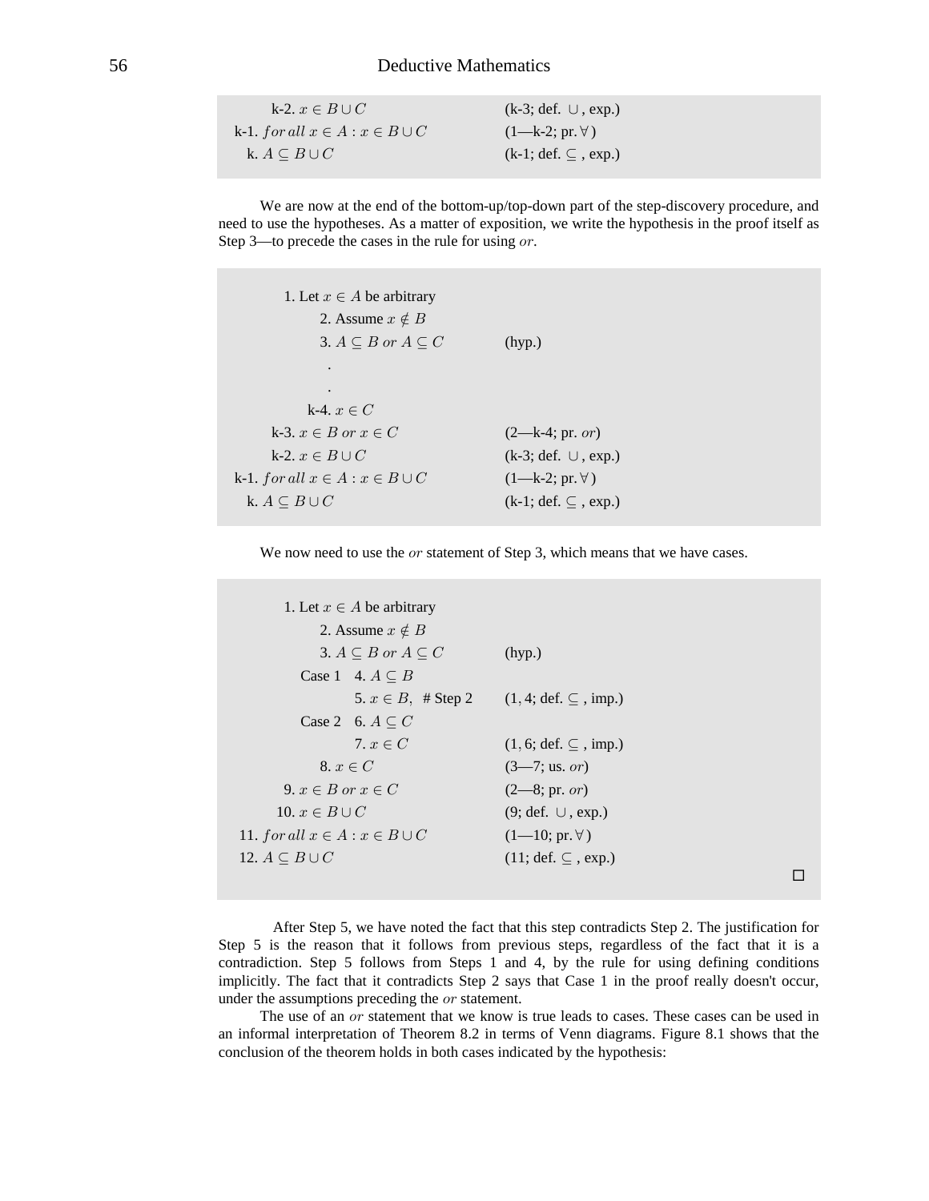| | |
|---|---|
| k-2. $x \in B \cup C$ | (k-3; def. $\cup$, exp.) |
| k-1. $for\, all\; x \in A : x \in B \cup C$ | (1—k-2; pr. $\forall$) |
| k. $A \subseteq B \cup C$ | (k-1; def. $\subseteq$, exp.) |

We are now at the end of the bottom-up/top-down part of the step-discovery procedure, and need to use the hypotheses. As a matter of exposition, we write the hypothesis in the proof itself as Step 3—to precede the cases in the rule for using $or$.

| | |
|---|---|
| 1. Let $x \in A$ be arbitrary | |
| 2. Assume $x \notin B$ | |
| 3. $A \subseteq B$ $or$ $A \subseteq C$ | (hyp.) |
| . | |
| . | |
| k-4. $x \in C$ | |
| k-3. $x \in B$ $or$ $x \in C$ | (2—k-4; pr. $or$) |
| k-2. $x \in B \cup C$ | (k-3; def. $\cup$, exp.) |
| k-1. $for\, all\; x \in A : x \in B \cup C$ | (1—k-2; pr. $\forall$) |
| k. $A \subseteq B \cup C$ | (k-1; def. $\subseteq$, exp.) |

We now need to use the $or$ statement of Step 3, which means that we have cases.

| | |
|---|---|
| 1. Let $x \in A$ be arbitrary | |
| 2. Assume $x \notin B$ | |
| 3. $A \subseteq B$ $or$ $A \subseteq C$ | (hyp.) |
| Case 1 4. $A \subseteq B$ | |
| 5. $x \in B$, # Step 2 | (1, 4; def. $\subseteq$, imp.) |
| Case 2 6. $A \subseteq C$ | |
| 7. $x \in C$ | (1, 6; def. $\subseteq$, imp.) |
| 8. $x \in C$ | (3—7; us. $or$) |
| 9. $x \in B$ $or$ $x \in C$ | (2—8; pr. $or$) |
| 10. $x \in B \cup C$ | (9; def. $\cup$, exp.) |
| 11. $for\, all\; x \in A : x \in B \cup C$ | (1—10; pr. $\forall$) |
| 12. $A \subseteq B \cup C$ | (11; def. $\subseteq$, exp.) |

□

After Step 5, we have noted the fact that this step contradicts Step 2. The justification for Step 5 is the reason that it follows from previous steps, regardless of the fact that it is a contradiction. Step 5 follows from Steps 1 and 4, by the rule for using defining conditions implicitly. The fact that it contradicts Step 2 says that Case 1 in the proof really doesn't occur, under the assumptions preceding the $or$ statement.

The use of an $or$ statement that we know is true leads to cases. These cases can be used in an informal interpretation of Theorem 8.2 in terms of Venn diagrams. Figure 8.1 shows that the conclusion of the theorem holds in both cases indicated by the hypothesis: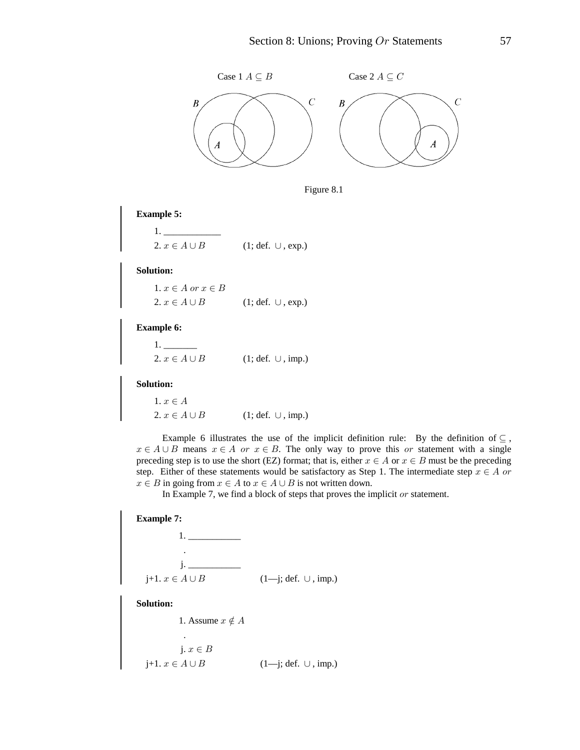Case 1 $A \subseteq B$ Case 2 $A \subseteq C$

Figure 8.1

**Example 5:**

1. ____________
2. $x \in A \cup B$ (1; def. $\cup$, exp.)

**Solution:**

1. $x \in A$ *or* $x \in B$
2. $x \in A \cup B$ (1; def. $\cup$, exp.)

**Example 6:**

1. _______
2. $x \in A \cup B$ (1; def. $\cup$, imp.)

**Solution:**

1. $x \in A$
2. $x \in A \cup B$ (1; def. $\cup$, imp.)

Example 6 illustrates the use of the implicit definition rule: By the definition of $\subseteq$, $x \in A \cup B$ means $x \in A$ *or* $x \in B$. The only way to prove this *or* statement with a single preceding step is to use the short (EZ) format; that is, either $x \in A$ or $x \in B$ must be the preceding step. Either of these statements would be satisfactory as Step 1. The intermediate step $x \in A$ *or* $x \in B$ in going from $x \in A$ to $x \in A \cup B$ is not written down.

In Example 7, we find a block of steps that proves the implicit *or* statement.

**Example 7:**

1. ___________

.

j. ___________

j+1. $x \in A \cup B$ (1—j; def. $\cup$, imp.)

**Solution:**

1. Assume $x \notin A$

.

j. $x \in B$

j+1. $x \in A \cup B$ (1—j; def. $\cup$, imp.)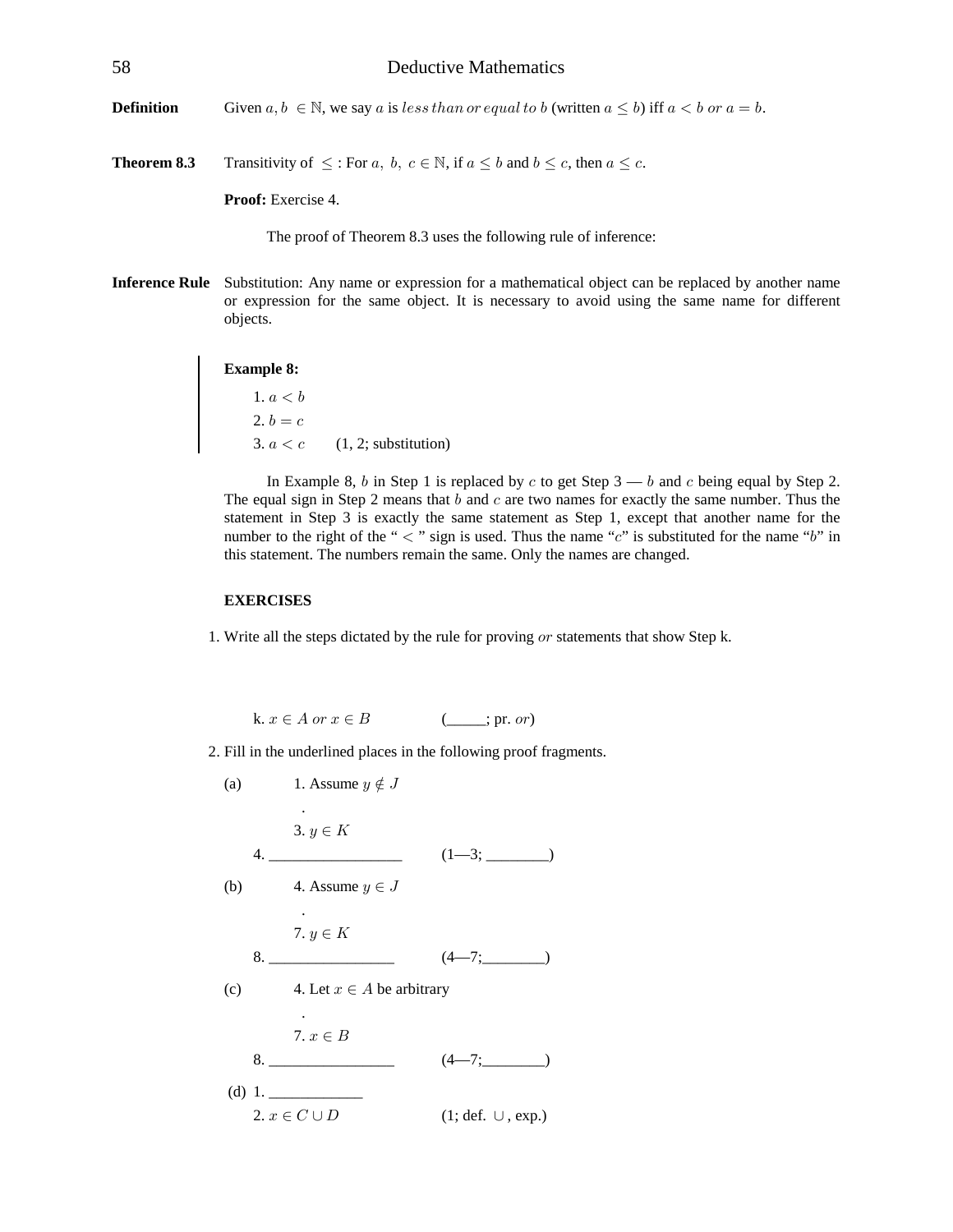**Definition** Given $a, b \in \mathbb{N}$, we say $a$ is *less than or equal to* $b$ (written $a \leq b$) iff $a < b$ *or* $a = b$.

**Theorem 8.3** Transitivity of $\leq$ : For $a,\ b,\ c \in \mathbb{N}$, if $a \leq b$ and $b \leq c$, then $a \leq c$.

**Proof:** Exercise 4.

The proof of Theorem 8.3 uses the following rule of inference:

**Inference Rule** Substitution: Any name or expression for a mathematical object can be replaced by another name or expression for the same object. It is necessary to avoid using the same name for different objects.

> **Example 8:**
>
> 1. $a < b$
> 2. $b = c$
> 3. $a < c$ (1, 2; substitution)

In Example 8, $b$ in Step 1 is replaced by $c$ to get Step 3 — $b$ and $c$ being equal by Step 2. The equal sign in Step 2 means that $b$ and $c$ are two names for exactly the same number. Thus the statement in Step 3 is exactly the same statement as Step 1, except that another name for the number to the right of the "$<$" sign is used. Thus the name "$c$" is substituted for the name "$b$" in this statement. The numbers remain the same. Only the names are changed.

**EXERCISES**

1. Write all the steps dictated by the rule for proving *or* statements that show Step k.

   k. $x \in A$ *or* $x \in B$ (_____; pr. *or*)

2. Fill in the underlined places in the following proof fragments.

(a)

1. Assume $y \notin J$

   .

3. $y \in K$

4. _________________ (1—3; ________)

(b)

4. Assume $y \in J$

   .

7. $y \in K$

8. ________________ (4—7;________)

(c)

4. Let $x \in A$ be arbitrary

   .

7. $x \in B$

8. ________________ (4—7;________)

(d)

1. ____________

2. $x \in C \cup D$ (1; def. $\cup$, exp.)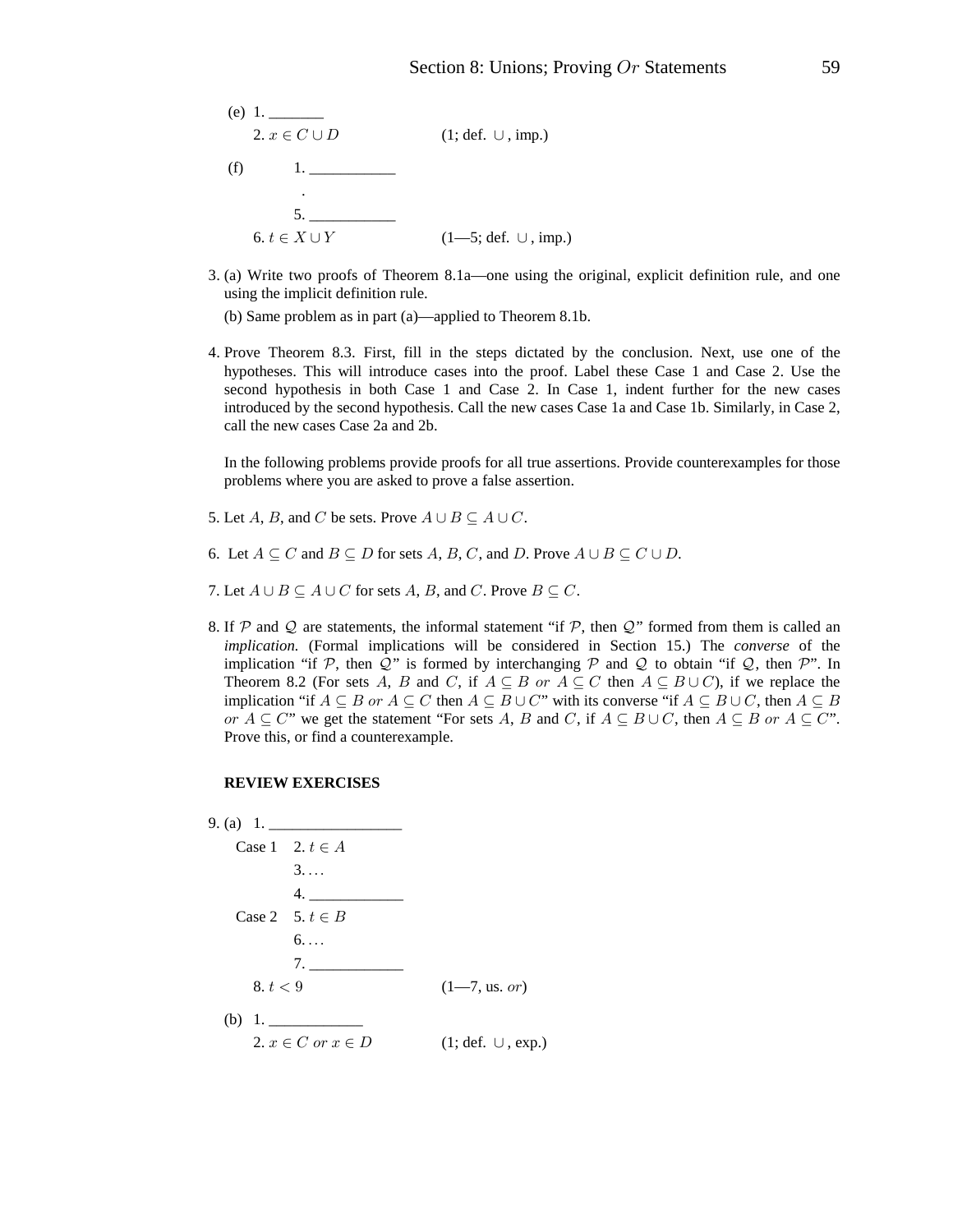(e) 1. _______

2. $x \in C \cup D$ (1; def. $\cup$, imp.)

(f) 1. ___________

.

5. ___________

6. $t \in X \cup Y$ (1—5; def. $\cup$, imp.)

3. (a) Write two proofs of Theorem 8.1a—one using the original, explicit definition rule, and one using the implicit definition rule.

   (b) Same problem as in part (a)—applied to Theorem 8.1b.

4. Prove Theorem 8.3. First, fill in the steps dictated by the conclusion. Next, use one of the hypotheses. This will introduce cases into the proof. Label these Case 1 and Case 2. Use the second hypothesis in both Case 1 and Case 2. In Case 1, indent further for the new cases introduced by the second hypothesis. Call the new cases Case 1a and Case 1b. Similarly, in Case 2, call the new cases Case 2a and 2b.

   In the following problems provide proofs for all true assertions. Provide counterexamples for those problems where you are asked to prove a false assertion.

5. Let $A$, $B$, and $C$ be sets. Prove $A \cup B \subseteq A \cup C$.

6. Let $A \subseteq C$ and $B \subseteq D$ for sets $A$, $B$, $C$, and $D$. Prove $A \cup B \subseteq C \cup D$.

7. Let $A \cup B \subseteq A \cup C$ for sets $A$, $B$, and $C$. Prove $B \subseteq C$.

8. If $\mathcal{P}$ and $\mathcal{Q}$ are statements, the informal statement "if $\mathcal{P}$, then $\mathcal{Q}$" formed from them is called an *implication.* (Formal implications will be considered in Section 15.) The *converse* of the implication "if $\mathcal{P}$, then $\mathcal{Q}$" is formed by interchanging $\mathcal{P}$ and $\mathcal{Q}$ to obtain "if $\mathcal{Q}$, then $\mathcal{P}$". In Theorem 8.2 (For sets $A$, $B$ and $C$, if $A \subseteq B$ *or* $A \subseteq C$ then $A \subseteq B \cup C$), if we replace the implication "if $A \subseteq B$ *or* $A \subseteq C$ then $A \subseteq B \cup C$" with its converse "if $A \subseteq B \cup C$, then $A \subseteq B$ *or* $A \subseteq C$" we get the statement "For sets $A$, $B$ and $C$, if $A \subseteq B \cup C$, then $A \subseteq B$ *or* $A \subseteq C$". Prove this, or find a counterexample.

**REVIEW EXERCISES**

9. (a) 1. _________________

   Case 1  2. $t \in A$

   3. ...

   4. ____________

   Case 2  5. $t \in B$

   6. ...

   7. ____________

   8. $t < 9$ (1—7, us. *or*)

   (b) 1. ____________

   2. $x \in C$ *or* $x \in D$ (1; def. $\cup$, exp.)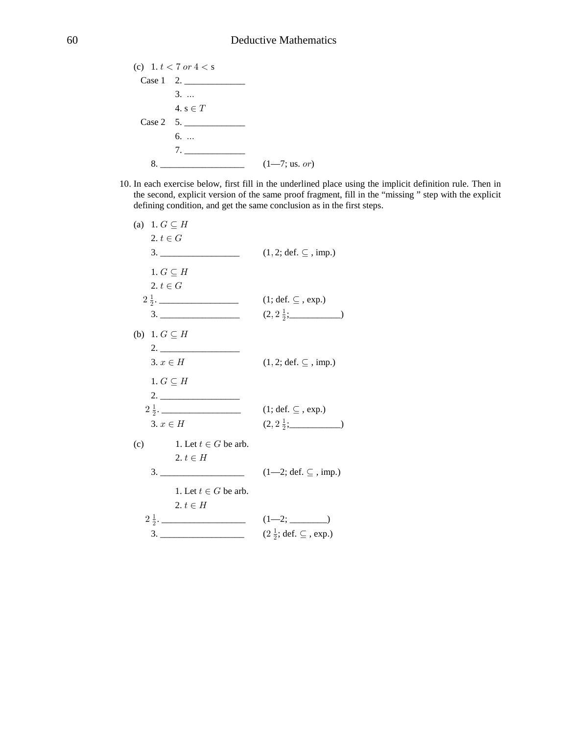(c) 1. $t < 7$ *or* $4 < s$

Case 1 2. _____________

3. ...

4. $s \in T$

Case 2 5. _____________

6. ...

7. _____________

8. __________________ (1—7; us. *or*)

10. In each exercise below, first fill in the underlined place using the implicit definition rule. Then in the second, explicit version of the same proof fragment, fill in the "missing " step with the explicit defining condition, and get the same conclusion as in the first steps.

(a) 1. $G \subseteq H$

2. $t \in G$

3. _________________ $(1, 2$; def. $\subseteq$ , imp.)

1. $G \subseteq H$

2. $t \in G$

$2\,\frac{1}{2}$. _________________ (1; def. $\subseteq$ , exp.)

3. _________________ $(2, 2\,\frac{1}{2}$;___________)

(b) 1. $G \subseteq H$

2. _________________

3. $x \in H$ $(1, 2$; def. $\subseteq$ , imp.)

1. $G \subseteq H$

2. _________________

$2\,\frac{1}{2}$. _________________ (1; def. $\subseteq$ , exp.)

3. $x \in H$ $(2, 2\,\frac{1}{2}$;___________)

(c) 1. Let $t \in G$ be arb.

2. $t \in H$

3. __________________ (1—2; def. $\subseteq$ , imp.)

1. Let $t \in G$ be arb.

2. $t \in H$

$2\,\frac{1}{2}$. __________________ (1—2; ________)

3. __________________ ($2\,\frac{1}{2}$; def. $\subseteq$ , exp.)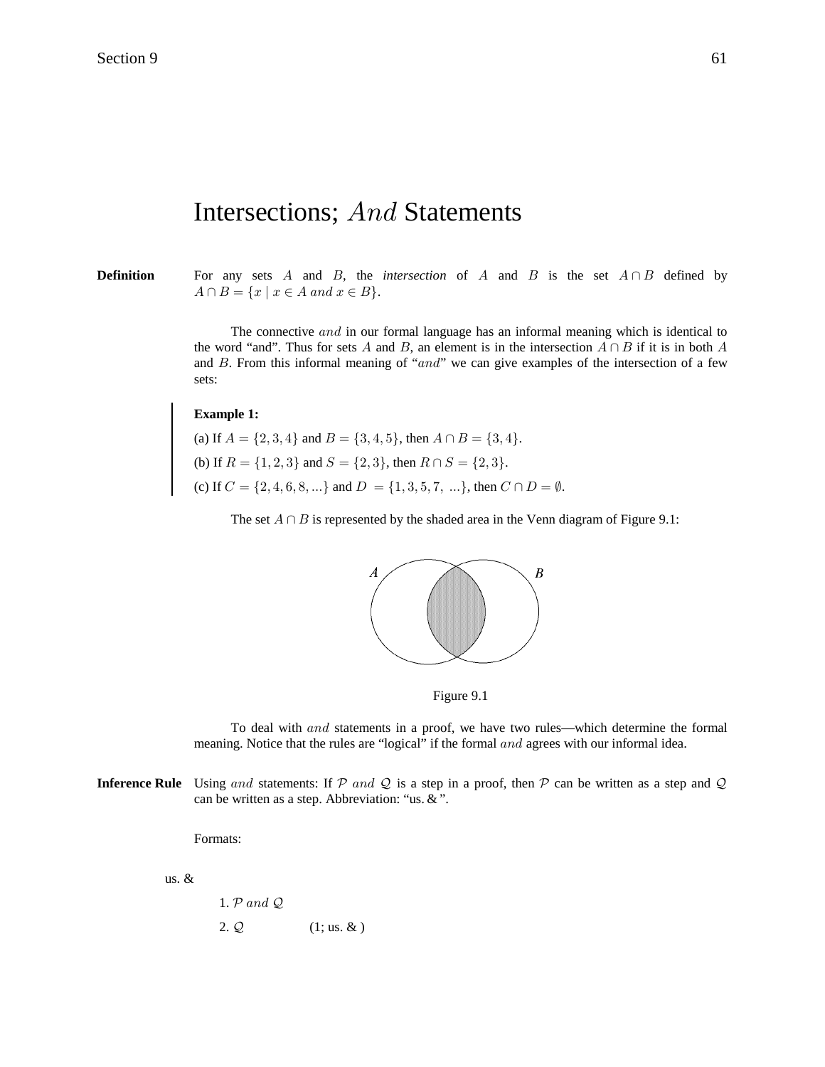# Intersections; $And$ Statements

**Definition** For any sets $A$ and $B$, the *intersection* of $A$ and $B$ is the set $A \cap B$ defined by $A \cap B = \{x \mid x \in A \; and \; x \in B\}$.

The connective $and$ in our formal language has an informal meaning which is identical to the word "and". Thus for sets $A$ and $B$, an element is in the intersection $A \cap B$ if it is in both $A$ and $B$. From this informal meaning of "$and$" we can give examples of the intersection of a few sets:

**Example 1:**

(a) If $A = \{2, 3, 4\}$ and $B = \{3, 4, 5\}$, then $A \cap B = \{3, 4\}$.

(b) If $R = \{1, 2, 3\}$ and $S = \{2, 3\}$, then $R \cap S = \{2, 3\}$.

(c) If $C = \{2, 4, 6, 8, ...\}$ and $D = \{1, 3, 5, 7, \; ...\}$, then $C \cap D = \emptyset$.

The set $A \cap B$ is represented by the shaded area in the Venn diagram of Figure 9.1:

Figure 9.1

To deal with $and$ statements in a proof, we have two rules—which determine the formal meaning. Notice that the rules are "logical" if the formal $and$ agrees with our informal idea.

**Inference Rule** Using $and$ statements: If $\mathcal{P} \; and \; \mathcal{Q}$ is a step in a proof, then $\mathcal{P}$ can be written as a step and $\mathcal{Q}$ can be written as a step. Abbreviation: "us. & ".

Formats:

us. &

1. $\mathcal{P} \; and \; \mathcal{Q}$
2. $\mathcal{Q}$ (1; us. & )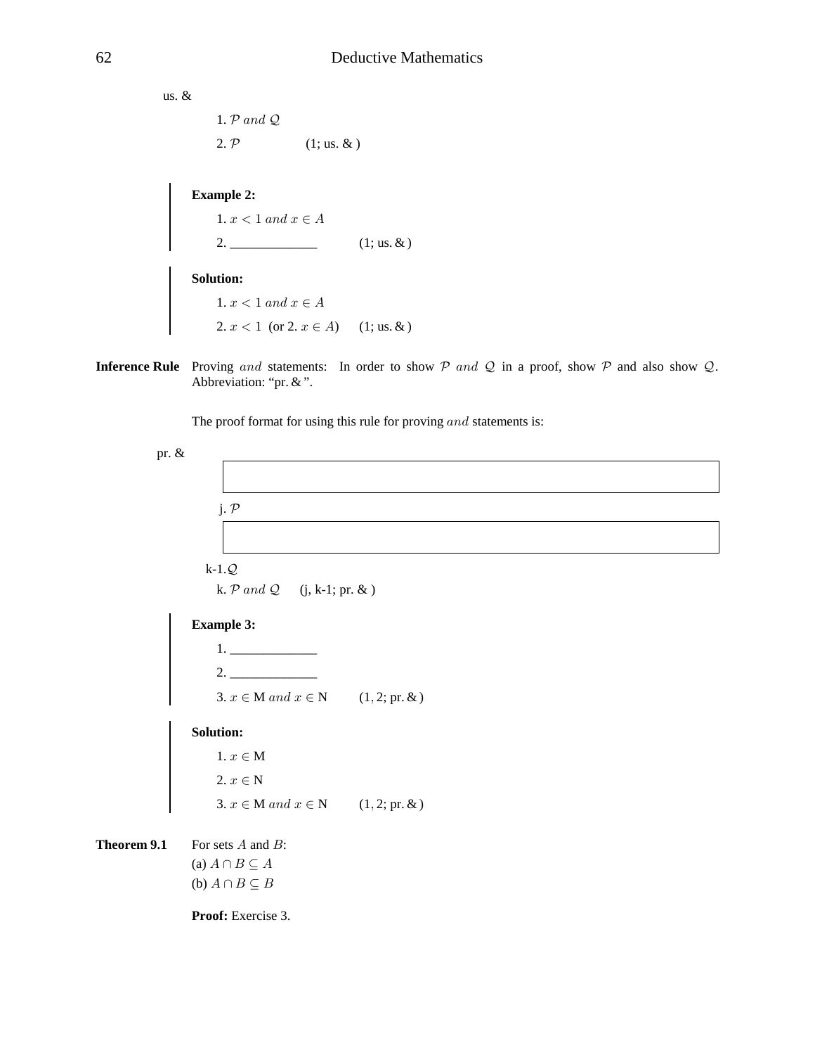us. &

1. $\mathcal{P}$ *and* $\mathcal{Q}$

2. $\mathcal{P}$ (1; us. & )

**Example 2:**

1. $x < 1$ *and* $x \in A$

2. _____________ (1; us. & )

**Solution:**

1. $x < 1$ *and* $x \in A$

2. $x < 1$ (or 2. $x \in A$) (1; us. & )

**Inference Rule** Proving *and* statements: In order to show $\mathcal{P}$ *and* $\mathcal{Q}$ in a proof, show $\mathcal{P}$ and also show $\mathcal{Q}$. Abbreviation: "pr. & ".

The proof format for using this rule for proving *and* statements is:

pr. &

|  |
|---|
|  |

j. $\mathcal{P}$

|  |
|---|
|  |

k-1. $\mathcal{Q}$

k. $\mathcal{P}$ *and* $\mathcal{Q}$ (j, k-1; pr. & )

**Example 3:**

1. _____________

2. _____________

3. $x \in$ M *and* $x \in$ N (1, 2; pr. & )

**Solution:**

1. $x \in$ M

2. $x \in$ N

3. $x \in$ M *and* $x \in$ N (1, 2; pr. & )

**Theorem 9.1** For sets $A$ and $B$:
(a) $A \cap B \subseteq A$
(b) $A \cap B \subseteq B$

**Proof:** Exercise 3.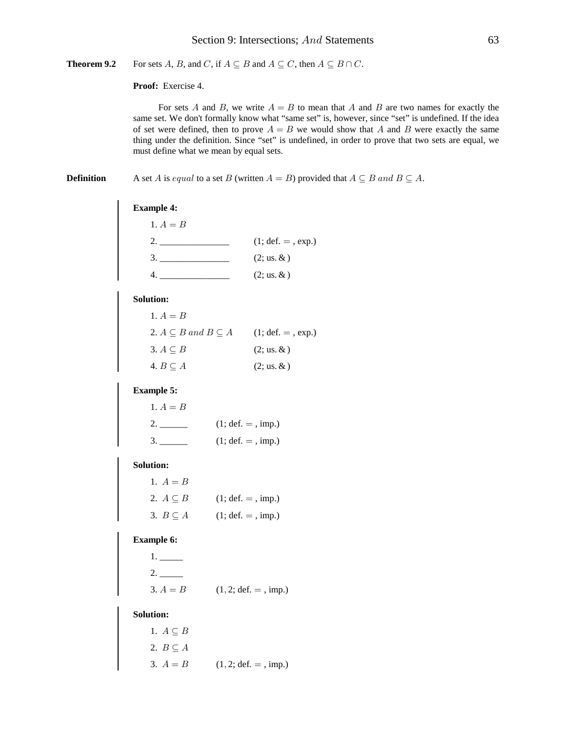**Theorem 9.2** For sets $A$, $B$, and $C$, if $A \subseteq B$ and $A \subseteq C$, then $A \subseteq B \cap C$.

**Proof:** Exercise 4.

For sets $A$ and $B$, we write $A = B$ to mean that $A$ and $B$ are two names for exactly the same set. We don't formally know what "same set" is, however, since "set" is undefined. If the idea of set were defined, then to prove $A = B$ we would show that $A$ and $B$ were exactly the same thing under the definition. Since "set" is undefined, in order to prove that two sets are equal, we must define what we mean by equal sets.

**Definition** A set $A$ is *equal* to a set $B$ (written $A = B$) provided that $A \subseteq B$ *and* $B \subseteq A$.

**Example 4:**

1. $A = B$
2. _______________ (1; def. $=$ , exp.)
3. _______________ (2; us. & )
4. _______________ (2; us. & )

**Solution:**

1. $A = B$
2. $A \subseteq B$ *and* $B \subseteq A$ (1; def. $=$ , exp.)
3. $A \subseteq B$ (2; us. & )
4. $B \subseteq A$ (2; us. & )

**Example 5:**

1. $A = B$
2. ______ (1; def. $=$ , imp.)
3. ______ (1; def. $=$ , imp.)

**Solution:**

1. $A = B$
2. $A \subseteq B$ (1; def. $=$ , imp.)
3. $B \subseteq A$ (1; def. $=$ , imp.)

**Example 6:**

1. _____
2. _____
3. $A = B$ (1, 2; def. $=$ , imp.)

**Solution:**

1. $A \subseteq B$
2. $B \subseteq A$
3. $A = B$ (1, 2; def. $=$ , imp.)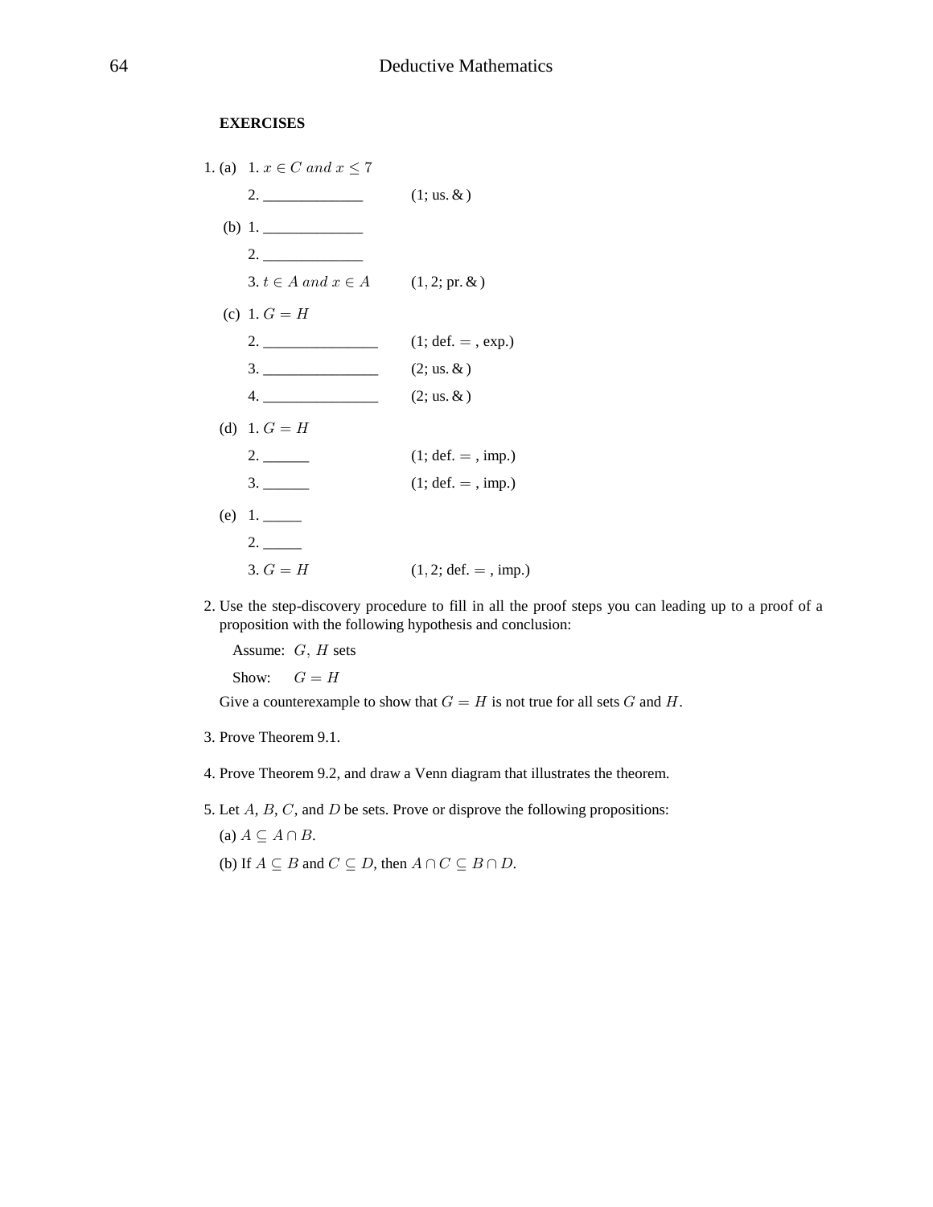**EXERCISES**

1. (a) 1. $x \in C \ and \ x \leq 7$

   2. ____________ (1; us. & )

   (b) 1. ____________

   2. ____________

   3. $t \in A \ and \ x \in A$ $(1, 2$; pr. & )

   (c) 1. $G = H$

   2. ______________ (1; def. $=$ , exp.)

   3. ______________ (2; us. & )

   4. ______________ (2; us. & )

   (d) 1. $G = H$

   2. ______ (1; def. $=$ , imp.)

   3. ______ (1; def. $=$ , imp.)

   (e) 1. _____

   2. _____

   3. $G = H$ $(1, 2$; def. $=$ , imp.)

2. Use the step-discovery procedure to fill in all the proof steps you can leading up to a proof of a proposition with the following hypothesis and conclusion:

   Assume: $G, H$ sets

   Show: $G = H$

   Give a counterexample to show that $G = H$ is not true for all sets $G$ and $H$.

3. Prove Theorem 9.1.

4. Prove Theorem 9.2, and draw a Venn diagram that illustrates the theorem.

5. Let $A$, $B$, $C$, and $D$ be sets. Prove or disprove the following propositions:

   (a) $A \subseteq A \cap B$.

   (b) If $A \subseteq B$ and $C \subseteq D$, then $A \cap C \subseteq B \cap D$.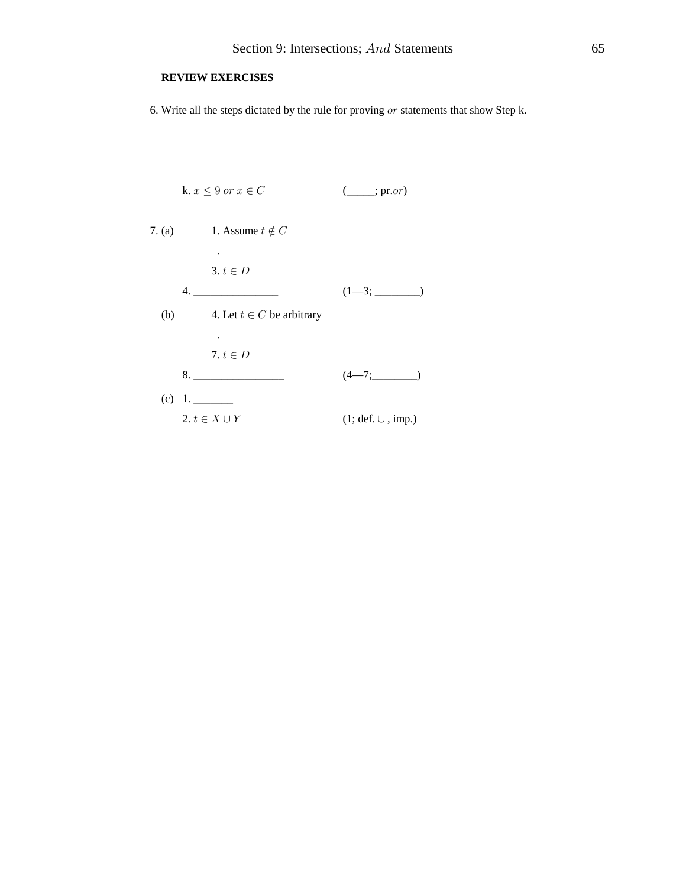**REVIEW EXERCISES**

6. Write all the steps dictated by the rule for proving *or* statements that show Step k.

k. $x \leq 9$ *or* $x \in C$ (_____; pr.*or*)

7. (a)

1. Assume $t \notin C$

.

3. $t \in D$

4. _______________ (1—3; ________)

(b)

4. Let $t \in C$ be arbitrary

.

7. $t \in D$

8. ________________ (4—7;________)

(c)

1. _______

2. $t \in X \cup Y$ (1; def. $\cup$ , imp.)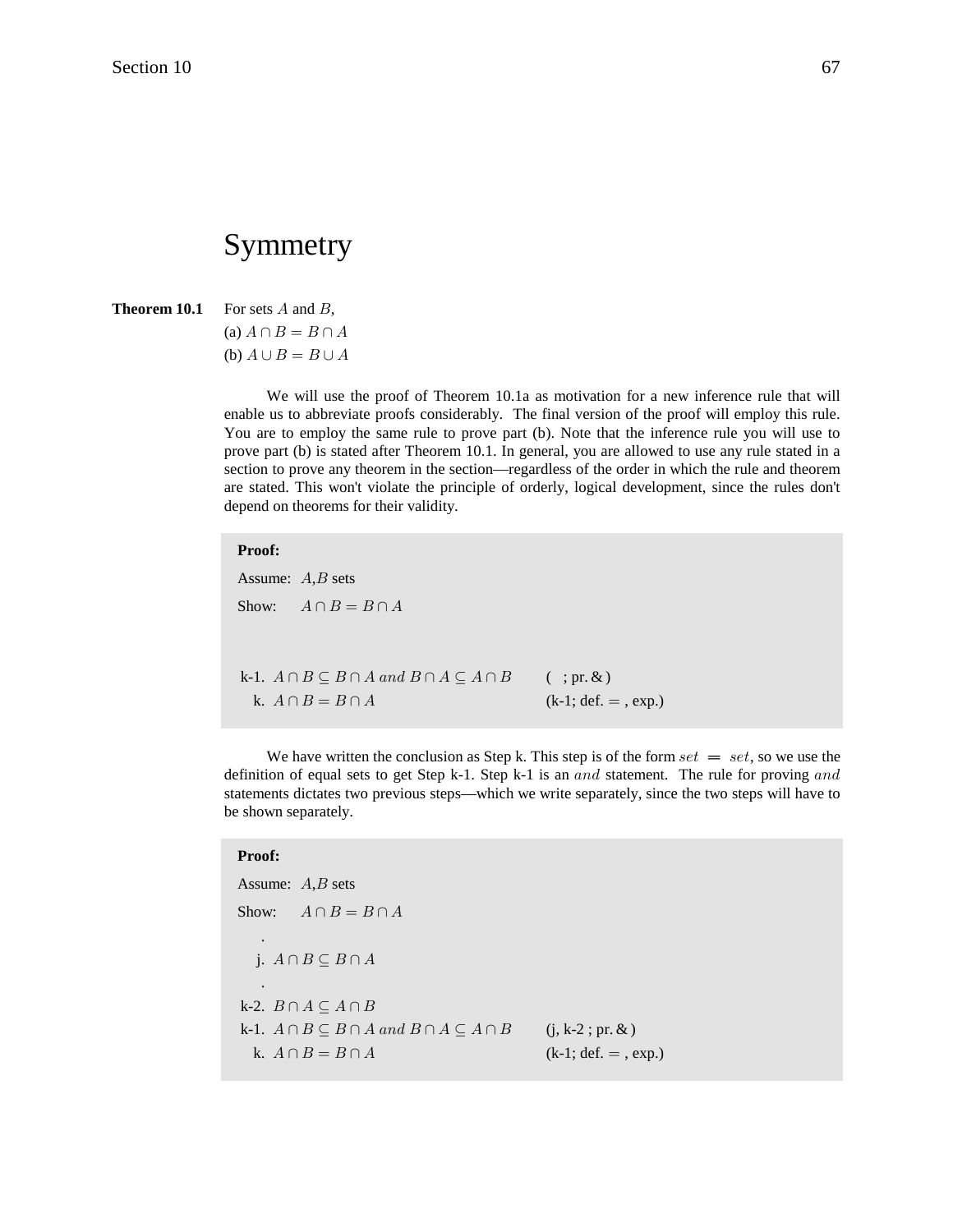# Symmetry

**Theorem 10.1** For sets $A$ and $B$,
(a) $A \cap B = B \cap A$
(b) $A \cup B = B \cup A$

We will use the proof of Theorem 10.1a as motivation for a new inference rule that will enable us to abbreviate proofs considerably. The final version of the proof will employ this rule. You are to employ the same rule to prove part (b). Note that the inference rule you will use to prove part (b) is stated after Theorem 10.1. In general, you are allowed to use any rule stated in a section to prove any theorem in the section—regardless of the order in which the rule and theorem are stated. This won't violate the principle of orderly, logical development, since the rules don't depend on theorems for their validity.

**Proof:**

Assume: $A$,$B$ sets

Show: $A \cap B = B \cap A$

| | | |
|---|---|---|
| k-1. | $A \cap B \subseteq B \cap A$ *and* $B \cap A \subseteq A \cap B$ | ( ; pr. & ) |
| k. | $A \cap B = B \cap A$ | (k-1; def. $=$ , exp.) |

We have written the conclusion as Step k. This step is of the form $set = set$, so we use the definition of equal sets to get Step k-1. Step k-1 is an *and* statement. The rule for proving *and* statements dictates two previous steps—which we write separately, since the two steps will have to be shown separately.

**Proof:**

Assume: $A$,$B$ sets

Show: $A \cap B = B \cap A$

| | | |
|---|---|---|
| . | | |
| j. | $A \cap B \subseteq B \cap A$ | |
| . | | |
| k-2. | $B \cap A \subseteq A \cap B$ | |
| k-1. | $A \cap B \subseteq B \cap A$ *and* $B \cap A \subseteq A \cap B$ | (j, k-2 ; pr. & ) |
| k. | $A \cap B = B \cap A$ | (k-1; def. $=$ , exp.) |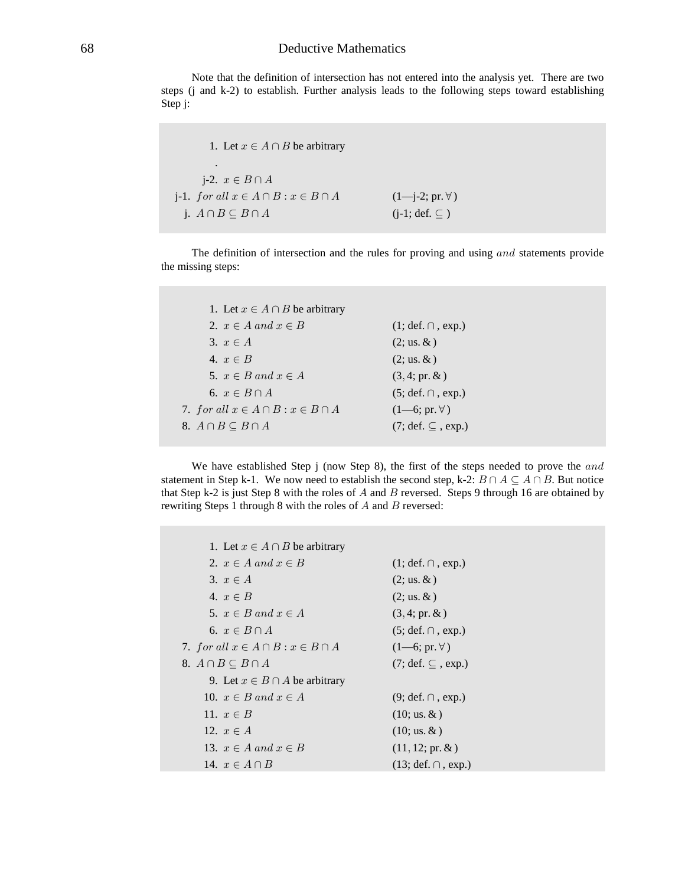Note that the definition of intersection has not entered into the analysis yet. There are two steps (j and k-2) to establish. Further analysis leads to the following steps toward establishing Step j:

| | |
|---|---|
| 1. Let $x \in A \cap B$ be arbitrary | |
| . | |
| j-2. $x \in B \cap A$ | |
| j-1. $for\ all\ x \in A \cap B : x \in B \cap A$ | (1—j-2; pr. $\forall$) |
| j. $A \cap B \subseteq B \cap A$ | (j-1; def. $\subseteq$) |

The definition of intersection and the rules for proving and using $and$ statements provide the missing steps:

| | |
|---|---|
| 1. Let $x \in A \cap B$ be arbitrary | |
| 2. $x \in A\ and\ x \in B$ | (1; def. $\cap$, exp.) |
| 3. $x \in A$ | (2; us. &) |
| 4. $x \in B$ | (2; us. &) |
| 5. $x \in B\ and\ x \in A$ | (3, 4; pr. &) |
| 6. $x \in B \cap A$ | (5; def. $\cap$, exp.) |
| 7. $for\ all\ x \in A \cap B : x \in B \cap A$ | (1—6; pr. $\forall$) |
| 8. $A \cap B \subseteq B \cap A$ | (7; def. $\subseteq$, exp.) |

We have established Step j (now Step 8), the first of the steps needed to prove the $and$ statement in Step k-1. We now need to establish the second step, k-2: $B \cap A \subseteq A \cap B$. But notice that Step k-2 is just Step 8 with the roles of $A$ and $B$ reversed. Steps 9 through 16 are obtained by rewriting Steps 1 through 8 with the roles of $A$ and $B$ reversed:

| | |
|---|---|
| 1. Let $x \in A \cap B$ be arbitrary | |
| 2. $x \in A\ and\ x \in B$ | (1; def. $\cap$, exp.) |
| 3. $x \in A$ | (2; us. &) |
| 4. $x \in B$ | (2; us. &) |
| 5. $x \in B\ and\ x \in A$ | (3, 4; pr. &) |
| 6. $x \in B \cap A$ | (5; def. $\cap$, exp.) |
| 7. $for\ all\ x \in A \cap B : x \in B \cap A$ | (1—6; pr. $\forall$) |
| 8. $A \cap B \subseteq B \cap A$ | (7; def. $\subseteq$, exp.) |
| 9. Let $x \in B \cap A$ be arbitrary | |
| 10. $x \in B\ and\ x \in A$ | (9; def. $\cap$, exp.) |
| 11. $x \in B$ | (10; us. &) |
| 12. $x \in A$ | (10; us. &) |
| 13. $x \in A\ and\ x \in B$ | (11, 12; pr. &) |
| 14. $x \in A \cap B$ | (13; def. $\cap$, exp.) |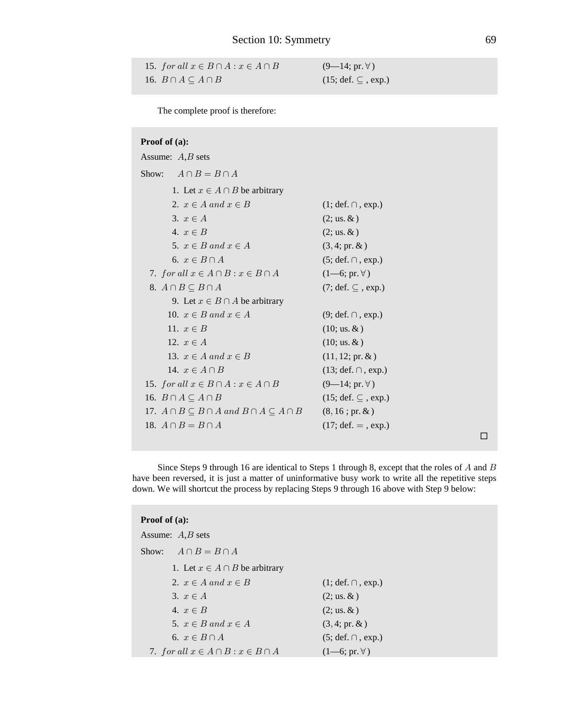| | |
|---|---|
| 15. $for\ all\ x \in B \cap A : x \in A \cap B$ | (9—14; pr. $\forall$) |
| 16. $B \cap A \subseteq A \cap B$ | (15; def. $\subseteq$, exp.) |

The complete proof is therefore:

**Proof of (a):**

Assume: $A$,$B$ sets

Show: $A \cap B = B \cap A$

| | |
|---|---|
| 1. Let $x \in A \cap B$ be arbitrary | |
| 2. $x \in A\ and\ x \in B$ | (1; def. $\cap$, exp.) |
| 3. $x \in A$ | (2; us. &) |
| 4. $x \in B$ | (2; us. &) |
| 5. $x \in B\ and\ x \in A$ | (3, 4; pr. &) |
| 6. $x \in B \cap A$ | (5; def. $\cap$, exp.) |
| 7. $for\ all\ x \in A \cap B : x \in B \cap A$ | (1—6; pr. $\forall$) |
| 8. $A \cap B \subseteq B \cap A$ | (7; def. $\subseteq$, exp.) |
| 9. Let $x \in B \cap A$ be arbitrary | |
| 10. $x \in B\ and\ x \in A$ | (9; def. $\cap$, exp.) |
| 11. $x \in B$ | (10; us. &) |
| 12. $x \in A$ | (10; us. &) |
| 13. $x \in A\ and\ x \in B$ | (11, 12; pr. &) |
| 14. $x \in A \cap B$ | (13; def. $\cap$, exp.) |
| 15. $for\ all\ x \in B \cap A : x \in A \cap B$ | (9—14; pr. $\forall$) |
| 16. $B \cap A \subseteq A \cap B$ | (15; def. $\subseteq$, exp.) |
| 17. $A \cap B \subseteq B \cap A\ and\ B \cap A \subseteq A \cap B$ | (8, 16 ; pr. &) |
| 18. $A \cap B = B \cap A$ | (17; def. $=$, exp.) |

□

Since Steps 9 through 16 are identical to Steps 1 through 8, except that the roles of $A$ and $B$ have been reversed, it is just a matter of uninformative busy work to write all the repetitive steps down. We will shortcut the process by replacing Steps 9 through 16 above with Step 9 below:

**Proof of (a):**

Assume: $A$,$B$ sets

Show: $A \cap B = B \cap A$

| | |
|---|---|
| 1. Let $x \in A \cap B$ be arbitrary | |
| 2. $x \in A\ and\ x \in B$ | (1; def. $\cap$, exp.) |
| 3. $x \in A$ | (2; us. &) |
| 4. $x \in B$ | (2; us. &) |
| 5. $x \in B\ and\ x \in A$ | (3, 4; pr. &) |
| 6. $x \in B \cap A$ | (5; def. $\cap$, exp.) |
| 7. $for\ all\ x \in A \cap B : x \in B \cap A$ | (1—6; pr. $\forall$) |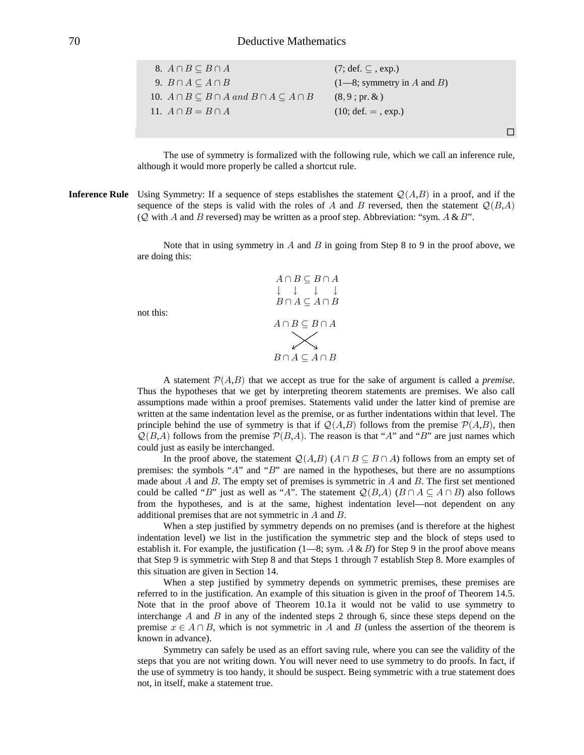8. $A \cap B \subseteq B \cap A$ (7; def. $\subseteq$ , exp.)
9. $B \cap A \subseteq A \cap B$ (1—8; symmetry in $A$ and $B$)
10. $A \cap B \subseteq B \cap A$ *and* $B \cap A \subseteq A \cap B$ (8, 9 ; pr. &)
11. $A \cap B = B \cap A$ (10; def. $=$ , exp.)

□

The use of symmetry is formalized with the following rule, which we call an inference rule, although it would more properly be called a shortcut rule.

**Inference Rule** Using Symmetry: If a sequence of steps establishes the statement $\mathcal{Q}(A,B)$ in a proof, and if the sequence of the steps is valid with the roles of $A$ and $B$ reversed, then the statement $\mathcal{Q}(B,A)$ ($\mathcal{Q}$ with $A$ and $B$ reversed) may be written as a proof step. Abbreviation: "sym. $A$ & $B$".

Note that in using symmetry in $A$ and $B$ in going from Step 8 to 9 in the proof above, we are doing this:

$$\begin{array}{cccc} A \cap & B \subseteq & B \cap & A \\ \downarrow & \downarrow & \downarrow & \downarrow \\ B \cap & A \subseteq & A \cap & B \end{array}$$

not this:

$$\begin{array}{c} A \cap B \subseteq B \cap A \\ \swarrow\!\!\!\!\searrow \\ B \cap A \subseteq A \cap B \end{array}$$

A statement $\mathcal{P}(A,B)$ that we accept as true for the sake of argument is called a *premise*. Thus the hypotheses that we get by interpreting theorem statements are premises. We also call assumptions made within a proof premises. Statements valid under the latter kind of premise are written at the same indentation level as the premise, or as further indentations within that level. The principle behind the use of symmetry is that if $\mathcal{Q}(A,B)$ follows from the premise $\mathcal{P}(A,B)$, then $\mathcal{Q}(B,A)$ follows from the premise $\mathcal{P}(B,A)$. The reason is that "$A$" and "$B$" are just names which could just as easily be interchanged.

In the proof above, the statement $\mathcal{Q}(A,B)$ ($A \cap B \subseteq B \cap A$) follows from an empty set of premises: the symbols "$A$" and "$B$" are named in the hypotheses, but there are no assumptions made about $A$ and $B$. The empty set of premises is symmetric in $A$ and $B$. The first set mentioned could be called "$B$" just as well as "$A$". The statement $\mathcal{Q}(B,A)$ ($B \cap A \subseteq A \cap B$) also follows from the hypotheses, and is at the same, highest indentation level—not dependent on any additional premises that are not symmetric in $A$ and $B$.

When a step justified by symmetry depends on no premises (and is therefore at the highest indentation level) we list in the justification the symmetric step and the block of steps used to establish it. For example, the justification (1—8; sym. $A$ & $B$) for Step 9 in the proof above means that Step 9 is symmetric with Step 8 and that Steps 1 through 7 establish Step 8. More examples of this situation are given in Section 14.

When a step justified by symmetry depends on symmetric premises, these premises are referred to in the justification. An example of this situation is given in the proof of Theorem 14.5. Note that in the proof above of Theorem 10.1a it would not be valid to use symmetry to interchange $A$ and $B$ in any of the indented steps 2 through 6, since these steps depend on the premise $x \in A \cap B$, which is not symmetric in $A$ and $B$ (unless the assertion of the theorem is known in advance).

Symmetry can safely be used as an effort saving rule, where you can see the validity of the steps that you are not writing down. You will never need to use symmetry to do proofs. In fact, if the use of symmetry is too handy, it should be suspect. Being symmetric with a true statement does not, in itself, make a statement true.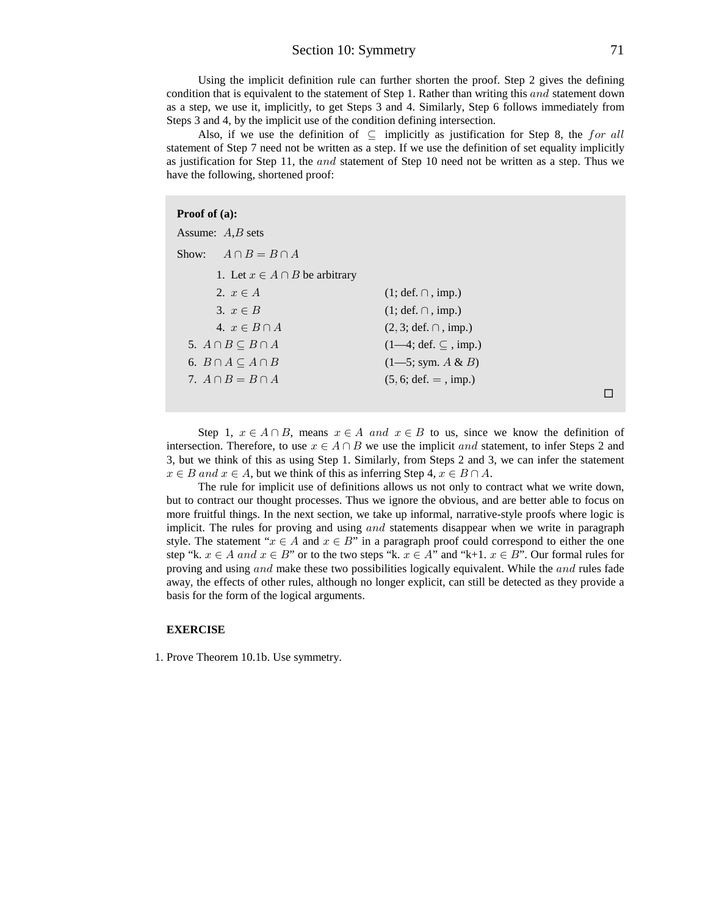Using the implicit definition rule can further shorten the proof. Step 2 gives the defining condition that is equivalent to the statement of Step 1. Rather than writing this $and$ statement down as a step, we use it, implicitly, to get Steps 3 and 4. Similarly, Step 6 follows immediately from Steps 3 and 4, by the implicit use of the condition defining intersection.

Also, if we use the definition of $\subseteq$ implicitly as justification for Step 8, the $for\ all$ statement of Step 7 need not be written as a step. If we use the definition of set equality implicitly as justification for Step 11, the $and$ statement of Step 10 need not be written as a step. Thus we have the following, shortened proof:

**Proof of (a):**

Assume: $A, B$ sets

Show: $A \cap B = B \cap A$

| | |
|---|---|
| 1. Let $x \in A \cap B$ be arbitrary | |
| 2. $x \in A$ | (1; def. $\cap$, imp.) |
| 3. $x \in B$ | (1; def. $\cap$, imp.) |
| 4. $x \in B \cap A$ | (2, 3; def. $\cap$, imp.) |
| 5. $A \cap B \subseteq B \cap A$ | (1—4; def. $\subseteq$, imp.) |
| 6. $B \cap A \subseteq A \cap B$ | (1—5; sym. $A$ & $B$) |
| 7. $A \cap B = B \cap A$ | (5, 6; def. $=$, imp.) |

□

Step 1, $x \in A \cap B$, means $x \in A\ and\ x \in B$ to us, since we know the definition of intersection. Therefore, to use $x \in A \cap B$ we use the implicit $and$ statement, to infer Steps 2 and 3, but we think of this as using Step 1. Similarly, from Steps 2 and 3, we can infer the statement $x \in B\ and\ x \in A$, but we think of this as inferring Step 4, $x \in B \cap A$.

The rule for implicit use of definitions allows us not only to contract what we write down, but to contract our thought processes. Thus we ignore the obvious, and are better able to focus on more fruitful things. In the next section, we take up informal, narrative-style proofs where logic is implicit. The rules for proving and using $and$ statements disappear when we write in paragraph style. The statement "$x \in A$ and $x \in B$" in a paragraph proof could correspond to either the one step "k. $x \in A\ and\ x \in B$" or to the two steps "k. $x \in A$" and "k+1. $x \in B$". Our formal rules for proving and using $and$ make these two possibilities logically equivalent. While the $and$ rules fade away, the effects of other rules, although no longer explicit, can still be detected as they provide a basis for the form of the logical arguments.

**EXERCISE**

1. Prove Theorem 10.1b. Use symmetry.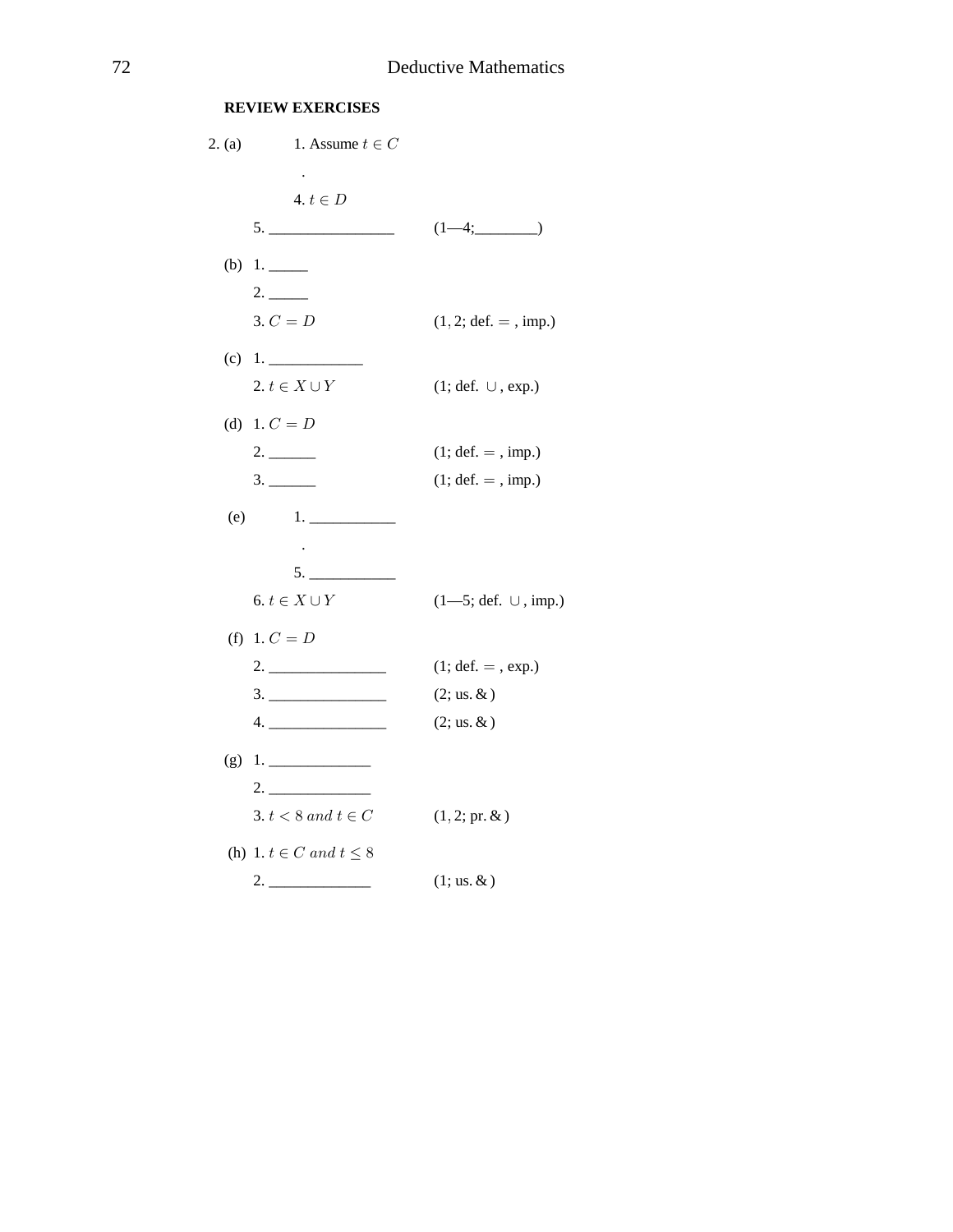**REVIEW EXERCISES**

2. (a)

   1. Assume $t \in C$

      .

   4. $t \in D$

   5. ________________ (1—4;________)

   (b)
   1. _____
   2. _____
   3. $C = D$ (1, 2; def. $=$ , imp.)

   (c)
   1. ____________
   2. $t \in X \cup Y$ (1; def. $\cup$ , exp.)

   (d)
   1. $C = D$
   2. ______ (1; def. $=$ , imp.)
   3. ______ (1; def. $=$ , imp.)

   (e)

   1. ___________

      .

   5. ___________

   6. $t \in X \cup Y$ (1—5; def. $\cup$ , imp.)

   (f)
   1. $C = D$
   2. _______________ (1; def. $=$ , exp.)
   3. _______________ (2; us. & )
   4. _______________ (2; us. & )

   (g)
   1. _____________
   2. _____________
   3. $t < 8$ *and* $t \in C$ (1, 2; pr. & )

   (h)
   1. $t \in C$ *and* $t \leq 8$
   2. _____________ (1; us. & )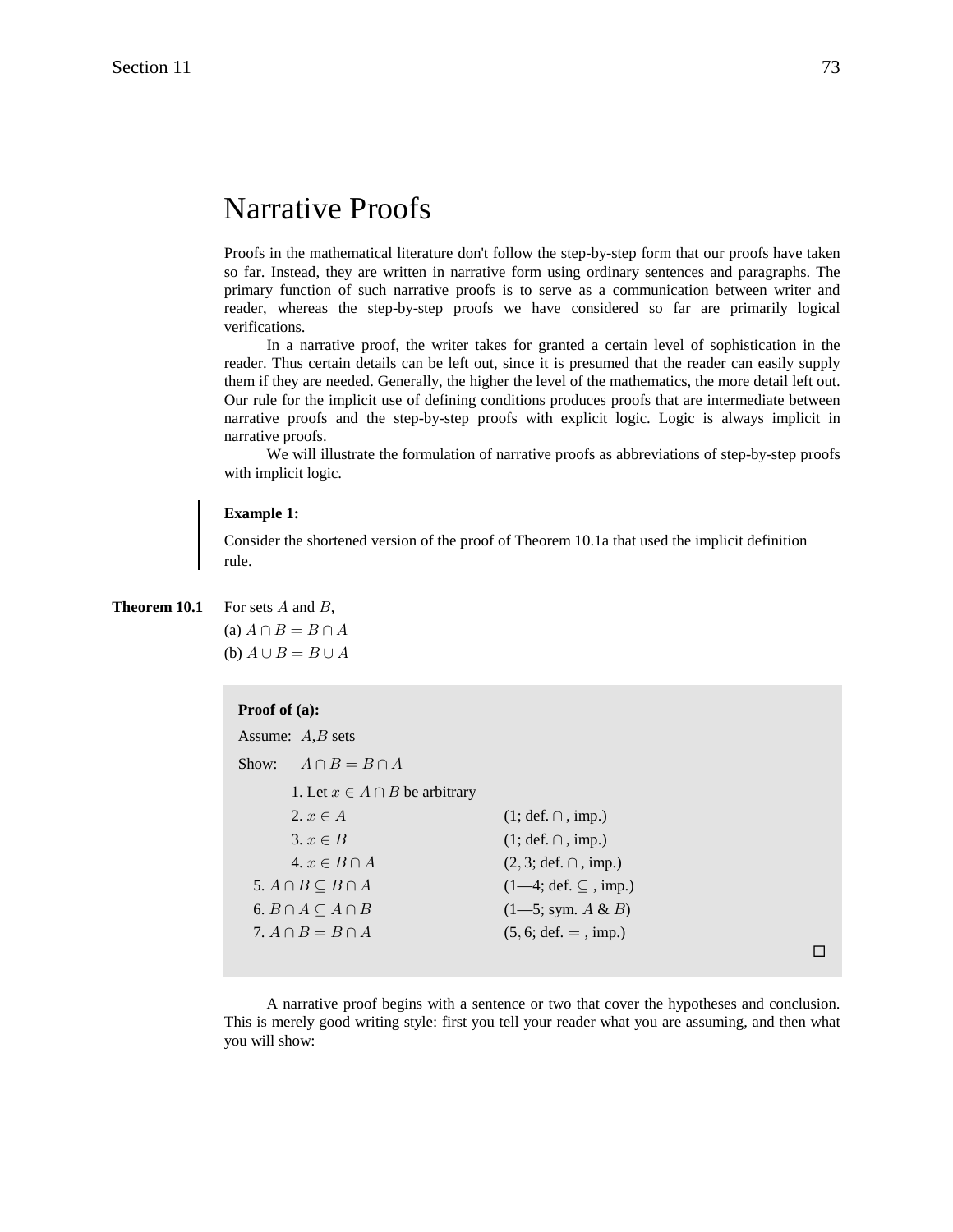# Narrative Proofs

Proofs in the mathematical literature don't follow the step-by-step form that our proofs have taken so far. Instead, they are written in narrative form using ordinary sentences and paragraphs. The primary function of such narrative proofs is to serve as a communication between writer and reader, whereas the step-by-step proofs we have considered so far are primarily logical verifications.

In a narrative proof, the writer takes for granted a certain level of sophistication in the reader. Thus certain details can be left out, since it is presumed that the reader can easily supply them if they are needed. Generally, the higher the level of the mathematics, the more detail left out. Our rule for the implicit use of defining conditions produces proofs that are intermediate between narrative proofs and the step-by-step proofs with explicit logic. Logic is always implicit in narrative proofs.

We will illustrate the formulation of narrative proofs as abbreviations of step-by-step proofs with implicit logic.

**Example 1:**

Consider the shortened version of the proof of Theorem 10.1a that used the implicit definition rule.

**Theorem 10.1** For sets $A$ and $B$,

(a) $A \cap B = B \cap A$

(b) $A \cup B = B \cup A$

**Proof of (a):**

Assume: $A$,$B$ sets

Show: $A \cap B = B \cap A$

| | |
|---|---|
| 1. Let $x \in A \cap B$ be arbitrary | |
| 2. $x \in A$ | (1; def. $\cap$ , imp.) |
| 3. $x \in B$ | (1; def. $\cap$ , imp.) |
| 4. $x \in B \cap A$ | (2, 3; def. $\cap$ , imp.) |
| 5. $A \cap B \subseteq B \cap A$ | (1—4; def. $\subseteq$ , imp.) |
| 6. $B \cap A \subseteq A \cap B$ | (1—5; sym. $A$ & $B$) |
| 7. $A \cap B = B \cap A$ | (5, 6; def. $=$ , imp.) |

□

A narrative proof begins with a sentence or two that cover the hypotheses and conclusion. This is merely good writing style: first you tell your reader what you are assuming, and then what you will show: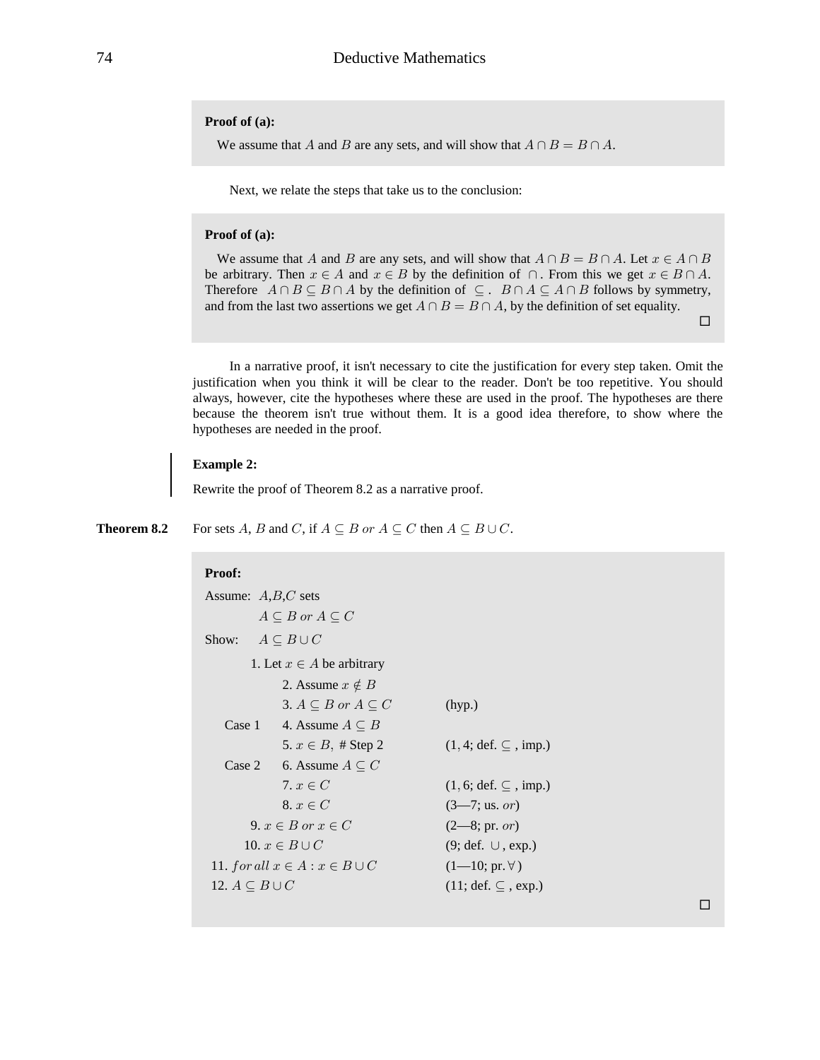**Proof of (a):**

We assume that $A$ and $B$ are any sets, and will show that $A \cap B = B \cap A$.

Next, we relate the steps that take us to the conclusion:

**Proof of (a):**

We assume that $A$ and $B$ are any sets, and will show that $A \cap B = B \cap A$. Let $x \in A \cap B$ be arbitrary. Then $x \in A$ and $x \in B$ by the definition of $\cap$. From this we get $x \in B \cap A$. Therefore $A \cap B \subseteq B \cap A$ by the definition of $\subseteq$. $B \cap A \subseteq A \cap B$ follows by symmetry, and from the last two assertions we get $A \cap B = B \cap A$, by the definition of set equality.

□

In a narrative proof, it isn't necessary to cite the justification for every step taken. Omit the justification when you think it will be clear to the reader. Don't be too repetitive. You should always, however, cite the hypotheses where these are used in the proof. The hypotheses are there because the theorem isn't true without them. It is a good idea therefore, to show where the hypotheses are needed in the proof.

**Example 2:**

Rewrite the proof of Theorem 8.2 as a narrative proof.

**Theorem 8.2** For sets $A$, $B$ and $C$, if $A \subseteq B \; or \; A \subseteq C$ then $A \subseteq B \cup C$.

**Proof:**

Assume: $A$,$B$,$C$ sets

$A \subseteq B \; or \; A \subseteq C$

Show: $A \subseteq B \cup C$

| | Step | Justification |
|---|---|---|
| | 1. Let $x \in A$ be arbitrary | |
| | 2. Assume $x \notin B$ | |
| | 3. $A \subseteq B \; or \; A \subseteq C$ | (hyp.) |
| Case 1 | 4. Assume $A \subseteq B$ | |
| | 5. $x \in B$, # Step 2 | (1, 4; def. $\subseteq$, imp.) |
| Case 2 | 6. Assume $A \subseteq C$ | |
| | 7. $x \in C$ | (1, 6; def. $\subseteq$, imp.) |
| | 8. $x \in C$ | (3—7; us. $or$) |
| | 9. $x \in B \; or \; x \in C$ | (2—8; pr. $or$) |
| | 10. $x \in B \cup C$ | (9; def. $\cup$, exp.) |
| | 11. $for\,all \; x \in A : x \in B \cup C$ | (1—10; pr. $\forall$) |
| | 12. $A \subseteq B \cup C$ | (11; def. $\subseteq$, exp.) |

□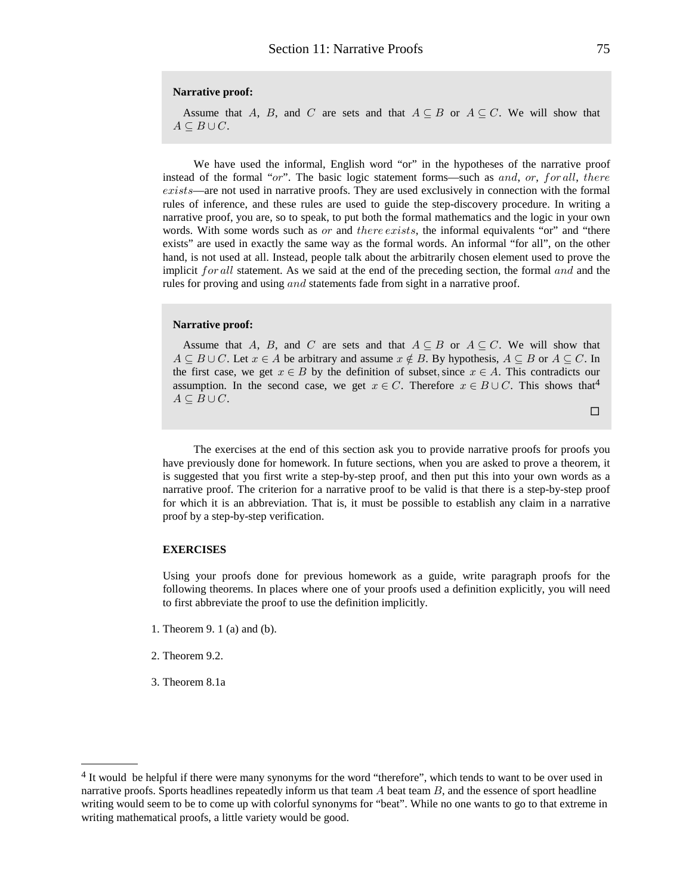**Narrative proof:**

Assume that $A$, $B$, and $C$ are sets and that $A \subseteq B$ or $A \subseteq C$. We will show that $A \subseteq B \cup C$.

We have used the informal, English word "or" in the hypotheses of the narrative proof instead of the formal "$or$". The basic logic statement forms—such as $and$, $or$, $for\,all$, $there\,exists$—are not used in narrative proofs. They are used exclusively in connection with the formal rules of inference, and these rules are used to guide the step-discovery procedure. In writing a narrative proof, you are, so to speak, to put both the formal mathematics and the logic in your own words. With some words such as $or$ and $there\,exists$, the informal equivalents "or" and "there exists" are used in exactly the same way as the formal words. An informal "for all", on the other hand, is not used at all. Instead, people talk about the arbitrarily chosen element used to prove the implicit $for\,all$ statement. As we said at the end of the preceding section, the formal $and$ and the rules for proving and using $and$ statements fade from sight in a narrative proof.

**Narrative proof:**

Assume that $A$, $B$, and $C$ are sets and that $A \subseteq B$ or $A \subseteq C$. We will show that $A \subseteq B \cup C$. Let $x \in A$ be arbitrary and assume $x \notin B$. By hypothesis, $A \subseteq B$ or $A \subseteq C$. In the first case, we get $x \in B$ by the definition of subset, since $x \in A$. This contradicts our assumption. In the second case, we get $x \in C$. Therefore $x \in B \cup C$. This shows that[4] $A \subseteq B \cup C$.

□

The exercises at the end of this section ask you to provide narrative proofs for proofs you have previously done for homework. In future sections, when you are asked to prove a theorem, it is suggested that you first write a step-by-step proof, and then put this into your own words as a narrative proof. The criterion for a narrative proof to be valid is that there is a step-by-step proof for which it is an abbreviation. That is, it must be possible to establish any claim in a narrative proof by a step-by-step verification.

**EXERCISES**

Using your proofs done for previous homework as a guide, write paragraph proofs for the following theorems. In places where one of your proofs used a definition explicitly, you will need to first abbreviate the proof to use the definition implicitly.

1. Theorem 9. 1 (a) and (b).

2. Theorem 9.2.

3. Theorem 8.1a

---

[4] It would be helpful if there were many synonyms for the word "therefore", which tends to want to be over used in narrative proofs. Sports headlines repeatedly inform us that team $A$ beat team $B$, and the essence of sport headline writing would seem to be to come up with colorful synonyms for "beat". While no one wants to go to that extreme in writing mathematical proofs, a little variety would be good.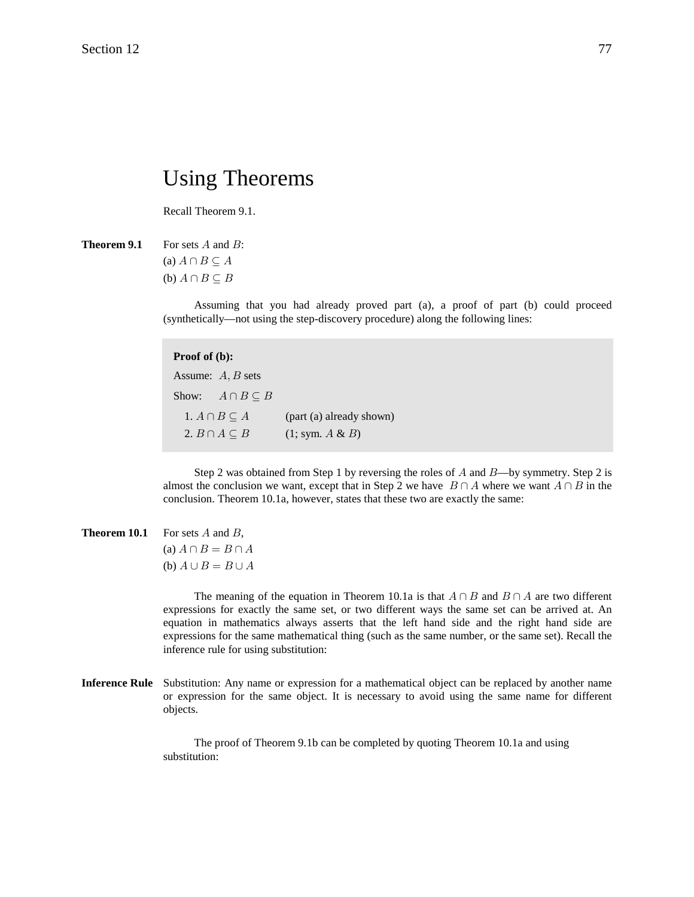# Using Theorems

Recall Theorem 9.1.

**Theorem 9.1** For sets $A$ and $B$:
(a) $A \cap B \subseteq A$
(b) $A \cap B \subseteq B$

Assuming that you had already proved part (a), a proof of part (b) could proceed (synthetically—not using the step-discovery procedure) along the following lines:

**Proof of (b):**

Assume: $A, B$ sets

Show: $A \cap B \subseteq B$

1. $A \cap B \subseteq A$ (part (a) already shown)
2. $B \cap A \subseteq B$ (1; sym. $A$ & $B$)

Step 2 was obtained from Step 1 by reversing the roles of $A$ and $B$—by symmetry. Step 2 is almost the conclusion we want, except that in Step 2 we have $B \cap A$ where we want $A \cap B$ in the conclusion. Theorem 10.1a, however, states that these two are exactly the same:

**Theorem 10.1** For sets $A$ and $B$,
(a) $A \cap B = B \cap A$
(b) $A \cup B = B \cup A$

The meaning of the equation in Theorem 10.1a is that $A \cap B$ and $B \cap A$ are two different expressions for exactly the same set, or two different ways the same set can be arrived at. An equation in mathematics always asserts that the left hand side and the right hand side are expressions for the same mathematical thing (such as the same number, or the same set). Recall the inference rule for using substitution:

**Inference Rule** Substitution: Any name or expression for a mathematical object can be replaced by another name or expression for the same object. It is necessary to avoid using the same name for different objects.

The proof of Theorem 9.1b can be completed by quoting Theorem 10.1a and using substitution: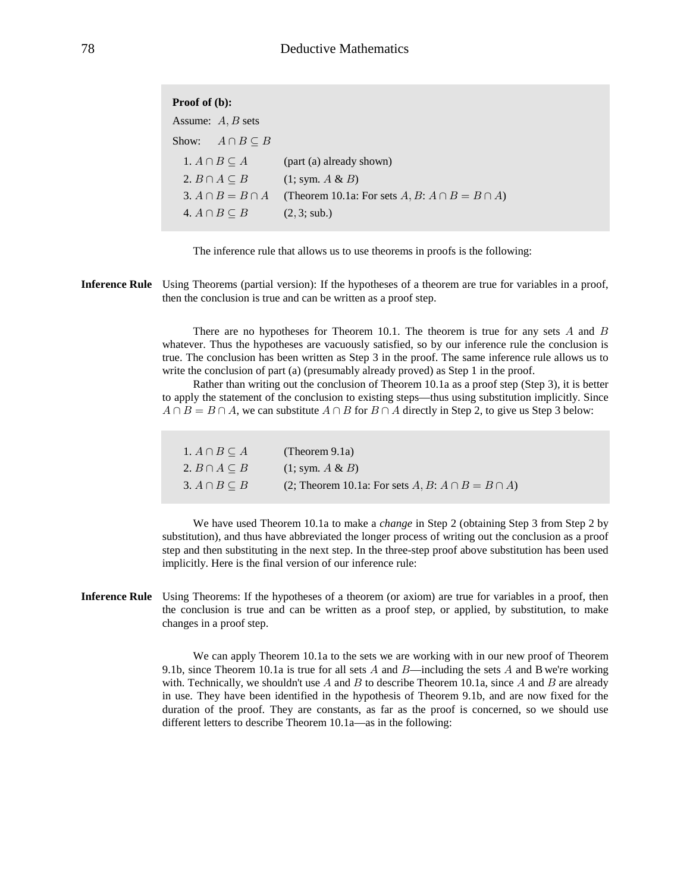**Proof of (b):**

Assume: $A, B$ sets

Show: $A \cap B \subseteq B$

| | |
|---|---|
| 1. $A \cap B \subseteq A$ | (part (a) already shown) |
| 2. $B \cap A \subseteq B$ | (1; sym. $A$ & $B$) |
| 3. $A \cap B = B \cap A$ | (Theorem 10.1a: For sets $A, B$: $A \cap B = B \cap A$) |
| 4. $A \cap B \subseteq B$ | ($2, 3$; sub.) |

The inference rule that allows us to use theorems in proofs is the following:

**Inference Rule** Using Theorems (partial version): If the hypotheses of a theorem are true for variables in a proof, then the conclusion is true and can be written as a proof step.

There are no hypotheses for Theorem 10.1. The theorem is true for any sets $A$ and $B$ whatever. Thus the hypotheses are vacuously satisfied, so by our inference rule the conclusion is true. The conclusion has been written as Step 3 in the proof. The same inference rule allows us to write the conclusion of part (a) (presumably already proved) as Step 1 in the proof.

Rather than writing out the conclusion of Theorem 10.1a as a proof step (Step 3), it is better to apply the statement of the conclusion to existing steps—thus using substitution implicitly. Since $A \cap B = B \cap A$, we can substitute $A \cap B$ for $B \cap A$ directly in Step 2, to give us Step 3 below:

| | |
|---|---|
| 1. $A \cap B \subseteq A$ | (Theorem 9.1a) |
| 2. $B \cap A \subseteq B$ | (1; sym. $A$ & $B$) |
| 3. $A \cap B \subseteq B$ | (2; Theorem 10.1a: For sets $A, B$: $A \cap B = B \cap A$) |

We have used Theorem 10.1a to make a *change* in Step 2 (obtaining Step 3 from Step 2 by substitution), and thus have abbreviated the longer process of writing out the conclusion as a proof step and then substituting in the next step. In the three-step proof above substitution has been used implicitly. Here is the final version of our inference rule:

**Inference Rule** Using Theorems: If the hypotheses of a theorem (or axiom) are true for variables in a proof, then the conclusion is true and can be written as a proof step, or applied, by substitution, to make changes in a proof step.

We can apply Theorem 10.1a to the sets we are working with in our new proof of Theorem 9.1b, since Theorem 10.1a is true for all sets $A$ and $B$—including the sets $A$ and B we're working with. Technically, we shouldn't use $A$ and $B$ to describe Theorem 10.1a, since $A$ and $B$ are already in use. They have been identified in the hypothesis of Theorem 9.1b, and are now fixed for the duration of the proof. They are constants, as far as the proof is concerned, so we should use different letters to describe Theorem 10.1a—as in the following: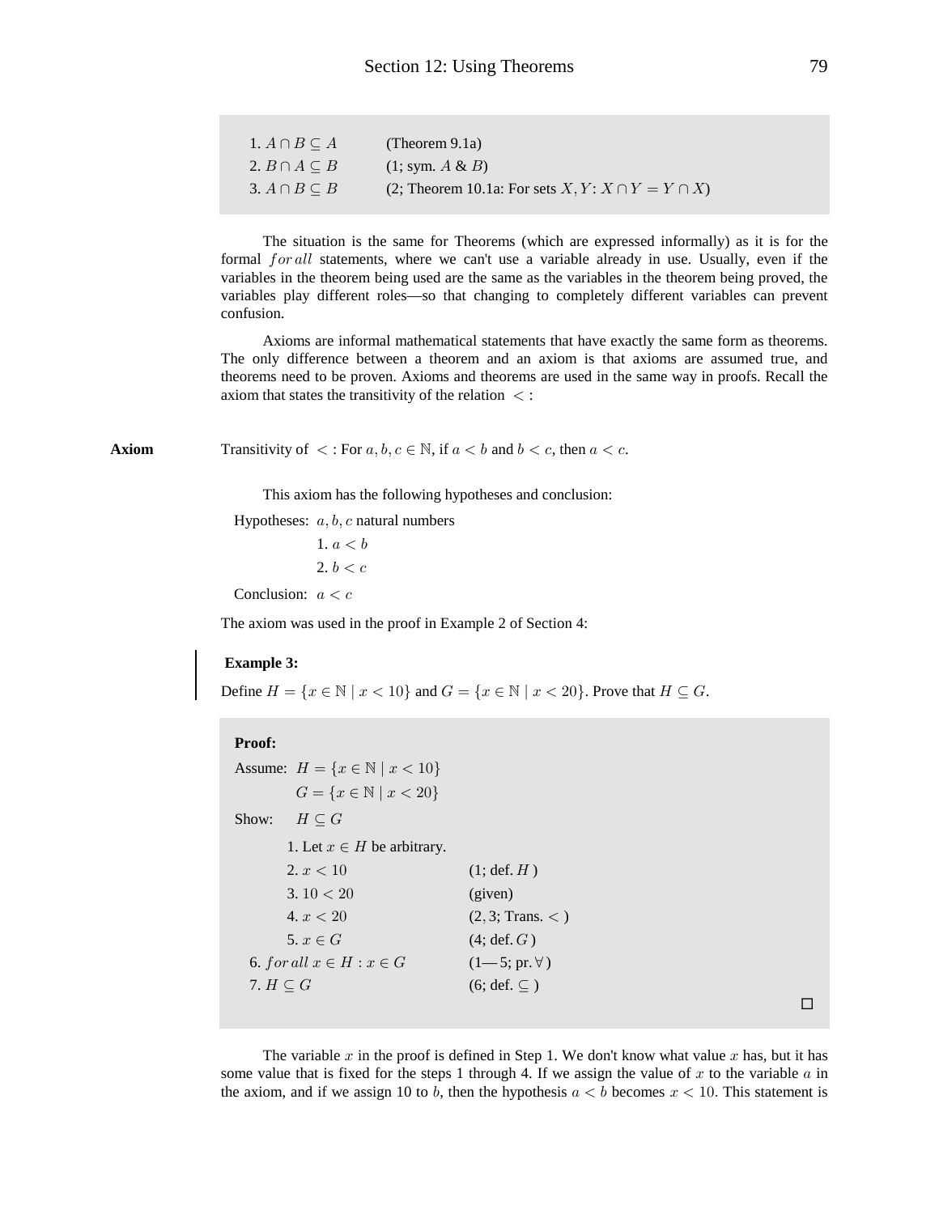1. $A \cap B \subseteq A$ (Theorem 9.1a)
2. $B \cap A \subseteq B$ (1; sym. $A$ & $B$)
3. $A \cap B \subseteq B$ (2; Theorem 10.1a: For sets $X, Y$: $X \cap Y = Y \cap X$)

The situation is the same for Theorems (which are expressed informally) as it is for the formal $for\,all$ statements, where we can't use a variable already in use. Usually, even if the variables in the theorem being used are the same as the variables in the theorem being proved, the variables play different roles—so that changing to completely different variables can prevent confusion.

Axioms are informal mathematical statements that have exactly the same form as theorems. The only difference between a theorem and an axiom is that axioms are assumed true, and theorems need to be proven. Axioms and theorems are used in the same way in proofs. Recall the axiom that states the transitivity of the relation $<$ :

**Axiom** Transitivity of $<$ : For $a, b, c \in \mathbb{N}$, if $a < b$ and $b < c$, then $a < c$.

This axiom has the following hypotheses and conclusion:

Hypotheses: $a, b, c$ natural numbers

1. $a < b$
2. $b < c$

Conclusion: $a < c$

The axiom was used in the proof in Example 2 of Section 4:

**Example 3:**

Define $H = \{x \in \mathbb{N} \mid x < 10\}$ and $G = \{x \in \mathbb{N} \mid x < 20\}$. Prove that $H \subseteq G$.

**Proof:**

Assume: $H = \{x \in \mathbb{N} \mid x < 10\}$
$G = \{x \in \mathbb{N} \mid x < 20\}$

Show: $H \subseteq G$

1. Let $x \in H$ be arbitrary.
2. $x < 10$ (1; def. $H$ )
3. $10 < 20$ (given)
4. $x < 20$ $(2, 3$; Trans. $<$ )
5. $x \in G$ (4; def. $G$ )

6. $for\,all\ x \in H : x \in G$ (1—5; pr. $\forall$ )
7. $H \subseteq G$ (6; def. $\subseteq$ )

□

The variable $x$ in the proof is defined in Step 1. We don't know what value $x$ has, but it has some value that is fixed for the steps 1 through 4. If we assign the value of $x$ to the variable $a$ in the axiom, and if we assign 10 to $b$, then the hypothesis $a < b$ becomes $x < 10$. This statement is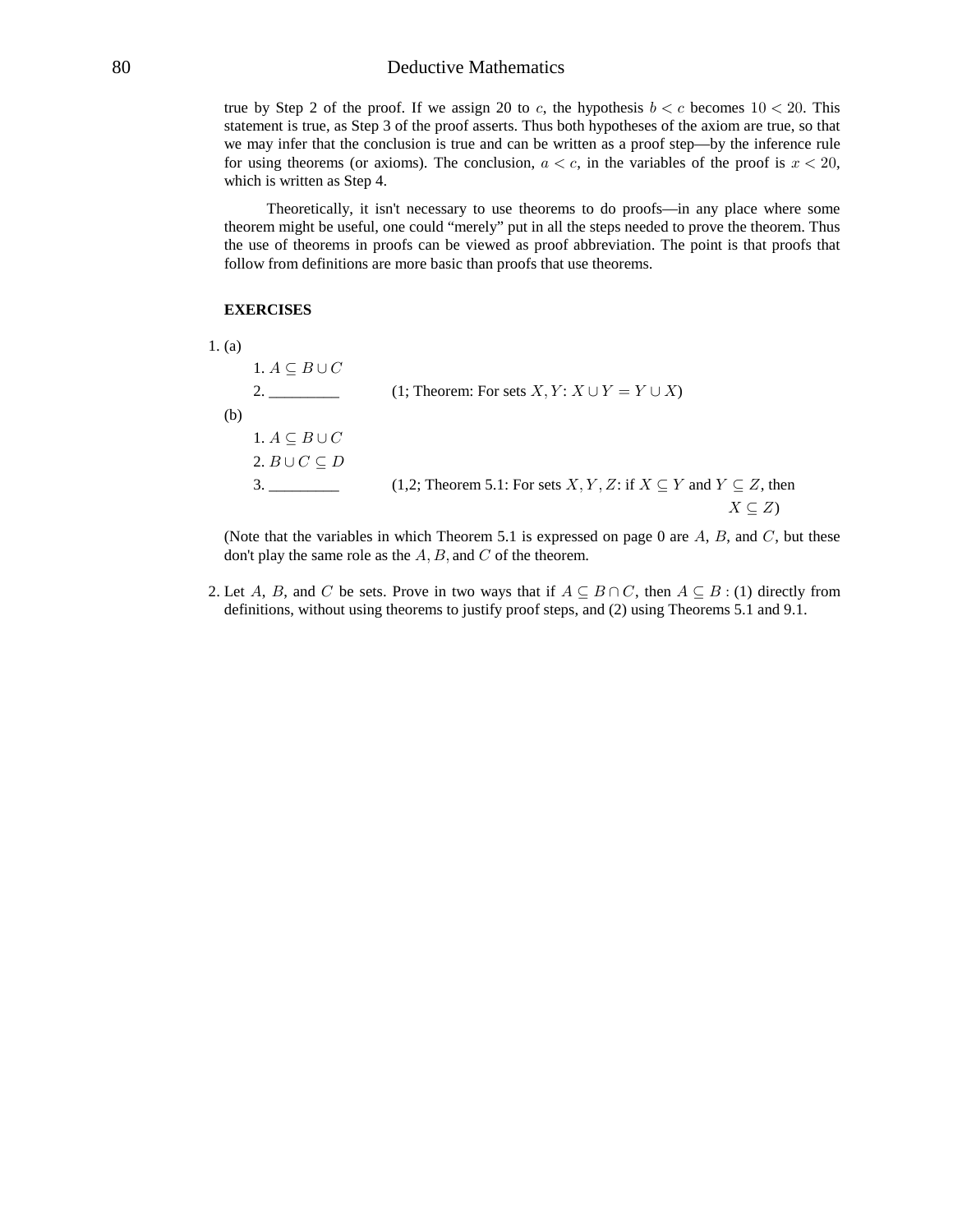true by Step 2 of the proof. If we assign 20 to $c$, the hypothesis $b < c$ becomes $10 < 20$. This statement is true, as Step 3 of the proof asserts. Thus both hypotheses of the axiom are true, so that we may infer that the conclusion is true and can be written as a proof step—by the inference rule for using theorems (or axioms). The conclusion, $a < c$, in the variables of the proof is $x < 20$, which is written as Step 4.

Theoretically, it isn't necessary to use theorems to do proofs—in any place where some theorem might be useful, one could "merely" put in all the steps needed to prove the theorem. Thus the use of theorems in proofs can be viewed as proof abbreviation. The point is that proofs that follow from definitions are more basic than proofs that use theorems.

**EXERCISES**

1. (a)

   1. $A \subseteq B \cup C$
   2. _________ (1; Theorem: For sets $X, Y$: $X \cup Y = Y \cup X$)

   (b)

   1. $A \subseteq B \cup C$
   2. $B \cup C \subseteq D$
   3. _________ (1,2; Theorem 5.1: For sets $X, Y, Z$: if $X \subseteq Y$ and $Y \subseteq Z$, then $X \subseteq Z$)

   (Note that the variables in which Theorem 5.1 is expressed on page 0 are $A$, $B$, and $C$, but these don't play the same role as the $A, B,$ and $C$ of the theorem.

2. Let $A$, $B$, and $C$ be sets. Prove in two ways that if $A \subseteq B \cap C$, then $A \subseteq B$ : (1) directly from definitions, without using theorems to justify proof steps, and (2) using Theorems 5.1 and 9.1.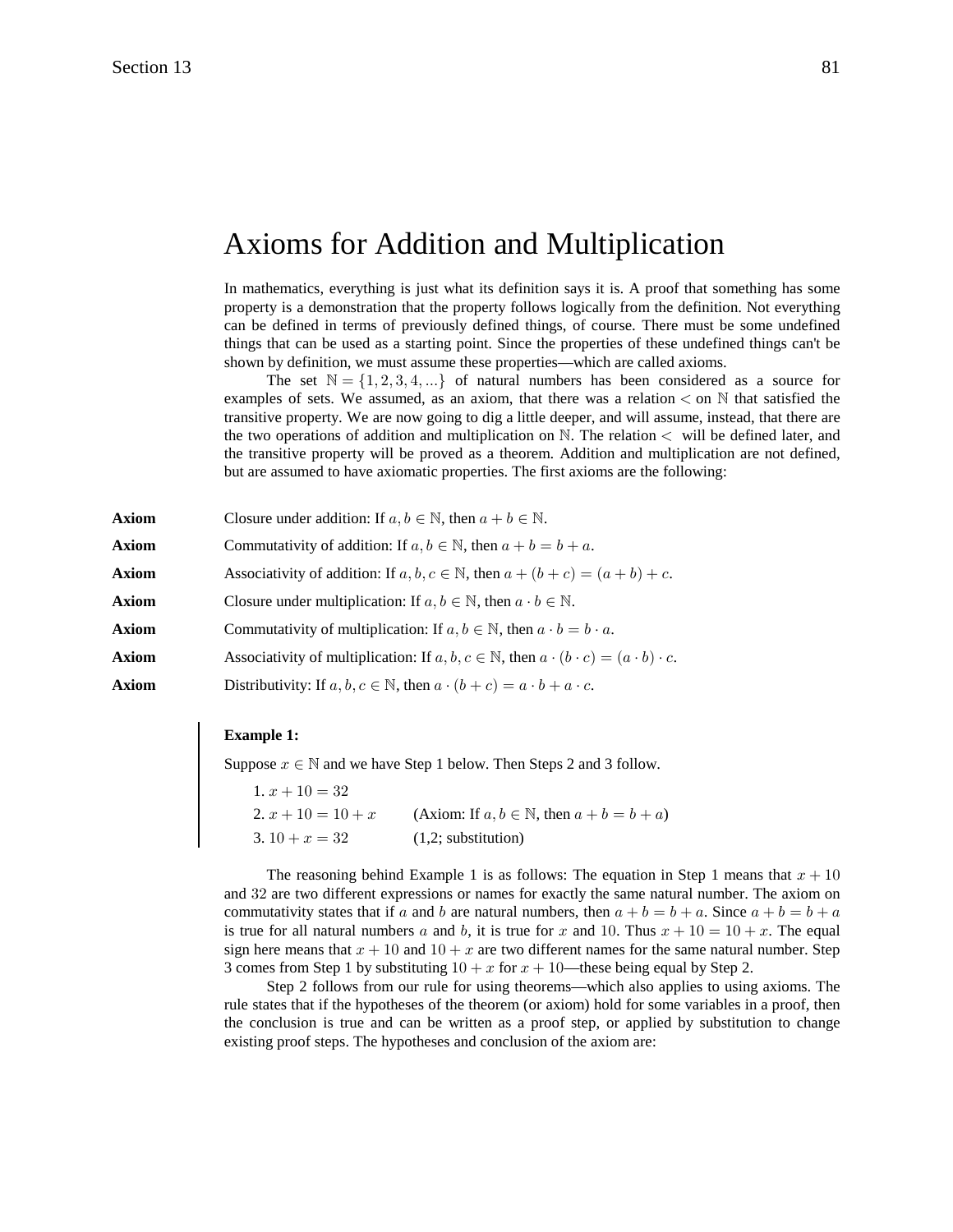# Axioms for Addition and Multiplication

In mathematics, everything is just what its definition says it is. A proof that something has some property is a demonstration that the property follows logically from the definition. Not everything can be defined in terms of previously defined things, of course. There must be some undefined things that can be used as a starting point. Since the properties of these undefined things can't be shown by definition, we must assume these properties—which are called axioms.

The set $\mathbb{N} = \{1, 2, 3, 4, ...\}$ of natural numbers has been considered as a source for examples of sets. We assumed, as an axiom, that there was a relation $<$ on $\mathbb{N}$ that satisfied the transitive property. We are now going to dig a little deeper, and will assume, instead, that there are the two operations of addition and multiplication on $\mathbb{N}$. The relation $<$ will be defined later, and the transitive property will be proved as a theorem. Addition and multiplication are not defined, but are assumed to have axiomatic properties. The first axioms are the following:

**Axiom** Closure under addition: If $a, b \in \mathbb{N}$, then $a + b \in \mathbb{N}$.

**Axiom** Commutativity of addition: If $a, b \in \mathbb{N}$, then $a + b = b + a$.

**Axiom** Associativity of addition: If $a, b, c \in \mathbb{N}$, then $a + (b + c) = (a + b) + c$.

**Axiom** Closure under multiplication: If $a, b \in \mathbb{N}$, then $a \cdot b \in \mathbb{N}$.

**Axiom** Commutativity of multiplication: If $a, b \in \mathbb{N}$, then $a \cdot b = b \cdot a$.

**Axiom** Associativity of multiplication: If $a, b, c \in \mathbb{N}$, then $a \cdot (b \cdot c) = (a \cdot b) \cdot c$.

**Axiom** Distributivity: If $a, b, c \in \mathbb{N}$, then $a \cdot (b + c) = a \cdot b + a \cdot c$.

**Example 1:**

Suppose $x \in \mathbb{N}$ and we have Step 1 below. Then Steps 2 and 3 follow.

1. $x + 10 = 32$
2. $x + 10 = 10 + x$ (Axiom: If $a, b \in \mathbb{N}$, then $a + b = b + a$)
3. $10 + x = 32$ (1,2; substitution)

The reasoning behind Example 1 is as follows: The equation in Step 1 means that $x + 10$ and $32$ are two different expressions or names for exactly the same natural number. The axiom on commutativity states that if $a$ and $b$ are natural numbers, then $a + b = b + a$. Since $a + b = b + a$ is true for all natural numbers $a$ and $b$, it is true for $x$ and $10$. Thus $x + 10 = 10 + x$. The equal sign here means that $x + 10$ and $10 + x$ are two different names for the same natural number. Step 3 comes from Step 1 by substituting $10 + x$ for $x + 10$—these being equal by Step 2.

Step 2 follows from our rule for using theorems—which also applies to using axioms. The rule states that if the hypotheses of the theorem (or axiom) hold for some variables in a proof, then the conclusion is true and can be written as a proof step, or applied by substitution to change existing proof steps. The hypotheses and conclusion of the axiom are: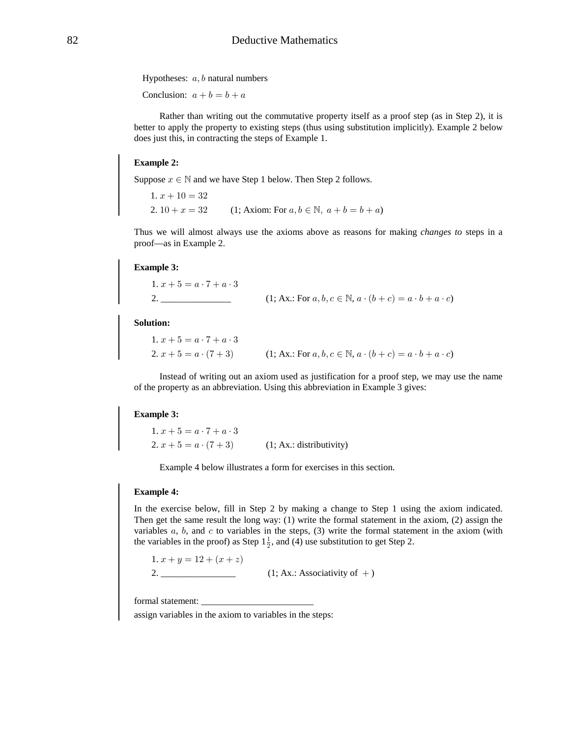Hypotheses: $a, b$ natural numbers

Conclusion: $a + b = b + a$

Rather than writing out the commutative property itself as a proof step (as in Step 2), it is better to apply the property to existing steps (thus using substitution implicitly). Example 2 below does just this, in contracting the steps of Example 1.

**Example 2:**

Suppose $x \in \mathbb{N}$ and we have Step 1 below. Then Step 2 follows.

1. $x + 10 = 32$
2. $10 + x = 32$ (1; Axiom: For $a, b \in \mathbb{N},\ a + b = b + a$)

Thus we will almost always use the axioms above as reasons for making *changes to* steps in a proof—as in Example 2.

**Example 3:**

1. $x + 5 = a \cdot 7 + a \cdot 3$
2. _______________ (1; Ax.: For $a, b, c \in \mathbb{N}$, $a \cdot (b + c) = a \cdot b + a \cdot c$)

**Solution:**

1. $x + 5 = a \cdot 7 + a \cdot 3$
2. $x + 5 = a \cdot (7 + 3)$ (1; Ax.: For $a, b, c \in \mathbb{N}$, $a \cdot (b + c) = a \cdot b + a \cdot c$)

Instead of writing out an axiom used as justification for a proof step, we may use the name of the property as an abbreviation. Using this abbreviation in Example 3 gives:

**Example 3:**

1. $x + 5 = a \cdot 7 + a \cdot 3$
2. $x + 5 = a \cdot (7 + 3)$ (1; Ax.: distributivity)

Example 4 below illustrates a form for exercises in this section.

**Example 4:**

In the exercise below, fill in Step 2 by making a change to Step 1 using the axiom indicated. Then get the same result the long way: (1) write the formal statement in the axiom, (2) assign the variables $a$, $b$, and $c$ to variables in the steps, (3) write the formal statement in the axiom (with the variables in the proof) as Step $1\frac{1}{2}$, and (4) use substitution to get Step 2.

1. $x + y = 12 + (x + z)$
2. ________________ (1; Ax.: Associativity of $+$)

formal statement: ________________________

assign variables in the axiom to variables in the steps: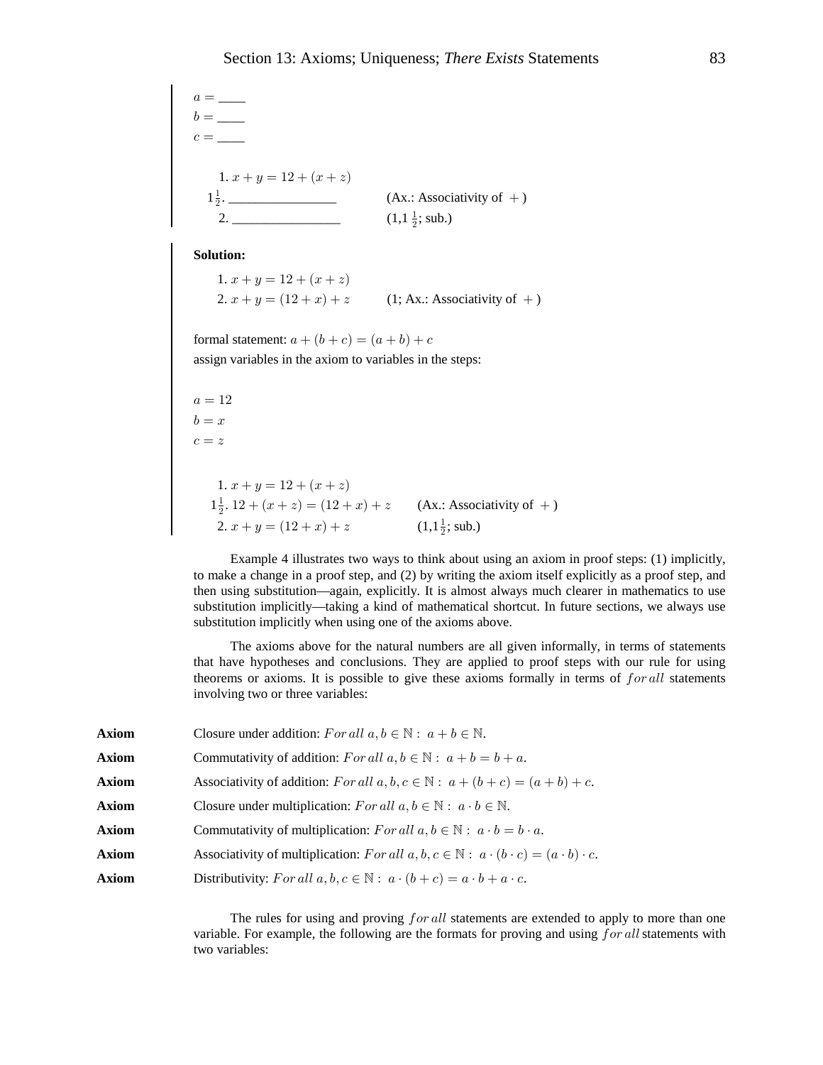$a =$ ____
$b =$ ____
$c =$ ____

1. $x + y = 12 + (x + z)$
$1\frac{1}{2}$. ________________ (Ax.: Associativity of $+$)
2. ________________ ($1, 1\frac{1}{2}$; sub.)

**Solution:**

1. $x + y = 12 + (x + z)$
2. $x + y = (12 + x) + z$ (1; Ax.: Associativity of $+$)

formal statement: $a + (b + c) = (a + b) + c$
assign variables in the axiom to variables in the steps:

$a = 12$
$b = x$
$c = z$

1. $x + y = 12 + (x + z)$
$1\frac{1}{2}$. $12 + (x + z) = (12 + x) + z$ (Ax.: Associativity of $+$)
2. $x + y = (12 + x) + z$ ($1, 1\frac{1}{2}$; sub.)

Example 4 illustrates two ways to think about using an axiom in proof steps: (1) implicitly, to make a change in a proof step, and (2) by writing the axiom itself explicitly as a proof step, and then using substitution—again, explicitly. It is almost always much clearer in mathematics to use substitution implicitly—taking a kind of mathematical shortcut. In future sections, we always use substitution implicitly when using one of the axioms above.

The axioms above for the natural numbers are all given informally, in terms of statements that have hypotheses and conclusions. They are applied to proof steps with our rule for using theorems or axioms. It is possible to give these axioms formally in terms of $for\,all$ statements involving two or three variables:

**Axiom** Closure under addition: $For\,all\ a, b \in \mathbb{N}:\ a + b \in \mathbb{N}$.

**Axiom** Commutativity of addition: $For\,all\ a, b \in \mathbb{N}:\ a + b = b + a$.

**Axiom** Associativity of addition: $For\,all\ a, b, c \in \mathbb{N}:\ a + (b + c) = (a + b) + c$.

**Axiom** Closure under multiplication: $For\,all\ a, b \in \mathbb{N}:\ a \cdot b \in \mathbb{N}$.

**Axiom** Commutativity of multiplication: $For\,all\ a, b \in \mathbb{N}:\ a \cdot b = b \cdot a$.

**Axiom** Associativity of multiplication: $For\,all\ a, b, c \in \mathbb{N}:\ a \cdot (b \cdot c) = (a \cdot b) \cdot c$.

**Axiom** Distributivity: $For\,all\ a, b, c \in \mathbb{N}:\ a \cdot (b + c) = a \cdot b + a \cdot c$.

The rules for using and proving $for\,all$ statements are extended to apply to more than one variable. For example, the following are the formats for proving and using $for\,all$ statements with two variables: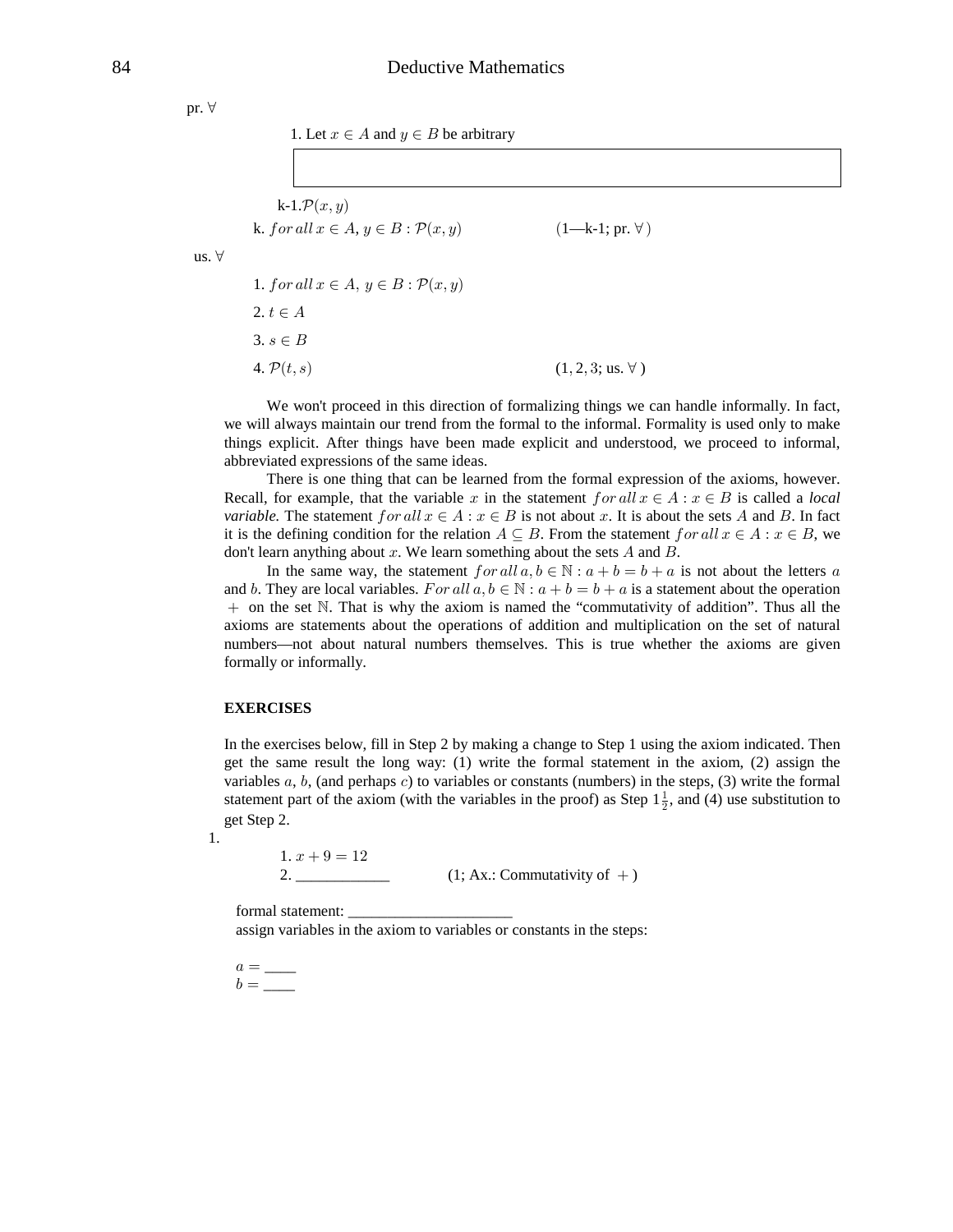pr. $\forall$

1. Let $x \in A$ and $y \in B$ be arbitrary

k-1. $\mathcal{P}(x, y)$

k. $for\, all\, x \in A,\, y \in B : \mathcal{P}(x, y)$ $\qquad$ (1—k-1; pr. $\forall$ )

us. $\forall$

1. $for\, all\, x \in A,\, y \in B : \mathcal{P}(x, y)$
2. $t \in A$
3. $s \in B$
4. $\mathcal{P}(t, s)$ $\qquad$ $(1, 2, 3;$ us. $\forall$ )

We won't proceed in this direction of formalizing things we can handle informally. In fact, we will always maintain our trend from the formal to the informal. Formality is used only to make things explicit. After things have been made explicit and understood, we proceed to informal, abbreviated expressions of the same ideas.

There is one thing that can be learned from the formal expression of the axioms, however. Recall, for example, that the variable $x$ in the statement $for\, all\, x \in A : x \in B$ is called a *local variable*. The statement $for\, all\, x \in A : x \in B$ is not about $x$. It is about the sets $A$ and $B$. In fact it is the defining condition for the relation $A \subseteq B$. From the statement $for\, all\, x \in A : x \in B$, we don't learn anything about $x$. We learn something about the sets $A$ and $B$.

In the same way, the statement $for\, all\, a, b \in \mathbb{N} : a + b = b + a$ is not about the letters $a$ and $b$. They are local variables. $For\, all\, a, b \in \mathbb{N} : a + b = b + a$ is a statement about the operation $+$ on the set $\mathbb{N}$. That is why the axiom is named the "commutativity of addition". Thus all the axioms are statements about the operations of addition and multiplication on the set of natural numbers—not about natural numbers themselves. This is true whether the axioms are given formally or informally.

#### EXERCISES

In the exercises below, fill in Step 2 by making a change to Step 1 using the axiom indicated. Then get the same result the long way: (1) write the formal statement in the axiom, (2) assign the variables $a$, $b$, (and perhaps $c$) to variables or constants (numbers) in the steps, (3) write the formal statement part of the axiom (with the variables in the proof) as Step $1\frac{1}{2}$, and (4) use substitution to get Step 2.

1.

1. $x + 9 = 12$
2. ____________ $\qquad$ (1; Ax.: Commutativity of $+$ )

formal statement: _____________________

assign variables in the axiom to variables or constants in the steps:

$a =$ ____

$b =$ ____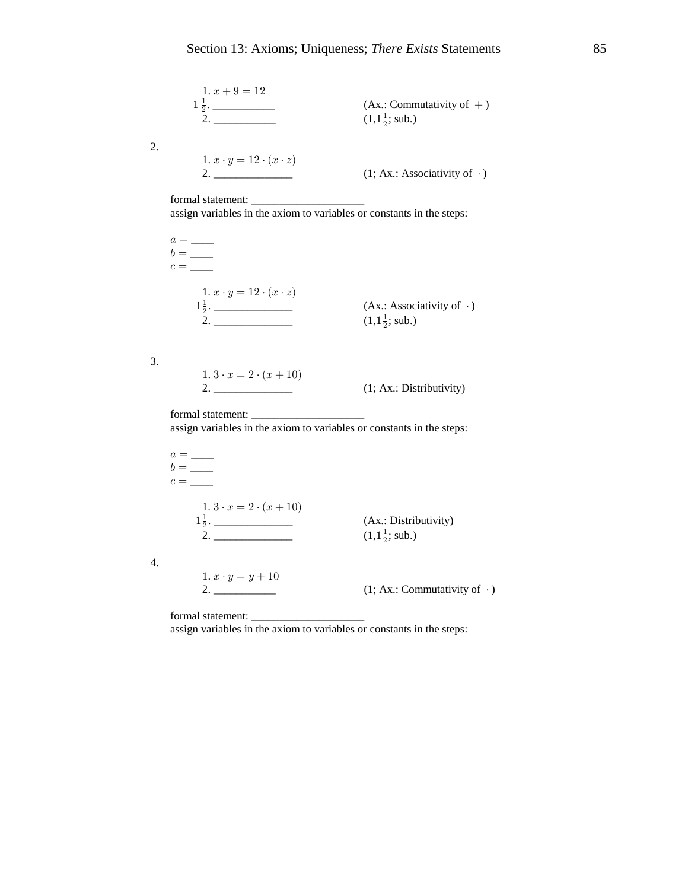1. $x + 9 = 12$

$1\frac{1}{2}$. ___________ (Ax.: Commutativity of $+$)

2. ___________ ($1, 1\frac{1}{2}$; sub.)

2.

1. $x \cdot y = 12 \cdot (x \cdot z)$

2. ______________ (1; Ax.: Associativity of $\cdot$)

formal statement: ____________________

assign variables in the axiom to variables or constants in the steps:

$a =$ ____

$b =$ ____

$c =$ ____

1. $x \cdot y = 12 \cdot (x \cdot z)$

$1\frac{1}{2}$. ______________ (Ax.: Associativity of $\cdot$)

2. ______________ ($1, 1\frac{1}{2}$; sub.)

3.

1. $3 \cdot x = 2 \cdot (x + 10)$

2. ______________ (1; Ax.: Distributivity)

formal statement: ____________________

assign variables in the axiom to variables or constants in the steps:

$a =$ ____

$b =$ ____

$c =$ ____

1. $3 \cdot x = 2 \cdot (x + 10)$

$1\frac{1}{2}$. ______________ (Ax.: Distributivity)

2. ______________ ($1, 1\frac{1}{2}$; sub.)

4.

1. $x \cdot y = y + 10$

2. ___________ (1; Ax.: Commutativity of $\cdot$)

formal statement: ____________________

assign variables in the axiom to variables or constants in the steps: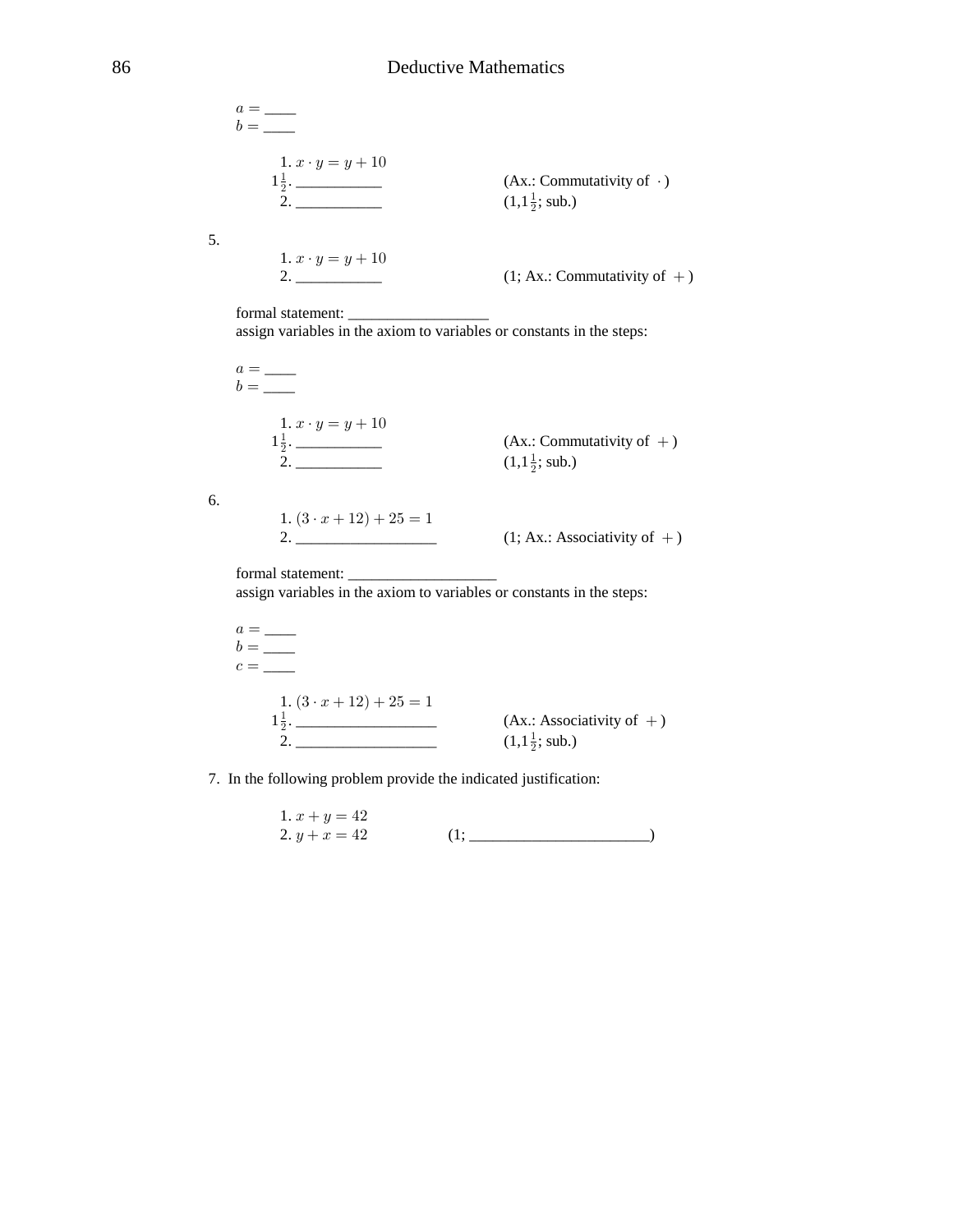$a =$ ____
$b =$ ____

1. $x \cdot y = y + 10$
$1\frac{1}{2}$. ___________ (Ax.: Commutativity of $\cdot$)
2. ___________ (1,$1\frac{1}{2}$; sub.)

5.

1. $x \cdot y = y + 10$
2. ___________ (1; Ax.: Commutativity of $+$)

formal statement: __________________
assign variables in the axiom to variables or constants in the steps:

$a =$ ____
$b =$ ____

1. $x \cdot y = y + 10$
$1\frac{1}{2}$. ___________ (Ax.: Commutativity of $+$)
2. ___________ (1,$1\frac{1}{2}$; sub.)

6.

1. $(3 \cdot x + 12) + 25 = 1$
2. __________________ (1; Ax.: Associativity of $+$)

formal statement: __________________
assign variables in the axiom to variables or constants in the steps:

$a =$ ____
$b =$ ____
$c =$ ____

1. $(3 \cdot x + 12) + 25 = 1$
$1\frac{1}{2}$. __________________ (Ax.: Associativity of $+$)
2. __________________ (1,$1\frac{1}{2}$; sub.)

7. In the following problem provide the indicated justification:

1. $x + y = 42$
2. $y + x = 42$ (1; ________________________)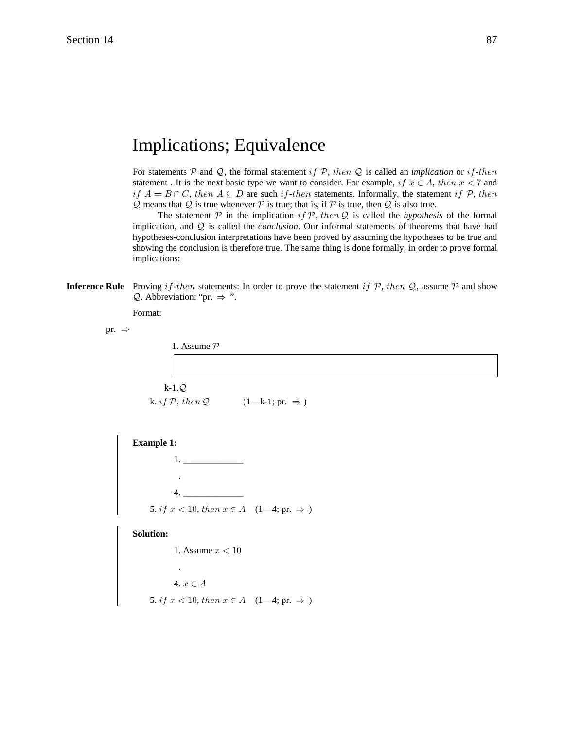# Implications; Equivalence

For statements $\mathcal{P}$ and $\mathcal{Q}$, the formal statement $if\ \mathcal{P},\ then\ \mathcal{Q}$ is called an *implication* or $if$-$then$ statement . It is the next basic type we want to consider. For example, $if\ x \in A,\ then\ x < 7$ and $if\ A = B \cap C,\ then\ A \subseteq D$ are such $if$-$then$ statements. Informally, the statement $if\ \mathcal{P},\ then\ \mathcal{Q}$ means that $\mathcal{Q}$ is true whenever $\mathcal{P}$ is true; that is, if $\mathcal{P}$ is true, then $\mathcal{Q}$ is also true.

The statement $\mathcal{P}$ in the implication $if\,\mathcal{P},\ then\,\mathcal{Q}$ is called the *hypothesis* of the formal implication, and $\mathcal{Q}$ is called the *conclusion*. Our informal statements of theorems that have had hypotheses-conclusion interpretations have been proved by assuming the hypotheses to be true and showing the conclusion is therefore true. The same thing is done formally, in order to prove formal implications:

**Inference Rule** Proving $if$-$then$ statements: In order to prove the statement $if\ \mathcal{P},\ then\ \mathcal{Q}$, assume $\mathcal{P}$ and show $\mathcal{Q}$. Abbreviation: "pr. $\Rightarrow$ ".

Format:

pr. $\Rightarrow$

1. Assume $\mathcal{P}$

k-1. $\mathcal{Q}$

k. $if\,\mathcal{P},\ then\,\mathcal{Q}$ (1—k-1; pr. $\Rightarrow$ )

**Example 1:**

1. _____________

.

4. _____________

5. $if\ x < 10,\ then\ x \in A$ (1—4; pr. $\Rightarrow$ )

**Solution:**

1. Assume $x < 10$

.

4. $x \in A$

5. $if\ x < 10,\ then\ x \in A$ (1—4; pr. $\Rightarrow$ )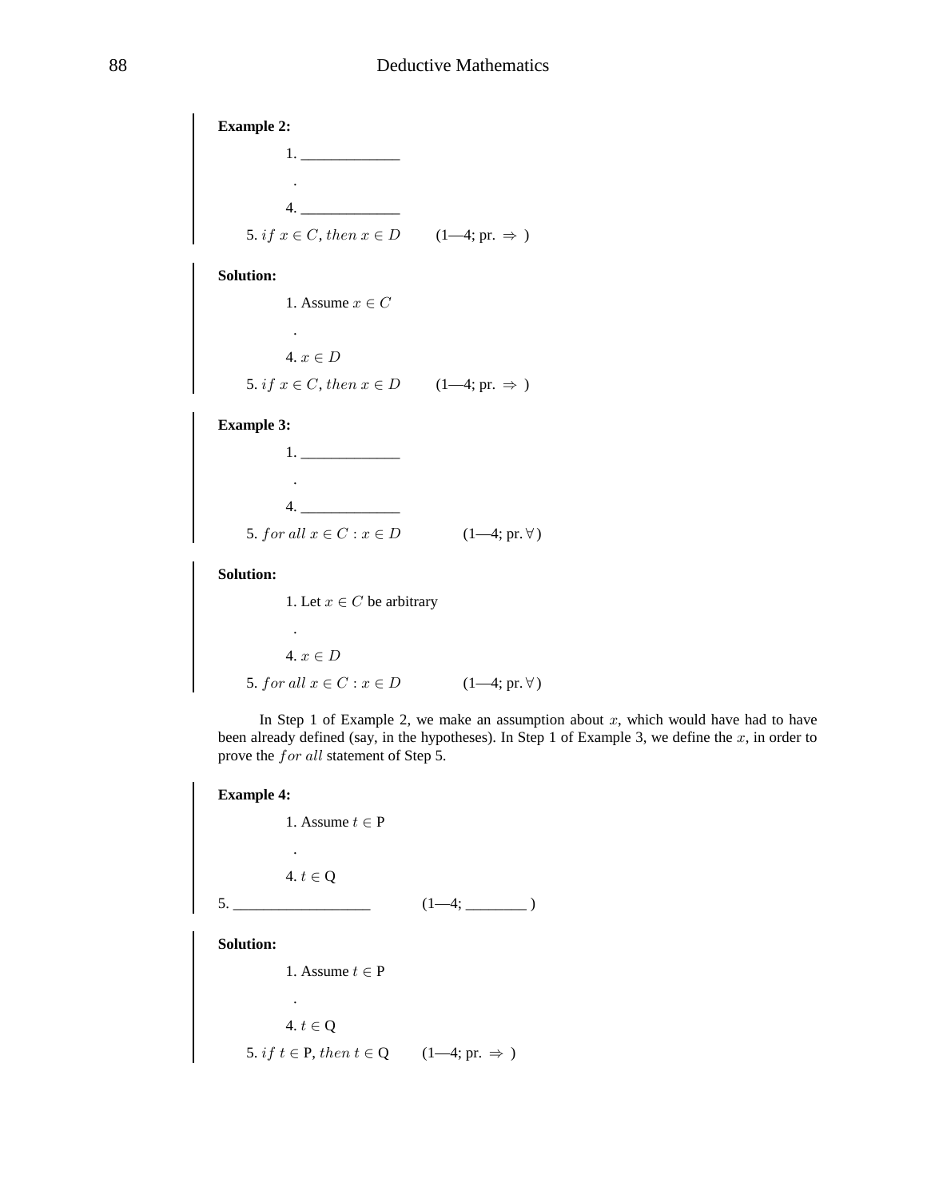**Example 2:**

1. _____________

.

4. _____________

5. $if\ x \in C, then\ x \in D$ (1—4; pr. $\Rightarrow$ )

**Solution:**

1. Assume $x \in C$

.

4. $x \in D$

5. $if\ x \in C, then\ x \in D$ (1—4; pr. $\Rightarrow$ )

**Example 3:**

1. _____________

.

4. _____________

5. $for\ all\ x \in C : x \in D$ (1—4; pr. $\forall$ )

**Solution:**

1. Let $x \in C$ be arbitrary

.

4. $x \in D$

5. $for\ all\ x \in C : x \in D$ (1—4; pr. $\forall$ )

In Step 1 of Example 2, we make an assumption about $x$, which would have had to have been already defined (say, in the hypotheses). In Step 1 of Example 3, we define the $x$, in order to prove the $for\ all$ statement of Step 5.

**Example 4:**

1. Assume $t \in$ P

.

4. $t \in$ Q

5. __________________ (1—4; ________ )

**Solution:**

1. Assume $t \in$ P

.

4. $t \in$ Q

5. $if\ t \in$ P, $then\ t \in$ Q (1—4; pr. $\Rightarrow$ )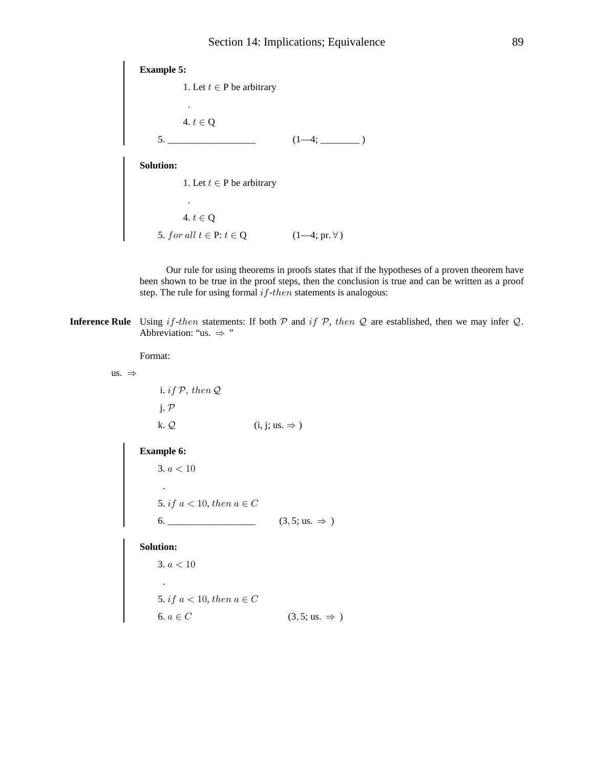**Example 5:**

1. Let $t \in$ P be arbitrary

.

4. $t \in$ Q

5. ________________ (1—4; ________ )

**Solution:**

1. Let $t \in$ P be arbitrary

.

4. $t \in$ Q

5. $for\ all\ t \in$ P: $t \in$ Q (1—4; pr. $\forall$ )

Our rule for using theorems in proofs states that if the hypotheses of a proven theorem have been shown to be true in the proof steps, then the conclusion is true and can be written as a proof step. The rule for using formal $if$-$then$ statements is analogous:

**Inference Rule** Using $if$-$then$ statements: If both $\mathcal{P}$ and $if\ \mathcal{P},\ then\ \mathcal{Q}$ are established, then we may infer $\mathcal{Q}$. Abbreviation: "us. $\Rightarrow$ "

Format:

us. $\Rightarrow$

i. $if\ \mathcal{P},\ then\ \mathcal{Q}$

j. $\mathcal{P}$

k. $\mathcal{Q}$ (i, j; us. $\Rightarrow$ )

**Example 6:**

3. $a < 10$

.

5. $if\ a < 10, then\ a \in C$

6. ________________ $(3, 5$; us. $\Rightarrow$ )

**Solution:**

3. $a < 10$

.

5. $if\ a < 10, then\ a \in C$

6. $a \in C$ $(3, 5$; us. $\Rightarrow$ )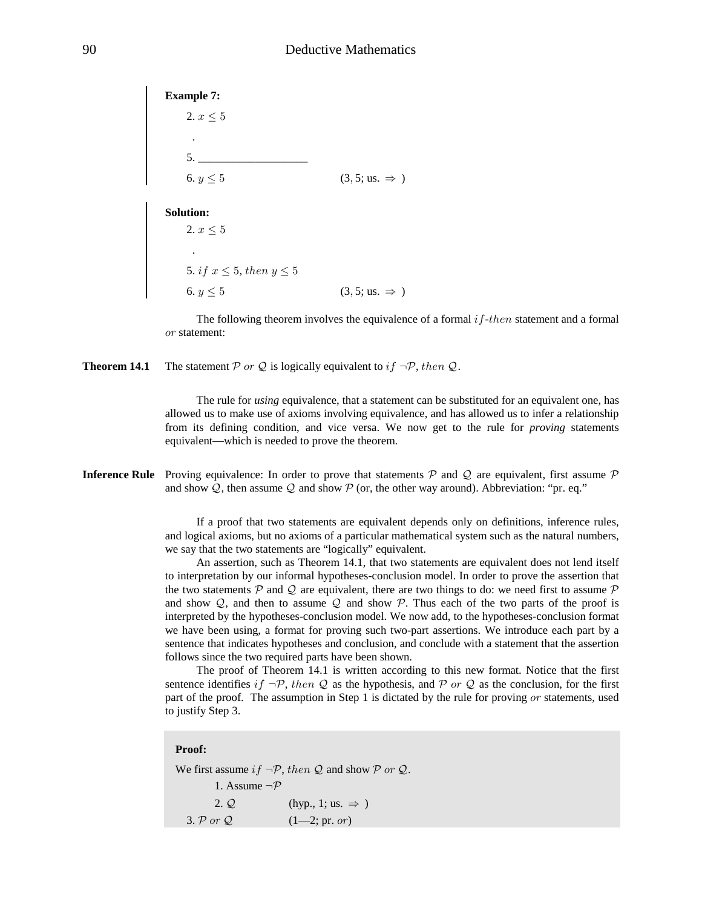**Example 7:**

2. $x \leq 5$

.

5. ___________________

6. $y \leq 5$ $\qquad$ $(3, 5$; us. $\Rightarrow$ )

**Solution:**

2. $x \leq 5$

.

5. $if\ x \leq 5, then\ y \leq 5$

6. $y \leq 5$ $\qquad$ $(3, 5$; us. $\Rightarrow$ )

The following theorem involves the equivalence of a formal $if$-$then$ statement and a formal $or$ statement:

**Theorem 14.1** The statement $\mathcal{P}\ or\ \mathcal{Q}$ is logically equivalent to $if\ \neg\mathcal{P}, then\ \mathcal{Q}$.

The rule for *using* equivalence, that a statement can be substituted for an equivalent one, has allowed us to make use of axioms involving equivalence, and has allowed us to infer a relationship from its defining condition, and vice versa. We now get to the rule for *proving* statements equivalent—which is needed to prove the theorem.

**Inference Rule** Proving equivalence: In order to prove that statements $\mathcal{P}$ and $\mathcal{Q}$ are equivalent, first assume $\mathcal{P}$ and show $\mathcal{Q}$, then assume $\mathcal{Q}$ and show $\mathcal{P}$ (or, the other way around). Abbreviation: "pr. eq."

If a proof that two statements are equivalent depends only on definitions, inference rules, and logical axioms, but no axioms of a particular mathematical system such as the natural numbers, we say that the two statements are "logically" equivalent.

An assertion, such as Theorem 14.1, that two statements are equivalent does not lend itself to interpretation by our informal hypotheses-conclusion model. In order to prove the assertion that the two statements $\mathcal{P}$ and $\mathcal{Q}$ are equivalent, there are two things to do: we need first to assume $\mathcal{P}$ and show $\mathcal{Q}$, and then to assume $\mathcal{Q}$ and show $\mathcal{P}$. Thus each of the two parts of the proof is interpreted by the hypotheses-conclusion model. We now add, to the hypotheses-conclusion format we have been using, a format for proving such two-part assertions. We introduce each part by a sentence that indicates hypotheses and conclusion, and conclude with a statement that the assertion follows since the two required parts have been shown.

The proof of Theorem 14.1 is written according to this new format. Notice that the first sentence identifies $if\ \neg\mathcal{P}, then\ \mathcal{Q}$ as the hypothesis, and $\mathcal{P}\ or\ \mathcal{Q}$ as the conclusion, for the first part of the proof. The assumption in Step 1 is dictated by the rule for proving $or$ statements, used to justify Step 3.

**Proof:**

We first assume $if\ \neg\mathcal{P}, then\ \mathcal{Q}$ and show $\mathcal{P}\ or\ \mathcal{Q}$.

1. Assume $\neg\mathcal{P}$

2. $\mathcal{Q}$ $\qquad$ (hyp., 1; us. $\Rightarrow$ )

3. $\mathcal{P}\ or\ \mathcal{Q}$ $\qquad$ (1—2; pr. $or$)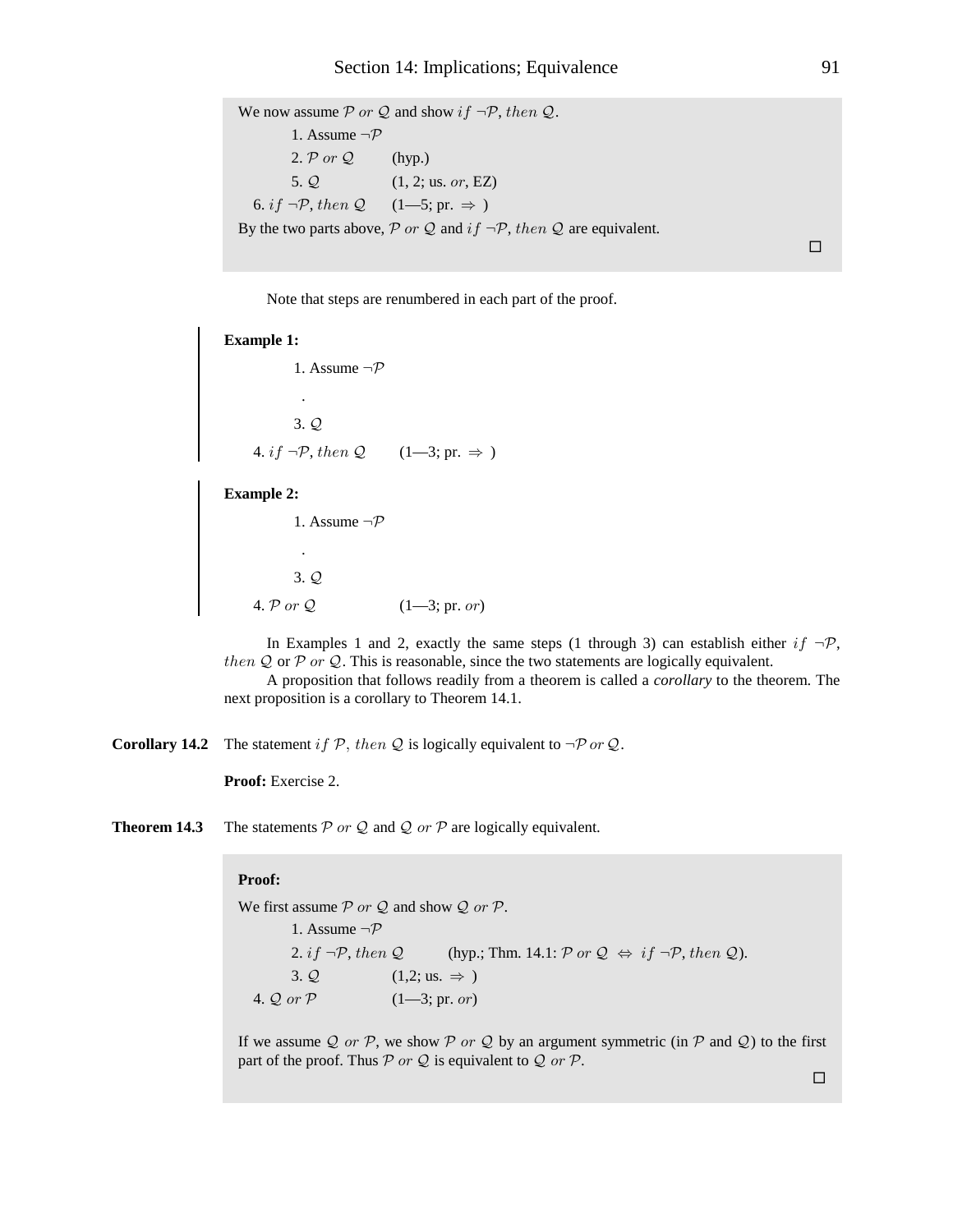We now assume $\mathcal{P}$ *or* $\mathcal{Q}$ and show *if* $\neg\mathcal{P}$, *then* $\mathcal{Q}$.

1. Assume $\neg\mathcal{P}$
2. $\mathcal{P}$ *or* $\mathcal{Q}$ (hyp.)
5. $\mathcal{Q}$ (1, 2; us. *or*, EZ)

6. *if* $\neg\mathcal{P}$, *then* $\mathcal{Q}$ (1—5; pr. $\Rightarrow$ )

By the two parts above, $\mathcal{P}$ *or* $\mathcal{Q}$ and *if* $\neg\mathcal{P}$, *then* $\mathcal{Q}$ are equivalent.

□

Note that steps are renumbered in each part of the proof.

**Example 1:**

1. Assume $\neg\mathcal{P}$

   .

3. $\mathcal{Q}$

4. *if* $\neg\mathcal{P}$, *then* $\mathcal{Q}$ (1—3; pr. $\Rightarrow$ )

**Example 2:**

1. Assume $\neg\mathcal{P}$

   .

3. $\mathcal{Q}$

4. $\mathcal{P}$ *or* $\mathcal{Q}$ (1—3; pr. *or*)

In Examples 1 and 2, exactly the same steps (1 through 3) can establish either *if* $\neg\mathcal{P}$, *then* $\mathcal{Q}$ or $\mathcal{P}$ *or* $\mathcal{Q}$. This is reasonable, since the two statements are logically equivalent.

A proposition that follows readily from a theorem is called a *corollary* to the theorem. The next proposition is a corollary to Theorem 14.1.

**Corollary 14.2** The statement *if* $\mathcal{P}$, *then* $\mathcal{Q}$ is logically equivalent to $\neg\mathcal{P}$ *or* $\mathcal{Q}$.

**Proof:** Exercise 2.

**Theorem 14.3** The statements $\mathcal{P}$ *or* $\mathcal{Q}$ and $\mathcal{Q}$ *or* $\mathcal{P}$ are logically equivalent.

**Proof:**

We first assume $\mathcal{P}$ *or* $\mathcal{Q}$ and show $\mathcal{Q}$ *or* $\mathcal{P}$.

1. Assume $\neg\mathcal{P}$
2. *if* $\neg\mathcal{P}$, *then* $\mathcal{Q}$ (hyp.; Thm. 14.1: $\mathcal{P}$ *or* $\mathcal{Q}$ $\Leftrightarrow$ *if* $\neg\mathcal{P}$, *then* $\mathcal{Q}$).
3. $\mathcal{Q}$ (1,2; us. $\Rightarrow$ )

4. $\mathcal{Q}$ *or* $\mathcal{P}$ (1—3; pr. *or*)

If we assume $\mathcal{Q}$ *or* $\mathcal{P}$, we show $\mathcal{P}$ *or* $\mathcal{Q}$ by an argument symmetric (in $\mathcal{P}$ and $\mathcal{Q}$) to the first part of the proof. Thus $\mathcal{P}$ *or* $\mathcal{Q}$ is equivalent to $\mathcal{Q}$ *or* $\mathcal{P}$.

□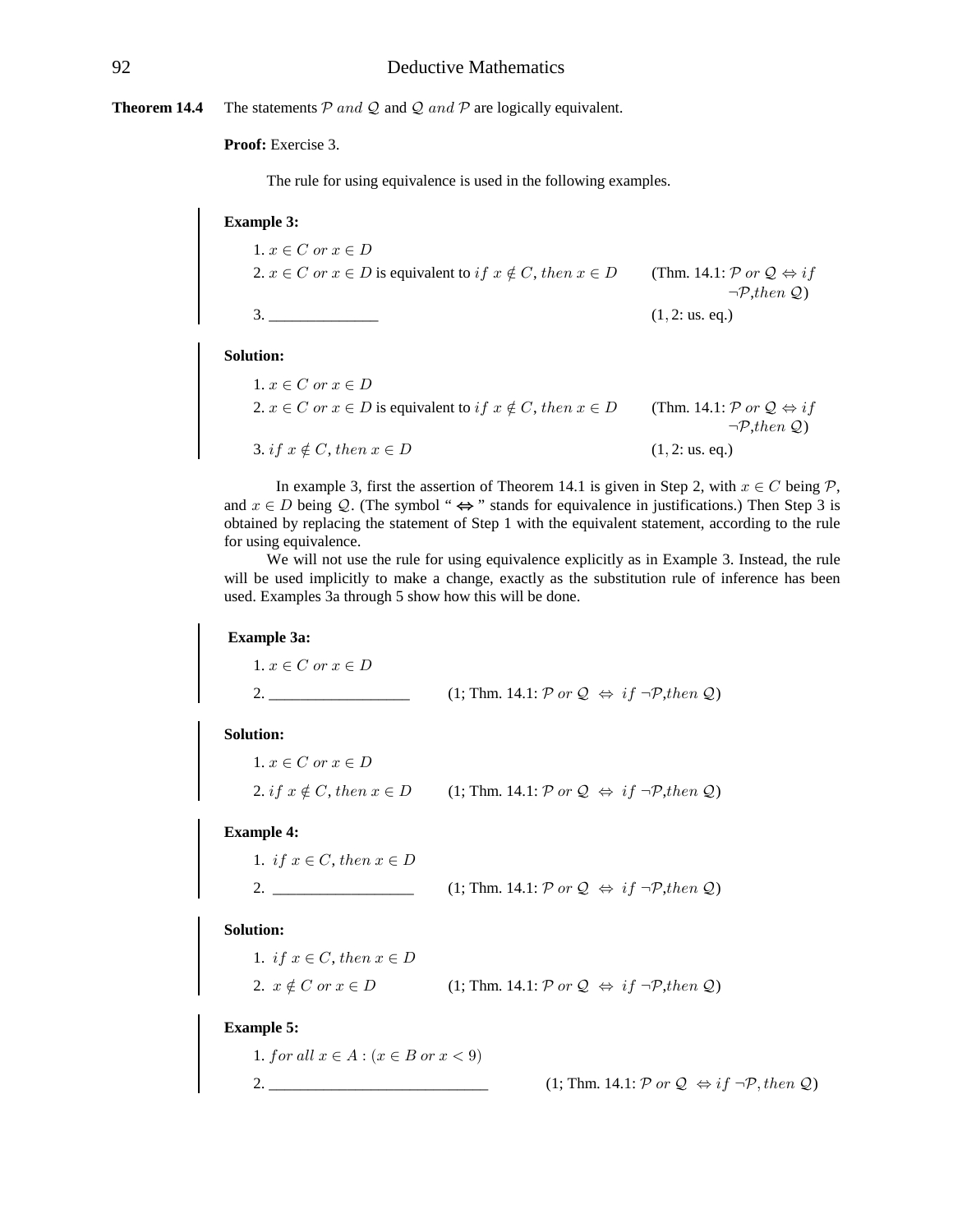**Theorem 14.4** The statements $\mathcal{P}$ *and* $\mathcal{Q}$ and $\mathcal{Q}$ *and* $\mathcal{P}$ are logically equivalent.

**Proof:** Exercise 3.

The rule for using equivalence is used in the following examples.

**Example 3:**

1. $x \in C \ or \ x \in D$
2. $x \in C \ or \ x \in D$ is equivalent to $if \ x \notin C, then \ x \in D$ (Thm. 14.1: $\mathcal{P} \ or \ \mathcal{Q} \Leftrightarrow if \ \neg\mathcal{P}, then \ \mathcal{Q}$)
3. ______________ $(1, 2$: us. eq.)

**Solution:**

1. $x \in C \ or \ x \in D$
2. $x \in C \ or \ x \in D$ is equivalent to $if \ x \notin C, then \ x \in D$ (Thm. 14.1: $\mathcal{P} \ or \ \mathcal{Q} \Leftrightarrow if \ \neg\mathcal{P}, then \ \mathcal{Q}$)
3. $if \ x \notin C, then \ x \in D$ $(1, 2$: us. eq.)

In example 3, first the assertion of Theorem 14.1 is given in Step 2, with $x \in C$ being $\mathcal{P}$, and $x \in D$ being $\mathcal{Q}$. (The symbol " $\Leftrightarrow$ " stands for equivalence in justifications.) Then Step 3 is obtained by replacing the statement of Step 1 with the equivalent statement, according to the rule for using equivalence.

We will not use the rule for using equivalence explicitly as in Example 3. Instead, the rule will be used implicitly to make a change, exactly as the substitution rule of inference has been used. Examples 3a through 5 show how this will be done.

**Example 3a:**

1. $x \in C \ or \ x \in D$
2. _________________ (1; Thm. 14.1: $\mathcal{P} \ or \ \mathcal{Q} \ \Leftrightarrow \ if \ \neg\mathcal{P}, then \ \mathcal{Q}$)

**Solution:**

1. $x \in C \ or \ x \in D$
2. $if \ x \notin C, then \ x \in D$ (1; Thm. 14.1: $\mathcal{P} \ or \ \mathcal{Q} \ \Leftrightarrow \ if \ \neg\mathcal{P}, then \ \mathcal{Q}$)

**Example 4:**

1. $if \ x \in C, then \ x \in D$
2. _________________ (1; Thm. 14.1: $\mathcal{P} \ or \ \mathcal{Q} \ \Leftrightarrow \ if \ \neg\mathcal{P}, then \ \mathcal{Q}$)

**Solution:**

1. $if \ x \in C, then \ x \in D$
2. $x \notin C \ or \ x \in D$ (1; Thm. 14.1: $\mathcal{P} \ or \ \mathcal{Q} \ \Leftrightarrow \ if \ \neg\mathcal{P}, then \ \mathcal{Q}$)

**Example 5:**

1. $for \ all \ x \in A : (x \in B \ or \ x < 9)$
2. ___________________________ (1; Thm. 14.1: $\mathcal{P} \ or \ \mathcal{Q} \ \Leftrightarrow if \ \neg\mathcal{P}, then \ \mathcal{Q}$)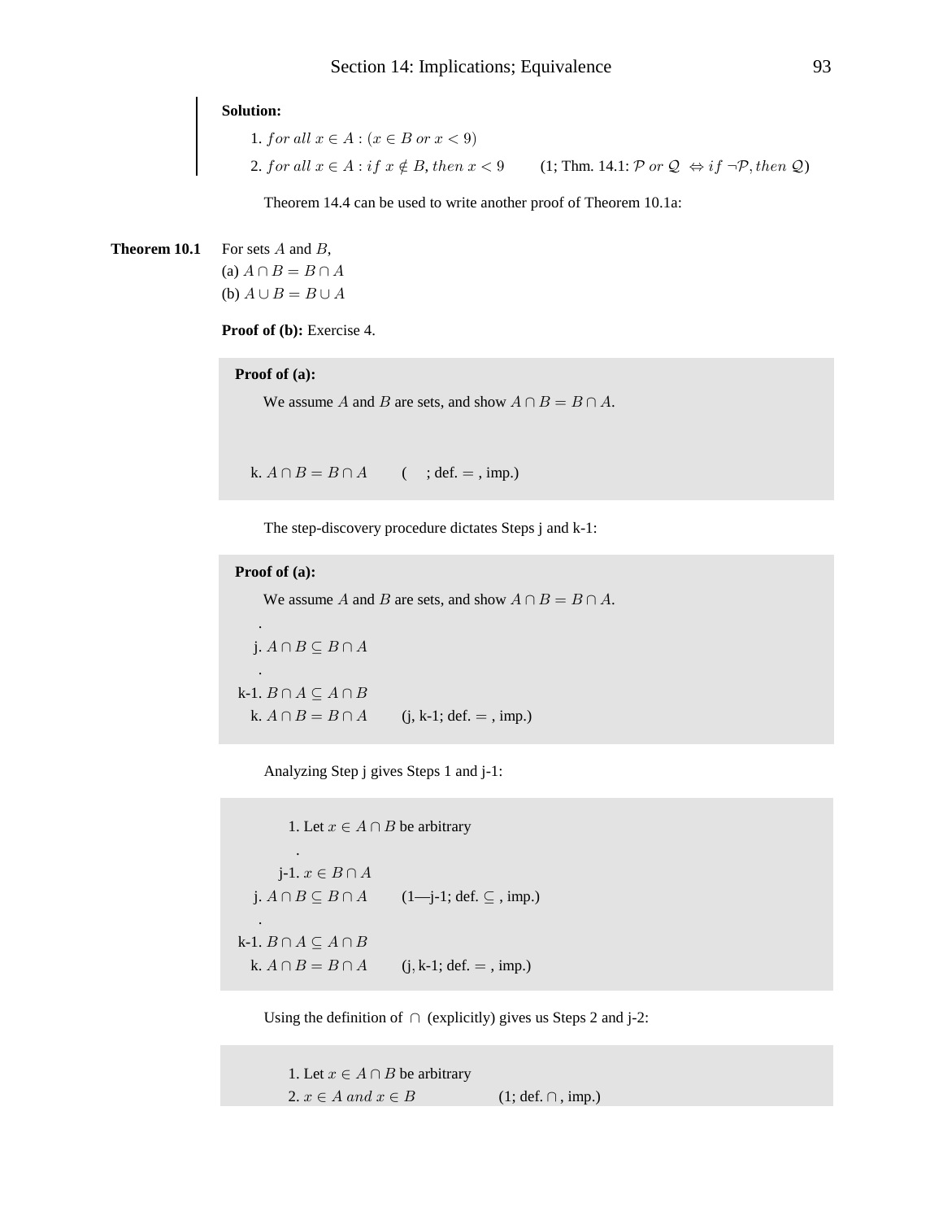**Solution:**

1. $for\ all\ x \in A : (x \in B\ or\ x < 9)$
2. $for\ all\ x \in A : if\ x \notin B, then\ x < 9$ (1; Thm. 14.1: $\mathcal{P}\ or\ \mathcal{Q} \Leftrightarrow if\ \neg\mathcal{P}, then\ \mathcal{Q}$)

Theorem 14.4 can be used to write another proof of Theorem 10.1a:

**Theorem 10.1** For sets $A$ and $B$,
(a) $A \cap B = B \cap A$
(b) $A \cup B = B \cup A$

**Proof of (b):** Exercise 4.

**Proof of (a):**

We assume $A$ and $B$ are sets, and show $A \cap B = B \cap A$.

k. $A \cap B = B \cap A$ ( ; def. $=$ , imp.)

The step-discovery procedure dictates Steps j and k-1:

**Proof of (a):**

We assume $A$ and $B$ are sets, and show $A \cap B = B \cap A$.

.
j. $A \cap B \subseteq B \cap A$
.
k-1. $B \cap A \subseteq A \cap B$
k. $A \cap B = B \cap A$ (j, k-1; def. $=$ , imp.)

Analyzing Step j gives Steps 1 and j-1:

1. Let $x \in A \cap B$ be arbitrary
.
j-1. $x \in B \cap A$
j. $A \cap B \subseteq B \cap A$ (1—j-1; def. $\subseteq$ , imp.)
.
k-1. $B \cap A \subseteq A \cap B$
k. $A \cap B = B \cap A$ (j, k-1; def. $=$ , imp.)

Using the definition of $\cap$ (explicitly) gives us Steps 2 and j-2:

1. Let $x \in A \cap B$ be arbitrary
2. $x \in A\ and\ x \in B$ (1; def. $\cap$ , imp.)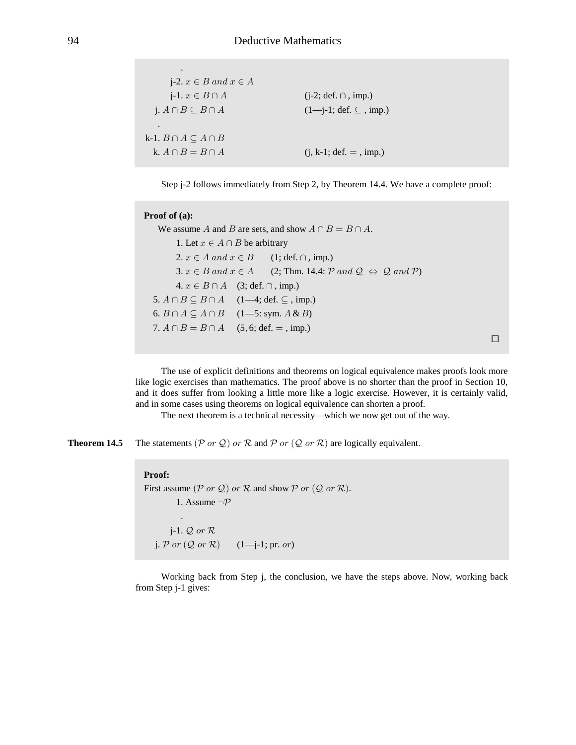.

j-2. $x \in B \; and \; x \in A$

j-1. $x \in B \cap A$ (j-2; def. $\cap$, imp.)

j. $A \cap B \subseteq B \cap A$ (1—j-1; def. $\subseteq$, imp.)

.

k-1. $B \cap A \subseteq A \cap B$

k. $A \cap B = B \cap A$ (j, k-1; def. $=$, imp.)

Step j-2 follows immediately from Step 2, by Theorem 14.4. We have a complete proof:

**Proof of (a):**

We assume $A$ and $B$ are sets, and show $A \cap B = B \cap A$.

1. Let $x \in A \cap B$ be arbitrary
2. $x \in A \; and \; x \in B$ (1; def. $\cap$, imp.)
3. $x \in B \; and \; x \in A$ (2; Thm. 14.4: $\mathcal{P} \; and \; \mathcal{Q} \;\Leftrightarrow\; \mathcal{Q} \; and \; \mathcal{P}$)
4. $x \in B \cap A$ (3; def. $\cap$, imp.)
5. $A \cap B \subseteq B \cap A$ (1—4; def. $\subseteq$, imp.)
6. $B \cap A \subseteq A \cap B$ (1—5: sym. $A \,\&\, B$)
7. $A \cap B = B \cap A$ $(5, 6$; def. $=$, imp.)

□

The use of explicit definitions and theorems on logical equivalence makes proofs look more like logic exercises than mathematics. The proof above is no shorter than the proof in Section 10, and it does suffer from looking a little more like a logic exercise. However, it is certainly valid, and in some cases using theorems on logical equivalence can shorten a proof.

The next theorem is a technical necessity—which we now get out of the way.

**Theorem 14.5** The statements $(\mathcal{P} \; or \; \mathcal{Q}) \; or \; \mathcal{R}$ and $\mathcal{P} \; or \; (\mathcal{Q} \; or \; \mathcal{R})$ are logically equivalent.

**Proof:**

First assume $(\mathcal{P} \; or \; \mathcal{Q}) \; or \; \mathcal{R}$ and show $\mathcal{P} \; or \; (\mathcal{Q} \; or \; \mathcal{R})$.

1. Assume $\neg\mathcal{P}$

.

j-1. $\mathcal{Q} \; or \; \mathcal{R}$

j. $\mathcal{P} \; or \; (\mathcal{Q} \; or \; \mathcal{R})$ (1—j-1; pr. $or$)

Working back from Step j, the conclusion, we have the steps above. Now, working back from Step j-1 gives: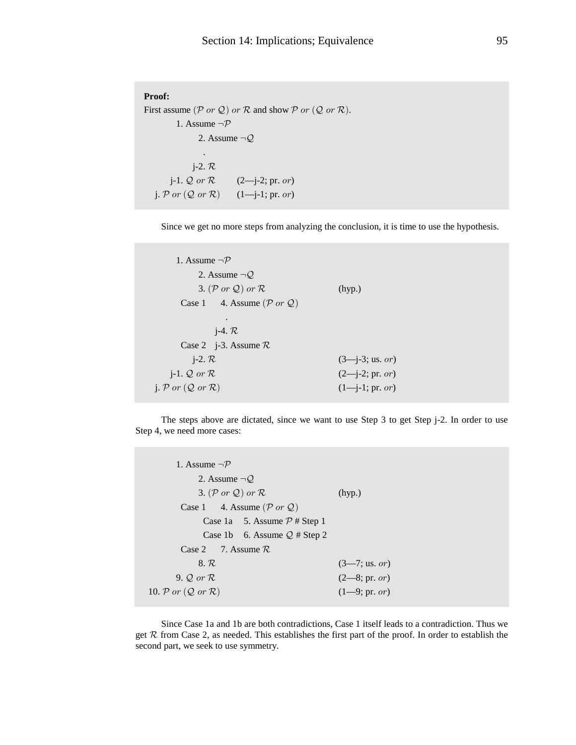**Proof:**

First assume $(\mathcal{P}\ or\ \mathcal{Q})\ or\ \mathcal{R}$ and show $\mathcal{P}\ or\ (\mathcal{Q}\ or\ \mathcal{R})$.

```
        1. Assume ¬P
            2. Assume ¬Q
                .
           j-2. R
      j-1. Q or R        (2—j-2; pr. or)
  j. P or (Q or R)       (1—j-1; pr. or)
```

Since we get no more steps from analyzing the conclusion, it is time to use the hypothesis.

```
        1. Assume ¬P
            2. Assume ¬Q
            3. (P or Q) or R                 (hyp.)
        Case 1    4. Assume (P or Q)
                      .
                j-4. R
        Case 2  j-3. Assume R
           j-2. R                            (3—j-3; us. or)
      j-1. Q or R                            (2—j-2; pr. or)
  j. P or (Q or R)                           (1—j-1; pr. or)
```

The steps above are dictated, since we want to use Step 3 to get Step j-2. In order to use Step 4, we need more cases:

```
        1. Assume ¬P
            2. Assume ¬Q
            3. (P or Q) or R                 (hyp.)
        Case 1    4. Assume (P or Q)
            Case 1a   5. Assume P # Step 1
            Case 1b   6. Assume Q # Step 2
        Case 2    7. Assume R
            8. R                             (3—7; us. or)
        9. Q or R                            (2—8; pr. or)
  10. P or (Q or R)                          (1—9; pr. or)
```

Since Case 1a and 1b are both contradictions, Case 1 itself leads to a contradiction. Thus we get $\mathcal{R}$ from Case 2, as needed. This establishes the first part of the proof. In order to establish the second part, we seek to use symmetry.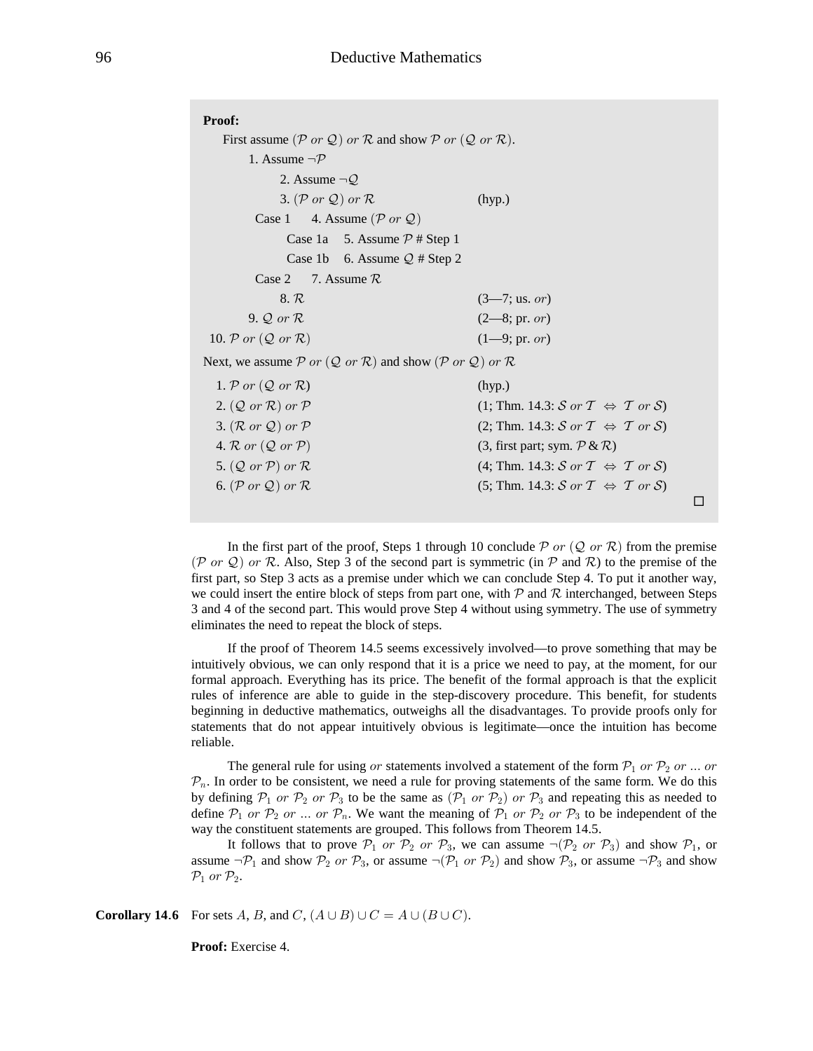**Proof:**

First assume $(\mathcal{P}\ or\ \mathcal{Q})\ or\ \mathcal{R}$ and show $\mathcal{P}\ or\ (\mathcal{Q}\ or\ \mathcal{R})$.

| | |
|---|---|
| 1. Assume $\neg\mathcal{P}$ | |
| 2. Assume $\neg\mathcal{Q}$ | |
| 3. $(\mathcal{P}\ or\ \mathcal{Q})\ or\ \mathcal{R}$ | (hyp.) |
| Case 1  4. Assume $(\mathcal{P}\ or\ \mathcal{Q})$ | |
| Case 1a  5. Assume $\mathcal{P}$ # Step 1 | |
| Case 1b  6. Assume $\mathcal{Q}$ # Step 2 | |
| Case 2  7. Assume $\mathcal{R}$ | |
| 8. $\mathcal{R}$ | (3—7; us. $or$) |
| 9. $\mathcal{Q}\ or\ \mathcal{R}$ | (2—8; pr. $or$) |
| 10. $\mathcal{P}\ or\ (\mathcal{Q}\ or\ \mathcal{R})$ | (1—9; pr. $or$) |

Next, we assume $\mathcal{P}\ or\ (\mathcal{Q}\ or\ \mathcal{R})$ and show $(\mathcal{P}\ or\ \mathcal{Q})\ or\ \mathcal{R}$

| | |
|---|---|
| 1. $\mathcal{P}\ or\ (\mathcal{Q}\ or\ \mathcal{R})$ | (hyp.) |
| 2. $(\mathcal{Q}\ or\ \mathcal{R})\ or\ \mathcal{P}$ | (1; Thm. 14.3: $\mathcal{S}\ or\ \mathcal{T} \Leftrightarrow \mathcal{T}\ or\ \mathcal{S}$) |
| 3. $(\mathcal{R}\ or\ \mathcal{Q})\ or\ \mathcal{P}$ | (2; Thm. 14.3: $\mathcal{S}\ or\ \mathcal{T} \Leftrightarrow \mathcal{T}\ or\ \mathcal{S}$) |
| 4. $\mathcal{R}\ or\ (\mathcal{Q}\ or\ \mathcal{P})$ | (3, first part; sym. $\mathcal{P}$ & $\mathcal{R}$) |
| 5. $(\mathcal{Q}\ or\ \mathcal{P})\ or\ \mathcal{R}$ | (4; Thm. 14.3: $\mathcal{S}\ or\ \mathcal{T} \Leftrightarrow \mathcal{T}\ or\ \mathcal{S}$) |
| 6. $(\mathcal{P}\ or\ \mathcal{Q})\ or\ \mathcal{R}$ | (5; Thm. 14.3: $\mathcal{S}\ or\ \mathcal{T} \Leftrightarrow \mathcal{T}\ or\ \mathcal{S}$) |

□

In the first part of the proof, Steps 1 through 10 conclude $\mathcal{P}\ or\ (\mathcal{Q}\ or\ \mathcal{R})$ from the premise $(\mathcal{P}\ or\ \mathcal{Q})\ or\ \mathcal{R}$. Also, Step 3 of the second part is symmetric (in $\mathcal{P}$ and $\mathcal{R}$) to the premise of the first part, so Step 3 acts as a premise under which we can conclude Step 4. To put it another way, we could insert the entire block of steps from part one, with $\mathcal{P}$ and $\mathcal{R}$ interchanged, between Steps 3 and 4 of the second part. This would prove Step 4 without using symmetry. The use of symmetry eliminates the need to repeat the block of steps.

If the proof of Theorem 14.5 seems excessively involved—to prove something that may be intuitively obvious, we can only respond that it is a price we need to pay, at the moment, for our formal approach. Everything has its price. The benefit of the formal approach is that the explicit rules of inference are able to guide in the step-discovery procedure. This benefit, for students beginning in deductive mathematics, outweighs all the disadvantages. To provide proofs only for statements that do not appear intuitively obvious is legitimate—once the intuition has become reliable.

The general rule for using $or$ statements involved a statement of the form $\mathcal{P}_1\ or\ \mathcal{P}_2\ or\ ...\ or\ \mathcal{P}_n$. In order to be consistent, we need a rule for proving statements of the same form. We do this by defining $\mathcal{P}_1\ or\ \mathcal{P}_2\ or\ \mathcal{P}_3$ to be the same as $(\mathcal{P}_1\ or\ \mathcal{P}_2)\ or\ \mathcal{P}_3$ and repeating this as needed to define $\mathcal{P}_1\ or\ \mathcal{P}_2\ or\ ...\ or\ \mathcal{P}_n$. We want the meaning of $\mathcal{P}_1\ or\ \mathcal{P}_2\ or\ \mathcal{P}_3$ to be independent of the way the constituent statements are grouped. This follows from Theorem 14.5.

It follows that to prove $\mathcal{P}_1\ or\ \mathcal{P}_2\ or\ \mathcal{P}_3$, we can assume $\neg(\mathcal{P}_2\ or\ \mathcal{P}_3)$ and show $\mathcal{P}_1$, or assume $\neg\mathcal{P}_1$ and show $\mathcal{P}_2\ or\ \mathcal{P}_3$, or assume $\neg(\mathcal{P}_1\ or\ \mathcal{P}_2)$ and show $\mathcal{P}_3$, or assume $\neg\mathcal{P}_3$ and show $\mathcal{P}_1\ or\ \mathcal{P}_2$.

**Corollary 14.6** For sets $A$, $B$, and $C$, $(A \cup B) \cup C = A \cup (B \cup C)$.

**Proof:** Exercise 4.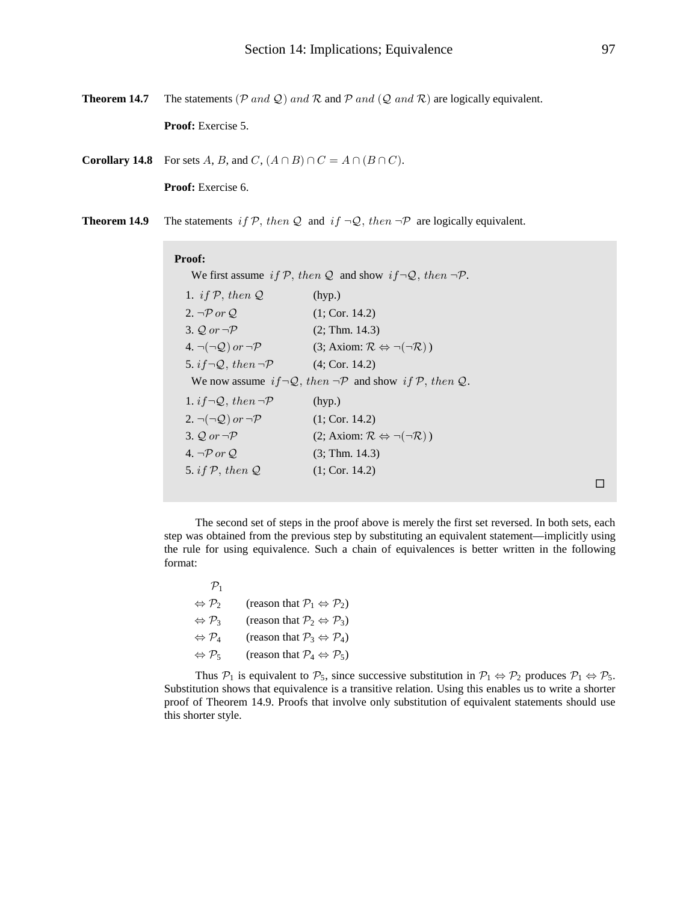**Theorem 14.7** The statements $(\mathcal{P}\ and\ \mathcal{Q})\ and\ \mathcal{R}$ and $\mathcal{P}\ and\ (\mathcal{Q}\ and\ \mathcal{R})$ are logically equivalent.

**Proof:** Exercise 5.

**Corollary 14.8** For sets $A$, $B$, and $C$, $(A \cap B) \cap C = A \cap (B \cap C)$.

**Proof:** Exercise 6.

**Theorem 14.9** The statements $if\ \mathcal{P},\ then\ \mathcal{Q}$ and $if\ \neg\mathcal{Q},\ then\ \neg\mathcal{P}$ are logically equivalent.

**Proof:**

We first assume $if\ \mathcal{P},\ then\ \mathcal{Q}$ and show $if \neg\mathcal{Q},\ then\ \neg\mathcal{P}$.

1. $if\ \mathcal{P},\ then\ \mathcal{Q}$ (hyp.)
2. $\neg\mathcal{P}\ or\ \mathcal{Q}$ (1; Cor. 14.2)
3. $\mathcal{Q}\ or\ \neg\mathcal{P}$ (2; Thm. 14.3)
4. $\neg(\neg\mathcal{Q})\ or\ \neg\mathcal{P}$ (3; Axiom: $\mathcal{R} \Leftrightarrow \neg(\neg\mathcal{R})$ )
5. $if \neg\mathcal{Q},\ then\ \neg\mathcal{P}$ (4; Cor. 14.2)

We now assume $if \neg\mathcal{Q},\ then\ \neg\mathcal{P}$ and show $if\ \mathcal{P},\ then\ \mathcal{Q}$.

1. $if \neg\mathcal{Q},\ then\ \neg\mathcal{P}$ (hyp.)
2. $\neg(\neg\mathcal{Q})\ or\ \neg\mathcal{P}$ (1; Cor. 14.2)
3. $\mathcal{Q}\ or\ \neg\mathcal{P}$ (2; Axiom: $\mathcal{R} \Leftrightarrow \neg(\neg\mathcal{R})$ )
4. $\neg\mathcal{P}\ or\ \mathcal{Q}$ (3; Thm. 14.3)
5. $if\ \mathcal{P},\ then\ \mathcal{Q}$ (1; Cor. 14.2)

□

The second set of steps in the proof above is merely the first set reversed. In both sets, each step was obtained from the previous step by substituting an equivalent statement—implicitly using the rule for using equivalence. Such a chain of equivalences is better written in the following format:

$\mathcal{P}_1$
$\Leftrightarrow \mathcal{P}_2$ (reason that $\mathcal{P}_1 \Leftrightarrow \mathcal{P}_2$)
$\Leftrightarrow \mathcal{P}_3$ (reason that $\mathcal{P}_2 \Leftrightarrow \mathcal{P}_3$)
$\Leftrightarrow \mathcal{P}_4$ (reason that $\mathcal{P}_3 \Leftrightarrow \mathcal{P}_4$)
$\Leftrightarrow \mathcal{P}_5$ (reason that $\mathcal{P}_4 \Leftrightarrow \mathcal{P}_5$)

Thus $\mathcal{P}_1$ is equivalent to $\mathcal{P}_5$, since successive substitution in $\mathcal{P}_1 \Leftrightarrow \mathcal{P}_2$ produces $\mathcal{P}_1 \Leftrightarrow \mathcal{P}_5$. Substitution shows that equivalence is a transitive relation. Using this enables us to write a shorter proof of Theorem 14.9. Proofs that involve only substitution of equivalent statements should use this shorter style.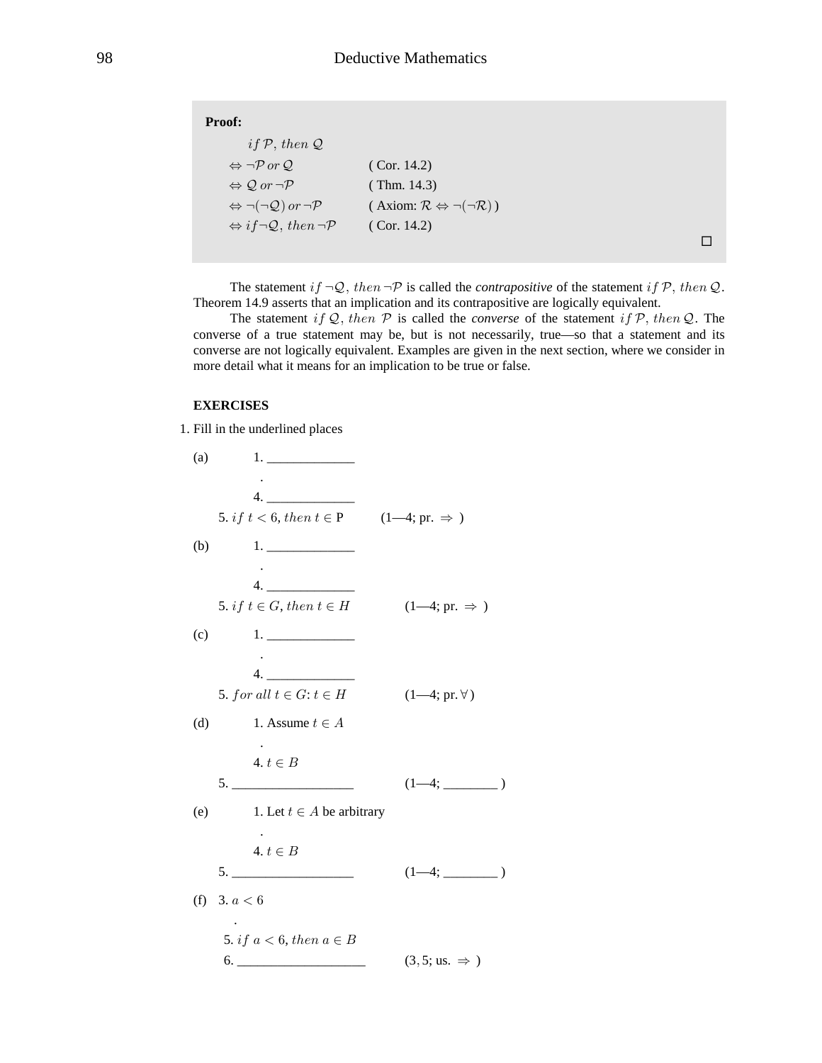**Proof:**

$if\, \mathcal{P},\, then\, \mathcal{Q}$

| | |
|---|---|
| $\Leftrightarrow \neg\mathcal{P}\; or\; \mathcal{Q}$ | ( Cor. 14.2) |
| $\Leftrightarrow \mathcal{Q}\; or\; \neg\mathcal{P}$ | ( Thm. 14.3) |
| $\Leftrightarrow \neg(\neg\mathcal{Q})\; or\; \neg\mathcal{P}$ | ( Axiom: $\mathcal{R} \Leftrightarrow \neg(\neg\mathcal{R})$ ) |
| $\Leftrightarrow if\, \neg\mathcal{Q},\, then\, \neg\mathcal{P}$ | ( Cor. 14.2) |

□

The statement $if\ \neg\mathcal{Q},\ then\ \neg\mathcal{P}$ is called the *contrapositive* of the statement $if\ \mathcal{P},\ then\ \mathcal{Q}$. Theorem 14.9 asserts that an implication and its contrapositive are logically equivalent.

The statement $if\ \mathcal{Q},\ then\ \mathcal{P}$ is called the *converse* of the statement $if\ \mathcal{P},\ then\ \mathcal{Q}$. The converse of a true statement may be, but is not necessarily, true—so that a statement and its converse are not logically equivalent. Examples are given in the next section, where we consider in more detail what it means for an implication to be true or false.

**EXERCISES**

1. Fill in the underlined places

(a)
1. _____________
.
4. _____________
5. $if\ t < 6,\ then\ t \in$ P  (1—4; pr. $\Rightarrow$ )

(b)
1. _____________
.
4. _____________
5. $if\ t \in G,\ then\ t \in H$  (1—4; pr. $\Rightarrow$ )

(c)
1. _____________
.
4. _____________
5. $for\ all\ t \in G$: $t \in H$  (1—4; pr. $\forall$ )

(d)
1. Assume $t \in A$
.
4. $t \in B$
5. __________________  (1—4; ________ )

(e)
1. Let $t \in A$ be arbitrary
.
4. $t \in B$
5. __________________  (1—4; ________ )

(f)
3. $a < 6$
.
5. $if\ a < 6,\ then\ a \in B$
6. ___________________  $(3, 5$; us. $\Rightarrow$ )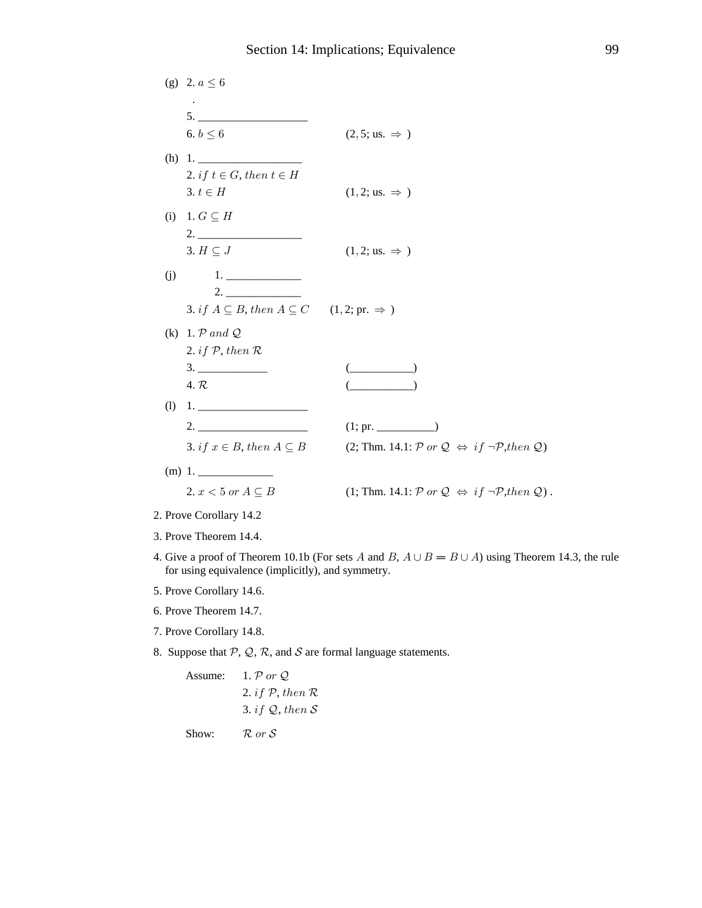(g) 2. $a \leq 6$

   .

   5. ___________________

   6. $b \leq 6$ (2, 5; us. $\Rightarrow$ )

(h) 1. ___________________

   2. $if\ t \in G, then\ t \in H$

   3. $t \in H$ (1, 2; us. $\Rightarrow$ )

(i) 1. $G \subseteq H$

   2. ___________________

   3. $H \subseteq J$ (1, 2; us. $\Rightarrow$ )

(j) 1. ______________

   2. ______________

   3. $if\ A \subseteq B, then\ A \subseteq C$ (1, 2; pr. $\Rightarrow$ )

(k) 1. $\mathcal{P}\ and\ \mathcal{Q}$

   2. $if\ \mathcal{P}, then\ \mathcal{R}$

   3. ____________ (___________)

   4. $\mathcal{R}$ (___________)

(l) 1. ___________________

   2. ___________________ (1; pr. __________)

   3. $if\ x \in B, then\ A \subseteq B$ (2; Thm. 14.1: $\mathcal{P}\ or\ \mathcal{Q} \Leftrightarrow if\ \neg\mathcal{P}, then\ \mathcal{Q}$)

(m) 1. ______________

   2. $x < 5\ or\ A \subseteq B$ (1; Thm. 14.1: $\mathcal{P}\ or\ \mathcal{Q} \Leftrightarrow if\ \neg\mathcal{P}, then\ \mathcal{Q}$) .

2. Prove Corollary 14.2

3. Prove Theorem 14.4.

4. Give a proof of Theorem 10.1b (For sets $A$ and $B$, $A \cup B = B \cup A$) using Theorem 14.3, the rule for using equivalence (implicitly), and symmetry.

5. Prove Corollary 14.6.

6. Prove Theorem 14.7.

7. Prove Corollary 14.8.

8. Suppose that $\mathcal{P}$, $\mathcal{Q}$, $\mathcal{R}$, and $\mathcal{S}$ are formal language statements.

   Assume: 1. $\mathcal{P}\ or\ \mathcal{Q}$

   2. $if\ \mathcal{P}, then\ \mathcal{R}$

   3. $if\ \mathcal{Q}, then\ \mathcal{S}$

   Show: $\mathcal{R}\ or\ \mathcal{S}$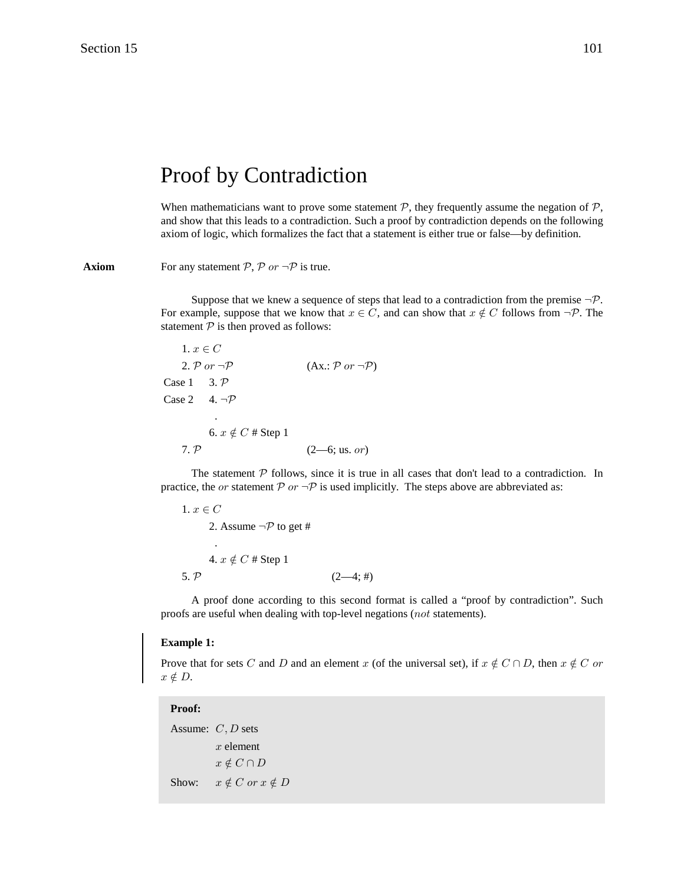# Proof by Contradiction

When mathematicians want to prove some statement $\mathcal{P}$, they frequently assume the negation of $\mathcal{P}$, and show that this leads to a contradiction. Such a proof by contradiction depends on the following axiom of logic, which formalizes the fact that a statement is either true or false—by definition.

**Axiom** For any statement $\mathcal{P}$, $\mathcal{P}$ $or$ $\neg\mathcal{P}$ is true.

Suppose that we knew a sequence of steps that lead to a contradiction from the premise $\neg\mathcal{P}$. For example, suppose that we know that $x \in C$, and can show that $x \notin C$ follows from $\neg\mathcal{P}$. The statement $\mathcal{P}$ is then proved as follows:

```
        1. x ∈ C
        2. P or ¬P                (Ax.: P or ¬P)
Case 1     3. P
Case 2     4. ¬P
              .
           6. x ∉ C # Step 1
        7. P                      (2—6; us. or)
```

The statement $\mathcal{P}$ follows, since it is true in all cases that don't lead to a contradiction. In practice, the $or$ statement $\mathcal{P}$ $or$ $\neg\mathcal{P}$ is used implicitly. The steps above are abbreviated as:

```
1. x ∈ C
   2. Assume ¬P to get #
      .
   4. x ∉ C # Step 1
5. P                          (2—4; #)
```

A proof done according to this second format is called a "proof by contradiction". Such proofs are useful when dealing with top-level negations ($not$ statements).

**Example 1:**

Prove that for sets $C$ and $D$ and an element $x$ (of the universal set), if $x \notin C \cap D$, then $x \notin C$ $or$ $x \notin D$.

**Proof:**

Assume: $C, D$ sets
$x$ element
$x \notin C \cap D$

Show: $x \notin C$ $or$ $x \notin D$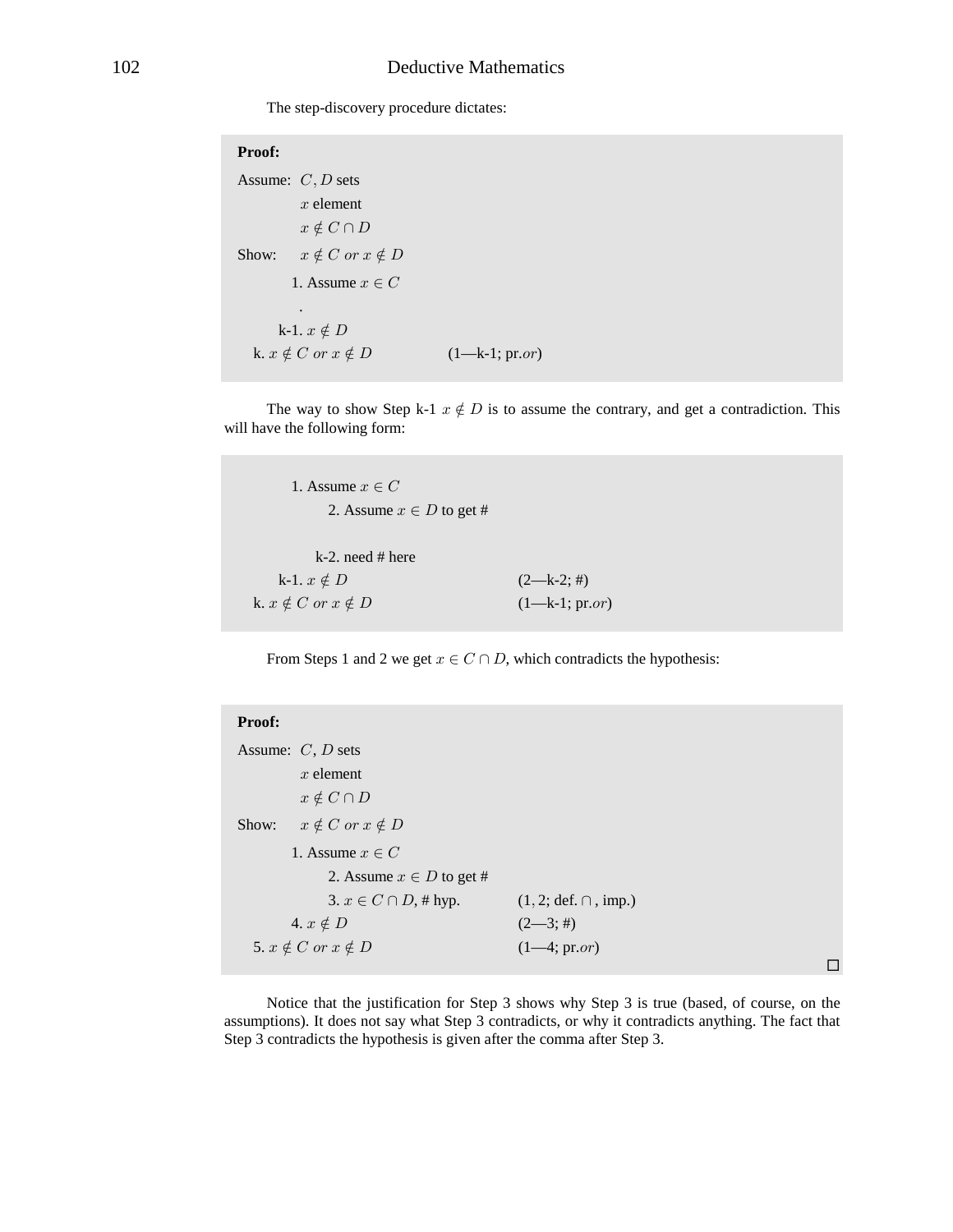The step-discovery procedure dictates:

> **Proof:**
>
> Assume: $C, D$ sets
>
> $x$ element
>
> $x \notin C \cap D$
>
> Show: $x \notin C$ *or* $x \notin D$
>
> 1. Assume $x \in C$
>
> .
>
> k-1. $x \notin D$
>
> k. $x \notin C$ *or* $x \notin D$ (1—k-1; pr.*or*)

The way to show Step k-1 $x \notin D$ is to assume the contrary, and get a contradiction. This will have the following form:

> 1. Assume $x \in C$
>
> 2. Assume $x \in D$ to get #
>
> k-2. need # here
>
> k-1. $x \notin D$ (2—k-2; #)
>
> k. $x \notin C$ *or* $x \notin D$ (1—k-1; pr.*or*)

From Steps 1 and 2 we get $x \in C \cap D$, which contradicts the hypothesis:

> **Proof:**
>
> Assume: $C, D$ sets
>
> $x$ element
>
> $x \notin C \cap D$
>
> Show: $x \notin C$ *or* $x \notin D$
>
> 1. Assume $x \in C$
>
> 2. Assume $x \in D$ to get #
>
> 3. $x \in C \cap D$, # hyp. (1, 2; def. $\cap$, imp.)
>
> 4. $x \notin D$ (2—3; #)
>
> 5. $x \notin C$ *or* $x \notin D$ (1—4; pr.*or*)
>
> □

Notice that the justification for Step 3 shows why Step 3 is true (based, of course, on the assumptions). It does not say what Step 3 contradicts, or why it contradicts anything. The fact that Step 3 contradicts the hypothesis is given after the comma after Step 3.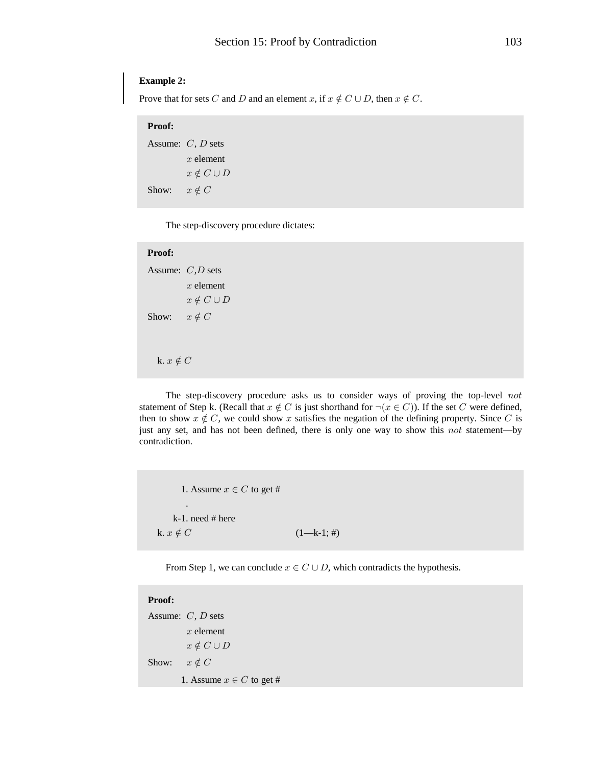**Example 2:**

Prove that for sets $C$ and $D$ and an element $x$, if $x \notin C \cup D$, then $x \notin C$.

> **Proof:**
>
> Assume: $C$, $D$ sets
> $x$ element
> $x \notin C \cup D$
>
> Show: $x \notin C$

The step-discovery procedure dictates:

> **Proof:**
>
> Assume: $C$,$D$ sets
> $x$ element
> $x \notin C \cup D$
>
> Show: $x \notin C$
>
> k. $x \notin C$

The step-discovery procedure asks us to consider ways of proving the top-level *not* statement of Step k. (Recall that $x \notin C$ is just shorthand for $\neg(x \in C)$). If the set $C$ were defined, then to show $x \notin C$, we could show $x$ satisfies the negation of the defining property. Since $C$ is just any set, and has not been defined, there is only one way to show this *not* statement—by contradiction.

> 1. Assume $x \in C$ to get #
> .
> k-1. need # here
> k. $x \notin C$ (1—k-1; #)

From Step 1, we can conclude $x \in C \cup D$, which contradicts the hypothesis.

> **Proof:**
>
> Assume: $C$, $D$ sets
> $x$ element
> $x \notin C \cup D$
>
> Show: $x \notin C$
>
> 1. Assume $x \in C$ to get #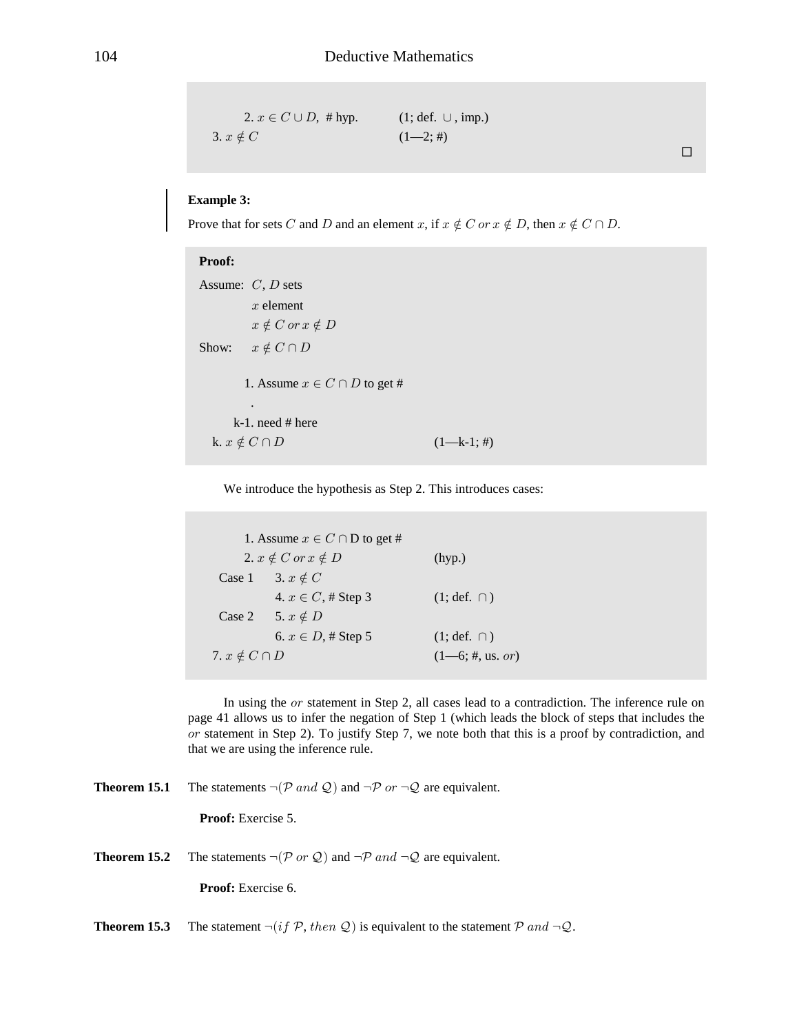```
    2. x ∈ C ∪ D,  # hyp.        (1; def. ∪, imp.)
3. x ∉ C                          (1—2; #)
```

□

**Example 3:**

Prove that for sets $C$ and $D$ and an element $x$, if $x \notin C$ *or* $x \notin D$, then $x \notin C \cap D$.

**Proof:**

Assume: $C$, $D$ sets
$x$ element
$x \notin C$ *or* $x \notin D$

Show: $x \notin C \cap D$

```
    1. Assume x ∈ C ∩ D to get #
       .
   k-1. need # here
k. x ∉ C ∩ D                      (1—k-1; #)
```

We introduce the hypothesis as Step 2. This introduces cases:

```
        1. Assume x ∈ C ∩ D to get #
        2. x ∉ C or x ∉ D              (hyp.)
Case 1     3. x ∉ C
           4. x ∈ C, # Step 3          (1; def. ∩)
Case 2     5. x ∉ D
           6. x ∈ D, # Step 5          (1; def. ∩)
7. x ∉ C ∩ D                           (1—6; #, us. or)
```

In using the *or* statement in Step 2, all cases lead to a contradiction. The inference rule on page 41 allows us to infer the negation of Step 1 (which leads the block of steps that includes the *or* statement in Step 2). To justify Step 7, we note both that this is a proof by contradiction, and that we are using the inference rule.

**Theorem 15.1** The statements $\neg(\mathcal{P}\ and\ \mathcal{Q})$ and $\neg\mathcal{P}\ or\ \neg\mathcal{Q}$ are equivalent.

**Proof:** Exercise 5.

**Theorem 15.2** The statements $\neg(\mathcal{P}\ or\ \mathcal{Q})$ and $\neg\mathcal{P}\ and\ \neg\mathcal{Q}$ are equivalent.

**Proof:** Exercise 6.

**Theorem 15.3** The statement $\neg(if\ \mathcal{P},\ then\ \mathcal{Q})$ is equivalent to the statement $\mathcal{P}\ and\ \neg\mathcal{Q}$.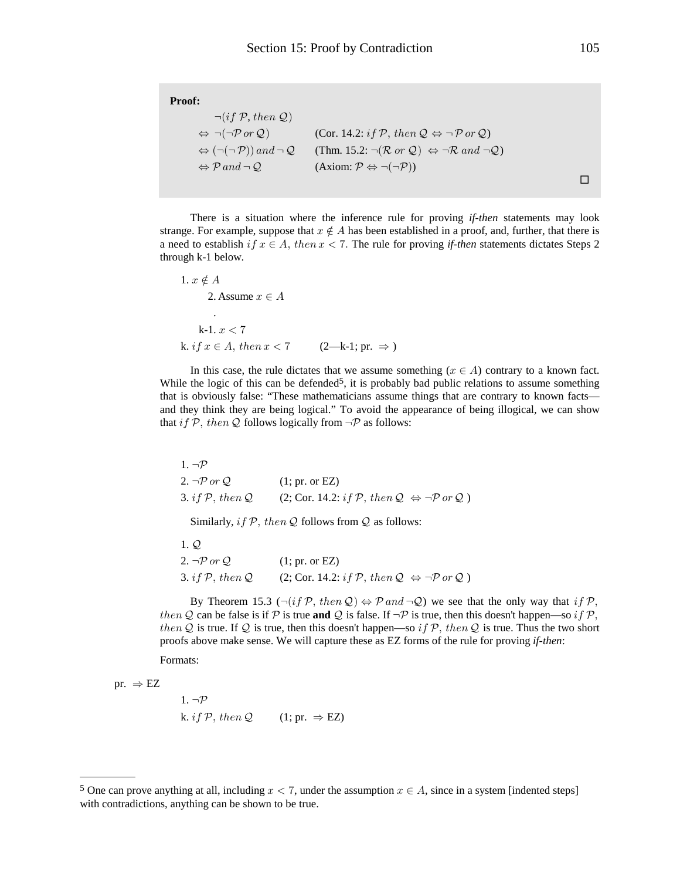**Proof:**

$$
\begin{aligned}
&\neg(if\ \mathcal{P},\ then\ \mathcal{Q}) \\
\Leftrightarrow\ &\neg(\neg\mathcal{P}\ or\ \mathcal{Q}) && \text{(Cor. 14.2: } if\ \mathcal{P},\ then\ \mathcal{Q} \Leftrightarrow \neg\,\mathcal{P}\ or\ \mathcal{Q}\text{)} \\
\Leftrightarrow\ &(\neg(\neg\mathcal{P}))\ and\ \neg\,\mathcal{Q} && \text{(Thm. 15.2: } \neg(\mathcal{R}\ or\ \mathcal{Q}) \Leftrightarrow \neg\mathcal{R}\ and\ \neg\mathcal{Q}\text{)} \\
\Leftrightarrow\ &\mathcal{P}\ and\ \neg\,\mathcal{Q} && \text{(Axiom: } \mathcal{P} \Leftrightarrow \neg(\neg\mathcal{P})\text{)}
\end{aligned}
$$

□

There is a situation where the inference rule for proving *if-then* statements may look strange. For example, suppose that $x \notin A$ has been established in a proof, and, further, that there is a need to establish $if\ x \in A,\ then\ x < 7$. The rule for proving *if-then* statements dictates Steps 2 through k-1 below.

1. $x \notin A$
    2. Assume $x \in A$
    .
   k-1. $x < 7$

k. $if\ x \in A,\ then\ x < 7$ (2—k-1; pr. $\Rightarrow$ )

In this case, the rule dictates that we assume something ($x \in A$) contrary to a known fact. While the logic of this can be defended[5], it is probably bad public relations to assume something that is obviously false: "These mathematicians assume things that are contrary to known facts—and they think they are being logical." To avoid the appearance of being illogical, we can show that $if\ \mathcal{P},\ then\ \mathcal{Q}$ follows logically from $\neg\mathcal{P}$ as follows:

1. $\neg\mathcal{P}$
2. $\neg\mathcal{P}\ or\ \mathcal{Q}$ (1; pr. or EZ)
3. $if\ \mathcal{P},\ then\ \mathcal{Q}$ (2; Cor. 14.2: $if\ \mathcal{P},\ then\ \mathcal{Q} \Leftrightarrow \neg\mathcal{P}\ or\ \mathcal{Q}$ )

Similarly, $if\ \mathcal{P},\ then\ \mathcal{Q}$ follows from $\mathcal{Q}$ as follows:

1. $\mathcal{Q}$
2. $\neg\mathcal{P}\ or\ \mathcal{Q}$ (1; pr. or EZ)
3. $if\ \mathcal{P},\ then\ \mathcal{Q}$ (2; Cor. 14.2: $if\ \mathcal{P},\ then\ \mathcal{Q} \Leftrightarrow \neg\mathcal{P}\ or\ \mathcal{Q}$ )

By Theorem 15.3 ($\neg(if\ \mathcal{P},\ then\ \mathcal{Q}) \Leftrightarrow \mathcal{P}\ and\ \neg\mathcal{Q}$) we see that the only way that $if\ \mathcal{P},\ then\ \mathcal{Q}$ can be false is if $\mathcal{P}$ is true **and** $\mathcal{Q}$ is false. If $\neg\mathcal{P}$ is true, then this doesn't happen—so $if\ \mathcal{P},\ then\ \mathcal{Q}$ is true. If $\mathcal{Q}$ is true, then this doesn't happen—so $if\ \mathcal{P},\ then\ \mathcal{Q}$ is true. Thus the two short proofs above make sense. We will capture these as EZ forms of the rule for proving *if-then*:

Formats:

pr. $\Rightarrow$ EZ

1. $\neg\mathcal{P}$

k. $if\ \mathcal{P},\ then\ \mathcal{Q}$ (1; pr. $\Rightarrow$ EZ)

---

[5] One can prove anything at all, including $x < 7$, under the assumption $x \in A$, since in a system [indented steps] with contradictions, anything can be shown to be true.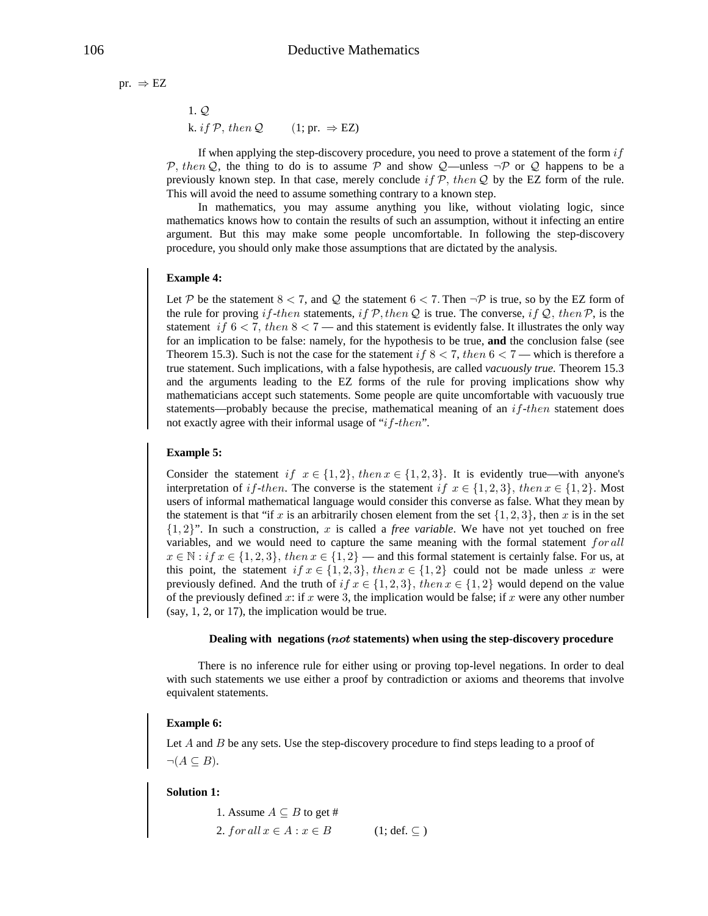pr. $\Rightarrow$ EZ

> 1. $\mathcal{Q}$
> k. $if\, \mathcal{P},\, then\, \mathcal{Q}$ (1; pr. $\Rightarrow$ EZ)

If when applying the step-discovery procedure, you need to prove a statement of the form $if\, \mathcal{P},\, then\, \mathcal{Q}$, the thing to do is to assume $\mathcal{P}$ and show $\mathcal{Q}$—unless $\neg\mathcal{P}$ or $\mathcal{Q}$ happens to be a previously known step. In that case, merely conclude $if\, \mathcal{P},\, then\, \mathcal{Q}$ by the EZ form of the rule. This will avoid the need to assume something contrary to a known step.

In mathematics, you may assume anything you like, without violating logic, since mathematics knows how to contain the results of such an assumption, without it infecting an entire argument. But this may make some people uncomfortable. In following the step-discovery procedure, you should only make those assumptions that are dictated by the analysis.

**Example 4:**

Let $\mathcal{P}$ be the statement $8 < 7$, and $\mathcal{Q}$ the statement $6 < 7$. Then $\neg\mathcal{P}$ is true, so by the EZ form of the rule for proving $if\text{-}then$ statements, $if\, \mathcal{P},\, then\, \mathcal{Q}$ is true. The converse, $if\, \mathcal{Q},\, then\, \mathcal{P}$, is the statement $if\ 6 < 7,\ then\ 8 < 7$ — and this statement is evidently false. It illustrates the only way for an implication to be false: namely, for the hypothesis to be true, **and** the conclusion false (see Theorem 15.3). Such is not the case for the statement $if\ 8 < 7,\ then\ 6 < 7$ — which is therefore a true statement. Such implications, with a false hypothesis, are called *vacuously true.* Theorem 15.3 and the arguments leading to the EZ forms of the rule for proving implications show why mathematicians accept such statements. Some people are quite uncomfortable with vacuously true statements—probably because the precise, mathematical meaning of an $if\text{-}then$ statement does not exactly agree with their informal usage of "$if\text{-}then$".

**Example 5:**

Consider the statement $if\ \ x \in \{1, 2\},\ then\, x \in \{1, 2, 3\}$. It is evidently true—with anyone's interpretation of $if\text{-}then$. The converse is the statement $if\ \ x \in \{1, 2, 3\},\ then\, x \in \{1, 2\}$. Most users of informal mathematical language would consider this converse as false. What they mean by the statement is that "if $x$ is an arbitrarily chosen element from the set $\{1, 2, 3\}$, then $x$ is in the set $\{1, 2\}$". In such a construction, $x$ is called a *free variable*. We have not yet touched on free variables, and we would need to capture the same meaning with the formal statement $for\, all$ $x \in \mathbb{N} : if\, x \in \{1, 2, 3\},\ then\, x \in \{1, 2\}$ — and this formal statement is certainly false. For us, at this point, the statement $if\, x \in \{1, 2, 3\},\ then\, x \in \{1, 2\}$ could not be made unless $x$ were previously defined. And the truth of $if\, x \in \{1, 2, 3\},\ then\, x \in \{1, 2\}$ would depend on the value of the previously defined $x$: if $x$ were $3$, the implication would be false; if $x$ were any other number (say, $1$, $2$, or $17$), the implication would be true.

#### Dealing with negations ($not$ statements) when using the step-discovery procedure

There is no inference rule for either using or proving top-level negations. In order to deal with such statements we use either a proof by contradiction or axioms and theorems that involve equivalent statements.

**Example 6:**

Let $A$ and $B$ be any sets. Use the step-discovery procedure to find steps leading to a proof of $\neg(A \subseteq B)$.

**Solution 1:**

> 1. Assume $A \subseteq B$ to get #
> 2. $for\, all\, x \in A : x \in B$ (1; def. $\subseteq$ )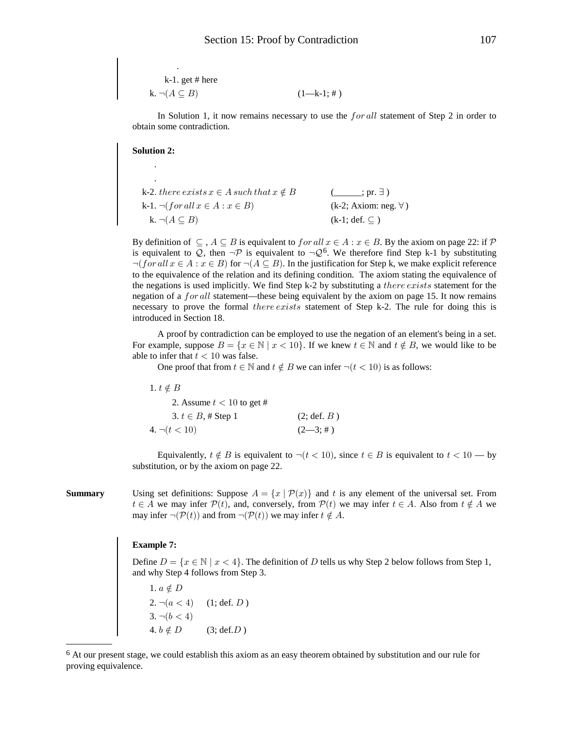.

k-1. get # here

k. $\neg(A \subseteq B)$ (1—k-1; # )

In Solution 1, it now remains necessary to use the $for\,all$ statement of Step 2 in order to obtain some contradiction.

**Solution 2:**

.

.

k-2. $there\,exists\,x \in A\,such\,that\,x \notin B$ (______; pr. $\exists$ )

k-1. $\neg(for\,all\,x \in A : x \in B)$ (k-2; Axiom: neg. $\forall$ )

k. $\neg(A \subseteq B)$ (k-1; def. $\subseteq$ )

By definition of $\subseteq$, $A \subseteq B$ is equivalent to $for\,all\,x \in A : x \in B$. By the axiom on page 22: if $\mathcal{P}$ is equivalent to $\mathcal{Q}$, then $\neg\mathcal{P}$ is equivalent to $\neg\mathcal{Q}$[6]. We therefore find Step k-1 by substituting $\neg(for\,all\,x \in A : x \in B)$ for $\neg(A \subseteq B)$. In the justification for Step k, we make explicit reference to the equivalence of the relation and its defining condition. The axiom stating the equivalence of the negations is used implicitly. We find Step k-2 by substituting a $there\,exists$ statement for the negation of a $for\,all$ statement—these being equivalent by the axiom on page 15. It now remains necessary to prove the formal $there\,exists$ statement of Step k-2. The rule for doing this is introduced in Section 18.

A proof by contradiction can be employed to use the negation of an element's being in a set. For example, suppose $B = \{x \in \mathbb{N} \mid x < 10\}$. If we knew $t \in \mathbb{N}$ and $t \notin B$, we would like to be able to infer that $t < 10$ was false.

One proof that from $t \in \mathbb{N}$ and $t \notin B$ we can infer $\neg(t < 10)$ is as follows:

1. $t \notin B$

   2. Assume $t < 10$ to get #

   3. $t \in B$, # Step 1 (2; def. $B$ )

4. $\neg(t < 10)$ (2—3; # )

Equivalently, $t \notin B$ is equivalent to $\neg(t < 10)$, since $t \in B$ is equivalent to $t < 10$ — by substitution, or by the axiom on page 22.

**Summary** Using set definitions: Suppose $A = \{x \mid \mathcal{P}(x)\}$ and $t$ is any element of the universal set. From $t \in A$ we may infer $\mathcal{P}(t)$, and, conversely, from $\mathcal{P}(t)$ we may infer $t \in A$. Also from $t \notin A$ we may infer $\neg(\mathcal{P}(t))$ and from $\neg(\mathcal{P}(t))$ we may infer $t \notin A$.

**Example 7:**

Define $D = \{x \in \mathbb{N} \mid x < 4\}$. The definition of $D$ tells us why Step 2 below follows from Step 1, and why Step 4 follows from Step 3.

1. $a \notin D$
2. $\neg(a < 4)$ (1; def. $D$ )
3. $\neg(b < 4)$
4. $b \notin D$ (3; def. $D$ )

[6] At our present stage, we could establish this axiom as an easy theorem obtained by substitution and our rule for proving equivalence.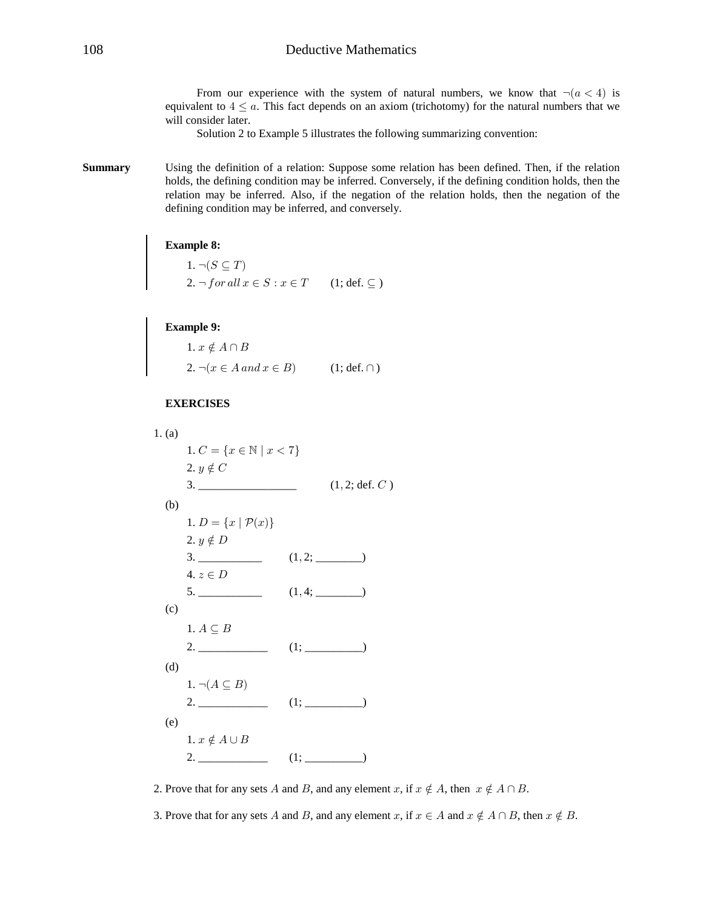From our experience with the system of natural numbers, we know that $\neg(a < 4)$ is equivalent to $4 \leq a$. This fact depends on an axiom (trichotomy) for the natural numbers that we will consider later.

Solution 2 to Example 5 illustrates the following summarizing convention:

**Summary** Using the definition of a relation: Suppose some relation has been defined. Then, if the relation holds, the defining condition may be inferred. Conversely, if the defining condition holds, then the relation may be inferred. Also, if the negation of the relation holds, then the negation of the defining condition may be inferred, and conversely.

**Example 8:**

1. $\neg(S \subseteq T)$
2. $\neg\, for\, all\, x \in S : x \in T$ (1; def. $\subseteq$ )

**Example 9:**

1. $x \notin A \cap B$
2. $\neg(x \in A\, and\, x \in B)$ (1; def. $\cap$ )

**EXERCISES**

1. (a)
   1. $C = \{x \in \mathbb{N} \mid x < 7\}$
   2. $y \notin C$
   3. _________________ $(1, 2;$ def. $C$ )

   (b)
   1. $D = \{x \mid \mathcal{P}(x)\}$
   2. $y \notin D$
   3. ___________ $(1, 2;$ ________)
   4. $z \in D$
   5. ___________ $(1, 4;$ ________)

   (c)
   1. $A \subseteq B$
   2. ____________ (1; __________)

   (d)
   1. $\neg(A \subseteq B)$
   2. ____________ (1; __________)

   (e)
   1. $x \notin A \cup B$
   2. ____________ (1; __________)

2. Prove that for any sets $A$ and $B$, and any element $x$, if $x \notin A$, then $x \notin A \cap B$.

3. Prove that for any sets $A$ and $B$, and any element $x$, if $x \in A$ and $x \notin A \cap B$, then $x \notin B$.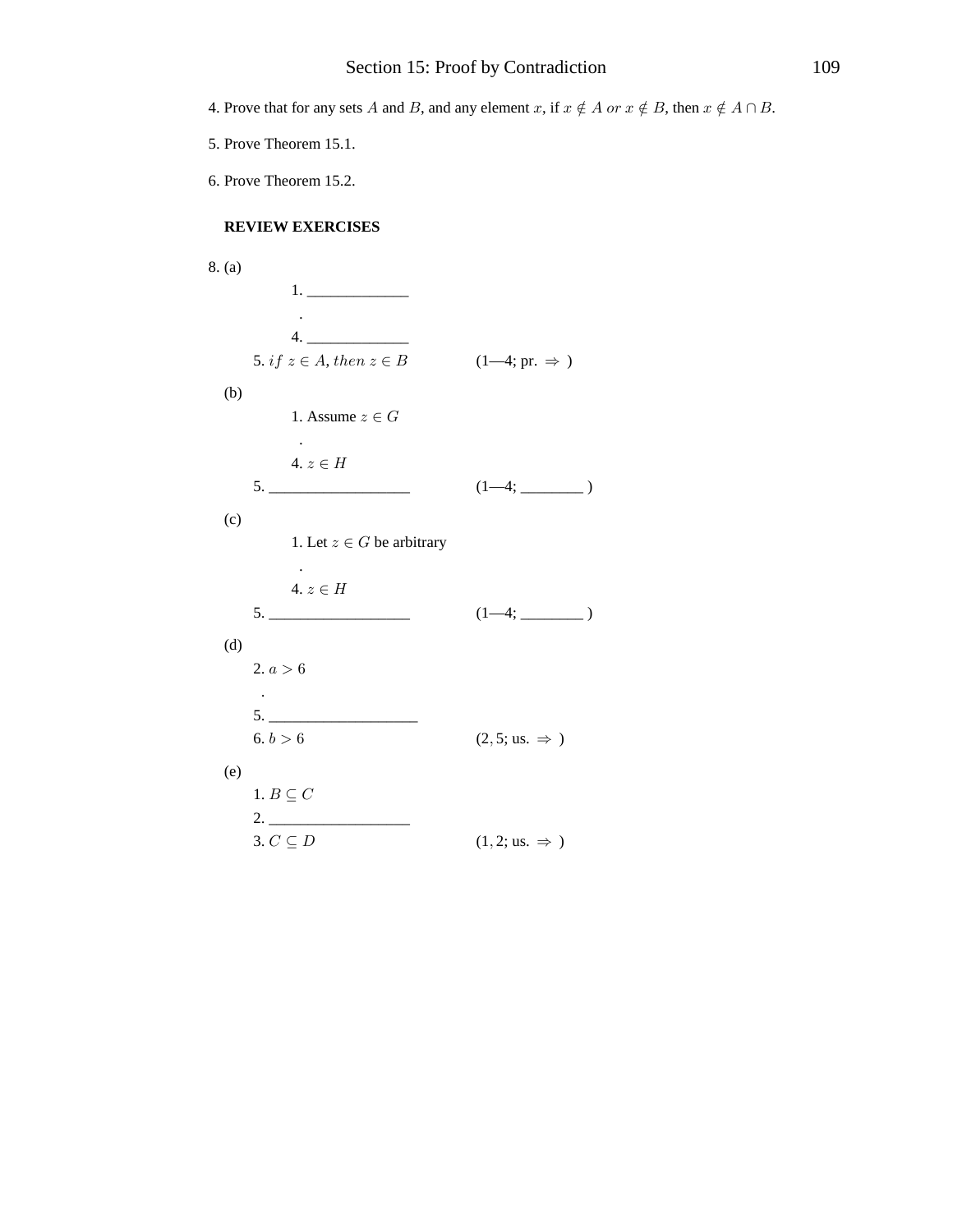4. Prove that for any sets $A$ and $B$, and any element $x$, if $x \notin A$ *or* $x \notin B$, then $x \notin A \cap B$.

5. Prove Theorem 15.1.

6. Prove Theorem 15.2.

**REVIEW EXERCISES**

8. (a)

   1. _____________
   .
   4. _____________

   5. $if\ z \in A$, $then\ z \in B$ (1—4; pr. $\Rightarrow$ )

   (b)

   1. Assume $z \in G$
   .
   4. $z \in H$

   5. __________________ (1—4; ________ )

   (c)

   1. Let $z \in G$ be arbitrary
   .
   4. $z \in H$

   5. __________________ (1—4; ________ )

   (d)

   2. $a > 6$
   .
   5. ___________________
   6. $b > 6$ $(2, 5$; us. $\Rightarrow$ )

   (e)

   1. $B \subseteq C$
   2. __________________
   3. $C \subseteq D$ $(1, 2$; us. $\Rightarrow$ )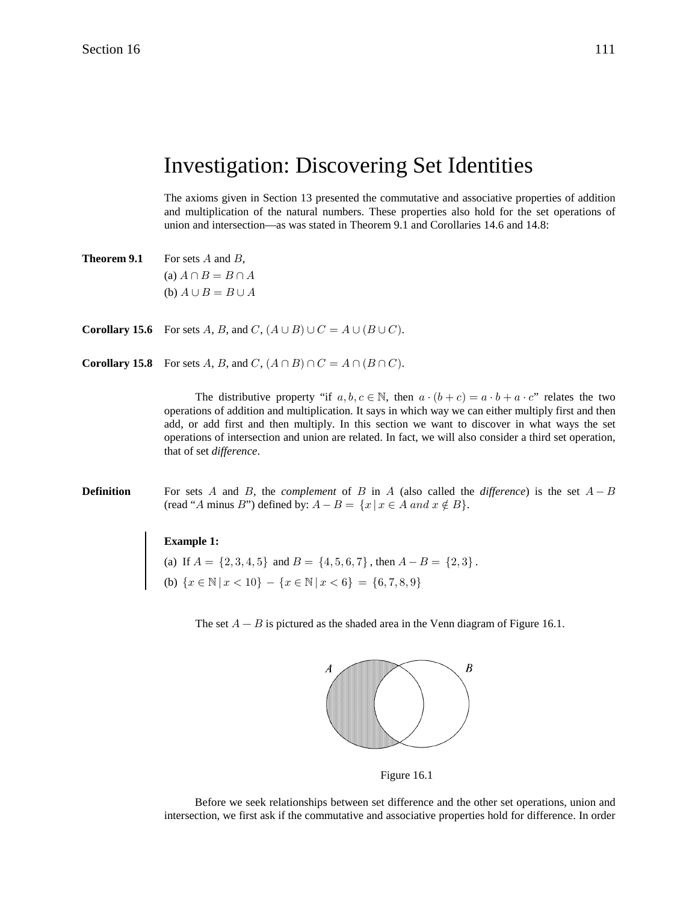# Investigation: Discovering Set Identities

The axioms given in Section 13 presented the commutative and associative properties of addition and multiplication of the natural numbers. These properties also hold for the set operations of union and intersection—as was stated in Theorem 9.1 and Corollaries 14.6 and 14.8:

**Theorem 9.1** For sets $A$ and $B$,
(a) $A \cap B = B \cap A$
(b) $A \cup B = B \cup A$

**Corollary 15.6** For sets $A$, $B$, and $C$, $(A \cup B) \cup C = A \cup (B \cup C)$.

**Corollary 15.8** For sets $A$, $B$, and $C$, $(A \cap B) \cap C = A \cap (B \cap C)$.

The distributive property "if $a, b, c \in \mathbb{N}$, then $a \cdot (b + c) = a \cdot b + a \cdot c$" relates the two operations of addition and multiplication. It says in which way we can either multiply first and then add, or add first and then multiply. In this section we want to discover in what ways the set operations of intersection and union are related. In fact, we will also consider a third set operation, that of set *difference*.

**Definition** For sets $A$ and $B$, the *complement* of $B$ in $A$ (also called the *difference*) is the set $A - B$ (read "$A$ minus $B$") defined by: $A - B = \{x \mid x \in A \text{ and } x \notin B\}$.

**Example 1:**

(a) If $A = \{2, 3, 4, 5\}$ and $B = \{4, 5, 6, 7\}$, then $A - B = \{2, 3\}$.

(b) $\{x \in \mathbb{N} \mid x < 10\} - \{x \in \mathbb{N} \mid x < 6\} = \{6, 7, 8, 9\}$

The set $A - B$ is pictured as the shaded area in the Venn diagram of Figure 16.1.

Figure 16.1

Before we seek relationships between set difference and the other set operations, union and intersection, we first ask if the commutative and associative properties hold for difference. In order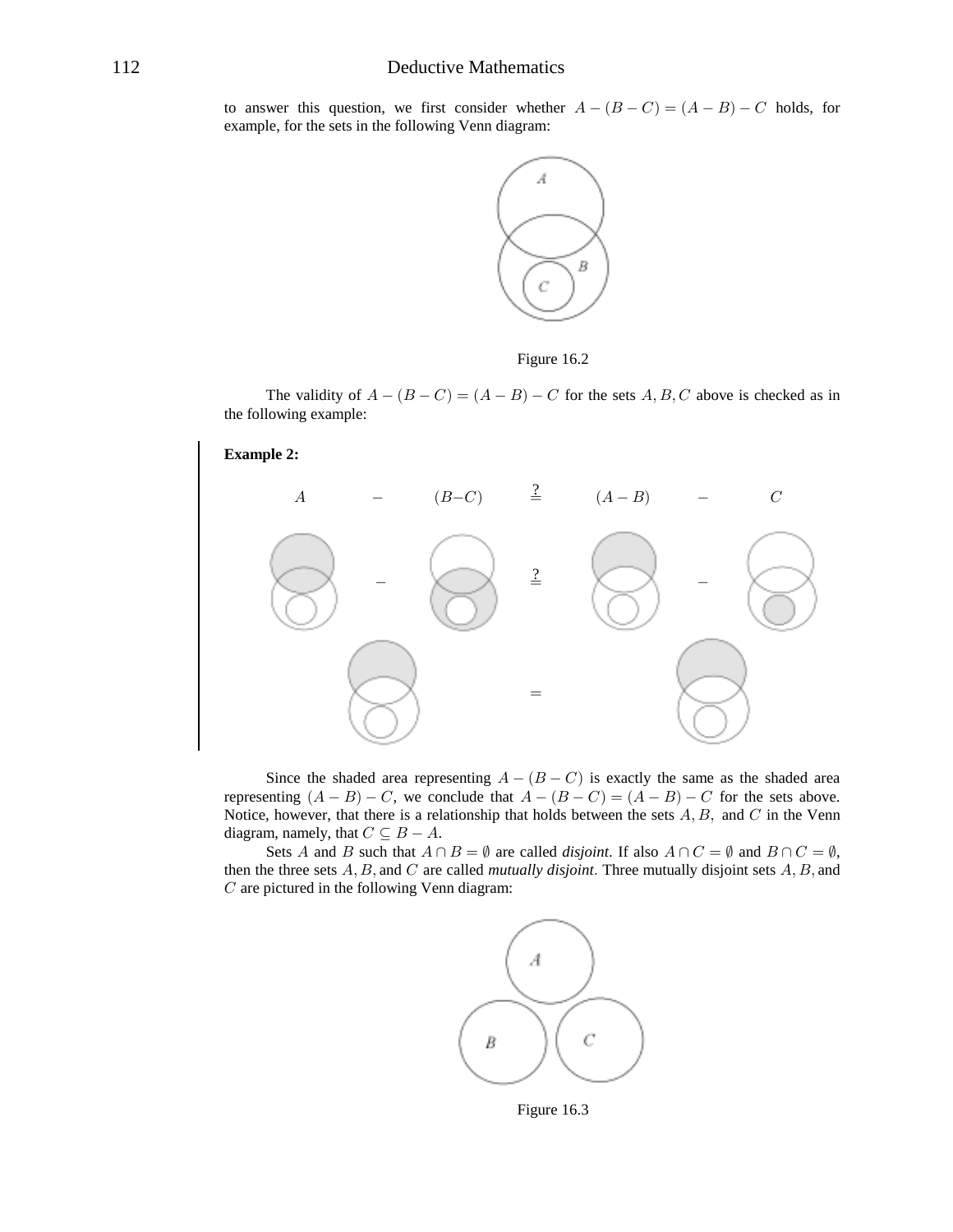to answer this question, we first consider whether $A - (B - C) = (A - B) - C$ holds, for example, for the sets in the following Venn diagram:

Figure 16.2

The validity of $A - (B - C) = (A - B) - C$ for the sets $A, B, C$ above is checked as in the following example:

**Example 2:**

$$A \quad - \quad (B - C) \quad \stackrel{?}{=} \quad (A - B) \quad - \quad C$$

Since the shaded area representing $A - (B - C)$ is exactly the same as the shaded area representing $(A - B) - C$, we conclude that $A - (B - C) = (A - B) - C$ for the sets above. Notice, however, that there is a relationship that holds between the sets $A, B,$ and $C$ in the Venn diagram, namely, that $C \subseteq B - A$.

Sets $A$ and $B$ such that $A \cap B = \emptyset$ are called *disjoint*. If also $A \cap C = \emptyset$ and $B \cap C = \emptyset$, then the three sets $A, B,$ and $C$ are called *mutually disjoint*. Three mutually disjoint sets $A, B,$ and $C$ are pictured in the following Venn diagram:

Figure 16.3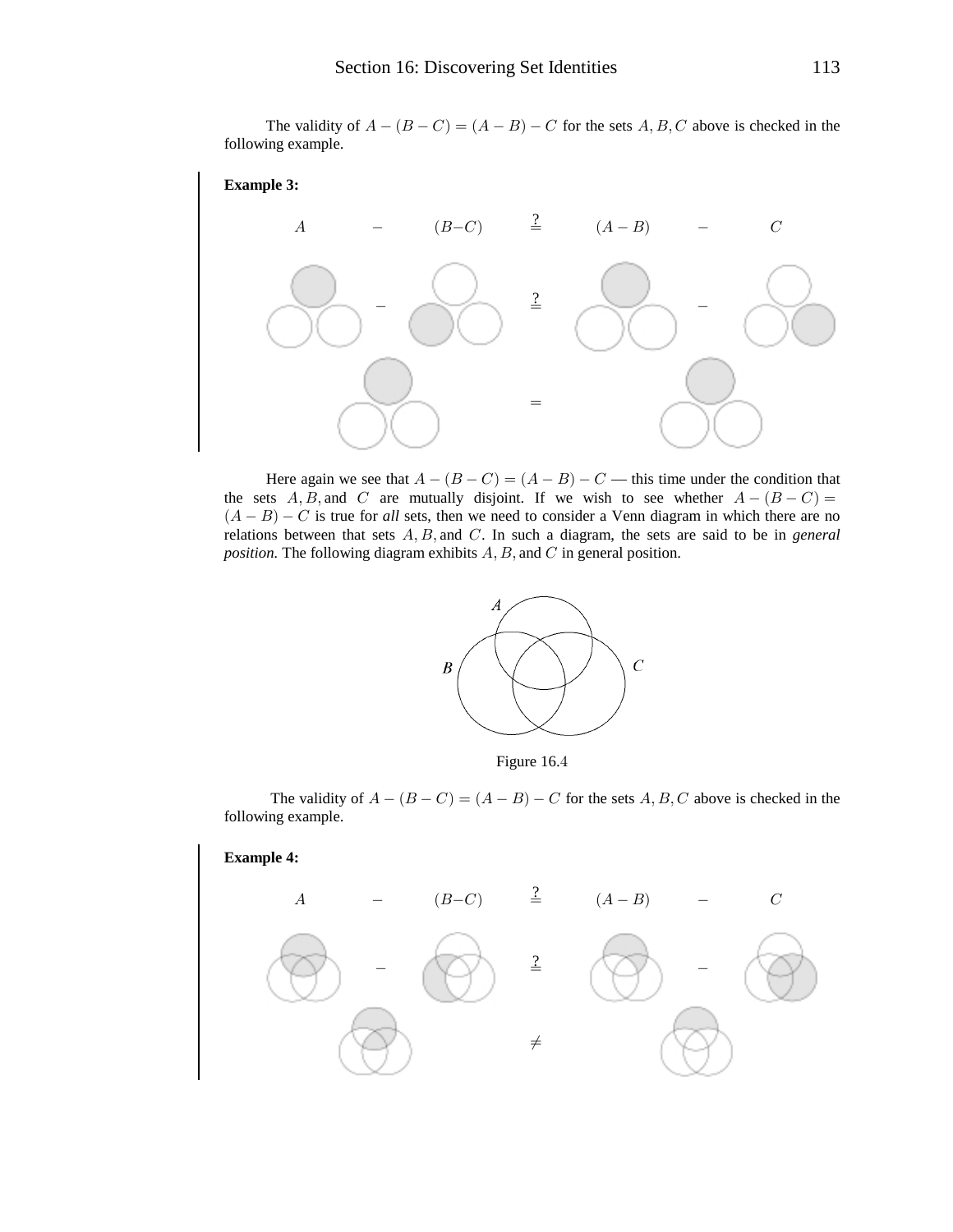The validity of $A - (B - C) = (A - B) - C$ for the sets $A, B, C$ above is checked in the following example.

**Example 3:**

$$A \quad - \quad (B - C) \quad \stackrel{?}{=} \quad (A - B) \quad - \quad C$$

$$- \quad \stackrel{?}{=} \quad -$$

$$=$$

Here again we see that $A - (B - C) = (A - B) - C$ — this time under the condition that the sets $A, B,$ and $C$ are mutually disjoint. If we wish to see whether $A - (B - C) = (A - B) - C$ is true for *all* sets, then we need to consider a Venn diagram in which there are no relations between that sets $A, B,$ and $C$. In such a diagram, the sets are said to be in *general position.* The following diagram exhibits $A, B,$ and $C$ in general position.

Figure 16.4

The validity of $A - (B - C) = (A - B) - C$ for the sets $A, B, C$ above is checked in the following example.

**Example 4:**

$$A \quad - \quad (B - C) \quad \stackrel{?}{=} \quad (A - B) \quad - \quad C$$

$$- \quad \stackrel{?}{=} \quad -$$

$$\neq$$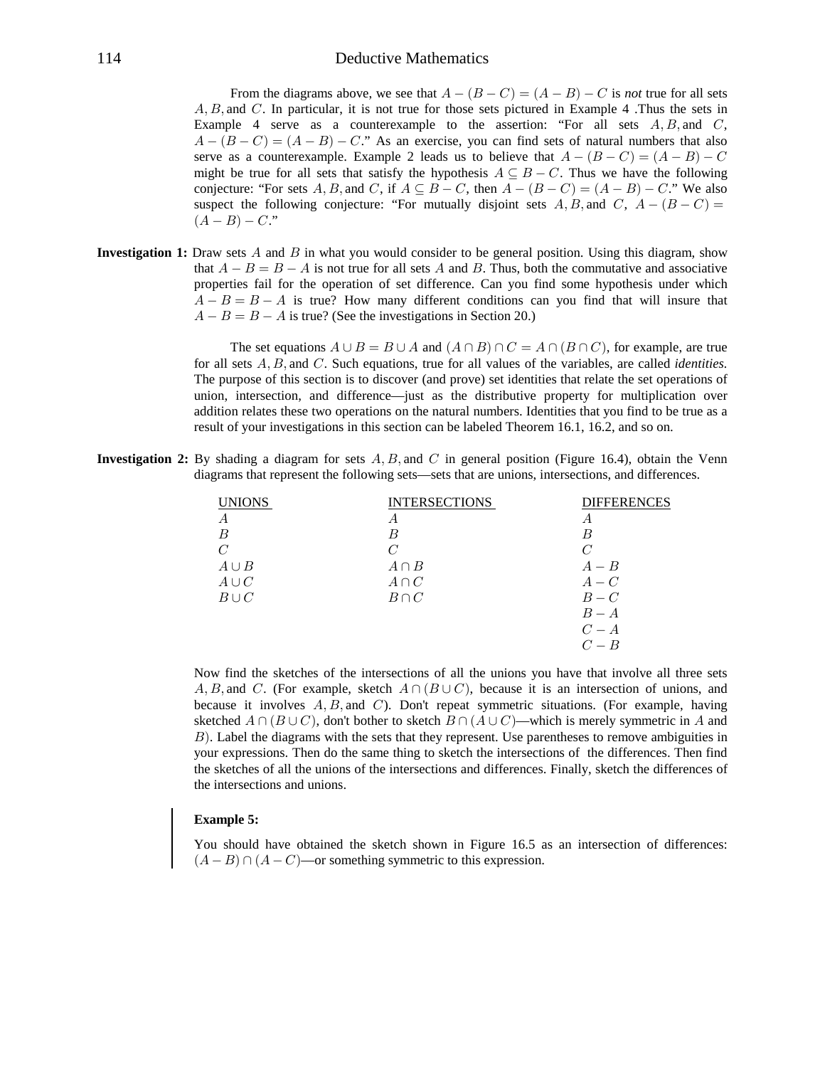From the diagrams above, we see that $A - (B - C) = (A - B) - C$ is *not* true for all sets $A, B,$ and $C$. In particular, it is not true for those sets pictured in Example 4 .Thus the sets in Example 4 serve as a counterexample to the assertion: "For all sets $A, B,$ and $C$, $A - (B - C) = (A - B) - C$." As an exercise, you can find sets of natural numbers that also serve as a counterexample. Example 2 leads us to believe that $A - (B - C) = (A - B) - C$ might be true for all sets that satisfy the hypothesis $A \subseteq B - C$. Thus we have the following conjecture: "For sets $A, B,$ and $C$, if $A \subseteq B - C$, then $A - (B - C) = (A - B) - C$." We also suspect the following conjecture: "For mutually disjoint sets $A, B,$ and $C$, $A - (B - C) = (A - B) - C$."

**Investigation 1:** Draw sets $A$ and $B$ in what you would consider to be general position. Using this diagram, show that $A - B = B - A$ is not true for all sets $A$ and $B$. Thus, both the commutative and associative properties fail for the operation of set difference. Can you find some hypothesis under which $A - B = B - A$ is true? How many different conditions can you find that will insure that $A - B = B - A$ is true? (See the investigations in Section 20.)

The set equations $A \cup B = B \cup A$ and $(A \cap B) \cap C = A \cap (B \cap C)$, for example, are true for all sets $A, B,$ and $C$. Such equations, true for all values of the variables, are called *identities*. The purpose of this section is to discover (and prove) set identities that relate the set operations of union, intersection, and difference—just as the distributive property for multiplication over addition relates these two operations on the natural numbers. Identities that you find to be true as a result of your investigations in this section can be labeled Theorem 16.1, 16.2, and so on.

**Investigation 2:** By shading a diagram for sets $A, B,$ and $C$ in general position (Figure 16.4), obtain the Venn diagrams that represent the following sets—sets that are unions, intersections, and differences.

| UNIONS | INTERSECTIONS | DIFFERENCES |
|---|---|---|
| $A$ | $A$ | $A$ |
| $B$ | $B$ | $B$ |
| $C$ | $C$ | $C$ |
| $A \cup B$ | $A \cap B$ | $A - B$ |
| $A \cup C$ | $A \cap C$ | $A - C$ |
| $B \cup C$ | $B \cap C$ | $B - C$ |
| | | $B - A$ |
| | | $C - A$ |
| | | $C - B$ |

Now find the sketches of the intersections of all the unions you have that involve all three sets $A, B,$ and $C$. (For example, sketch $A \cap (B \cup C)$, because it is an intersection of unions, and because it involves $A, B,$ and $C$). Don't repeat symmetric situations. (For example, having sketched $A \cap (B \cup C)$, don't bother to sketch $B \cap (A \cup C)$—which is merely symmetric in $A$ and $B$). Label the diagrams with the sets that they represent. Use parentheses to remove ambiguities in your expressions. Then do the same thing to sketch the intersections of the differences. Then find the sketches of all the unions of the intersections and differences. Finally, sketch the differences of the intersections and unions.

**Example 5:**

You should have obtained the sketch shown in Figure 16.5 as an intersection of differences: $(A - B) \cap (A - C)$—or something symmetric to this expression.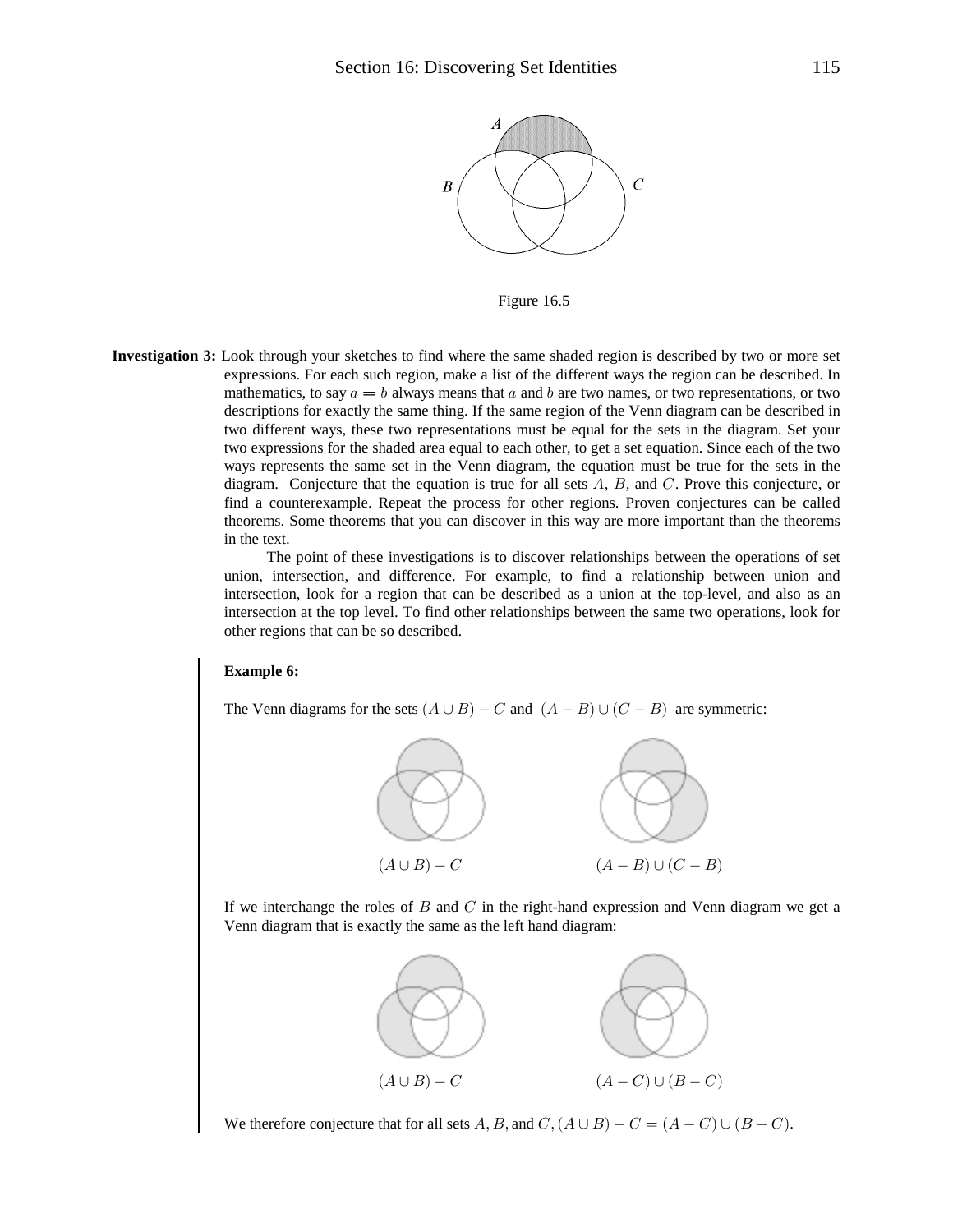Figure 16.5

**Investigation 3:** Look through your sketches to find where the same shaded region is described by two or more set expressions. For each such region, make a list of the different ways the region can be described. In mathematics, to say $a = b$ always means that $a$ and $b$ are two names, or two representations, or two descriptions for exactly the same thing. If the same region of the Venn diagram can be described in two different ways, these two representations must be equal for the sets in the diagram. Set your two expressions for the shaded area equal to each other, to get a set equation. Since each of the two ways represents the same set in the Venn diagram, the equation must be true for the sets in the diagram. Conjecture that the equation is true for all sets $A$, $B$, and $C$. Prove this conjecture, or find a counterexample. Repeat the process for other regions. Proven conjectures can be called theorems. Some theorems that you can discover in this way are more important than the theorems in the text.

The point of these investigations is to discover relationships between the operations of set union, intersection, and difference. For example, to find a relationship between union and intersection, look for a region that can be described as a union at the top-level, and also as an intersection at the top level. To find other relationships between the same two operations, look for other regions that can be so described.

**Example 6:**

The Venn diagrams for the sets $(A \cup B) - C$ and $(A - B) \cup (C - B)$ are symmetric:

$(A \cup B) - C$ $\qquad$ $(A - B) \cup (C - B)$

If we interchange the roles of $B$ and $C$ in the right-hand expression and Venn diagram we get a Venn diagram that is exactly the same as the left hand diagram:

$(A \cup B) - C$ $\qquad$ $(A - C) \cup (B - C)$

We therefore conjecture that for all sets $A, B,$ and $C$, $(A \cup B) - C = (A - C) \cup (B - C)$.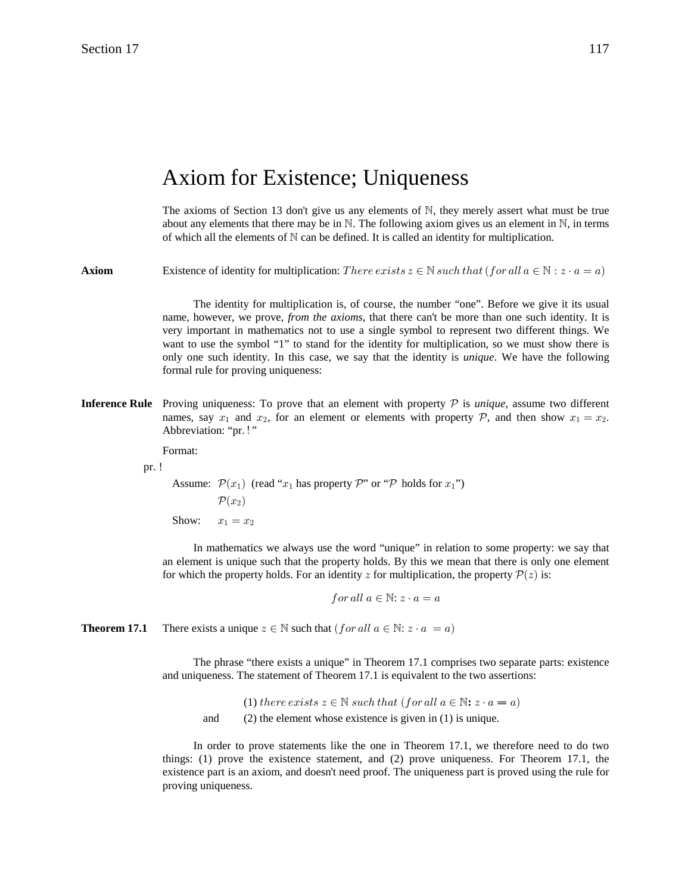# Axiom for Existence; Uniqueness

The axioms of Section 13 don't give us any elements of $\mathbb{N}$, they merely assert what must be true about any elements that there may be in $\mathbb{N}$. The following axiom gives us an element in $\mathbb{N}$, in terms of which all the elements of $\mathbb{N}$ can be defined. It is called an identity for multiplication.

**Axiom** Existence of identity for multiplication: $There\ exists\ z \in \mathbb{N}\ such\ that\ (for\ all\ a \in \mathbb{N} : z \cdot a = a)$

The identity for multiplication is, of course, the number "one". Before we give it its usual name, however, we prove, *from the axioms*, that there can't be more than one such identity. It is very important in mathematics not to use a single symbol to represent two different things. We want to use the symbol "1" to stand for the identity for multiplication, so we must show there is only one such identity. In this case, we say that the identity is *unique*. We have the following formal rule for proving uniqueness:

**Inference Rule** Proving uniqueness: To prove that an element with property $\mathcal{P}$ is *unique*, assume two different names, say $x_1$ and $x_2$, for an element or elements with property $\mathcal{P}$, and then show $x_1 = x_2$. Abbreviation: "pr. !"

Format:

pr. !

Assume: $\mathcal{P}(x_1)$ (read "$x_1$ has property $\mathcal{P}$" or "$\mathcal{P}$ holds for $x_1$")

$\mathcal{P}(x_2)$

Show: $x_1 = x_2$

In mathematics we always use the word "unique" in relation to some property: we say that an element is unique such that the property holds. By this we mean that there is only one element for which the property holds. For an identity $z$ for multiplication, the property $\mathcal{P}(z)$ is:

$$for\ all\ a \in \mathbb{N}\text{: } z \cdot a = a$$

**Theorem 17.1** There exists a unique $z \in \mathbb{N}$ such that $(for\ all\ a \in \mathbb{N}\text{: } z \cdot a = a)$

The phrase "there exists a unique" in Theorem 17.1 comprises two separate parts: existence and uniqueness. The statement of Theorem 17.1 is equivalent to the two assertions:

(1) $there\ exists\ z \in \mathbb{N}\ such\ that\ (for\ all\ a \in \mathbb{N}\text{: } z \cdot a = a)$

and (2) the element whose existence is given in (1) is unique.

In order to prove statements like the one in Theorem 17.1, we therefore need to do two things: (1) prove the existence statement, and (2) prove uniqueness. For Theorem 17.1, the existence part is an axiom, and doesn't need proof. The uniqueness part is proved using the rule for proving uniqueness.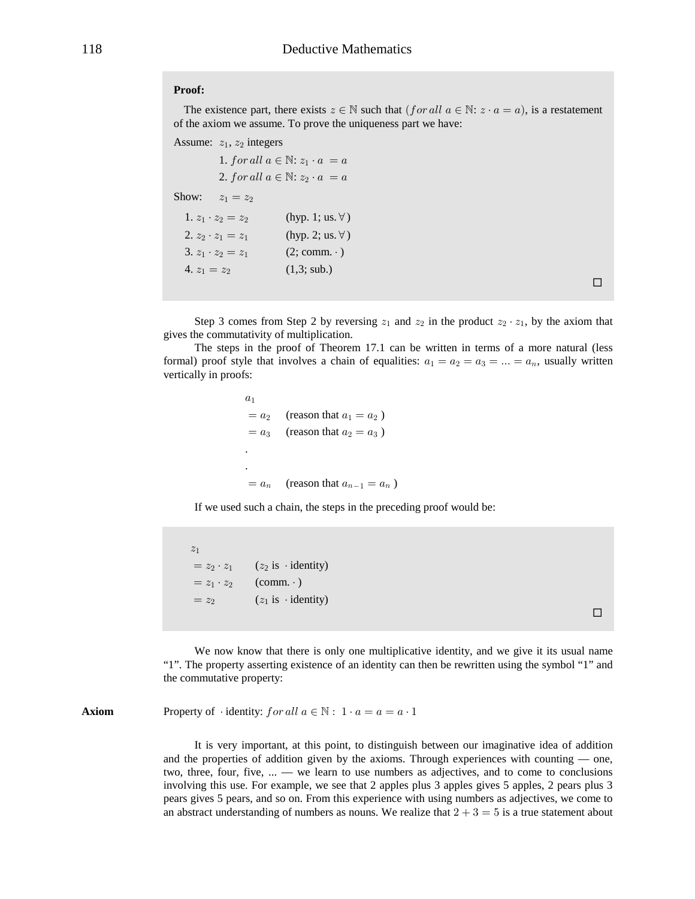**Proof:**

The existence part, there exists $z \in \mathbb{N}$ such that $(for\ all\ a \in \mathbb{N}\colon z \cdot a = a)$, is a restatement of the axiom we assume. To prove the uniqueness part we have:

Assume: $z_1$, $z_2$ integers

1. $for\ all\ a \in \mathbb{N}\colon z_1 \cdot a = a$
2. $for\ all\ a \in \mathbb{N}\colon z_2 \cdot a = a$

Show: $z_1 = z_2$

1. $z_1 \cdot z_2 = z_2$ (hyp. 1; us. $\forall$)
2. $z_2 \cdot z_1 = z_1$ (hyp. 2; us. $\forall$)
3. $z_1 \cdot z_2 = z_1$ (2; comm. $\cdot$)
4. $z_1 = z_2$ (1,3; sub.)

□

Step 3 comes from Step 2 by reversing $z_1$ and $z_2$ in the product $z_2 \cdot z_1$, by the axiom that gives the commutativity of multiplication.

The steps in the proof of Theorem 17.1 can be written in terms of a more natural (less formal) proof style that involves a chain of equalities: $a_1 = a_2 = a_3 = ... = a_n$, usually written vertically in proofs:

$a_1$
$= a_2$ (reason that $a_1 = a_2$ )
$= a_3$ (reason that $a_2 = a_3$ )
.
.
$= a_n$ (reason that $a_{n-1} = a_n$ )

If we used such a chain, the steps in the preceding proof would be:

$z_1$
$= z_2 \cdot z_1$ ($z_2$ is $\cdot$ identity)
$= z_1 \cdot z_2$ (comm. $\cdot$)
$= z_2$ ($z_1$ is $\cdot$ identity)

□

We now know that there is only one multiplicative identity, and we give it its usual name "1". The property asserting existence of an identity can then be rewritten using the symbol "1" and the commutative property:

**Axiom** Property of $\cdot$ identity: $for\ all\ a \in \mathbb{N}:\ 1 \cdot a = a = a \cdot 1$

It is very important, at this point, to distinguish between our imaginative idea of addition and the properties of addition given by the axioms. Through experiences with counting — one, two, three, four, five, ... — we learn to use numbers as adjectives, and to come to conclusions involving this use. For example, we see that 2 apples plus 3 apples gives 5 apples, 2 pears plus 3 pears gives 5 pears, and so on. From this experience with using numbers as adjectives, we come to an abstract understanding of numbers as nouns. We realize that $2 + 3 = 5$ is a true statement about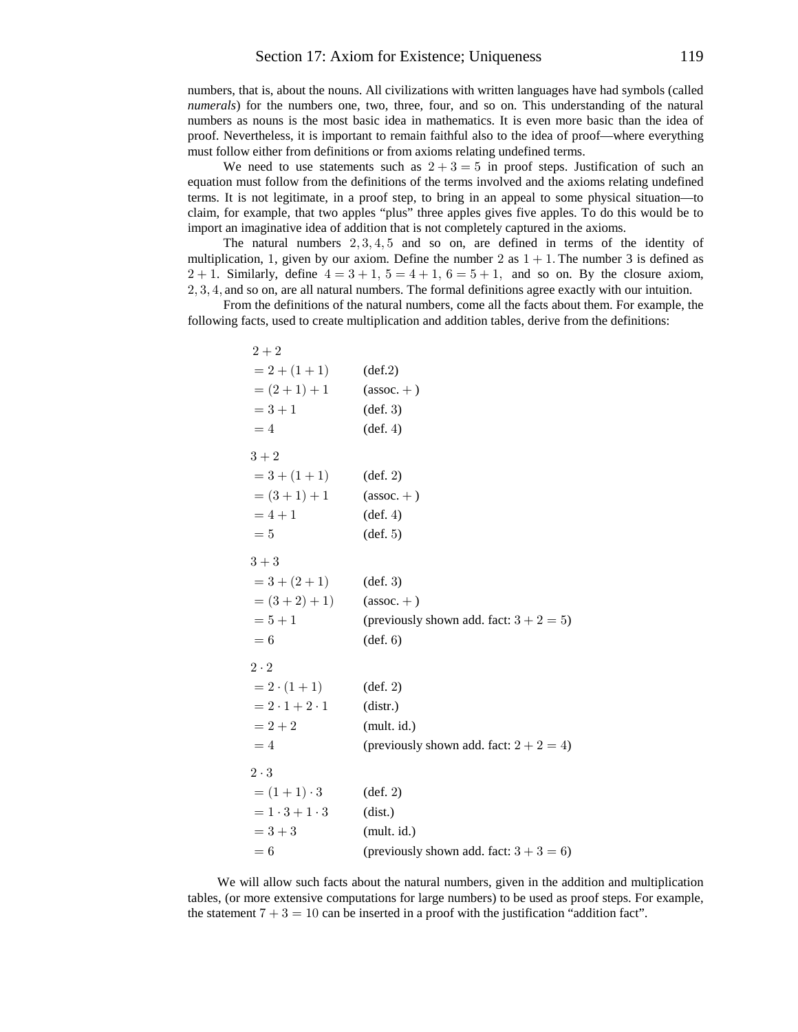numbers, that is, about the nouns. All civilizations with written languages have had symbols (called *numerals*) for the numbers one, two, three, four, and so on. This understanding of the natural numbers as nouns is the most basic idea in mathematics. It is even more basic than the idea of proof. Nevertheless, it is important to remain faithful also to the idea of proof—where everything must follow either from definitions or from axioms relating undefined terms.

We need to use statements such as $2 + 3 = 5$ in proof steps. Justification of such an equation must follow from the definitions of the terms involved and the axioms relating undefined terms. It is not legitimate, in a proof step, to bring in an appeal to some physical situation—to claim, for example, that two apples "plus" three apples gives five apples. To do this would be to import an imaginative idea of addition that is not completely captured in the axioms.

The natural numbers $2, 3, 4, 5$ and so on, are defined in terms of the identity of multiplication, $1$, given by our axiom. Define the number $2$ as $1 + 1$. The number $3$ is defined as $2 + 1$. Similarly, define $4 = 3 + 1$, $5 = 4 + 1$, $6 = 5 + 1$, and so on. By the closure axiom, $2, 3, 4,$ and so on, are all natural numbers. The formal definitions agree exactly with our intuition.

From the definitions of the natural numbers, come all the facts about them. For example, the following facts, used to create multiplication and addition tables, derive from the definitions:

$2 + 2$
$= 2 + (1 + 1)$ (def.2)
$= (2 + 1) + 1$ (assoc. $+$ )
$= 3 + 1$ (def. 3)
$= 4$ (def. $4$)

$3 + 2$
$= 3 + (1 + 1)$ (def. 2)
$= (3 + 1) + 1$ (assoc. $+$ )
$= 4 + 1$ (def. $4$)
$= 5$ (def. $5$)

$3 + 3$
$= 3 + (2 + 1)$ (def. 3)
$= (3 + 2) + 1)$ (assoc. $+$ )
$= 5 + 1$ (previously shown add. fact: $3 + 2 = 5$)
$= 6$ (def. $6$)

$2 \cdot 2$
$= 2 \cdot (1 + 1)$ (def. 2)
$= 2 \cdot 1 + 2 \cdot 1$ (distr.)
$= 2 + 2$ (mult. id.)
$= 4$ (previously shown add. fact: $2 + 2 = 4$)

$2 \cdot 3$
$= (1 + 1) \cdot 3$ (def. 2)
$= 1 \cdot 3 + 1 \cdot 3$ (dist.)
$= 3 + 3$ (mult. id.)
$= 6$ (previously shown add. fact: $3 + 3 = 6$)

We will allow such facts about the natural numbers, given in the addition and multiplication tables, (or more extensive computations for large numbers) to be used as proof steps. For example, the statement $7 + 3 = 10$ can be inserted in a proof with the justification "addition fact".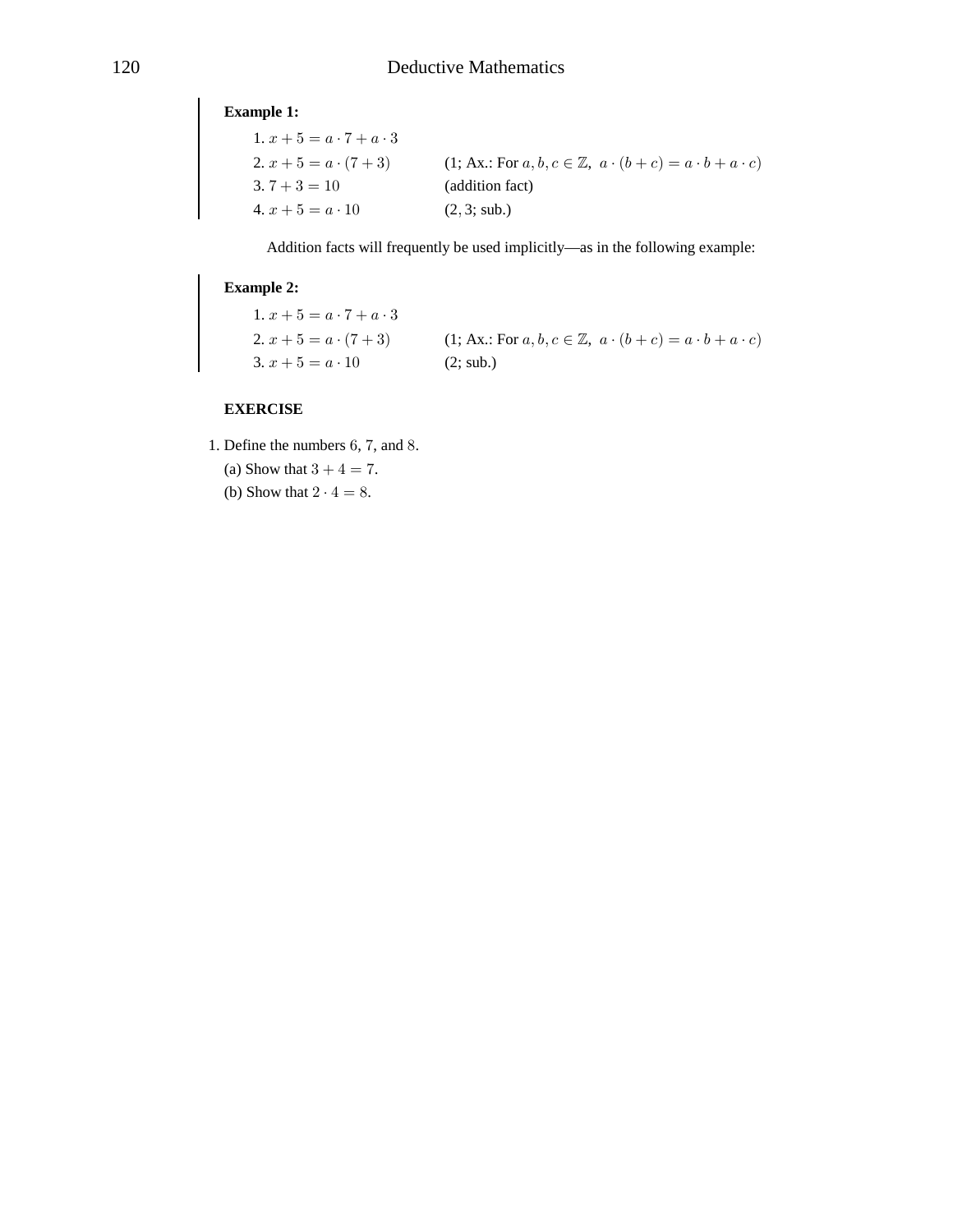**Example 1:**

1. $x + 5 = a \cdot 7 + a \cdot 3$
2. $x + 5 = a \cdot (7 + 3)$ (1; Ax.: For $a, b, c \in \mathbb{Z}$, $a \cdot (b + c) = a \cdot b + a \cdot c$)
3. $7 + 3 = 10$ (addition fact)
4. $x + 5 = a \cdot 10$ ($2, 3$; sub.)

Addition facts will frequently be used implicitly—as in the following example:

**Example 2:**

1. $x + 5 = a \cdot 7 + a \cdot 3$
2. $x + 5 = a \cdot (7 + 3)$ (1; Ax.: For $a, b, c \in \mathbb{Z}$, $a \cdot (b + c) = a \cdot b + a \cdot c$)
3. $x + 5 = a \cdot 10$ (2; sub.)

**EXERCISE**

1. Define the numbers $6$, $7$, and $8$.

   (a) Show that $3 + 4 = 7$.

   (b) Show that $2 \cdot 4 = 8$.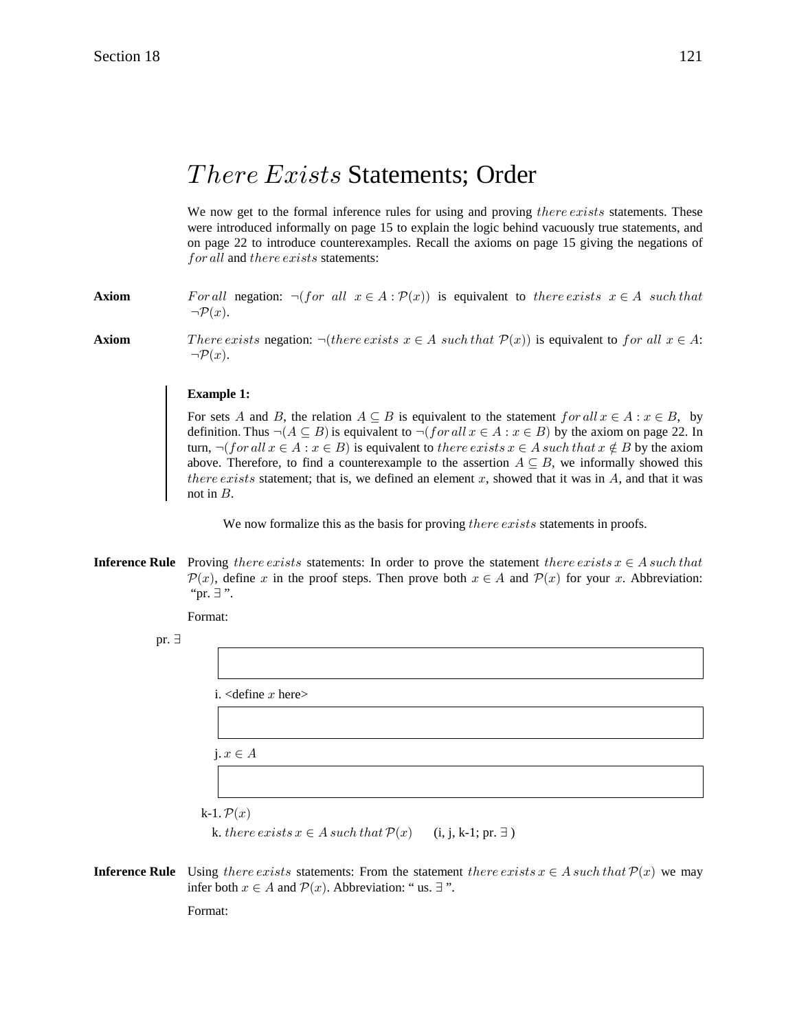# $There\ Exists$ Statements; Order

We now get to the formal inference rules for using and proving $there\ exists$ statements. These were introduced informally on page 15 to explain the logic behind vacuously true statements, and on page 22 to introduce counterexamples. Recall the axioms on page 15 giving the negations of $for\ all$ and $there\ exists$ statements:

**Axiom** $For\ all$ negation: $\neg(for\ \ all\ \ x \in A : \mathcal{P}(x))$ is equivalent to $there\ exists\ \ x \in A\ \ such\ that$ $\neg\mathcal{P}(x)$.

**Axiom** $There\ exists$ negation: $\neg(there\ exists\ x \in A\ such\ that\ \mathcal{P}(x))$ is equivalent to $for\ all\ x \in A$: $\neg\mathcal{P}(x)$.

> **Example 1:**
>
> For sets $A$ and $B$, the relation $A \subseteq B$ is equivalent to the statement $for\ all\ x \in A : x \in B$, by definition. Thus $\neg(A \subseteq B)$ is equivalent to $\neg(for\ all\ x \in A : x \in B)$ by the axiom on page 22. In turn, $\neg(for\ all\ x \in A : x \in B)$ is equivalent to $there\ exists\ x \in A\ such\ that\ x \notin B$ by the axiom above. Therefore, to find a counterexample to the assertion $A \subseteq B$, we informally showed this $there\ exists$ statement; that is, we defined an element $x$, showed that it was in $A$, and that it was not in $B$.

We now formalize this as the basis for proving $there\ exists$ statements in proofs.

**Inference Rule** Proving $there\ exists$ statements: In order to prove the statement $there\ exists\ x \in A\ such\ that$ $\mathcal{P}(x)$, define $x$ in the proof steps. Then prove both $x \in A$ and $\mathcal{P}(x)$ for your $x$. Abbreviation: "pr. $\exists$".

Format:

pr. $\exists$

i. <define $x$ here>

j. $x \in A$

k-1. $\mathcal{P}(x)$

k. $there\ exists\ x \in A\ such\ that\ \mathcal{P}(x)$ (i, j, k-1; pr. $\exists$)

**Inference Rule** Using $there\ exists$ statements: From the statement $there\ exists\ x \in A\ such\ that\ \mathcal{P}(x)$ we may infer both $x \in A$ and $\mathcal{P}(x)$. Abbreviation: " us. $\exists$ ".

Format: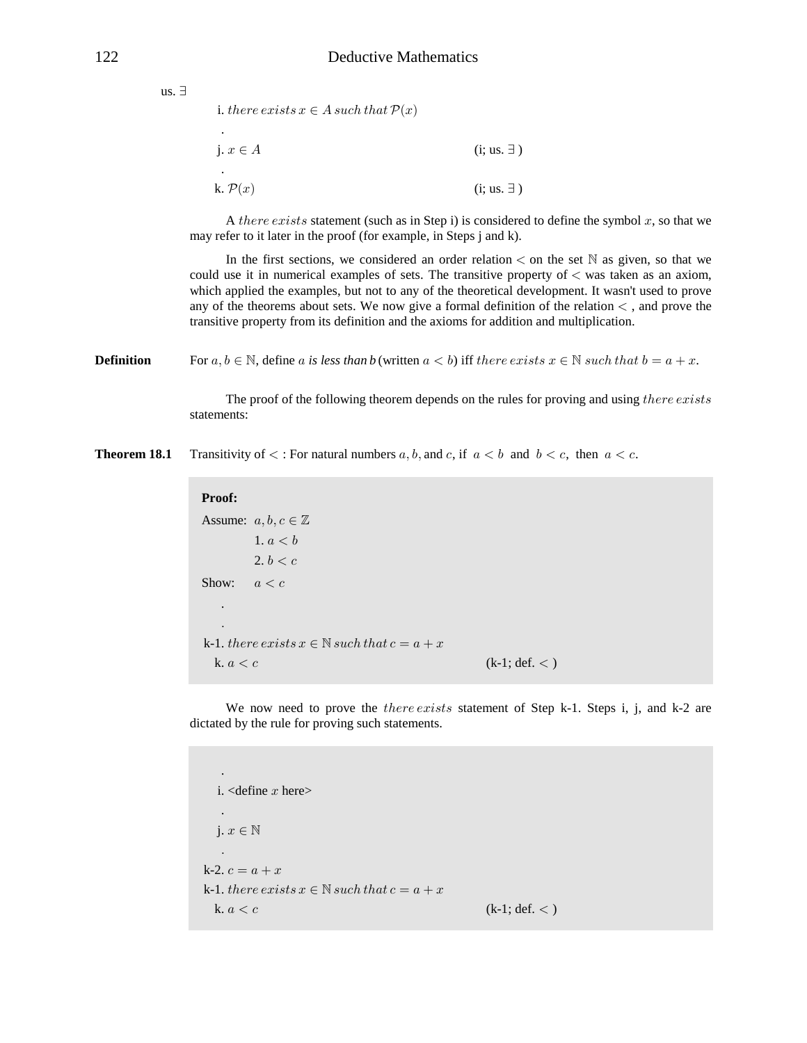us. $\exists$

i. $there\,exists\,x \in A\,such\,that\,\mathcal{P}(x)$

.

j. $x \in A$ (i; us. $\exists$ )

.

k. $\mathcal{P}(x)$ (i; us. $\exists$ )

A $there\,exists$ statement (such as in Step i) is considered to define the symbol $x$, so that we may refer to it later in the proof (for example, in Steps j and k).

In the first sections, we considered an order relation $<$ on the set $\mathbb{N}$ as given, so that we could use it in numerical examples of sets. The transitive property of $<$ was taken as an axiom, which applied the examples, but not to any of the theoretical development. It wasn't used to prove any of the theorems about sets. We now give a formal definition of the relation $<$ , and prove the transitive property from its definition and the axioms for addition and multiplication.

**Definition** For $a, b \in \mathbb{N}$, define $a$ ***is less than b*** (written $a < b$) iff $there\,exists\,x \in \mathbb{N}\,such\,that\,b = a + x$.

The proof of the following theorem depends on the rules for proving and using $there\,exists$ statements:

**Theorem 18.1** Transitivity of $<$ : For natural numbers $a, b,$ and $c$, if $a < b$ and $b < c$, then $a < c$.

**Proof:**

Assume: $a, b, c \in \mathbb{Z}$

1. $a < b$
2. $b < c$

Show: $a < c$

.

.

k-1. $there\,exists\,x \in \mathbb{N}\,such\,that\,c = a + x$

k. $a < c$ (k-1; def. $<$ )

We now need to prove the $there\,exists$ statement of Step k-1. Steps i, j, and k-2 are dictated by the rule for proving such statements.

.

i. <define $x$ here>

.

j. $x \in \mathbb{N}$

.

k-2. $c = a + x$

k-1. $there\,exists\,x \in \mathbb{N}\,such\,that\,c = a + x$

k. $a < c$ (k-1; def. $<$ )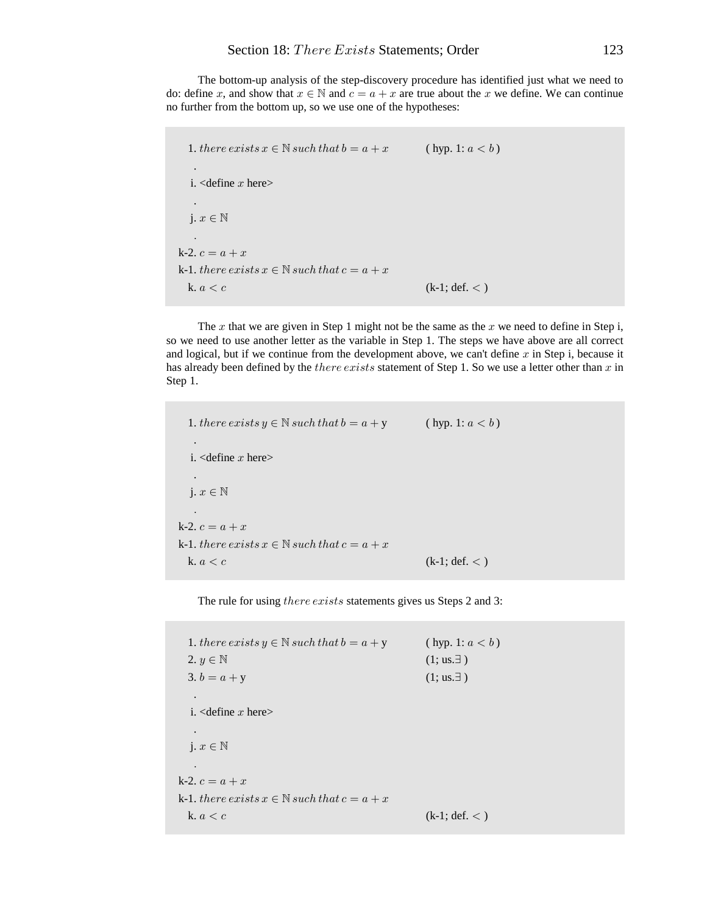The bottom-up analysis of the step-discovery procedure has identified just what we need to do: define $x$, and show that $x \in \mathbb{N}$ and $c = a + x$ are true about the $x$ we define. We can continue no further from the bottom up, so we use one of the hypotheses:

| | |
|---|---|
| 1. $there\,exists\,x \in \mathbb{N}\,such\,that\,b = a + x$ | ( hyp. 1: $a < b$ ) |
| . | |
| i. <define $x$ here> | |
| . | |
| j. $x \in \mathbb{N}$ | |
| . | |
| k-2. $c = a + x$ | |
| k-1. $there\,exists\,x \in \mathbb{N}\,such\,that\,c = a + x$ | |
| k. $a < c$ | (k-1; def. $<$ ) |

The $x$ that we are given in Step 1 might not be the same as the $x$ we need to define in Step i, so we need to use another letter as the variable in Step 1. The steps we have above are all correct and logical, but if we continue from the development above, we can't define $x$ in Step i, because it has already been defined by the $there\,exists$ statement of Step 1. So we use a letter other than $x$ in Step 1.

| | |
|---|---|
| 1. $there\,exists\,y \in \mathbb{N}\,such\,that\,b = a + y$ | ( hyp. 1: $a < b$ ) |
| . | |
| i. <define $x$ here> | |
| . | |
| j. $x \in \mathbb{N}$ | |
| . | |
| k-2. $c = a + x$ | |
| k-1. $there\,exists\,x \in \mathbb{N}\,such\,that\,c = a + x$ | |
| k. $a < c$ | (k-1; def. $<$ ) |

The rule for using $there\,exists$ statements gives us Steps 2 and 3:

| | |
|---|---|
| 1. $there\,exists\,y \in \mathbb{N}\,such\,that\,b = a + y$ | ( hyp. 1: $a < b$ ) |
| 2. $y \in \mathbb{N}$ | (1; us.$\exists$ ) |
| 3. $b = a + y$ | (1; us.$\exists$ ) |
| . | |
| i. <define $x$ here> | |
| . | |
| j. $x \in \mathbb{N}$ | |
| . | |
| k-2. $c = a + x$ | |
| k-1. $there\,exists\,x \in \mathbb{N}\,such\,that\,c = a + x$ | |
| k. $a < c$ | (k-1; def. $<$ ) |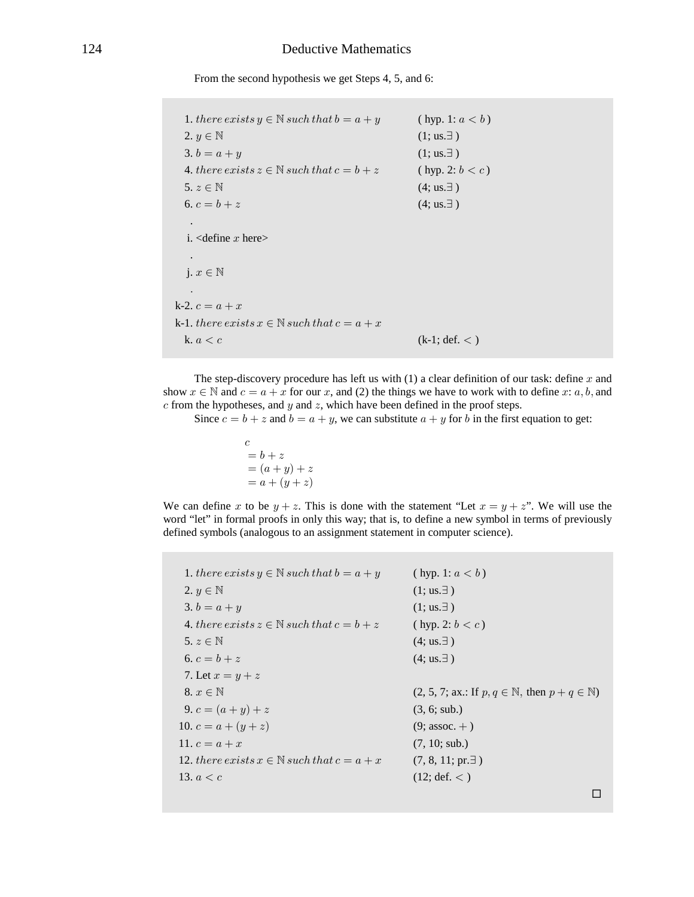From the second hypothesis we get Steps 4, 5, and 6:

| | |
|---|---|
| 1. $there\, exists\, y \in \mathbb{N}\, such\, that\, b = a + y$ | ( hyp. 1: $a < b$ ) |
| 2. $y \in \mathbb{N}$ | (1; us.$\exists$ ) |
| 3. $b = a + y$ | (1; us.$\exists$ ) |
| 4. $there\, exists\, z \in \mathbb{N}\, such\, that\, c = b + z$ | ( hyp. 2: $b < c$ ) |
| 5. $z \in \mathbb{N}$ | (4; us.$\exists$ ) |
| 6. $c = b + z$ | (4; us.$\exists$ ) |
| . | |
| i. <define $x$ here> | |
| . | |
| j. $x \in \mathbb{N}$ | |
| . | |
| k-2. $c = a + x$ | |
| k-1. $there\, exists\, x \in \mathbb{N}\, such\, that\, c = a + x$ | |
| k. $a < c$ | (k-1; def. $<$ ) |

The step-discovery procedure has left us with (1) a clear definition of our task: define $x$ and show $x \in \mathbb{N}$ and $c = a + x$ for our $x$, and (2) the things we have to work with to define $x$: $a, b,$ and $c$ from the hypotheses, and $y$ and $z$, which have been defined in the proof steps.

Since $c = b + z$ and $b = a + y$, we can substitute $a + y$ for $b$ in the first equation to get:

$$
\begin{aligned}
&c \\
&= b + z \\
&= (a + y) + z \\
&= a + (y + z)
\end{aligned}
$$

We can define $x$ to be $y + z$. This is done with the statement "Let $x = y + z$". We will use the word "let" in formal proofs in only this way; that is, to define a new symbol in terms of previously defined symbols (analogous to an assignment statement in computer science).

| | |
|---|---|
| 1. $there\, exists\, y \in \mathbb{N}\, such\, that\, b = a + y$ | ( hyp. 1: $a < b$ ) |
| 2. $y \in \mathbb{N}$ | (1; us.$\exists$ ) |
| 3. $b = a + y$ | (1; us.$\exists$ ) |
| 4. $there\, exists\, z \in \mathbb{N}\, such\, that\, c = b + z$ | ( hyp. 2: $b < c$ ) |
| 5. $z \in \mathbb{N}$ | (4; us.$\exists$ ) |
| 6. $c = b + z$ | (4; us.$\exists$ ) |
| 7. Let $x = y + z$ | |
| 8. $x \in \mathbb{N}$ | (2, 5, 7; ax.: If $p, q \in \mathbb{N},$ then $p + q \in \mathbb{N}$) |
| 9. $c = (a + y) + z$ | (3, 6; sub.) |
| 10. $c = a + (y + z)$ | (9; assoc. $+$ ) |
| 11. $c = a + x$ | (7, 10; sub.) |
| 12. $there\, exists\, x \in \mathbb{N}\, such\, that\, c = a + x$ | (7, 8, 11; pr.$\exists$ ) |
| 13. $a < c$ | (12; def. $<$ ) |

□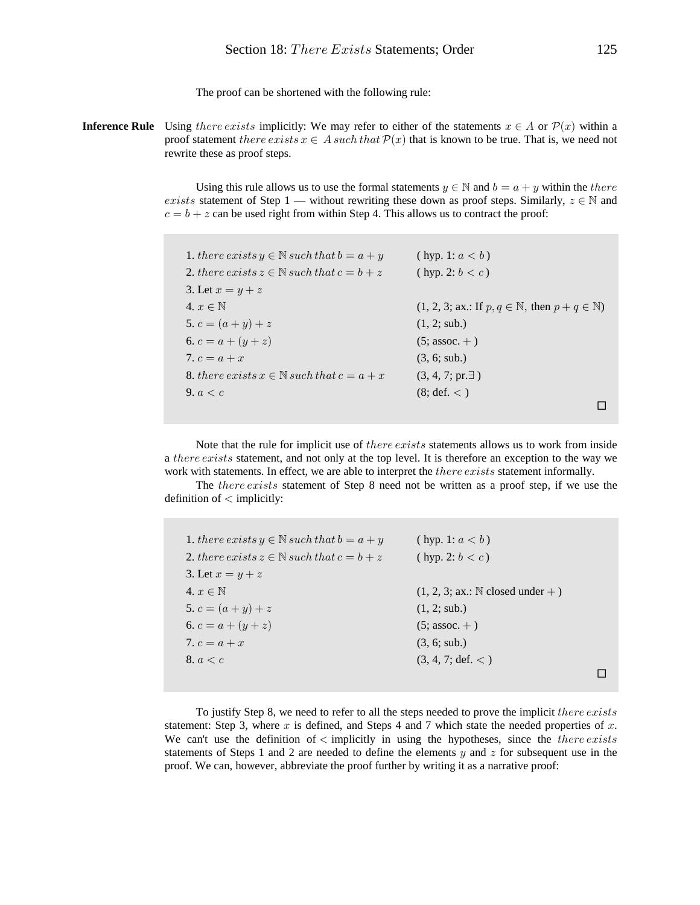The proof can be shortened with the following rule:

**Inference Rule** Using $there\,exists$ implicitly: We may refer to either of the statements $x \in A$ or $\mathcal{P}(x)$ within a proof statement $there\,exists\, x \in\ A\, such\, that\, \mathcal{P}(x)$ that is known to be true. That is, we need not rewrite these as proof steps.

Using this rule allows us to use the formal statements $y \in \mathbb{N}$ and $b = a + y$ within the $there\, exists$ statement of Step 1 — without rewriting these down as proof steps. Similarly, $z \in \mathbb{N}$ and $c = b + z$ can be used right from within Step 4. This allows us to contract the proof:

| | |
|---|---|
| 1. $there\, exists\, y \in \mathbb{N}\, such\, that\, b = a + y$ | ( hyp. 1: $a < b$ ) |
| 2. $there\, exists\, z \in \mathbb{N}\, such\, that\, c = b + z$ | ( hyp. 2: $b < c$ ) |
| 3. Let $x = y + z$ | |
| 4. $x \in \mathbb{N}$ | (1, 2, 3; ax.: If $p, q \in \mathbb{N},$ then $p + q \in \mathbb{N}$) |
| 5. $c = (a + y) + z$ | (1, 2; sub.) |
| 6. $c = a + (y + z)$ | (5; assoc. $+$ ) |
| 7. $c = a + x$ | (3, 6; sub.) |
| 8. $there\, exists\, x \in \mathbb{N}\, such\, that\, c = a + x$ | (3, 4, 7; pr.$\exists$ ) |
| 9. $a < c$ | (8; def. $<$ ) |

□

Note that the rule for implicit use of $there\, exists$ statements allows us to work from inside a $there\, exists$ statement, and not only at the top level. It is therefore an exception to the way we work with statements. In effect, we are able to interpret the $there\, exists$ statement informally.

The $there\, exists$ statement of Step 8 need not be written as a proof step, if we use the definition of $<$ implicitly:

| | |
|---|---|
| 1. $there\, exists\, y \in \mathbb{N}\, such\, that\, b = a + y$ | ( hyp. 1: $a < b$ ) |
| 2. $there\, exists\, z \in \mathbb{N}\, such\, that\, c = b + z$ | ( hyp. 2: $b < c$ ) |
| 3. Let $x = y + z$ | |
| 4. $x \in \mathbb{N}$ | (1, 2, 3; ax.: $\mathbb{N}$ closed under $+$ ) |
| 5. $c = (a + y) + z$ | (1, 2; sub.) |
| 6. $c = a + (y + z)$ | (5; assoc. $+$ ) |
| 7. $c = a + x$ | (3, 6; sub.) |
| 8. $a < c$ | (3, 4, 7; def. $<$ ) |

□

To justify Step 8, we need to refer to all the steps needed to prove the implicit $there\, exists$ statement: Step 3, where $x$ is defined, and Steps 4 and 7 which state the needed properties of $x$. We can't use the definition of $<$ implicitly in using the hypotheses, since the $there\, exists$ statements of Steps 1 and 2 are needed to define the elements $y$ and $z$ for subsequent use in the proof. We can, however, abbreviate the proof further by writing it as a narrative proof: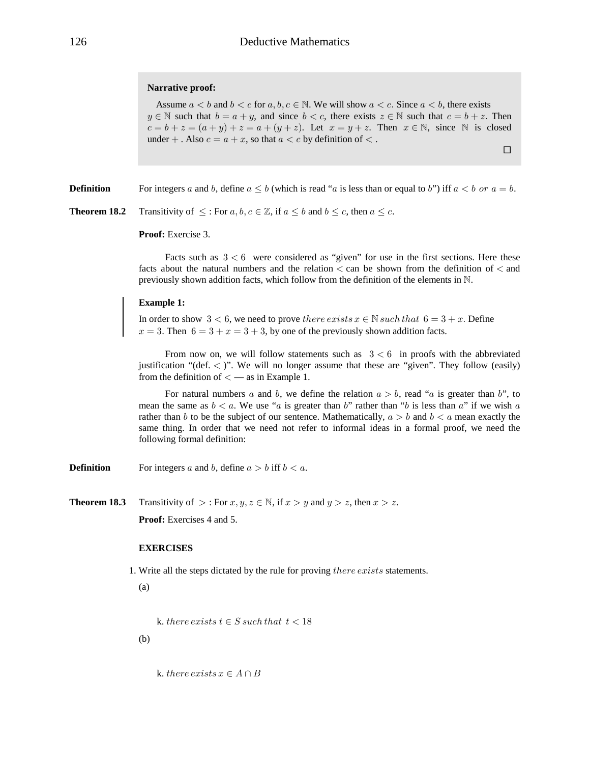**Narrative proof:**

Assume $a < b$ and $b < c$ for $a, b, c \in \mathbb{N}$. We will show $a < c$. Since $a < b$, there exists $y \in \mathbb{N}$ such that $b = a + y$, and since $b < c$, there exists $z \in \mathbb{N}$ such that $c = b + z$. Then $c = b + z = (a + y) + z = a + (y + z)$. Let $x = y + z$. Then $x \in \mathbb{N}$, since $\mathbb{N}$ is closed under $+$. Also $c = a + x$, so that $a < c$ by definition of $<$.

□

**Definition** For integers $a$ and $b$, define $a \leq b$ (which is read "$a$ is less than or equal to $b$") iff $a < b$ *or* $a = b$.

**Theorem 18.2** Transitivity of $\leq$: For $a, b, c \in \mathbb{Z}$, if $a \leq b$ and $b \leq c$, then $a \leq c$.

**Proof:** Exercise 3.

Facts such as $3 < 6$ were considered as "given" for use in the first sections. Here these facts about the natural numbers and the relation $<$ can be shown from the definition of $<$ and previously shown addition facts, which follow from the definition of the elements in $\mathbb{N}$.

**Example 1:**

In order to show $3 < 6$, we need to prove *there exists* $x \in \mathbb{N}$ *such that* $6 = 3 + x$. Define $x = 3$. Then $6 = 3 + x = 3 + 3$, by one of the previously shown addition facts.

From now on, we will follow statements such as $3 < 6$ in proofs with the abbreviated justification "(def. $<$ )". We will no longer assume that these are "given". They follow (easily) from the definition of $<$ — as in Example 1.

For natural numbers $a$ and $b$, we define the relation $a > b$, read "$a$ is greater than $b$", to mean the same as $b < a$. We use "$a$ is greater than $b$" rather than "$b$ is less than $a$" if we wish $a$ rather than $b$ to be the subject of our sentence. Mathematically, $a > b$ and $b < a$ mean exactly the same thing. In order that we need not refer to informal ideas in a formal proof, we need the following formal definition:

**Definition** For integers $a$ and $b$, define $a > b$ iff $b < a$.

**Theorem 18.3** Transitivity of $>$: For $x, y, z \in \mathbb{N}$, if $x > y$ and $y > z$, then $x > z$.

**Proof:** Exercises 4 and 5.

**EXERCISES**

1. Write all the steps dictated by the rule for proving *there exists* statements.

(a)

k. *there exists* $t \in S$ *such that* $t < 18$

(b)

k. *there exists* $x \in A \cap B$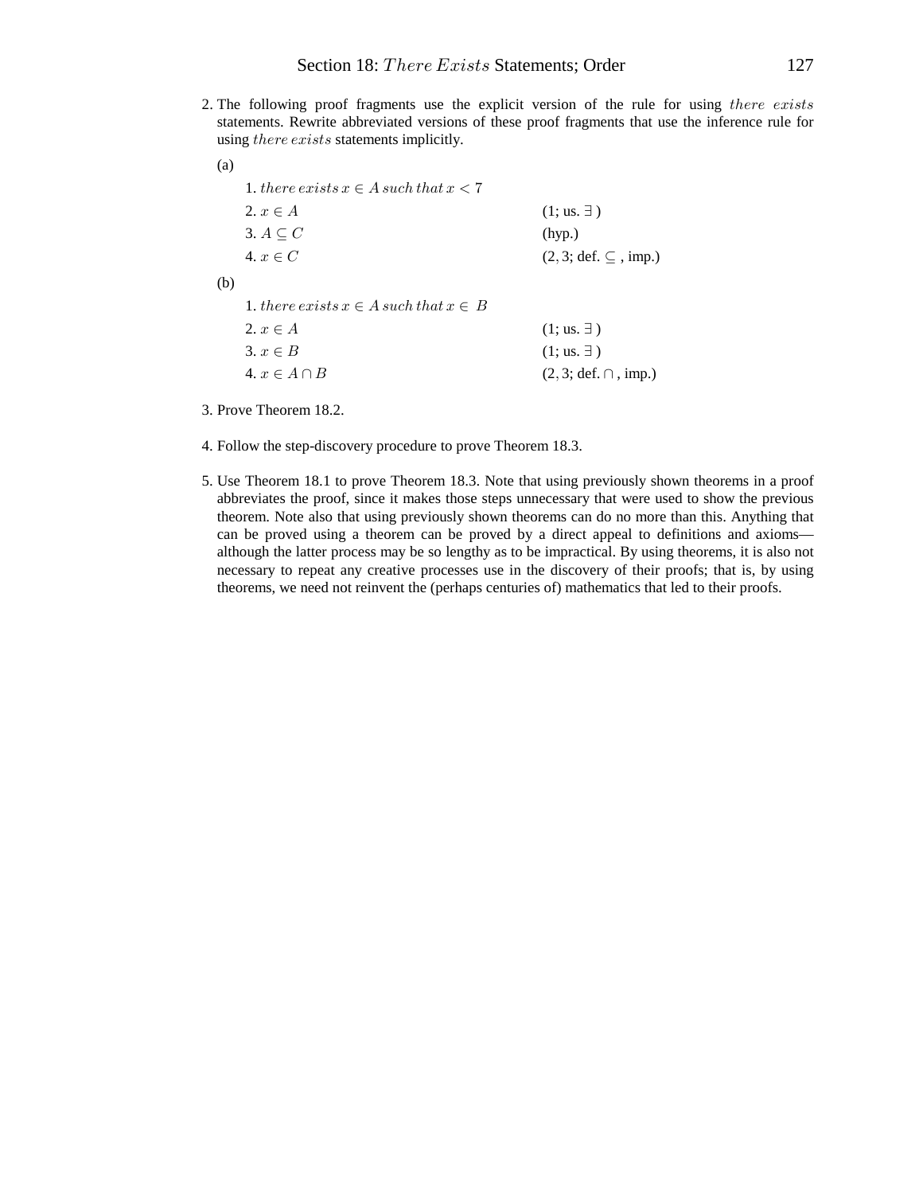2. The following proof fragments use the explicit version of the rule for using *there exists* statements. Rewrite abbreviated versions of these proof fragments that use the inference rule for using *there exists* statements implicitly.

   (a)

   | | |
   |---|---|
   | 1. $there\,exists\,x \in A\,such\,that\,x < 7$ | |
   | 2. $x \in A$ | (1; us. $\exists$ ) |
   | 3. $A \subseteq C$ | (hyp.) |
   | 4. $x \in C$ | $(2, 3$; def. $\subseteq$ , imp.) |

   (b)

   | | |
   |---|---|
   | 1. $there\,exists\,x \in A\,such\,that\,x \in\ B$ | |
   | 2. $x \in A$ | (1; us. $\exists$ ) |
   | 3. $x \in B$ | (1; us. $\exists$ ) |
   | 4. $x \in A \cap B$ | $(2, 3$; def. $\cap$ , imp.) |

3. Prove Theorem 18.2.

4. Follow the step-discovery procedure to prove Theorem 18.3.

5. Use Theorem 18.1 to prove Theorem 18.3. Note that using previously shown theorems in a proof abbreviates the proof, since it makes those steps unnecessary that were used to show the previous theorem. Note also that using previously shown theorems can do no more than this. Anything that can be proved using a theorem can be proved by a direct appeal to definitions and axioms—although the latter process may be so lengthy as to be impractical. By using theorems, it is also not necessary to repeat any creative processes use in the discovery of their proofs; that is, by using theorems, we need not reinvent the (perhaps centuries of) mathematics that led to their proofs.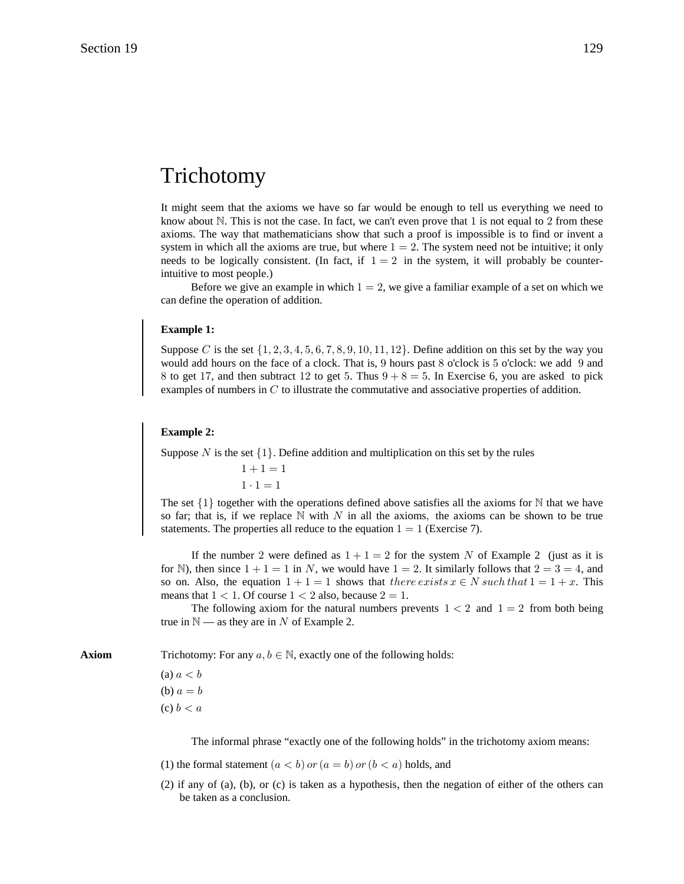# Trichotomy

It might seem that the axioms we have so far would be enough to tell us everything we need to know about $\mathbb{N}$. This is not the case. In fact, we can't even prove that 1 is not equal to 2 from these axioms. The way that mathematicians show that such a proof is impossible is to find or invent a system in which all the axioms are true, but where $1 = 2$. The system need not be intuitive; it only needs to be logically consistent. (In fact, if $1 = 2$ in the system, it will probably be counter-intuitive to most people.)

Before we give an example in which $1 = 2$, we give a familiar example of a set on which we can define the operation of addition.

**Example 1:**

Suppose $C$ is the set $\{1, 2, 3, 4, 5, 6, 7, 8, 9, 10, 11, 12\}$. Define addition on this set by the way you would add hours on the face of a clock. That is, 9 hours past 8 o'clock is 5 o'clock: we add 9 and 8 to get 17, and then subtract 12 to get 5. Thus $9 + 8 = 5$. In Exercise 6, you are asked to pick examples of numbers in $C$ to illustrate the commutative and associative properties of addition.

**Example 2:**

Suppose $N$ is the set $\{1\}$. Define addition and multiplication on this set by the rules

$$1 + 1 = 1$$
$$1 \cdot 1 = 1$$

The set $\{1\}$ together with the operations defined above satisfies all the axioms for $\mathbb{N}$ that we have so far; that is, if we replace $\mathbb{N}$ with $N$ in all the axioms, the axioms can be shown to be true statements. The properties all reduce to the equation $1 = 1$ (Exercise 7).

If the number 2 were defined as $1 + 1 = 2$ for the system $N$ of Example 2 (just as it is for $\mathbb{N}$), then since $1 + 1 = 1$ in $N$, we would have $1 = 2$. It similarly follows that $2 = 3 = 4$, and so on. Also, the equation $1 + 1 = 1$ shows that $there\,exists\,x \in N\,such\,that\,1 = 1 + x$. This means that $1 < 1$. Of course $1 < 2$ also, because $2 = 1$.

The following axiom for the natural numbers prevents $1 < 2$ and $1 = 2$ from both being true in $\mathbb{N}$ — as they are in $N$ of Example 2.

**Axiom** Trichotomy: For any $a, b \in \mathbb{N}$, exactly one of the following holds:

(a) $a < b$

(b) $a = b$

(c) $b < a$

The informal phrase "exactly one of the following holds" in the trichotomy axiom means:

(1) the formal statement $(a < b)\,or\,(a = b)\,or\,(b < a)$ holds, and

(2) if any of (a), (b), or (c) is taken as a hypothesis, then the negation of either of the others can be taken as a conclusion.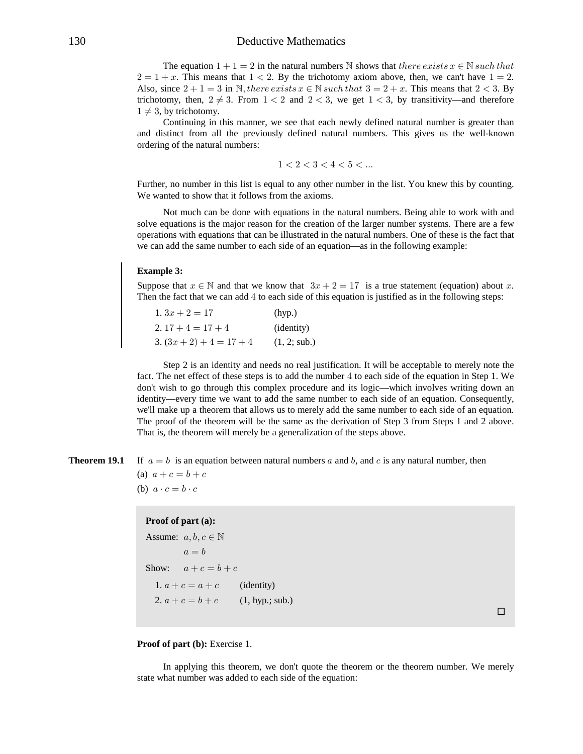The equation $1 + 1 = 2$ in the natural numbers $\mathbb{N}$ shows that *there exists* $x \in \mathbb{N}$ *such that* $2 = 1 + x$. This means that $1 < 2$. By the trichotomy axiom above, then, we can't have $1 = 2$. Also, since $2 + 1 = 3$ in $\mathbb{N}$, *there exists* $x \in \mathbb{N}$ *such that* $3 = 2 + x$. This means that $2 < 3$. By trichotomy, then, $2 \neq 3$. From $1 < 2$ and $2 < 3$, we get $1 < 3$, by transitivity—and therefore $1 \neq 3$, by trichotomy.

Continuing in this manner, we see that each newly defined natural number is greater than and distinct from all the previously defined natural numbers. This gives us the well-known ordering of the natural numbers:

$$1 < 2 < 3 < 4 < 5 < \ldots$$

Further, no number in this list is equal to any other number in the list. You knew this by counting. We wanted to show that it follows from the axioms.

Not much can be done with equations in the natural numbers. Being able to work with and solve equations is the major reason for the creation of the larger number systems. There are a few operations with equations that can be illustrated in the natural numbers. One of these is the fact that we can add the same number to each side of an equation—as in the following example:

**Example 3:**

Suppose that $x \in \mathbb{N}$ and that we know that $3x + 2 = 17$ is a true statement (equation) about $x$. Then the fact that we can add $4$ to each side of this equation is justified as in the following steps:

1. $3x + 2 = 17$ (hyp.)
2. $17 + 4 = 17 + 4$ (identity)
3. $(3x + 2) + 4 = 17 + 4$ (1, 2; sub.)

Step 2 is an identity and needs no real justification. It will be acceptable to merely note the fact. The net effect of these steps is to add the number $4$ to each side of the equation in Step 1. We don't wish to go through this complex procedure and its logic—which involves writing down an identity—every time we want to add the same number to each side of an equation. Consequently, we'll make up a theorem that allows us to merely add the same number to each side of an equation. The proof of the theorem will be the same as the derivation of Step 3 from Steps 1 and 2 above. That is, the theorem will merely be a generalization of the steps above.

**Theorem 19.1** If $a = b$ is an equation between natural numbers $a$ and $b$, and $c$ is any natural number, then

(a) $a + c = b + c$

(b) $a \cdot c = b \cdot c$

**Proof of part (a):**

Assume: $a, b, c \in \mathbb{N}$

$a = b$

Show: $a + c = b + c$

1. $a + c = a + c$ (identity)
2. $a + c = b + c$ (1, hyp.; sub.)

□

**Proof of part (b):** Exercise 1.

In applying this theorem, we don't quote the theorem or the theorem number. We merely state what number was added to each side of the equation: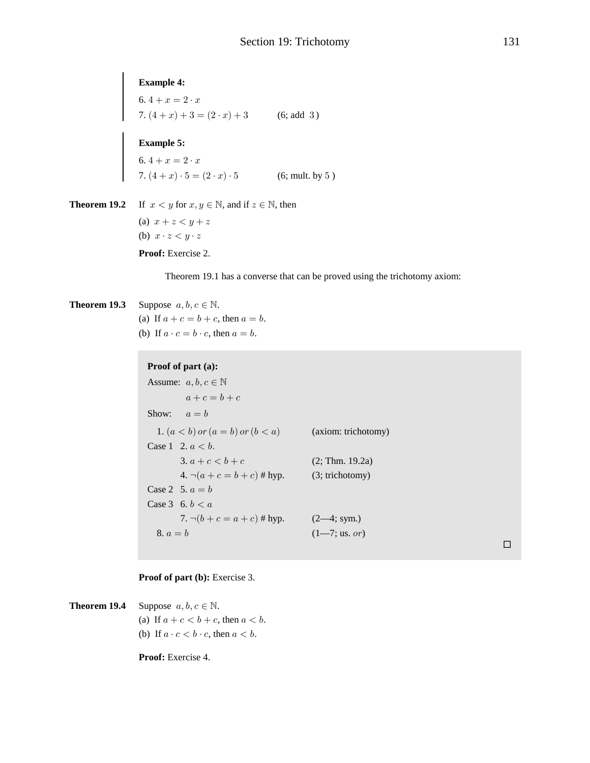**Example 4:**

6. $4 + x = 2 \cdot x$
7. $(4 + x) + 3 = (2 \cdot x) + 3$ (6; add $3$)

**Example 5:**

6. $4 + x = 2 \cdot x$
7. $(4 + x) \cdot 5 = (2 \cdot x) \cdot 5$ (6; mult. by $5$)

**Theorem 19.2** If $x < y$ for $x, y \in \mathbb{N}$, and if $z \in \mathbb{N}$, then

(a) $x + z < y + z$

(b) $x \cdot z < y \cdot z$

**Proof:** Exercise 2.

Theorem 19.1 has a converse that can be proved using the trichotomy axiom:

**Theorem 19.3** Suppose $a, b, c \in \mathbb{N}$.

(a) If $a + c = b + c$, then $a = b$.

(b) If $a \cdot c = b \cdot c$, then $a = b$.

**Proof of part (a):**

Assume: $a, b, c \in \mathbb{N}$

$a + c = b + c$

Show: $a = b$

| | | |
|---|---|---|
| | 1. $(a < b)$ *or* $(a = b)$ *or* $(b < a)$ | (axiom: trichotomy) |
| Case 1 | 2. $a < b$. | |
| | 3. $a + c < b + c$ | (2; Thm. 19.2a) |
| | 4. $\neg(a + c = b + c)$ # hyp. | (3; trichotomy) |
| Case 2 | 5. $a = b$ | |
| Case 3 | 6. $b < a$ | |
| | 7. $\neg(b + c = a + c)$ # hyp. | (2—4; sym.) |
| | 8. $a = b$ | (1—7; us. *or*) |

□

**Proof of part (b):** Exercise 3.

**Theorem 19.4** Suppose $a, b, c \in \mathbb{N}$.

(a) If $a + c < b + c$, then $a < b$.

(b) If $a \cdot c < b \cdot c$, then $a < b$.

**Proof:** Exercise 4.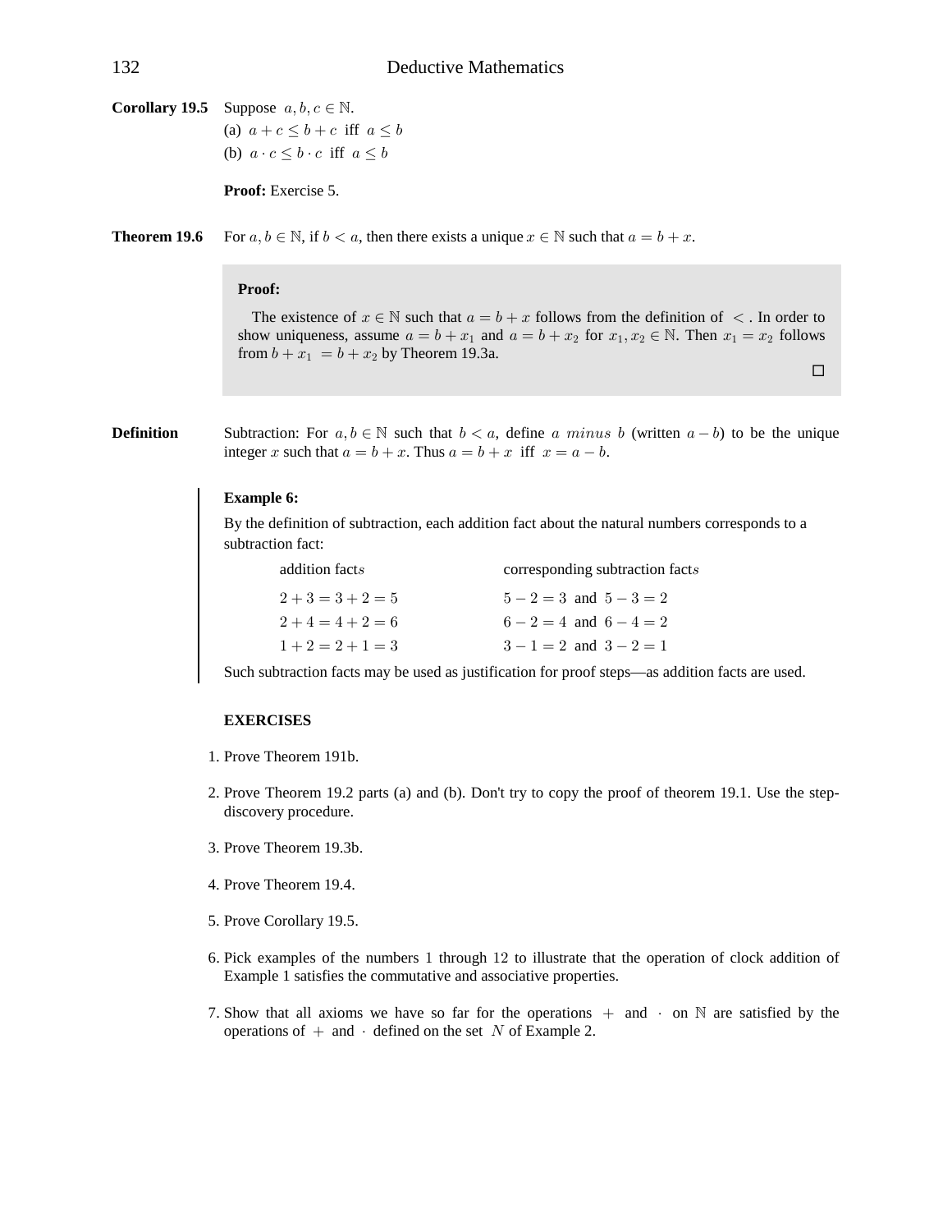**Corollary 19.5** Suppose $a, b, c \in \mathbb{N}$.

(a) $a + c \leq b + c$ iff $a \leq b$

(b) $a \cdot c \leq b \cdot c$ iff $a \leq b$

**Proof:** Exercise 5.

**Theorem 19.6** For $a, b \in \mathbb{N}$, if $b < a$, then there exists a unique $x \in \mathbb{N}$ such that $a = b + x$.

**Proof:**

The existence of $x \in \mathbb{N}$ such that $a = b + x$ follows from the definition of $<$. In order to show uniqueness, assume $a = b + x_1$ and $a = b + x_2$ for $x_1, x_2 \in \mathbb{N}$. Then $x_1 = x_2$ follows from $b + x_1 = b + x_2$ by Theorem 19.3a.

□

**Definition** Subtraction: For $a, b \in \mathbb{N}$ such that $b < a$, define $a$ *minus* $b$ (written $a - b$) to be the unique integer $x$ such that $a = b + x$. Thus $a = b + x$ iff $x = a - b$.

**Example 6:**

By the definition of subtraction, each addition fact about the natural numbers corresponds to a subtraction fact:

| addition facts | corresponding subtraction facts |
|---|---|
| $2 + 3 = 3 + 2 = 5$ | $5 - 2 = 3$ and $5 - 3 = 2$ |
| $2 + 4 = 4 + 2 = 6$ | $6 - 2 = 4$ and $6 - 4 = 2$ |
| $1 + 2 = 2 + 1 = 3$ | $3 - 1 = 2$ and $3 - 2 = 1$ |

Such subtraction facts may be used as justification for proof steps—as addition facts are used.

**EXERCISES**

1. Prove Theorem 191b.
2. Prove Theorem 19.2 parts (a) and (b). Don't try to copy the proof of theorem 19.1. Use the step-discovery procedure.
3. Prove Theorem 19.3b.
4. Prove Theorem 19.4.
5. Prove Corollary 19.5.
6. Pick examples of the numbers 1 through 12 to illustrate that the operation of clock addition of Example 1 satisfies the commutative and associative properties.
7. Show that all axioms we have so far for the operations $+$ and $\cdot$ on $\mathbb{N}$ are satisfied by the operations of $+$ and $\cdot$ defined on the set $N$ of Example 2.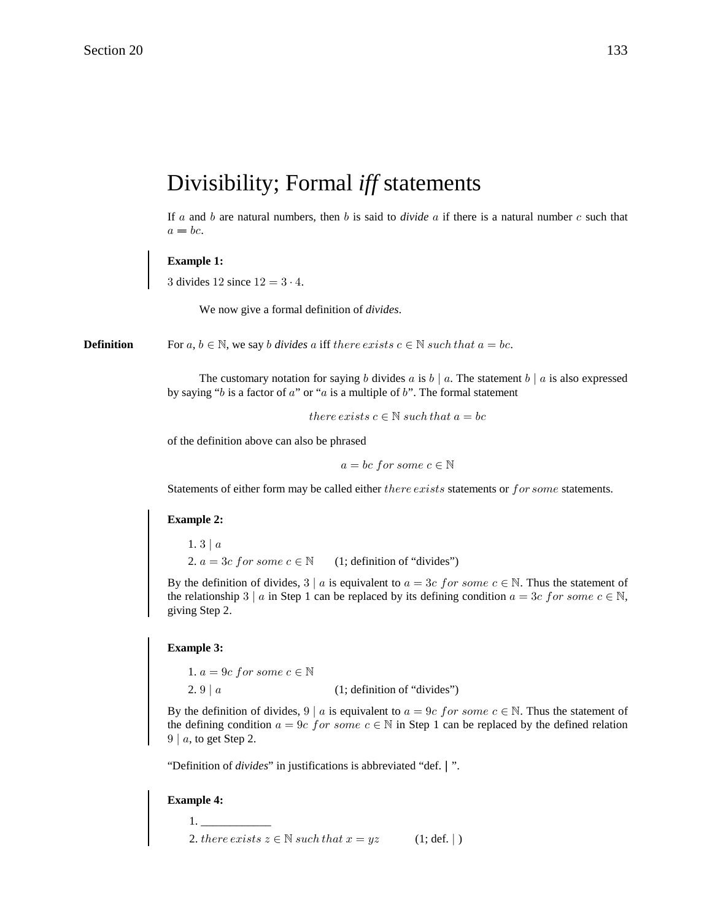# Divisibility; Formal *iff* statements

If $a$ and $b$ are natural numbers, then $b$ is said to *divide* $a$ if there is a natural number $c$ such that $a = bc$.

**Example 1:**

$3$ divides $12$ since $12 = 3 \cdot 4$.

We now give a formal definition of *divides*.

**Definition** For $a, b \in \mathbb{N}$, we say $b$ *divides* $a$ iff $there\ exists\ c \in \mathbb{N}\ such\ that\ a = bc$.

The customary notation for saying $b$ divides $a$ is $b \mid a$. The statement $b \mid a$ is also expressed by saying "$b$ is a factor of $a$" or "$a$ is a multiple of $b$". The formal statement

$$there\ exists\ c \in \mathbb{N}\ such\ that\ a = bc$$

of the definition above can also be phrased

$$a = bc\ for\ some\ c \in \mathbb{N}$$

Statements of either form may be called either $there\ exists$ statements or $for\ some$ statements.

**Example 2:**

1. $3 \mid a$
2. $a = 3c\ for\ some\ c \in \mathbb{N}$ (1; definition of "divides")

By the definition of divides, $3 \mid a$ is equivalent to $a = 3c\ for\ some\ c \in \mathbb{N}$. Thus the statement of the relationship $3 \mid a$ in Step 1 can be replaced by its defining condition $a = 3c\ for\ some\ c \in \mathbb{N}$, giving Step 2.

**Example 3:**

1. $a = 9c\ for\ some\ c \in \mathbb{N}$
2. $9 \mid a$ (1; definition of "divides")

By the definition of divides, $9 \mid a$ is equivalent to $a = 9c\ for\ some\ c \in \mathbb{N}$. Thus the statement of the defining condition $a = 9c\ for\ some\ c \in \mathbb{N}$ in Step 1 can be replaced by the defined relation $9 \mid a$, to get Step 2.

"Definition of *divides*" in justifications is abbreviated "def. | ".

**Example 4:**

1. ____________
2. $there\ exists\ z \in \mathbb{N}\ such\ that\ x = yz$ (1; def. | )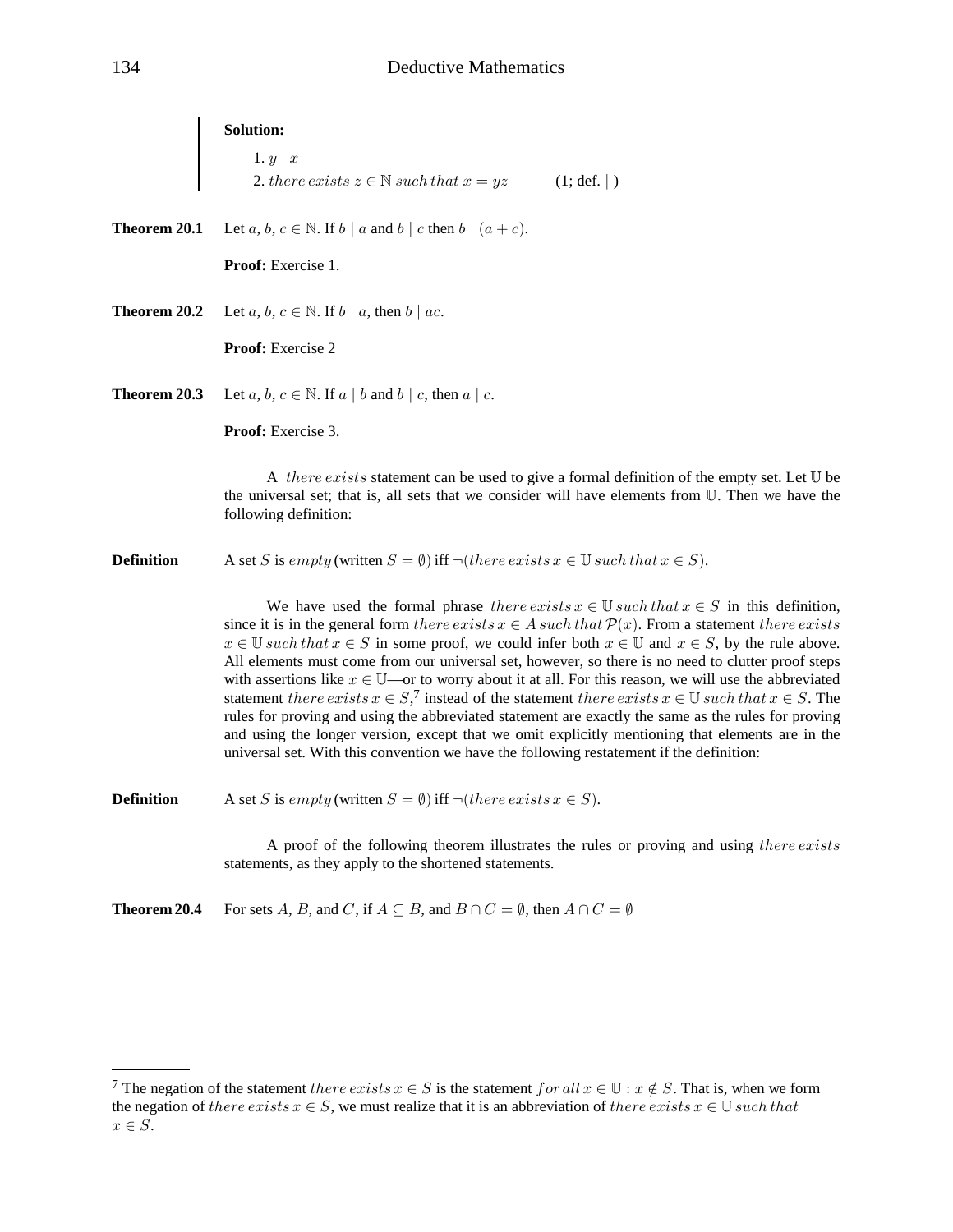**Solution:**

1. $y \mid x$
2. $there\ exists\ z \in \mathbb{N}\ such\ that\ x = yz$ (1; def. $\mid$ )

**Theorem 20.1** Let $a, b, c \in \mathbb{N}$. If $b \mid a$ and $b \mid c$ then $b \mid (a + c)$.

**Proof:** Exercise 1.

**Theorem 20.2** Let $a, b, c \in \mathbb{N}$. If $b \mid a$, then $b \mid ac$.

**Proof:** Exercise 2

**Theorem 20.3** Let $a, b, c \in \mathbb{N}$. If $a \mid b$ and $b \mid c$, then $a \mid c$.

**Proof:** Exercise 3.

A $there\ exists$ statement can be used to give a formal definition of the empty set. Let $\mathbb{U}$ be the universal set; that is, all sets that we consider will have elements from $\mathbb{U}$. Then we have the following definition:

**Definition** A set $S$ is $empty$ (written $S = \emptyset$) iff $\neg(there\ exists\ x \in \mathbb{U}\ such\ that\ x \in S)$.

We have used the formal phrase $there\ exists\ x \in \mathbb{U}\ such\ that\ x \in S$ in this definition, since it is in the general form $there\ exists\ x \in A\ such\ that\ \mathcal{P}(x)$. From a statement $there\ exists\ x \in \mathbb{U}\ such\ that\ x \in S$ in some proof, we could infer both $x \in \mathbb{U}$ and $x \in S$, by the rule above. All elements must come from our universal set, however, so there is no need to clutter proof steps with assertions like $x \in \mathbb{U}$—or to worry about it at all. For this reason, we will use the abbreviated statement $there\ exists\ x \in S$,[7] instead of the statement $there\ exists\ x \in \mathbb{U}\ such\ that\ x \in S$. The rules for proving and using the abbreviated statement are exactly the same as the rules for proving and using the longer version, except that we omit explicitly mentioning that elements are in the universal set. With this convention we have the following restatement if the definition:

**Definition** A set $S$ is $empty$ (written $S = \emptyset$) iff $\neg(there\ exists\ x \in S)$.

A proof of the following theorem illustrates the rules or proving and using $there\ exists$ statements, as they apply to the shortened statements.

**Theorem 20.4** For sets $A$, $B$, and $C$, if $A \subseteq B$, and $B \cap C = \emptyset$, then $A \cap C = \emptyset$

---

[7] The negation of the statement $there\ exists\ x \in S$ is the statement $for\ all\ x \in \mathbb{U} : x \notin S$. That is, when we form the negation of $there\ exists\ x \in S$, we must realize that it is an abbreviation of $there\ exists\ x \in \mathbb{U}\ such\ that\ x \in S$.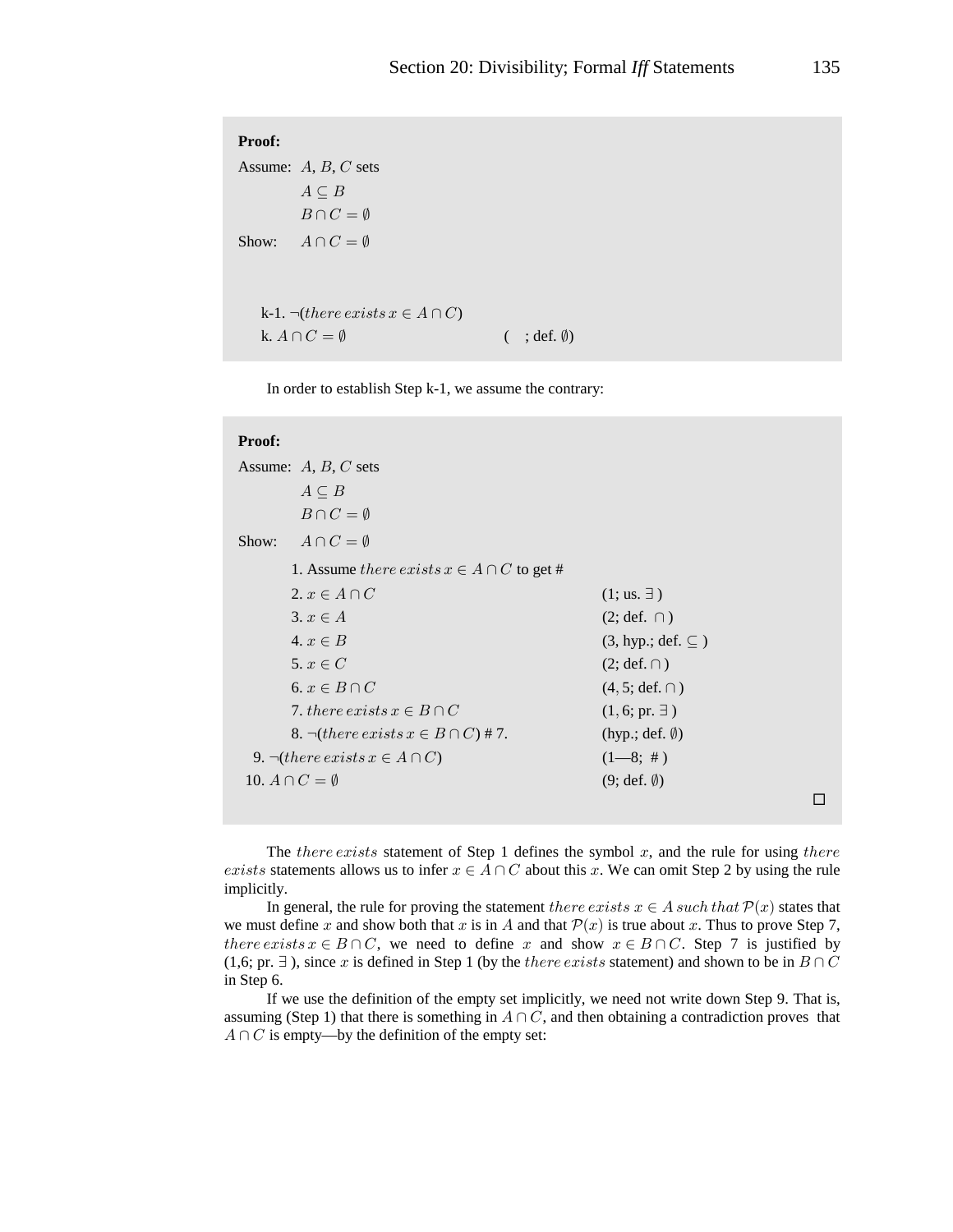**Proof:**

Assume: $A$, $B$, $C$ sets

$A \subseteq B$

$B \cap C = \emptyset$

Show: $A \cap C = \emptyset$

k-1. $\neg(there\,exists\,x \in A \cap C)$

k. $A \cap C = \emptyset$ ( ; def. $\emptyset$)

In order to establish Step k-1, we assume the contrary:

**Proof:**

Assume: $A$, $B$, $C$ sets

$A \subseteq B$

$B \cap C = \emptyset$

Show: $A \cap C = \emptyset$

1. Assume $there\,exists\,x \in A \cap C$ to get # 
2. $x \in A \cap C$ (1; us. $\exists$ )
3. $x \in A$ (2; def. $\cap$ )
4. $x \in B$ (3, hyp.; def. $\subseteq$ )
5. $x \in C$ (2; def. $\cap$ )
6. $x \in B \cap C$ (4, 5; def. $\cap$ )
7. $there\,exists\,x \in B \cap C$ (1, 6; pr. $\exists$ )
8. $\neg(there\,exists\,x \in B \cap C)$ # 7. (hyp.; def. $\emptyset$)
9. $\neg(there\,exists\,x \in A \cap C)$ (1—8; # )
10. $A \cap C = \emptyset$ (9; def. $\emptyset$)

□

The $there\,exists$ statement of Step 1 defines the symbol $x$, and the rule for using $there\,exists$ statements allows us to infer $x \in A \cap C$ about this $x$. We can omit Step 2 by using the rule implicitly.

In general, the rule for proving the statement $there\,exists\,x \in A\,such\,that\,\mathcal{P}(x)$ states that we must define $x$ and show both that $x$ is in $A$ and that $\mathcal{P}(x)$ is true about $x$. Thus to prove Step 7, $there\,exists\,x \in B \cap C$, we need to define $x$ and show $x \in B \cap C$. Step 7 is justified by (1,6; pr. $\exists$ ), since $x$ is defined in Step 1 (by the $there\,exists$ statement) and shown to be in $B \cap C$ in Step 6.

If we use the definition of the empty set implicitly, we need not write down Step 9. That is, assuming (Step 1) that there is something in $A \cap C$, and then obtaining a contradiction proves that $A \cap C$ is empty—by the definition of the empty set: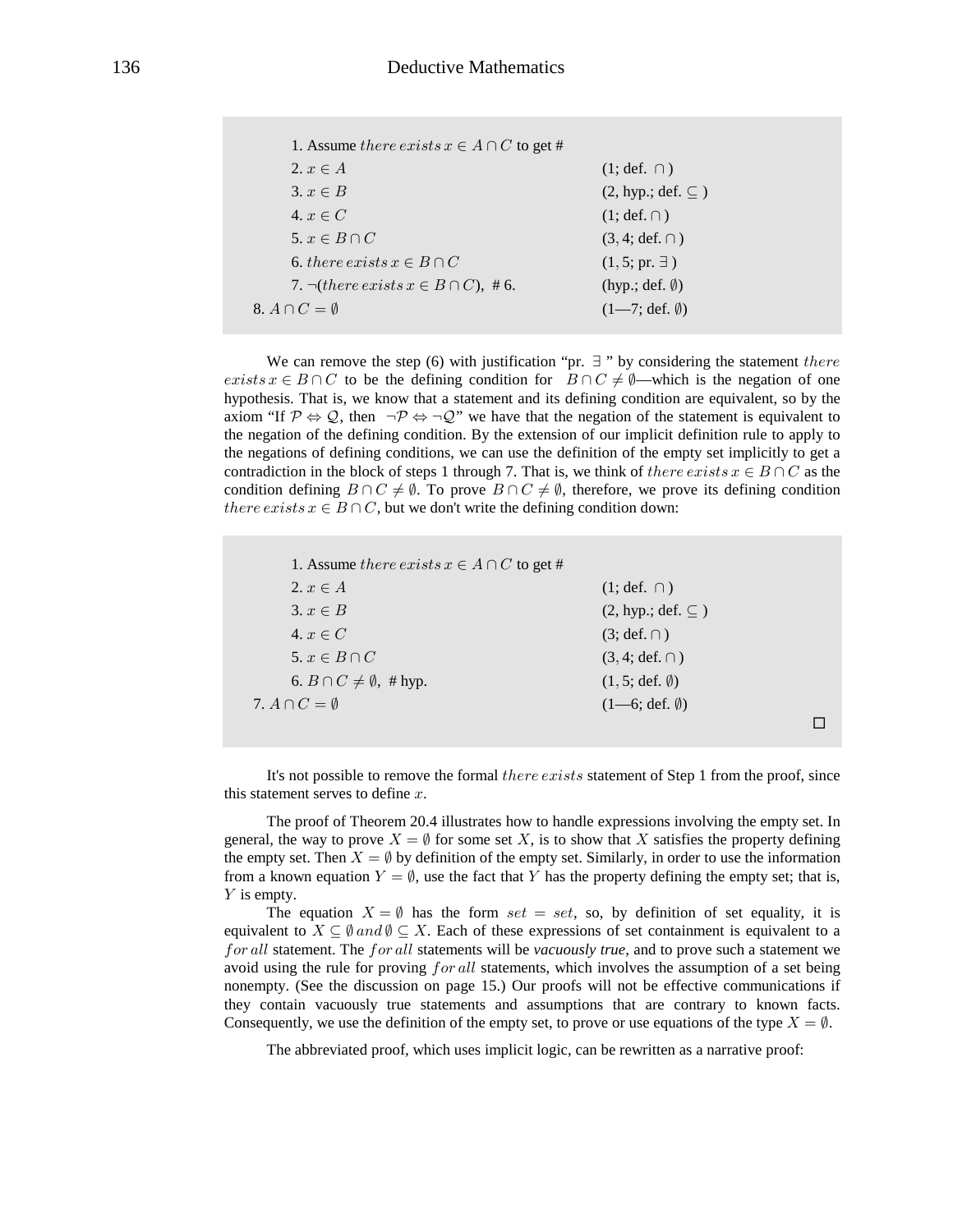| | |
|---|---|
| 1. Assume *there exists* $x \in A \cap C$ to get # | |
| 2. $x \in A$ | (1; def. $\cap$) |
| 3. $x \in B$ | (2, hyp.; def. $\subseteq$) |
| 4. $x \in C$ | (1; def. $\cap$) |
| 5. $x \in B \cap C$ | (3, 4; def. $\cap$) |
| 6. *there exists* $x \in B \cap C$ | (1, 5; pr. $\exists$) |
| 7. $\neg$(*there exists* $x \in B \cap C$), # 6. | (hyp.; def. $\emptyset$) |
| 8. $A \cap C = \emptyset$ | (1—7; def. $\emptyset$) |

We can remove the step (6) with justification "pr. $\exists$" by considering the statement *there exists* $x \in B \cap C$ to be the defining condition for $B \cap C \neq \emptyset$—which is the negation of one hypothesis. That is, we know that a statement and its defining condition are equivalent, so by the axiom "If $\mathcal{P} \Leftrightarrow \mathcal{Q}$, then $\neg\mathcal{P} \Leftrightarrow \neg\mathcal{Q}$" we have that the negation of the statement is equivalent to the negation of the defining condition. By the extension of our implicit definition rule to apply to the negations of defining conditions, we can use the definition of the empty set implicitly to get a contradiction in the block of steps 1 through 7. That is, we think of *there exists* $x \in B \cap C$ as the condition defining $B \cap C \neq \emptyset$. To prove $B \cap C \neq \emptyset$, therefore, we prove its defining condition *there exists* $x \in B \cap C$, but we don't write the defining condition down:

| | |
|---|---|
| 1. Assume *there exists* $x \in A \cap C$ to get # | |
| 2. $x \in A$ | (1; def. $\cap$) |
| 3. $x \in B$ | (2, hyp.; def. $\subseteq$) |
| 4. $x \in C$ | (3; def. $\cap$) |
| 5. $x \in B \cap C$ | (3, 4; def. $\cap$) |
| 6. $B \cap C \neq \emptyset$, # hyp. | (1, 5; def. $\emptyset$) |
| 7. $A \cap C = \emptyset$ | (1—6; def. $\emptyset$) |

□

It's not possible to remove the formal *there exists* statement of Step 1 from the proof, since this statement serves to define $x$.

The proof of Theorem 20.4 illustrates how to handle expressions involving the empty set. In general, the way to prove $X = \emptyset$ for some set $X$, is to show that $X$ satisfies the property defining the empty set. Then $X = \emptyset$ by definition of the empty set. Similarly, in order to use the information from a known equation $Y = \emptyset$, use the fact that $Y$ has the property defining the empty set; that is, $Y$ is empty.

The equation $X = \emptyset$ has the form *set* = *set*, so, by definition of set equality, it is equivalent to $X \subseteq \emptyset$ *and* $\emptyset \subseteq X$. Each of these expressions of set containment is equivalent to a *for all* statement. The *for all* statements will be *vacuously true*, and to prove such a statement we avoid using the rule for proving *for all* statements, which involves the assumption of a set being nonempty. (See the discussion on page 15.) Our proofs will not be effective communications if they contain vacuously true statements and assumptions that are contrary to known facts. Consequently, we use the definition of the empty set, to prove or use equations of the type $X = \emptyset$.

The abbreviated proof, which uses implicit logic, can be rewritten as a narrative proof: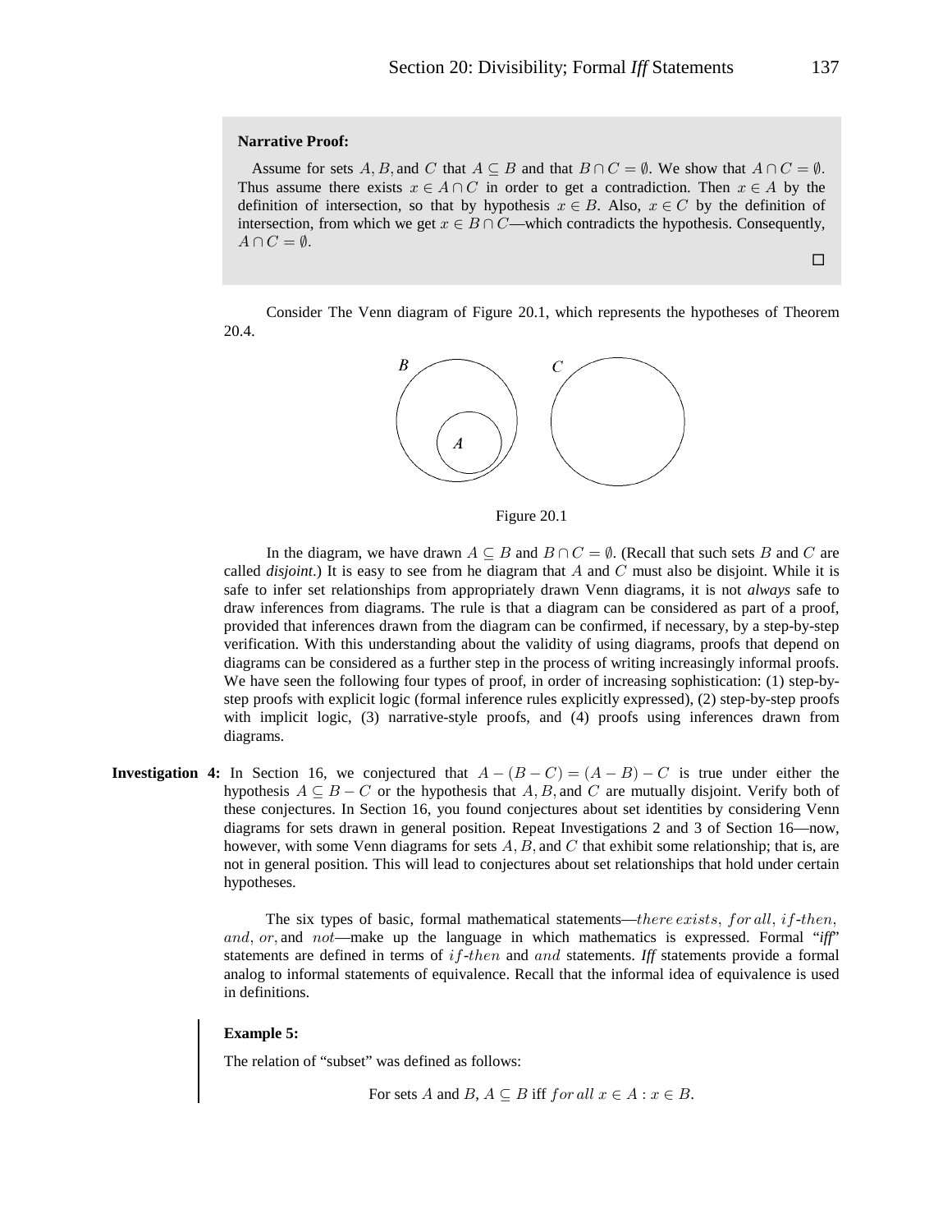**Narrative Proof:**

Assume for sets $A, B,$ and $C$ that $A \subseteq B$ and that $B \cap C = \emptyset$. We show that $A \cap C = \emptyset$. Thus assume there exists $x \in A \cap C$ in order to get a contradiction. Then $x \in A$ by the definition of intersection, so that by hypothesis $x \in B$. Also, $x \in C$ by the definition of intersection, from which we get $x \in B \cap C$—which contradicts the hypothesis. Consequently, $A \cap C = \emptyset$.

□

Consider The Venn diagram of Figure 20.1, which represents the hypotheses of Theorem 20.4.

Figure 20.1

In the diagram, we have drawn $A \subseteq B$ and $B \cap C = \emptyset$. (Recall that such sets $B$ and $C$ are called *disjoint*.) It is easy to see from he diagram that $A$ and $C$ must also be disjoint. While it is safe to infer set relationships from appropriately drawn Venn diagrams, it is not *always* safe to draw inferences from diagrams. The rule is that a diagram can be considered as part of a proof, provided that inferences drawn from the diagram can be confirmed, if necessary, by a step-by-step verification. With this understanding about the validity of using diagrams, proofs that depend on diagrams can be considered as a further step in the process of writing increasingly informal proofs. We have seen the following four types of proof, in order of increasing sophistication: (1) step-by-step proofs with explicit logic (formal inference rules explicitly expressed), (2) step-by-step proofs with implicit logic, (3) narrative-style proofs, and (4) proofs using inferences drawn from diagrams.

**Investigation 4:** In Section 16, we conjectured that $A - (B - C) = (A - B) - C$ is true under either the hypothesis $A \subseteq B - C$ or the hypothesis that $A, B,$ and $C$ are mutually disjoint. Verify both of these conjectures. In Section 16, you found conjectures about set identities by considering Venn diagrams for sets drawn in general position. Repeat Investigations 2 and 3 of Section 16—now, however, with some Venn diagrams for sets $A, B,$ and $C$ that exhibit some relationship; that is, are not in general position. This will lead to conjectures about set relationships that hold under certain hypotheses.

The six types of basic, formal mathematical statements—$there\ exists$, $for\ all$, $if$-$then$, $and$, $or$, and $not$—make up the language in which mathematics is expressed. Formal "*iff*" statements are defined in terms of $if$-$then$ and $and$ statements. *Iff* statements provide a formal analog to informal statements of equivalence. Recall that the informal idea of equivalence is used in definitions.

**Example 5:**

The relation of "subset" was defined as follows:

For sets $A$ and $B$, $A \subseteq B$ iff $for\ all\ x \in A : x \in B$.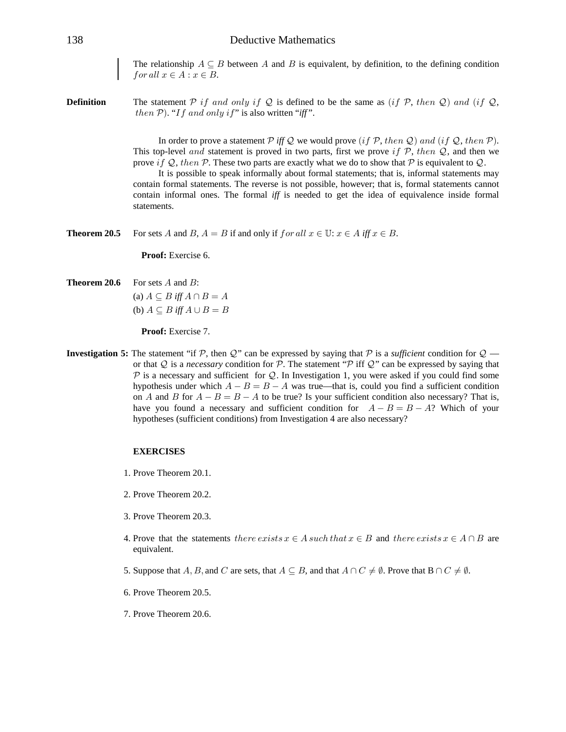The relationship $A \subseteq B$ between $A$ and $B$ is equivalent, by definition, to the defining condition $for\,all\; x \in A : x \in B$.

**Definition** The statement $\mathcal{P}$ $if\ and\ only\ if$ $\mathcal{Q}$ is defined to be the same as $(if\ \mathcal{P},\ then\ \mathcal{Q})$ $and$ $(if\ \mathcal{Q},\ then\ \mathcal{P})$. "$If\ and\ only\ if$" is also written "*iff*".

In order to prove a statement $\mathcal{P}$ *iff* $\mathcal{Q}$ we would prove $(if\ \mathcal{P}, then\ \mathcal{Q})$ $and$ $(if\ \mathcal{Q}, then\ \mathcal{P})$. This top-level $and$ statement is proved in two parts, first we prove $if\ \mathcal{P},\ then\ \mathcal{Q}$, and then we prove $if\ \mathcal{Q},\ then\ \mathcal{P}$. These two parts are exactly what we do to show that $\mathcal{P}$ is equivalent to $\mathcal{Q}$.

It is possible to speak informally about formal statements; that is, informal statements may contain formal statements. The reverse is not possible, however; that is, formal statements cannot contain informal ones. The formal *iff* is needed to get the idea of equivalence inside formal statements.

**Theorem 20.5** For sets $A$ and $B$, $A = B$ if and only if $for\,all\; x \in \mathbb{U}$: $x \in A$ *iff* $x \in B$.

**Proof:** Exercise 6.

**Theorem 20.6** For sets $A$ and $B$:

(a) $A \subseteq B$ *iff* $A \cap B = A$

(b) $A \subseteq B$ *iff* $A \cup B = B$

**Proof:** Exercise 7.

**Investigation 5:** The statement "if $\mathcal{P}$, then $\mathcal{Q}$" can be expressed by saying that $\mathcal{P}$ is a *sufficient* condition for $\mathcal{Q}$ — or that $\mathcal{Q}$ is a *necessary* condition for $\mathcal{P}$. The statement "$\mathcal{P}$ iff $\mathcal{Q}$" can be expressed by saying that $\mathcal{P}$ is a necessary and sufficient for $\mathcal{Q}$. In Investigation 1, you were asked if you could find some hypothesis under which $A - B = B - A$ was true—that is, could you find a sufficient condition on $A$ and $B$ for $A - B = B - A$ to be true? Is your sufficient condition also necessary? That is, have you found a necessary and sufficient condition for $A - B = B - A$? Which of your hypotheses (sufficient conditions) from Investigation 4 are also necessary?

**EXERCISES**

1. Prove Theorem 20.1.

2. Prove Theorem 20.2.

3. Prove Theorem 20.3.

4. Prove that the statements $there\,exists\; x \in A\; such\,that\; x \in B$ and $there\,exists\; x \in A \cap B$ are equivalent.

5. Suppose that $A, B,$ and $C$ are sets, that $A \subseteq B$, and that $A \cap C \neq \emptyset$. Prove that $B \cap C \neq \emptyset$.

6. Prove Theorem 20.5.

7. Prove Theorem 20.6.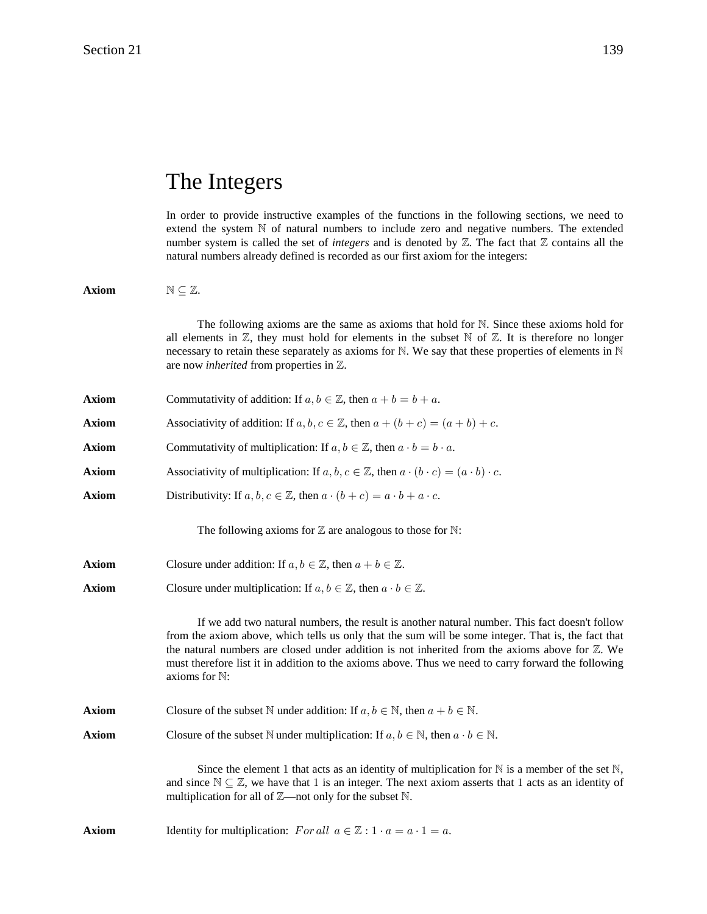# The Integers

In order to provide instructive examples of the functions in the following sections, we need to extend the system $\mathbb{N}$ of natural numbers to include zero and negative numbers. The extended number system is called the set of *integers* and is denoted by $\mathbb{Z}$. The fact that $\mathbb{Z}$ contains all the natural numbers already defined is recorded as our first axiom for the integers:

**Axiom** $\mathbb{N} \subseteq \mathbb{Z}$.

The following axioms are the same as axioms that hold for $\mathbb{N}$. Since these axioms hold for all elements in $\mathbb{Z}$, they must hold for elements in the subset $\mathbb{N}$ of $\mathbb{Z}$. It is therefore no longer necessary to retain these separately as axioms for $\mathbb{N}$. We say that these properties of elements in $\mathbb{N}$ are now *inherited* from properties in $\mathbb{Z}$.

**Axiom** Commutativity of addition: If $a, b \in \mathbb{Z}$, then $a + b = b + a$.

**Axiom** Associativity of addition: If $a, b, c \in \mathbb{Z}$, then $a + (b + c) = (a + b) + c$.

**Axiom** Commutativity of multiplication: If $a, b \in \mathbb{Z}$, then $a \cdot b = b \cdot a$.

**Axiom** Associativity of multiplication: If $a, b, c \in \mathbb{Z}$, then $a \cdot (b \cdot c) = (a \cdot b) \cdot c$.

**Axiom** Distributivity: If $a, b, c \in \mathbb{Z}$, then $a \cdot (b + c) = a \cdot b + a \cdot c$.

The following axioms for $\mathbb{Z}$ are analogous to those for $\mathbb{N}$:

**Axiom** Closure under addition: If $a, b \in \mathbb{Z}$, then $a + b \in \mathbb{Z}$.

**Axiom** Closure under multiplication: If $a, b \in \mathbb{Z}$, then $a \cdot b \in \mathbb{Z}$.

If we add two natural numbers, the result is another natural number. This fact doesn't follow from the axiom above, which tells us only that the sum will be some integer. That is, the fact that the natural numbers are closed under addition is not inherited from the axioms above for $\mathbb{Z}$. We must therefore list it in addition to the axioms above. Thus we need to carry forward the following axioms for $\mathbb{N}$:

**Axiom** Closure of the subset $\mathbb{N}$ under addition: If $a, b \in \mathbb{N}$, then $a + b \in \mathbb{N}$.

**Axiom** Closure of the subset $\mathbb{N}$ under multiplication: If $a, b \in \mathbb{N}$, then $a \cdot b \in \mathbb{N}$.

Since the element 1 that acts as an identity of multiplication for $\mathbb{N}$ is a member of the set $\mathbb{N}$, and since $\mathbb{N} \subseteq \mathbb{Z}$, we have that 1 is an integer. The next axiom asserts that 1 acts as an identity of multiplication for all of $\mathbb{Z}$—not only for the subset $\mathbb{N}$.

**Axiom** Identity for multiplication: $For\,all \;\; a \in \mathbb{Z} : 1 \cdot a = a \cdot 1 = a$.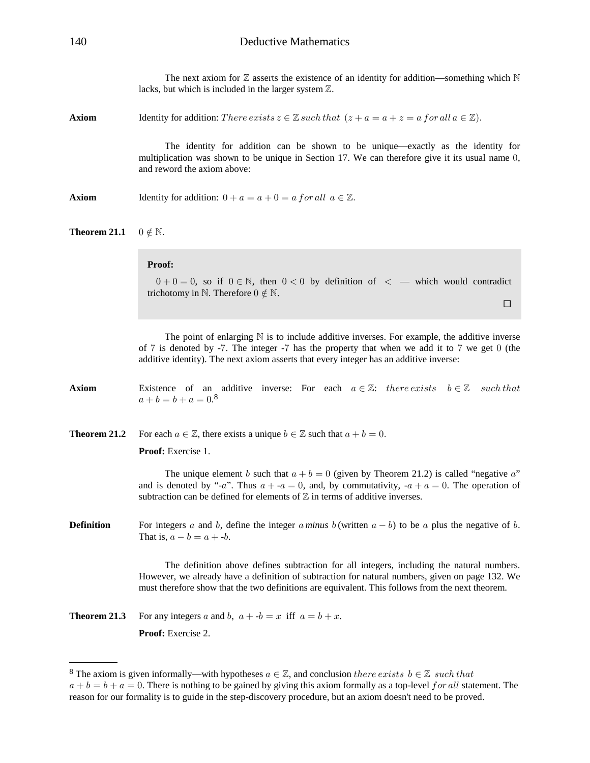The next axiom for $\mathbb{Z}$ asserts the existence of an identity for addition—something which $\mathbb{N}$ lacks, but which is included in the larger system $\mathbb{Z}$.

**Axiom** Identity for addition: $There\, exists\, z \in \mathbb{Z}\, such\, that\,\ (z + a = a + z = a\, for\, all\, a \in \mathbb{Z})$.

The identity for addition can be shown to be unique—exactly as the identity for multiplication was shown to be unique in Section 17. We can therefore give it its usual name $0$, and reword the axiom above:

**Axiom** Identity for addition: $0 + a = a + 0 = a\, for\, all\,\ a \in \mathbb{Z}$.

**Theorem 21.1** $0 \notin \mathbb{N}$.

> **Proof:**
>
> $0 + 0 = 0$, so if $0 \in \mathbb{N}$, then $0 < 0$ by definition of $<$ — which would contradict trichotomy in $\mathbb{N}$. Therefore $0 \notin \mathbb{N}$.
>
> □

The point of enlarging $\mathbb{N}$ is to include additive inverses. For example, the additive inverse of $7$ is denoted by -7. The integer -7 has the property that when we add it to $7$ we get $0$ (the additive identity). The next axiom asserts that every integer has an additive inverse:

**Axiom** Existence of an additive inverse: For each $a \in \mathbb{Z}$: $there\, exists\,\ b \in \mathbb{Z}\,\ such\, that$ $a + b = b + a = 0$.[8]

**Theorem 21.2** For each $a \in \mathbb{Z}$, there exists a unique $b \in \mathbb{Z}$ such that $a + b = 0$.

**Proof:** Exercise 1.

The unique element $b$ such that $a + b = 0$ (given by Theorem 21.2) is called "negative $a$" and is denoted by "-$a$". Thus $a +$ -$a = 0$, and, by commutativity, -$a + a = 0$. The operation of subtraction can be defined for elements of $\mathbb{Z}$ in terms of additive inverses.

**Definition** For integers $a$ and $b$, define the integer $a$ ***minus*** $b$ (written $a - b$) to be $a$ plus the negative of $b$. That is, $a - b = a +$ -$b$.

The definition above defines subtraction for all integers, including the natural numbers. However, we already have a definition of subtraction for natural numbers, given on page 132. We must therefore show that the two definitions are equivalent. This follows from the next theorem.

**Theorem 21.3** For any integers $a$ and $b$, $a +$ -$b = x$ iff $a = b + x$.

**Proof:** Exercise 2.

---

[8] The axiom is given informally—with hypotheses $a \in \mathbb{Z}$, and conclusion $there\, exists\,\ b \in \mathbb{Z}\,\ such\, that$ $a + b = b + a = 0$. There is nothing to be gained by giving this axiom formally as a top-level $for\, all$ statement. The reason for our formality is to guide in the step-discovery procedure, but an axiom doesn't need to be proved.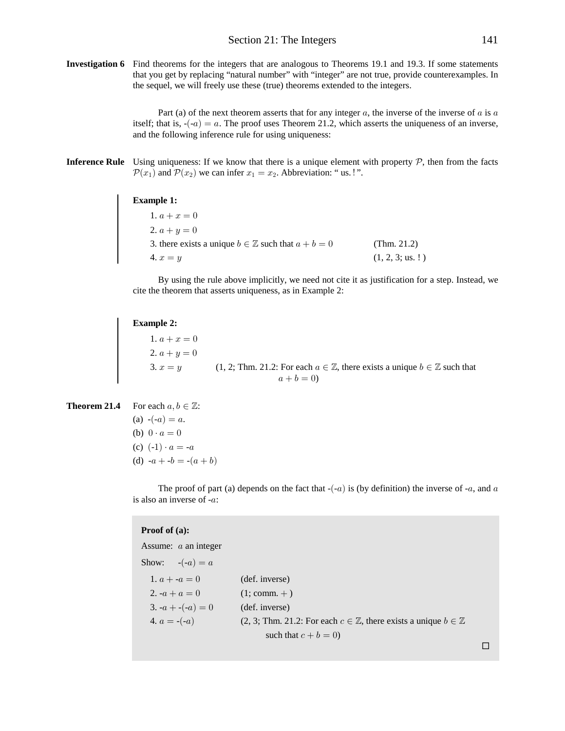**Investigation 6** Find theorems for the integers that are analogous to Theorems 19.1 and 19.3. If some statements that you get by replacing "natural number" with "integer" are not true, provide counterexamples. In the sequel, we will freely use these (true) theorems extended to the integers.

Part (a) of the next theorem asserts that for any integer $a$, the inverse of the inverse of $a$ is $a$ itself; that is, -(-$a$) $= a$. The proof uses Theorem 21.2, which asserts the uniqueness of an inverse, and the following inference rule for using uniqueness:

**Inference Rule** Using uniqueness: If we know that there is a unique element with property $\mathcal{P}$, then from the facts $\mathcal{P}(x_1)$ and $\mathcal{P}(x_2)$ we can infer $x_1 = x_2$. Abbreviation: " us. ! ".

**Example 1:**

1. $a + x = 0$
2. $a + y = 0$
3. there exists a unique $b \in \mathbb{Z}$ such that $a + b = 0$ (Thm. 21.2)
4. $x = y$ (1, 2, 3; us. ! )

By using the rule above implicitly, we need not cite it as justification for a step. Instead, we cite the theorem that asserts uniqueness, as in Example 2:

**Example 2:**

1. $a + x = 0$
2. $a + y = 0$
3. $x = y$ (1, 2; Thm. 21.2: For each $a \in \mathbb{Z}$, there exists a unique $b \in \mathbb{Z}$ such that $a + b = 0$)

**Theorem 21.4** For each $a, b \in \mathbb{Z}$:

(a) -(-$a$) $= a$.

(b) $0 \cdot a = 0$

(c) (-1) $\cdot\, a =$ -$a$

(d) -$a$ + -$b$ = -($a + b$)

The proof of part (a) depends on the fact that -(-$a$) is (by definition) the inverse of -$a$, and $a$ is also an inverse of -$a$:

**Proof of (a):**

Assume: $a$ an integer

Show: -(-$a$) $= a$

1. $a$ + -$a$ $= 0$ (def. inverse)
2. -$a$ + $a = 0$ (1; comm. +)
3. -$a$ + -(-$a$) $= 0$ (def. inverse)
4. $a$ = -(-$a$) (2, 3; Thm. 21.2: For each $c \in \mathbb{Z}$, there exists a unique $b \in \mathbb{Z}$ such that $c + b = 0$)

□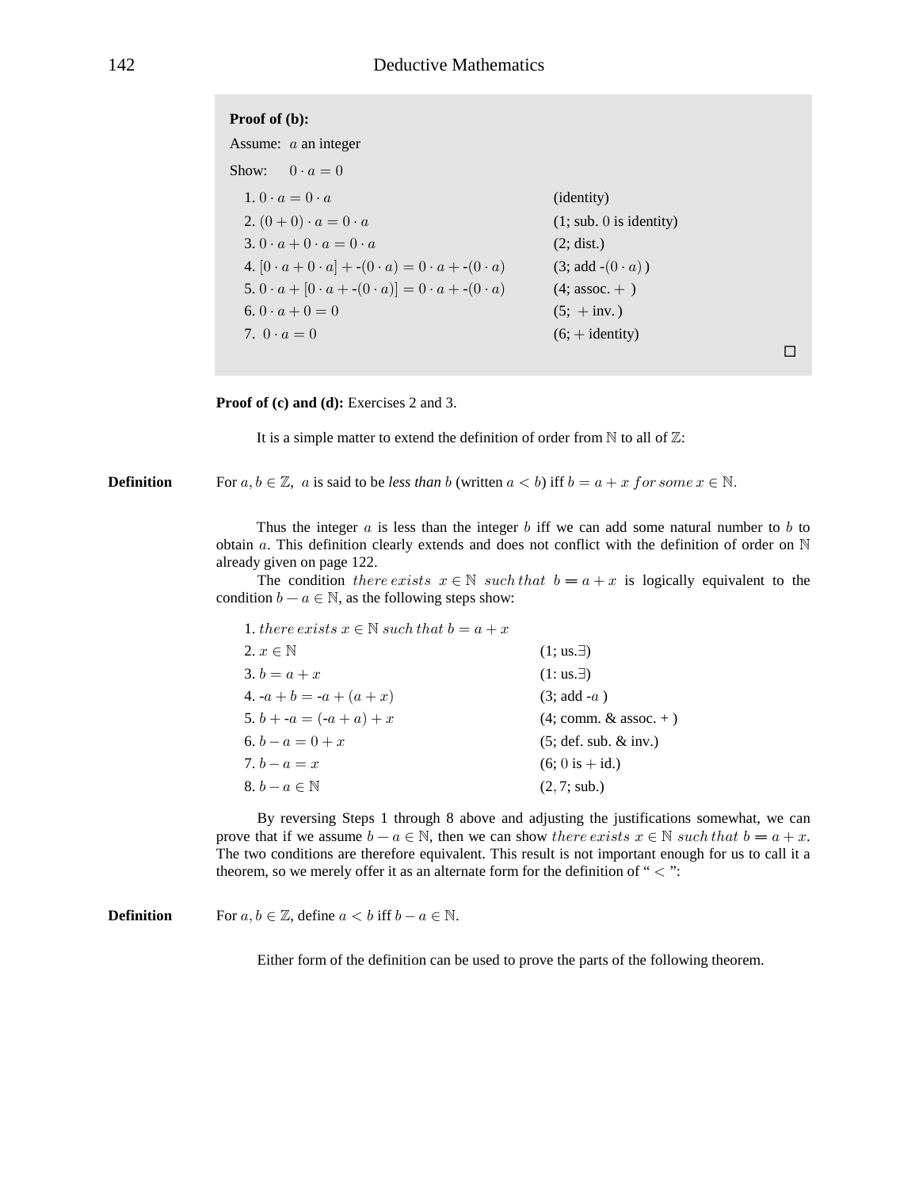**Proof of (b):**

Assume: $a$ an integer

Show: $0 \cdot a = 0$

| | |
|---|---|
| 1. $0 \cdot a = 0 \cdot a$ | (identity) |
| 2. $(0+0) \cdot a = 0 \cdot a$ | (1; sub. $0$ is identity) |
| 3. $0 \cdot a + 0 \cdot a = 0 \cdot a$ | (2; dist.) |
| 4. $[0 \cdot a + 0 \cdot a] + \text{-}(0 \cdot a) = 0 \cdot a + \text{-}(0 \cdot a)$ | (3; add -$(0 \cdot a)$ ) |
| 5. $0 \cdot a + [0 \cdot a + \text{-}(0 \cdot a)] = 0 \cdot a + \text{-}(0 \cdot a)$ | (4; assoc. $+$ ) |
| 6. $0 \cdot a + 0 = 0$ | (5; $+$ inv.) |
| 7. $0 \cdot a = 0$ | (6; $+$ identity) |

□

**Proof of (c) and (d):** Exercises 2 and 3.

It is a simple matter to extend the definition of order from $\mathbb{N}$ to all of $\mathbb{Z}$:

**Definition** For $a, b \in \mathbb{Z}$, $a$ is said to be *less than* $b$ (written $a < b$) iff $b = a + x$ *for some* $x \in \mathbb{N}$.

Thus the integer $a$ is less than the integer $b$ iff we can add some natural number to $b$ to obtain $a$. This definition clearly extends and does not conflict with the definition of order on $\mathbb{N}$ already given on page 122.

The condition *there exists* $x \in \mathbb{N}$ *such that* $b = a + x$ is logically equivalent to the condition $b - a \in \mathbb{N}$, as the following steps show:

| | |
|---|---|
| 1. *there exists* $x \in \mathbb{N}$ *such that* $b = a + x$ | |
| 2. $x \in \mathbb{N}$ | (1; us.$\exists$) |
| 3. $b = a + x$ | (1: us.$\exists$) |
| 4. $\text{-}a + b = \text{-}a + (a + x)$ | (3; add -$a$ ) |
| 5. $b + \text{-}a = (\text{-}a + a) + x$ | (4; comm. & assoc. + ) |
| 6. $b - a = 0 + x$ | (5; def. sub. & inv.) |
| 7. $b - a = x$ | (6; $0$ is $+$ id.) |
| 8. $b - a \in \mathbb{N}$ | ($2, 7$; sub.) |

By reversing Steps 1 through 8 above and adjusting the justifications somewhat, we can prove that if we assume $b - a \in \mathbb{N}$, then we can show *there exists* $x \in \mathbb{N}$ *such that* $b = a + x$. The two conditions are therefore equivalent. This result is not important enough for us to call it a theorem, so we merely offer it as an alternate form for the definition of "$<$":

**Definition** For $a, b \in \mathbb{Z}$, define $a < b$ iff $b - a \in \mathbb{N}$.

Either form of the definition can be used to prove the parts of the following theorem.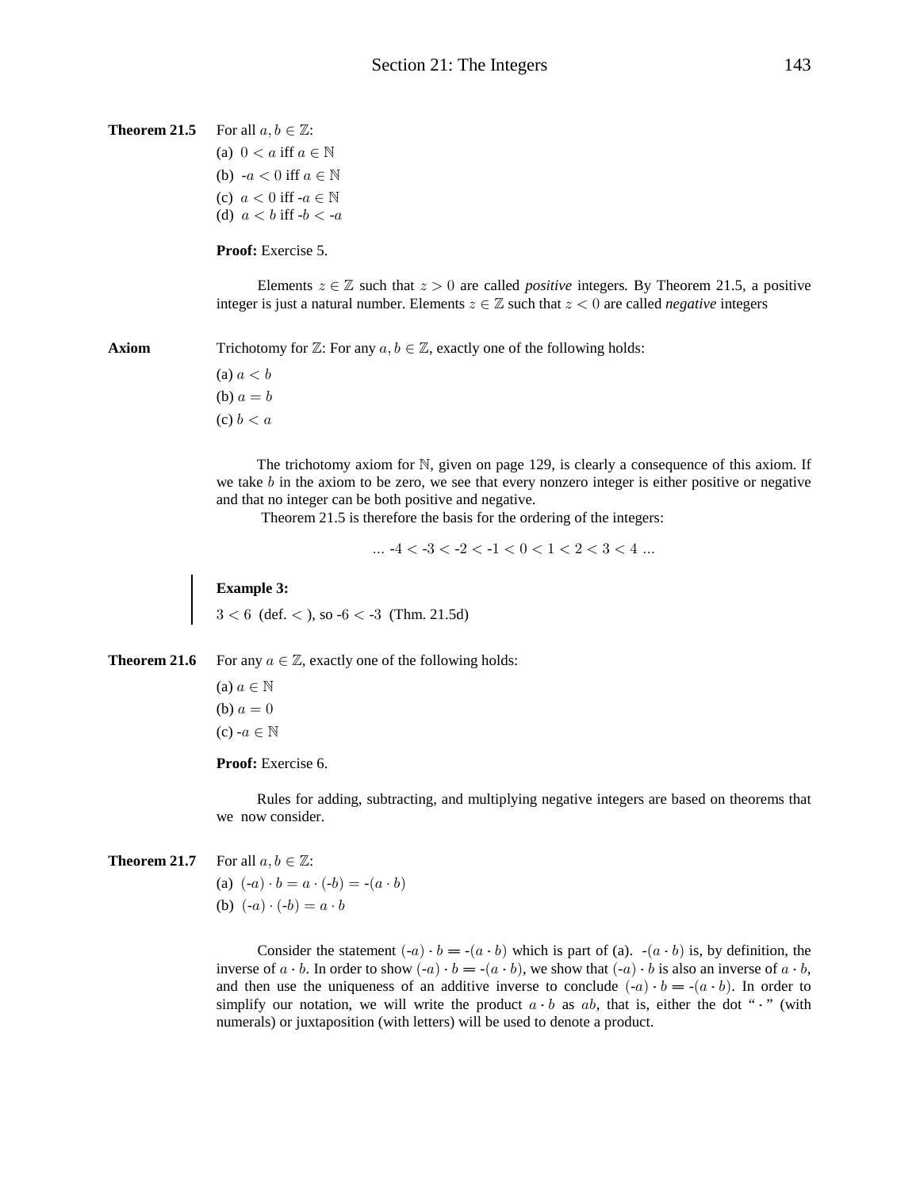**Theorem 21.5** For all $a, b \in \mathbb{Z}$:

(a) $0 < a$ iff $a \in \mathbb{N}$

(b) $-a < 0$ iff $a \in \mathbb{N}$

(c) $a < 0$ iff $-a \in \mathbb{N}$

(d) $a < b$ iff $-b < -a$

**Proof:** Exercise 5.

Elements $z \in \mathbb{Z}$ such that $z > 0$ are called *positive* integers. By Theorem 21.5, a positive integer is just a natural number. Elements $z \in \mathbb{Z}$ such that $z < 0$ are called *negative* integers

**Axiom** Trichotomy for $\mathbb{Z}$: For any $a, b \in \mathbb{Z}$, exactly one of the following holds:

(a) $a < b$

(b) $a = b$

(c) $b < a$

The trichotomy axiom for $\mathbb{N}$, given on page 129, is clearly a consequence of this axiom. If we take $b$ in the axiom to be zero, we see that every nonzero integer is either positive or negative and that no integer can be both positive and negative.

Theorem 21.5 is therefore the basis for the ordering of the integers:

$$\ldots -4 < -3 < -2 < -1 < 0 < 1 < 2 < 3 < 4 \ldots$$

**Example 3:**

$3 < 6$ (def. $<$ ), so $-6 < -3$ (Thm. 21.5d)

**Theorem 21.6** For any $a \in \mathbb{Z}$, exactly one of the following holds:

(a) $a \in \mathbb{N}$

(b) $a = 0$

(c) $-a \in \mathbb{N}$

**Proof:** Exercise 6.

Rules for adding, subtracting, and multiplying negative integers are based on theorems that we now consider.

**Theorem 21.7** For all $a, b \in \mathbb{Z}$:

(a) $(-a) \cdot b = a \cdot (-b) = -(a \cdot b)$

(b) $(-a) \cdot (-b) = a \cdot b$

Consider the statement $(-a) \cdot b = -(a \cdot b)$ which is part of (a). $-(a \cdot b)$ is, by definition, the inverse of $a \cdot b$. In order to show $(-a) \cdot b = -(a \cdot b)$, we show that $(-a) \cdot b$ is also an inverse of $a \cdot b$, and then use the uniqueness of an additive inverse to conclude $(-a) \cdot b = -(a \cdot b)$. In order to simplify our notation, we will write the product $a \cdot b$ as $ab$, that is, either the dot "$\cdot$" (with numerals) or juxtaposition (with letters) will be used to denote a product.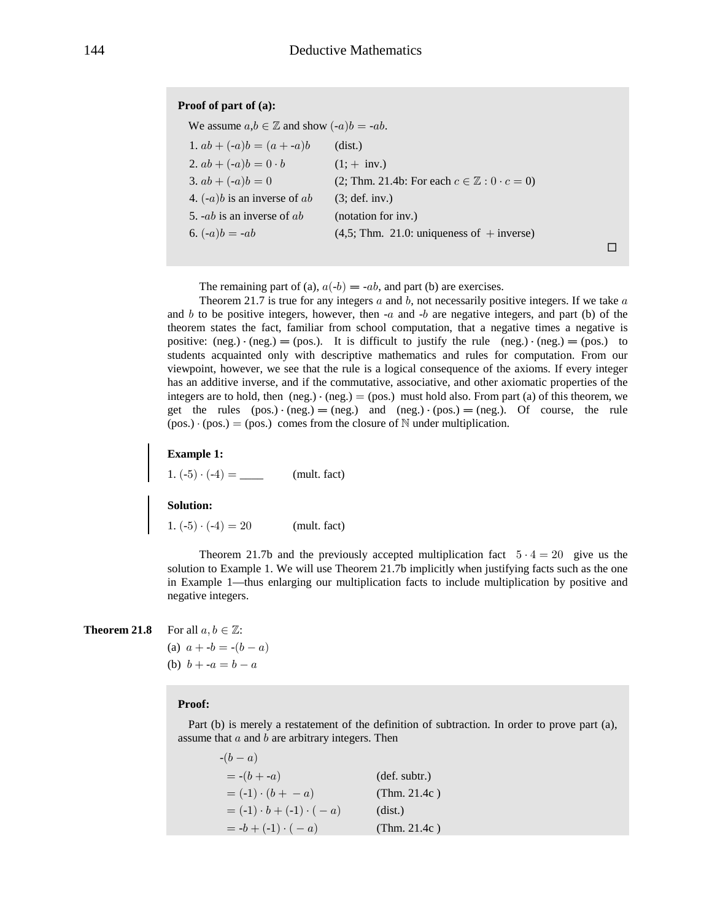**Proof of part of (a):**

We assume $a,b \in \mathbb{Z}$ and show $(\text{-}a)b = \text{-}ab$.

1. $ab + (\text{-}a)b = (a + \text{-}a)b$ (dist.)
2. $ab + (\text{-}a)b = 0 \cdot b$ (1; $+$ inv.)
3. $ab + (\text{-}a)b = 0$ (2; Thm. 21.4b: For each $c \in \mathbb{Z} : 0 \cdot c = 0$)
4. $(\text{-}a)b$ is an inverse of $ab$ (3; def. inv.)
5. $\text{-}ab$ is an inverse of $ab$ (notation for inv.)
6. $(\text{-}a)b = \text{-}ab$ (4,5; Thm. 21.0: uniqueness of $+$ inverse)

□

The remaining part of (a), $a(\text{-}b) = \text{-}ab$, and part (b) are exercises.

Theorem 21.7 is true for any integers $a$ and $b$, not necessarily positive integers. If we take $a$ and $b$ to be positive integers, however, then $\text{-}a$ and $\text{-}b$ are negative integers, and part (b) of the theorem states the fact, familiar from school computation, that a negative times a negative is positive: (neg.) $\cdot$ (neg.) $=$ (pos.). It is difficult to justify the rule (neg.) $\cdot$ (neg.) $=$ (pos.) to students acquainted only with descriptive mathematics and rules for computation. From our viewpoint, however, we see that the rule is a logical consequence of the axioms. If every integer has an additive inverse, and if the commutative, associative, and other axiomatic properties of the integers are to hold, then (neg.) $\cdot$ (neg.) $=$ (pos.) must hold also. From part (a) of this theorem, we get the rules (pos.) $\cdot$ (neg.) $=$ (neg.) and (neg.) $\cdot$ (pos.) $=$ (neg.). Of course, the rule (pos.) $\cdot$ (pos.) $=$ (pos.) comes from the closure of $\mathbb{N}$ under multiplication.

**Example 1:**

1. $(\text{-}5) \cdot (\text{-}4) =$ ____ (mult. fact)

**Solution:**

1. $(\text{-}5) \cdot (\text{-}4) = 20$ (mult. fact)

Theorem 21.7b and the previously accepted multiplication fact $5 \cdot 4 = 20$ give us the solution to Example 1. We will use Theorem 21.7b implicitly when justifying facts such as the one in Example 1—thus enlarging our multiplication facts to include multiplication by positive and negative integers.

**Theorem 21.8** For all $a, b \in \mathbb{Z}$:

(a) $a + \text{-}b = \text{-}(b - a)$

(b) $b + \text{-}a = b - a$

**Proof:**

Part (b) is merely a restatement of the definition of subtraction. In order to prove part (a), assume that $a$ and $b$ are arbitrary integers. Then

$\text{-}(b - a)$
$= \text{-}(b + \text{-}a)$ (def. subtr.)
$= (\text{-}1) \cdot (b + -a)$ (Thm. 21.4c )
$= (\text{-}1) \cdot b + (\text{-}1) \cdot (-a)$ (dist.)
$= \text{-}b + (\text{-}1) \cdot (-a)$ (Thm. 21.4c )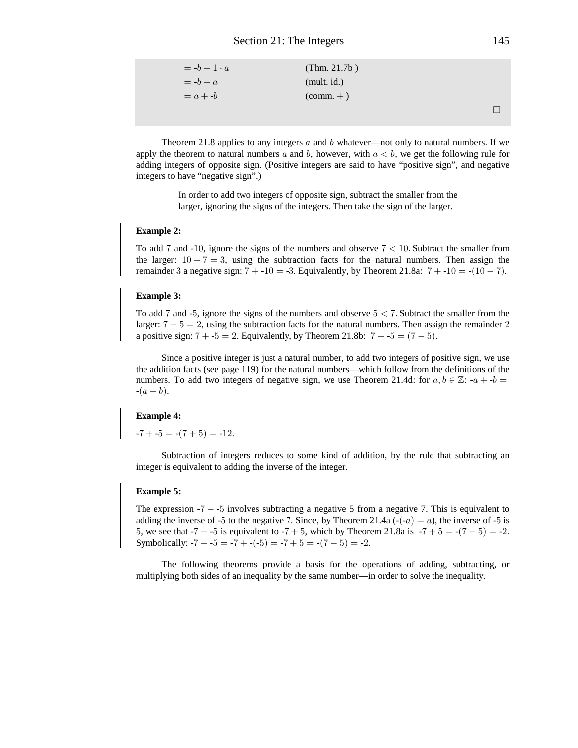| | |
|---|---|
| $= \text{-}b + 1 \cdot a$ | (Thm. 21.7b ) |
| $= \text{-}b + a$ | (mult. id.) |
| $= a + \text{-}b$ | (comm. $+$ ) |

□

Theorem 21.8 applies to any integers $a$ and $b$ whatever—not only to natural numbers. If we apply the theorem to natural numbers $a$ and $b$, however, with $a < b$, we get the following rule for adding integers of opposite sign. (Positive integers are said to have "positive sign", and negative integers to have "negative sign".)

> In order to add two integers of opposite sign, subtract the smaller from the larger, ignoring the signs of the integers. Then take the sign of the larger.

**Example 2:**

To add $7$ and $\text{-}10$, ignore the signs of the numbers and observe $7 < 10$. Subtract the smaller from the larger: $10 - 7 = 3$, using the subtraction facts for the natural numbers. Then assign the remainder $3$ a negative sign: $7 + \text{-}10 = \text{-}3$. Equivalently, by Theorem 21.8a: $7 + \text{-}10 = \text{-}(10 - 7)$.

**Example 3:**

To add $7$ and $\text{-}5$, ignore the signs of the numbers and observe $5 < 7$. Subtract the smaller from the larger: $7 - 5 = 2$, using the subtraction facts for the natural numbers. Then assign the remainder $2$ a positive sign: $7 + \text{-}5 = 2$. Equivalently, by Theorem 21.8b: $7 + \text{-}5 = (7 - 5)$.

Since a positive integer is just a natural number, to add two integers of positive sign, we use the addition facts (see page 119) for the natural numbers—which follow from the definitions of the numbers. To add two integers of negative sign, we use Theorem 21.4d: for $a, b \in \mathbb{Z}$: $\text{-}a + \text{-}b = \text{-}(a + b)$.

**Example 4:**

$\text{-}7 + \text{-}5 = \text{-}(7 + 5) = \text{-}12$.

Subtraction of integers reduces to some kind of addition, by the rule that subtracting an integer is equivalent to adding the inverse of the integer.

**Example 5:**

The expression $\text{-}7 - \text{-}5$ involves subtracting a negative 5 from a negative 7. This is equivalent to adding the inverse of $\text{-}5$ to the negative 7. Since, by Theorem 21.4a ($\text{-}(\text{-}a) = a$), the inverse of $\text{-}5$ is $5$, we see that $\text{-}7 - \text{-}5$ is equivalent to $\text{-}7 + 5$, which by Theorem 21.8a is $\text{-}7 + 5 = \text{-}(7 - 5) = \text{-}2$. Symbolically: $\text{-}7 - \text{-}5 = \text{-}7 + \text{-}(\text{-}5) = \text{-}7 + 5 = \text{-}(7 - 5) = \text{-}2$.

The following theorems provide a basis for the operations of adding, subtracting, or multiplying both sides of an inequality by the same number—in order to solve the inequality.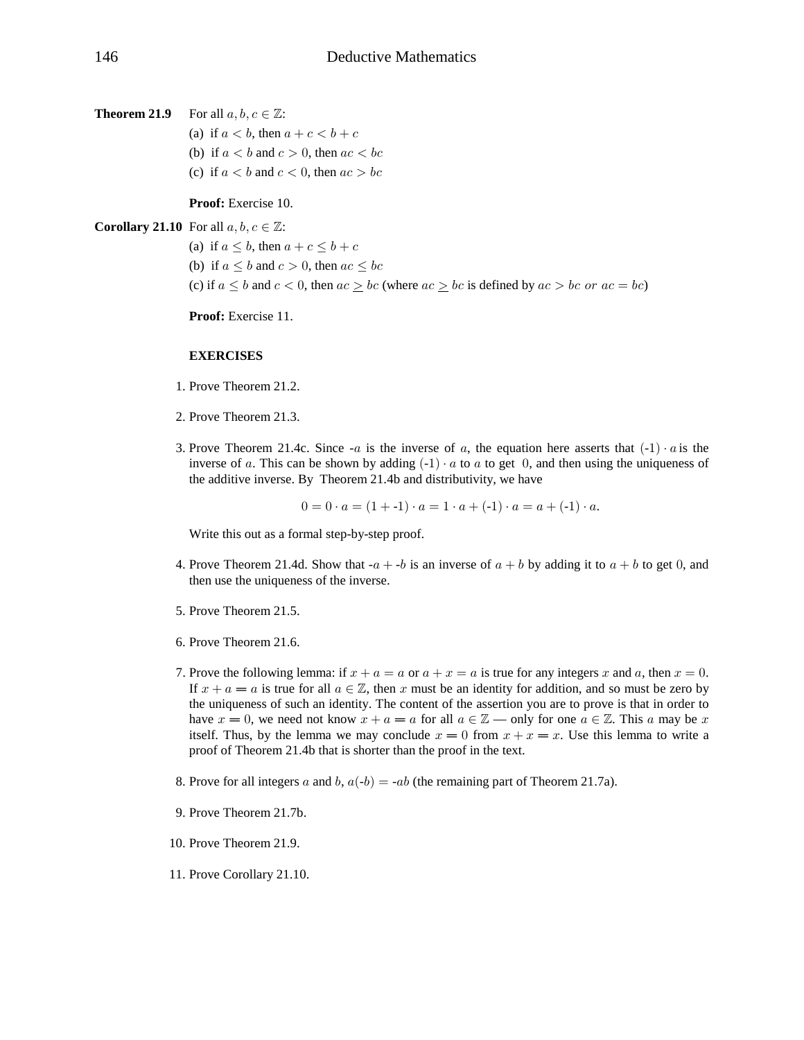**Theorem 21.9** For all $a, b, c \in \mathbb{Z}$:

(a) if $a < b$, then $a + c < b + c$

(b) if $a < b$ and $c > 0$, then $ac < bc$

(c) if $a < b$ and $c < 0$, then $ac > bc$

**Proof:** Exercise 10.

**Corollary 21.10** For all $a, b, c \in \mathbb{Z}$:

(a) if $a \leq b$, then $a + c \leq b + c$

(b) if $a \leq b$ and $c > 0$, then $ac \leq bc$

(c) if $a \leq b$ and $c < 0$, then $ac \geq bc$ (where $ac \geq bc$ is defined by $ac > bc$ *or* $ac = bc$)

**Proof:** Exercise 11.

**EXERCISES**

1. Prove Theorem 21.2.

2. Prove Theorem 21.3.

3. Prove Theorem 21.4c. Since $\text{-}a$ is the inverse of $a$, the equation here asserts that $(\text{-}1) \cdot a$ is the inverse of $a$. This can be shown by adding $(\text{-}1) \cdot a$ to $a$ to get $0$, and then using the uniqueness of the additive inverse. By Theorem 21.4b and distributivity, we have

$$0 = 0 \cdot a = (1 + \text{-}1) \cdot a = 1 \cdot a + (\text{-}1) \cdot a = a + (\text{-}1) \cdot a.$$

Write this out as a formal step-by-step proof.

4. Prove Theorem 21.4d. Show that $\text{-}a + \text{-}b$ is an inverse of $a + b$ by adding it to $a + b$ to get $0$, and then use the uniqueness of the inverse.

5. Prove Theorem 21.5.

6. Prove Theorem 21.6.

7. Prove the following lemma: if $x + a = a$ or $a + x = a$ is true for any integers $x$ and $a$, then $x = 0$. If $x + a = a$ is true for all $a \in \mathbb{Z}$, then $x$ must be an identity for addition, and so must be zero by the uniqueness of such an identity. The content of the assertion you are to prove is that in order to have $x = 0$, we need not know $x + a = a$ for all $a \in \mathbb{Z}$ — only for one $a \in \mathbb{Z}$. This $a$ may be $x$ itself. Thus, by the lemma we may conclude $x = 0$ from $x + x = x$. Use this lemma to write a proof of Theorem 21.4b that is shorter than the proof in the text.

8. Prove for all integers $a$ and $b$, $a(\text{-}b) = \text{-}ab$ (the remaining part of Theorem 21.7a).

9. Prove Theorem 21.7b.

10. Prove Theorem 21.9.

11. Prove Corollary 21.10.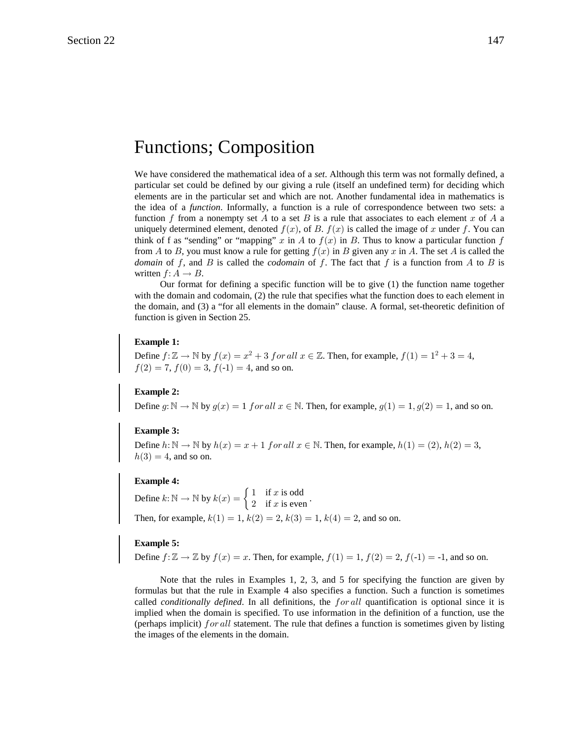# Functions; Composition

We have considered the mathematical idea of a *set*. Although this term was not formally defined, a particular set could be defined by our giving a rule (itself an undefined term) for deciding which elements are in the particular set and which are not. Another fundamental idea in mathematics is the idea of a *function*. Informally, a function is a rule of correspondence between two sets: a function $f$ from a nonempty set $A$ to a set $B$ is a rule that associates to each element $x$ of $A$ a uniquely determined element, denoted $f(x)$, of $B$. $f(x)$ is called the image of $x$ under $f$. You can think of f as "sending" or "mapping" $x$ in $A$ to $f(x)$ in $B$. Thus to know a particular function $f$ from $A$ to $B$, you must know a rule for getting $f(x)$ in $B$ given any $x$ in $A$. The set $A$ is called the *domain* of $f$, and $B$ is called the *codomain* of $f$. The fact that $f$ is a function from $A$ to $B$ is written $f: A \to B$.

Our format for defining a specific function will be to give (1) the function name together with the domain and codomain, (2) the rule that specifies what the function does to each element in the domain, and (3) a "for all elements in the domain" clause. A formal, set-theoretic definition of function is given in Section 25.

**Example 1:**

Define $f: \mathbb{Z} \to \mathbb{N}$ by $f(x) = x^2 + 3$ $for\, all$ $x \in \mathbb{Z}$. Then, for example, $f(1) = 1^2 + 3 = 4$, $f(2) = 7$, $f(0) = 3$, $f(\text{-}1) = 4$, and so on.

**Example 2:**

Define $g: \mathbb{N} \to \mathbb{N}$ by $g(x) = 1$ $for\, all$ $x \in \mathbb{N}$. Then, for example, $g(1) = 1$, $g(2) = 1$, and so on.

**Example 3:**

Define $h: \mathbb{N} \to \mathbb{N}$ by $h(x) = x + 1$ $for\, all$ $x \in \mathbb{N}$. Then, for example, $h(1) = (2)$, $h(2) = 3$, $h(3) = 4$, and so on.

**Example 4:**

Define $k: \mathbb{N} \to \mathbb{N}$ by $k(x) = \begin{cases} 1 & \text{if } x \text{ is odd} \\ 2 & \text{if } x \text{ is even} \end{cases}$.

Then, for example, $k(1) = 1$, $k(2) = 2$, $k(3) = 1$, $k(4) = 2$, and so on.

**Example 5:**

Define $f: \mathbb{Z} \to \mathbb{Z}$ by $f(x) = x$. Then, for example, $f(1) = 1$, $f(2) = 2$, $f(\text{-}1) = \text{-}1$, and so on.

Note that the rules in Examples 1, 2, 3, and 5 for specifying the function are given by formulas but that the rule in Example 4 also specifies a function. Such a function is sometimes called *conditionally defined*. In all definitions, the $for\, all$ quantification is optional since it is implied when the domain is specified. To use information in the definition of a function, use the (perhaps implicit) $for\, all$ statement. The rule that defines a function is sometimes given by listing the images of the elements in the domain.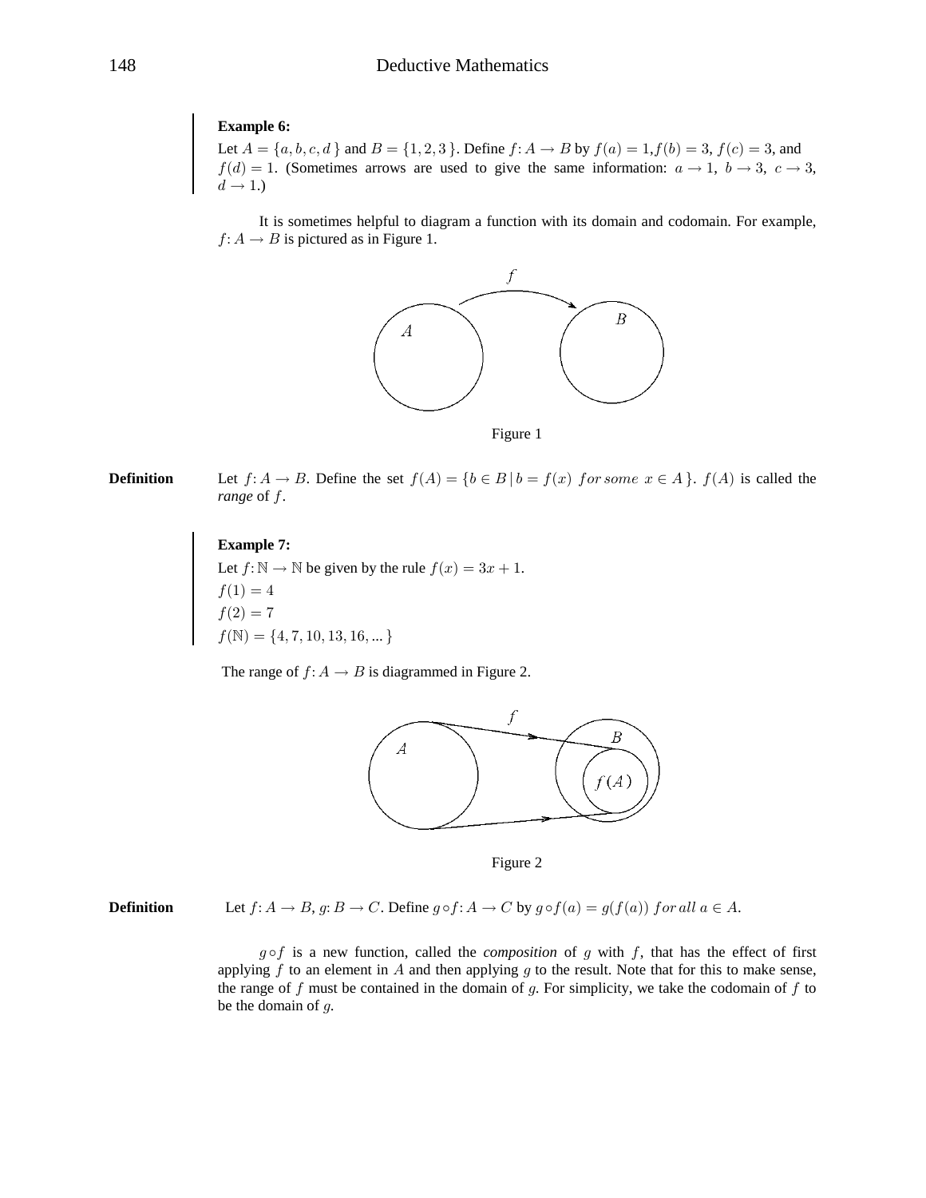**Example 6:**

Let $A = \{a, b, c, d\}$ and $B = \{1, 2, 3\}$. Define $f: A \to B$ by $f(a) = 1, f(b) = 3$, $f(c) = 3$, and $f(d) = 1$. (Sometimes arrows are used to give the same information: $a \to 1$, $b \to 3$, $c \to 3$, $d \to 1$.)

It is sometimes helpful to diagram a function with its domain and codomain. For example, $f: A \to B$ is pictured as in Figure 1.

Figure 1

**Definition** Let $f: A \to B$. Define the set $f(A) = \{b \in B \mid b = f(x) \ for\, some \ x \in A\}$. $f(A)$ is called the *range* of $f$.

**Example 7:**

Let $f: \mathbb{N} \to \mathbb{N}$ be given by the rule $f(x) = 3x + 1$.

$f(1) = 4$

$f(2) = 7$

$f(\mathbb{N}) = \{4, 7, 10, 13, 16, ...\}$

The range of $f: A \to B$ is diagrammed in Figure 2.

Figure 2

**Definition** Let $f: A \to B$, $g: B \to C$. Define $g \circ f: A \to C$ by $g \circ f(a) = g(f(a)) \ for\, all \ a \in A$.

$g \circ f$ is a new function, called the *composition* of $g$ with $f$, that has the effect of first applying $f$ to an element in $A$ and then applying $g$ to the result. Note that for this to make sense, the range of $f$ must be contained in the domain of $g$. For simplicity, we take the codomain of $f$ to be the domain of $g$.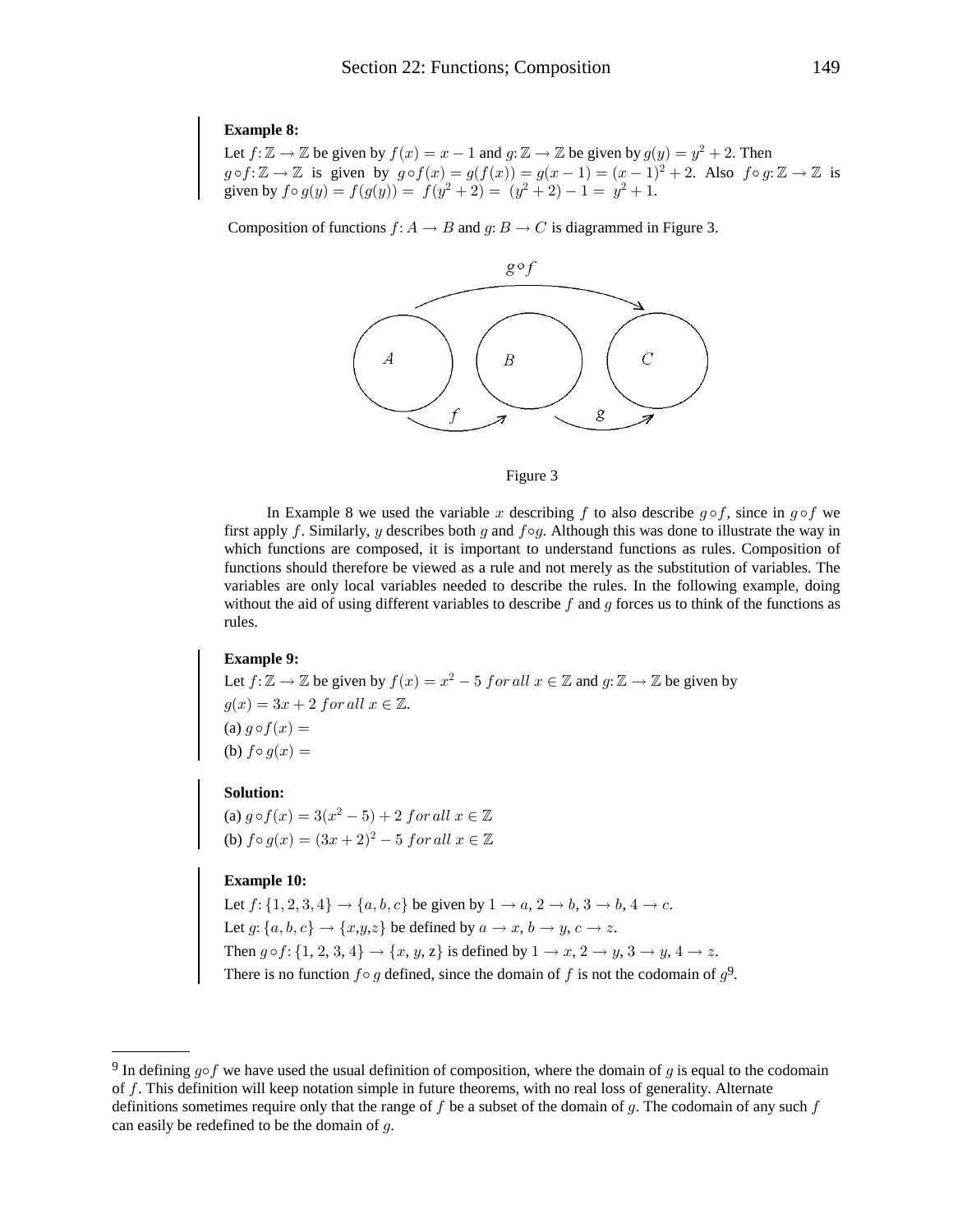**Example 8:**

Let $f\colon \mathbb{Z} \to \mathbb{Z}$ be given by $f(x) = x - 1$ and $g\colon \mathbb{Z} \to \mathbb{Z}$ be given by $g(y) = y^2 + 2$. Then $g \circ f\colon \mathbb{Z} \to \mathbb{Z}$ is given by $g \circ f(x) = g(f(x)) = g(x-1) = (x-1)^2 + 2$. Also $f \circ g\colon \mathbb{Z} \to \mathbb{Z}$ is given by $f \circ g(y) = f(g(y)) = f(y^2 + 2) = (y^2 + 2) - 1 = y^2 + 1$.

Composition of functions $f\colon A \to B$ and $g\colon B \to C$ is diagrammed in Figure 3.

Figure 3

In Example 8 we used the variable $x$ describing $f$ to also describe $g \circ f$, since in $g \circ f$ we first apply $f$. Similarly, $y$ describes both $g$ and $f \circ g$. Although this was done to illustrate the way in which functions are composed, it is important to understand functions as rules. Composition of functions should therefore be viewed as a rule and not merely as the substitution of variables. The variables are only local variables needed to describe the rules. In the following example, doing without the aid of using different variables to describe $f$ and $g$ forces us to think of the functions as rules.

**Example 9:**

Let $f\colon \mathbb{Z} \to \mathbb{Z}$ be given by $f(x) = x^2 - 5$ *for all* $x \in \mathbb{Z}$ and $g\colon \mathbb{Z} \to \mathbb{Z}$ be given by $g(x) = 3x + 2$ *for all* $x \in \mathbb{Z}$.

(a) $g \circ f(x) =$

(b) $f \circ g(x) =$

**Solution:**

(a) $g \circ f(x) = 3(x^2 - 5) + 2$ *for all* $x \in \mathbb{Z}$

(b) $f \circ g(x) = (3x + 2)^2 - 5$ *for all* $x \in \mathbb{Z}$

**Example 10:**

Let $f\colon \{1, 2, 3, 4\} \to \{a, b, c\}$ be given by $1 \to a$, $2 \to b$, $3 \to b$, $4 \to c$.

Let $g\colon \{a, b, c\} \to \{x, y, z\}$ be defined by $a \to x$, $b \to y$, $c \to z$.

Then $g \circ f\colon \{1, 2, 3, 4\} \to \{x, y, z\}$ is defined by $1 \to x$, $2 \to y$, $3 \to y$, $4 \to z$.

There is no function $f \circ g$ defined, since the domain of $f$ is not the codomain of $g$[9].

[9] In defining $g \circ f$ we have used the usual definition of composition, where the domain of $g$ is equal to the codomain of $f$. This definition will keep notation simple in future theorems, with no real loss of generality. Alternate definitions sometimes require only that the range of $f$ be a subset of the domain of $g$. The codomain of any such $f$ can easily be redefined to be the domain of $g$.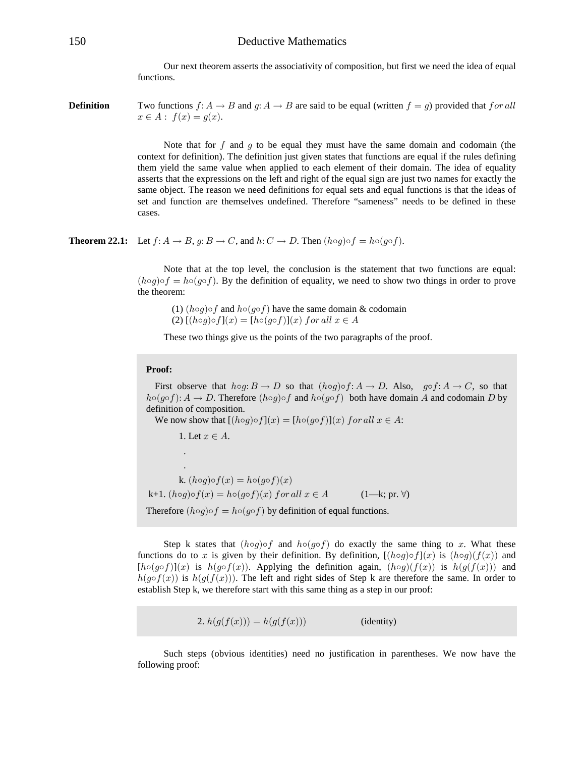Our next theorem asserts the associativity of composition, but first we need the idea of equal functions.

**Definition** Two functions $f\colon A \to B$ and $g\colon A \to B$ are said to be equal (written $f = g$) provided that $for\, all$ $x \in A :\ f(x) = g(x)$.

Note that for $f$ and $g$ to be equal they must have the same domain and codomain (the context for definition). The definition just given states that functions are equal if the rules defining them yield the same value when applied to each element of their domain. The idea of equality asserts that the expressions on the left and right of the equal sign are just two names for exactly the same object. The reason we need definitions for equal sets and equal functions is that the ideas of set and function are themselves undefined. Therefore "sameness" needs to be defined in these cases.

**Theorem 22.1:** Let $f\colon A \to B$, $g\colon B \to C$, and $h\colon C \to D$. Then $(h \circ g) \circ f = h \circ (g \circ f)$.

Note that at the top level, the conclusion is the statement that two functions are equal: $(h \circ g) \circ f = h \circ (g \circ f)$. By the definition of equality, we need to show two things in order to prove the theorem:

(1) $(h \circ g) \circ f$ and $h \circ (g \circ f)$ have the same domain & codomain
(2) $[(h \circ g) \circ f](x) = [h \circ (g \circ f)](x)\ for\, all\ x \in A$

These two things give us the points of the two paragraphs of the proof.

**Proof:**

First observe that $h \circ g\colon B \to D$ so that $(h \circ g) \circ f\colon A \to D$. Also, $g \circ f\colon A \to C$, so that $h \circ (g \circ f)\colon A \to D$. Therefore $(h \circ g) \circ f$ and $h \circ (g \circ f)$ both have domain $A$ and codomain $D$ by definition of composition.

We now show that $[(h \circ g) \circ f](x) = [h \circ (g \circ f)](x)\ for\, all\ x \in A$:

1. Let $x \in A$.

.

.

k. $(h \circ g) \circ f(x) = h \circ (g \circ f)(x)$

k+1. $(h \circ g) \circ f(x) = h \circ (g \circ f)(x)\ for\, all\ x \in A$ (1—k; pr. ∀)

Therefore $(h \circ g) \circ f = h \circ (g \circ f)$ by definition of equal functions.

Step k states that $(h \circ g) \circ f$ and $h \circ (g \circ f)$ do exactly the same thing to $x$. What these functions do to $x$ is given by their definition. By definition, $[(h \circ g) \circ f](x)$ is $(h \circ g)(f(x))$ and $[h \circ (g \circ f)](x)$ is $h(g \circ f(x))$. Applying the definition again, $(h \circ g)(f(x))$ is $h(g(f(x)))$ and $h(g \circ f(x))$ is $h(g(f(x)))$. The left and right sides of Step k are therefore the same. In order to establish Step k, we therefore start with this same thing as a step in our proof:

2. $h(g(f(x))) = h(g(f(x)))$ (identity)

Such steps (obvious identities) need no justification in parentheses. We now have the following proof: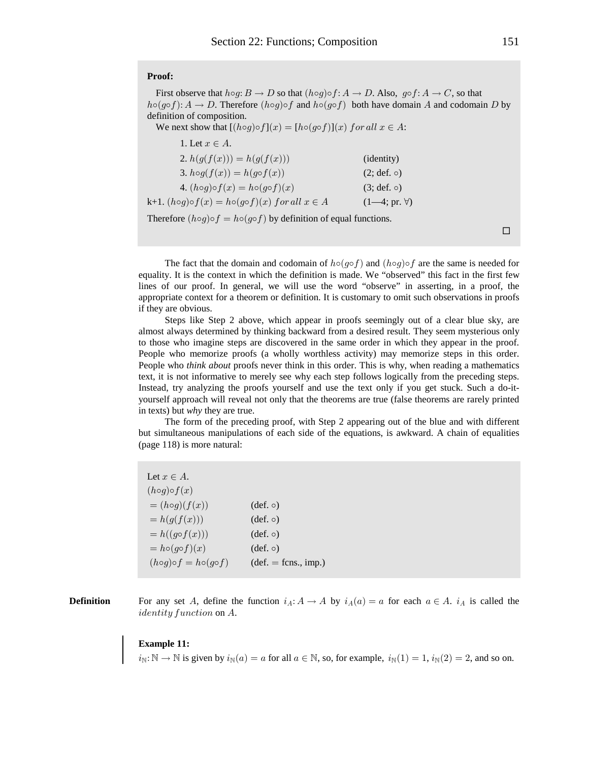**Proof:**

First observe that $h{\circ}g: B \to D$ so that $(h{\circ}g){\circ}f: A \to D$. Also, $g{\circ}f: A \to C$, so that $h{\circ}(g{\circ}f): A \to D$. Therefore $(h{\circ}g){\circ}f$ and $h{\circ}(g{\circ}f)$ both have domain $A$ and codomain $D$ by definition of composition.

We next show that $[(h{\circ}g){\circ}f](x) = [h{\circ}(g{\circ}f)](x)$ *for all* $x \in A$:

| | |
|---|---|
| 1. Let $x \in A$. | |
| 2. $h(g(f(x))) = h(g(f(x)))$ | (identity) |
| 3. $h{\circ}g(f(x)) = h(g{\circ}f(x))$ | (2; def. $\circ$) |
| 4. $(h{\circ}g){\circ}f(x) = h{\circ}(g{\circ}f)(x)$ | (3; def. $\circ$) |
| k+1. $(h{\circ}g){\circ}f(x) = h{\circ}(g{\circ}f)(x)$ *for all* $x \in A$ | (1—4; pr. $\forall$) |

Therefore $(h{\circ}g){\circ}f = h{\circ}(g{\circ}f)$ by definition of equal functions.

□

The fact that the domain and codomain of $h{\circ}(g{\circ}f)$ and $(h{\circ}g){\circ}f$ are the same is needed for equality. It is the context in which the definition is made. We "observed" this fact in the first few lines of our proof. In general, we will use the word "observe" in asserting, in a proof, the appropriate context for a theorem or definition. It is customary to omit such observations in proofs if they are obvious.

Steps like Step 2 above, which appear in proofs seemingly out of a clear blue sky, are almost always determined by thinking backward from a desired result. They seem mysterious only to those who imagine steps are discovered in the same order in which they appear in the proof. People who memorize proofs (a wholly worthless activity) may memorize steps in this order. People who *think about* proofs never think in this order. This is why, when reading a mathematics text, it is not informative to merely see why each step follows logically from the preceding steps. Instead, try analyzing the proofs yourself and use the text only if you get stuck. Such a do-it-yourself approach will reveal not only that the theorems are true (false theorems are rarely printed in texts) but *why* they are true.

The form of the preceding proof, with Step 2 appearing out of the blue and with different but simultaneous manipulations of each side of the equations, is awkward. A chain of equalities (page 118) is more natural:

| | |
|---|---|
| Let $x \in A$. | |
| $(h{\circ}g){\circ}f(x)$ | |
| $= (h{\circ}g)(f(x))$ | (def. $\circ$) |
| $= h(g(f(x)))$ | (def. $\circ$) |
| $= h((g{\circ}f(x)))$ | (def. $\circ$) |
| $= h{\circ}(g{\circ}f)(x)$ | (def. $\circ$) |
| $(h{\circ}g){\circ}f = h{\circ}(g{\circ}f)$ | (def. $=$ fcns., imp.) |

**Definition** For any set $A$, define the function $i_A: A \to A$ by $i_A(a) = a$ for each $a \in A$. $i_A$ is called the *identity function* on $A$.

**Example 11:**

$i_{\mathbb{N}}: \mathbb{N} \to \mathbb{N}$ is given by $i_{\mathbb{N}}(a) = a$ for all $a \in \mathbb{N}$, so, for example, $i_{\mathbb{N}}(1) = 1$, $i_{\mathbb{N}}(2) = 2$, and so on.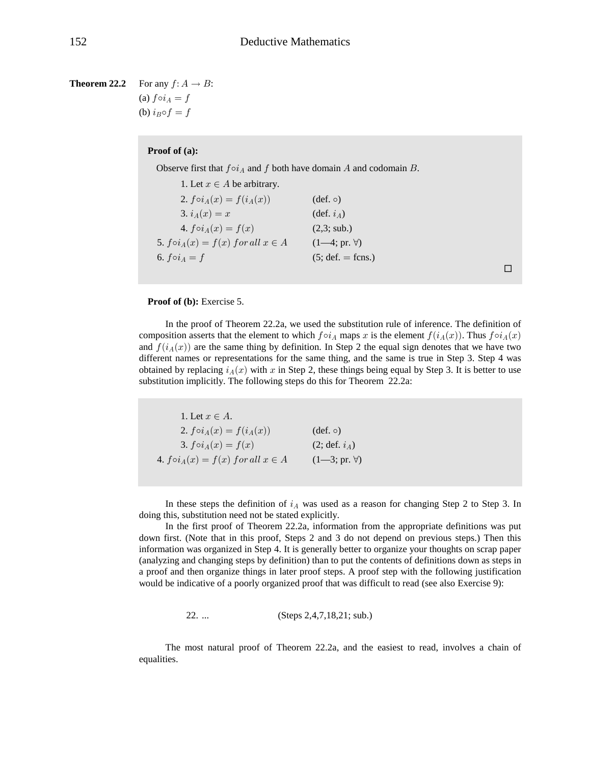**Theorem 22.2** For any $f\colon A \to B$:
(a) $f \circ i_A = f$
(b) $i_B \circ f = f$

**Proof of (a):**

Observe first that $f \circ i_A$ and $f$ both have domain $A$ and codomain $B$.

| | |
|---|---|
| 1. Let $x \in A$ be arbitrary. | |
| 2. $f \circ i_A(x) = f(i_A(x))$ | (def. $\circ$) |
| 3. $i_A(x) = x$ | (def. $i_A$) |
| 4. $f \circ i_A(x) = f(x)$ | (2,3; sub.) |
| 5. $f \circ i_A(x) = f(x)\ for\ all\ x \in A$ | (1—4; pr. $\forall$) |
| 6. $f \circ i_A = f$ | (5; def. $=$ fcns.) |

□

**Proof of (b):** Exercise 5.

In the proof of Theorem 22.2a, we used the substitution rule of inference. The definition of composition asserts that the element to which $f \circ i_A$ maps $x$ is the element $f(i_A(x))$. Thus $f \circ i_A(x)$ and $f(i_A(x))$ are the same thing by definition. In Step 2 the equal sign denotes that we have two different names or representations for the same thing, and the same is true in Step 3. Step 4 was obtained by replacing $i_A(x)$ with $x$ in Step 2, these things being equal by Step 3. It is better to use substitution implicitly. The following steps do this for Theorem 22.2a:

| | |
|---|---|
| 1. Let $x \in A$. | |
| 2. $f \circ i_A(x) = f(i_A(x))$ | (def. $\circ$) |
| 3. $f \circ i_A(x) = f(x)$ | (2; def. $i_A$) |
| 4. $f \circ i_A(x) = f(x)\ for\ all\ x \in A$ | (1—3; pr. $\forall$) |

In these steps the definition of $i_A$ was used as a reason for changing Step 2 to Step 3. In doing this, substitution need not be stated explicitly.

In the first proof of Theorem 22.2a, information from the appropriate definitions was put down first. (Note that in this proof, Steps 2 and 3 do not depend on previous steps.) Then this information was organized in Step 4. It is generally better to organize your thoughts on scrap paper (analyzing and changing steps by definition) than to put the contents of definitions down as steps in a proof and then organize things in later proof steps. A proof step with the following justification would be indicative of a poorly organized proof that was difficult to read (see also Exercise 9):

22. ... (Steps 2,4,7,18,21; sub.)

The most natural proof of Theorem 22.2a, and the easiest to read, involves a chain of equalities.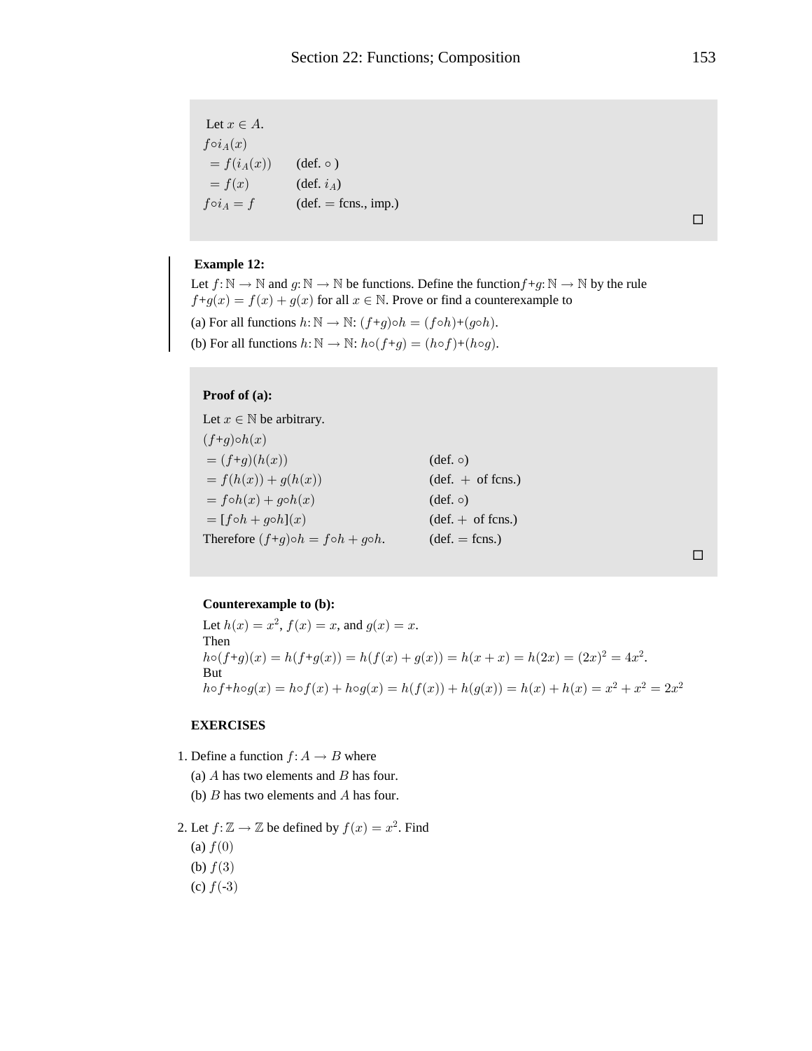Let $x \in A$.
$f \circ i_A(x)$
$= f(i_A(x))$ (def. $\circ$ )
$= f(x)$ (def. $i_A$)
$f \circ i_A = f$ (def. $=$ fcns., imp.)

□

**Example 12:**

Let $f: \mathbb{N} \to \mathbb{N}$ and $g: \mathbb{N} \to \mathbb{N}$ be functions. Define the function $f+g: \mathbb{N} \to \mathbb{N}$ by the rule $f+g(x) = f(x) + g(x)$ for all $x \in \mathbb{N}$. Prove or find a counterexample to

(a) For all functions $h: \mathbb{N} \to \mathbb{N}$: $(f+g) \circ h = (f \circ h)+(g \circ h)$.

(b) For all functions $h: \mathbb{N} \to \mathbb{N}$: $h \circ (f+g) = (h \circ f)+(h \circ g)$.

**Proof of (a):**

Let $x \in \mathbb{N}$ be arbitrary.
$(f+g) \circ h(x)$
$= (f+g)(h(x))$ (def. $\circ$)
$= f(h(x)) + g(h(x))$ (def. $+$ of fcns.)
$= f \circ h(x) + g \circ h(x)$ (def. $\circ$)
$= [f \circ h + g \circ h](x)$ (def. $+$ of fcns.)
Therefore $(f+g) \circ h = f \circ h + g \circ h$. (def. $=$ fcns.)

□

**Counterexample to (b):**

Let $h(x) = x^2$, $f(x) = x$, and $g(x) = x$.
Then
$h \circ (f+g)(x) = h(f+g(x)) = h(f(x) + g(x)) = h(x + x) = h(2x) = (2x)^2 = 4x^2$.
But
$h \circ f + h \circ g(x) = h \circ f(x) + h \circ g(x) = h(f(x)) + h(g(x)) = h(x) + h(x) = x^2 + x^2 = 2x^2$

**EXERCISES**

1. Define a function $f: A \to B$ where
   (a) $A$ has two elements and $B$ has four.
   (b) $B$ has two elements and $A$ has four.

2. Let $f: \mathbb{Z} \to \mathbb{Z}$ be defined by $f(x) = x^2$. Find
   (a) $f(0)$
   (b) $f(3)$
   (c) $f(-3)$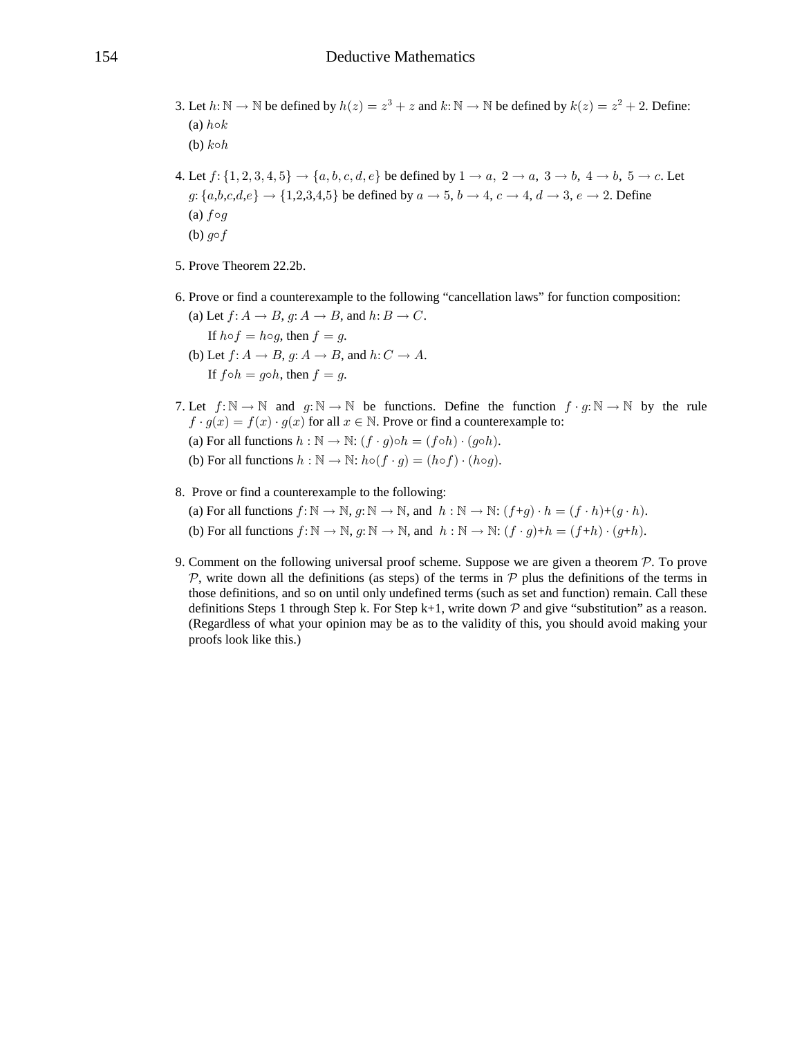3. Let $h\colon \mathbb{N} \to \mathbb{N}$ be defined by $h(z) = z^3 + z$ and $k\colon \mathbb{N} \to \mathbb{N}$ be defined by $k(z) = z^2 + 2$. Define:
   (a) $h \circ k$
   (b) $k \circ h$

4. Let $f\colon \{1, 2, 3, 4, 5\} \to \{a, b, c, d, e\}$ be defined by $1 \to a,\ 2 \to a,\ 3 \to b,\ 4 \to b,\ 5 \to c$. Let $g\colon \{a,b,c,d,e\} \to \{1,2,3,4,5\}$ be defined by $a \to 5$, $b \to 4$, $c \to 4$, $d \to 3$, $e \to 2$. Define
   (a) $f \circ g$
   (b) $g \circ f$

5. Prove Theorem 22.2b.

6. Prove or find a counterexample to the following "cancellation laws" for function composition:
   (a) Let $f\colon A \to B$, $g\colon A \to B$, and $h\colon B \to C$.
   If $h \circ f = h \circ g$, then $f = g$.
   (b) Let $f\colon A \to B$, $g\colon A \to B$, and $h\colon C \to A$.
   If $f \circ h = g \circ h$, then $f = g$.

7. Let $f\colon \mathbb{N} \to \mathbb{N}$ and $g\colon \mathbb{N} \to \mathbb{N}$ be functions. Define the function $f \cdot g\colon \mathbb{N} \to \mathbb{N}$ by the rule $f \cdot g(x) = f(x) \cdot g(x)$ for all $x \in \mathbb{N}$. Prove or find a counterexample to:
   (a) For all functions $h : \mathbb{N} \to \mathbb{N}$: $(f \cdot g) \circ h = (f \circ h) \cdot (g \circ h)$.
   (b) For all functions $h : \mathbb{N} \to \mathbb{N}$: $h \circ (f \cdot g) = (h \circ f) \cdot (h \circ g)$.

8. Prove or find a counterexample to the following:
   (a) For all functions $f\colon \mathbb{N} \to \mathbb{N}$, $g\colon \mathbb{N} \to \mathbb{N}$, and $h : \mathbb{N} \to \mathbb{N}$: $(f + g) \cdot h = (f \cdot h) + (g \cdot h)$.
   (b) For all functions $f\colon \mathbb{N} \to \mathbb{N}$, $g\colon \mathbb{N} \to \mathbb{N}$, and $h : \mathbb{N} \to \mathbb{N}$: $(f \cdot g) + h = (f + h) \cdot (g + h)$.

9. Comment on the following universal proof scheme. Suppose we are given a theorem $\mathcal{P}$. To prove $\mathcal{P}$, write down all the definitions (as steps) of the terms in $\mathcal{P}$ plus the definitions of the terms in those definitions, and so on until only undefined terms (such as set and function) remain. Call these definitions Steps 1 through Step k. For Step k+1, write down $\mathcal{P}$ and give "substitution" as a reason. (Regardless of what your opinion may be as to the validity of this, you should avoid making your proofs look like this.)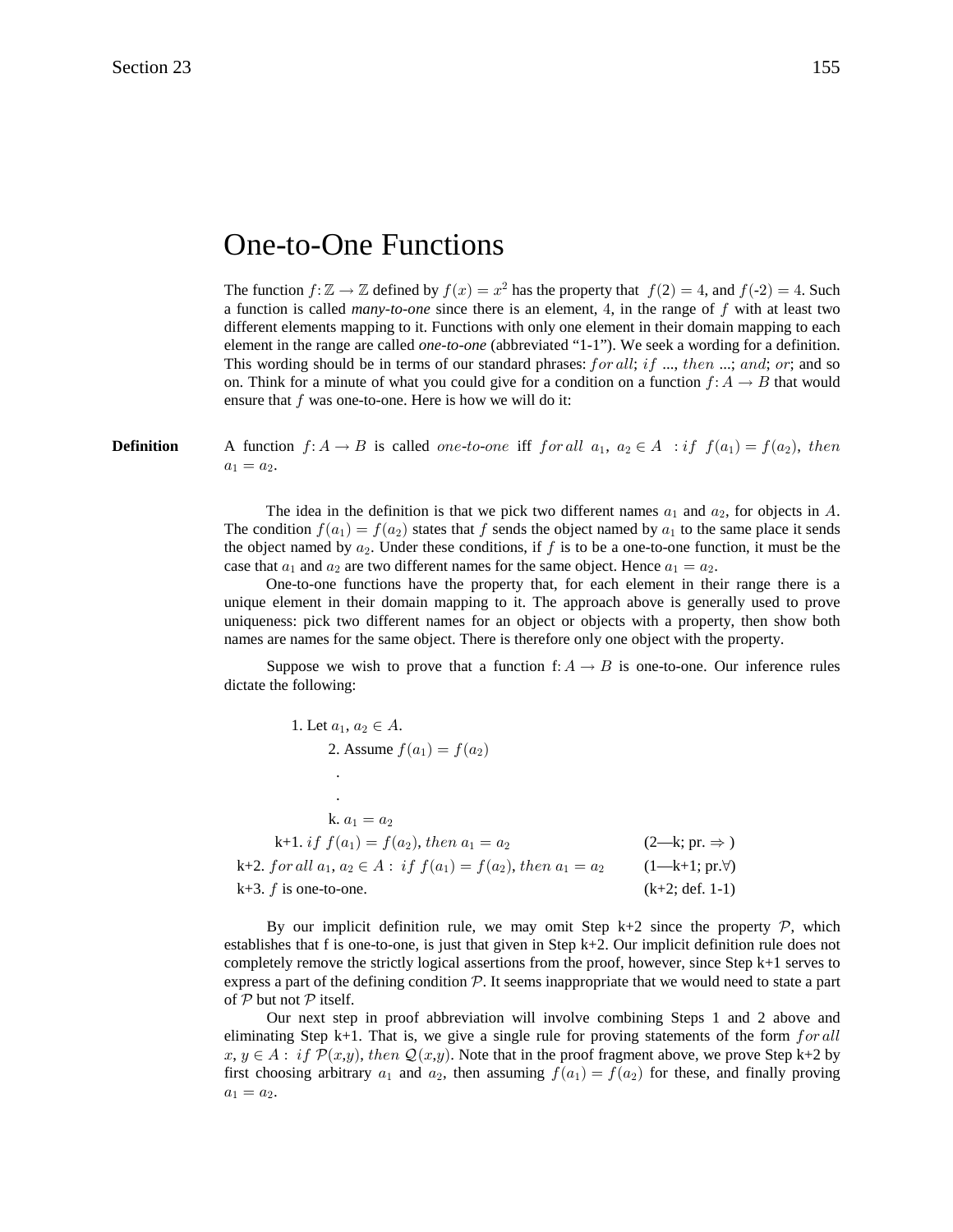# One-to-One Functions

The function $f: \mathbb{Z} \to \mathbb{Z}$ defined by $f(x) = x^2$ has the property that $f(2) = 4$, and $f(\text{-}2) = 4$. Such a function is called *many-to-one* since there is an element, $4$, in the range of $f$ with at least two different elements mapping to it. Functions with only one element in their domain mapping to each element in the range are called *one-to-one* (abbreviated "1-1"). We seek a wording for a definition. This wording should be in terms of our standard phrases: $for\,all$; $if$ ..., $then$ ...; $and$; $or$; and so on. Think for a minute of what you could give for a condition on a function $f: A \to B$ that would ensure that $f$ was one-to-one. Here is how we will do it:

**Definition** A function $f: A \to B$ is called $one\text{-}to\text{-}one$ iff $for\,all\ a_1,\ a_2 \in A\ :if\ f(a_1) = f(a_2),\ then\ a_1 = a_2$.

The idea in the definition is that we pick two different names $a_1$ and $a_2$, for objects in $A$. The condition $f(a_1) = f(a_2)$ states that $f$ sends the object named by $a_1$ to the same place it sends the object named by $a_2$. Under these conditions, if $f$ is to be a one-to-one function, it must be the case that $a_1$ and $a_2$ are two different names for the same object. Hence $a_1 = a_2$.

One-to-one functions have the property that, for each element in their range there is a unique element in their domain mapping to it. The approach above is generally used to prove uniqueness: pick two different names for an object or objects with a property, then show both names are names for the same object. There is therefore only one object with the property.

Suppose we wish to prove that a function f: $A \to B$ is one-to-one. Our inference rules dictate the following:

1. Let $a_1$, $a_2 \in A$.
 2. Assume $f(a_1) = f(a_2)$
 .
 .
 k. $a_1 = a_2$

k+1. $if\ f(a_1) = f(a_2), then\ a_1 = a_2$ (2—k; pr. $\Rightarrow$ )

k+2. $for\,all\ a_1, a_2 \in A:\ if\ f(a_1) = f(a_2), then\ a_1 = a_2$ (1—k+1; pr.$\forall$)

k+3. $f$ is one-to-one. (k+2; def. 1-1)

By our implicit definition rule, we may omit Step k+2 since the property $\mathcal{P}$, which establishes that f is one-to-one, is just that given in Step k+2. Our implicit definition rule does not completely remove the strictly logical assertions from the proof, however, since Step k+1 serves to express a part of the defining condition $\mathcal{P}$. It seems inappropriate that we would need to state a part of $\mathcal{P}$ but not $\mathcal{P}$ itself.

Our next step in proof abbreviation will involve combining Steps 1 and 2 above and eliminating Step k+1. That is, we give a single rule for proving statements of the form $for\,all\ x, y \in A:\ if\ \mathcal{P}(x,y), then\ \mathcal{Q}(x,y)$. Note that in the proof fragment above, we prove Step k+2 by first choosing arbitrary $a_1$ and $a_2$, then assuming $f(a_1) = f(a_2)$ for these, and finally proving $a_1 = a_2$.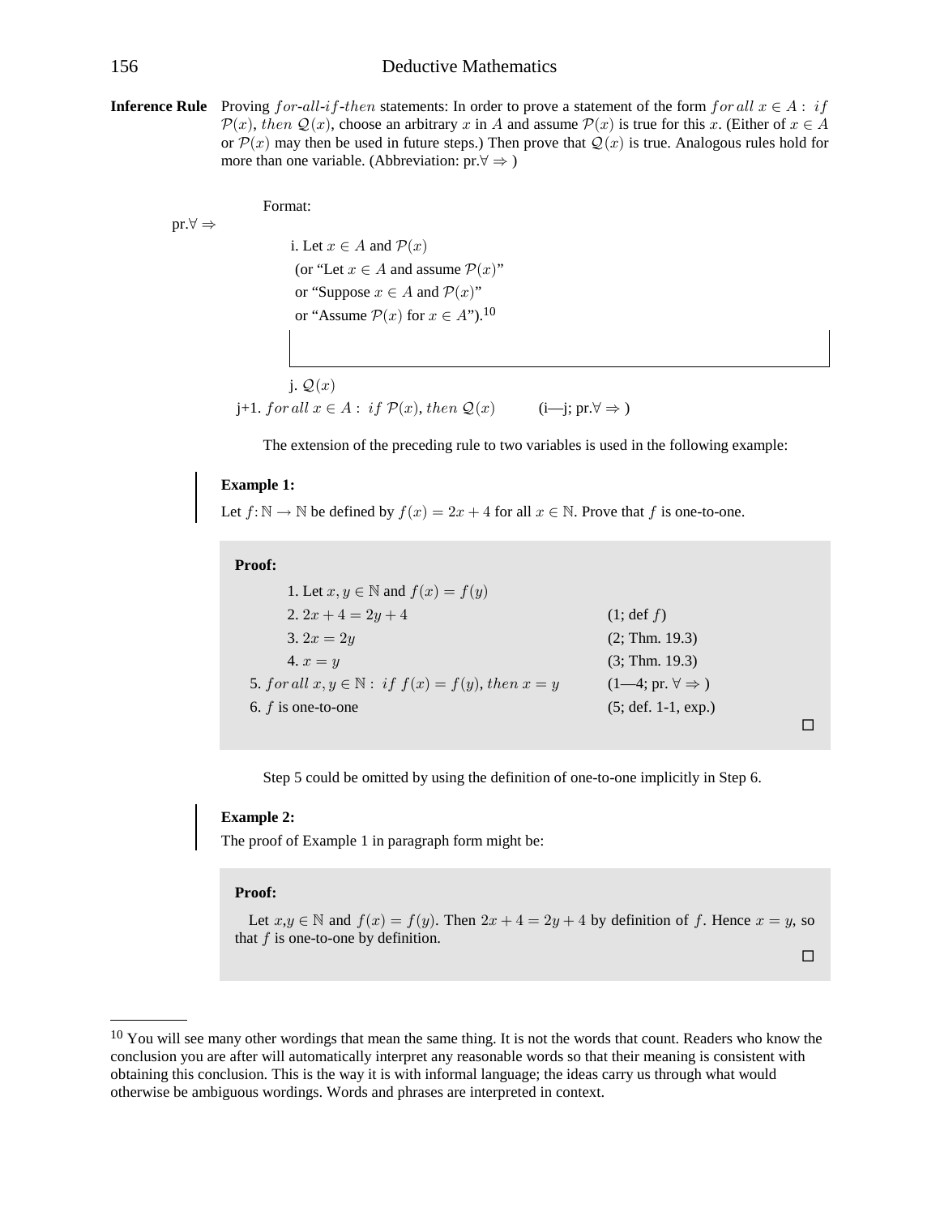**Inference Rule** Proving $for$-$all$-$if$-$then$ statements: In order to prove a statement of the form $for\,all\ x \in A:\ if\ \mathcal{P}(x),\ then\ \mathcal{Q}(x)$, choose an arbitrary $x$ in $A$ and assume $\mathcal{P}(x)$ is true for this $x$. (Either of $x \in A$ or $\mathcal{P}(x)$ may then be used in future steps.) Then prove that $\mathcal{Q}(x)$ is true. Analogous rules hold for more than one variable. (Abbreviation: pr.$\forall \Rightarrow$ )

Format:

pr.$\forall \Rightarrow$

i. Let $x \in A$ and $\mathcal{P}(x)$
(or "Let $x \in A$ and assume $\mathcal{P}(x)$"
or "Suppose $x \in A$ and $\mathcal{P}(x)$"
or "Assume $\mathcal{P}(x)$ for $x \in A$").[10]

j. $\mathcal{Q}(x)$

j+1. $for\,all\ x \in A:\ if\ \mathcal{P}(x),\ then\ \mathcal{Q}(x)$ (i—j; pr.$\forall \Rightarrow$ )

The extension of the preceding rule to two variables is used in the following example:

**Example 1:**

Let $f\colon \mathbb{N} \to \mathbb{N}$ be defined by $f(x) = 2x + 4$ for all $x \in \mathbb{N}$. Prove that $f$ is one-to-one.

**Proof:**

| | |
|---|---|
| 1. Let $x, y \in \mathbb{N}$ and $f(x) = f(y)$ | |
| 2. $2x + 4 = 2y + 4$ | (1; def $f$) |
| 3. $2x = 2y$ | (2; Thm. 19.3) |
| 4. $x = y$ | (3; Thm. 19.3) |
| 5. $for\,all\ x, y \in \mathbb{N}:\ if\ f(x) = f(y),\ then\ x = y$ | (1—4; pr. $\forall \Rightarrow$ ) |
| 6. $f$ is one-to-one | (5; def. 1-1, exp.) |

□

Step 5 could be omitted by using the definition of one-to-one implicitly in Step 6.

**Example 2:**

The proof of Example 1 in paragraph form might be:

**Proof:**

Let $x,y \in \mathbb{N}$ and $f(x) = f(y)$. Then $2x + 4 = 2y + 4$ by definition of $f$. Hence $x = y$, so that $f$ is one-to-one by definition.

□

---

[10] You will see many other wordings that mean the same thing. It is not the words that count. Readers who know the conclusion you are after will automatically interpret any reasonable words so that their meaning is consistent with obtaining this conclusion. This is the way it is with informal language; the ideas carry us through what would otherwise be ambiguous wordings. Words and phrases are interpreted in context.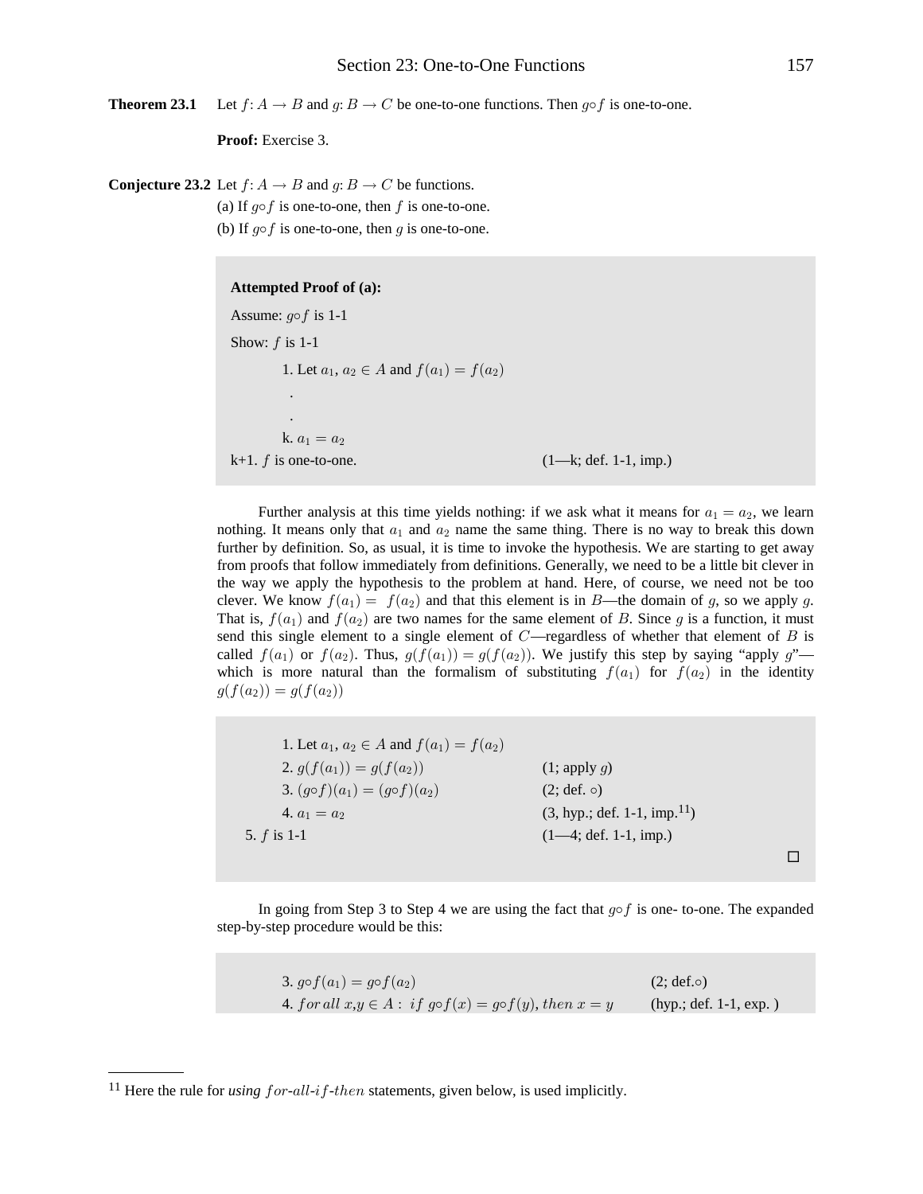**Theorem 23.1** Let $f\colon A \to B$ and $g\colon B \to C$ be one-to-one functions. Then $g \circ f$ is one-to-one.

**Proof:** Exercise 3.

**Conjecture 23.2** Let $f\colon A \to B$ and $g\colon B \to C$ be functions.

(a) If $g \circ f$ is one-to-one, then $f$ is one-to-one.

(b) If $g \circ f$ is one-to-one, then $g$ is one-to-one.

> **Attempted Proof of (a):**
>
> Assume: $g \circ f$ is 1-1
>
> Show: $f$ is 1-1
>
> 1. Let $a_1, a_2 \in A$ and $f(a_1) = f(a_2)$
>
> .
>
> .
>
> k. $a_1 = a_2$
>
> k+1. $f$ is one-to-one. (1—k; def. 1-1, imp.)

Further analysis at this time yields nothing: if we ask what it means for $a_1 = a_2$, we learn nothing. It means only that $a_1$ and $a_2$ name the same thing. There is no way to break this down further by definition. So, as usual, it is time to invoke the hypothesis. We are starting to get away from proofs that follow immediately from definitions. Generally, we need to be a little bit clever in the way we apply the hypothesis to the problem at hand. Here, of course, we need not be too clever. We know $f(a_1) = f(a_2)$ and that this element is in $B$—the domain of $g$, so we apply $g$. That is, $f(a_1)$ and $f(a_2)$ are two names for the same element of $B$. Since $g$ is a function, it must send this single element to a single element of $C$—regardless of whether that element of $B$ is called $f(a_1)$ or $f(a_2)$. Thus, $g(f(a_1)) = g(f(a_2))$. We justify this step by saying "apply $g$"—which is more natural than the formalism of substituting $f(a_1)$ for $f(a_2)$ in the identity $g(f(a_2)) = g(f(a_2))$

> 1. Let $a_1, a_2 \in A$ and $f(a_1) = f(a_2)$
> 2. $g(f(a_1)) = g(f(a_2))$ (1; apply $g$)
> 3. $(g \circ f)(a_1) = (g \circ f)(a_2)$ (2; def. $\circ$)
> 4. $a_1 = a_2$ (3, hyp.; def. 1-1, imp.[11])
>
> 5. $f$ is 1-1 (1—4; def. 1-1, imp.)
>
> □

In going from Step 3 to Step 4 we are using the fact that $g \circ f$ is one- to-one. The expanded step-by-step procedure would be this:

> 3. $g \circ f(a_1) = g \circ f(a_2)$ (2; def.$\circ$)
> 4. $for\,all\; x,y \in A:\; if\; g \circ f(x) = g \circ f(y),\, then\; x = y$ (hyp.; def. 1-1, exp. )

---

[11] Here the rule for *using* $for$-$all$-$if$-$then$ statements, given below, is used implicitly.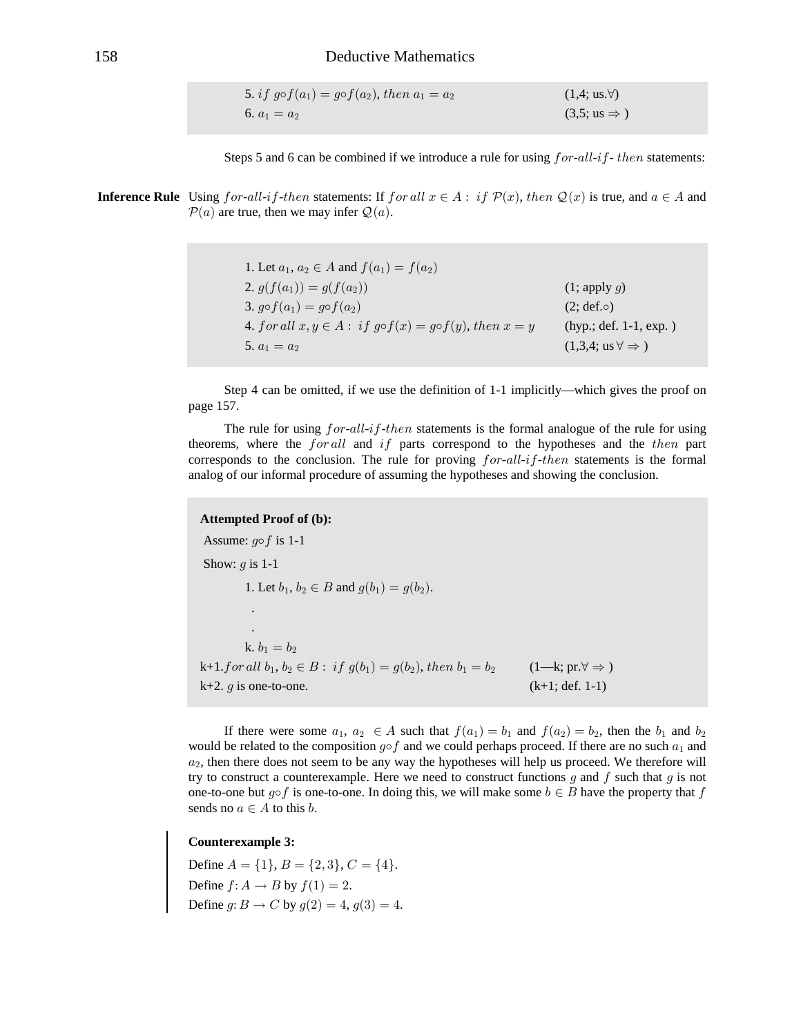5. $if\ g\circ f(a_1) = g\circ f(a_2),\ then\ a_1 = a_2$ (1,4; us.∀)
6. $a_1 = a_2$ (3,5; us ⇒ )

Steps 5 and 6 can be combined if we introduce a rule for using $for$-$all$-$if$- $then$ statements:

**Inference Rule** Using $for$-$all$-$if$-$then$ statements: If $for\,all\ x \in A:\ if\ \mathcal{P}(x),\ then\ \mathcal{Q}(x)$ is true, and $a \in A$ and $\mathcal{P}(a)$ are true, then we may infer $\mathcal{Q}(a)$.

1. Let $a_1, a_2 \in A$ and $f(a_1) = f(a_2)$
2. $g(f(a_1)) = g(f(a_2))$ (1; apply $g$)
3. $g\circ f(a_1) = g\circ f(a_2)$ (2; def.∘)
4. $for\,all\ x, y \in A:\ if\ g\circ f(x) = g\circ f(y),\ then\ x = y$ (hyp.; def. 1-1, exp. )
5. $a_1 = a_2$ (1,3,4; us ∀ ⇒ )

Step 4 can be omitted, if we use the definition of 1-1 implicitly—which gives the proof on page 157.

The rule for using $for$-$all$-$if$-$then$ statements is the formal analogue of the rule for using theorems, where the $for\,all$ and $if$ parts correspond to the hypotheses and the $then$ part corresponds to the conclusion. The rule for proving $for$-$all$-$if$-$then$ statements is the formal analog of our informal procedure of assuming the hypotheses and showing the conclusion.

**Attempted Proof of (b):**

Assume: $g\circ f$ is 1-1

Show: $g$ is 1-1

1. Let $b_1, b_2 \in B$ and $g(b_1) = g(b_2)$.

.

.

k. $b_1 = b_2$

k+1. $for\,all\ b_1, b_2 \in B:\ if\ g(b_1) = g(b_2),\ then\ b_1 = b_2$ (1—k; pr.∀ ⇒ )

k+2. $g$ is one-to-one. (k+1; def. 1-1)

If there were some $a_1, a_2 \in A$ such that $f(a_1) = b_1$ and $f(a_2) = b_2$, then the $b_1$ and $b_2$ would be related to the composition $g\circ f$ and we could perhaps proceed. If there are no such $a_1$ and $a_2$, then there does not seem to be any way the hypotheses will help us proceed. We therefore will try to construct a counterexample. Here we need to construct functions $g$ and $f$ such that $g$ is not one-to-one but $g\circ f$ is one-to-one. In doing this, we will make some $b \in B$ have the property that $f$ sends no $a \in A$ to this $b$.

**Counterexample 3:**

Define $A = \{1\}$, $B = \{2, 3\}$, $C = \{4\}$.

Define $f\colon A \to B$ by $f(1) = 2$.

Define $g\colon B \to C$ by $g(2) = 4$, $g(3) = 4$.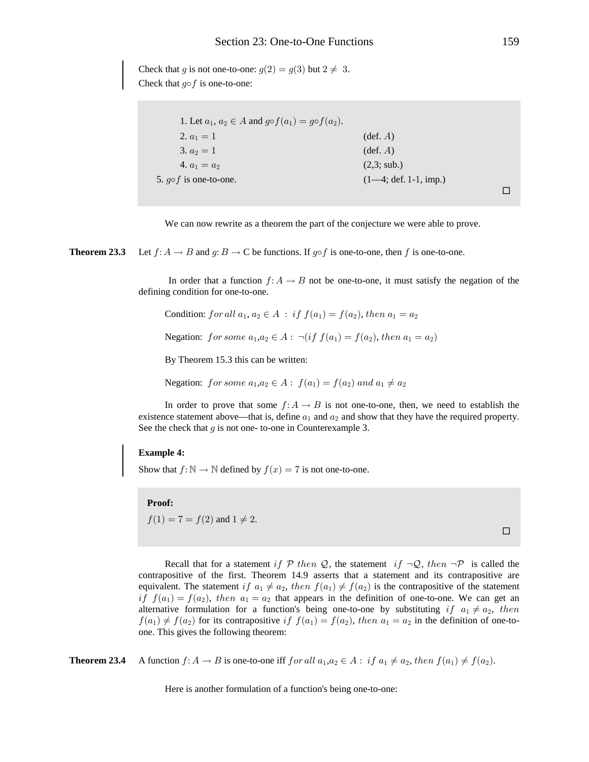Check that $g$ is not one-to-one: $g(2) = g(3)$ but $2 \neq 3$.
Check that $g \circ f$ is one-to-one:

| | |
|---|---|
| 1. Let $a_1, a_2 \in A$ and $g \circ f(a_1) = g \circ f(a_2)$. | |
| 2. $a_1 = 1$ | (def. $A$) |
| 3. $a_2 = 1$ | (def. $A$) |
| 4. $a_1 = a_2$ | (2,3; sub.) |
| 5. $g \circ f$ is one-to-one. | (1—4; def. 1-1, imp.) |

□

We can now rewrite as a theorem the part of the conjecture we were able to prove.

**Theorem 23.3** Let $f: A \to B$ and $g: B \to C$ be functions. If $g \circ f$ is one-to-one, then $f$ is one-to-one.

In order that a function $f: A \to B$ not be one-to-one, it must satisfy the negation of the defining condition for one-to-one.

Condition: $for\ all\ a_1, a_2 \in A\ :\ if\ f(a_1) = f(a_2), then\ a_1 = a_2$

Negation: $for\ some\ a_1, a_2 \in A : \neg(if\ f(a_1) = f(a_2), then\ a_1 = a_2)$

By Theorem 15.3 this can be written:

Negation: $for\ some\ a_1, a_2 \in A :\ f(a_1) = f(a_2)\ and\ a_1 \neq a_2$

In order to prove that some $f: A \to B$ is not one-to-one, then, we need to establish the existence statement above—that is, define $a_1$ and $a_2$ and show that they have the required property. See the check that $g$ is not one- to-one in Counterexample 3.

**Example 4:**

Show that $f: \mathbb{N} \to \mathbb{N}$ defined by $f(x) = 7$ is not one-to-one.

**Proof:**

$f(1) = 7 = f(2)$ and $1 \neq 2$.

□

Recall that for a statement $if\ \mathcal{P}\ then\ \mathcal{Q}$, the statement $if\ \neg\mathcal{Q}, then\ \neg\mathcal{P}$ is called the contrapositive of the first. Theorem 14.9 asserts that a statement and its contrapositive are equivalent. The statement $if\ a_1 \neq a_2, then\ f(a_1) \neq f(a_2)$ is the contrapositive of the statement $if\ f(a_1) = f(a_2), then\ a_1 = a_2$ that appears in the definition of one-to-one. We can get an alternative formulation for a function's being one-to-one by substituting $if\ a_1 \neq a_2, then\ f(a_1) \neq f(a_2)$ for its contrapositive $if\ f(a_1) = f(a_2), then\ a_1 = a_2$ in the definition of one-to-one. This gives the following theorem:

**Theorem 23.4** A function $f: A \to B$ is one-to-one iff $for\ all\ a_1, a_2 \in A :\ if\ a_1 \neq a_2, then\ f(a_1) \neq f(a_2)$.

Here is another formulation of a function's being one-to-one: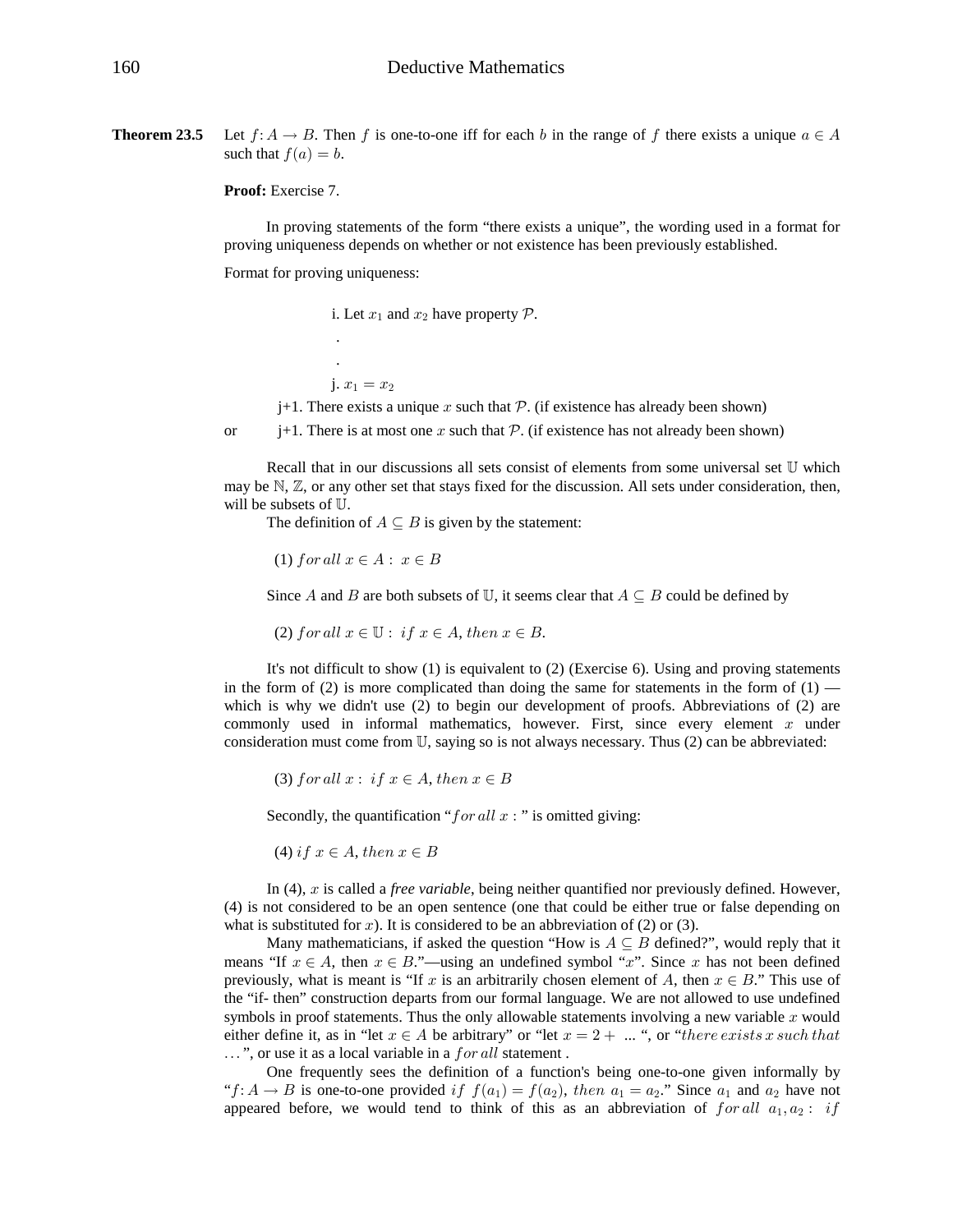**Theorem 23.5** Let $f\colon A \to B$. Then $f$ is one-to-one iff for each $b$ in the range of $f$ there exists a unique $a \in A$ such that $f(a) = b$.

**Proof:** Exercise 7.

In proving statements of the form "there exists a unique", the wording used in a format for proving uniqueness depends on whether or not existence has been previously established.

Format for proving uniqueness:

i. Let $x_1$ and $x_2$ have property $\mathcal{P}$.

.

.

j. $x_1 = x_2$

j+1. There exists a unique $x$ such that $\mathcal{P}$. (if existence has already been shown)

or j+1. There is at most one $x$ such that $\mathcal{P}$. (if existence has not already been shown)

Recall that in our discussions all sets consist of elements from some universal set $\mathbb{U}$ which may be $\mathbb{N}$, $\mathbb{Z}$, or any other set that stays fixed for the discussion. All sets under consideration, then, will be subsets of $\mathbb{U}$.

The definition of $A \subseteq B$ is given by the statement:

(1) $for\ all\ x \in A:\ x \in B$

Since $A$ and $B$ are both subsets of $\mathbb{U}$, it seems clear that $A \subseteq B$ could be defined by

(2) $for\ all\ x \in \mathbb{U}:\ if\ x \in A,\ then\ x \in B.$

It's not difficult to show (1) is equivalent to (2) (Exercise 6). Using and proving statements in the form of (2) is more complicated than doing the same for statements in the form of (1) — which is why we didn't use (2) to begin our development of proofs. Abbreviations of (2) are commonly used in informal mathematics, however. First, since every element $x$ under consideration must come from $\mathbb{U}$, saying so is not always necessary. Thus (2) can be abbreviated:

(3) $for\ all\ x:\ if\ x \in A,\ then\ x \in B$

Secondly, the quantification "$for\ all\ x:$" is omitted giving:

(4) $if\ x \in A,\ then\ x \in B$

In (4), $x$ is called a *free variable*, being neither quantified nor previously defined. However, (4) is not considered to be an open sentence (one that could be either true or false depending on what is substituted for $x$). It is considered to be an abbreviation of (2) or (3).

Many mathematicians, if asked the question "How is $A \subseteq B$ defined?", would reply that it means "If $x \in A$, then $x \in B$."—using an undefined symbol "$x$". Since $x$ has not been defined previously, what is meant is "If $x$ is an arbitrarily chosen element of $A$, then $x \in B$." This use of the "if- then" construction departs from our formal language. We are not allowed to use undefined symbols in proof statements. Thus the only allowable statements involving a new variable $x$ would either define it, as in "let $x \in A$ be arbitrary" or "let $x = 2 +$ ... ", or "$there\ exists\ x\ such\ that$ $\ldots$", or use it as a local variable in a $for\ all$ statement .

One frequently sees the definition of a function's being one-to-one given informally by "$f\colon A \to B$ is one-to-one provided $if\ f(a_1) = f(a_2),\ then\ a_1 = a_2$." Since $a_1$ and $a_2$ have not appeared before, we would tend to think of this as an abbreviation of $for\ all\ a_1, a_2:\ if$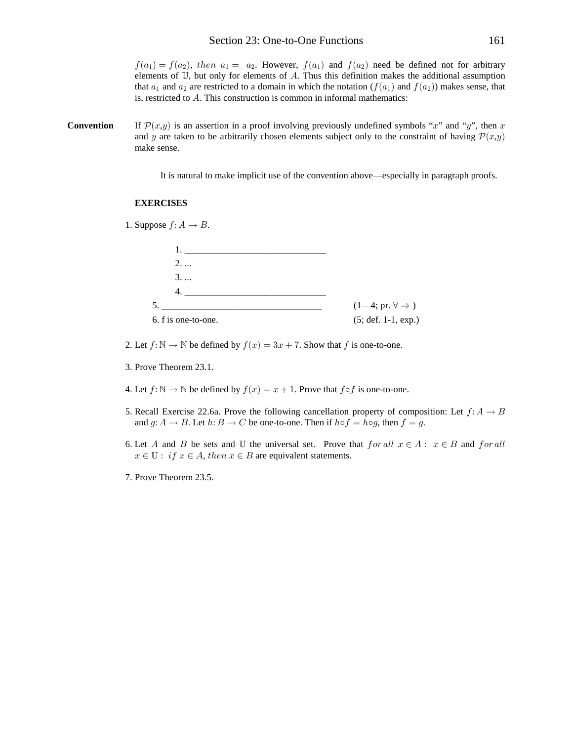$f(a_1) = f(a_2)$, *then* $a_1 = a_2$. However, $f(a_1)$ and $f(a_2)$ need be defined not for arbitrary elements of $\mathbb{U}$, but only for elements of $A$. Thus this definition makes the additional assumption that $a_1$ and $a_2$ are restricted to a domain in which the notation ($f(a_1)$ and $f(a_2)$) makes sense, that is, restricted to $A$. This construction is common in informal mathematics:

**Convention** If $\mathcal{P}(x,y)$ is an assertion in a proof involving previously undefined symbols "$x$" and "$y$", then $x$ and $y$ are taken to be arbitrarily chosen elements subject only to the constraint of having $\mathcal{P}(x,y)$ make sense.

It is natural to make implicit use of the convention above—especially in paragraph proofs.

**EXERCISES**

1. Suppose $f: A \to B$.

   1. ______________________________
   2. ...
   3. ...
   4. ______________________________

   5. __________________________________ (1—4; pr. $\forall \Rightarrow$ )
   6. f is one-to-one. (5; def. 1-1, exp.)

2. Let $f: \mathbb{N} \to \mathbb{N}$ be defined by $f(x) = 3x + 7$. Show that $f$ is one-to-one.

3. Prove Theorem 23.1.

4. Let $f: \mathbb{N} \to \mathbb{N}$ be defined by $f(x) = x + 1$. Prove that $f \circ f$ is one-to-one.

5. Recall Exercise 22.6a. Prove the following cancellation property of composition: Let $f: A \to B$ and $g: A \to B$. Let $h: B \to C$ be one-to-one. Then if $h \circ f = h \circ g$, then $f = g$.

6. Let $A$ and $B$ be sets and $\mathbb{U}$ the universal set. Prove that *for all* $x \in A: \ x \in B$ and *for all* $x \in \mathbb{U}:$ *if* $x \in A$, *then* $x \in B$ are equivalent statements.

7. Prove Theorem 23.5.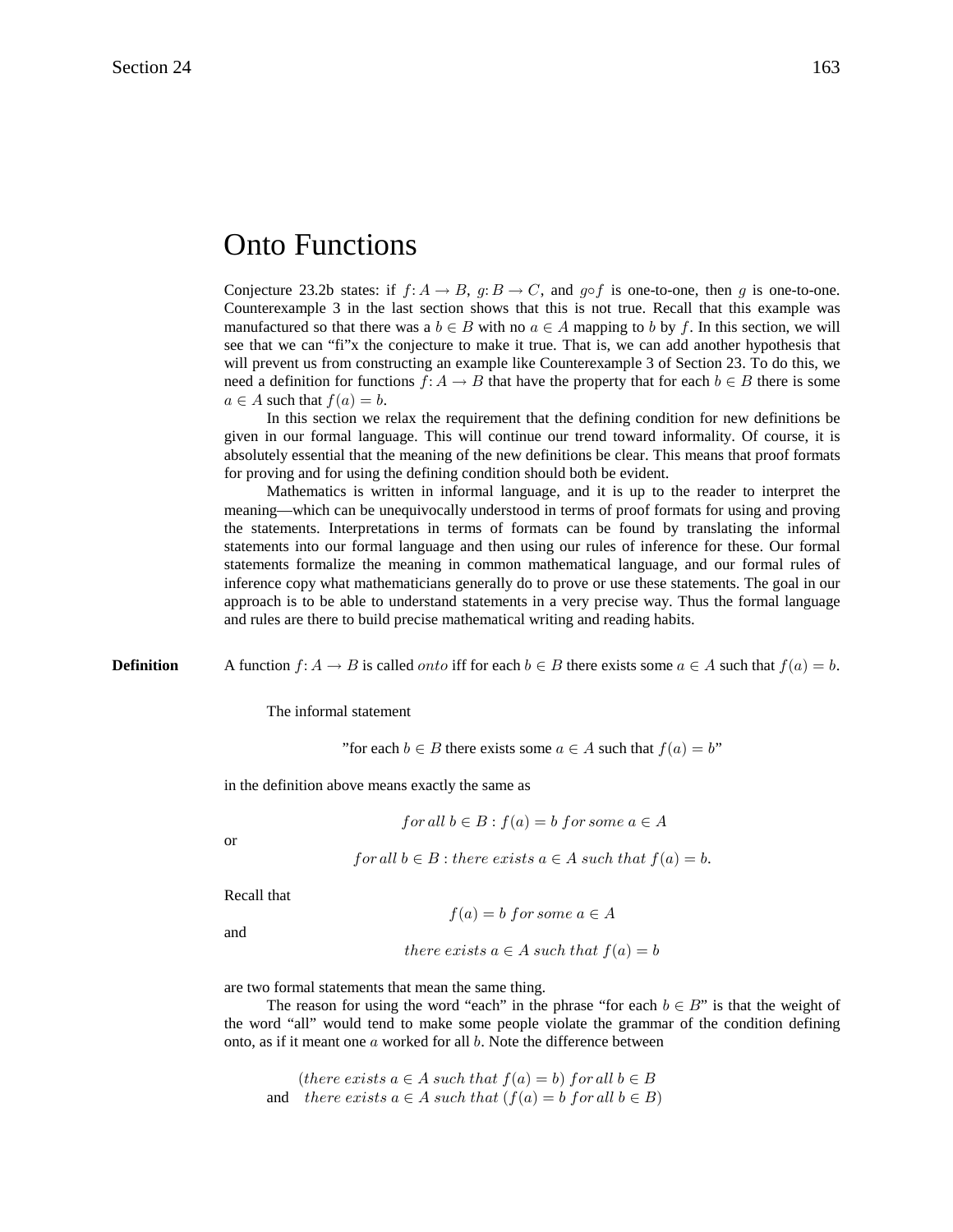# Onto Functions

Conjecture 23.2b states: if $f: A \to B$, $g: B \to C$, and $g \circ f$ is one-to-one, then $g$ is one-to-one. Counterexample 3 in the last section shows that this is not true. Recall that this example was manufactured so that there was a $b \in B$ with no $a \in A$ mapping to $b$ by $f$. In this section, we will see that we can "fi"x the conjecture to make it true. That is, we can add another hypothesis that will prevent us from constructing an example like Counterexample 3 of Section 23. To do this, we need a definition for functions $f: A \to B$ that have the property that for each $b \in B$ there is some $a \in A$ such that $f(a) = b$.

In this section we relax the requirement that the defining condition for new definitions be given in our formal language. This will continue our trend toward informality. Of course, it is absolutely essential that the meaning of the new definitions be clear. This means that proof formats for proving and for using the defining condition should both be evident.

Mathematics is written in informal language, and it is up to the reader to interpret the meaning—which can be unequivocally understood in terms of proof formats for using and proving the statements. Interpretations in terms of formats can be found by translating the informal statements into our formal language and then using our rules of inference for these. Our formal statements formalize the meaning in common mathematical language, and our formal rules of inference copy what mathematicians generally do to prove or use these statements. The goal in our approach is to be able to understand statements in a very precise way. Thus the formal language and rules are there to build precise mathematical writing and reading habits.

**Definition** A function $f: A \to B$ is called *onto* iff for each $b \in B$ there exists some $a \in A$ such that $f(a) = b$.

The informal statement

"for each $b \in B$ there exists some $a \in A$ such that $f(a) = b$"

in the definition above means exactly the same as

$$for\ all\ b \in B : f(a) = b\ for\ some\ a \in A$$

or

$$for\ all\ b \in B : there\ exists\ a \in A\ such\ that\ f(a) = b.$$

Recall that

$$f(a) = b\ for\ some\ a \in A$$

and

$$there\ exists\ a \in A\ such\ that\ f(a) = b$$

are two formal statements that mean the same thing.

The reason for using the word "each" in the phrase "for each $b \in B$" is that the weight of the word "all" would tend to make some people violate the grammar of the condition defining onto, as if it meant one $a$ worked for all $b$. Note the difference between

$$(there\ exists\ a \in A\ such\ that\ f(a) = b)\ for\ all\ b \in B$$

and $\quad there\ exists\ a \in A\ such\ that\ (f(a) = b\ for\ all\ b \in B)$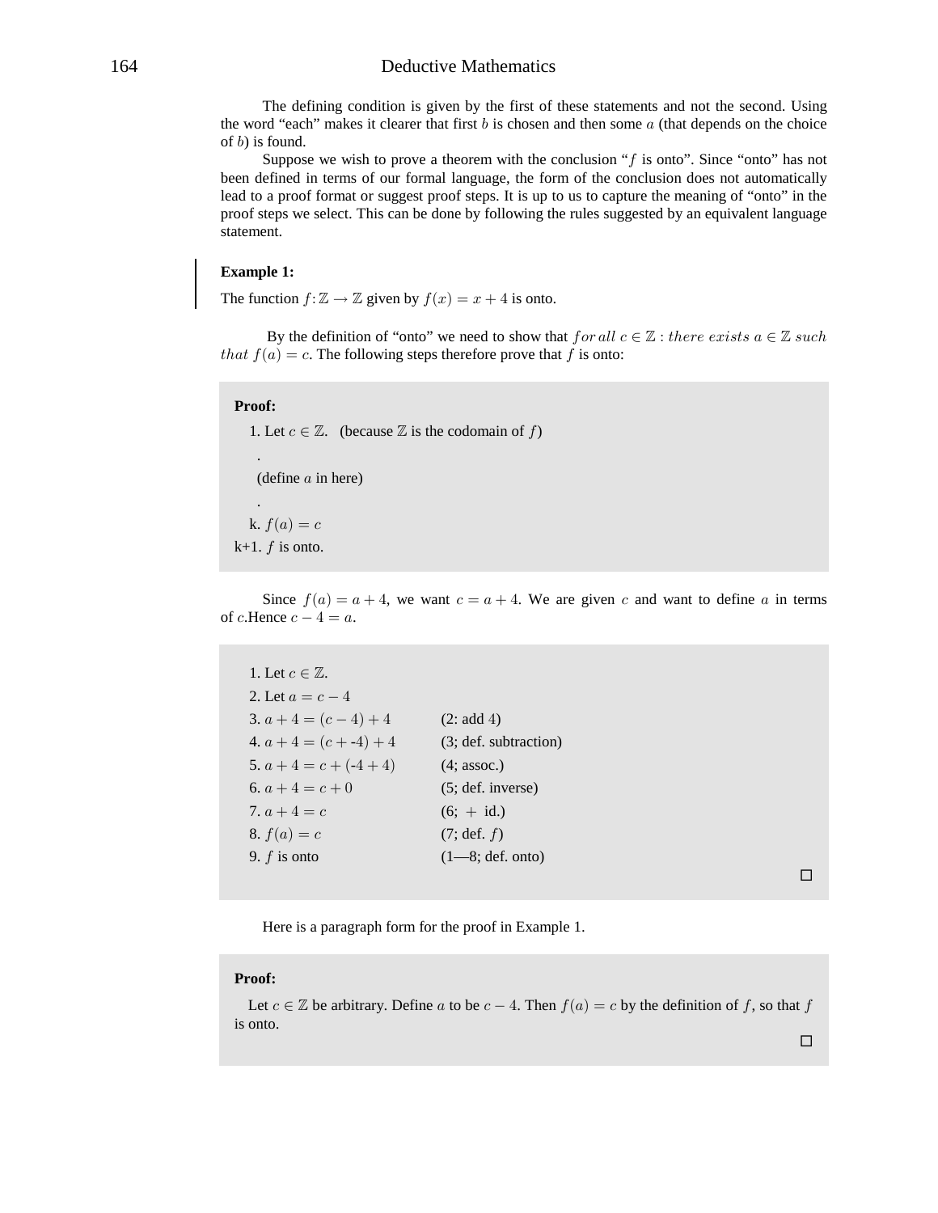The defining condition is given by the first of these statements and not the second. Using the word "each" makes it clearer that first $b$ is chosen and then some $a$ (that depends on the choice of $b$) is found.

Suppose we wish to prove a theorem with the conclusion "$f$ is onto". Since "onto" has not been defined in terms of our formal language, the form of the conclusion does not automatically lead to a proof format or suggest proof steps. It is up to us to capture the meaning of "onto" in the proof steps we select. This can be done by following the rules suggested by an equivalent language statement.

**Example 1:**

The function $f\colon \mathbb{Z} \to \mathbb{Z}$ given by $f(x) = x + 4$ is onto.

By the definition of "onto" we need to show that $for\,all\ c \in \mathbb{Z} : there\ exists\ a \in \mathbb{Z}\ such\ that\ f(a) = c$. The following steps therefore prove that $f$ is onto:

**Proof:**

1. Let $c \in \mathbb{Z}$. (because $\mathbb{Z}$ is the codomain of $f$)

.

(define $a$ in here)

.

k. $f(a) = c$

k+1. $f$ is onto.

Since $f(a) = a + 4$, we want $c = a + 4$. We are given $c$ and want to define $a$ in terms of $c$.Hence $c - 4 = a$.

| | |
|---|---|
| 1. Let $c \in \mathbb{Z}$. | |
| 2. Let $a = c - 4$ | |
| 3. $a + 4 = (c - 4) + 4$ | (2: add $4$) |
| 4. $a + 4 = (c + \text{-}4) + 4$ | (3; def. subtraction) |
| 5. $a + 4 = c + (\text{-}4 + 4)$ | (4; assoc.) |
| 6. $a + 4 = c + 0$ | (5; def. inverse) |
| 7. $a + 4 = c$ | (6; $+$ id.) |
| 8. $f(a) = c$ | (7; def. $f$) |
| 9. $f$ is onto | (1—8; def. onto) |

□

Here is a paragraph form for the proof in Example 1.

**Proof:**

Let $c \in \mathbb{Z}$ be arbitrary. Define $a$ to be $c - 4$. Then $f(a) = c$ by the definition of $f$, so that $f$ is onto.

□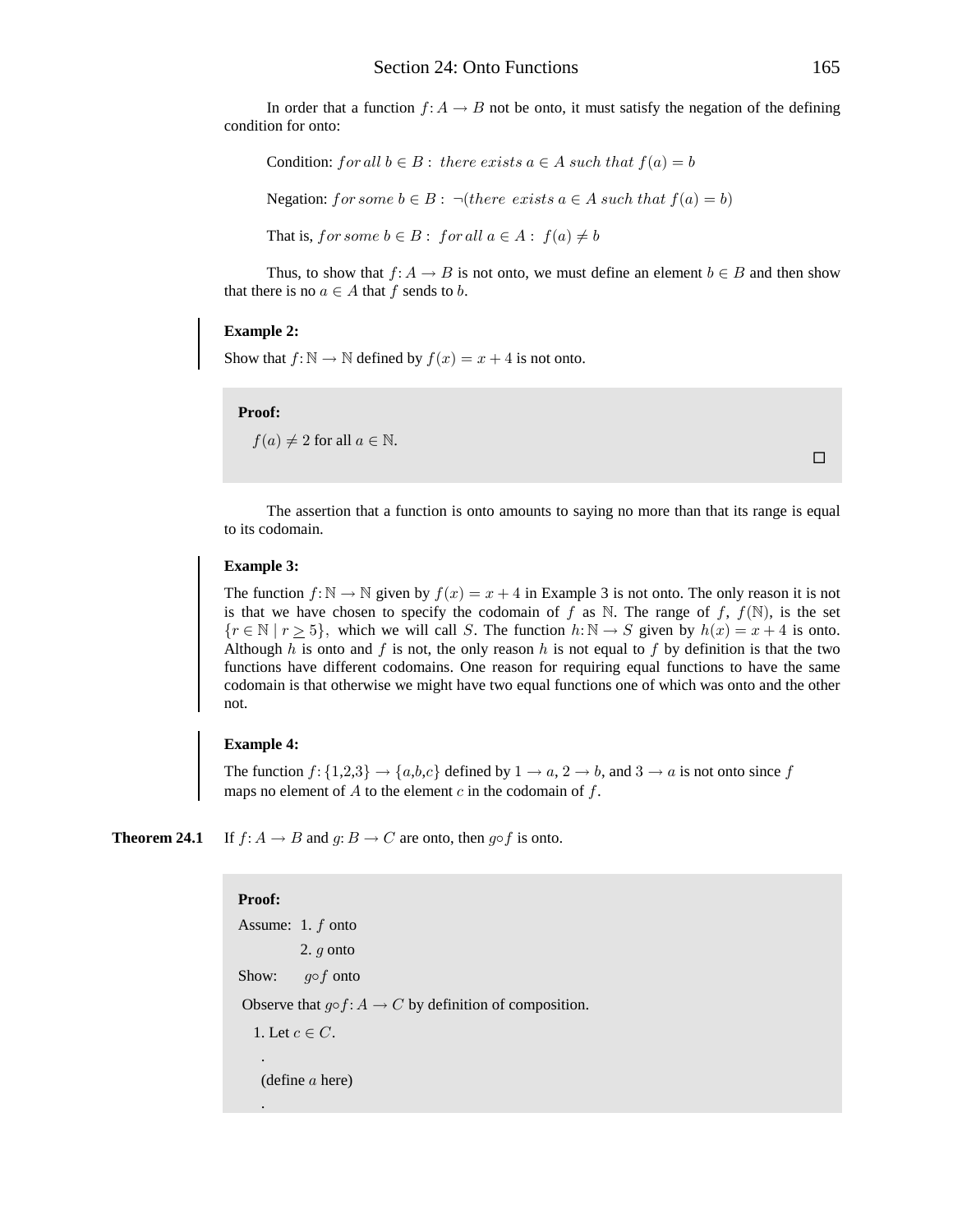In order that a function $f: A \to B$ not be onto, it must satisfy the negation of the defining condition for onto:

Condition: $for\ all\ b \in B:\ there\ exists\ a \in A\ such\ that\ f(a) = b$

Negation: $for\ some\ b \in B:\ \neg(there\ \ exists\ a \in A\ such\ that\ f(a) = b)$

That is, $for\ some\ b \in B:\ \ for\ all\ a \in A:\ \ f(a) \neq b$

Thus, to show that $f: A \to B$ is not onto, we must define an element $b \in B$ and then show that there is no $a \in A$ that $f$ sends to $b$.

**Example 2:**

Show that $f: \mathbb{N} \to \mathbb{N}$ defined by $f(x) = x + 4$ is not onto.

**Proof:**

$f(a) \neq 2$ for all $a \in \mathbb{N}$.

□

The assertion that a function is onto amounts to saying no more than that its range is equal to its codomain.

**Example 3:**

The function $f: \mathbb{N} \to \mathbb{N}$ given by $f(x) = x + 4$ in Example 3 is not onto. The only reason it is not is that we have chosen to specify the codomain of $f$ as $\mathbb{N}$. The range of $f$, $f(\mathbb{N})$, is the set $\{r \in \mathbb{N} \mid r \geq 5\}$, which we will call $S$. The function $h: \mathbb{N} \to S$ given by $h(x) = x + 4$ is onto. Although $h$ is onto and $f$ is not, the only reason $h$ is not equal to $f$ by definition is that the two functions have different codomains. One reason for requiring equal functions to have the same codomain is that otherwise we might have two equal functions one of which was onto and the other not.

**Example 4:**

The function $f: \{1,2,3\} \to \{a,b,c\}$ defined by $1 \to a$, $2 \to b$, and $3 \to a$ is not onto since $f$ maps no element of $A$ to the element $c$ in the codomain of $f$.

**Theorem 24.1** If $f: A \to B$ and $g: B \to C$ are onto, then $g \circ f$ is onto.

**Proof:**

Assume: 1. $f$ onto

2. $g$ onto

Show: $g \circ f$ onto

Observe that $g \circ f: A \to C$ by definition of composition.

1. Let $c \in C$.

.

(define $a$ here)

.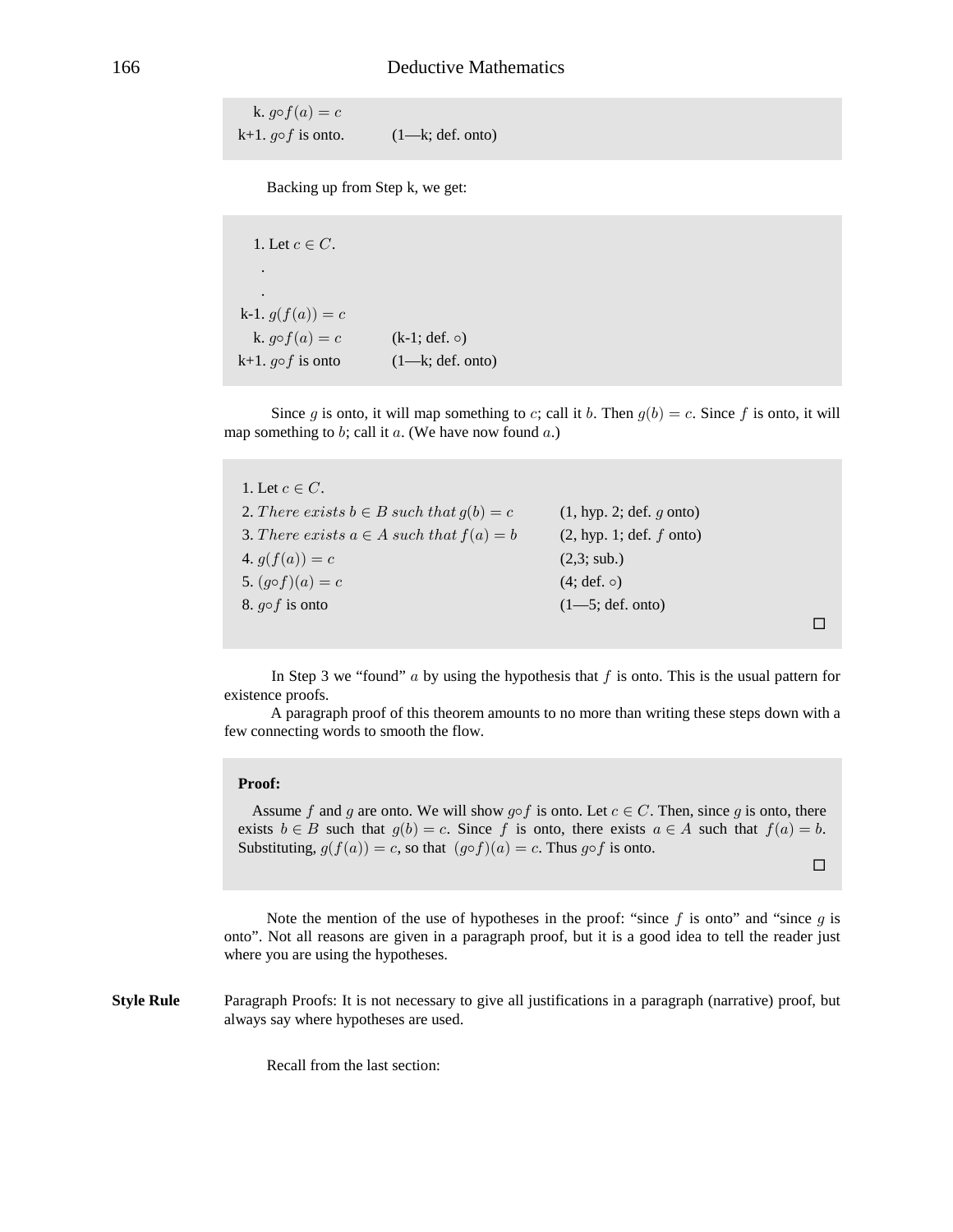| | |
|---|---|
| k. $g \circ f(a) = c$ | |
| k+1. $g \circ f$ is onto. | (1—k; def. onto) |

Backing up from Step k, we get:

| | |
|---|---|
| 1. Let $c \in C$. | |
| . | |
| . | |
| k-1. $g(f(a)) = c$ | |
| k. $g \circ f(a) = c$ | (k-1; def. $\circ$) |
| k+1. $g \circ f$ is onto | (1—k; def. onto) |

Since $g$ is onto, it will map something to $c$; call it $b$. Then $g(b) = c$. Since $f$ is onto, it will map something to $b$; call it $a$. (We have now found $a$.)

| | |
|---|---|
| 1. Let $c \in C$. | |
| 2. $There\ exists\ b \in B\ such\ that\ g(b) = c$ | (1, hyp. 2; def. $g$ onto) |
| 3. $There\ exists\ a \in A\ such\ that\ f(a) = b$ | (2, hyp. 1; def. $f$ onto) |
| 4. $g(f(a)) = c$ | (2,3; sub.) |
| 5. $(g \circ f)(a) = c$ | (4; def. $\circ$) |
| 8. $g \circ f$ is onto | (1—5; def. onto) |

□

In Step 3 we "found" $a$ by using the hypothesis that $f$ is onto. This is the usual pattern for existence proofs.

A paragraph proof of this theorem amounts to no more than writing these steps down with a few connecting words to smooth the flow.

**Proof:**

Assume $f$ and $g$ are onto. We will show $g \circ f$ is onto. Let $c \in C$. Then, since $g$ is onto, there exists $b \in B$ such that $g(b) = c$. Since $f$ is onto, there exists $a \in A$ such that $f(a) = b$. Substituting, $g(f(a)) = c$, so that $(g \circ f)(a) = c$. Thus $g \circ f$ is onto.

□

Note the mention of the use of hypotheses in the proof: "since $f$ is onto" and "since $g$ is onto". Not all reasons are given in a paragraph proof, but it is a good idea to tell the reader just where you are using the hypotheses.

**Style Rule** Paragraph Proofs: It is not necessary to give all justifications in a paragraph (narrative) proof, but always say where hypotheses are used.

Recall from the last section: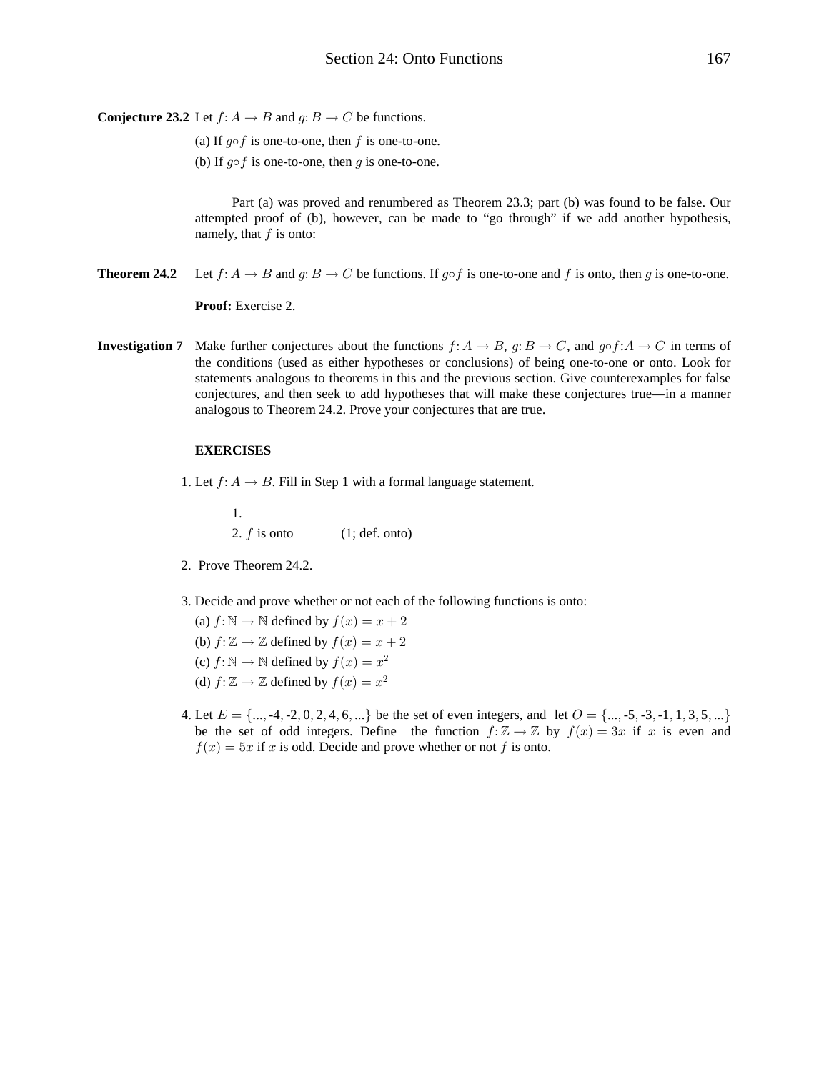**Conjecture 23.2** Let $f: A \to B$ and $g: B \to C$ be functions.

(a) If $g \circ f$ is one-to-one, then $f$ is one-to-one.

(b) If $g \circ f$ is one-to-one, then $g$ is one-to-one.

Part (a) was proved and renumbered as Theorem 23.3; part (b) was found to be false. Our attempted proof of (b), however, can be made to "go through" if we add another hypothesis, namely, that $f$ is onto:

**Theorem 24.2** Let $f: A \to B$ and $g: B \to C$ be functions. If $g \circ f$ is one-to-one and $f$ is onto, then $g$ is one-to-one.

**Proof:** Exercise 2.

**Investigation 7** Make further conjectures about the functions $f: A \to B$, $g: B \to C$, and $g \circ f: A \to C$ in terms of the conditions (used as either hypotheses or conclusions) of being one-to-one or onto. Look for statements analogous to theorems in this and the previous section. Give counterexamples for false conjectures, and then seek to add hypotheses that will make these conjectures true—in a manner analogous to Theorem 24.2. Prove your conjectures that are true.

**EXERCISES**

1. Let $f: A \to B$. Fill in Step 1 with a formal language statement.

   1.
   2. $f$ is onto (1; def. onto)

2. Prove Theorem 24.2.

3. Decide and prove whether or not each of the following functions is onto:

   (a) $f: \mathbb{N} \to \mathbb{N}$ defined by $f(x) = x + 2$

   (b) $f: \mathbb{Z} \to \mathbb{Z}$ defined by $f(x) = x + 2$

   (c) $f: \mathbb{N} \to \mathbb{N}$ defined by $f(x) = x^2$

   (d) $f: \mathbb{Z} \to \mathbb{Z}$ defined by $f(x) = x^2$

4. Let $E = \{..., -4, -2, 0, 2, 4, 6, ...\}$ be the set of even integers, and let $O = \{..., -5, -3, -1, 1, 3, 5, ...\}$ be the set of odd integers. Define the function $f: \mathbb{Z} \to \mathbb{Z}$ by $f(x) = 3x$ if $x$ is even and $f(x) = 5x$ if $x$ is odd. Decide and prove whether or not $f$ is onto.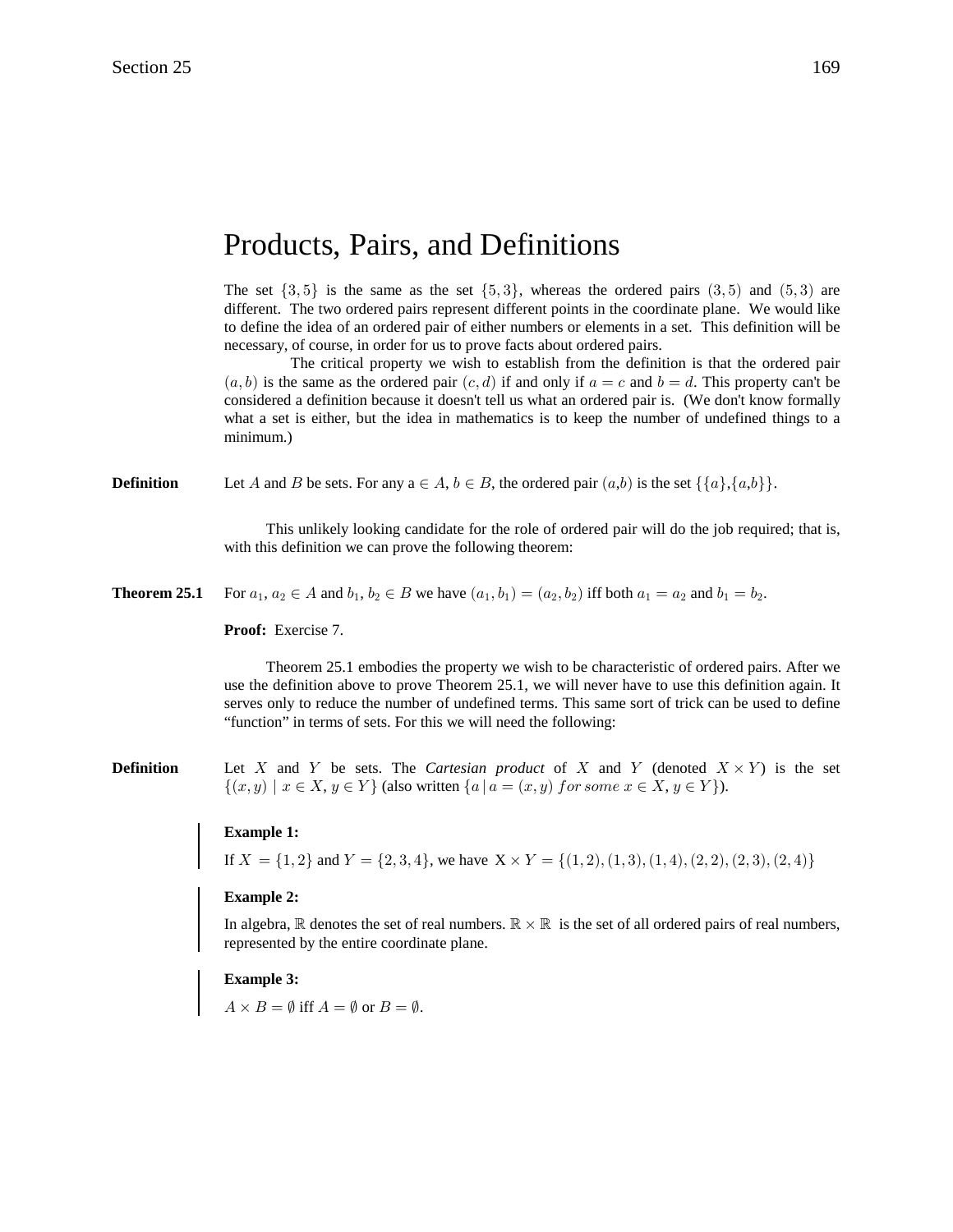# Products, Pairs, and Definitions

The set $\{3, 5\}$ is the same as the set $\{5, 3\}$, whereas the ordered pairs $(3, 5)$ and $(5, 3)$ are different. The two ordered pairs represent different points in the coordinate plane. We would like to define the idea of an ordered pair of either numbers or elements in a set. This definition will be necessary, of course, in order for us to prove facts about ordered pairs.

The critical property we wish to establish from the definition is that the ordered pair $(a, b)$ is the same as the ordered pair $(c, d)$ if and only if $a = c$ and $b = d$. This property can't be considered a definition because it doesn't tell us what an ordered pair is. (We don't know formally what a set is either, but the idea in mathematics is to keep the number of undefined things to a minimum.)

**Definition** Let $A$ and $B$ be sets. For any a $\in A$, $b \in B$, the ordered pair $(a,b)$ is the set $\{\{a\},\{a,b\}\}$.

This unlikely looking candidate for the role of ordered pair will do the job required; that is, with this definition we can prove the following theorem:

**Theorem 25.1** For $a_1, a_2 \in A$ and $b_1, b_2 \in B$ we have $(a_1, b_1) = (a_2, b_2)$ iff both $a_1 = a_2$ and $b_1 = b_2$.

**Proof:** Exercise 7.

Theorem 25.1 embodies the property we wish to be characteristic of ordered pairs. After we use the definition above to prove Theorem 25.1, we will never have to use this definition again. It serves only to reduce the number of undefined terms. This same sort of trick can be used to define "function" in terms of sets. For this we will need the following:

**Definition** Let $X$ and $Y$ be sets. The *Cartesian product* of $X$ and $Y$ (denoted $X \times Y$) is the set $\{(x, y) \mid x \in X, y \in Y\}$ (also written $\{a \mid a = (x, y) \; for \; some \; x \in X, y \in Y\}$).

**Example 1:**

If $X = \{1, 2\}$ and $Y = \{2, 3, 4\}$, we have $X \times Y = \{(1, 2), (1, 3), (1, 4), (2, 2), (2, 3), (2, 4)\}$

**Example 2:**

In algebra, $\mathbb{R}$ denotes the set of real numbers. $\mathbb{R} \times \mathbb{R}$ is the set of all ordered pairs of real numbers, represented by the entire coordinate plane.

**Example 3:**

$A \times B = \emptyset$ iff $A = \emptyset$ or $B = \emptyset$.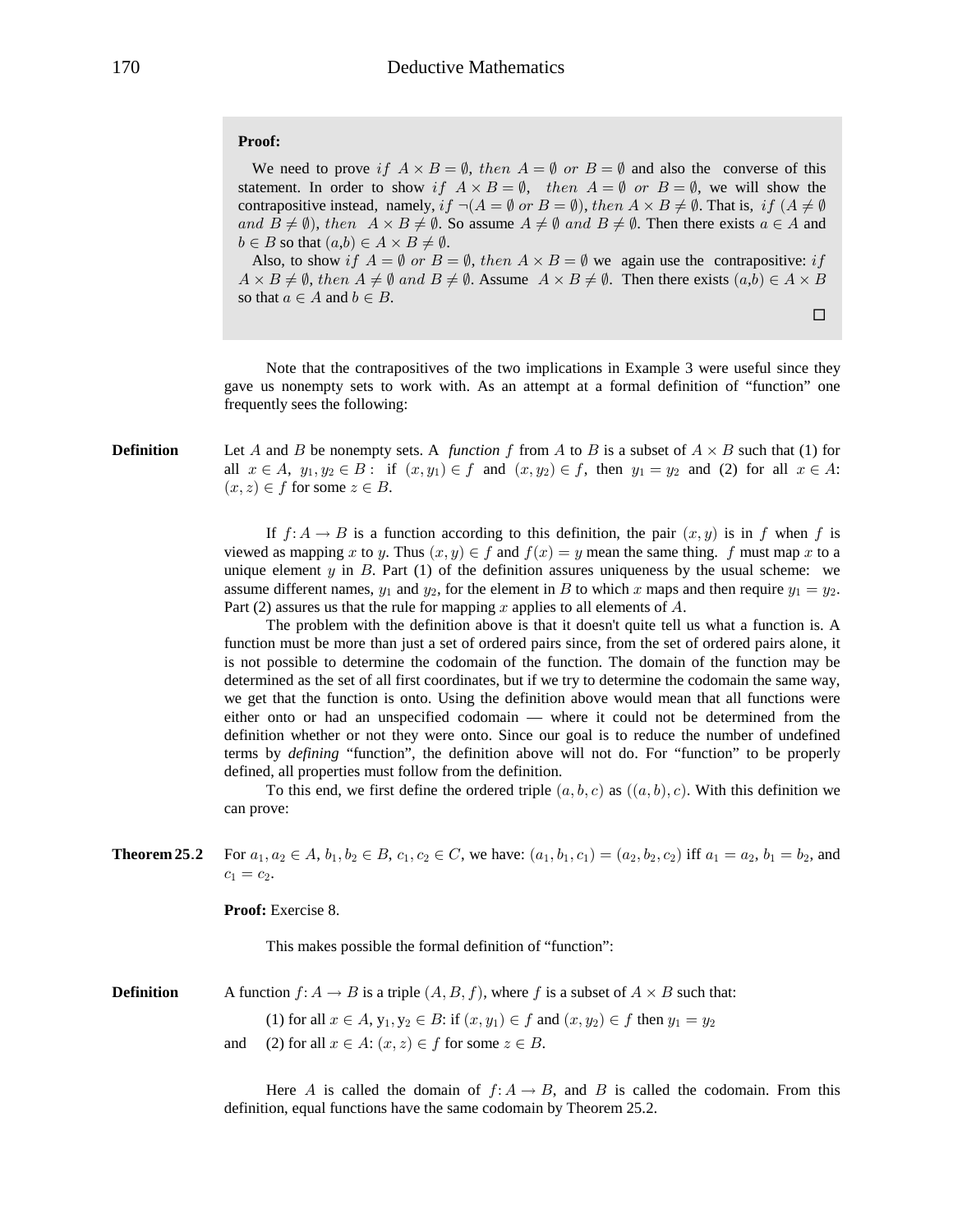**Proof:**

We need to prove $if\ \ A \times B = \emptyset,\ then\ \ A = \emptyset\ \ or\ \ B = \emptyset$ and also the converse of this statement. In order to show $if\ \ A \times B = \emptyset,\ \ then\ \ A = \emptyset\ \ or\ \ B = \emptyset$, we will show the contrapositive instead, namely, $if\ \neg(A = \emptyset\ or\ B = \emptyset),\ then\ A \times B \neq \emptyset$. That is, $if\ (A \neq \emptyset\ and\ B \neq \emptyset),\ then\ \ A \times B \neq \emptyset$. So assume $A \neq \emptyset\ and\ B \neq \emptyset$. Then there exists $a \in A$ and $b \in B$ so that $(a,b) \in A \times B \neq \emptyset$.

Also, to show $if\ A = \emptyset\ or\ B = \emptyset,\ then\ A \times B = \emptyset$ we again use the contrapositive: $if\ A \times B \neq \emptyset,\ then\ A \neq \emptyset\ and\ B \neq \emptyset$. Assume $A \times B \neq \emptyset$. Then there exists $(a,b) \in A \times B$ so that $a \in A$ and $b \in B$.

□

Note that the contrapositives of the two implications in Example 3 were useful since they gave us nonempty sets to work with. As an attempt at a formal definition of "function" one frequently sees the following:

**Definition** Let $A$ and $B$ be nonempty sets. A *function* $f$ from $A$ to $B$ is a subset of $A \times B$ such that (1) for all $x \in A,\ y_1, y_2 \in B:$ if $(x, y_1) \in f$ and $(x, y_2) \in f$, then $y_1 = y_2$ and (2) for all $x \in A$: $(x, z) \in f$ for some $z \in B$.

If $f\colon A \to B$ is a function according to this definition, the pair $(x, y)$ is in $f$ when $f$ is viewed as mapping $x$ to $y$. Thus $(x, y) \in f$ and $f(x) = y$ mean the same thing. $f$ must map $x$ to a unique element $y$ in $B$. Part (1) of the definition assures uniqueness by the usual scheme: we assume different names, $y_1$ and $y_2$, for the element in $B$ to which $x$ maps and then require $y_1 = y_2$. Part (2) assures us that the rule for mapping $x$ applies to all elements of $A$.

The problem with the definition above is that it doesn't quite tell us what a function is. A function must be more than just a set of ordered pairs since, from the set of ordered pairs alone, it is not possible to determine the codomain of the function. The domain of the function may be determined as the set of all first coordinates, but if we try to determine the codomain the same way, we get that the function is onto. Using the definition above would mean that all functions were either onto or had an unspecified codomain — where it could not be determined from the definition whether or not they were onto. Since our goal is to reduce the number of undefined terms by *defining* "function", the definition above will not do. For "function" to be properly defined, all properties must follow from the definition.

To this end, we first define the ordered triple $(a, b, c)$ as $((a, b), c)$. With this definition we can prove:

**Theorem 25.2** For $a_1, a_2 \in A$, $b_1, b_2 \in B$, $c_1, c_2 \in C$, we have: $(a_1, b_1, c_1) = (a_2, b_2, c_2)$ iff $a_1 = a_2$, $b_1 = b_2$, and $c_1 = c_2$.

**Proof:** Exercise 8.

This makes possible the formal definition of "function":

**Definition** A function $f\colon A \to B$ is a triple $(A, B, f)$, where $f$ is a subset of $A \times B$ such that:

(1) for all $x \in A$, $y_1, y_2 \in B$: if $(x, y_1) \in f$ and $(x, y_2) \in f$ then $y_1 = y_2$

and (2) for all $x \in A$: $(x, z) \in f$ for some $z \in B$.

Here $A$ is called the domain of $f\colon A \to B$, and $B$ is called the codomain. From this definition, equal functions have the same codomain by Theorem 25.2.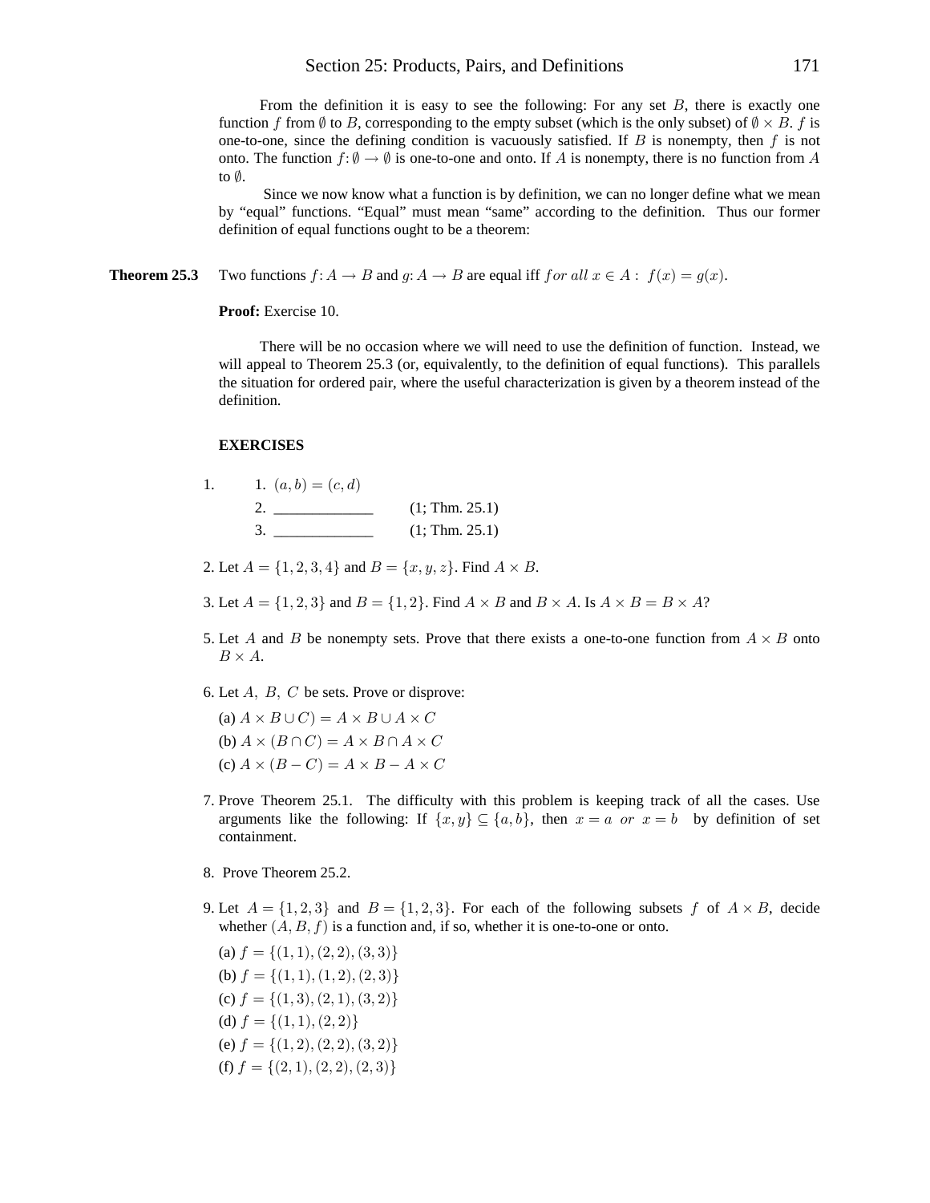From the definition it is easy to see the following: For any set $B$, there is exactly one function $f$ from $\emptyset$ to $B$, corresponding to the empty subset (which is the only subset) of $\emptyset \times B$. $f$ is one-to-one, since the defining condition is vacuously satisfied. If $B$ is nonempty, then $f$ is not onto. The function $f: \emptyset \to \emptyset$ is one-to-one and onto. If $A$ is nonempty, there is no function from $A$ to $\emptyset$.

Since we now know what a function is by definition, we can no longer define what we mean by "equal" functions. "Equal" must mean "same" according to the definition. Thus our former definition of equal functions ought to be a theorem:

**Theorem 25.3** Two functions $f: A \to B$ and $g: A \to B$ are equal iff $for\ all\ x \in A:\ f(x) = g(x)$.

**Proof:** Exercise 10.

There will be no occasion where we will need to use the definition of function. Instead, we will appeal to Theorem 25.3 (or, equivalently, to the definition of equal functions). This parallels the situation for ordered pair, where the useful characterization is given by a theorem instead of the definition.

**EXERCISES**

1. 
   1. $(a, b) = (c, d)$
   2. _____________ (1; Thm. 25.1)
   3. _____________ (1; Thm. 25.1)

2. Let $A = \{1, 2, 3, 4\}$ and $B = \{x, y, z\}$. Find $A \times B$.

3. Let $A = \{1, 2, 3\}$ and $B = \{1, 2\}$. Find $A \times B$ and $B \times A$. Is $A \times B = B \times A$?

5. Let $A$ and $B$ be nonempty sets. Prove that there exists a one-to-one function from $A \times B$ onto $B \times A$.

6. Let $A,\ B,\ C$ be sets. Prove or disprove:

   (a) $A \times B \cup C) = A \times B \cup A \times C$

   (b) $A \times (B \cap C) = A \times B \cap A \times C$

   (c) $A \times (B - C) = A \times B - A \times C$

7. Prove Theorem 25.1. The difficulty with this problem is keeping track of all the cases. Use arguments like the following: If $\{x, y\} \subseteq \{a, b\}$, then $x = a\ or\ x = b$ by definition of set containment.

8. Prove Theorem 25.2.

9. Let $A = \{1, 2, 3\}$ and $B = \{1, 2, 3\}$. For each of the following subsets $f$ of $A \times B$, decide whether $(A, B, f)$ is a function and, if so, whether it is one-to-one or onto.

   (a) $f = \{(1, 1), (2, 2), (3, 3)\}$

   (b) $f = \{(1, 1), (1, 2), (2, 3)\}$

   (c) $f = \{(1, 3), (2, 1), (3, 2)\}$

   (d) $f = \{(1, 1), (2, 2)\}$

   (e) $f = \{(1, 2), (2, 2), (3, 2)\}$

   (f) $f = \{(2, 1), (2, 2), (2, 3)\}$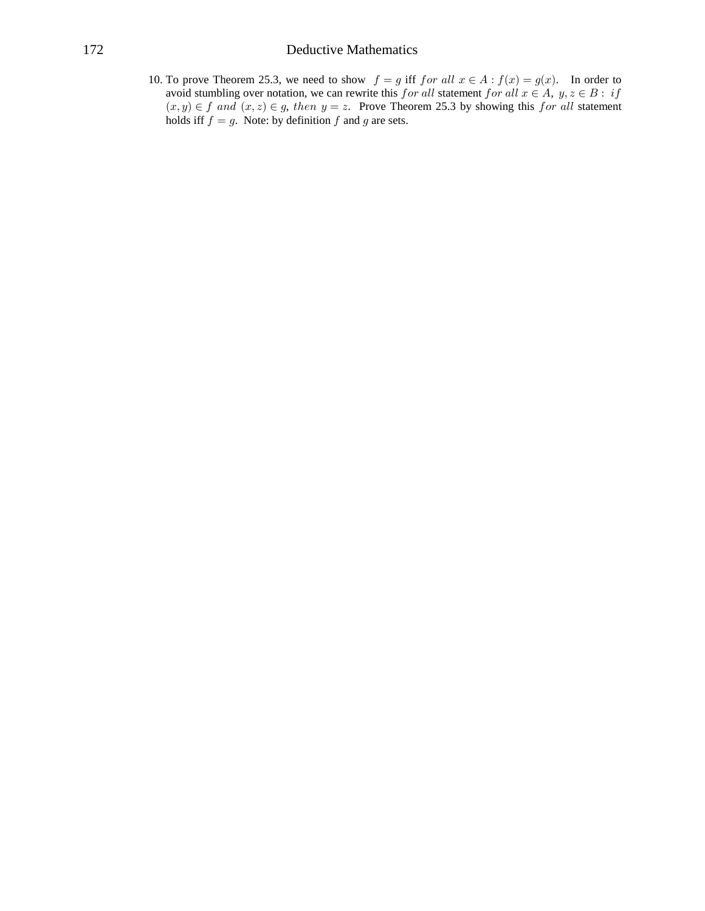10. To prove Theorem 25.3, we need to show $f = g$ iff $for\ all\ x \in A : f(x) = g(x)$. In order to avoid stumbling over notation, we can rewrite this $for\ all$ statement $for\ all\ x \in A,\ y, z \in B :\ if\ (x, y) \in f\ and\ (x, z) \in g,\ then\ y = z$. Prove Theorem 25.3 by showing this $for\ all$ statement holds iff $f = g$. Note: by definition $f$ and $g$ are sets.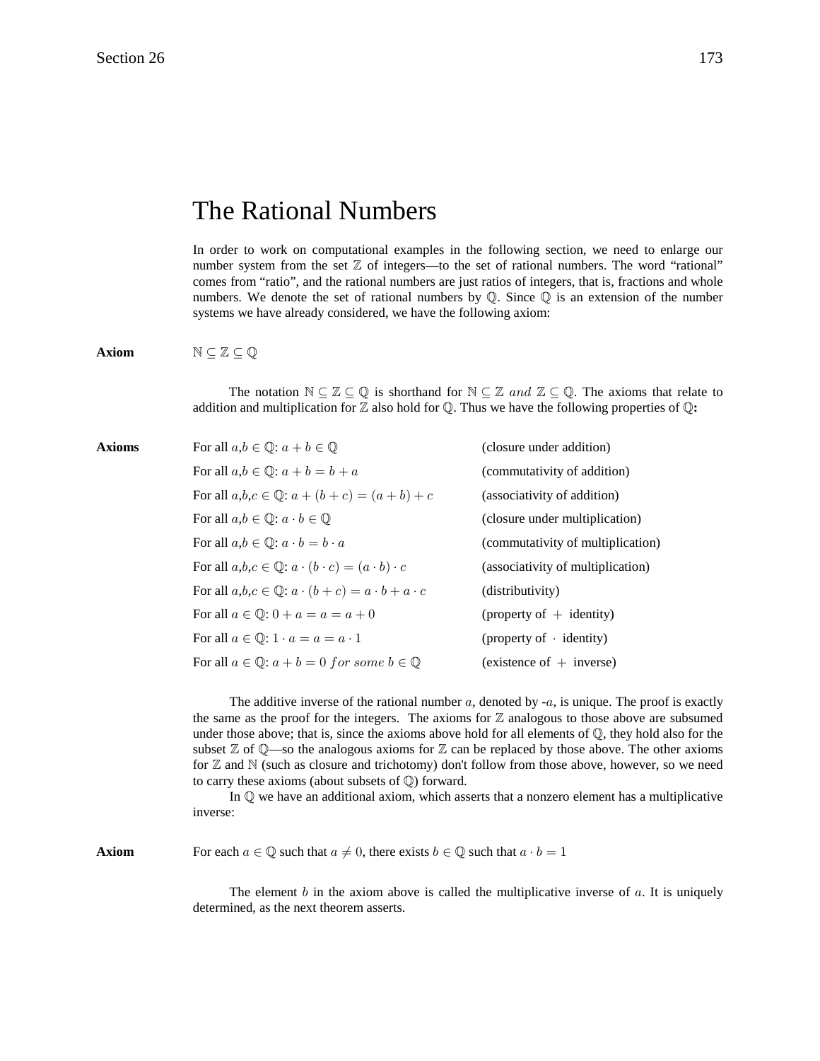# The Rational Numbers

In order to work on computational examples in the following section, we need to enlarge our number system from the set $\mathbb{Z}$ of integers—to the set of rational numbers. The word "rational" comes from "ratio", and the rational numbers are just ratios of integers, that is, fractions and whole numbers. We denote the set of rational numbers by $\mathbb{Q}$. Since $\mathbb{Q}$ is an extension of the number systems we have already considered, we have the following axiom:

**Axiom** $\mathbb{N} \subseteq \mathbb{Z} \subseteq \mathbb{Q}$

The notation $\mathbb{N} \subseteq \mathbb{Z} \subseteq \mathbb{Q}$ is shorthand for $\mathbb{N} \subseteq \mathbb{Z}$ *and* $\mathbb{Z} \subseteq \mathbb{Q}$. The axioms that relate to addition and multiplication for $\mathbb{Z}$ also hold for $\mathbb{Q}$. Thus we have the following properties of $\mathbb{Q}$**:**

**Axioms**

For all $a,b \in \mathbb{Q}$: $a + b \in \mathbb{Q}$ (closure under addition)

For all $a,b \in \mathbb{Q}$: $a + b = b + a$ (commutativity of addition)

For all $a,b,c \in \mathbb{Q}$: $a + (b + c) = (a + b) + c$ (associativity of addition)

For all $a,b \in \mathbb{Q}$: $a \cdot b \in \mathbb{Q}$ (closure under multiplication)

For all $a,b \in \mathbb{Q}$: $a \cdot b = b \cdot a$ (commutativity of multiplication)

For all $a,b,c \in \mathbb{Q}$: $a \cdot (b \cdot c) = (a \cdot b) \cdot c$ (associativity of multiplication)

For all $a,b,c \in \mathbb{Q}$: $a \cdot (b + c) = a \cdot b + a \cdot c$ (distributivity)

For all $a \in \mathbb{Q}$: $0 + a = a = a + 0$ (property of $+$ identity)

For all $a \in \mathbb{Q}$: $1 \cdot a = a = a \cdot 1$ (property of $\cdot$ identity)

For all $a \in \mathbb{Q}$: $a + b = 0$ *for some* $b \in \mathbb{Q}$ (existence of $+$ inverse)

The additive inverse of the rational number $a$, denoted by -$a$, is unique. The proof is exactly the same as the proof for the integers. The axioms for $\mathbb{Z}$ analogous to those above are subsumed under those above; that is, since the axioms above hold for all elements of $\mathbb{Q}$, they hold also for the subset $\mathbb{Z}$ of $\mathbb{Q}$—so the analogous axioms for $\mathbb{Z}$ can be replaced by those above. The other axioms for $\mathbb{Z}$ and $\mathbb{N}$ (such as closure and trichotomy) don't follow from those above, however, so we need to carry these axioms (about subsets of $\mathbb{Q}$) forward.

In $\mathbb{Q}$ we have an additional axiom, which asserts that a nonzero element has a multiplicative inverse:

**Axiom** For each $a \in \mathbb{Q}$ such that $a \neq 0$, there exists $b \in \mathbb{Q}$ such that $a \cdot b = 1$

The element $b$ in the axiom above is called the multiplicative inverse of $a$. It is uniquely determined, as the next theorem asserts.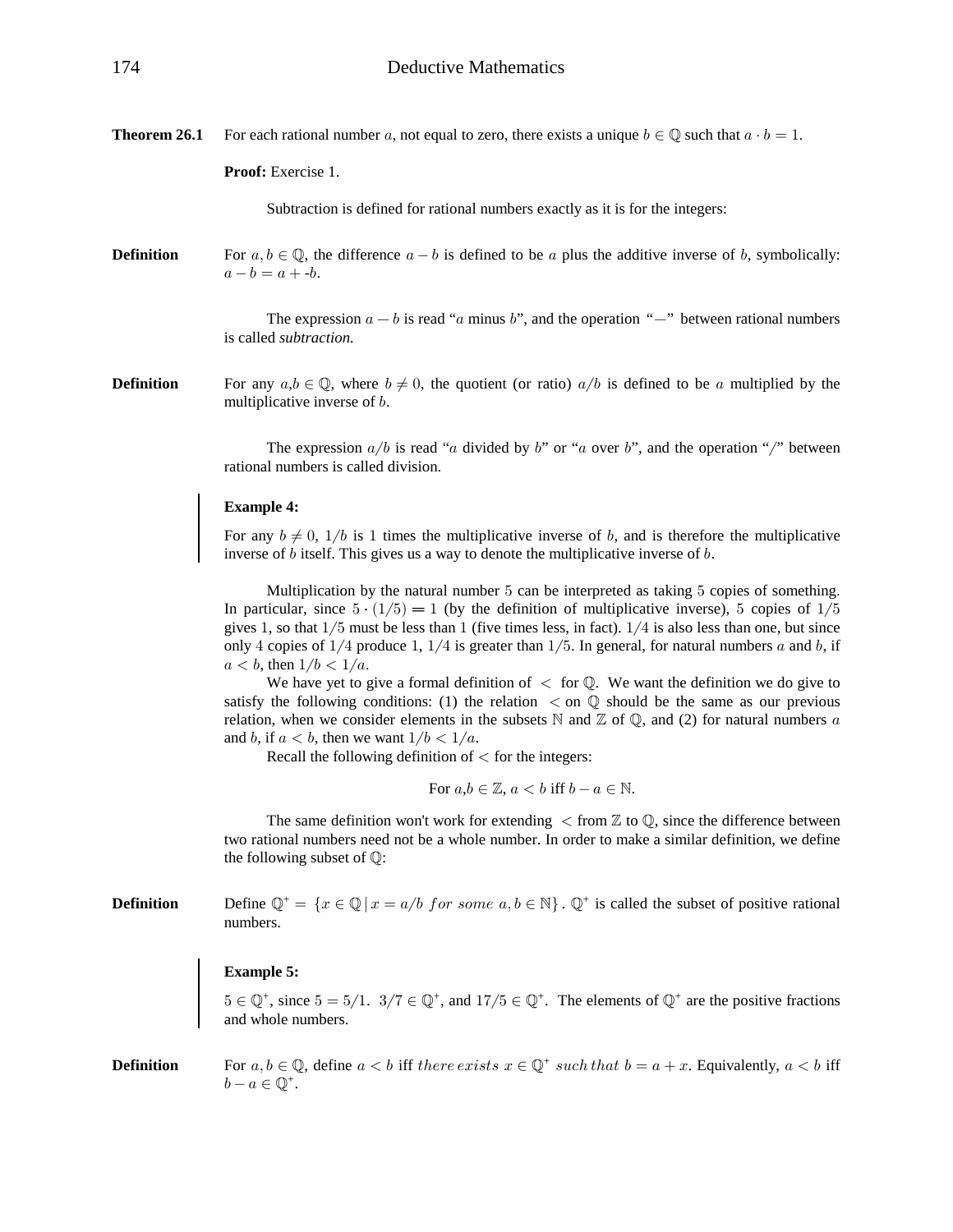**Theorem 26.1** For each rational number $a$, not equal to zero, there exists a unique $b \in \mathbb{Q}$ such that $a \cdot b = 1$.

**Proof:** Exercise 1.

Subtraction is defined for rational numbers exactly as it is for the integers:

**Definition** For $a, b \in \mathbb{Q}$, the difference $a - b$ is defined to be $a$ plus the additive inverse of $b$, symbolically: $a - b = a + \text{-}b$.

The expression $a - b$ is read "$a$ minus $b$", and the operation "$-$" between rational numbers is called *subtraction.*

**Definition** For any $a, b \in \mathbb{Q}$, where $b \neq 0$, the quotient (or ratio) $a/b$ is defined to be $a$ multiplied by the multiplicative inverse of $b$.

The expression $a/b$ is read "$a$ divided by $b$" or "$a$ over $b$", and the operation "/" between rational numbers is called division.

**Example 4:**

For any $b \neq 0$, $1/b$ is $1$ times the multiplicative inverse of $b$, and is therefore the multiplicative inverse of $b$ itself. This gives us a way to denote the multiplicative inverse of $b$.

Multiplication by the natural number $5$ can be interpreted as taking $5$ copies of something. In particular, since $5 \cdot (1/5) = 1$ (by the definition of multiplicative inverse), $5$ copies of $1/5$ gives $1$, so that $1/5$ must be less than $1$ (five times less, in fact). $1/4$ is also less than one, but since only $4$ copies of $1/4$ produce $1$, $1/4$ is greater than $1/5$. In general, for natural numbers $a$ and $b$, if $a < b$, then $1/b < 1/a$.

We have yet to give a formal definition of $<$ for $\mathbb{Q}$. We want the definition we do give to satisfy the following conditions: (1) the relation $<$ on $\mathbb{Q}$ should be the same as our previous relation, when we consider elements in the subsets $\mathbb{N}$ and $\mathbb{Z}$ of $\mathbb{Q}$, and (2) for natural numbers $a$ and $b$, if $a < b$, then we want $1/b < 1/a$.

Recall the following definition of $<$ for the integers:

$$\text{For } a,b \in \mathbb{Z},\ a < b \text{ iff } b - a \in \mathbb{N}.$$

The same definition won't work for extending $<$ from $\mathbb{Z}$ to $\mathbb{Q}$, since the difference between two rational numbers need not be a whole number. In order to make a similar definition, we define the following subset of $\mathbb{Q}$:

**Definition** Define $\mathbb{Q}^+ = \{x \in \mathbb{Q} \,|\, x = a/b \text{ for some } a, b \in \mathbb{N}\}$. $\mathbb{Q}^+$ is called the subset of positive rational numbers.

**Example 5:**

$5 \in \mathbb{Q}^+$, since $5 = 5/1$. $3/7 \in \mathbb{Q}^+$, and $17/5 \in \mathbb{Q}^+$. The elements of $\mathbb{Q}^+$ are the positive fractions and whole numbers.

**Definition** For $a, b \in \mathbb{Q}$, define $a < b$ iff *there exists* $x \in \mathbb{Q}^+$ *such that* $b = a + x$. Equivalently, $a < b$ iff $b - a \in \mathbb{Q}^+$.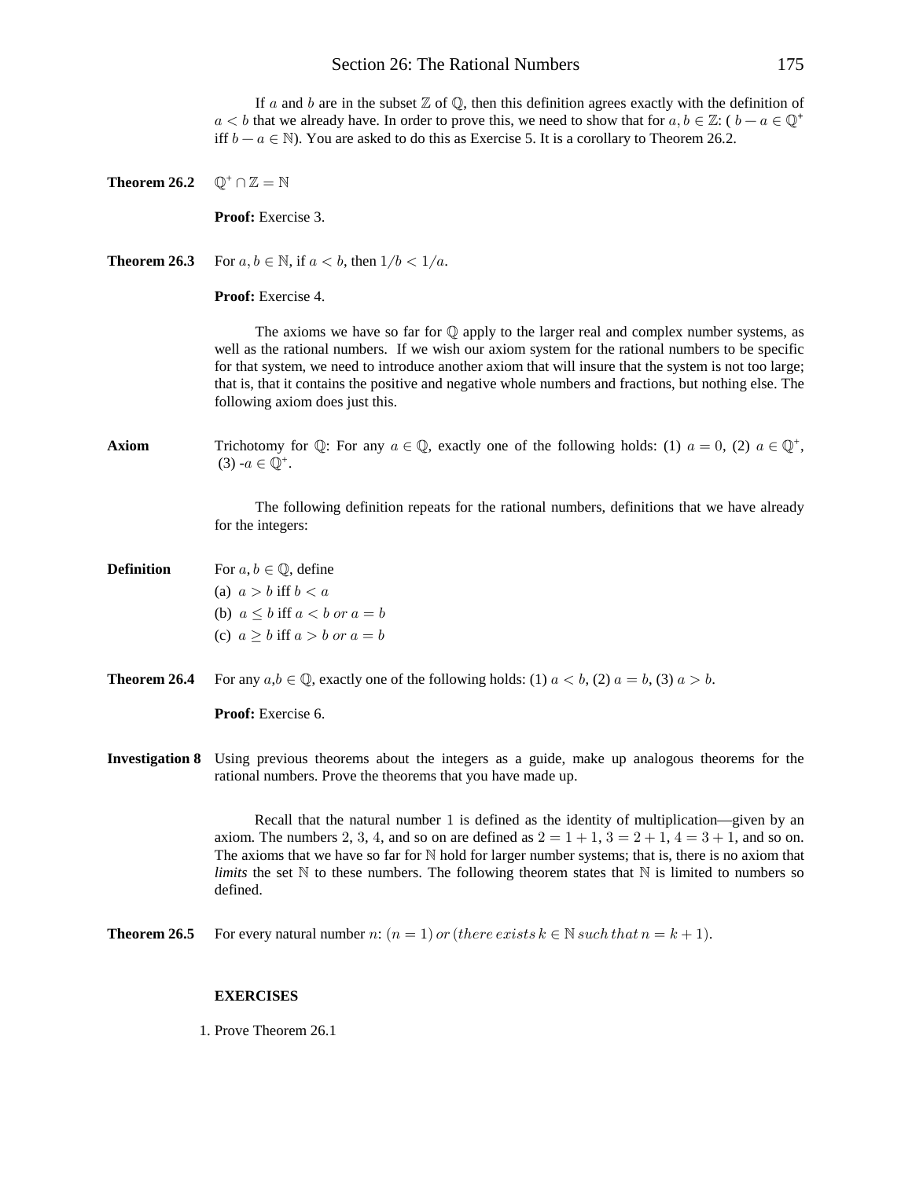If $a$ and $b$ are in the subset $\mathbb{Z}$ of $\mathbb{Q}$, then this definition agrees exactly with the definition of $a < b$ that we already have. In order to prove this, we need to show that for $a, b \in \mathbb{Z}$: ( $b - a \in \mathbb{Q}^+$ iff $b - a \in \mathbb{N}$). You are asked to do this as Exercise 5. It is a corollary to Theorem 26.2.

**Theorem 26.2** $\mathbb{Q}^+ \cap \mathbb{Z} = \mathbb{N}$

**Proof:** Exercise 3.

**Theorem 26.3** For $a, b \in \mathbb{N}$, if $a < b$, then $1/b < 1/a$.

**Proof:** Exercise 4.

The axioms we have so far for $\mathbb{Q}$ apply to the larger real and complex number systems, as well as the rational numbers. If we wish our axiom system for the rational numbers to be specific for that system, we need to introduce another axiom that will insure that the system is not too large; that is, that it contains the positive and negative whole numbers and fractions, but nothing else. The following axiom does just this.

**Axiom** Trichotomy for $\mathbb{Q}$: For any $a \in \mathbb{Q}$, exactly one of the following holds: (1) $a = 0$, (2) $a \in \mathbb{Q}^+$, (3) $-a \in \mathbb{Q}^+$.

The following definition repeats for the rational numbers, definitions that we have already for the integers:

**Definition** For $a, b \in \mathbb{Q}$, define

(a) $a > b$ iff $b < a$

(b) $a \leq b$ iff $a < b$ *or* $a = b$

(c) $a \geq b$ iff $a > b$ *or* $a = b$

**Theorem 26.4** For any $a,b \in \mathbb{Q}$, exactly one of the following holds: (1) $a < b$, (2) $a = b$, (3) $a > b$.

**Proof:** Exercise 6.

**Investigation 8** Using previous theorems about the integers as a guide, make up analogous theorems for the rational numbers. Prove the theorems that you have made up.

Recall that the natural number 1 is defined as the identity of multiplication—given by an axiom. The numbers 2, 3, 4, and so on are defined as $2 = 1 + 1$, $3 = 2 + 1$, $4 = 3 + 1$, and so on. The axioms that we have so far for $\mathbb{N}$ hold for larger number systems; that is, there is no axiom that *limits* the set $\mathbb{N}$ to these numbers. The following theorem states that $\mathbb{N}$ is limited to numbers so defined.

**Theorem 26.5** For every natural number $n$: $(n = 1)$ *or* (*there exists* $k \in \mathbb{N}$ *such that* $n = k + 1$).

**EXERCISES**

1. Prove Theorem 26.1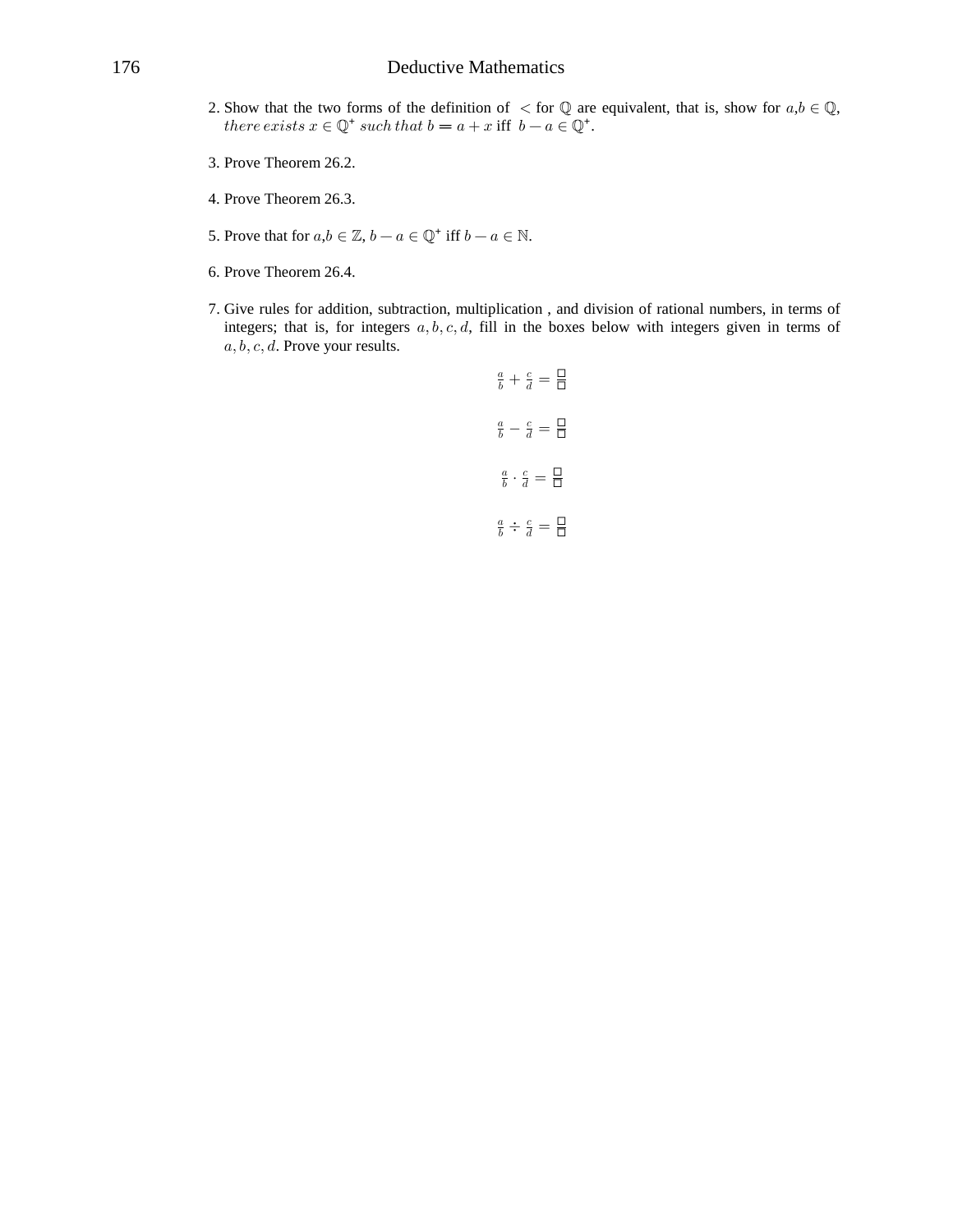2. Show that the two forms of the definition of $<$ for $\mathbb{Q}$ are equivalent, that is, show for $a,b \in \mathbb{Q}$, *there exists* $x \in \mathbb{Q}^+$ *such that* $b = a + x$ iff $b - a \in \mathbb{Q}^+$.

3. Prove Theorem 26.2.

4. Prove Theorem 26.3.

5. Prove that for $a,b \in \mathbb{Z}$, $b - a \in \mathbb{Q}^+$ iff $b - a \in \mathbb{N}$.

6. Prove Theorem 26.4.

7. Give rules for addition, subtraction, multiplication , and division of rational numbers, in terms of integers; that is, for integers $a, b, c, d$, fill in the boxes below with integers given in terms of $a, b, c, d$. Prove your results.

$$\frac{a}{b} + \frac{c}{d} = \frac{\square}{\square}$$

$$\frac{a}{b} - \frac{c}{d} = \frac{\square}{\square}$$

$$\frac{a}{b} \cdot \frac{c}{d} = \frac{\square}{\square}$$

$$\frac{a}{b} \div \frac{c}{d} = \frac{\square}{\square}$$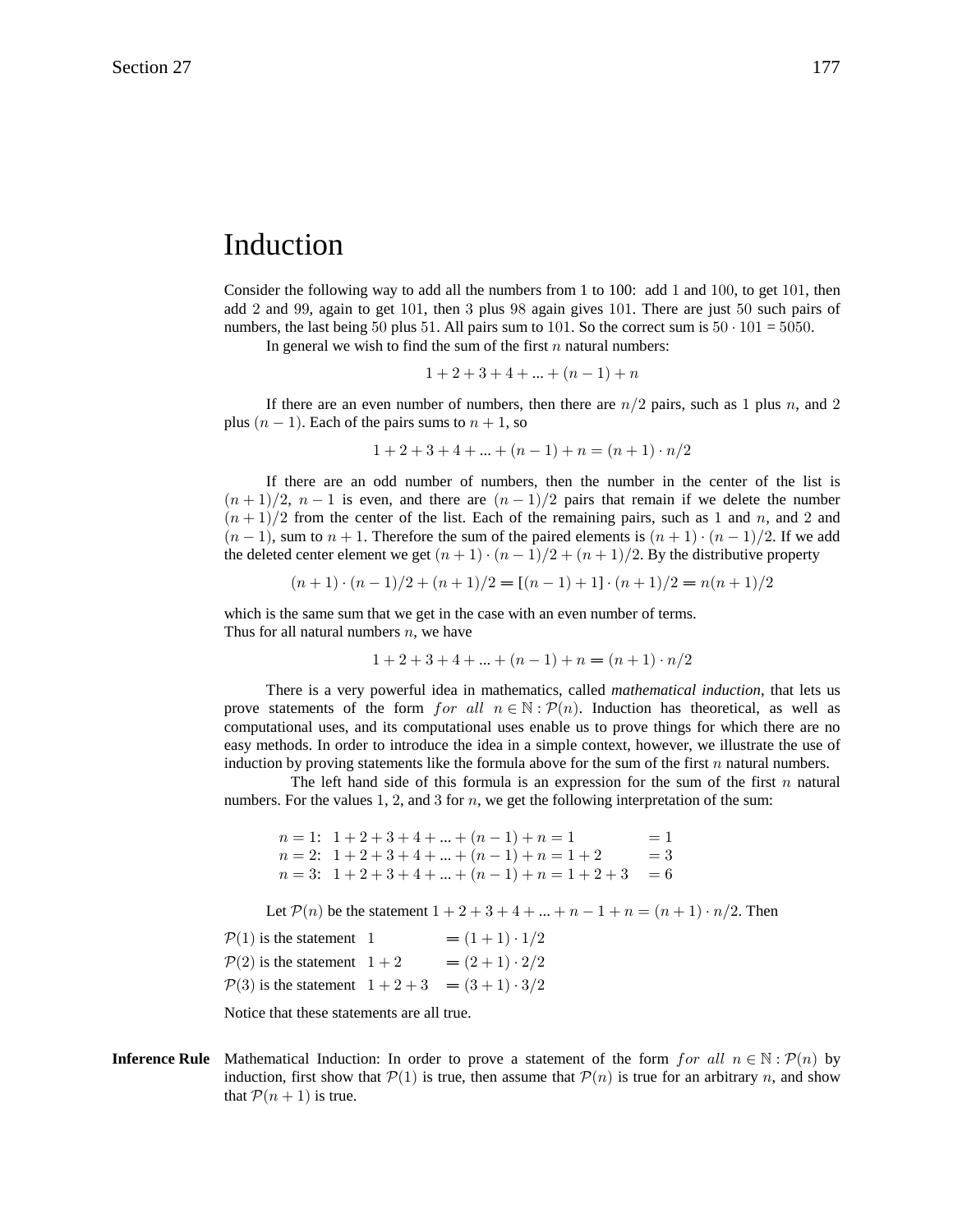# Induction

Consider the following way to add all the numbers from 1 to 100: add $1$ and $100$, to get $101$, then add $2$ and $99$, again to get $101$, then $3$ plus $98$ again gives $101$. There are just $50$ such pairs of numbers, the last being $50$ plus $51$. All pairs sum to $101$. So the correct sum is $50 \cdot 101 = 5050$.

In general we wish to find the sum of the first $n$ natural numbers:

$$1 + 2 + 3 + 4 + ... + (n-1) + n$$

If there are an even number of numbers, then there are $n/2$ pairs, such as $1$ plus $n$, and $2$ plus $(n-1)$. Each of the pairs sums to $n+1$, so

$$1 + 2 + 3 + 4 + ... + (n-1) + n = (n+1) \cdot n/2$$

If there are an odd number of numbers, then the number in the center of the list is $(n+1)/2$, $n-1$ is even, and there are $(n-1)/2$ pairs that remain if we delete the number $(n+1)/2$ from the center of the list. Each of the remaining pairs, such as $1$ and $n$, and $2$ and $(n-1)$, sum to $n+1$. Therefore the sum of the paired elements is $(n+1) \cdot (n-1)/2$. If we add the deleted center element we get $(n+1) \cdot (n-1)/2 + (n+1)/2$. By the distributive property

$$(n+1) \cdot (n-1)/2 + (n+1)/2 = [(n-1) + 1] \cdot (n+1)/2 = n(n+1)/2$$

which is the same sum that we get in the case with an even number of terms.
Thus for all natural numbers $n$, we have

$$1 + 2 + 3 + 4 + ... + (n-1) + n = (n+1) \cdot n/2$$

There is a very powerful idea in mathematics, called *mathematical induction*, that lets us prove statements of the form $for\ all\ n \in \mathbb{N} : \mathcal{P}(n)$. Induction has theoretical, as well as computational uses, and its computational uses enable us to prove things for which there are no easy methods. In order to introduce the idea in a simple context, however, we illustrate the use of induction by proving statements like the formula above for the sum of the first $n$ natural numbers.

The left hand side of this formula is an expression for the sum of the first $n$ natural numbers. For the values $1$, $2$, and $3$ for $n$, we get the following interpretation of the sum:

$n = 1$: $1 + 2 + 3 + 4 + ... + (n-1) + n = 1 \qquad\qquad = 1$
$n = 2$: $1 + 2 + 3 + 4 + ... + (n-1) + n = 1 + 2 \qquad\quad = 3$
$n = 3$: $1 + 2 + 3 + 4 + ... + (n-1) + n = 1 + 2 + 3 \quad = 6$

Let $\mathcal{P}(n)$ be the statement $1 + 2 + 3 + 4 + ... + n - 1 + n = (n+1) \cdot n/2$. Then

$\mathcal{P}(1)$ is the statement $1 \qquad\qquad = (1+1) \cdot 1/2$
$\mathcal{P}(2)$ is the statement $1 + 2 \qquad = (2+1) \cdot 2/2$
$\mathcal{P}(3)$ is the statement $1 + 2 + 3 \quad = (3+1) \cdot 3/2$

Notice that these statements are all true.

**Inference Rule** Mathematical Induction: In order to prove a statement of the form $for\ all\ n \in \mathbb{N} : \mathcal{P}(n)$ by induction, first show that $\mathcal{P}(1)$ is true, then assume that $\mathcal{P}(n)$ is true for an arbitrary $n$, and show that $\mathcal{P}(n+1)$ is true.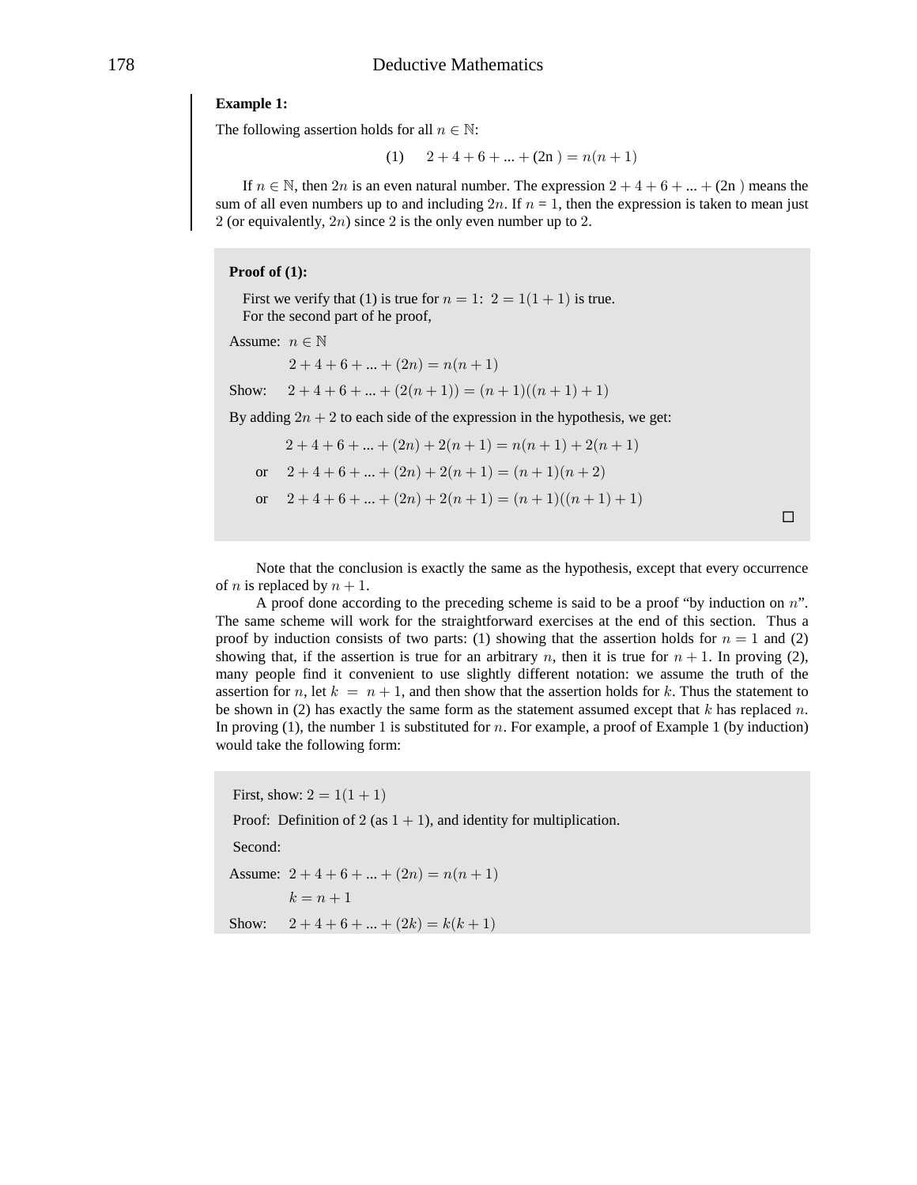**Example 1:**

The following assertion holds for all $n \in \mathbb{N}$:

$$(1) \qquad 2 + 4 + 6 + ... + (2n) = n(n+1)$$

If $n \in \mathbb{N}$, then $2n$ is an even natural number. The expression $2 + 4 + 6 + ... + (2n)$ means the sum of all even numbers up to and including $2n$. If $n = 1$, then the expression is taken to mean just $2$ (or equivalently, $2n$) since $2$ is the only even number up to $2$.

**Proof of (1):**

First we verify that (1) is true for $n = 1$: $2 = 1(1+1)$ is true.
For the second part of he proof,

Assume: $n \in \mathbb{N}$

$$2 + 4 + 6 + ... + (2n) = n(n+1)$$

Show: $2 + 4 + 6 + ... + (2(n+1)) = (n+1)((n+1)+1)$

By adding $2n + 2$ to each side of the expression in the hypothesis, we get:

$$2 + 4 + 6 + ... + (2n) + 2(n+1) = n(n+1) + 2(n+1)$$

or $\quad 2 + 4 + 6 + ... + (2n) + 2(n+1) = (n+1)(n+2)$

or $\quad 2 + 4 + 6 + ... + (2n) + 2(n+1) = (n+1)((n+1)+1)$

□

Note that the conclusion is exactly the same as the hypothesis, except that every occurrence of $n$ is replaced by $n + 1$.

A proof done according to the preceding scheme is said to be a proof "by induction on $n$". The same scheme will work for the straightforward exercises at the end of this section. Thus a proof by induction consists of two parts: (1) showing that the assertion holds for $n = 1$ and (2) showing that, if the assertion is true for an arbitrary $n$, then it is true for $n + 1$. In proving (2), many people find it convenient to use slightly different notation: we assume the truth of the assertion for $n$, let $k = n + 1$, and then show that the assertion holds for $k$. Thus the statement to be shown in (2) has exactly the same form as the statement assumed except that $k$ has replaced $n$. In proving (1), the number $1$ is substituted for $n$. For example, a proof of Example 1 (by induction) would take the following form:

First, show: $2 = 1(1+1)$

Proof: Definition of $2$ (as $1 + 1$), and identity for multiplication.

Second:

Assume: $2 + 4 + 6 + ... + (2n) = n(n+1)$

$$k = n + 1$$

Show: $2 + 4 + 6 + ... + (2k) = k(k+1)$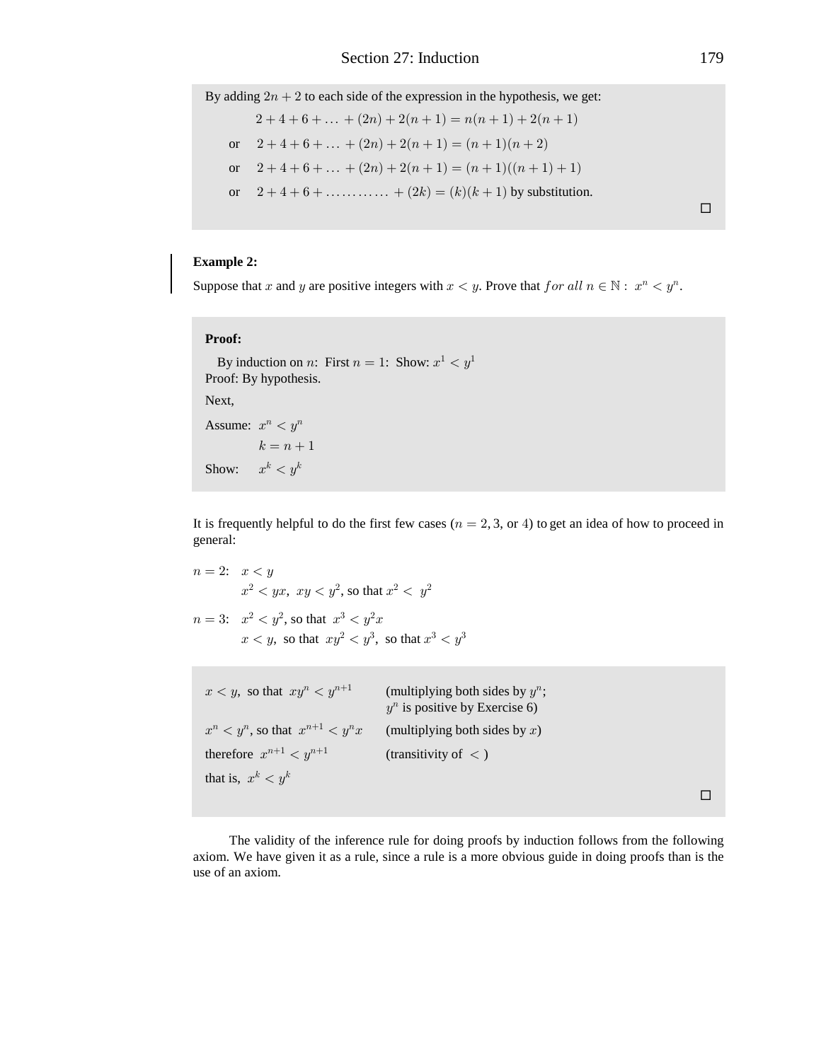By adding $2n + 2$ to each side of the expression in the hypothesis, we get:

$$2 + 4 + 6 + \ldots + (2n) + 2(n+1) = n(n+1) + 2(n+1)$$

or $\quad 2 + 4 + 6 + \ldots + (2n) + 2(n+1) = (n+1)(n+2)$

or $\quad 2 + 4 + 6 + \ldots + (2n) + 2(n+1) = (n+1)((n+1)+1)$

or $\quad 2 + 4 + 6 + \ldots\ldots\ldots\ldots + (2k) = (k)(k+1)$ by substitution.

□

**Example 2:**

Suppose that $x$ and $y$ are positive integers with $x < y$. Prove that $for\ all\ n \in \mathbb{N}:\ x^n < y^n$.

**Proof:**

By induction on $n$: First $n = 1$: Show: $x^1 < y^1$
Proof: By hypothesis.

Next,

Assume: $x^n < y^n$

$k = n + 1$

Show: $x^k < y^k$

It is frequently helpful to do the first few cases ($n = 2, 3$, or $4$) to get an idea of how to proceed in general:

$n = 2$: $\quad x < y$

$x^2 < yx,\ xy < y^2$, so that $x^2 < y^2$

$n = 3$: $\quad x^2 < y^2$, so that $x^3 < y^2x$

$x < y$, so that $xy^2 < y^3$, so that $x^3 < y^3$

| | |
|---|---|
| $x < y$, so that $xy^n < y^{n+1}$ | (multiplying both sides by $y^n$; $y^n$ is positive by Exercise 6) |
| $x^n < y^n$, so that $x^{n+1} < y^n x$ | (multiplying both sides by $x$) |
| therefore $x^{n+1} < y^{n+1}$ | (transitivity of $<$ ) |
| that is, $x^k < y^k$ | |

□

The validity of the inference rule for doing proofs by induction follows from the following axiom. We have given it as a rule, since a rule is a more obvious guide in doing proofs than is the use of an axiom.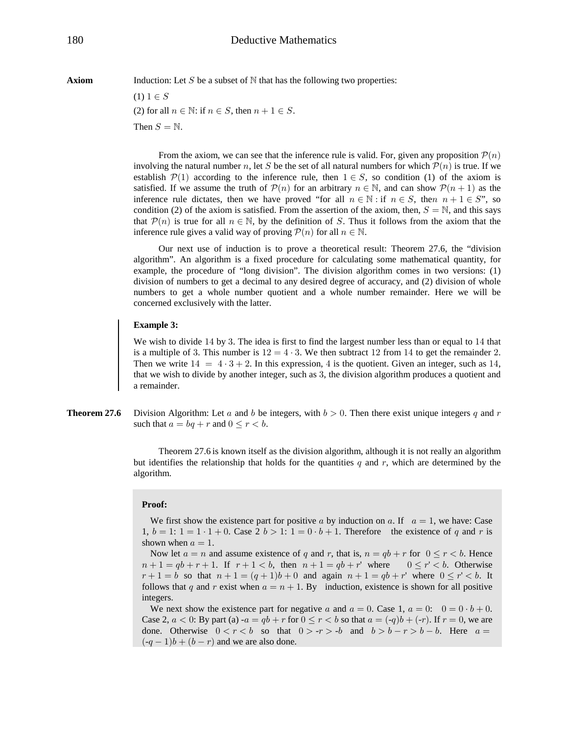**Axiom** Induction: Let $S$ be a subset of $\mathbb{N}$ that has the following two properties:

(1) $1 \in S$

(2) for all $n \in \mathbb{N}$: if $n \in S$, then $n + 1 \in S$.

Then $S = \mathbb{N}$.

From the axiom, we can see that the inference rule is valid. For, given any proposition $\mathcal{P}(n)$ involving the natural number $n$, let $S$ be the set of all natural numbers for which $\mathcal{P}(n)$ is true. If we establish $\mathcal{P}(1)$ according to the inference rule, then $1 \in S$, so condition (1) of the axiom is satisfied. If we assume the truth of $\mathcal{P}(n)$ for an arbitrary $n \in \mathbb{N}$, and can show $\mathcal{P}(n+1)$ as the inference rule dictates, then we have proved "for all $n \in \mathbb{N}$ : if $n \in S$, then $n + 1 \in S$", so condition (2) of the axiom is satisfied. From the assertion of the axiom, then, $S = \mathbb{N}$, and this says that $\mathcal{P}(n)$ is true for all $n \in \mathbb{N}$, by the definition of $S$. Thus it follows from the axiom that the inference rule gives a valid way of proving $\mathcal{P}(n)$ for all $n \in \mathbb{N}$.

Our next use of induction is to prove a theoretical result: Theorem 27.6, the "division algorithm". An algorithm is a fixed procedure for calculating some mathematical quantity, for example, the procedure of "long division". The division algorithm comes in two versions: (1) division of numbers to get a decimal to any desired degree of accuracy, and (2) division of whole numbers to get a whole number quotient and a whole number remainder. Here we will be concerned exclusively with the latter.

**Example 3:**

We wish to divide $14$ by $3$. The idea is first to find the largest number less than or equal to $14$ that is a multiple of $3$. This number is $12 = 4 \cdot 3$. We then subtract $12$ from $14$ to get the remainder $2$. Then we write $14 = 4 \cdot 3 + 2$. In this expression, $4$ is the quotient. Given an integer, such as $14$, that we wish to divide by another integer, such as $3$, the division algorithm produces a quotient and a remainder.

**Theorem 27.6** Division Algorithm: Let $a$ and $b$ be integers, with $b > 0$. Then there exist unique integers $q$ and $r$ such that $a = bq + r$ and $0 \leq r < b$.

Theorem 27.6 is known itself as the division algorithm, although it is not really an algorithm but identifies the relationship that holds for the quantities $q$ and $r$, which are determined by the algorithm.

**Proof:**

We first show the existence part for positive $a$ by induction on $a$. If $a = 1$, we have: Case 1, $b = 1$: $1 = 1 \cdot 1 + 0$. Case 2 $b > 1$: $1 = 0 \cdot b + 1$. Therefore the existence of $q$ and $r$ is shown when $a = 1$.

Now let $a = n$ and assume existence of $q$ and $r$, that is, $n = qb + r$ for $0 \leq r < b$. Hence $n + 1 = qb + r + 1$. If $r + 1 < b$, then $n + 1 = qb + r'$ where $0 \leq r' < b$. Otherwise $r + 1 = b$ so that $n + 1 = (q + 1)b + 0$ and again $n + 1 = qb + r'$ where $0 \leq r' < b$. It follows that $q$ and $r$ exist when $a = n + 1$. By induction, existence is shown for all positive integers.

We next show the existence part for negative $a$ and $a = 0$. Case 1, $a = 0$: $0 = 0 \cdot b + 0$. Case 2, $a < 0$: By part (a) $-a = qb + r$ for $0 \leq r < b$ so that $a = (-q)b + (-r)$. If $r = 0$, we are done. Otherwise $0 < r < b$ so that $0 > -r > -b$ and $b > b - r > b - b$. Here $a = (-q - 1)b + (b - r)$ and we are also done.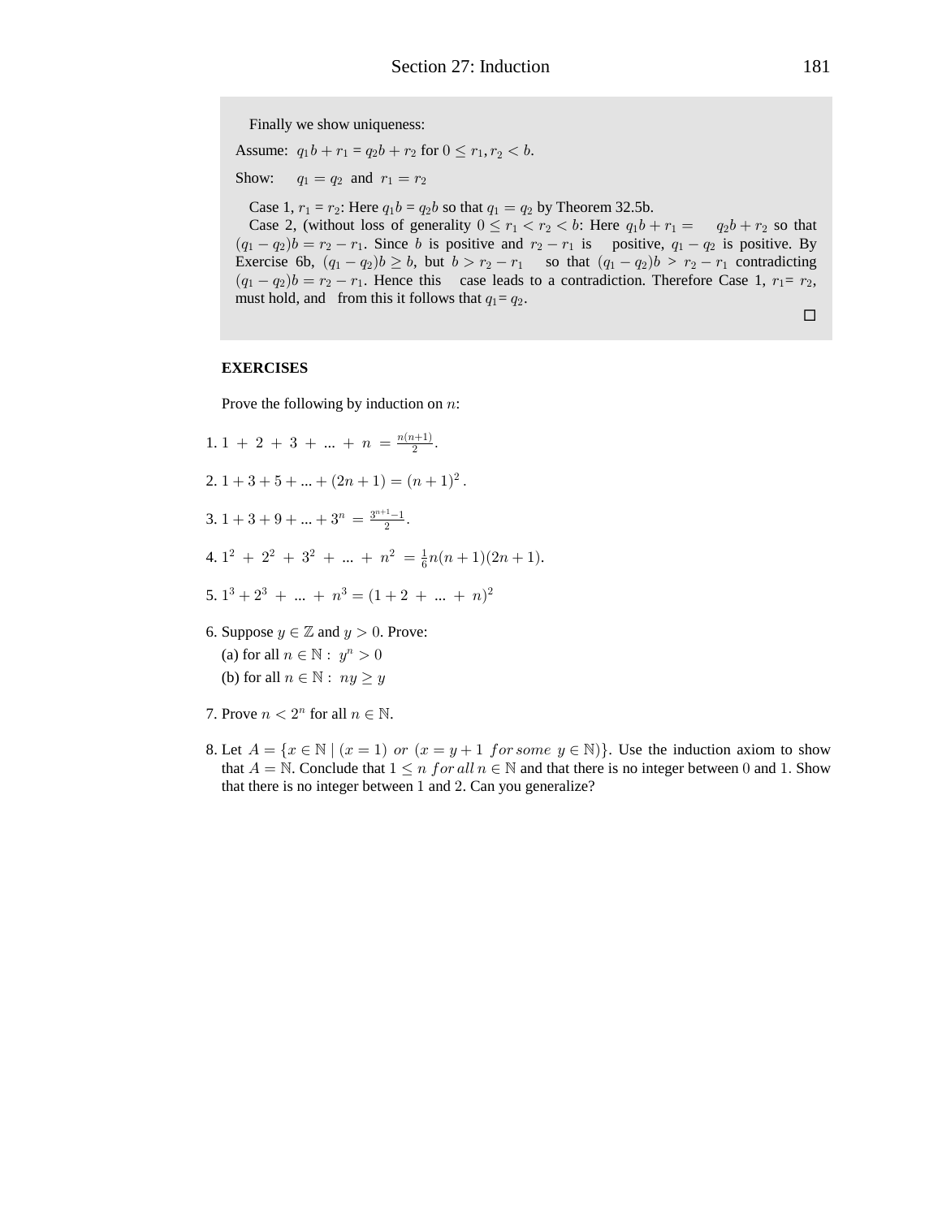Finally we show uniqueness:

Assume: $q_1 b + r_1 = q_2 b + r_2$ for $0 \le r_1, r_2 < b$.

Show: $q_1 = q_2$ and $r_1 = r_2$

Case 1, $r_1 = r_2$: Here $q_1 b = q_2 b$ so that $q_1 = q_2$ by Theorem 32.5b.

Case 2, (without loss of generality $0 \le r_1 < r_2 < b$: Here $q_1 b + r_1 = q_2 b + r_2$ so that $(q_1 - q_2)b = r_2 - r_1$. Since $b$ is positive and $r_2 - r_1$ is positive, $q_1 - q_2$ is positive. By Exercise 6b, $(q_1 - q_2)b \ge b$, but $b > r_2 - r_1$ so that $(q_1 - q_2)b > r_2 - r_1$ contradicting $(q_1 - q_2)b = r_2 - r_1$. Hence this case leads to a contradiction. Therefore Case 1, $r_1 = r_2$, must hold, and from this it follows that $q_1 = q_2$.

□

**EXERCISES**

Prove the following by induction on $n$:

1. $1 + 2 + 3 + ... + n = \frac{n(n+1)}{2}$.

2. $1 + 3 + 5 + ... + (2n + 1) = (n + 1)^2$.

3. $1 + 3 + 9 + ... + 3^n = \frac{3^{n+1} - 1}{2}$.

4. $1^2 + 2^2 + 3^2 + ... + n^2 = \frac{1}{6}n(n + 1)(2n + 1)$.

5. $1^3 + 2^3 + ... + n^3 = (1 + 2 + ... + n)^2$

6. Suppose $y \in \mathbb{Z}$ and $y > 0$. Prove:
   (a) for all $n \in \mathbb{N}: \ y^n > 0$
   (b) for all $n \in \mathbb{N}: \ ny \ge y$

7. Prove $n < 2^n$ for all $n \in \mathbb{N}$.

8. Let $A = \{x \in \mathbb{N} \mid (x = 1) \ or \ (x = y + 1 \ for\, some \ y \in \mathbb{N})\}$. Use the induction axiom to show that $A = \mathbb{N}$. Conclude that $1 \le n \ for\, all\, n \in \mathbb{N}$ and that there is no integer between $0$ and $1$. Show that there is no integer between $1$ and $2$. Can you generalize?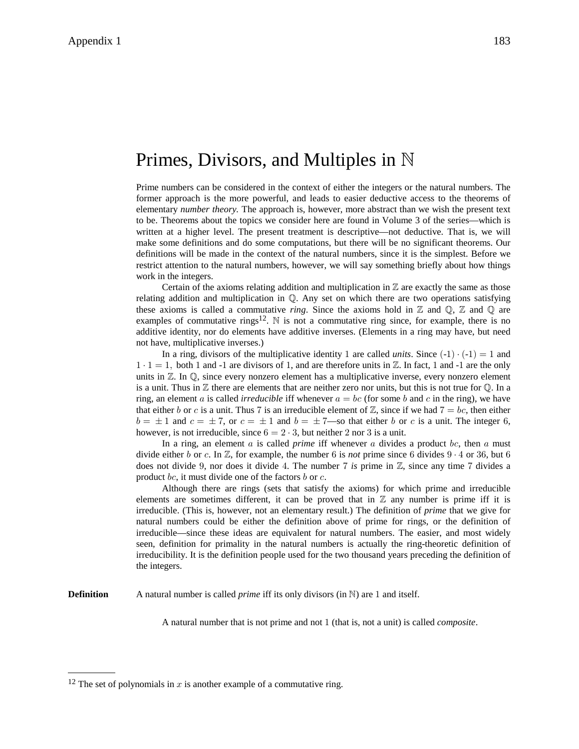# Primes, Divisors, and Multiples in $\mathbb{N}$

Prime numbers can be considered in the context of either the integers or the natural numbers. The former approach is the more powerful, and leads to easier deductive access to the theorems of elementary *number theory.* The approach is, however, more abstract than we wish the present text to be. Theorems about the topics we consider here are found in Volume 3 of the series—which is written at a higher level. The present treatment is descriptive—not deductive. That is, we will make some definitions and do some computations, but there will be no significant theorems. Our definitions will be made in the context of the natural numbers, since it is the simplest. Before we restrict attention to the natural numbers, however, we will say something briefly about how things work in the integers.

Certain of the axioms relating addition and multiplication in $\mathbb{Z}$ are exactly the same as those relating addition and multiplication in $\mathbb{Q}$. Any set on which there are two operations satisfying these axioms is called a commutative *ring*. Since the axioms hold in $\mathbb{Z}$ and $\mathbb{Q}$, $\mathbb{Z}$ and $\mathbb{Q}$ are examples of commutative rings[12]. $\mathbb{N}$ is not a commutative ring since, for example, there is no additive identity, nor do elements have additive inverses. (Elements in a ring may have, but need not have, multiplicative inverses.)

In a ring, divisors of the multiplicative identity 1 are called *units*. Since $(\text{-}1) \cdot (\text{-}1) = 1$ and $1 \cdot 1 = 1,$ both 1 and -1 are divisors of 1, and are therefore units in $\mathbb{Z}$. In fact, 1 and -1 are the only units in $\mathbb{Z}$. In $\mathbb{Q}$, since every nonzero element has a multiplicative inverse, every nonzero element is a unit. Thus in $\mathbb{Z}$ there are elements that are neither zero nor units, but this is not true for $\mathbb{Q}$. In a ring, an element $a$ is called *irreducible* iff whenever $a = bc$ (for some $b$ and $c$ in the ring), we have that either $b$ or $c$ is a unit. Thus 7 is an irreducible element of $\mathbb{Z}$, since if we had $7 = bc$, then either $b = \pm 1$ and $c = \pm 7$, or $c = \pm 1$ and $b = \pm 7$—so that either $b$ or $c$ is a unit. The integer $6$, however, is not irreducible, since $6 = 2 \cdot 3$, but neither 2 nor 3 is a unit.

In a ring, an element $a$ is called *prime* iff whenever $a$ divides a product $bc$, then $a$ must divide either $b$ or $c$. In $\mathbb{Z}$, for example, the number $6$ is *not* prime since $6$ divides $9 \cdot 4$ or $36$, but $6$ does not divide $9$, nor does it divide $4$. The number $7$ *is* prime in $\mathbb{Z}$, since any time $7$ divides a product $bc$, it must divide one of the factors $b$ or $c$.

Although there are rings (sets that satisfy the axioms) for which prime and irreducible elements are sometimes different, it can be proved that in $\mathbb{Z}$ any number is prime iff it is irreducible. (This is, however, not an elementary result.) The definition of *prime* that we give for natural numbers could be either the definition above of prime for rings, or the definition of irreducible—since these ideas are equivalent for natural numbers. The easier, and most widely seen, definition for primality in the natural numbers is actually the ring-theoretic definition of irreducibility. It is the definition people used for the two thousand years preceding the definition of the integers.

**Definition** A natural number is called *prime* iff its only divisors (in $\mathbb{N}$) are $1$ and itself.

A natural number that is not prime and not $1$ (that is, not a unit) is called *composite*.

[12] The set of polynomials in $x$ is another example of a commutative ring.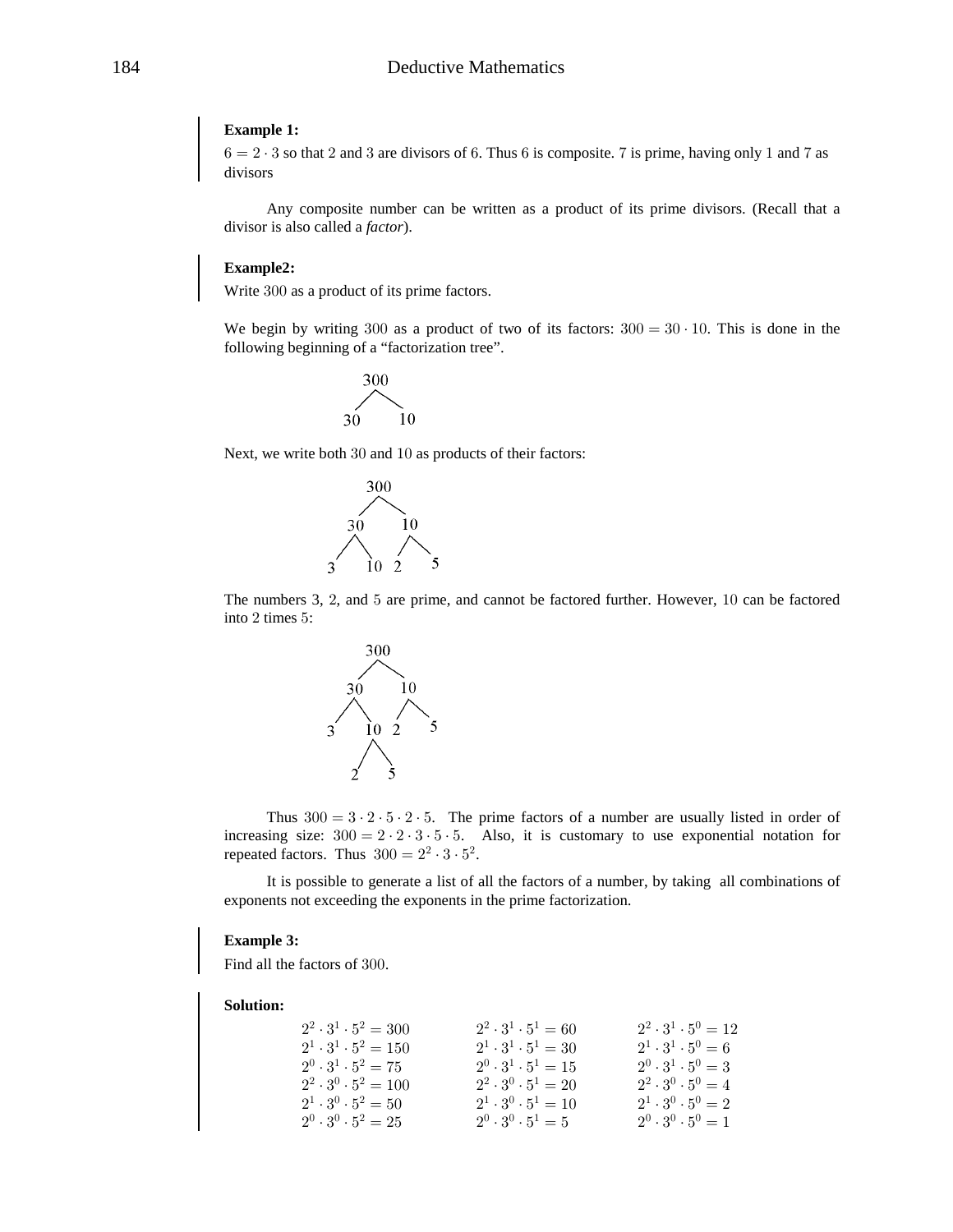**Example 1:**

$6 = 2 \cdot 3$ so that $2$ and $3$ are divisors of $6$. Thus $6$ is composite. $7$ is prime, having only $1$ and $7$ as divisors

Any composite number can be written as a product of its prime divisors. (Recall that a divisor is also called a *factor*).

**Example2:**

Write $300$ as a product of its prime factors.

We begin by writing $300$ as a product of two of its factors: $300 = 30 \cdot 10$. This is done in the following beginning of a "factorization tree".

```
    300
   /   \
  30    10
```

Next, we write both $30$ and $10$ as products of their factors:

```
       300
      /   \
    30     10
   /  \   /  \
  3   10 2    5
```

The numbers $3$, $2$, and $5$ are prime, and cannot be factored further. However, $10$ can be factored into $2$ times $5$:

```
       300
      /   \
    30     10
   /  \   /  \
  3   10 2    5
     /  \
    2    5
```

Thus $300 = 3 \cdot 2 \cdot 5 \cdot 2 \cdot 5$. The prime factors of a number are usually listed in order of increasing size: $300 = 2 \cdot 2 \cdot 3 \cdot 5 \cdot 5$. Also, it is customary to use exponential notation for repeated factors. Thus $300 = 2^2 \cdot 3 \cdot 5^2$.

It is possible to generate a list of all the factors of a number, by taking all combinations of exponents not exceeding the exponents in the prime factorization.

**Example 3:**

Find all the factors of $300$.

**Solution:**

| | | |
|---|---|---|
| $2^2 \cdot 3^1 \cdot 5^2 = 300$ | $2^2 \cdot 3^1 \cdot 5^1 = 60$ | $2^2 \cdot 3^1 \cdot 5^0 = 12$ |
| $2^1 \cdot 3^1 \cdot 5^2 = 150$ | $2^1 \cdot 3^1 \cdot 5^1 = 30$ | $2^1 \cdot 3^1 \cdot 5^0 = 6$ |
| $2^0 \cdot 3^1 \cdot 5^2 = 75$ | $2^0 \cdot 3^1 \cdot 5^1 = 15$ | $2^0 \cdot 3^1 \cdot 5^0 = 3$ |
| $2^2 \cdot 3^0 \cdot 5^2 = 100$ | $2^2 \cdot 3^0 \cdot 5^1 = 20$ | $2^2 \cdot 3^0 \cdot 5^0 = 4$ |
| $2^1 \cdot 3^0 \cdot 5^2 = 50$ | $2^1 \cdot 3^0 \cdot 5^1 = 10$ | $2^1 \cdot 3^0 \cdot 5^0 = 2$ |
| $2^0 \cdot 3^0 \cdot 5^2 = 25$ | $2^0 \cdot 3^0 \cdot 5^1 = 5$ | $2^0 \cdot 3^0 \cdot 5^0 = 1$ |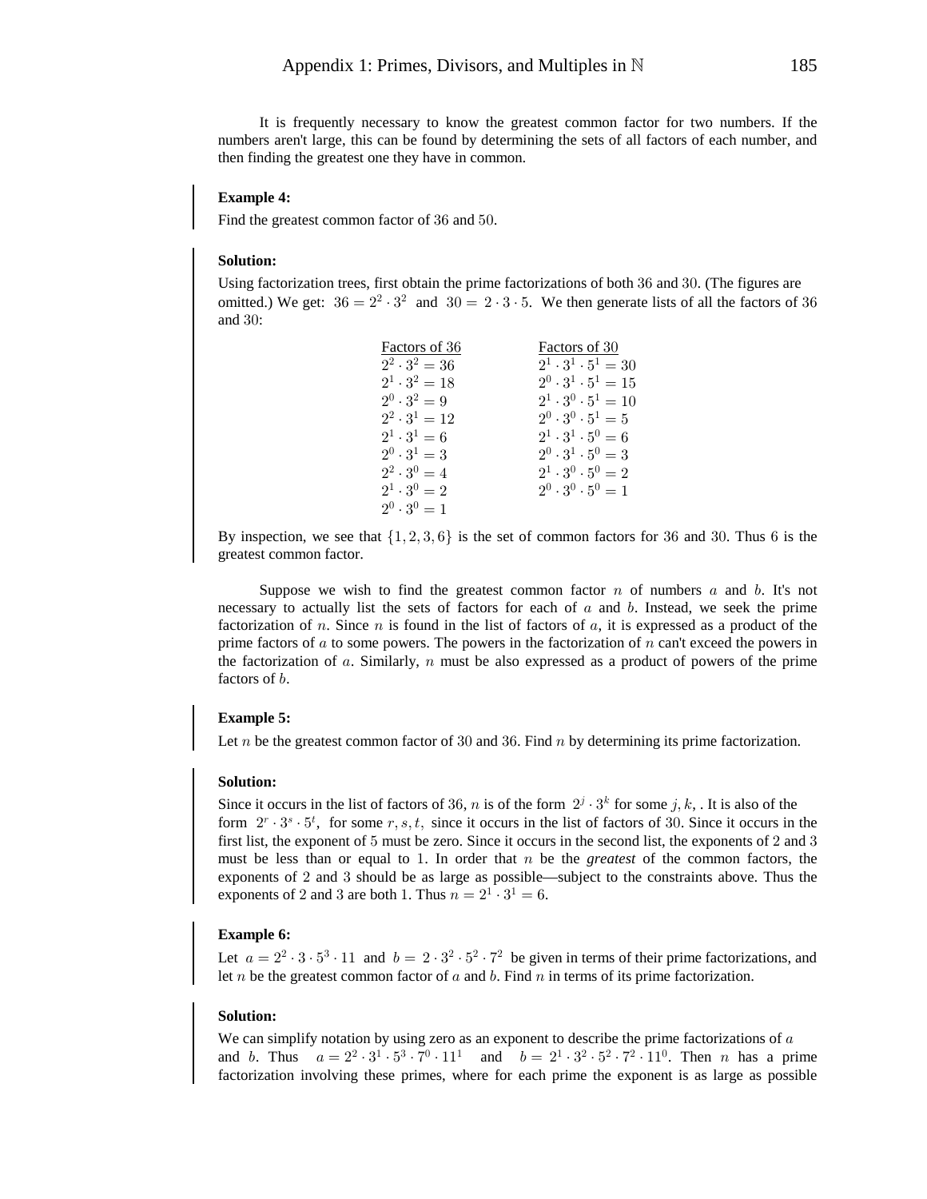It is frequently necessary to know the greatest common factor for two numbers. If the numbers aren't large, this can be found by determining the sets of all factors of each number, and then finding the greatest one they have in common.

**Example 4:**

Find the greatest common factor of $36$ and $50$.

**Solution:**

Using factorization trees, first obtain the prime factorizations of both $36$ and $30$. (The figures are omitted.) We get: $36 = 2^2 \cdot 3^2$ and $30 = 2 \cdot 3 \cdot 5$. We then generate lists of all the factors of $36$ and $30$:

| Factors of 36 | Factors of 30 |
|---|---|
| $2^2 \cdot 3^2 = 36$ | $2^1 \cdot 3^1 \cdot 5^1 = 30$ |
| $2^1 \cdot 3^2 = 18$ | $2^0 \cdot 3^1 \cdot 5^1 = 15$ |
| $2^0 \cdot 3^2 = 9$ | $2^1 \cdot 3^0 \cdot 5^1 = 10$ |
| $2^2 \cdot 3^1 = 12$ | $2^0 \cdot 3^0 \cdot 5^1 = 5$ |
| $2^1 \cdot 3^1 = 6$ | $2^1 \cdot 3^1 \cdot 5^0 = 6$ |
| $2^0 \cdot 3^1 = 3$ | $2^0 \cdot 3^1 \cdot 5^0 = 3$ |
| $2^2 \cdot 3^0 = 4$ | $2^1 \cdot 3^0 \cdot 5^0 = 2$ |
| $2^1 \cdot 3^0 = 2$ | $2^0 \cdot 3^0 \cdot 5^0 = 1$ |
| $2^0 \cdot 3^0 = 1$ | |

By inspection, we see that $\{1, 2, 3, 6\}$ is the set of common factors for $36$ and $30$. Thus $6$ is the greatest common factor.

Suppose we wish to find the greatest common factor $n$ of numbers $a$ and $b$. It's not necessary to actually list the sets of factors for each of $a$ and $b$. Instead, we seek the prime factorization of $n$. Since $n$ is found in the list of factors of $a$, it is expressed as a product of the prime factors of $a$ to some powers. The powers in the factorization of $n$ can't exceed the powers in the factorization of $a$. Similarly, $n$ must be also expressed as a product of powers of the prime factors of $b$.

**Example 5:**

Let $n$ be the greatest common factor of $30$ and $36$. Find $n$ by determining its prime factorization.

**Solution:**

Since it occurs in the list of factors of $36$, $n$ is of the form $2^j \cdot 3^k$ for some $j, k,$ . It is also of the form $2^r \cdot 3^s \cdot 5^t$, for some $r, s, t,$ since it occurs in the list of factors of $30$. Since it occurs in the first list, the exponent of $5$ must be zero. Since it occurs in the second list, the exponents of $2$ and $3$ must be less than or equal to $1$. In order that $n$ be the *greatest* of the common factors, the exponents of $2$ and $3$ should be as large as possible—subject to the constraints above. Thus the exponents of $2$ and $3$ are both $1$. Thus $n = 2^1 \cdot 3^1 = 6$.

**Example 6:**

Let $a = 2^2 \cdot 3 \cdot 5^3 \cdot 11$ and $b = 2 \cdot 3^2 \cdot 5^2 \cdot 7^2$ be given in terms of their prime factorizations, and let $n$ be the greatest common factor of $a$ and $b$. Find $n$ in terms of its prime factorization.

**Solution:**

We can simplify notation by using zero as an exponent to describe the prime factorizations of $a$ and $b$. Thus $a = 2^2 \cdot 3^1 \cdot 5^3 \cdot 7^0 \cdot 11^1$ and $b = 2^1 \cdot 3^2 \cdot 5^2 \cdot 7^2 \cdot 11^0$. Then $n$ has a prime factorization involving these primes, where for each prime the exponent is as large as possible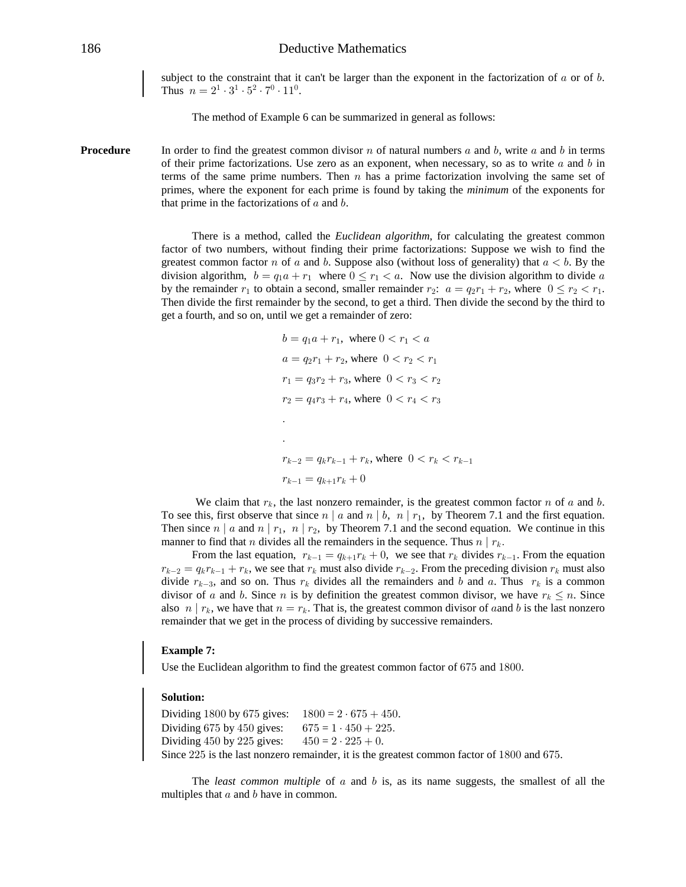subject to the constraint that it can't be larger than the exponent in the factorization of $a$ or of $b$. Thus $n = 2^1 \cdot 3^1 \cdot 5^2 \cdot 7^0 \cdot 11^0$.

The method of Example 6 can be summarized in general as follows:

**Procedure** In order to find the greatest common divisor $n$ of natural numbers $a$ and $b$, write $a$ and $b$ in terms of their prime factorizations. Use zero as an exponent, when necessary, so as to write $a$ and $b$ in terms of the same prime numbers. Then $n$ has a prime factorization involving the same set of primes, where the exponent for each prime is found by taking the *minimum* of the exponents for that prime in the factorizations of $a$ and $b$.

There is a method, called the *Euclidean algorithm*, for calculating the greatest common factor of two numbers, without finding their prime factorizations: Suppose we wish to find the greatest common factor $n$ of $a$ and $b$. Suppose also (without loss of generality) that $a < b$. By the division algorithm, $b = q_1 a + r_1$ where $0 \leq r_1 < a$. Now use the division algorithm to divide $a$ by the remainder $r_1$ to obtain a second, smaller remainder $r_2$: $a = q_2 r_1 + r_2$, where $0 \leq r_2 < r_1$. Then divide the first remainder by the second, to get a third. Then divide the second by the third to get a fourth, and so on, until we get a remainder of zero:

$$b = q_1 a + r_1, \text{ where } 0 < r_1 < a$$

$$a = q_2 r_1 + r_2, \text{ where } 0 < r_2 < r_1$$

$$r_1 = q_3 r_2 + r_3, \text{ where } 0 < r_3 < r_2$$

$$r_2 = q_4 r_3 + r_4, \text{ where } 0 < r_4 < r_3$$

.

.

$$r_{k-2} = q_k r_{k-1} + r_k, \text{ where } 0 < r_k < r_{k-1}$$

$$r_{k-1} = q_{k+1} r_k + 0$$

We claim that $r_k$, the last nonzero remainder, is the greatest common factor $n$ of $a$ and $b$. To see this, first observe that since $n \mid a$ and $n \mid b$, $n \mid r_1$, by Theorem 7.1 and the first equation. Then since $n \mid a$ and $n \mid r_1$, $n \mid r_2$, by Theorem 7.1 and the second equation. We continue in this manner to find that $n$ divides all the remainders in the sequence. Thus $n \mid r_k$.

From the last equation, $r_{k-1} = q_{k+1} r_k + 0$, we see that $r_k$ divides $r_{k-1}$. From the equation $r_{k-2} = q_k r_{k-1} + r_k$, we see that $r_k$ must also divide $r_{k-2}$. From the preceding division $r_k$ must also divide $r_{k-3}$, and so on. Thus $r_k$ divides all the remainders and $b$ and $a$. Thus $r_k$ is a common divisor of $a$ and $b$. Since $n$ is by definition the greatest common divisor, we have $r_k \leq n$. Since also $n \mid r_k$, we have that $n = r_k$. That is, the greatest common divisor of $a$and $b$ is the last nonzero remainder that we get in the process of dividing by successive remainders.

**Example 7:**

Use the Euclidean algorithm to find the greatest common factor of $675$ and $1800$.

**Solution:**

Dividing $1800$ by $675$ gives: $1800 = 2 \cdot 675 + 450$.
Dividing $675$ by $450$ gives: $675 = 1 \cdot 450 + 225$.
Dividing $450$ by $225$ gives: $450 = 2 \cdot 225 + 0$.
Since $225$ is the last nonzero remainder, it is the greatest common factor of $1800$ and $675$.

The *least common multiple* of $a$ and $b$ is, as its name suggests, the smallest of all the multiples that $a$ and $b$ have in common.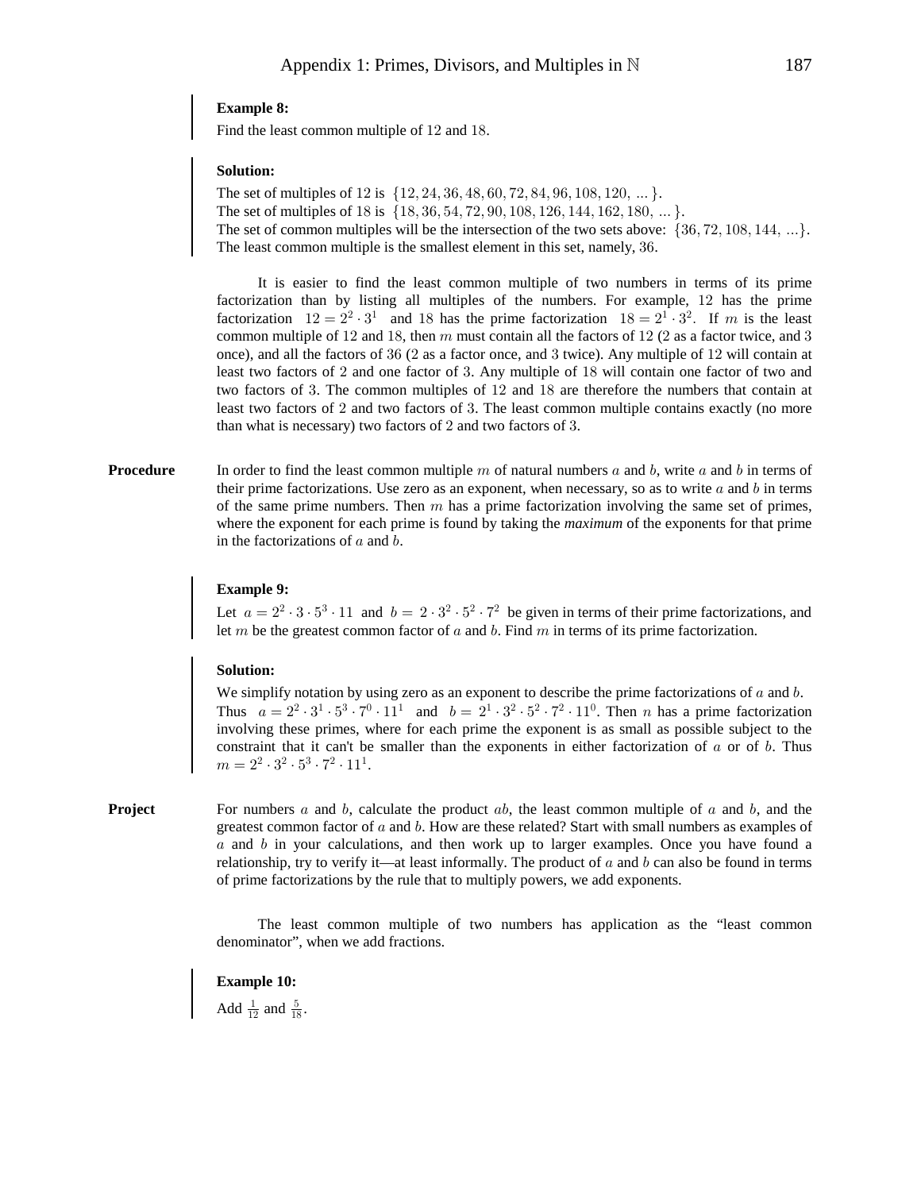**Example 8:**

Find the least common multiple of $12$ and $18$.

**Solution:**

The set of multiples of 12 is $\{12, 24, 36, 48, 60, 72, 84, 96, 108, 120, \ ...\}$.
The set of multiples of 18 is $\{18, 36, 54, 72, 90, 108, 126, 144, 162, 180, \ ...\}$.
The set of common multiples will be the intersection of the two sets above: $\{36, 72, 108, 144, \ ...\}$.
The least common multiple is the smallest element in this set, namely, $36$.

It is easier to find the least common multiple of two numbers in terms of its prime factorization than by listing all multiples of the numbers. For example, $12$ has the prime factorization $12 = 2^2 \cdot 3^1$ and $18$ has the prime factorization $18 = 2^1 \cdot 3^2$. If $m$ is the least common multiple of $12$ and $18$, then $m$ must contain all the factors of $12$ ($2$ as a factor twice, and $3$ once), and all the factors of $36$ ($2$ as a factor once, and $3$ twice). Any multiple of $12$ will contain at least two factors of $2$ and one factor of $3$. Any multiple of $18$ will contain one factor of two and two factors of $3$. The common multiples of $12$ and $18$ are therefore the numbers that contain at least two factors of $2$ and two factors of $3$. The least common multiple contains exactly (no more than what is necessary) two factors of $2$ and two factors of $3$.

**Procedure** In order to find the least common multiple $m$ of natural numbers $a$ and $b$, write $a$ and $b$ in terms of their prime factorizations. Use zero as an exponent, when necessary, so as to write $a$ and $b$ in terms of the same prime numbers. Then $m$ has a prime factorization involving the same set of primes, where the exponent for each prime is found by taking the *maximum* of the exponents for that prime in the factorizations of $a$ and $b$.

**Example 9:**

Let $a = 2^2 \cdot 3 \cdot 5^3 \cdot 11$ and $b = 2 \cdot 3^2 \cdot 5^2 \cdot 7^2$ be given in terms of their prime factorizations, and let $m$ be the greatest common factor of $a$ and $b$. Find $m$ in terms of its prime factorization.

**Solution:**

We simplify notation by using zero as an exponent to describe the prime factorizations of $a$ and $b$. Thus $a = 2^2 \cdot 3^1 \cdot 5^3 \cdot 7^0 \cdot 11^1$ and $b = 2^1 \cdot 3^2 \cdot 5^2 \cdot 7^2 \cdot 11^0$. Then $n$ has a prime factorization involving these primes, where for each prime the exponent is as small as possible subject to the constraint that it can't be smaller than the exponents in either factorization of $a$ or of $b$. Thus $m = 2^2 \cdot 3^2 \cdot 5^3 \cdot 7^2 \cdot 11^1$.

**Project** For numbers $a$ and $b$, calculate the product $ab$, the least common multiple of $a$ and $b$, and the greatest common factor of $a$ and $b$. How are these related? Start with small numbers as examples of $a$ and $b$ in your calculations, and then work up to larger examples. Once you have found a relationship, try to verify it—at least informally. The product of $a$ and $b$ can also be found in terms of prime factorizations by the rule that to multiply powers, we add exponents.

The least common multiple of two numbers has application as the "least common denominator", when we add fractions.

**Example 10:**

Add $\frac{1}{12}$ and $\frac{5}{18}$.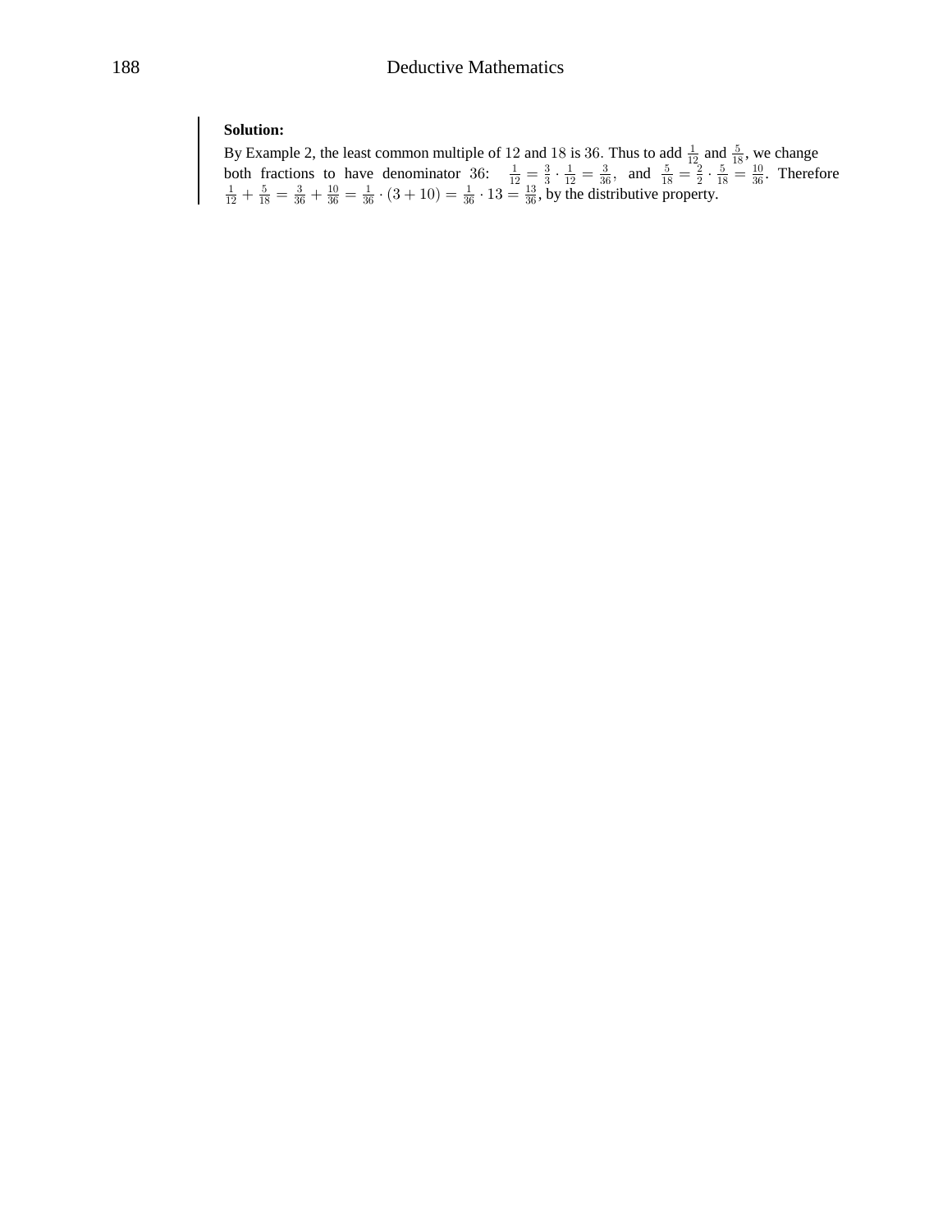**Solution:**

By Example 2, the least common multiple of $12$ and $18$ is $36$. Thus to add $\frac{1}{12}$ and $\frac{5}{18}$, we change both fractions to have denominator $36$: $\frac{1}{12} = \frac{3}{3} \cdot \frac{1}{12} = \frac{3}{36}$, and $\frac{5}{18} = \frac{2}{2} \cdot \frac{5}{18} = \frac{10}{36}$. Therefore $\frac{1}{12} + \frac{5}{18} = \frac{3}{36} + \frac{10}{36} = \frac{1}{36} \cdot (3 + 10) = \frac{1}{36} \cdot 13 = \frac{13}{36}$, by the distributive property.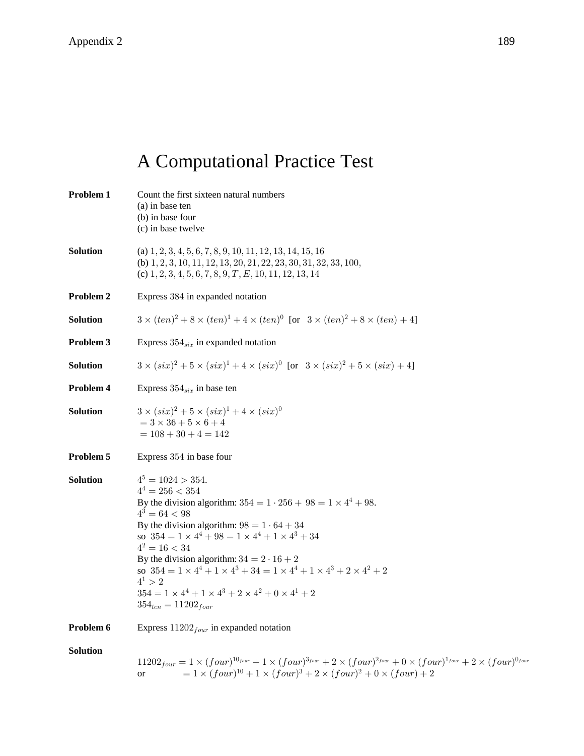# A Computational Practice Test

**Problem 1** Count the first sixteen natural numbers
(a) in base ten
(b) in base four
(c) in base twelve

**Solution** (a) $1, 2, 3, 4, 5, 6, 7, 8, 9, 10, 11, 12, 13, 14, 15, 16$
(b) $1, 2, 3, 10, 11, 12, 13, 20, 21, 22, 23, 30, 31, 32, 33, 100,$
(c) $1, 2, 3, 4, 5, 6, 7, 8, 9, T, E, 10, 11, 12, 13, 14$

**Problem 2** Express $384$ in expanded notation

**Solution** $3 \times (ten)^2 + 8 \times (ten)^1 + 4 \times (ten)^0$ [or $3 \times (ten)^2 + 8 \times (ten) + 4$]

**Problem 3** Express $354_{six}$ in expanded notation

**Solution** $3 \times (six)^2 + 5 \times (six)^1 + 4 \times (six)^0$ [or $3 \times (six)^2 + 5 \times (six) + 4$]

**Problem 4** Express $354_{six}$ in base ten

**Solution** $3 \times (six)^2 + 5 \times (six)^1 + 4 \times (six)^0$
$= 3 \times 36 + 5 \times 6 + 4$
$= 108 + 30 + 4 = 142$

**Problem 5** Express $354$ in base four

**Solution** $4^5 = 1024 > 354$.
$4^4 = 256 < 354$
By the division algorithm: $354 = 1 \cdot 256 + 98 = 1 \times 4^4 + 98$.
$4^3 = 64 < 98$
By the division algorithm: $98 = 1 \cdot 64 + 34$
so $354 = 1 \times 4^4 + 98 = 1 \times 4^4 + 1 \times 4^3 + 34$
$4^2 = 16 < 34$
By the division algorithm: $34 = 2 \cdot 16 + 2$
so $354 = 1 \times 4^4 + 1 \times 4^3 + 34 = 1 \times 4^4 + 1 \times 4^3 + 2 \times 4^2 + 2$
$4^1 > 2$
$354 = 1 \times 4^4 + 1 \times 4^3 + 2 \times 4^2 + 0 \times 4^1 + 2$
$354_{ten} = 11202_{four}$

**Problem 6** Express $11202_{four}$ in expanded notation

**Solution**
$11202_{four} = 1 \times (four)^{10_{four}} + 1 \times (four)^{3_{four}} + 2 \times (four)^{2_{four}} + 0 \times (four)^{1_{four}} + 2 \times (four)^{0_{four}}$
or $\quad = 1 \times (four)^{10} + 1 \times (four)^3 + 2 \times (four)^2 + 0 \times (four) + 2$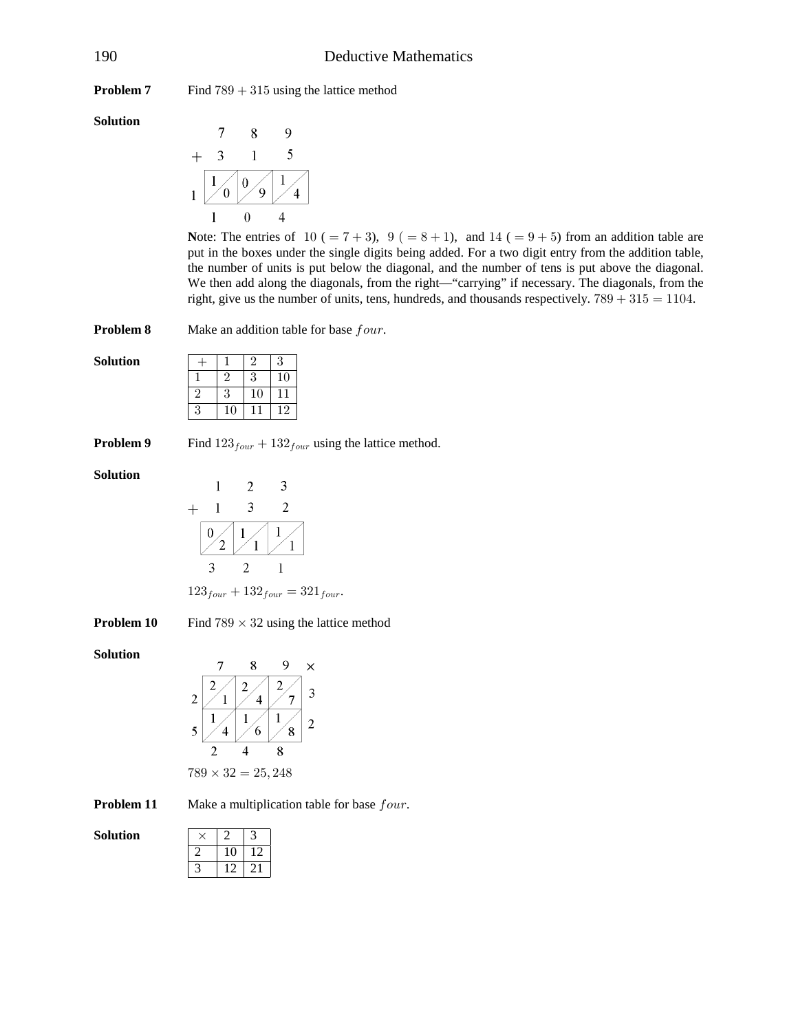**Problem 7** Find $789 + 315$ using the lattice method

**Solution**

```
     7     8     9
+    3     1     5
  | 1/0 | 0/9 | 1/4 |
1
     1     0     4
```

**N**ote: The entries of $10\ (= 7 + 3)$, $9\ (= 8 + 1)$, and $14\ (= 9 + 5)$ from an addition table are put in the boxes under the single digits being added. For a two digit entry from the addition table, the number of units is put below the diagonal, and the number of tens is put above the diagonal. We then add along the diagonals, from the right—"carrying" if necessary. The diagonals, from the right, give us the number of units, tens, hundreds, and thousands respectively. $789 + 315 = 1104$.

**Problem 8** Make an addition table for base $four$.

**Solution**

| $+$ | $1$ | $2$ | $3$ |
|---|---|---|---|
| $1$ | $2$ | $3$ | $10$ |
| $2$ | $3$ | $10$ | $11$ |
| $3$ | $10$ | $11$ | $12$ |

**Problem 9** Find $123_{four} + 132_{four}$ using the lattice method.

**Solution**

```
     1     2     3
+    1     3     2
  | 0/2 | 1/1 | 1/1 |
     3     2     1
```

$123_{four} + 132_{four} = 321_{four}$.

**Problem 10** Find $789 \times 32$ using the lattice method

**Solution**

```
      7     8     9    ×
2  | 2/1 | 2/4 | 2/7 |  3
5  | 1/4 | 1/6 | 1/8 |  2
      2     4     8
```

$789 \times 32 = 25,248$

**Problem 11** Make a multiplication table for base $four$.

**Solution**

| $\times$ | 2 | 3 |
|---|---|---|
| 2 | 10 | 12 |
| 3 | 12 | 21 |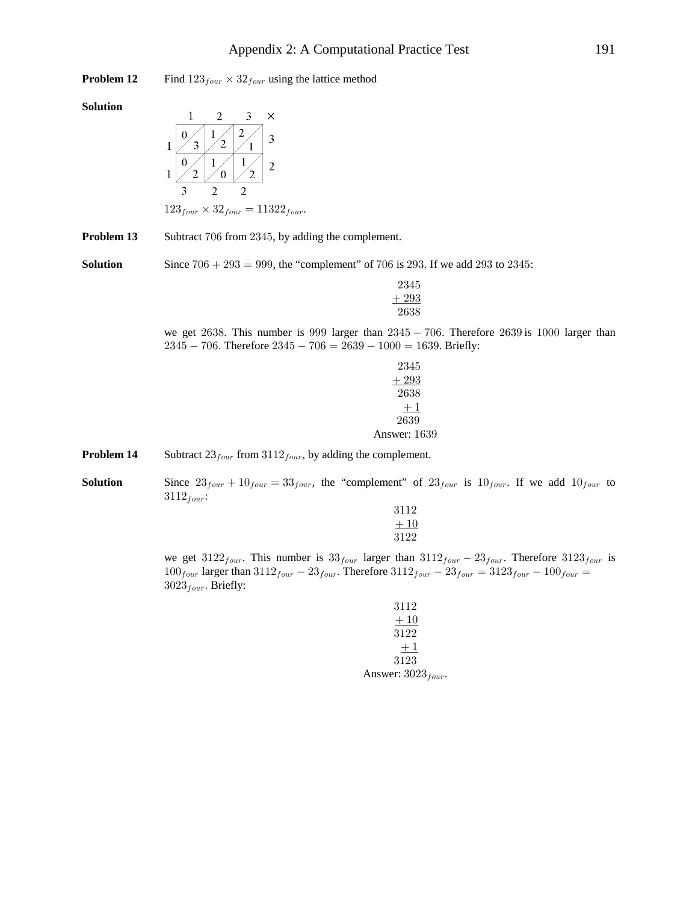**Problem 12** Find $123_{four} \times 32_{four}$ using the lattice method

**Solution**

|   | 1 | 2 | 3 | × |
|---|---|---|---|---|
| 1 | 0 / 3 | 1 / 2 | 2 / 1 | 3 |
| 1 | 0 / 2 | 1 / 0 | 1 / 2 | 2 |
|   | 3 | 2 | 2 |   |

$123_{four} \times 32_{four} = 11322_{four}$.

**Problem 13** Subtract 706 from 2345, by adding the complement.

**Solution** Since $706 + 293 = 999$, the "complement" of 706 is 293. If we add 293 to 2345:

$$\begin{array}{r} 2345 \\ +\,293 \\ \hline 2638 \end{array}$$

we get 2638. This number is 999 larger than $2345 - 706$. Therefore 2639 is 1000 larger than $2345 - 706$. Therefore $2345 - 706 = 2639 - 1000 = 1639$. Briefly:

$$\begin{array}{r} 2345 \\ +\,293 \\ \hline 2638 \\ +\,1 \\ \hline 2639 \end{array}$$

Answer: 1639

**Problem 14** Subtract $23_{four}$ from $3112_{four}$, by adding the complement.

**Solution** Since $23_{four} + 10_{four} = 33_{four}$, the "complement" of $23_{four}$ is $10_{four}$. If we add $10_{four}$ to $3112_{four}$:

$$\begin{array}{r} 3112 \\ +\,10 \\ \hline 3122 \end{array}$$

we get $3122_{four}$. This number is $33_{four}$ larger than $3112_{four} - 23_{four}$. Therefore $3123_{four}$ is $100_{four}$ larger than $3112_{four} - 23_{four}$. Therefore $3112_{four} - 23_{four} = 3123_{four} - 100_{four} = 3023_{four}$. Briefly:

$$\begin{array}{r} 3112 \\ +\,10 \\ \hline 3122 \\ +\,1 \\ \hline 3123 \end{array}$$

Answer: $3023_{four}$.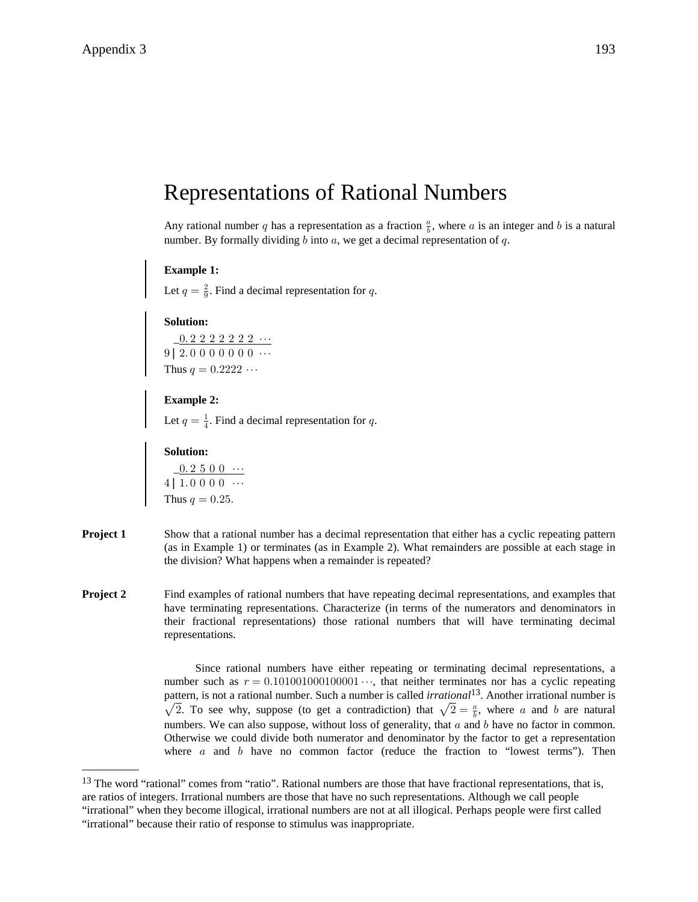# Representations of Rational Numbers

Any rational number $q$ has a representation as a fraction $\frac{a}{b}$, where $a$ is an integer and $b$ is a natural number. By formally dividing $b$ into $a$, we get a decimal representation of $q$.

**Example 1:**

Let $q = \frac{2}{9}$. Find a decimal representation for $q$.

**Solution:**

$$\begin{array}{r|l} & \underline{0.2\ 2\ 2\ 2\ 2\ 2\ 2\ \cdots} \\ 9 & 2.0\ 0\ 0\ 0\ 0\ 0\ 0\ \cdots \end{array}$$

Thus $q = 0.2222\cdots$

**Example 2:**

Let $q = \frac{1}{4}$. Find a decimal representation for $q$.

**Solution:**

$$\begin{array}{r|l} & \underline{0.2\ 5\ 0\ 0\ \cdots} \\ 4 & 1.0\ 0\ 0\ 0\ \cdots \end{array}$$

Thus $q = 0.25$.

**Project 1** Show that a rational number has a decimal representation that either has a cyclic repeating pattern (as in Example 1) or terminates (as in Example 2). What remainders are possible at each stage in the division? What happens when a remainder is repeated?

**Project 2** Find examples of rational numbers that have repeating decimal representations, and examples that have terminating representations. Characterize (in terms of the numerators and denominators in their fractional representations) those rational numbers that will have terminating decimal representations.

Since rational numbers have either repeating or terminating decimal representations, a number such as $r = 0.101001000100001\cdots$, that neither terminates nor has a cyclic repeating pattern, is not a rational number. Such a number is called *irrational*[13]. Another irrational number is $\sqrt{2}$. To see why, suppose (to get a contradiction) that $\sqrt{2} = \frac{a}{b}$, where $a$ and $b$ are natural numbers. We can also suppose, without loss of generality, that $a$ and $b$ have no factor in common. Otherwise we could divide both numerator and denominator by the factor to get a representation where $a$ and $b$ have no common factor (reduce the fraction to "lowest terms"). Then

[13] The word "rational" comes from "ratio". Rational numbers are those that have fractional representations, that is, are ratios of integers. Irrational numbers are those that have no such representations. Although we call people "irrational" when they become illogical, irrational numbers are not at all illogical. Perhaps people were first called "irrational" because their ratio of response to stimulus was inappropriate.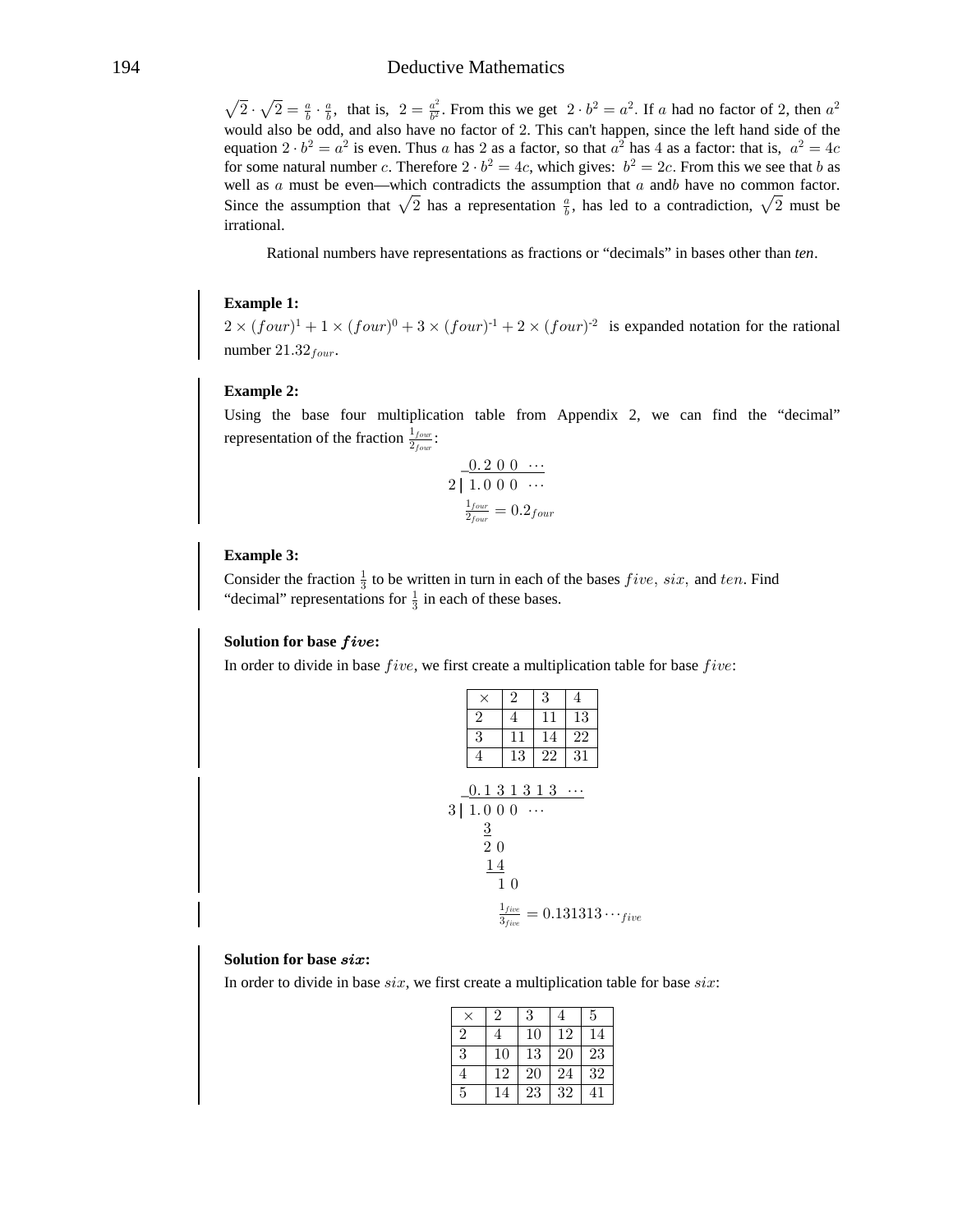$\sqrt{2} \cdot \sqrt{2} = \frac{a}{b} \cdot \frac{a}{b}$, that is, $2 = \frac{a^2}{b^2}$. From this we get $2 \cdot b^2 = a^2$. If $a$ had no factor of 2, then $a^2$ would also be odd, and also have no factor of 2. This can't happen, since the left hand side of the equation $2 \cdot b^2 = a^2$ is even. Thus $a$ has 2 as a factor, so that $a^2$ has 4 as a factor: that is, $a^2 = 4c$ for some natural number $c$. Therefore $2 \cdot b^2 = 4c$, which gives: $b^2 = 2c$. From this we see that $b$ as well as $a$ must be even—which contradicts the assumption that $a$ and$b$ have no common factor. Since the assumption that $\sqrt{2}$ has a representation $\frac{a}{b}$, has led to a contradiction, $\sqrt{2}$ must be irrational.

Rational numbers have representations as fractions or "decimals" in bases other than *ten*.

**Example 1:**

$2 \times (four)^1 + 1 \times (four)^0 + 3 \times (four)^{-1} + 2 \times (four)^{-2}$ is expanded notation for the rational number $21.32_{four}$.

**Example 2:**

Using the base four multiplication table from Appendix 2, we can find the "decimal" representation of the fraction $\frac{1_{four}}{2_{four}}$:

$$\begin{array}{r|l} & \underline{0.2\,0\,0\ \cdots} \\ 2 & 1.0\,0\,0\ \cdots \end{array}$$

$$\frac{1_{four}}{2_{four}} = 0.2_{four}$$

**Example 3:**

Consider the fraction $\frac{1}{3}$ to be written in turn in each of the bases $five$, $six$, and $ten$. Find "decimal" representations for $\frac{1}{3}$ in each of these bases.

**Solution for base $five$:**

In order to divide in base $five$, we first create a multiplication table for base $five$:

| × | 2 | 3 | 4 |
|---|---|---|---|
| 2 | 4 | 11 | 13 |
| 3 | 11 | 14 | 22 |
| 4 | 13 | 22 | 31 |

$$\begin{array}{r|l} & \underline{0.1\,3\,1\,3\,1\,3\ \cdots} \\ 3 & 1.0\,0\,0\ \cdots \\ & \ \ \underline{3} \\ & \ \ 2\,0 \\ & \ \ \underline{1\,4} \\ & \ \ \ \ 1\,0 \end{array}$$

$$\frac{1_{five}}{3_{five}} = 0.131313\cdots_{five}$$

**Solution for base $six$:**

In order to divide in base $six$, we first create a multiplication table for base $six$:

| × | 2 | 3 | 4 | 5 |
|---|---|---|---|---|
| 2 | 4 | 10 | 12 | 14 |
| 3 | 10 | 13 | 20 | 23 |
| 4 | 12 | 20 | 24 | 32 |
| 5 | 14 | 23 | 32 | 41 |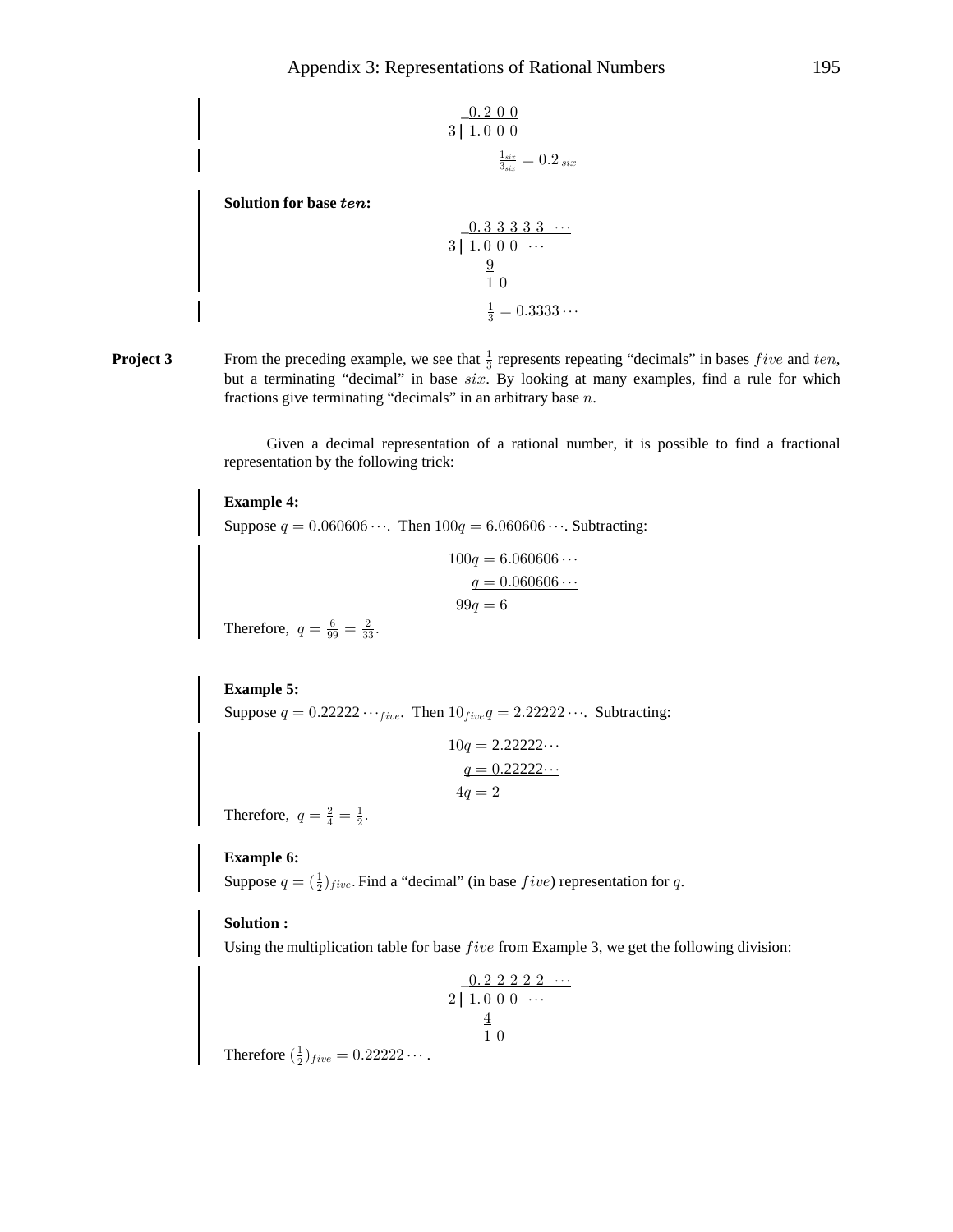$$\begin{array}{r} 0.2\,0\,0 \\ 3\,|\,\overline{1.0\,0\,0} \end{array}$$

$$\frac{1_{six}}{3_{six}} = 0.2_{\,six}$$

**Solution for base *ten*:**

$$\begin{array}{r} 0.3\,3\,3\,3\,3\,\cdots \\ 3\,|\,\overline{1.0\,0\,0\,\cdots} \\ \underline{9} \\ 1\,0 \end{array}$$

$$\frac{1}{3} = 0.3333\cdots$$

**Project 3** From the preceding example, we see that $\frac{1}{3}$ represents repeating "decimals" in bases $five$ and $ten$, but a terminating "decimal" in base $six$. By looking at many examples, find a rule for which fractions give terminating "decimals" in an arbitrary base $n$.

Given a decimal representation of a rational number, it is possible to find a fractional representation by the following trick:

**Example 4:**

Suppose $q = 0.060606\cdots$. Then $100q = 6.060606\cdots$. Subtracting:

$$\begin{aligned} 100q &= 6.060606\cdots \\ q &= 0.060606\cdots \\ \hline 99q &= 6 \end{aligned}$$

Therefore, $q = \frac{6}{99} = \frac{2}{33}$.

**Example 5:**

Suppose $q = 0.22222\cdots_{five}$. Then $10_{five}q = 2.22222\cdots$. Subtracting:

$$\begin{aligned} 10q &= 2.22222\cdots \\ q &= 0.22222\cdots \\ \hline 4q &= 2 \end{aligned}$$

Therefore, $q = \frac{2}{4} = \frac{1}{2}$.

**Example 6:**

Suppose $q = (\frac{1}{2})_{five}$. Find a "decimal" (in base $five$) representation for $q$.

**Solution :**

Using the multiplication table for base $five$ from Example 3, we get the following division:

$$\begin{array}{r} 0.2\,2\,2\,2\,2\,\cdots \\ 2\,|\,\overline{1.0\,0\,0\,\cdots} \\ \underline{4} \\ 1\,0 \end{array}$$

Therefore $(\frac{1}{2})_{five} = 0.22222\cdots$.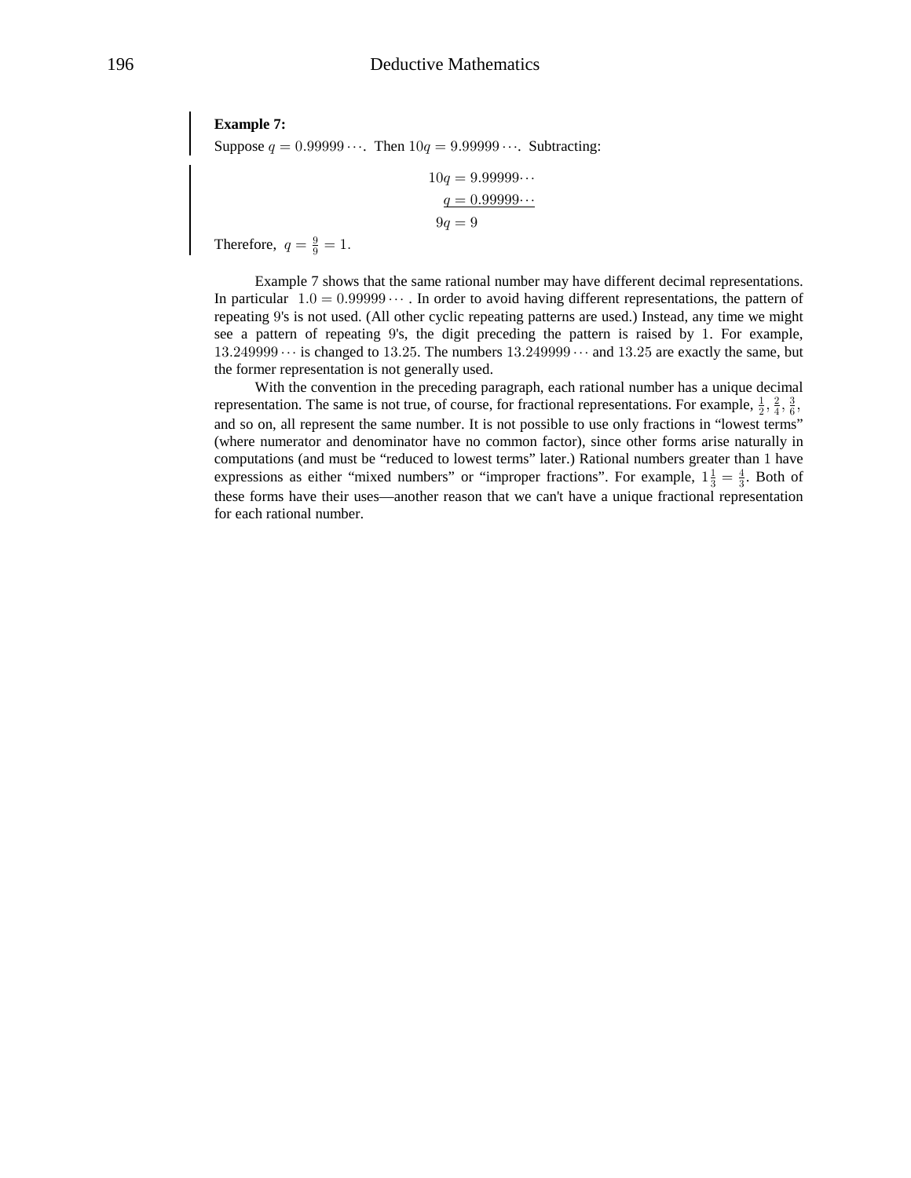**Example 7:**

Suppose $q = 0.99999\cdots$. Then $10q = 9.99999\cdots$. Subtracting:

$$\begin{aligned} 10q &= 9.99999\cdots \\ q &= 0.99999\cdots \\ \hline 9q &= 9 \end{aligned}$$

Therefore, $q = \frac{9}{9} = 1$.

Example 7 shows that the same rational number may have different decimal representations. In particular $1.0 = 0.99999\cdots$. In order to avoid having different representations, the pattern of repeating $9$'s is not used. (All other cyclic repeating patterns are used.) Instead, any time we might see a pattern of repeating $9$'s, the digit preceding the pattern is raised by $1$. For example, $13.249999\cdots$ is changed to $13.25$. The numbers $13.249999\cdots$ and $13.25$ are exactly the same, but the former representation is not generally used.

With the convention in the preceding paragraph, each rational number has a unique decimal representation. The same is not true, of course, for fractional representations. For example, $\frac{1}{2}$, $\frac{2}{4}$, $\frac{3}{6}$, and so on, all represent the same number. It is not possible to use only fractions in "lowest terms" (where numerator and denominator have no common factor), since other forms arise naturally in computations (and must be "reduced to lowest terms" later.) Rational numbers greater than $1$ have expressions as either "mixed numbers" or "improper fractions". For example, $1\frac{1}{3} = \frac{4}{3}$. Both of these forms have their uses—another reason that we can't have a unique fractional representation for each rational number.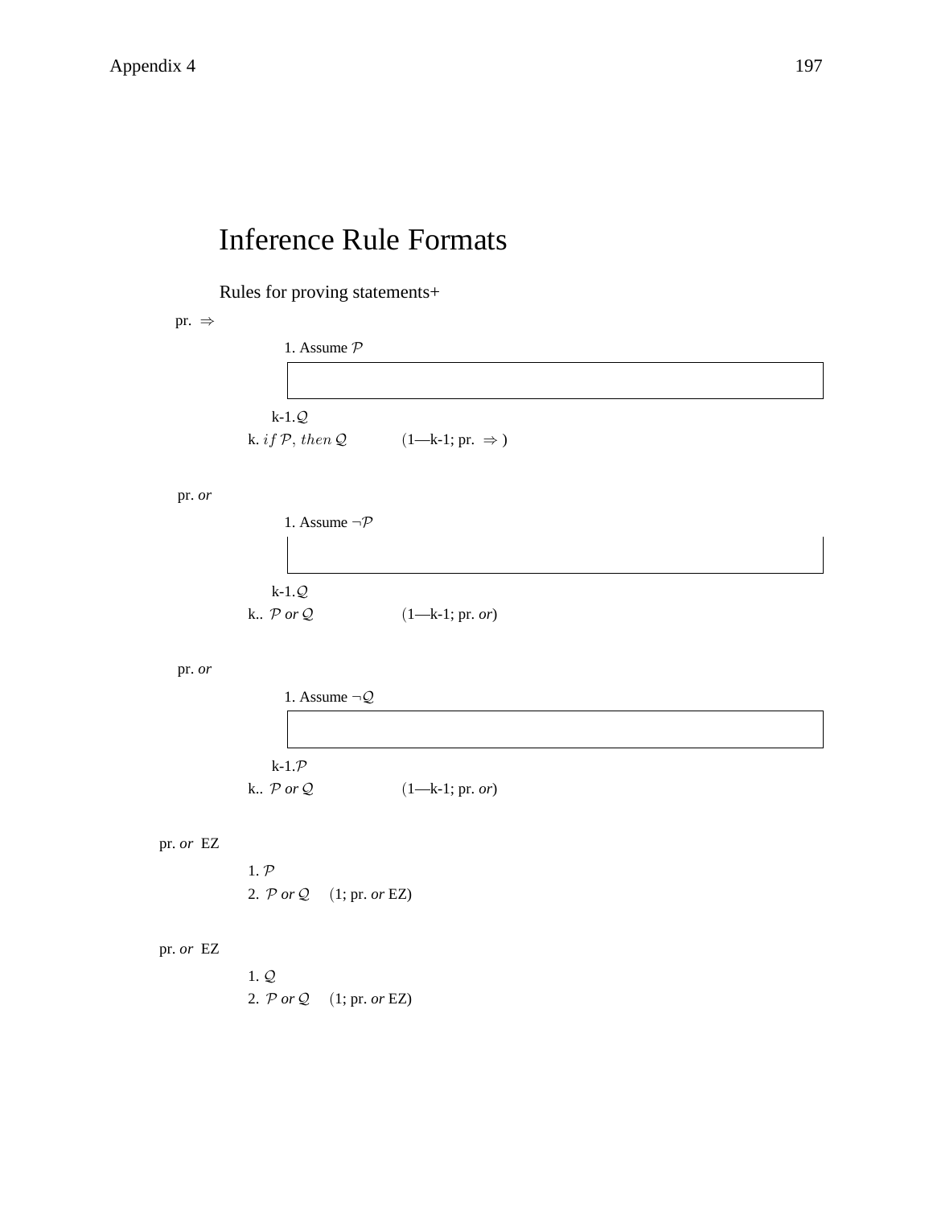# Inference Rule Formats

## Rules for proving statements+

pr. $\Rightarrow$

1. Assume $\mathcal{P}$

k-1. $\mathcal{Q}$

k. $if\ \mathcal{P},\ then\ \mathcal{Q}$  (1—k-1; pr. $\Rightarrow$ )

pr. *or*

1. Assume $\neg\mathcal{P}$

k-1. $\mathcal{Q}$

k.. $\mathcal{P}$ *or* $\mathcal{Q}$  (1—k-1; pr. *or*)

pr. *or*

1. Assume $\neg\mathcal{Q}$

k-1. $\mathcal{P}$

k.. $\mathcal{P}$ *or* $\mathcal{Q}$  (1—k-1; pr. *or*)

pr. *or* EZ

1. $\mathcal{P}$
2. $\mathcal{P}$ *or* $\mathcal{Q}$  (1; pr. *or* EZ)

pr. *or* EZ

1. $\mathcal{Q}$
2. $\mathcal{P}$ *or* $\mathcal{Q}$  (1; pr. *or* EZ)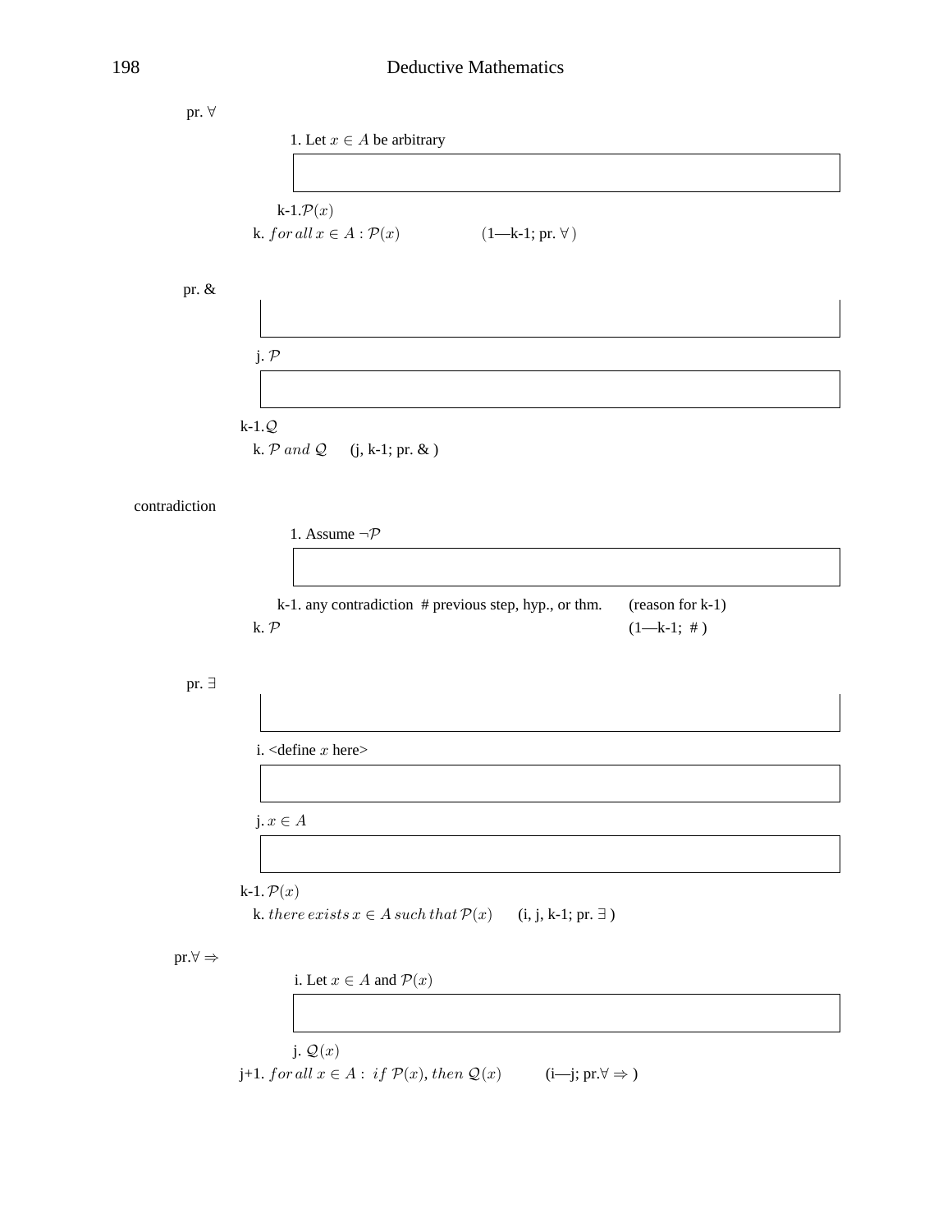pr. $\forall$

1. Let $x \in A$ be arbitrary

k-1. $\mathcal{P}(x)$

k. $for\,all\,x \in A : \mathcal{P}(x)$ (1—k-1; pr. $\forall$ )

pr. &

j. $\mathcal{P}$

k-1. $\mathcal{Q}$

k. $\mathcal{P}\ and\ \mathcal{Q}$ (j, k-1; pr. & )

contradiction

1. Assume $\neg\mathcal{P}$

k-1. any contradiction # previous step, hyp., or thm. (reason for k-1)

k. $\mathcal{P}$ (1—k-1; # )

pr. $\exists$

i. <define $x$ here>

j. $x \in A$

k-1. $\mathcal{P}(x)$

k. $there\,exists\,x \in A\,such\,that\,\mathcal{P}(x)$ (i, j, k-1; pr. $\exists$ )

pr.$\forall \Rightarrow$

i. Let $x \in A$ and $\mathcal{P}(x)$

j. $\mathcal{Q}(x)$

j+1. $for\,all\,x \in A :\ if\ \mathcal{P}(x), then\ \mathcal{Q}(x)$ (i—j; pr.$\forall \Rightarrow$ )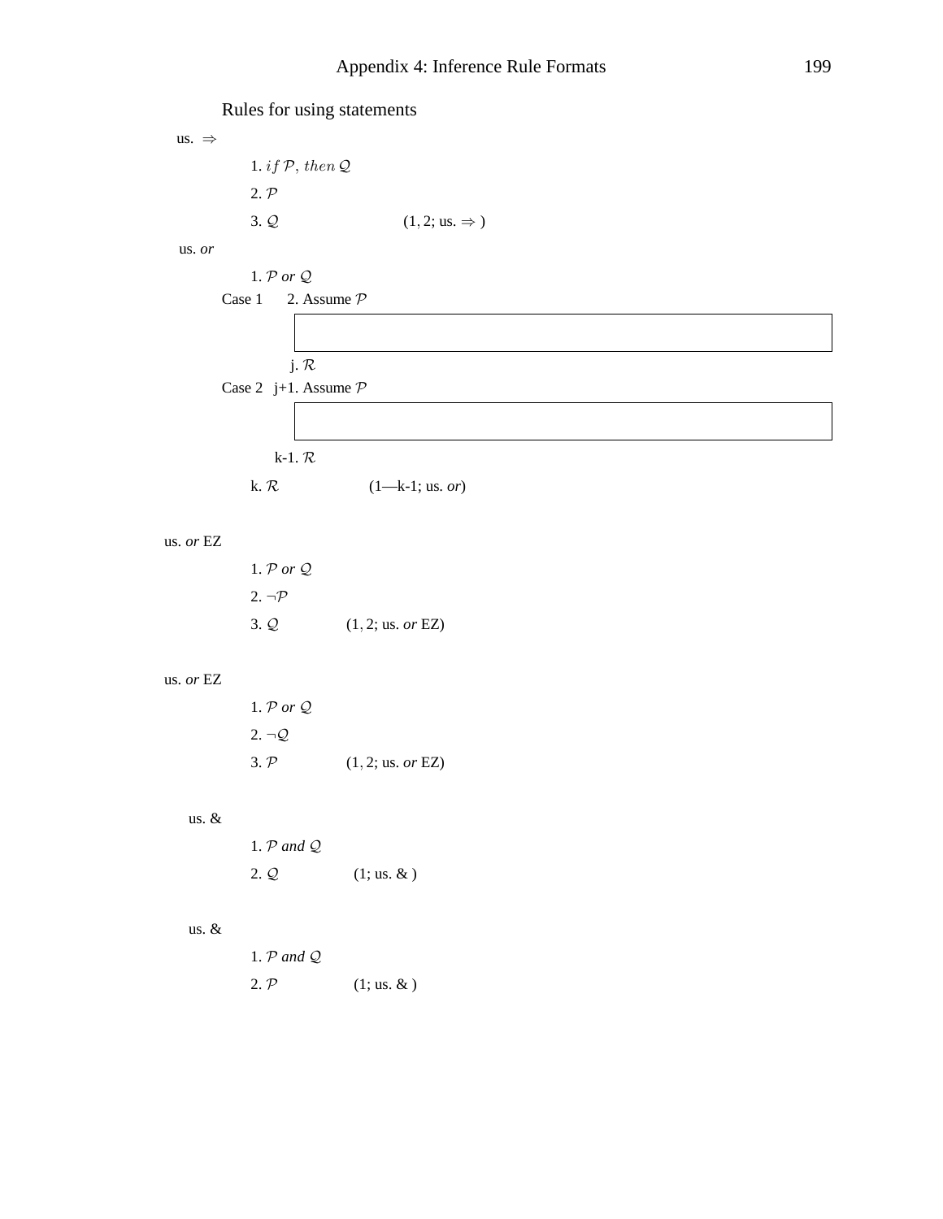## Rules for using statements

us. $\Rightarrow$

1. $if\ \mathcal{P},\ then\ \mathcal{Q}$
2. $\mathcal{P}$
3. $\mathcal{Q}$ $(1, 2;$ us. $\Rightarrow)$

us. *or*

1. $\mathcal{P}$ *or* $\mathcal{Q}$

Case 1 2. Assume $\mathcal{P}$

|   |
|---|
|   |

j. $\mathcal{R}$

Case 2 j+1. Assume $\mathcal{P}$

|   |
|---|
|   |

k-1. $\mathcal{R}$

k. $\mathcal{R}$ (1—k-1; us. *or*)

us. *or* EZ

1. $\mathcal{P}$ *or* $\mathcal{Q}$
2. $\neg\mathcal{P}$
3. $\mathcal{Q}$ $(1, 2;$ us. *or* EZ$)$

us. *or* EZ

1. $\mathcal{P}$ *or* $\mathcal{Q}$
2. $\neg\mathcal{Q}$
3. $\mathcal{P}$ $(1, 2;$ us. *or* EZ$)$

us. &

1. $\mathcal{P}$ *and* $\mathcal{Q}$
2. $\mathcal{Q}$ (1; us. & )

us. &

1. $\mathcal{P}$ *and* $\mathcal{Q}$
2. $\mathcal{P}$ (1; us. & )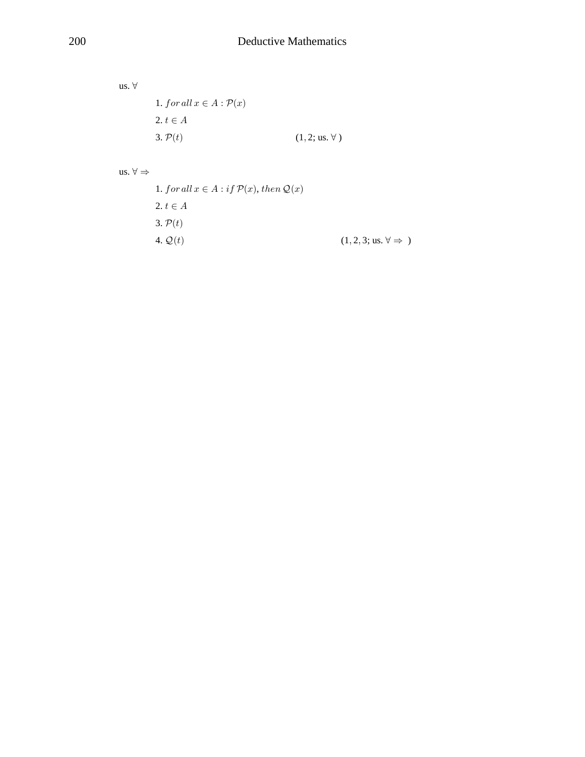us. $\forall$

1. $for\, all\, x \in A : \mathcal{P}(x)$
2. $t \in A$
3. $\mathcal{P}(t)$ $\qquad\qquad\qquad$ $(1, 2;$ us. $\forall$ )

us. $\forall \Rightarrow$

1. $for\, all\, x \in A : if\, \mathcal{P}(x),\, then\, \mathcal{Q}(x)$
2. $t \in A$
3. $\mathcal{P}(t)$
4. $\mathcal{Q}(t)$ $\qquad\qquad\qquad$ $(1, 2, 3;$ us. $\forall \Rightarrow$ )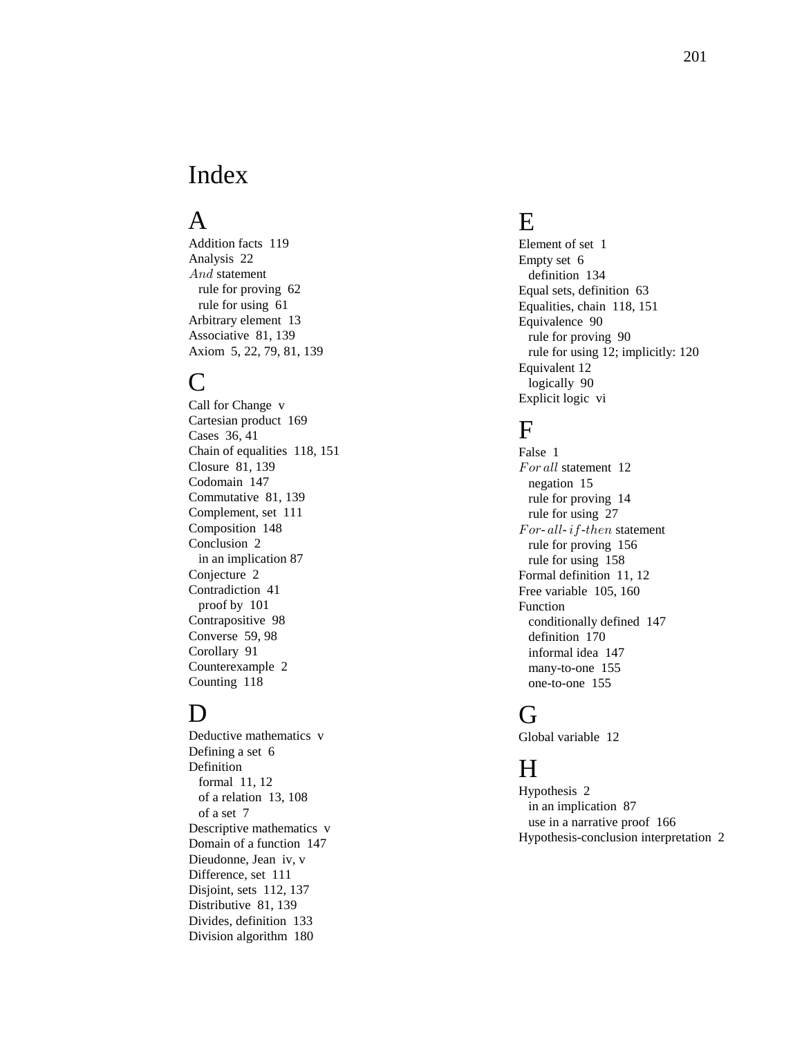# Index

## A

Addition facts 119
Analysis 22
*And* statement
  rule for proving 62
  rule for using 61
Arbitrary element 13
Associative 81, 139
Axiom 5, 22, 79, 81, 139

## C

Call for Change v
Cartesian product 169
Cases 36, 41
Chain of equalities 118, 151
Closure 81, 139
Codomain 147
Commutative 81, 139
Complement, set 111
Composition 148
Conclusion 2
  in an implication 87
Conjecture 2
Contradiction 41
  proof by 101
Contrapositive 98
Converse 59, 98
Corollary 91
Counterexample 2
Counting 118

## D

Deductive mathematics v
Defining a set 6
Definition
  formal 11, 12
  of a relation 13, 108
  of a set 7
Descriptive mathematics v
Domain of a function 147
Dieudonne, Jean iv, v
Difference, set 111
Disjoint, sets 112, 137
Distributive 81, 139
Divides, definition 133
Division algorithm 180

## E

Element of set 1
Empty set 6
  definition 134
Equal sets, definition 63
Equalities, chain 118, 151
Equivalence 90
  rule for proving 90
  rule for using 12; implicitly: 120
Equivalent 12
  logically 90
Explicit logic vi

## F

False 1
*For all* statement 12
  negation 15
  rule for proving 14
  rule for using 27
*For-all-if-then* statement
  rule for proving 156
  rule for using 158
Formal definition 11, 12
Free variable 105, 160
Function
  conditionally defined 147
  definition 170
  informal idea 147
  many-to-one 155
  one-to-one 155

## G

Global variable 12

## H

Hypothesis 2
  in an implication 87
  use in a narrative proof 166
Hypothesis-conclusion interpretation 2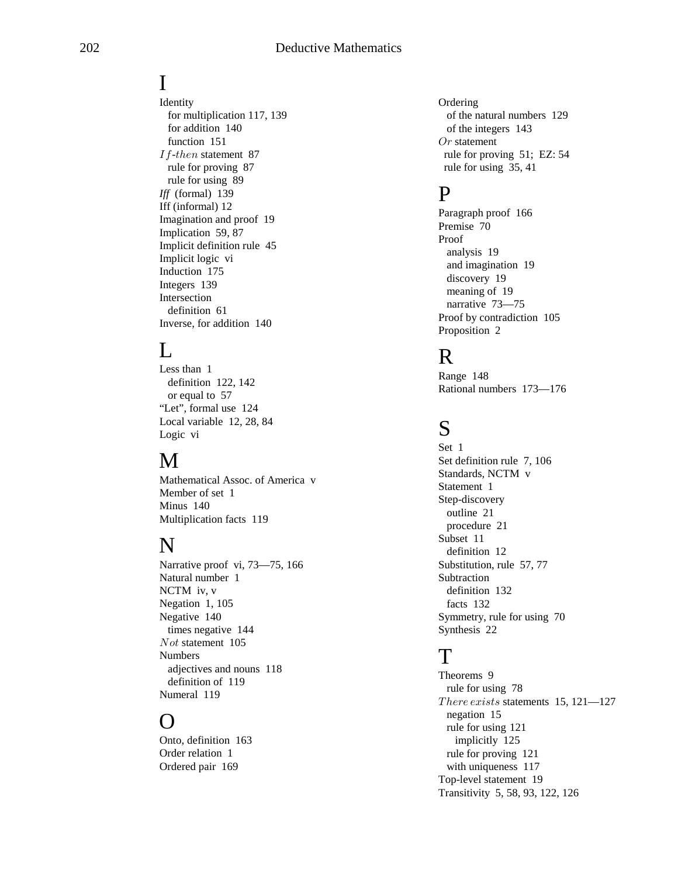# I

Identity
  for multiplication 117, 139
  for addition 140
  function 151
$If$-$then$ statement 87
  rule for proving 87
  rule for using 89
*Iff* (formal) 139
Iff (informal) 12
Imagination and proof 19
Implication 59, 87
Implicit definition rule 45
Implicit logic vi
Induction 175
Integers 139
Intersection
  definition 61
Inverse, for addition 140

# L

Less than 1
  definition 122, 142
  or equal to 57
"Let", formal use 124
Local variable 12, 28, 84
Logic vi

# M

Mathematical Assoc. of America v
Member of set 1
Minus 140
Multiplication facts 119

# N

Narrative proof vi, 73—75, 166
Natural number 1
NCTM iv, v
Negation 1, 105
Negative 140
  times negative 144
$Not$ statement 105
Numbers
  adjectives and nouns 118
  definition of 119
Numeral 119

# O

Onto, definition 163
Order relation 1
Ordered pair 169
Ordering
  of the natural numbers 129
  of the integers 143
$Or$ statement
  rule for proving 51; EZ: 54
  rule for using 35, 41

# P

Paragraph proof 166
Premise 70
Proof
  analysis 19
  and imagination 19
  discovery 19
  meaning of 19
  narrative 73—75
Proof by contradiction 105
Proposition 2

# R

Range 148
Rational numbers 173—176

# S

Set 1
Set definition rule 7, 106
Standards, NCTM v
Statement 1
Step-discovery
  outline 21
  procedure 21
Subset 11
  definition 12
Substitution, rule 57, 77
Subtraction
  definition 132
  facts 132
Symmetry, rule for using 70
Synthesis 22

# T

Theorems 9
  rule for using 78
$There\ exists$ statements 15, 121—127
  negation 15
  rule for using 121
    implicitly 125
  rule for proving 121
  with uniqueness 117
Top-level statement 19
Transitivity 5, 58, 93, 122, 126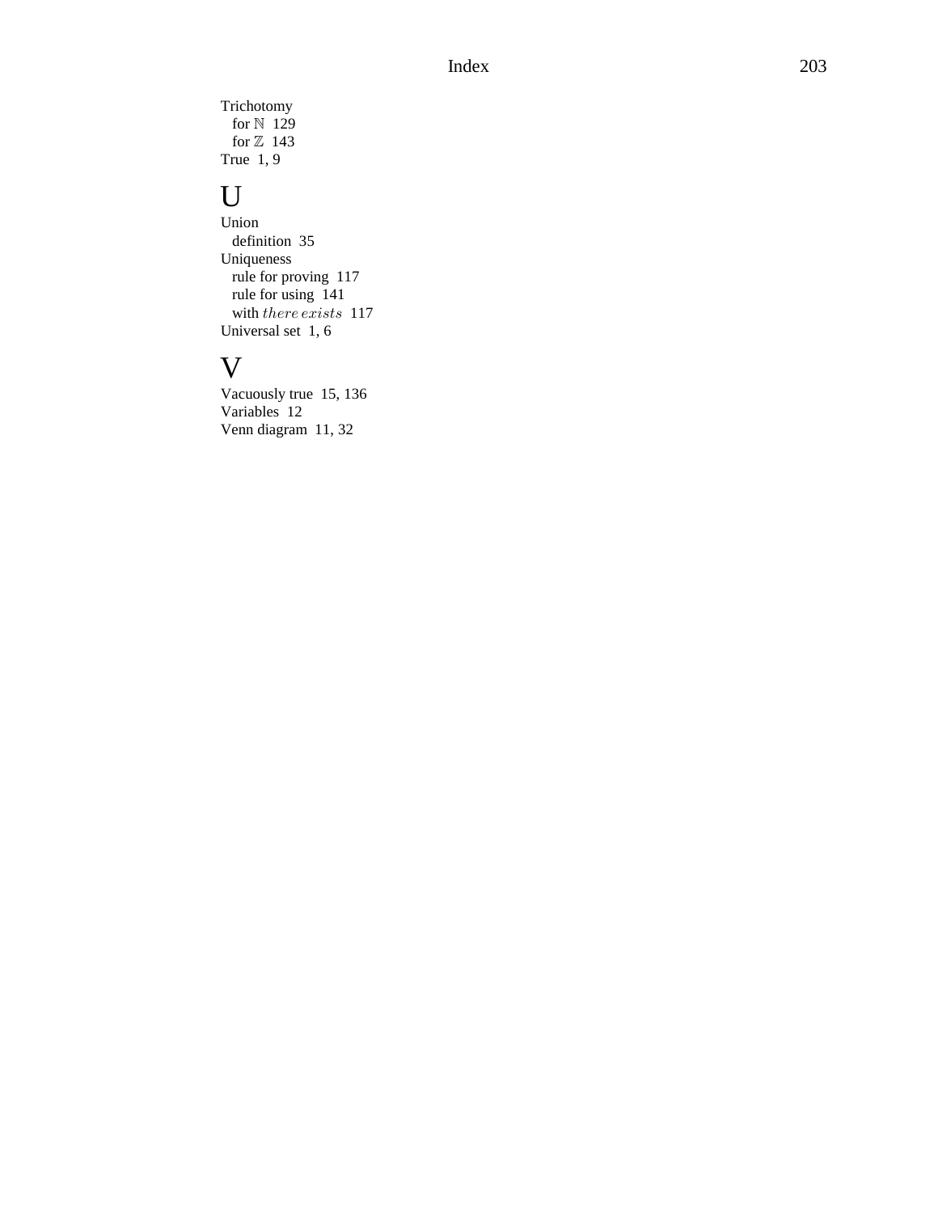Trichotomy
  for $\mathbb{N}$  129
  for $\mathbb{Z}$  143
True  1, 9

# U

Union
  definition  35
Uniqueness
  rule for proving  117
  rule for using  141
  with $there\ exists$  117
Universal set  1, 6

# V

Vacuously true  15, 136
Variables  12
Venn diagram  11, 32